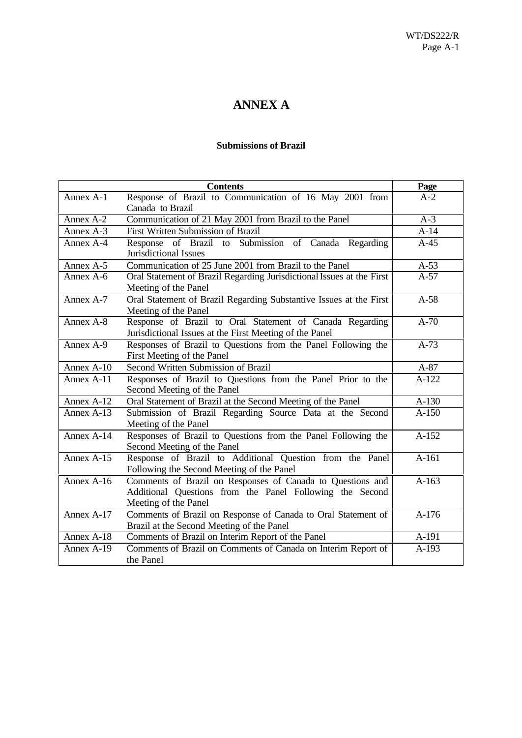# ANNEX A

### Submissions of Brazil

| Contents | | Page |
|---|---|---|
| Annex A-1 | Response of Brazil to Communication of 16 May 2001 from Canada to Brazil | A-2 |
| Annex A-2 | Communication of 21 May 2001 from Brazil to the Panel | A-3 |
| Annex A-3 | First Written Submission of Brazil | A-14 |
| Annex A-4 | Response of Brazil to Submission of Canada Regarding Jurisdictional Issues | A-45 |
| Annex A-5 | Communication of 25 June 2001 from Brazil to the Panel | A-53 |
| Annex A-6 | Oral Statement of Brazil Regarding Jurisdictional Issues at the First Meeting of the Panel | A-57 |
| Annex A-7 | Oral Statement of Brazil Regarding Substantive Issues at the First Meeting of the Panel | A-58 |
| Annex A-8 | Response of Brazil to Oral Statement of Canada Regarding Jurisdictional Issues at the First Meeting of the Panel | A-70 |
| Annex A-9 | Responses of Brazil to Questions from the Panel Following the First Meeting of the Panel | A-73 |
| Annex A-10 | Second Written Submission of Brazil | A-87 |
| Annex A-11 | Responses of Brazil to Questions from the Panel Prior to the Second Meeting of the Panel | A-122 |
| Annex A-12 | Oral Statement of Brazil at the Second Meeting of the Panel | A-130 |
| Annex A-13 | Submission of Brazil Regarding Source Data at the Second Meeting of the Panel | A-150 |
| Annex A-14 | Responses of Brazil to Questions from the Panel Following the Second Meeting of the Panel | A-152 |
| Annex A-15 | Response of Brazil to Additional Question from the Panel Following the Second Meeting of the Panel | A-161 |
| Annex A-16 | Comments of Brazil on Responses of Canada to Questions and Additional Questions from the Panel Following the Second Meeting of the Panel | A-163 |
| Annex A-17 | Comments of Brazil on Response of Canada to Oral Statement of Brazil at the Second Meeting of the Panel | A-176 |
| Annex A-18 | Comments of Brazil on Interim Report of the Panel | A-191 |
| Annex A-19 | Comments of Brazil on Comments of Canada on Interim Report of the Panel | A-193 |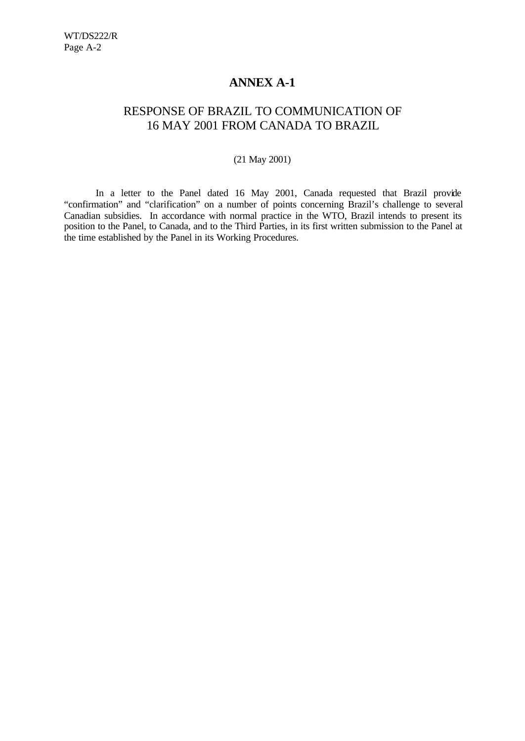# ANNEX A-1

## RESPONSE OF BRAZIL TO COMMUNICATION OF 16 MAY 2001 FROM CANADA TO BRAZIL

(21 May 2001)

In a letter to the Panel dated 16 May 2001, Canada requested that Brazil provide "confirmation" and "clarification" on a number of points concerning Brazil's challenge to several Canadian subsidies. In accordance with normal practice in the WTO, Brazil intends to present its position to the Panel, to Canada, and to the Third Parties, in its first written submission to the Panel at the time established by the Panel in its Working Procedures.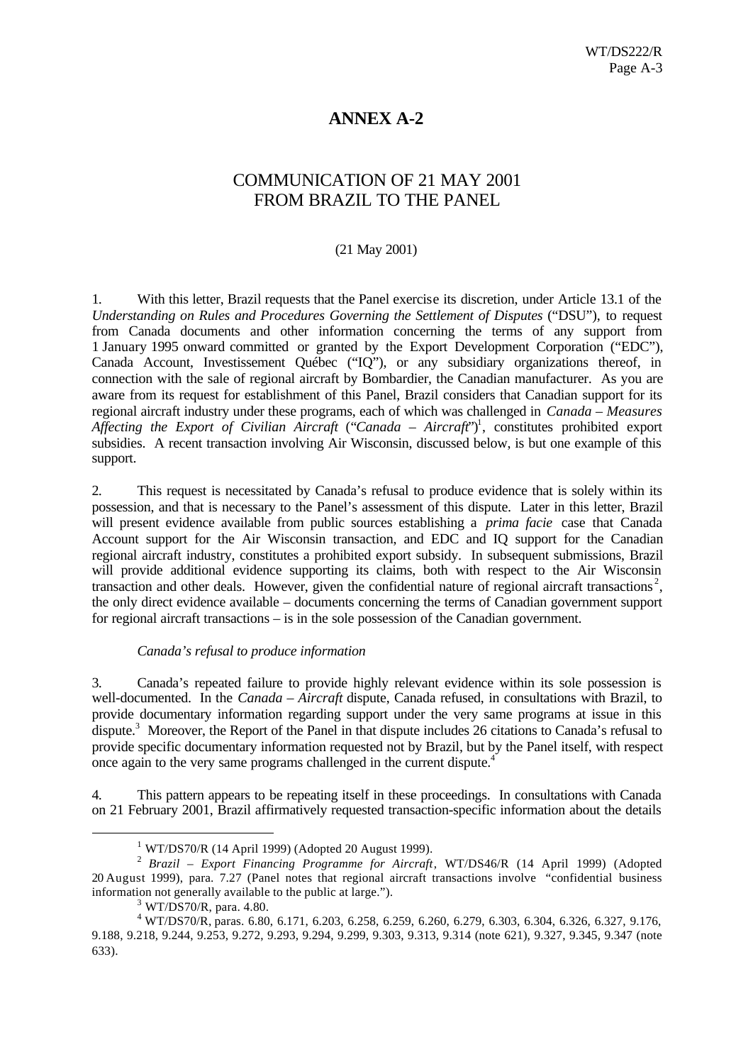# ANNEX A-2

## COMMUNICATION OF 21 MAY 2001 FROM BRAZIL TO THE PANEL

(21 May 2001)

1. With this letter, Brazil requests that the Panel exercise its discretion, under Article 13.1 of the *Understanding on Rules and Procedures Governing the Settlement of Disputes* ("DSU"), to request from Canada documents and other information concerning the terms of any support from 1 January 1995 onward committed or granted by the Export Development Corporation ("EDC"), Canada Account, Investissement Québec ("IQ"), or any subsidiary organizations thereof, in connection with the sale of regional aircraft by Bombardier, the Canadian manufacturer. As you are aware from its request for establishment of this Panel, Brazil considers that Canadian support for its regional aircraft industry under these programs, each of which was challenged in *Canada – Measures Affecting the Export of Civilian Aircraft* ("*Canada – Aircraft*")[1], constitutes prohibited export subsidies. A recent transaction involving Air Wisconsin, discussed below, is but one example of this support.

2. This request is necessitated by Canada's refusal to produce evidence that is solely within its possession, and that is necessary to the Panel's assessment of this dispute. Later in this letter, Brazil will present evidence available from public sources establishing a *prima facie* case that Canada Account support for the Air Wisconsin transaction, and EDC and IQ support for the Canadian regional aircraft industry, constitutes a prohibited export subsidy. In subsequent submissions, Brazil will provide additional evidence supporting its claims, both with respect to the Air Wisconsin transaction and other deals. However, given the confidential nature of regional aircraft transactions[2], the only direct evidence available – documents concerning the terms of Canadian government support for regional aircraft transactions – is in the sole possession of the Canadian government.

*Canada's refusal to produce information*

3. Canada's repeated failure to provide highly relevant evidence within its sole possession is well-documented. In the *Canada – Aircraft* dispute, Canada refused, in consultations with Brazil, to provide documentary information regarding support under the very same programs at issue in this dispute.[3] Moreover, the Report of the Panel in that dispute includes 26 citations to Canada's refusal to provide specific documentary information requested not by Brazil, but by the Panel itself, with respect once again to the very same programs challenged in the current dispute.[4]

4. This pattern appears to be repeating itself in these proceedings. In consultations with Canada on 21 February 2001, Brazil affirmatively requested transaction-specific information about the details

---

[1] WT/DS70/R (14 April 1999) (Adopted 20 August 1999).

[2] *Brazil – Export Financing Programme for Aircraft*, WT/DS46/R (14 April 1999) (Adopted 20 August 1999), para. 7.27 (Panel notes that regional aircraft transactions involve "confidential business information not generally available to the public at large.").

[3] WT/DS70/R, para. 4.80.

[4] WT/DS70/R, paras. 6.80, 6.171, 6.203, 6.258, 6.259, 6.260, 6.279, 6.303, 6.304, 6.326, 6.327, 9.176, 9.188, 9.218, 9.244, 9.253, 9.272, 9.293, 9.294, 9.299, 9.303, 9.313, 9.314 (note 621), 9.327, 9.345, 9.347 (note 633).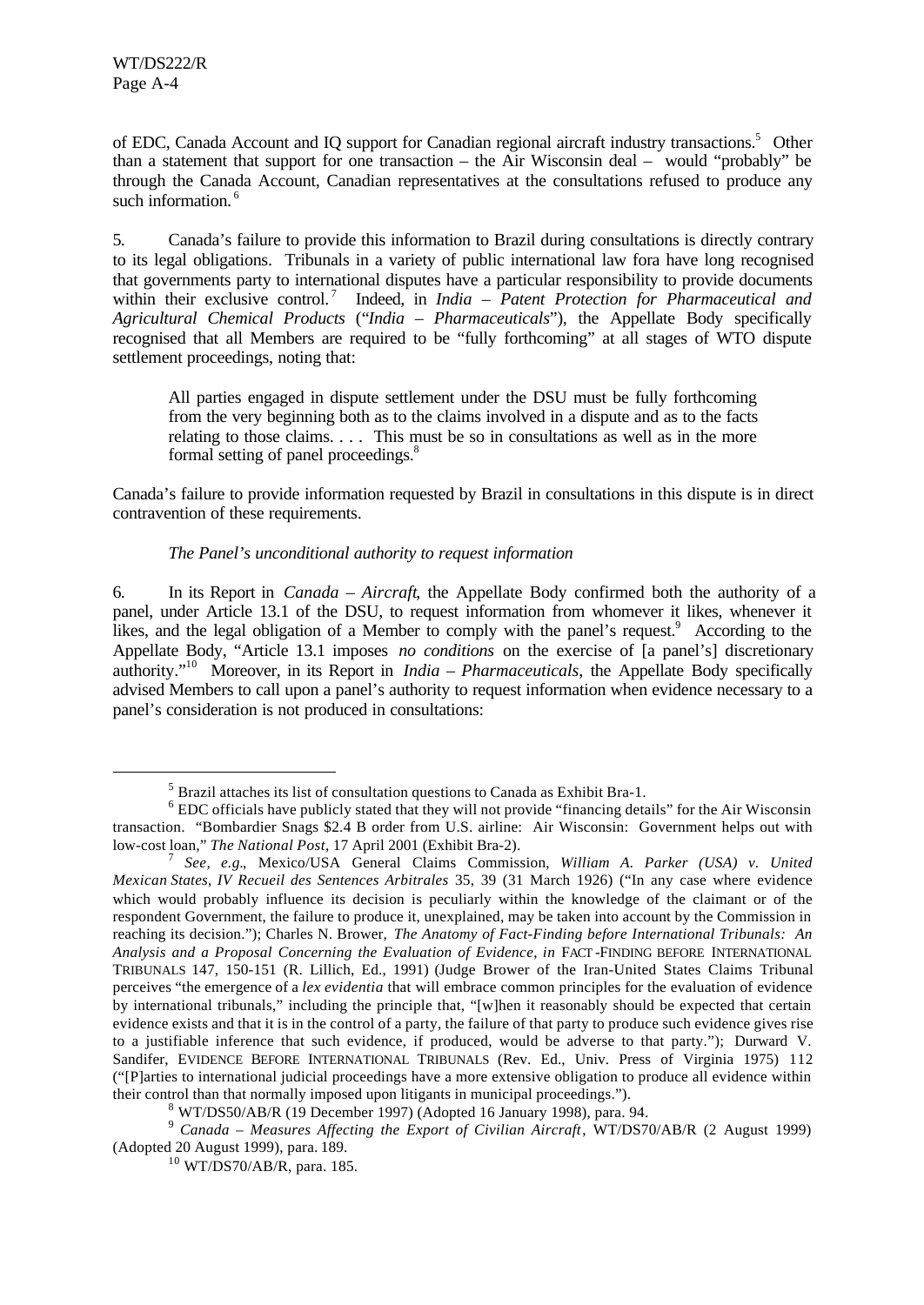of EDC, Canada Account and IQ support for Canadian regional aircraft industry transactions.[5] Other than a statement that support for one transaction – the Air Wisconsin deal – would "probably" be through the Canada Account, Canadian representatives at the consultations refused to produce any such information.[6]

5. Canada's failure to provide this information to Brazil during consultations is directly contrary to its legal obligations. Tribunals in a variety of public international law fora have long recognised that governments party to international disputes have a particular responsibility to provide documents within their exclusive control.[7] Indeed, in *India – Patent Protection for Pharmaceutical and Agricultural Chemical Products* ("*India – Pharmaceuticals*"), the Appellate Body specifically recognised that all Members are required to be "fully forthcoming" at all stages of WTO dispute settlement proceedings, noting that:

> All parties engaged in dispute settlement under the DSU must be fully forthcoming from the very beginning both as to the claims involved in a dispute and as to the facts relating to those claims. . . . This must be so in consultations as well as in the more formal setting of panel proceedings.[8]

Canada's failure to provide information requested by Brazil in consultations in this dispute is in direct contravention of these requirements.

*The Panel's unconditional authority to request information*

6. In its Report in *Canada – Aircraft*, the Appellate Body confirmed both the authority of a panel, under Article 13.1 of the DSU, to request information from whomever it likes, whenever it likes, and the legal obligation of a Member to comply with the panel's request.[9] According to the Appellate Body, "Article 13.1 imposes *no conditions* on the exercise of [a panel's] discretionary authority."[10] Moreover, in its Report in *India – Pharmaceuticals*, the Appellate Body specifically advised Members to call upon a panel's authority to request information when evidence necessary to a panel's consideration is not produced in consultations:

---

[5] Brazil attaches its list of consultation questions to Canada as Exhibit Bra-1.

[6] EDC officials have publicly stated that they will not provide "financing details" for the Air Wisconsin transaction. "Bombardier Snags $2.4 B order from U.S. airline: Air Wisconsin: Government helps out with low-cost loan," *The National Post*, 17 April 2001 (Exhibit Bra-2).

[7] *See, e.g.*, Mexico/USA General Claims Commission, *William A. Parker (USA) v. United Mexican States*, *IV Recueil des Sentences Arbitrales* 35, 39 (31 March 1926) ("In any case where evidence which would probably influence its decision is peculiarly within the knowledge of the claimant or of the respondent Government, the failure to produce it, unexplained, may be taken into account by the Commission in reaching its decision."); Charles N. Brower, *The Anatomy of Fact-Finding before International Tribunals: An Analysis and a Proposal Concerning the Evaluation of Evidence*, *in* FACT-FINDING BEFORE INTERNATIONAL TRIBUNALS 147, 150-151 (R. Lillich, Ed., 1991) (Judge Brower of the Iran-United States Claims Tribunal perceives "the emergence of a *lex evidentia* that will embrace common principles for the evaluation of evidence by international tribunals," including the principle that, "[w]hen it reasonably should be expected that certain evidence exists and that it is in the control of a party, the failure of that party to produce such evidence gives rise to a justifiable inference that such evidence, if produced, would be adverse to that party."); Durward V. Sandifer, EVIDENCE BEFORE INTERNATIONAL TRIBUNALS (Rev. Ed., Univ. Press of Virginia 1975) 112 ("[P]arties to international judicial proceedings have a more extensive obligation to produce all evidence within their control than that normally imposed upon litigants in municipal proceedings.").

[8] WT/DS50/AB/R (19 December 1997) (Adopted 16 January 1998), para. 94.

[9] *Canada – Measures Affecting the Export of Civilian Aircraft*, WT/DS70/AB/R (2 August 1999) (Adopted 20 August 1999), para. 189.

[10] WT/DS70/AB/R, para. 185.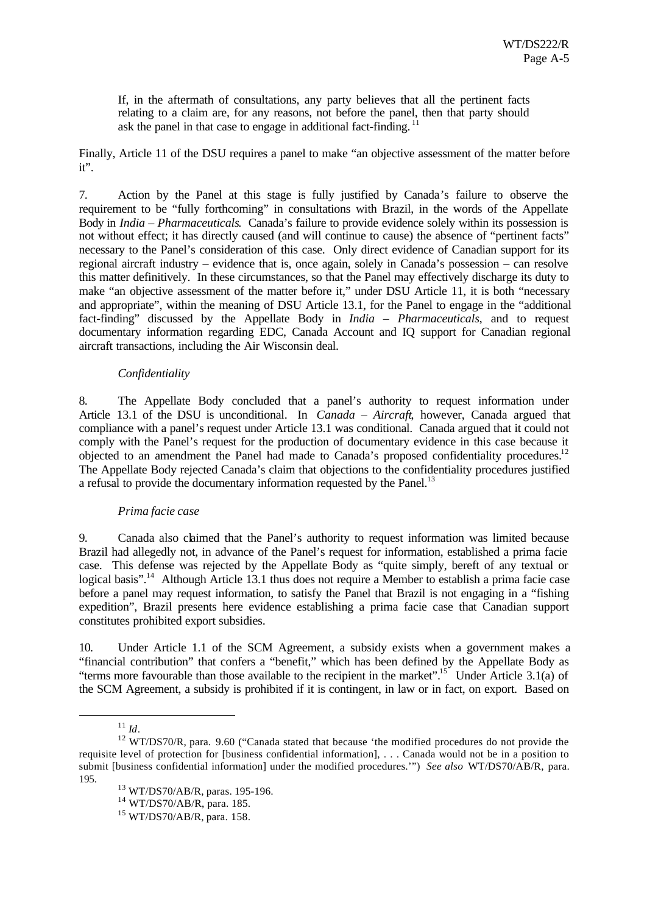> If, in the aftermath of consultations, any party believes that all the pertinent facts relating to a claim are, for any reasons, not before the panel, then that party should ask the panel in that case to engage in additional fact-finding.[11]

Finally, Article 11 of the DSU requires a panel to make "an objective assessment of the matter before it".

7. Action by the Panel at this stage is fully justified by Canada's failure to observe the requirement to be "fully forthcoming" in consultations with Brazil, in the words of the Appellate Body in *India – Pharmaceuticals*. Canada's failure to provide evidence solely within its possession is not without effect; it has directly caused (and will continue to cause) the absence of "pertinent facts" necessary to the Panel's consideration of this case. Only direct evidence of Canadian support for its regional aircraft industry – evidence that is, once again, solely in Canada's possession – can resolve this matter definitively. In these circumstances, so that the Panel may effectively discharge its duty to make "an objective assessment of the matter before it," under DSU Article 11, it is both "necessary and appropriate", within the meaning of DSU Article 13.1, for the Panel to engage in the "additional fact-finding" discussed by the Appellate Body in *India – Pharmaceuticals*, and to request documentary information regarding EDC, Canada Account and IQ support for Canadian regional aircraft transactions, including the Air Wisconsin deal.

*Confidentiality*

8. The Appellate Body concluded that a panel's authority to request information under Article 13.1 of the DSU is unconditional. In *Canada – Aircraft*, however, Canada argued that compliance with a panel's request under Article 13.1 was conditional. Canada argued that it could not comply with the Panel's request for the production of documentary evidence in this case because it objected to an amendment the Panel had made to Canada's proposed confidentiality procedures.[12] The Appellate Body rejected Canada's claim that objections to the confidentiality procedures justified a refusal to provide the documentary information requested by the Panel.[13]

*Prima facie case*

9. Canada also claimed that the Panel's authority to request information was limited because Brazil had allegedly not, in advance of the Panel's request for information, established a prima facie case. This defense was rejected by the Appellate Body as "quite simply, bereft of any textual or logical basis".[14] Although Article 13.1 thus does not require a Member to establish a prima facie case before a panel may request information, to satisfy the Panel that Brazil is not engaging in a "fishing expedition", Brazil presents here evidence establishing a prima facie case that Canadian support constitutes prohibited export subsidies.

10. Under Article 1.1 of the SCM Agreement, a subsidy exists when a government makes a "financial contribution" that confers a "benefit," which has been defined by the Appellate Body as "terms more favourable than those available to the recipient in the market".[15] Under Article 3.1(a) of the SCM Agreement, a subsidy is prohibited if it is contingent, in law or in fact, on export. Based on

---

[11] *Id*.

[12] WT/DS70/R, para. 9.60 ("Canada stated that because 'the modified procedures do not provide the requisite level of protection for [business confidential information], . . . Canada would not be in a position to submit [business confidential information] under the modified procedures.'") *See also* WT/DS70/AB/R, para. 195.

[13] WT/DS70/AB/R, paras. 195-196.

[14] WT/DS70/AB/R, para. 185.

[15] WT/DS70/AB/R, para. 158.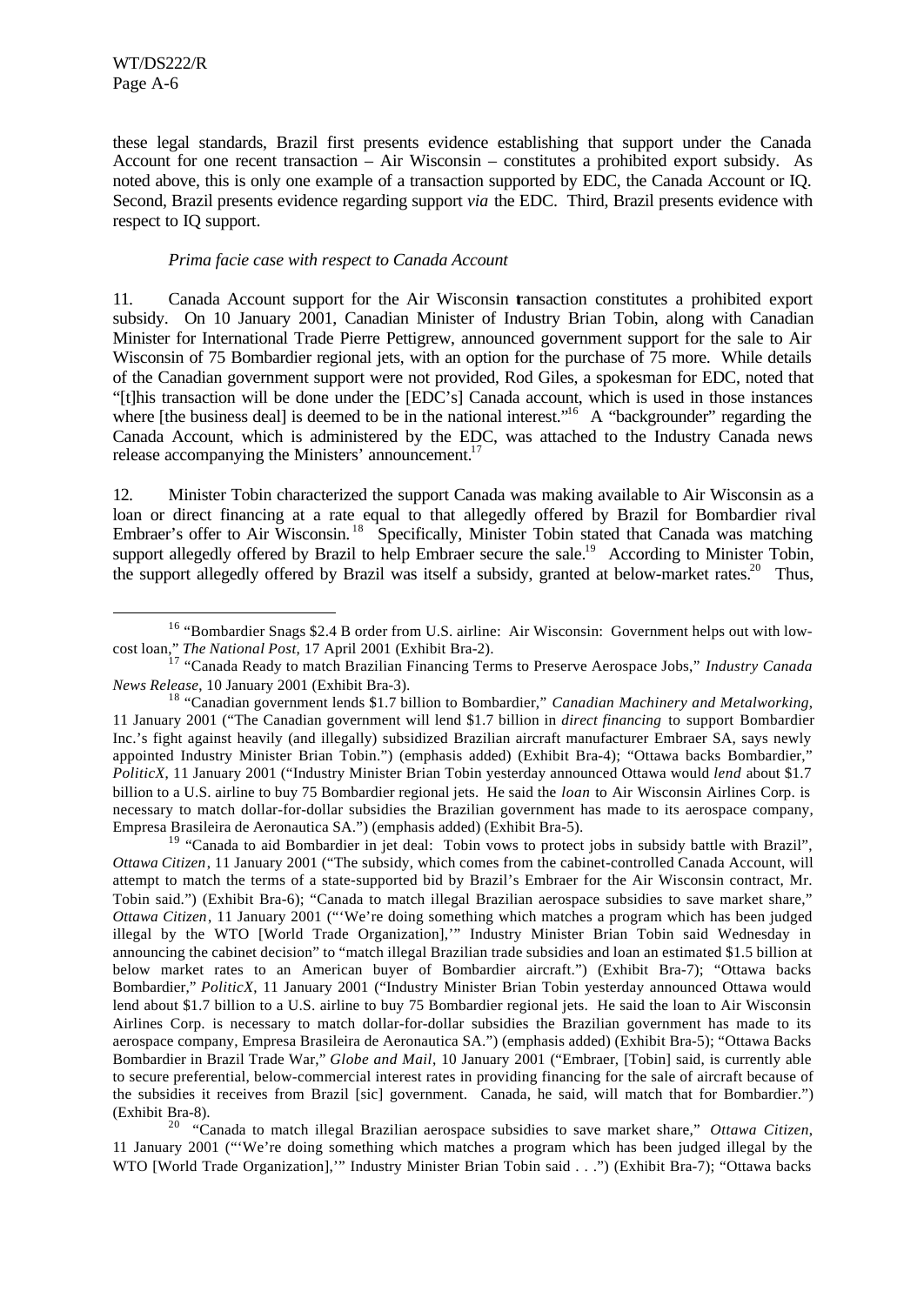these legal standards, Brazil first presents evidence establishing that support under the Canada Account for one recent transaction – Air Wisconsin – constitutes a prohibited export subsidy. As noted above, this is only one example of a transaction supported by EDC, the Canada Account or IQ. Second, Brazil presents evidence regarding support *via* the EDC. Third, Brazil presents evidence with respect to IQ support.

*Prima facie case with respect to Canada Account*

11. Canada Account support for the Air Wisconsin transaction constitutes a prohibited export subsidy. On 10 January 2001, Canadian Minister of Industry Brian Tobin, along with Canadian Minister for International Trade Pierre Pettigrew, announced government support for the sale to Air Wisconsin of 75 Bombardier regional jets, with an option for the purchase of 75 more. While details of the Canadian government support were not provided, Rod Giles, a spokesman for EDC, noted that "[t]his transaction will be done under the [EDC's] Canada account, which is used in those instances where [the business deal] is deemed to be in the national interest."[16] A "backgrounder" regarding the Canada Account, which is administered by the EDC, was attached to the Industry Canada news release accompanying the Ministers' announcement.[17]

12. Minister Tobin characterized the support Canada was making available to Air Wisconsin as a loan or direct financing at a rate equal to that allegedly offered by Brazil for Bombardier rival Embraer's offer to Air Wisconsin.[18] Specifically, Minister Tobin stated that Canada was matching support allegedly offered by Brazil to help Embraer secure the sale.[19] According to Minister Tobin, the support allegedly offered by Brazil was itself a subsidy, granted at below-market rates.[20] Thus,

---

[16] "Bombardier Snags $2.4 B order from U.S. airline: Air Wisconsin: Government helps out with low-cost loan," *The National Post*, 17 April 2001 (Exhibit Bra-2).

[17] "Canada Ready to match Brazilian Financing Terms to Preserve Aerospace Jobs," *Industry Canada News Release*, 10 January 2001 (Exhibit Bra-3).

[18] "Canadian government lends $1.7 billion to Bombardier," *Canadian Machinery and Metalworking*, 11 January 2001 ("The Canadian government will lend $1.7 billion in *direct financing* to support Bombardier Inc.'s fight against heavily (and illegally) subsidized Brazilian aircraft manufacturer Embraer SA, says newly appointed Industry Minister Brian Tobin.") (emphasis added) (Exhibit Bra-4); "Ottawa backs Bombardier," *PoliticX*, 11 January 2001 ("Industry Minister Brian Tobin yesterday announced Ottawa would *lend* about $1.7 billion to a U.S. airline to buy 75 Bombardier regional jets. He said the *loan* to Air Wisconsin Airlines Corp. is necessary to match dollar-for-dollar subsidies the Brazilian government has made to its aerospace company, Empresa Brasileira de Aeronautica SA.") (emphasis added) (Exhibit Bra-5).

[19] "Canada to aid Bombardier in jet deal: Tobin vows to protect jobs in subsidy battle with Brazil", *Ottawa Citizen*, 11 January 2001 ("The subsidy, which comes from the cabinet-controlled Canada Account, will attempt to match the terms of a state-supported bid by Brazil's Embraer for the Air Wisconsin contract, Mr. Tobin said.") (Exhibit Bra-6); "Canada to match illegal Brazilian aerospace subsidies to save market share," *Ottawa Citizen*, 11 January 2001 ("'We're doing something which matches a program which has been judged illegal by the WTO [World Trade Organization],'" Industry Minister Brian Tobin said Wednesday in announcing the cabinet decision" to "match illegal Brazilian trade subsidies and loan an estimated $1.5 billion at below market rates to an American buyer of Bombardier aircraft.") (Exhibit Bra-7); "Ottawa backs Bombardier," *PoliticX*, 11 January 2001 ("Industry Minister Brian Tobin yesterday announced Ottawa would lend about $1.7 billion to a U.S. airline to buy 75 Bombardier regional jets. He said the loan to Air Wisconsin Airlines Corp. is necessary to match dollar-for-dollar subsidies the Brazilian government has made to its aerospace company, Empresa Brasileira de Aeronautica SA.") (emphasis added) (Exhibit Bra-5); "Ottawa Backs Bombardier in Brazil Trade War," *Globe and Mail*, 10 January 2001 ("Embraer, [Tobin] said, is currently able to secure preferential, below-commercial interest rates in providing financing for the sale of aircraft because of the subsidies it receives from Brazil [sic] government. Canada, he said, will match that for Bombardier.") (Exhibit Bra-8).

[20] "Canada to match illegal Brazilian aerospace subsidies to save market share," *Ottawa Citizen*, 11 January 2001 ("'We're doing something which matches a program which has been judged illegal by the WTO [World Trade Organization],'" Industry Minister Brian Tobin said . . .") (Exhibit Bra-7); "Ottawa backs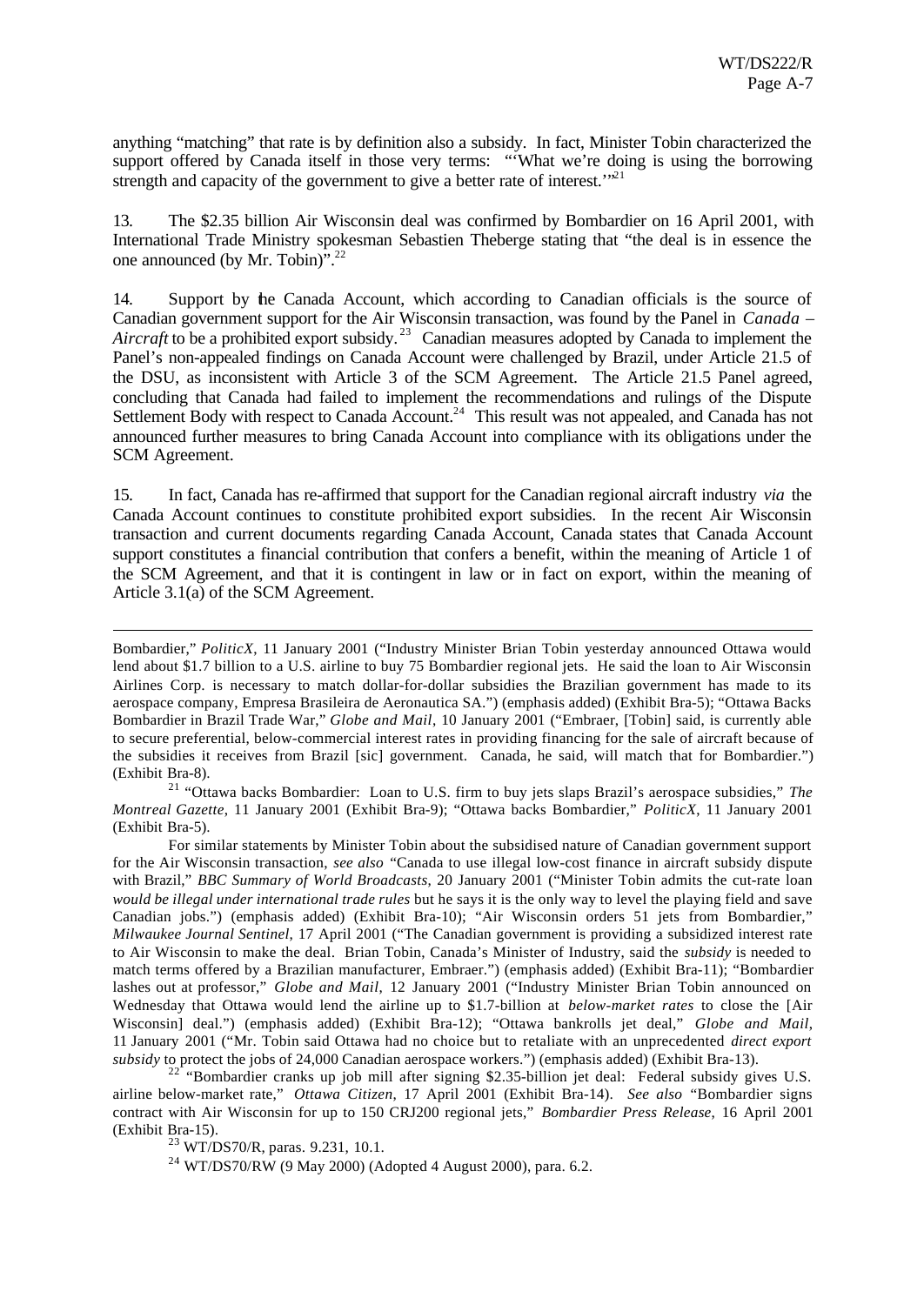anything "matching" that rate is by definition also a subsidy. In fact, Minister Tobin characterized the support offered by Canada itself in those very terms: "'What we're doing is using the borrowing strength and capacity of the government to give a better rate of interest.'"[21]

13. The $2.35 billion Air Wisconsin deal was confirmed by Bombardier on 16 April 2001, with International Trade Ministry spokesman Sebastien Theberge stating that "the deal is in essence the one announced (by Mr. Tobin)".[22]

14. Support by the Canada Account, which according to Canadian officials is the source of Canadian government support for the Air Wisconsin transaction, was found by the Panel in *Canada – Aircraft* to be a prohibited export subsidy.[23] Canadian measures adopted by Canada to implement the Panel's non-appealed findings on Canada Account were challenged by Brazil, under Article 21.5 of the DSU, as inconsistent with Article 3 of the SCM Agreement. The Article 21.5 Panel agreed, concluding that Canada had failed to implement the recommendations and rulings of the Dispute Settlement Body with respect to Canada Account.[24] This result was not appealed, and Canada has not announced further measures to bring Canada Account into compliance with its obligations under the SCM Agreement.

15. In fact, Canada has re-affirmed that support for the Canadian regional aircraft industry *via* the Canada Account continues to constitute prohibited export subsidies. In the recent Air Wisconsin transaction and current documents regarding Canada Account, Canada states that Canada Account support constitutes a financial contribution that confers a benefit, within the meaning of Article 1 of the SCM Agreement, and that it is contingent in law or in fact on export, within the meaning of Article 3.1(a) of the SCM Agreement.

---

Bombardier," *PoliticX*, 11 January 2001 ("Industry Minister Brian Tobin yesterday announced Ottawa would lend about $1.7 billion to a U.S. airline to buy 75 Bombardier regional jets. He said the loan to Air Wisconsin Airlines Corp. is necessary to match dollar-for-dollar subsidies the Brazilian government has made to its aerospace company, Empresa Brasileira de Aeronautica SA.") (emphasis added) (Exhibit Bra-5); "Ottawa Backs Bombardier in Brazil Trade War," *Globe and Mail*, 10 January 2001 ("Embraer, [Tobin] said, is currently able to secure preferential, below-commercial interest rates in providing financing for the sale of aircraft because of the subsidies it receives from Brazil [sic] government. Canada, he said, will match that for Bombardier.") (Exhibit Bra-8).

[21] "Ottawa backs Bombardier: Loan to U.S. firm to buy jets slaps Brazil's aerospace subsidies," *The Montreal Gazette*, 11 January 2001 (Exhibit Bra-9); "Ottawa backs Bombardier," *PoliticX*, 11 January 2001 (Exhibit Bra-5).

For similar statements by Minister Tobin about the subsidised nature of Canadian government support for the Air Wisconsin transaction, *see also* "Canada to use illegal low-cost finance in aircraft subsidy dispute with Brazil," *BBC Summary of World Broadcasts*, 20 January 2001 ("Minister Tobin admits the cut-rate loan *would be illegal under international trade rules* but he says it is the only way to level the playing field and save Canadian jobs.") (emphasis added) (Exhibit Bra-10); "Air Wisconsin orders 51 jets from Bombardier," *Milwaukee Journal Sentinel*, 17 April 2001 ("The Canadian government is providing a subsidized interest rate to Air Wisconsin to make the deal. Brian Tobin, Canada's Minister of Industry, said the *subsidy* is needed to match terms offered by a Brazilian manufacturer, Embraer.") (emphasis added) (Exhibit Bra-11); "Bombardier lashes out at professor," *Globe and Mail*, 12 January 2001 ("Industry Minister Brian Tobin announced on Wednesday that Ottawa would lend the airline up to $1.7-billion at *below-market rates* to close the [Air Wisconsin] deal.") (emphasis added) (Exhibit Bra-12); "Ottawa bankrolls jet deal," *Globe and Mail*, 11 January 2001 ("Mr. Tobin said Ottawa had no choice but to retaliate with an unprecedented *direct export subsidy* to protect the jobs of 24,000 Canadian aerospace workers.") (emphasis added) (Exhibit Bra-13).

[22] "Bombardier cranks up job mill after signing $2.35-billion jet deal: Federal subsidy gives U.S. airline below-market rate," *Ottawa Citizen*, 17 April 2001 (Exhibit Bra-14). *See also* "Bombardier signs contract with Air Wisconsin for up to 150 CRJ200 regional jets," *Bombardier Press Release*, 16 April 2001 (Exhibit Bra-15).

[23] WT/DS70/R, paras. 9.231, 10.1.

[24] WT/DS70/RW (9 May 2000) (Adopted 4 August 2000), para. 6.2.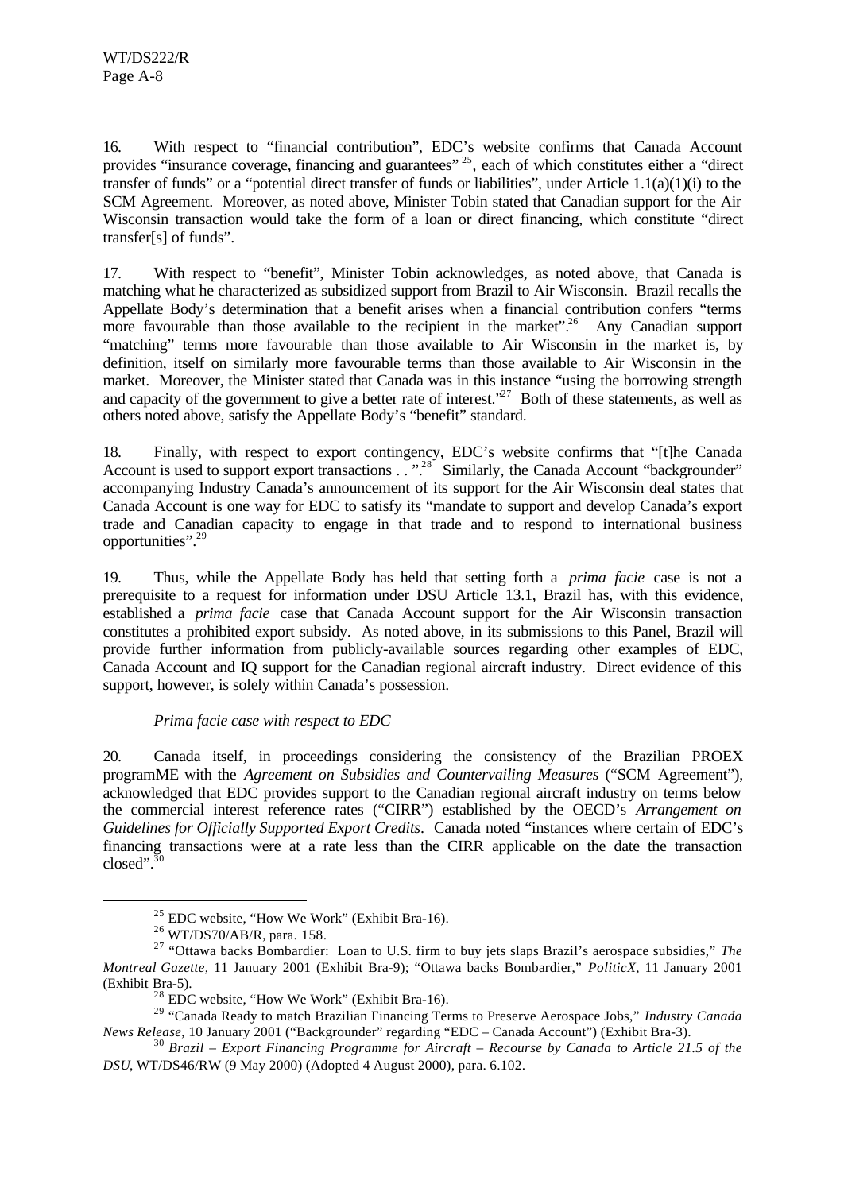16. With respect to "financial contribution", EDC's website confirms that Canada Account provides "insurance coverage, financing and guarantees"[25], each of which constitutes either a "direct transfer of funds" or a "potential direct transfer of funds or liabilities", under Article 1.1(a)(1)(i) to the SCM Agreement. Moreover, as noted above, Minister Tobin stated that Canadian support for the Air Wisconsin transaction would take the form of a loan or direct financing, which constitute "direct transfer[s] of funds".

17. With respect to "benefit", Minister Tobin acknowledges, as noted above, that Canada is matching what he characterized as subsidized support from Brazil to Air Wisconsin. Brazil recalls the Appellate Body's determination that a benefit arises when a financial contribution confers "terms more favourable than those available to the recipient in the market".[26] Any Canadian support "matching" terms more favourable than those available to Air Wisconsin in the market is, by definition, itself on similarly more favourable terms than those available to Air Wisconsin in the market. Moreover, the Minister stated that Canada was in this instance "using the borrowing strength and capacity of the government to give a better rate of interest."[27] Both of these statements, as well as others noted above, satisfy the Appellate Body's "benefit" standard.

18. Finally, with respect to export contingency, EDC's website confirms that "[t]he Canada Account is used to support export transactions . . .".[28] Similarly, the Canada Account "backgrounder" accompanying Industry Canada's announcement of its support for the Air Wisconsin deal states that Canada Account is one way for EDC to satisfy its "mandate to support and develop Canada's export trade and Canadian capacity to engage in that trade and to respond to international business opportunities".[29]

19. Thus, while the Appellate Body has held that setting forth a *prima facie* case is not a prerequisite to a request for information under DSU Article 13.1, Brazil has, with this evidence, established a *prima facie* case that Canada Account support for the Air Wisconsin transaction constitutes a prohibited export subsidy. As noted above, in its submissions to this Panel, Brazil will provide further information from publicly-available sources regarding other examples of EDC, Canada Account and IQ support for the Canadian regional aircraft industry. Direct evidence of this support, however, is solely within Canada's possession.

*Prima facie case with respect to EDC*

20. Canada itself, in proceedings considering the consistency of the Brazilian PROEX programME with the *Agreement on Subsidies and Countervailing Measures* ("SCM Agreement"), acknowledged that EDC provides support to the Canadian regional aircraft industry on terms below the commercial interest reference rates ("CIRR") established by the OECD's *Arrangement on Guidelines for Officially Supported Export Credits*. Canada noted "instances where certain of EDC's financing transactions were at a rate less than the CIRR applicable on the date the transaction closed".[30]

---

[25] EDC website, "How We Work" (Exhibit Bra-16).

[26] WT/DS70/AB/R, para. 158.

[27] "Ottawa backs Bombardier: Loan to U.S. firm to buy jets slaps Brazil's aerospace subsidies," *The Montreal Gazette*, 11 January 2001 (Exhibit Bra-9); "Ottawa backs Bombardier," *PoliticX*, 11 January 2001 (Exhibit Bra-5).

[28] EDC website, "How We Work" (Exhibit Bra-16).

[29] "Canada Ready to match Brazilian Financing Terms to Preserve Aerospace Jobs," *Industry Canada News Release*, 10 January 2001 ("Backgrounder" regarding "EDC – Canada Account") (Exhibit Bra-3).

[30] *Brazil – Export Financing Programme for Aircraft – Recourse by Canada to Article 21.5 of the DSU*, WT/DS46/RW (9 May 2000) (Adopted 4 August 2000), para. 6.102.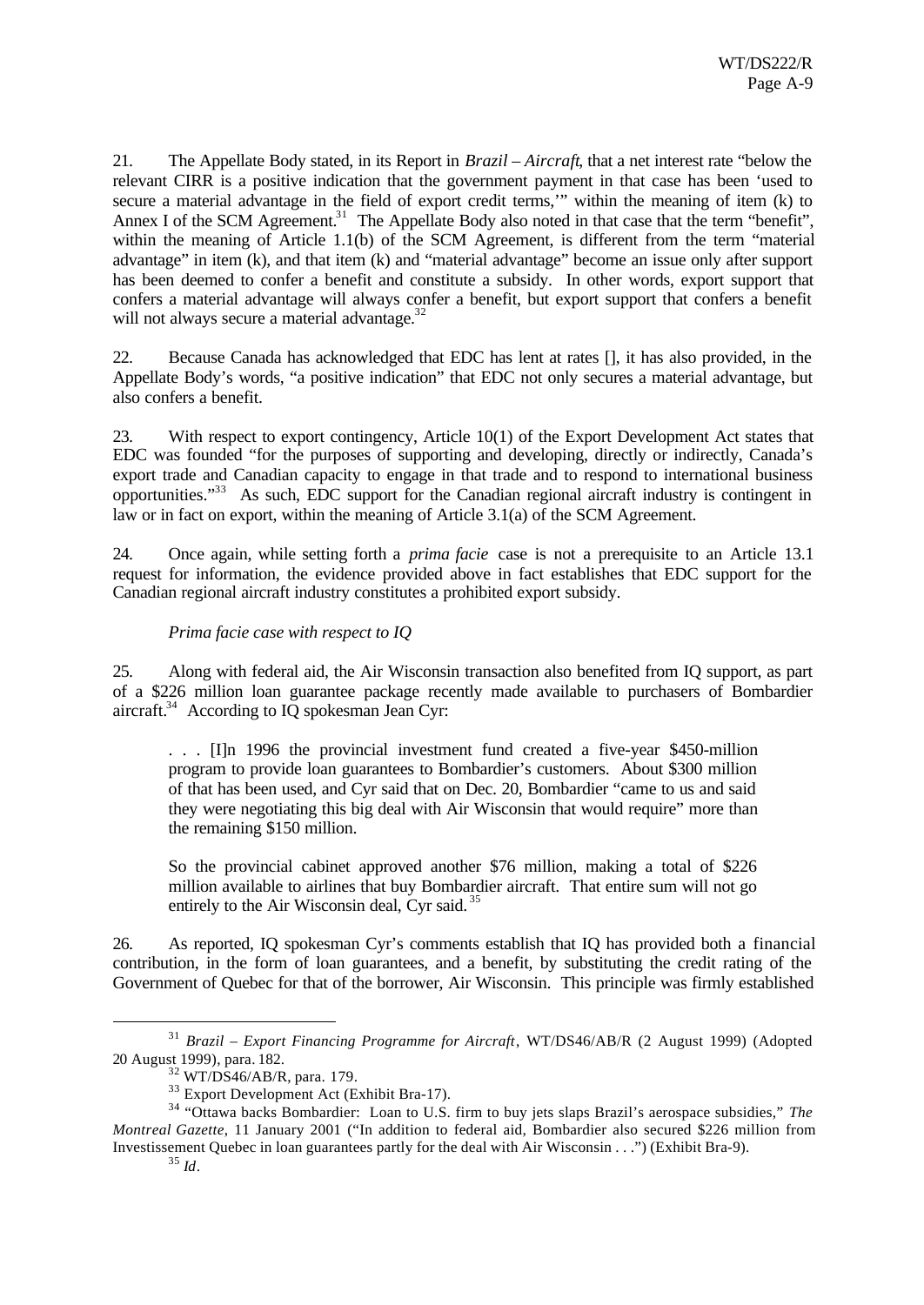21. The Appellate Body stated, in its Report in *Brazil – Aircraft*, that a net interest rate "below the relevant CIRR is a positive indication that the government payment in that case has been 'used to secure a material advantage in the field of export credit terms,'" within the meaning of item (k) to Annex I of the SCM Agreement.[31] The Appellate Body also noted in that case that the term "benefit", within the meaning of Article 1.1(b) of the SCM Agreement, is different from the term "material advantage" in item (k), and that item (k) and "material advantage" become an issue only after support has been deemed to confer a benefit and constitute a subsidy. In other words, export support that confers a material advantage will always confer a benefit, but export support that confers a benefit will not always secure a material advantage.[32]

22. Because Canada has acknowledged that EDC has lent at rates [], it has also provided, in the Appellate Body's words, "a positive indication" that EDC not only secures a material advantage, but also confers a benefit.

23. With respect to export contingency, Article 10(1) of the Export Development Act states that EDC was founded "for the purposes of supporting and developing, directly or indirectly, Canada's export trade and Canadian capacity to engage in that trade and to respond to international business opportunities."[33] As such, EDC support for the Canadian regional aircraft industry is contingent in law or in fact on export, within the meaning of Article 3.1(a) of the SCM Agreement.

24. Once again, while setting forth a *prima facie* case is not a prerequisite to an Article 13.1 request for information, the evidence provided above in fact establishes that EDC support for the Canadian regional aircraft industry constitutes a prohibited export subsidy.

*Prima facie case with respect to IQ*

25. Along with federal aid, the Air Wisconsin transaction also benefited from IQ support, as part of a $226 million loan guarantee package recently made available to purchasers of Bombardier aircraft.[34] According to IQ spokesman Jean Cyr:

> . . . [I]n 1996 the provincial investment fund created a five-year $450-million program to provide loan guarantees to Bombardier's customers. About $300 million of that has been used, and Cyr said that on Dec. 20, Bombardier "came to us and said they were negotiating this big deal with Air Wisconsin that would require" more than the remaining $150 million.
>
> So the provincial cabinet approved another $76 million, making a total of $226 million available to airlines that buy Bombardier aircraft. That entire sum will not go entirely to the Air Wisconsin deal, Cyr said.[35]

26. As reported, IQ spokesman Cyr's comments establish that IQ has provided both a financial contribution, in the form of loan guarantees, and a benefit, by substituting the credit rating of the Government of Quebec for that of the borrower, Air Wisconsin. This principle was firmly established

---

[31] *Brazil – Export Financing Programme for Aircraft*, WT/DS46/AB/R (2 August 1999) (Adopted 20 August 1999), para. 182.

[32] WT/DS46/AB/R, para. 179.

[33] Export Development Act (Exhibit Bra-17).

[34] "Ottawa backs Bombardier: Loan to U.S. firm to buy jets slaps Brazil's aerospace subsidies," *The Montreal Gazette*, 11 January 2001 ("In addition to federal aid, Bombardier also secured $226 million from Investissement Quebec in loan guarantees partly for the deal with Air Wisconsin . . .") (Exhibit Bra-9).

[35] *Id*.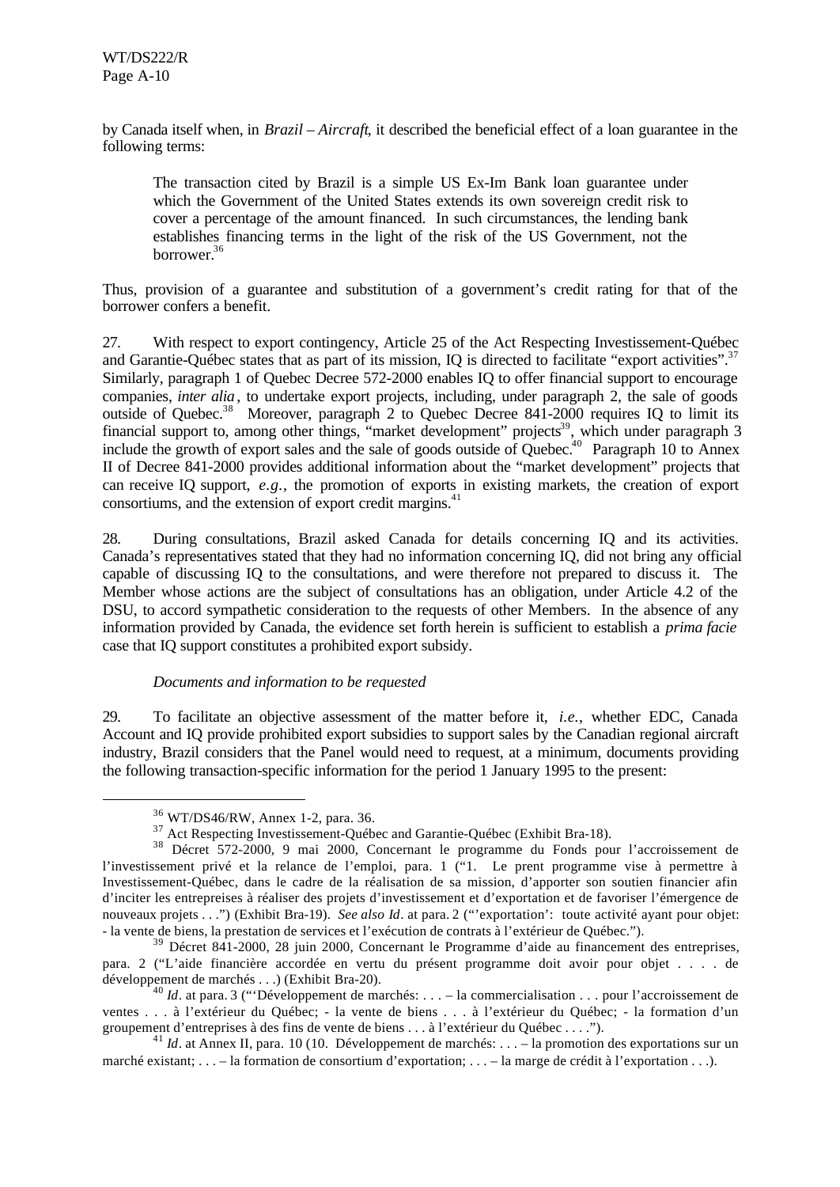by Canada itself when, in *Brazil – Aircraft*, it described the beneficial effect of a loan guarantee in the following terms:

> The transaction cited by Brazil is a simple US Ex-Im Bank loan guarantee under which the Government of the United States extends its own sovereign credit risk to cover a percentage of the amount financed. In such circumstances, the lending bank establishes financing terms in the light of the risk of the US Government, not the borrower.[36]

Thus, provision of a guarantee and substitution of a government's credit rating for that of the borrower confers a benefit.

27. With respect to export contingency, Article 25 of the Act Respecting Investissement-Québec and Garantie-Québec states that as part of its mission, IQ is directed to facilitate "export activities".[37] Similarly, paragraph 1 of Quebec Decree 572-2000 enables IQ to offer financial support to encourage companies, *inter alia*, to undertake export projects, including, under paragraph 2, the sale of goods outside of Quebec.[38] Moreover, paragraph 2 to Quebec Decree 841-2000 requires IQ to limit its financial support to, among other things, "market development" projects[39], which under paragraph 3 include the growth of export sales and the sale of goods outside of Quebec.[40] Paragraph 10 to Annex II of Decree 841-2000 provides additional information about the "market development" projects that can receive IQ support, *e.g.*, the promotion of exports in existing markets, the creation of export consortiums, and the extension of export credit margins.[41]

28. During consultations, Brazil asked Canada for details concerning IQ and its activities. Canada's representatives stated that they had no information concerning IQ, did not bring any official capable of discussing IQ to the consultations, and were therefore not prepared to discuss it. The Member whose actions are the subject of consultations has an obligation, under Article 4.2 of the DSU, to accord sympathetic consideration to the requests of other Members. In the absence of any information provided by Canada, the evidence set forth herein is sufficient to establish a *prima facie* case that IQ support constitutes a prohibited export subsidy.

*Documents and information to be requested*

29. To facilitate an objective assessment of the matter before it, *i.e.*, whether EDC, Canada Account and IQ provide prohibited export subsidies to support sales by the Canadian regional aircraft industry, Brazil considers that the Panel would need to request, at a minimum, documents providing the following transaction-specific information for the period 1 January 1995 to the present:

---

[36] WT/DS46/RW, Annex 1-2, para. 36.

[37] Act Respecting Investissement-Québec and Garantie-Québec (Exhibit Bra-18).

[38] Décret 572-2000, 9 mai 2000, Concernant le programme du Fonds pour l'accroissement de l'investissement privé et la relance de l'emploi, para. 1 ("1. Le prent programme vise à permettre à Investissement-Québec, dans le cadre de la réalisation de sa mission, d'apporter son soutien financier afin d'inciter les entreprises à réaliser des projets d'investissement et d'exportation et de favoriser l'émergence de nouveaux projets . . .") (Exhibit Bra-19). *See also Id*. at para. 2 ("'exportation': toute activité ayant pour objet: - la vente de biens, la prestation de services et l'exécution de contrats à l'extérieur de Québec.").

[39] Décret 841-2000, 28 juin 2000, Concernant le Programme d'aide au financement des entreprises, para. 2 ("L'aide financière accordée en vertu du présent programme doit avoir pour objet . . . . de développement de marchés . . .) (Exhibit Bra-20).

[40] *Id*. at para. 3 ("'Développement de marchés: . . . – la commercialisation . . . pour l'accroissement de ventes . . . à l'extérieur du Québec; - la vente de biens . . . à l'extérieur du Québec; - la formation d'un groupement d'entreprises à des fins de vente de biens . . . à l'extérieur du Québec . . . .").

[41] *Id*. at Annex II, para. 10 (10. Développement de marchés: . . . – la promotion des exportations sur un marché existant; . . . – la formation de consortium d'exportation; . . . – la marge de crédit à l'exportation . . .).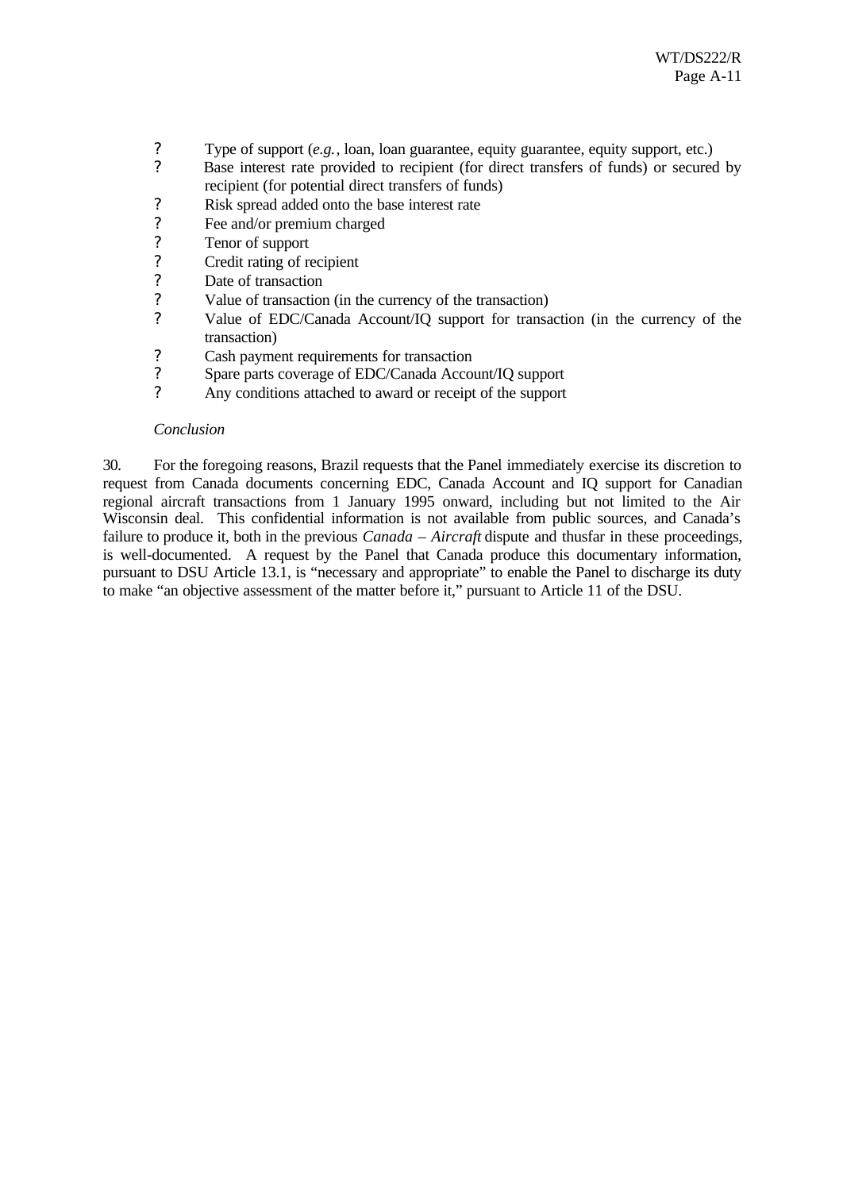- Type of support (*e.g.*, loan, loan guarantee, equity guarantee, equity support, etc.)
- Base interest rate provided to recipient (for direct transfers of funds) or secured by recipient (for potential direct transfers of funds)
- Risk spread added onto the base interest rate
- Fee and/or premium charged
- Tenor of support
- Credit rating of recipient
- Date of transaction
- Value of transaction (in the currency of the transaction)
- Value of EDC/Canada Account/IQ support for transaction (in the currency of the transaction)
- Cash payment requirements for transaction
- Spare parts coverage of EDC/Canada Account/IQ support
- Any conditions attached to award or receipt of the support

*Conclusion*

30. For the foregoing reasons, Brazil requests that the Panel immediately exercise its discretion to request from Canada documents concerning EDC, Canada Account and IQ support for Canadian regional aircraft transactions from 1 January 1995 onward, including but not limited to the Air Wisconsin deal. This confidential information is not available from public sources, and Canada's failure to produce it, both in the previous *Canada – Aircraft* dispute and thusfar in these proceedings, is well-documented. A request by the Panel that Canada produce this documentary information, pursuant to DSU Article 13.1, is "necessary and appropriate" to enable the Panel to discharge its duty to make "an objective assessment of the matter before it," pursuant to Article 11 of the DSU.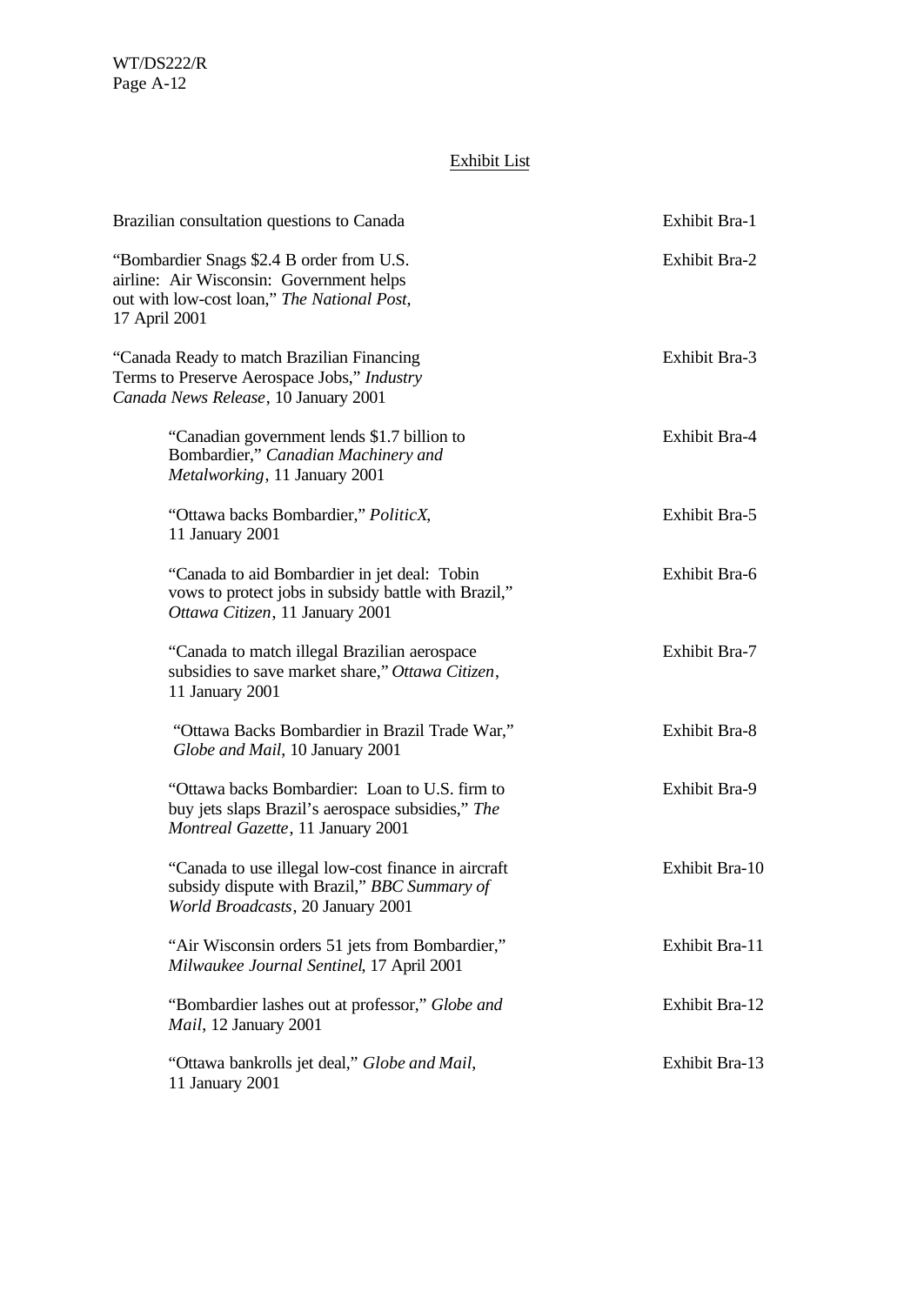## Exhibit List

| | |
|---|---|
| Brazilian consultation questions to Canada | Exhibit Bra-1 |
| "Bombardier Snags $2.4 B order from U.S. airline: Air Wisconsin: Government helps out with low-cost loan," *The National Post*, 17 April 2001 | Exhibit Bra-2 |
| "Canada Ready to match Brazilian Financing Terms to Preserve Aerospace Jobs," *Industry Canada News Release*, 10 January 2001 | Exhibit Bra-3 |
| "Canadian government lends $1.7 billion to Bombardier," *Canadian Machinery and Metalworking*, 11 January 2001 | Exhibit Bra-4 |
| "Ottawa backs Bombardier," *PoliticX*, 11 January 2001 | Exhibit Bra-5 |
| "Canada to aid Bombardier in jet deal: Tobin vows to protect jobs in subsidy battle with Brazil," *Ottawa Citizen*, 11 January 2001 | Exhibit Bra-6 |
| "Canada to match illegal Brazilian aerospace subsidies to save market share," *Ottawa Citizen*, 11 January 2001 | Exhibit Bra-7 |
| "Ottawa Backs Bombardier in Brazil Trade War," *Globe and Mail*, 10 January 2001 | Exhibit Bra-8 |
| "Ottawa backs Bombardier: Loan to U.S. firm to buy jets slaps Brazil's aerospace subsidies," *The Montreal Gazette*, 11 January 2001 | Exhibit Bra-9 |
| "Canada to use illegal low-cost finance in aircraft subsidy dispute with Brazil," *BBC Summary of World Broadcasts*, 20 January 2001 | Exhibit Bra-10 |
| "Air Wisconsin orders 51 jets from Bombardier," *Milwaukee Journal Sentinel*, 17 April 2001 | Exhibit Bra-11 |
| "Bombardier lashes out at professor," *Globe and Mail*, 12 January 2001 | Exhibit Bra-12 |
| "Ottawa bankrolls jet deal," *Globe and Mail*, 11 January 2001 | Exhibit Bra-13 |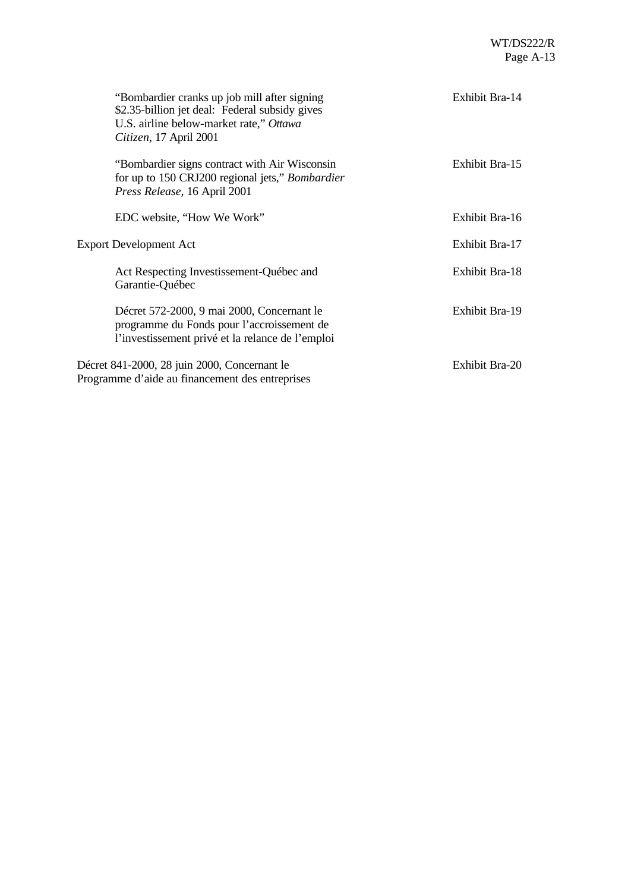| | |
|---|---|
| "Bombardier cranks up job mill after signing $2.35-billion jet deal: Federal subsidy gives U.S. airline below-market rate," *Ottawa Citizen*, 17 April 2001 | Exhibit Bra-14 |
| "Bombardier signs contract with Air Wisconsin for up to 150 CRJ200 regional jets," *Bombardier Press Release*, 16 April 2001 | Exhibit Bra-15 |
| EDC website, "How We Work" | Exhibit Bra-16 |
| Export Development Act | Exhibit Bra-17 |
| Act Respecting Investissement-Québec and Garantie-Québec | Exhibit Bra-18 |
| Décret 572-2000, 9 mai 2000, Concernant le programme du Fonds pour l'accroissement de l'investissement privé et la relance de l'emploi | Exhibit Bra-19 |
| Décret 841-2000, 28 juin 2000, Concernant le Programme d'aide au financement des entreprises | Exhibit Bra-20 |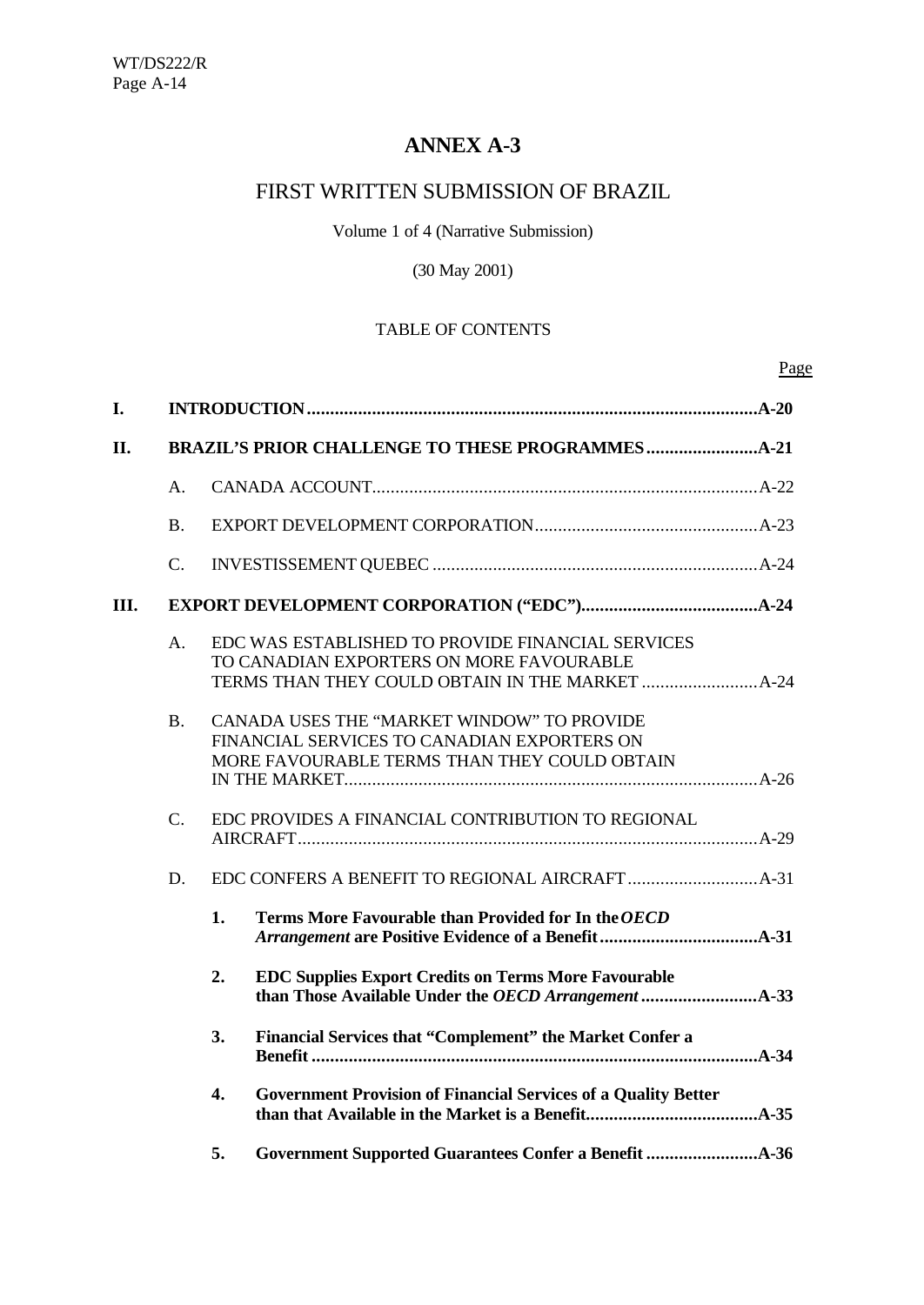# ANNEX A-3

## FIRST WRITTEN SUBMISSION OF BRAZIL

Volume 1 of 4 (Narrative Submission)

(30 May 2001)

TABLE OF CONTENTS

| | | | Page |
|---|---|---|---|
| **I.** | **INTRODUCTION** | | **A-20** |
| **II.** | **BRAZIL'S PRIOR CHALLENGE TO THESE PROGRAMMES** | | **A-21** |
| | A. | CANADA ACCOUNT | A-22 |
| | B. | EXPORT DEVELOPMENT CORPORATION | A-23 |
| | C. | INVESTISSEMENT QUEBEC | A-24 |
| **III.** | **EXPORT DEVELOPMENT CORPORATION ("EDC")** | | **A-24** |
| | A. | EDC WAS ESTABLISHED TO PROVIDE FINANCIAL SERVICES TO CANADIAN EXPORTERS ON MORE FAVOURABLE TERMS THAN THEY COULD OBTAIN IN THE MARKET | A-24 |
| | B. | CANADA USES THE "MARKET WINDOW" TO PROVIDE FINANCIAL SERVICES TO CANADIAN EXPORTERS ON MORE FAVOURABLE TERMS THAN THEY COULD OBTAIN IN THE MARKET | A-26 |
| | C. | EDC PROVIDES A FINANCIAL CONTRIBUTION TO REGIONAL AIRCRAFT | A-29 |
| | D. | EDC CONFERS A BENEFIT TO REGIONAL AIRCRAFT | A-31 |
| | | **1. Terms More Favourable than Provided for In the *OECD Arrangement* are Positive Evidence of a Benefit** | **A-31** |
| | | **2. EDC Supplies Export Credits on Terms More Favourable than Those Available Under the *OECD Arrangement*** | **A-33** |
| | | **3. Financial Services that "Complement" the Market Confer a Benefit** | **A-34** |
| | | **4. Government Provision of Financial Services of a Quality Better than that Available in the Market is a Benefit** | **A-35** |
| | | **5. Government Supported Guarantees Confer a Benefit** | **A-36** |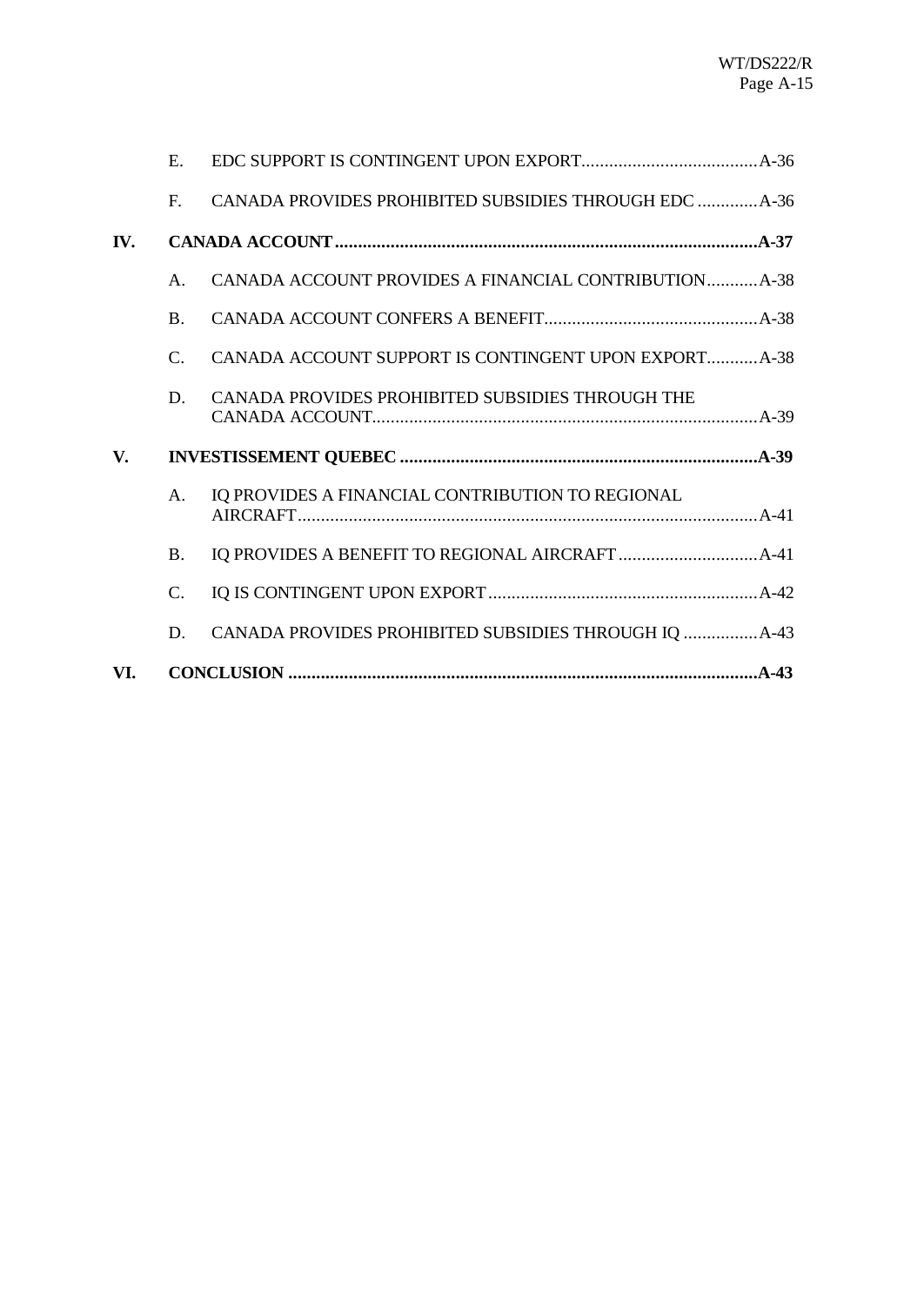E. EDC SUPPORT IS CONTINGENT UPON EXPORT...................................... A-36

F. CANADA PROVIDES PROHIBITED SUBSIDIES THROUGH EDC ............. A-36

**IV. CANADA ACCOUNT.......................................................................................... A-37**

A. CANADA ACCOUNT PROVIDES A FINANCIAL CONTRIBUTION........... A-38

B. CANADA ACCOUNT CONFERS A BENEFIT.............................................. A-38

C. CANADA ACCOUNT SUPPORT IS CONTINGENT UPON EXPORT........... A-38

D. CANADA PROVIDES PROHIBITED SUBSIDIES THROUGH THE CANADA ACCOUNT.................................................................................. A-39

**V. INVESTISSEMENT QUEBEC ............................................................................. A-39**

A. IQ PROVIDES A FINANCIAL CONTRIBUTION TO REGIONAL AIRCRAFT................................................................................................... A-41

B. IQ PROVIDES A BENEFIT TO REGIONAL AIRCRAFT .............................. A-41

C. IQ IS CONTINGENT UPON EXPORT .......................................................... A-42

D. CANADA PROVIDES PROHIBITED SUBSIDIES THROUGH IQ ................ A-43

**VI. CONCLUSION .................................................................................................... A-43**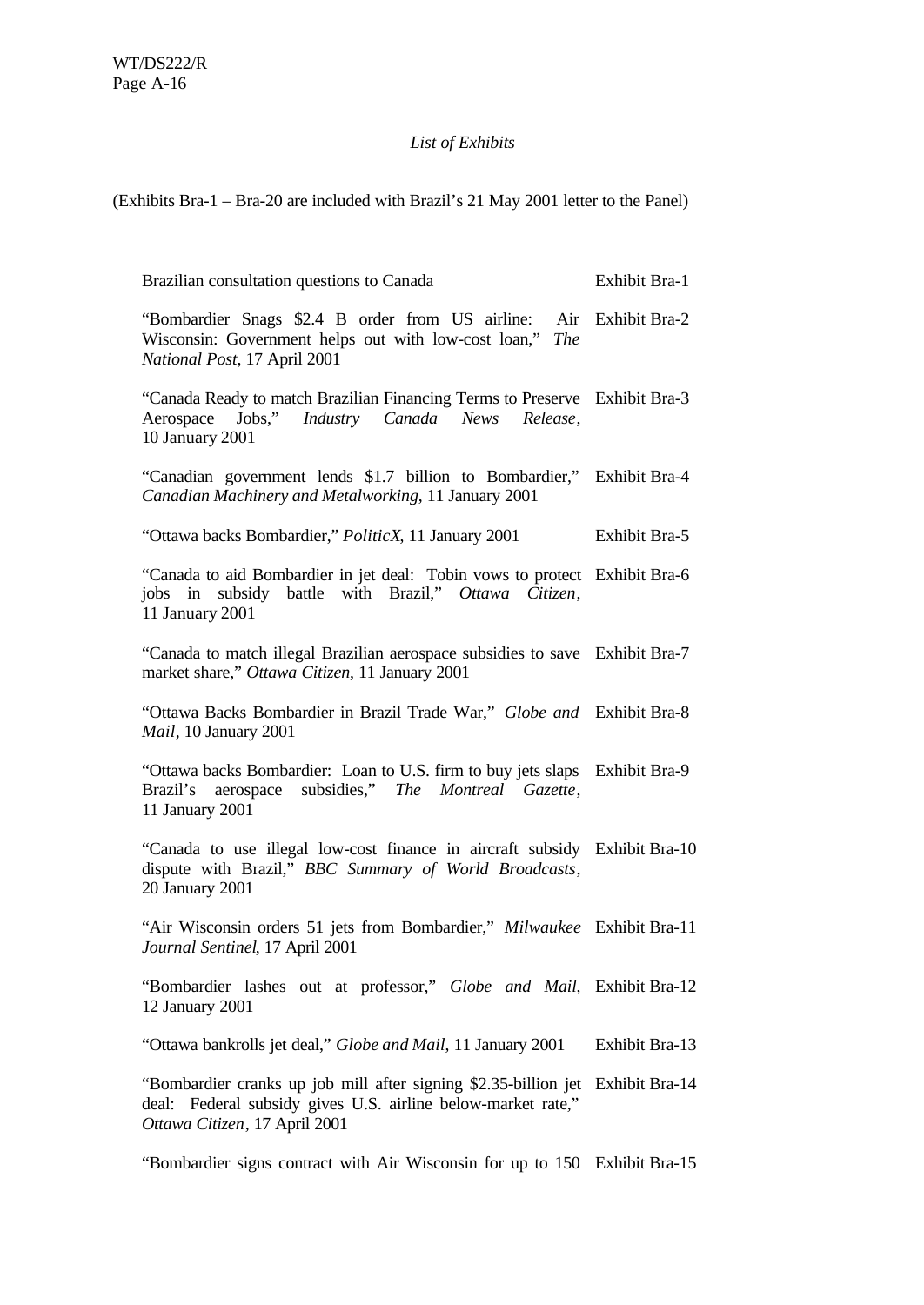*List of Exhibits*

(Exhibits Bra-1 – Bra-20 are included with Brazil's 21 May 2001 letter to the Panel)

| | |
|---|---|
| Brazilian consultation questions to Canada | Exhibit Bra-1 |
| "Bombardier Snags $2.4 B order from US airline: Air Wisconsin: Government helps out with low-cost loan," *The National Post*, 17 April 2001 | Exhibit Bra-2 |
| "Canada Ready to match Brazilian Financing Terms to Preserve Aerospace Jobs," *Industry Canada News Release*, 10 January 2001 | Exhibit Bra-3 |
| "Canadian government lends $1.7 billion to Bombardier," *Canadian Machinery and Metalworking*, 11 January 2001 | Exhibit Bra-4 |
| "Ottawa backs Bombardier," *PoliticX*, 11 January 2001 | Exhibit Bra-5 |
| "Canada to aid Bombardier in jet deal: Tobin vows to protect jobs in subsidy battle with Brazil," *Ottawa Citizen*, 11 January 2001 | Exhibit Bra-6 |
| "Canada to match illegal Brazilian aerospace subsidies to save market share," *Ottawa Citizen*, 11 January 2001 | Exhibit Bra-7 |
| "Ottawa Backs Bombardier in Brazil Trade War," *Globe and Mail*, 10 January 2001 | Exhibit Bra-8 |
| "Ottawa backs Bombardier: Loan to U.S. firm to buy jets slaps Brazil's aerospace subsidies," *The Montreal Gazette*, 11 January 2001 | Exhibit Bra-9 |
| "Canada to use illegal low-cost finance in aircraft subsidy dispute with Brazil," *BBC Summary of World Broadcasts*, 20 January 2001 | Exhibit Bra-10 |
| "Air Wisconsin orders 51 jets from Bombardier," *Milwaukee Journal Sentinel*, 17 April 2001 | Exhibit Bra-11 |
| "Bombardier lashes out at professor," *Globe and Mail*, 12 January 2001 | Exhibit Bra-12 |
| "Ottawa bankrolls jet deal," *Globe and Mail*, 11 January 2001 | Exhibit Bra-13 |
| "Bombardier cranks up job mill after signing $2.35-billion jet deal: Federal subsidy gives U.S. airline below-market rate," *Ottawa Citizen*, 17 April 2001 | Exhibit Bra-14 |
| "Bombardier signs contract with Air Wisconsin for up to 150 | Exhibit Bra-15 |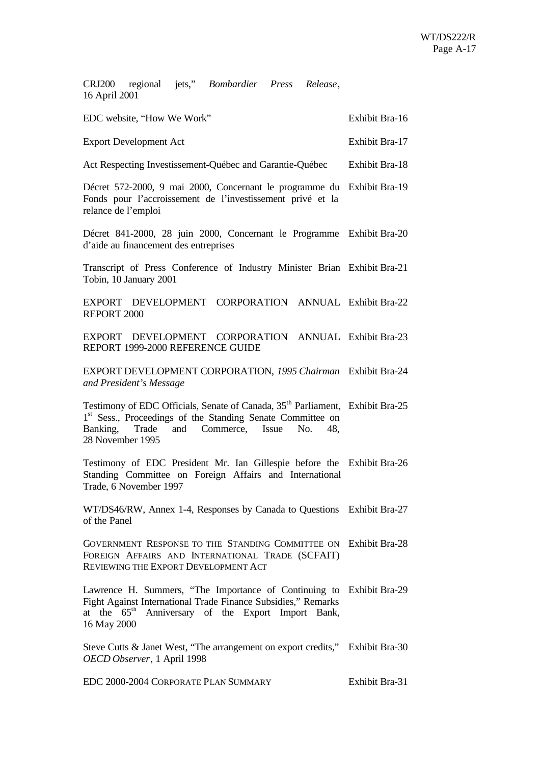| | |
|---|---|
| CRJ200 regional jets," *Bombardier Press Release*, 16 April 2001 | |
| EDC website, "How We Work" | Exhibit Bra-16 |
| Export Development Act | Exhibit Bra-17 |
| Act Respecting Investissement-Québec and Garantie-Québec | Exhibit Bra-18 |
| Décret 572-2000, 9 mai 2000, Concernant le programme du Fonds pour l'accroissement de l'investissement privé et la relance de l'emploi | Exhibit Bra-19 |
| Décret 841-2000, 28 juin 2000, Concernant le Programme d'aide au financement des entreprises | Exhibit Bra-20 |
| Transcript of Press Conference of Industry Minister Brian Tobin, 10 January 2001 | Exhibit Bra-21 |
| EXPORT DEVELOPMENT CORPORATION ANNUAL REPORT 2000 | Exhibit Bra-22 |
| EXPORT DEVELOPMENT CORPORATION ANNUAL REPORT 1999-2000 REFERENCE GUIDE | Exhibit Bra-23 |
| EXPORT DEVELOPMENT CORPORATION, *1995 Chairman and President's Message* | Exhibit Bra-24 |
| Testimony of EDC Officials, Senate of Canada, 35th Parliament, 1st Sess., Proceedings of the Standing Senate Committee on Banking, Trade and Commerce, Issue No. 48, 28 November 1995 | Exhibit Bra-25 |
| Testimony of EDC President Mr. Ian Gillespie before the Standing Committee on Foreign Affairs and International Trade, 6 November 1997 | Exhibit Bra-26 |
| WT/DS46/RW, Annex 1-4, Responses by Canada to Questions of the Panel | Exhibit Bra-27 |
| GOVERNMENT RESPONSE TO THE STANDING COMMITTEE ON FOREIGN AFFAIRS AND INTERNATIONAL TRADE (SCFAIT) REVIEWING THE EXPORT DEVELOPMENT ACT | Exhibit Bra-28 |
| Lawrence H. Summers, "The Importance of Continuing to Fight Against International Trade Finance Subsidies," Remarks at the 65th Anniversary of the Export Import Bank, 16 May 2000 | Exhibit Bra-29 |
| Steve Cutts & Janet West, "The arrangement on export credits," *OECD Observer*, 1 April 1998 | Exhibit Bra-30 |
| EDC 2000-2004 CORPORATE PLAN SUMMARY | Exhibit Bra-31 |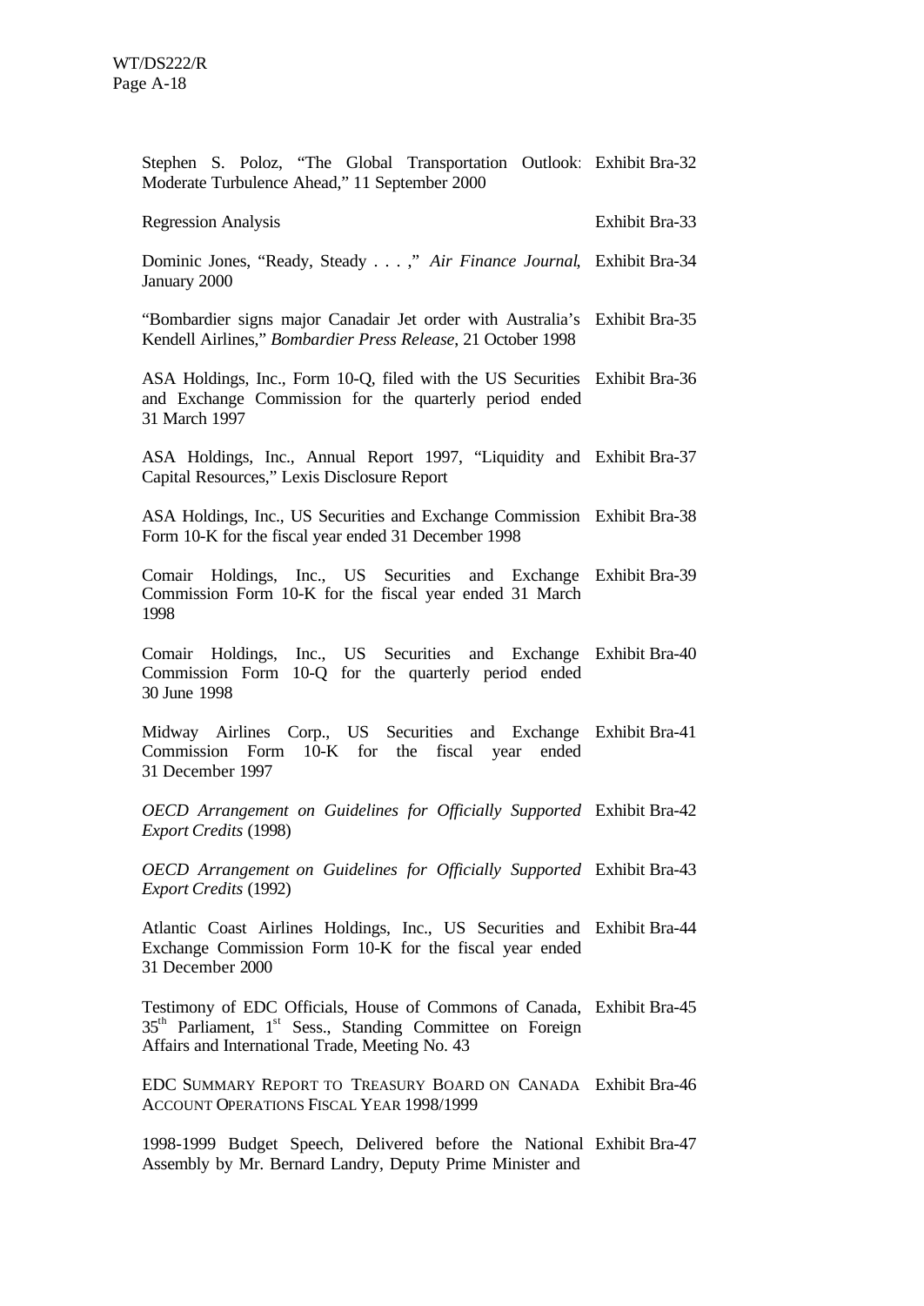| | |
|---|---|
| Stephen S. Poloz, "The Global Transportation Outlook: Moderate Turbulence Ahead," 11 September 2000 | Exhibit Bra-32 |
| Regression Analysis | Exhibit Bra-33 |
| Dominic Jones, "Ready, Steady . . . ," *Air Finance Journal*, January 2000 | Exhibit Bra-34 |
| "Bombardier signs major Canadair Jet order with Australia's Kendell Airlines," *Bombardier Press Release*, 21 October 1998 | Exhibit Bra-35 |
| ASA Holdings, Inc., Form 10-Q, filed with the US Securities and Exchange Commission for the quarterly period ended 31 March 1997 | Exhibit Bra-36 |
| ASA Holdings, Inc., Annual Report 1997, "Liquidity and Capital Resources," Lexis Disclosure Report | Exhibit Bra-37 |
| ASA Holdings, Inc., US Securities and Exchange Commission Form 10-K for the fiscal year ended 31 December 1998 | Exhibit Bra-38 |
| Comair Holdings, Inc., US Securities and Exchange Commission Form 10-K for the fiscal year ended 31 March 1998 | Exhibit Bra-39 |
| Comair Holdings, Inc., US Securities and Exchange Commission Form 10-Q for the quarterly period ended 30 June 1998 | Exhibit Bra-40 |
| Midway Airlines Corp., US Securities and Exchange Commission Form 10-K for the fiscal year ended 31 December 1997 | Exhibit Bra-41 |
| *OECD Arrangement on Guidelines for Officially Supported Export Credits* (1998) | Exhibit Bra-42 |
| *OECD Arrangement on Guidelines for Officially Supported Export Credits* (1992) | Exhibit Bra-43 |
| Atlantic Coast Airlines Holdings, Inc., US Securities and Exchange Commission Form 10-K for the fiscal year ended 31 December 2000 | Exhibit Bra-44 |
| Testimony of EDC Officials, House of Commons of Canada, 35th Parliament, 1st Sess., Standing Committee on Foreign Affairs and International Trade, Meeting No. 43 | Exhibit Bra-45 |
| EDC SUMMARY REPORT TO TREASURY BOARD ON CANADA ACCOUNT OPERATIONS FISCAL YEAR 1998/1999 | Exhibit Bra-46 |
| 1998-1999 Budget Speech, Delivered before the National Assembly by Mr. Bernard Landry, Deputy Prime Minister and | Exhibit Bra-47 |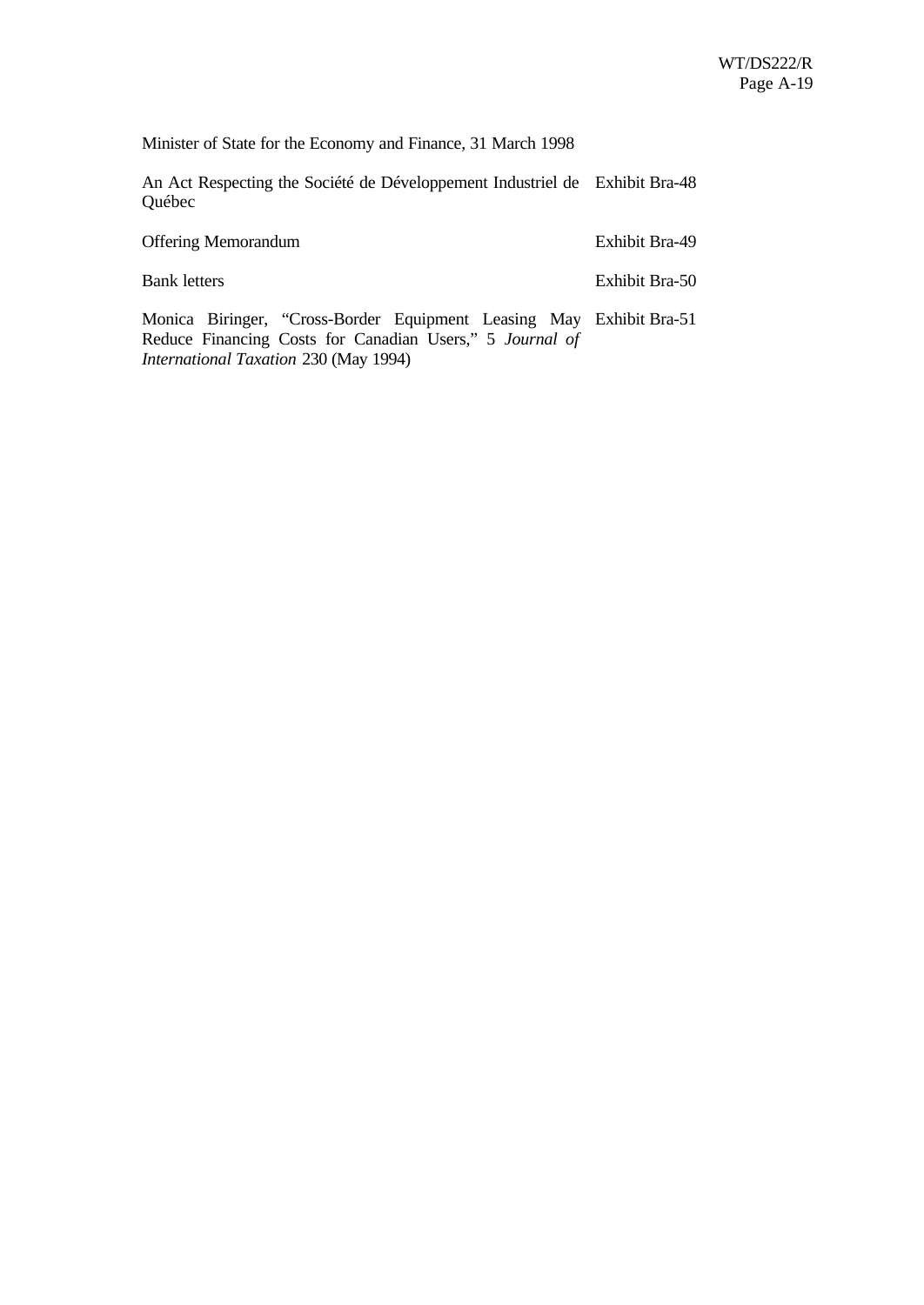| | |
|---|---|
| Minister of State for the Economy and Finance, 31 March 1998 | |
| An Act Respecting the Société de Développement Industriel de Québec | Exhibit Bra-48 |
| Offering Memorandum | Exhibit Bra-49 |
| Bank letters | Exhibit Bra-50 |
| Monica Biringer, "Cross-Border Equipment Leasing May Reduce Financing Costs for Canadian Users," 5 *Journal of International Taxation* 230 (May 1994) | Exhibit Bra-51 |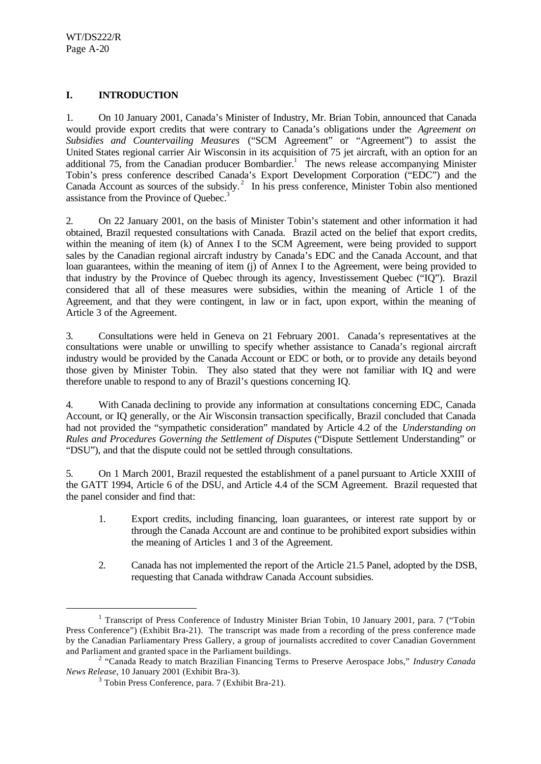# I. INTRODUCTION

1. On 10 January 2001, Canada's Minister of Industry, Mr. Brian Tobin, announced that Canada would provide export credits that were contrary to Canada's obligations under the *Agreement on Subsidies and Countervailing Measures* ("SCM Agreement" or "Agreement") to assist the United States regional carrier Air Wisconsin in its acquisition of 75 jet aircraft, with an option for an additional 75, from the Canadian producer Bombardier.[1] The news release accompanying Minister Tobin's press conference described Canada's Export Development Corporation ("EDC") and the Canada Account as sources of the subsidy.[2] In his press conference, Minister Tobin also mentioned assistance from the Province of Quebec.[3]

2. On 22 January 2001, on the basis of Minister Tobin's statement and other information it had obtained, Brazil requested consultations with Canada. Brazil acted on the belief that export credits, within the meaning of item (k) of Annex I to the SCM Agreement, were being provided to support sales by the Canadian regional aircraft industry by Canada's EDC and the Canada Account, and that loan guarantees, within the meaning of item (j) of Annex I to the Agreement, were being provided to that industry by the Province of Quebec through its agency, Investissement Quebec ("IQ"). Brazil considered that all of these measures were subsidies, within the meaning of Article 1 of the Agreement, and that they were contingent, in law or in fact, upon export, within the meaning of Article 3 of the Agreement.

3. Consultations were held in Geneva on 21 February 2001. Canada's representatives at the consultations were unable or unwilling to specify whether assistance to Canada's regional aircraft industry would be provided by the Canada Account or EDC or both, or to provide any details beyond those given by Minister Tobin. They also stated that they were not familiar with IQ and were therefore unable to respond to any of Brazil's questions concerning IQ.

4. With Canada declining to provide any information at consultations concerning EDC, Canada Account, or IQ generally, or the Air Wisconsin transaction specifically, Brazil concluded that Canada had not provided the "sympathetic consideration" mandated by Article 4.2 of the *Understanding on Rules and Procedures Governing the Settlement of Disputes* ("Dispute Settlement Understanding" or "DSU"), and that the dispute could not be settled through consultations.

5. On 1 March 2001, Brazil requested the establishment of a panel pursuant to Article XXIII of the GATT 1994, Article 6 of the DSU, and Article 4.4 of the SCM Agreement. Brazil requested that the panel consider and find that:

1. Export credits, including financing, loan guarantees, or interest rate support by or through the Canada Account are and continue to be prohibited export subsidies within the meaning of Articles 1 and 3 of the Agreement.

2. Canada has not implemented the report of the Article 21.5 Panel, adopted by the DSB, requesting that Canada withdraw Canada Account subsidies.

---

[1] Transcript of Press Conference of Industry Minister Brian Tobin, 10 January 2001, para. 7 ("Tobin Press Conference") (Exhibit Bra-21). The transcript was made from a recording of the press conference made by the Canadian Parliamentary Press Gallery, a group of journalists accredited to cover Canadian Government and Parliament and granted space in the Parliament buildings.

[2] "Canada Ready to match Brazilian Financing Terms to Preserve Aerospace Jobs," *Industry Canada News Release*, 10 January 2001 (Exhibit Bra-3).

[3] Tobin Press Conference, para. 7 (Exhibit Bra-21).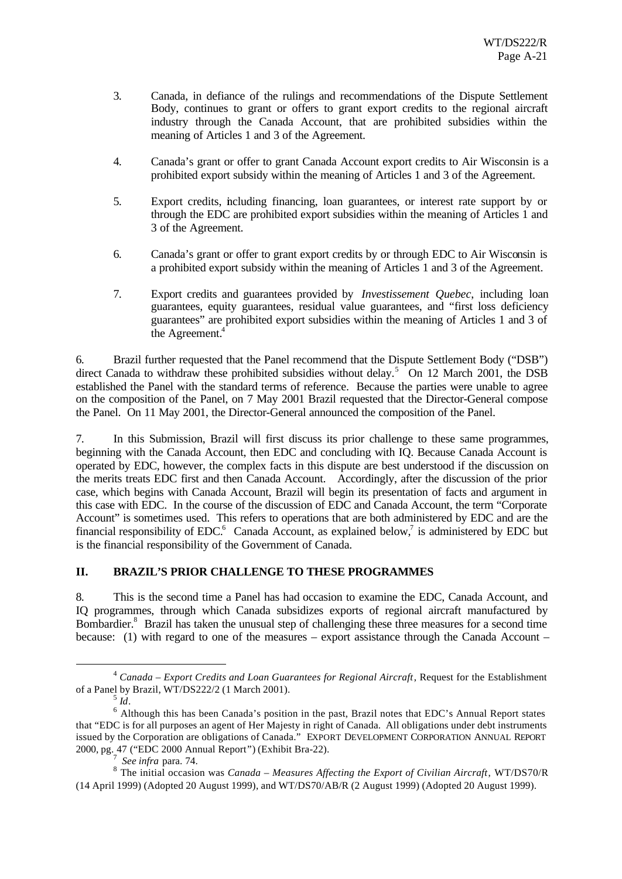3. Canada, in defiance of the rulings and recommendations of the Dispute Settlement Body, continues to grant or offers to grant export credits to the regional aircraft industry through the Canada Account, that are prohibited subsidies within the meaning of Articles 1 and 3 of the Agreement.

4. Canada's grant or offer to grant Canada Account export credits to Air Wisconsin is a prohibited export subsidy within the meaning of Articles 1 and 3 of the Agreement.

5. Export credits, including financing, loan guarantees, or interest rate support by or through the EDC are prohibited export subsidies within the meaning of Articles 1 and 3 of the Agreement.

6. Canada's grant or offer to grant export credits by or through EDC to Air Wisconsin is a prohibited export subsidy within the meaning of Articles 1 and 3 of the Agreement.

7. Export credits and guarantees provided by *Investissement Quebec*, including loan guarantees, equity guarantees, residual value guarantees, and "first loss deficiency guarantees" are prohibited export subsidies within the meaning of Articles 1 and 3 of the Agreement.[4]

6. Brazil further requested that the Panel recommend that the Dispute Settlement Body ("DSB") direct Canada to withdraw these prohibited subsidies without delay.[5] On 12 March 2001, the DSB established the Panel with the standard terms of reference. Because the parties were unable to agree on the composition of the Panel, on 7 May 2001 Brazil requested that the Director-General compose the Panel. On 11 May 2001, the Director-General announced the composition of the Panel.

7. In this Submission, Brazil will first discuss its prior challenge to these same programmes, beginning with the Canada Account, then EDC and concluding with IQ. Because Canada Account is operated by EDC, however, the complex facts in this dispute are best understood if the discussion on the merits treats EDC first and then Canada Account. Accordingly, after the discussion of the prior case, which begins with Canada Account, Brazil will begin its presentation of facts and argument in this case with EDC. In the course of the discussion of EDC and Canada Account, the term "Corporate Account" is sometimes used. This refers to operations that are both administered by EDC and are the financial responsibility of EDC.[6] Canada Account, as explained below,[7] is administered by EDC but is the financial responsibility of the Government of Canada.

## II. BRAZIL'S PRIOR CHALLENGE TO THESE PROGRAMMES

8. This is the second time a Panel has had occasion to examine the EDC, Canada Account, and IQ programmes, through which Canada subsidizes exports of regional aircraft manufactured by Bombardier.[8] Brazil has taken the unusual step of challenging these three measures for a second time because: (1) with regard to one of the measures – export assistance through the Canada Account –

---

[4] *Canada – Export Credits and Loan Guarantees for Regional Aircraft*, Request for the Establishment of a Panel by Brazil, WT/DS222/2 (1 March 2001).

[5] *Id*.

[6] Although this has been Canada's position in the past, Brazil notes that EDC's Annual Report states that "EDC is for all purposes an agent of Her Majesty in right of Canada. All obligations under debt instruments issued by the Corporation are obligations of Canada." EXPORT DEVELOPMENT CORPORATION ANNUAL REPORT 2000, pg. 47 ("EDC 2000 Annual Report") (Exhibit Bra-22).

[7] *See infra* para. 74.

[8] The initial occasion was *Canada – Measures Affecting the Export of Civilian Aircraft*, WT/DS70/R (14 April 1999) (Adopted 20 August 1999), and WT/DS70/AB/R (2 August 1999) (Adopted 20 August 1999).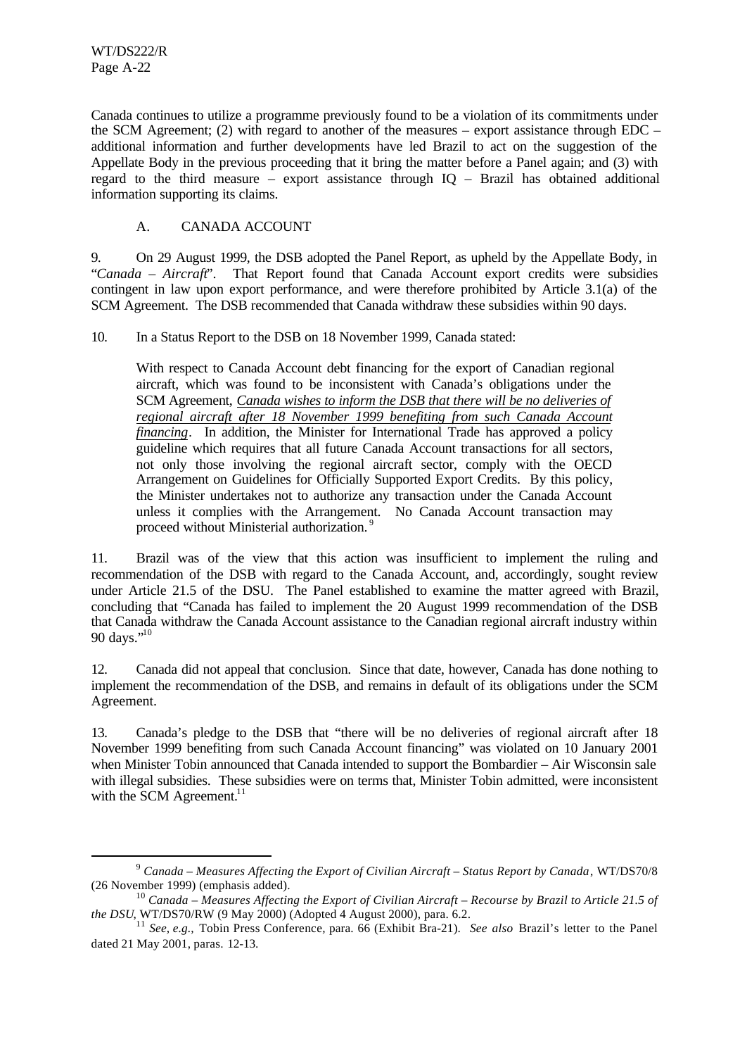Canada continues to utilize a programme previously found to be a violation of its commitments under the SCM Agreement; (2) with regard to another of the measures – export assistance through EDC – additional information and further developments have led Brazil to act on the suggestion of the Appellate Body in the previous proceeding that it bring the matter before a Panel again; and (3) with regard to the third measure – export assistance through IQ – Brazil has obtained additional information supporting its claims.

## A. CANADA ACCOUNT

9. On 29 August 1999, the DSB adopted the Panel Report, as upheld by the Appellate Body, in "*Canada – Aircraft*". That Report found that Canada Account export credits were subsidies contingent in law upon export performance, and were therefore prohibited by Article 3.1(a) of the SCM Agreement. The DSB recommended that Canada withdraw these subsidies within 90 days.

10. In a Status Report to the DSB on 18 November 1999, Canada stated:

> With respect to Canada Account debt financing for the export of Canadian regional aircraft, which was found to be inconsistent with Canada's obligations under the SCM Agreement, *Canada wishes to inform the DSB that there will be no deliveries of regional aircraft after 18 November 1999 benefiting from such Canada Account financing*. In addition, the Minister for International Trade has approved a policy guideline which requires that all future Canada Account transactions for all sectors, not only those involving the regional aircraft sector, comply with the OECD Arrangement on Guidelines for Officially Supported Export Credits. By this policy, the Minister undertakes not to authorize any transaction under the Canada Account unless it complies with the Arrangement. No Canada Account transaction may proceed without Ministerial authorization.[9]

11. Brazil was of the view that this action was insufficient to implement the ruling and recommendation of the DSB with regard to the Canada Account, and, accordingly, sought review under Article 21.5 of the DSU. The Panel established to examine the matter agreed with Brazil, concluding that "Canada has failed to implement the 20 August 1999 recommendation of the DSB that Canada withdraw the Canada Account assistance to the Canadian regional aircraft industry within 90 days."[10]

12. Canada did not appeal that conclusion. Since that date, however, Canada has done nothing to implement the recommendation of the DSB, and remains in default of its obligations under the SCM Agreement.

13. Canada's pledge to the DSB that "there will be no deliveries of regional aircraft after 18 November 1999 benefiting from such Canada Account financing" was violated on 10 January 2001 when Minister Tobin announced that Canada intended to support the Bombardier – Air Wisconsin sale with illegal subsidies. These subsidies were on terms that, Minister Tobin admitted, were inconsistent with the SCM Agreement.[11]

---

[9] *Canada – Measures Affecting the Export of Civilian Aircraft – Status Report by Canada*, WT/DS70/8 (26 November 1999) (emphasis added).

[10] *Canada – Measures Affecting the Export of Civilian Aircraft – Recourse by Brazil to Article 21.5 of the DSU*, WT/DS70/RW (9 May 2000) (Adopted 4 August 2000), para. 6.2.

[11] *See, e.g.,* Tobin Press Conference, para. 66 (Exhibit Bra-21). *See also* Brazil's letter to the Panel dated 21 May 2001, paras. 12-13.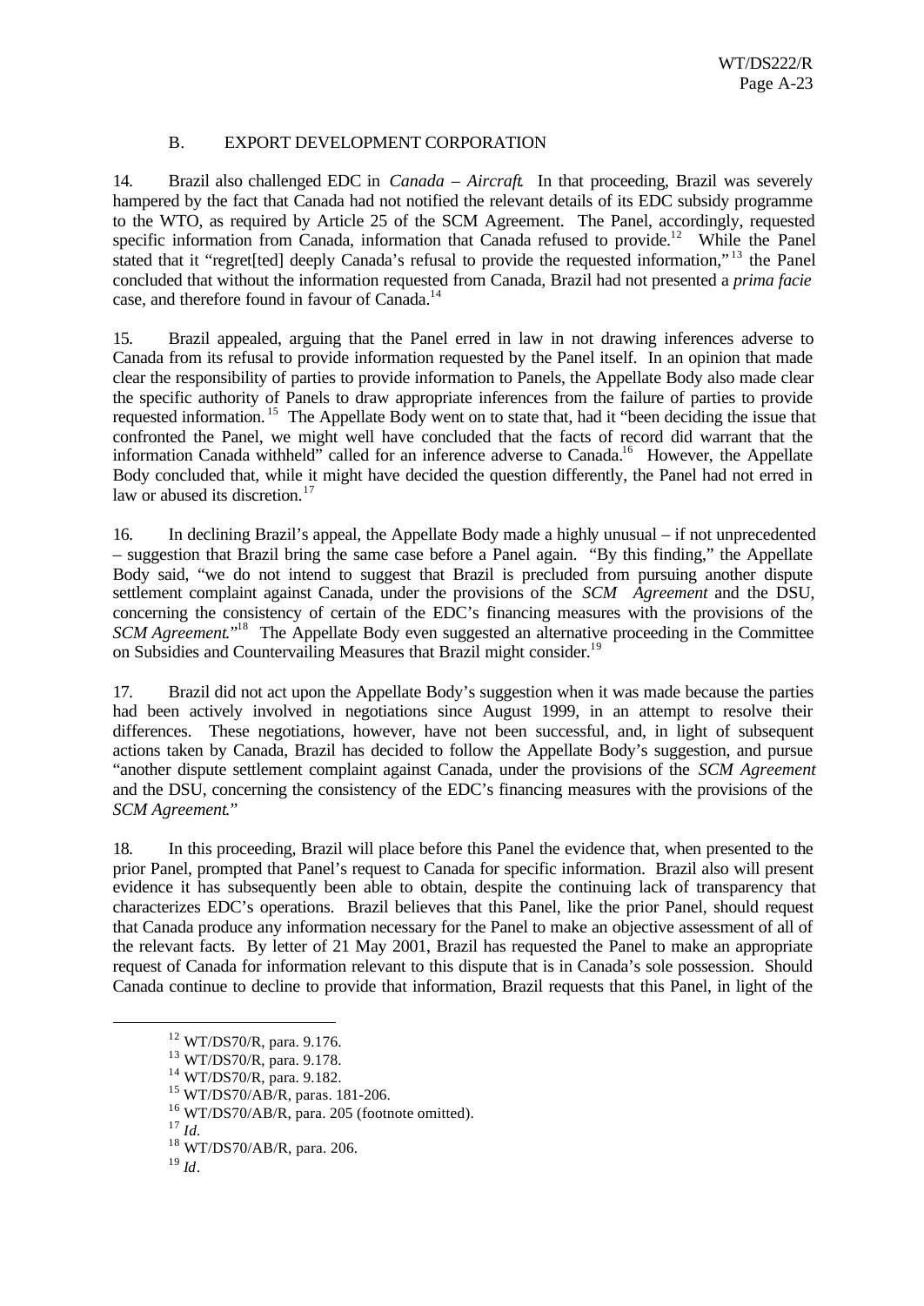## B. EXPORT DEVELOPMENT CORPORATION

14. Brazil also challenged EDC in *Canada – Aircraft*. In that proceeding, Brazil was severely hampered by the fact that Canada had not notified the relevant details of its EDC subsidy programme to the WTO, as required by Article 25 of the SCM Agreement. The Panel, accordingly, requested specific information from Canada, information that Canada refused to provide.[12] While the Panel stated that it "regret[ted] deeply Canada's refusal to provide the requested information,"[13] the Panel concluded that without the information requested from Canada, Brazil had not presented a *prima facie* case, and therefore found in favour of Canada.[14]

15. Brazil appealed, arguing that the Panel erred in law in not drawing inferences adverse to Canada from its refusal to provide information requested by the Panel itself. In an opinion that made clear the responsibility of parties to provide information to Panels, the Appellate Body also made clear the specific authority of Panels to draw appropriate inferences from the failure of parties to provide requested information.[15] The Appellate Body went on to state that, had it "been deciding the issue that confronted the Panel, we might well have concluded that the facts of record did warrant that the information Canada withheld" called for an inference adverse to Canada.[16] However, the Appellate Body concluded that, while it might have decided the question differently, the Panel had not erred in law or abused its discretion.[17]

16. In declining Brazil's appeal, the Appellate Body made a highly unusual – if not unprecedented – suggestion that Brazil bring the same case before a Panel again. "By this finding," the Appellate Body said, "we do not intend to suggest that Brazil is precluded from pursuing another dispute settlement complaint against Canada, under the provisions of the *SCM Agreement* and the DSU, concerning the consistency of certain of the EDC's financing measures with the provisions of the *SCM Agreement*."[18] The Appellate Body even suggested an alternative proceeding in the Committee on Subsidies and Countervailing Measures that Brazil might consider.[19]

17. Brazil did not act upon the Appellate Body's suggestion when it was made because the parties had been actively involved in negotiations since August 1999, in an attempt to resolve their differences. These negotiations, however, have not been successful, and, in light of subsequent actions taken by Canada, Brazil has decided to follow the Appellate Body's suggestion, and pursue "another dispute settlement complaint against Canada, under the provisions of the *SCM Agreement* and the DSU, concerning the consistency of the EDC's financing measures with the provisions of the *SCM Agreement*."

18. In this proceeding, Brazil will place before this Panel the evidence that, when presented to the prior Panel, prompted that Panel's request to Canada for specific information. Brazil also will present evidence it has subsequently been able to obtain, despite the continuing lack of transparency that characterizes EDC's operations. Brazil believes that this Panel, like the prior Panel, should request that Canada produce any information necessary for the Panel to make an objective assessment of all of the relevant facts. By letter of 21 May 2001, Brazil has requested the Panel to make an appropriate request of Canada for information relevant to this dispute that is in Canada's sole possession. Should Canada continue to decline to provide that information, Brazil requests that this Panel, in light of the

---

[12] WT/DS70/R, para. 9.176.

[13] WT/DS70/R, para. 9.178.

[14] WT/DS70/R, para. 9.182.

[15] WT/DS70/AB/R, paras. 181-206.

[16] WT/DS70/AB/R, para. 205 (footnote omitted).

[17] *Id.*

[18] WT/DS70/AB/R, para. 206.

[19] *Id*.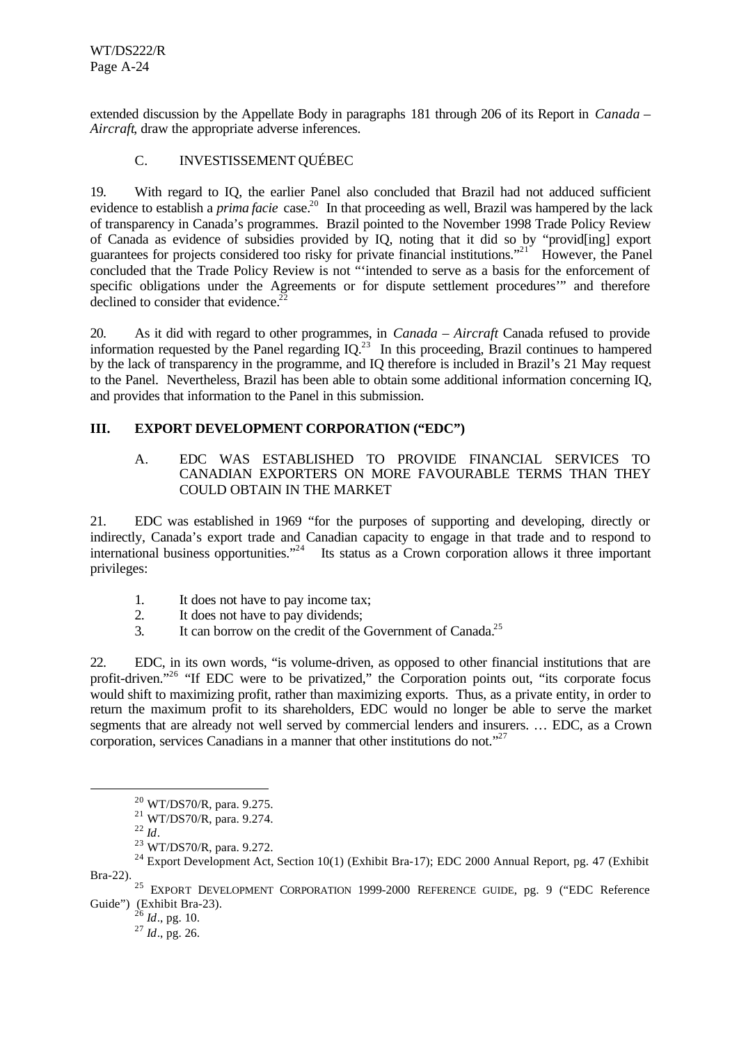extended discussion by the Appellate Body in paragraphs 181 through 206 of its Report in *Canada – Aircraft*, draw the appropriate adverse inferences.

### C. INVESTISSEMENT QUÉBEC

19. With regard to IQ, the earlier Panel also concluded that Brazil had not adduced sufficient evidence to establish a *prima facie* case.[20] In that proceeding as well, Brazil was hampered by the lack of transparency in Canada's programmes. Brazil pointed to the November 1998 Trade Policy Review of Canada as evidence of subsidies provided by IQ, noting that it did so by "provid[ing] export guarantees for projects considered too risky for private financial institutions."[21] However, the Panel concluded that the Trade Policy Review is not "'intended to serve as a basis for the enforcement of specific obligations under the Agreements or for dispute settlement procedures'" and therefore declined to consider that evidence.[22]

20. As it did with regard to other programmes, in *Canada – Aircraft* Canada refused to provide information requested by the Panel regarding IQ.[23] In this proceeding, Brazil continues to hampered by the lack of transparency in the programme, and IQ therefore is included in Brazil's 21 May request to the Panel. Nevertheless, Brazil has been able to obtain some additional information concerning IQ, and provides that information to the Panel in this submission.

## III. EXPORT DEVELOPMENT CORPORATION ("EDC")

### A. EDC WAS ESTABLISHED TO PROVIDE FINANCIAL SERVICES TO CANADIAN EXPORTERS ON MORE FAVOURABLE TERMS THAN THEY COULD OBTAIN IN THE MARKET

21. EDC was established in 1969 "for the purposes of supporting and developing, directly or indirectly, Canada's export trade and Canadian capacity to engage in that trade and to respond to international business opportunities."[24] Its status as a Crown corporation allows it three important privileges:

1. It does not have to pay income tax;
2. It does not have to pay dividends;
3. It can borrow on the credit of the Government of Canada.[25]

22. EDC, in its own words, "is volume-driven, as opposed to other financial institutions that are profit-driven."[26] "If EDC were to be privatized," the Corporation points out, "its corporate focus would shift to maximizing profit, rather than maximizing exports. Thus, as a private entity, in order to return the maximum profit to its shareholders, EDC would no longer be able to serve the market segments that are already not well served by commercial lenders and insurers. … EDC, as a Crown corporation, services Canadians in a manner that other institutions do not."[27]

---

[20] WT/DS70/R, para. 9.275.

[21] WT/DS70/R, para. 9.274.

[22] *Id*.

[23] WT/DS70/R, para. 9.272.

[24] Export Development Act, Section 10(1) (Exhibit Bra-17); EDC 2000 Annual Report, pg. 47 (Exhibit Bra-22).

[25] EXPORT DEVELOPMENT CORPORATION 1999-2000 REFERENCE GUIDE, pg. 9 ("EDC Reference Guide") (Exhibit Bra-23).

[26] *Id*., pg. 10.

[27] *Id*., pg. 26.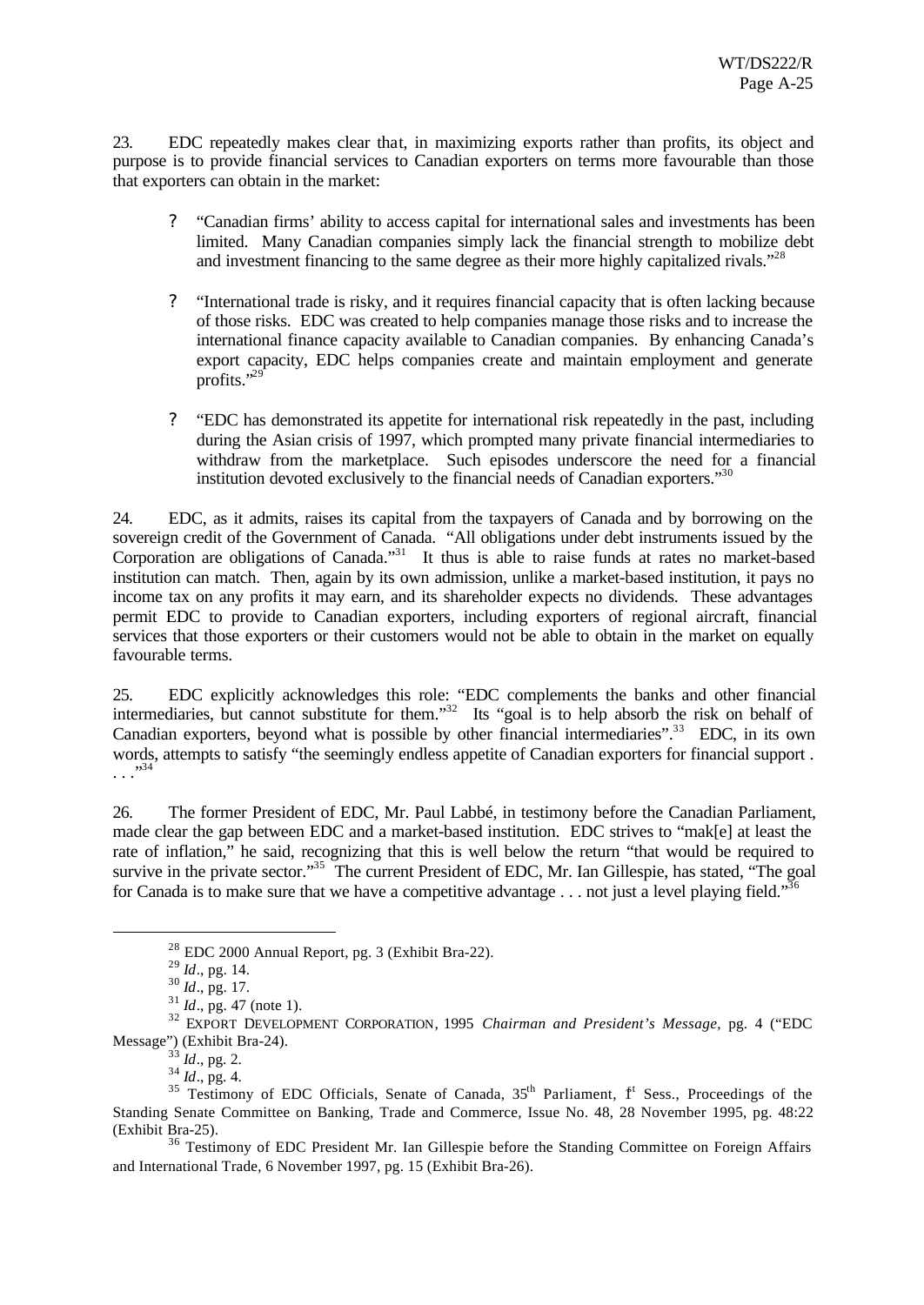23. EDC repeatedly makes clear that, in maximizing exports rather than profits, its object and purpose is to provide financial services to Canadian exporters on terms more favourable than those that exporters can obtain in the market:

- "Canadian firms' ability to access capital for international sales and investments has been limited. Many Canadian companies simply lack the financial strength to mobilize debt and investment financing to the same degree as their more highly capitalized rivals."[28]

- "International trade is risky, and it requires financial capacity that is often lacking because of those risks. EDC was created to help companies manage those risks and to increase the international finance capacity available to Canadian companies. By enhancing Canada's export capacity, EDC helps companies create and maintain employment and generate profits."[29]

- "EDC has demonstrated its appetite for international risk repeatedly in the past, including during the Asian crisis of 1997, which prompted many private financial intermediaries to withdraw from the marketplace. Such episodes underscore the need for a financial institution devoted exclusively to the financial needs of Canadian exporters."[30]

24. EDC, as it admits, raises its capital from the taxpayers of Canada and by borrowing on the sovereign credit of the Government of Canada. "All obligations under debt instruments issued by the Corporation are obligations of Canada."[31] It thus is able to raise funds at rates no market-based institution can match. Then, again by its own admission, unlike a market-based institution, it pays no income tax on any profits it may earn, and its shareholder expects no dividends. These advantages permit EDC to provide to Canadian exporters, including exporters of regional aircraft, financial services that those exporters or their customers would not be able to obtain in the market on equally favourable terms.

25. EDC explicitly acknowledges this role: "EDC complements the banks and other financial intermediaries, but cannot substitute for them."[32] Its "goal is to help absorb the risk on behalf of Canadian exporters, beyond what is possible by other financial intermediaries".[33] EDC, in its own words, attempts to satisfy "the seemingly endless appetite of Canadian exporters for financial support . . . ."[34]

26. The former President of EDC, Mr. Paul Labbé, in testimony before the Canadian Parliament, made clear the gap between EDC and a market-based institution. EDC strives to "mak[e] at least the rate of inflation," he said, recognizing that this is well below the return "that would be required to survive in the private sector."[35] The current President of EDC, Mr. Ian Gillespie, has stated, "The goal for Canada is to make sure that we have a competitive advantage . . . not just a level playing field."[36]

---

[28] EDC 2000 Annual Report, pg. 3 (Exhibit Bra-22).

[29] *Id*., pg. 14.

[30] *Id*., pg. 17.

[31] *Id*., pg. 47 (note 1).

[32] EXPORT DEVELOPMENT CORPORATION, 1995 *Chairman and President's Message*, pg. 4 ("EDC Message") (Exhibit Bra-24).

[33] *Id*., pg. 2.

[34] *Id*., pg. 4.

[35] Testimony of EDC Officials, Senate of Canada, 35th Parliament, 1st Sess., Proceedings of the Standing Senate Committee on Banking, Trade and Commerce, Issue No. 48, 28 November 1995, pg. 48:22 (Exhibit Bra-25).

[36] Testimony of EDC President Mr. Ian Gillespie before the Standing Committee on Foreign Affairs and International Trade, 6 November 1997, pg. 15 (Exhibit Bra-26).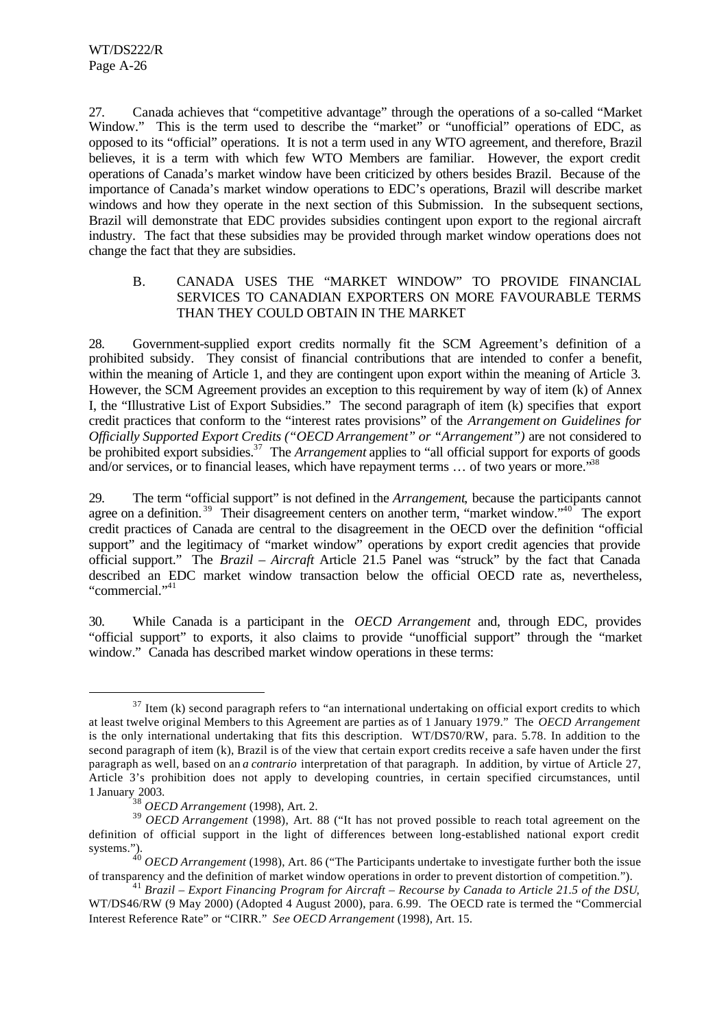27. Canada achieves that "competitive advantage" through the operations of a so-called "Market Window." This is the term used to describe the "market" or "unofficial" operations of EDC, as opposed to its "official" operations. It is not a term used in any WTO agreement, and therefore, Brazil believes, it is a term with which few WTO Members are familiar. However, the export credit operations of Canada's market window have been criticized by others besides Brazil. Because of the importance of Canada's market window operations to EDC's operations, Brazil will describe market windows and how they operate in the next section of this Submission. In the subsequent sections, Brazil will demonstrate that EDC provides subsidies contingent upon export to the regional aircraft industry. The fact that these subsidies may be provided through market window operations does not change the fact that they are subsidies.

### B. CANADA USES THE "MARKET WINDOW" TO PROVIDE FINANCIAL SERVICES TO CANADIAN EXPORTERS ON MORE FAVOURABLE TERMS THAN THEY COULD OBTAIN IN THE MARKET

28. Government-supplied export credits normally fit the SCM Agreement's definition of a prohibited subsidy. They consist of financial contributions that are intended to confer a benefit, within the meaning of Article 1, and they are contingent upon export within the meaning of Article 3. However, the SCM Agreement provides an exception to this requirement by way of item (k) of Annex I, the "Illustrative List of Export Subsidies." The second paragraph of item (k) specifies that export credit practices that conform to the "interest rates provisions" of the *Arrangement on Guidelines for Officially Supported Export Credits ("OECD Arrangement" or "Arrangement")* are not considered to be prohibited export subsidies.[37] The *Arrangement* applies to "all official support for exports of goods and/or services, or to financial leases, which have repayment terms … of two years or more."[38]

29. The term "official support" is not defined in the *Arrangement*, because the participants cannot agree on a definition.[39] Their disagreement centers on another term, "market window."[40] The export credit practices of Canada are central to the disagreement in the OECD over the definition "official support" and the legitimacy of "market window" operations by export credit agencies that provide official support." The *Brazil – Aircraft* Article 21.5 Panel was "struck" by the fact that Canada described an EDC market window transaction below the official OECD rate as, nevertheless, "commercial."[41]

30. While Canada is a participant in the *OECD Arrangement* and, through EDC, provides "official support" to exports, it also claims to provide "unofficial support" through the "market window." Canada has described market window operations in these terms:

---

[37] Item (k) second paragraph refers to "an international undertaking on official export credits to which at least twelve original Members to this Agreement are parties as of 1 January 1979." The *OECD Arrangement* is the only international undertaking that fits this description. WT/DS70/RW, para. 5.78. In addition to the second paragraph of item (k), Brazil is of the view that certain export credits receive a safe haven under the first paragraph as well, based on an *a contrario* interpretation of that paragraph. In addition, by virtue of Article 27, Article 3's prohibition does not apply to developing countries, in certain specified circumstances, until 1 January 2003.

[38] *OECD Arrangement* (1998), Art. 2.

[39] *OECD Arrangement* (1998), Art. 88 ("It has not proved possible to reach total agreement on the definition of official support in the light of differences between long-established national export credit systems.").

[40] *OECD Arrangement* (1998), Art. 86 ("The Participants undertake to investigate further both the issue of transparency and the definition of market window operations in order to prevent distortion of competition.").

[41] *Brazil – Export Financing Program for Aircraft – Recourse by Canada to Article 21.5 of the DSU*, WT/DS46/RW (9 May 2000) (Adopted 4 August 2000), para. 6.99. The OECD rate is termed the "Commercial Interest Reference Rate" or "CIRR." *See OECD Arrangement* (1998), Art. 15.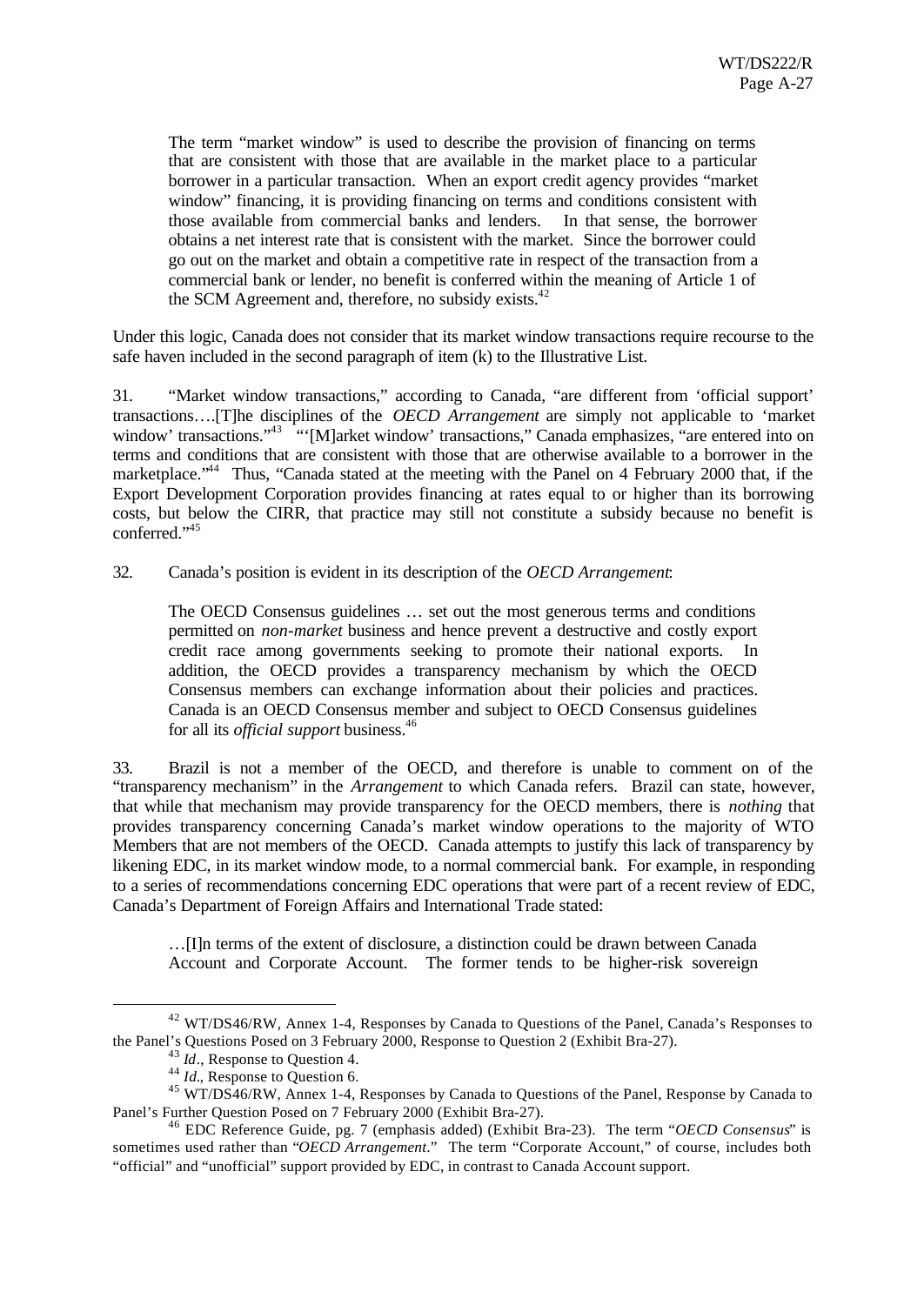> The term "market window" is used to describe the provision of financing on terms that are consistent with those that are available in the market place to a particular borrower in a particular transaction. When an export credit agency provides "market window" financing, it is providing financing on terms and conditions consistent with those available from commercial banks and lenders. In that sense, the borrower obtains a net interest rate that is consistent with the market. Since the borrower could go out on the market and obtain a competitive rate in respect of the transaction from a commercial bank or lender, no benefit is conferred within the meaning of Article 1 of the SCM Agreement and, therefore, no subsidy exists.[42]

Under this logic, Canada does not consider that its market window transactions require recourse to the safe haven included in the second paragraph of item (k) to the Illustrative List.

31. "Market window transactions," according to Canada, "are different from 'official support' transactions….[T]he disciplines of the *OECD Arrangement* are simply not applicable to 'market window' transactions."[43] "'[M]arket window' transactions," Canada emphasizes, "are entered into on terms and conditions that are consistent with those that are otherwise available to a borrower in the marketplace."[44] Thus, "Canada stated at the meeting with the Panel on 4 February 2000 that, if the Export Development Corporation provides financing at rates equal to or higher than its borrowing costs, but below the CIRR, that practice may still not constitute a subsidy because no benefit is conferred."[45]

32. Canada's position is evident in its description of the *OECD Arrangement*:

> The OECD Consensus guidelines … set out the most generous terms and conditions permitted on *non-market* business and hence prevent a destructive and costly export credit race among governments seeking to promote their national exports. In addition, the OECD provides a transparency mechanism by which the OECD Consensus members can exchange information about their policies and practices. Canada is an OECD Consensus member and subject to OECD Consensus guidelines for all its *official support* business.[46]

33. Brazil is not a member of the OECD, and therefore is unable to comment on of the "transparency mechanism" in the *Arrangement* to which Canada refers. Brazil can state, however, that while that mechanism may provide transparency for the OECD members, there is *nothing* that provides transparency concerning Canada's market window operations to the majority of WTO Members that are not members of the OECD. Canada attempts to justify this lack of transparency by likening EDC, in its market window mode, to a normal commercial bank. For example, in responding to a series of recommendations concerning EDC operations that were part of a recent review of EDC, Canada's Department of Foreign Affairs and International Trade stated:

> …[I]n terms of the extent of disclosure, a distinction could be drawn between Canada Account and Corporate Account. The former tends to be higher-risk sovereign

---

[42] WT/DS46/RW, Annex 1-4, Responses by Canada to Questions of the Panel, Canada's Responses to the Panel's Questions Posed on 3 February 2000, Response to Question 2 (Exhibit Bra-27).

[43] *Id*., Response to Question 4.

[44] *Id*., Response to Question 6.

[45] WT/DS46/RW, Annex 1-4, Responses by Canada to Questions of the Panel, Response by Canada to Panel's Further Question Posed on 7 February 2000 (Exhibit Bra-27).

[46] EDC Reference Guide, pg. 7 (emphasis added) (Exhibit Bra-23). The term "*OECD Consensus*" is sometimes used rather than "*OECD Arrangement*." The term "Corporate Account," of course, includes both "official" and "unofficial" support provided by EDC, in contrast to Canada Account support.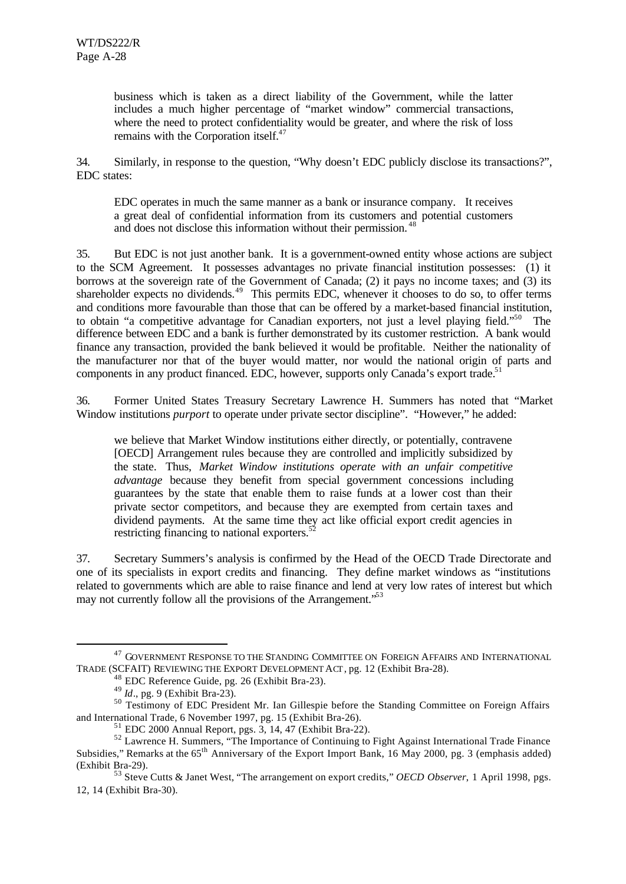business which is taken as a direct liability of the Government, while the latter includes a much higher percentage of "market window" commercial transactions, where the need to protect confidentiality would be greater, and where the risk of loss remains with the Corporation itself.[47]

34. Similarly, in response to the question, "Why doesn't EDC publicly disclose its transactions?", EDC states:

> EDC operates in much the same manner as a bank or insurance company. It receives a great deal of confidential information from its customers and potential customers and does not disclose this information without their permission.[48]

35. But EDC is not just another bank. It is a government-owned entity whose actions are subject to the SCM Agreement. It possesses advantages no private financial institution possesses: (1) it borrows at the sovereign rate of the Government of Canada; (2) it pays no income taxes; and (3) its shareholder expects no dividends.[49] This permits EDC, whenever it chooses to do so, to offer terms and conditions more favourable than those that can be offered by a market-based financial institution, to obtain "a competitive advantage for Canadian exporters, not just a level playing field."[50] The difference between EDC and a bank is further demonstrated by its customer restriction. A bank would finance any transaction, provided the bank believed it would be profitable. Neither the nationality of the manufacturer nor that of the buyer would matter, nor would the national origin of parts and components in any product financed. EDC, however, supports only Canada's export trade.[51]

36. Former United States Treasury Secretary Lawrence H. Summers has noted that "Market Window institutions *purport* to operate under private sector discipline". "However," he added:

> we believe that Market Window institutions either directly, or potentially, contravene [OECD] Arrangement rules because they are controlled and implicitly subsidized by the state. Thus, *Market Window institutions operate with an unfair competitive advantage* because they benefit from special government concessions including guarantees by the state that enable them to raise funds at a lower cost than their private sector competitors, and because they are exempted from certain taxes and dividend payments. At the same time they act like official export credit agencies in restricting financing to national exporters.[52]

37. Secretary Summers's analysis is confirmed by the Head of the OECD Trade Directorate and one of its specialists in export credits and financing. They define market windows as "institutions related to governments which are able to raise finance and lend at very low rates of interest but which may not currently follow all the provisions of the Arrangement."[53]

---

[47] GOVERNMENT RESPONSE TO THE STANDING COMMITTEE ON FOREIGN AFFAIRS AND INTERNATIONAL TRADE (SCFAIT) REVIEWING THE EXPORT DEVELOPMENT ACT, pg. 12 (Exhibit Bra-28).

[48] EDC Reference Guide, pg. 26 (Exhibit Bra-23).

[49] *Id*., pg. 9 (Exhibit Bra-23).

[50] Testimony of EDC President Mr. Ian Gillespie before the Standing Committee on Foreign Affairs and International Trade, 6 November 1997, pg. 15 (Exhibit Bra-26).

[51] EDC 2000 Annual Report, pgs. 3, 14, 47 (Exhibit Bra-22).

[52] Lawrence H. Summers, "The Importance of Continuing to Fight Against International Trade Finance Subsidies," Remarks at the 65th Anniversary of the Export Import Bank, 16 May 2000, pg. 3 (emphasis added) (Exhibit Bra-29).

[53] Steve Cutts & Janet West, "The arrangement on export credits," *OECD Observer*, 1 April 1998, pgs. 12, 14 (Exhibit Bra-30).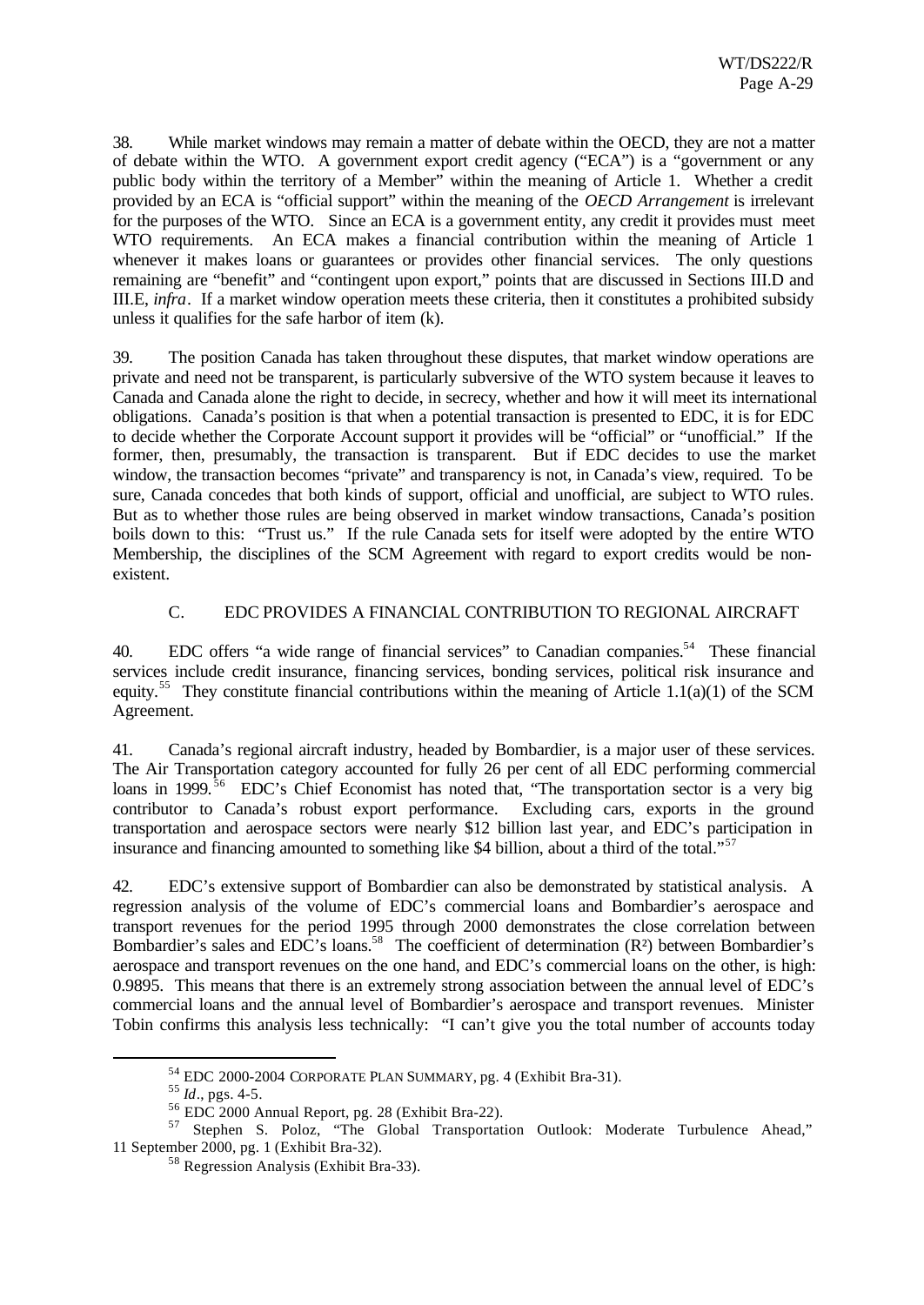38. While market windows may remain a matter of debate within the OECD, they are not a matter of debate within the WTO. A government export credit agency ("ECA") is a "government or any public body within the territory of a Member" within the meaning of Article 1. Whether a credit provided by an ECA is "official support" within the meaning of the *OECD Arrangement* is irrelevant for the purposes of the WTO. Since an ECA is a government entity, any credit it provides must meet WTO requirements. An ECA makes a financial contribution within the meaning of Article 1 whenever it makes loans or guarantees or provides other financial services. The only questions remaining are "benefit" and "contingent upon export," points that are discussed in Sections III.D and III.E, *infra*. If a market window operation meets these criteria, then it constitutes a prohibited subsidy unless it qualifies for the safe harbor of item (k).

39. The position Canada has taken throughout these disputes, that market window operations are private and need not be transparent, is particularly subversive of the WTO system because it leaves to Canada and Canada alone the right to decide, in secrecy, whether and how it will meet its international obligations. Canada's position is that when a potential transaction is presented to EDC, it is for EDC to decide whether the Corporate Account support it provides will be "official" or "unofficial." If the former, then, presumably, the transaction is transparent. But if EDC decides to use the market window, the transaction becomes "private" and transparency is not, in Canada's view, required. To be sure, Canada concedes that both kinds of support, official and unofficial, are subject to WTO rules. But as to whether those rules are being observed in market window transactions, Canada's position boils down to this: "Trust us." If the rule Canada sets for itself were adopted by the entire WTO Membership, the disciplines of the SCM Agreement with regard to export credits would be non-existent.

## C. EDC PROVIDES A FINANCIAL CONTRIBUTION TO REGIONAL AIRCRAFT

40. EDC offers "a wide range of financial services" to Canadian companies.[54] These financial services include credit insurance, financing services, bonding services, political risk insurance and equity.[55] They constitute financial contributions within the meaning of Article 1.1(a)(1) of the SCM Agreement.

41. Canada's regional aircraft industry, headed by Bombardier, is a major user of these services. The Air Transportation category accounted for fully 26 per cent of all EDC performing commercial loans in 1999.[56] EDC's Chief Economist has noted that, "The transportation sector is a very big contributor to Canada's robust export performance. Excluding cars, exports in the ground transportation and aerospace sectors were nearly $12 billion last year, and EDC's participation in insurance and financing amounted to something like $4 billion, about a third of the total."[57]

42. EDC's extensive support of Bombardier can also be demonstrated by statistical analysis. A regression analysis of the volume of EDC's commercial loans and Bombardier's aerospace and transport revenues for the period 1995 through 2000 demonstrates the close correlation between Bombardier's sales and EDC's loans.[58] The coefficient of determination ($R^2$) between Bombardier's aerospace and transport revenues on the one hand, and EDC's commercial loans on the other, is high: 0.9895. This means that there is an extremely strong association between the annual level of EDC's commercial loans and the annual level of Bombardier's aerospace and transport revenues. Minister Tobin confirms this analysis less technically: "I can't give you the total number of accounts today

---

[54] EDC 2000-2004 CORPORATE PLAN SUMMARY, pg. 4 (Exhibit Bra-31).

[55] *Id*., pgs. 4-5.

[56] EDC 2000 Annual Report, pg. 28 (Exhibit Bra-22).

[57] Stephen S. Poloz, "The Global Transportation Outlook: Moderate Turbulence Ahead," 11 September 2000, pg. 1 (Exhibit Bra-32).

[58] Regression Analysis (Exhibit Bra-33).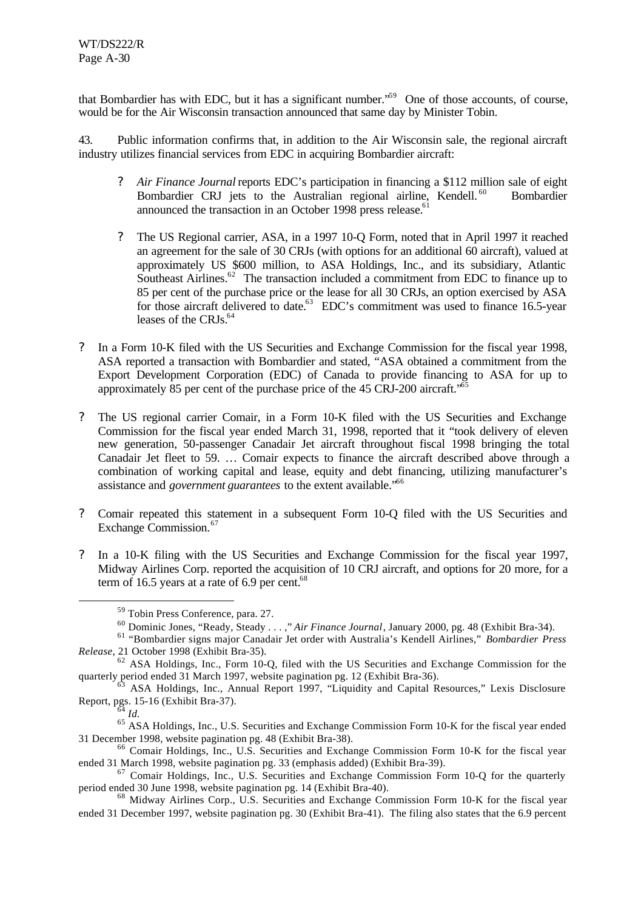that Bombardier has with EDC, but it has a significant number."[59] One of those accounts, of course, would be for the Air Wisconsin transaction announced that same day by Minister Tobin.

43. Public information confirms that, in addition to the Air Wisconsin sale, the regional aircraft industry utilizes financial services from EDC in acquiring Bombardier aircraft:

- *Air Finance Journal* reports EDC's participation in financing a $112 million sale of eight Bombardier CRJ jets to the Australian regional airline, Kendell.[60] Bombardier announced the transaction in an October 1998 press release.[61]

- The US Regional carrier, ASA, in a 1997 10-Q Form, noted that in April 1997 it reached an agreement for the sale of 30 CRJs (with options for an additional 60 aircraft), valued at approximately US $600 million, to ASA Holdings, Inc., and its subsidiary, Atlantic Southeast Airlines.[62] The transaction included a commitment from EDC to finance up to 85 per cent of the purchase price or the lease for all 30 CRJs, an option exercised by ASA for those aircraft delivered to date.[63] EDC's commitment was used to finance 16.5-year leases of the CRJs.[64]

- In a Form 10-K filed with the US Securities and Exchange Commission for the fiscal year 1998, ASA reported a transaction with Bombardier and stated, "ASA obtained a commitment from the Export Development Corporation (EDC) of Canada to provide financing to ASA for up to approximately 85 per cent of the purchase price of the 45 CRJ-200 aircraft."[65]

- The US regional carrier Comair, in a Form 10-K filed with the US Securities and Exchange Commission for the fiscal year ended March 31, 1998, reported that it "took delivery of eleven new generation, 50-passenger Canadair Jet aircraft throughout fiscal 1998 bringing the total Canadair Jet fleet to 59. … Comair expects to finance the aircraft described above through a combination of working capital and lease, equity and debt financing, utilizing manufacturer's assistance and *government guarantees* to the extent available."[66]

- Comair repeated this statement in a subsequent Form 10-Q filed with the US Securities and Exchange Commission.[67]

- In a 10-K filing with the US Securities and Exchange Commission for the fiscal year 1997, Midway Airlines Corp. reported the acquisition of 10 CRJ aircraft, and options for 20 more, for a term of 16.5 years at a rate of 6.9 per cent.[68]

---

[59] Tobin Press Conference, para. 27.

[60] Dominic Jones, "Ready, Steady . . . ," *Air Finance Journal*, January 2000, pg. 48 (Exhibit Bra-34).

[61] "Bombardier signs major Canadair Jet order with Australia's Kendell Airlines," *Bombardier Press Release*, 21 October 1998 (Exhibit Bra-35).

[62] ASA Holdings, Inc., Form 10-Q, filed with the US Securities and Exchange Commission for the quarterly period ended 31 March 1997, website pagination pg. 12 (Exhibit Bra-36).

[63] ASA Holdings, Inc., Annual Report 1997, "Liquidity and Capital Resources," Lexis Disclosure Report, pgs. 15-16 (Exhibit Bra-37).

[64] *Id.*

[65] ASA Holdings, Inc., U.S. Securities and Exchange Commission Form 10-K for the fiscal year ended 31 December 1998, website pagination pg. 48 (Exhibit Bra-38).

[66] Comair Holdings, Inc., U.S. Securities and Exchange Commission Form 10-K for the fiscal year ended 31 March 1998, website pagination pg. 33 (emphasis added) (Exhibit Bra-39).

[67] Comair Holdings, Inc., U.S. Securities and Exchange Commission Form 10-Q for the quarterly period ended 30 June 1998, website pagination pg. 14 (Exhibit Bra-40).

[68] Midway Airlines Corp., U.S. Securities and Exchange Commission Form 10-K for the fiscal year ended 31 December 1997, website pagination pg. 30 (Exhibit Bra-41). The filing also states that the 6.9 percent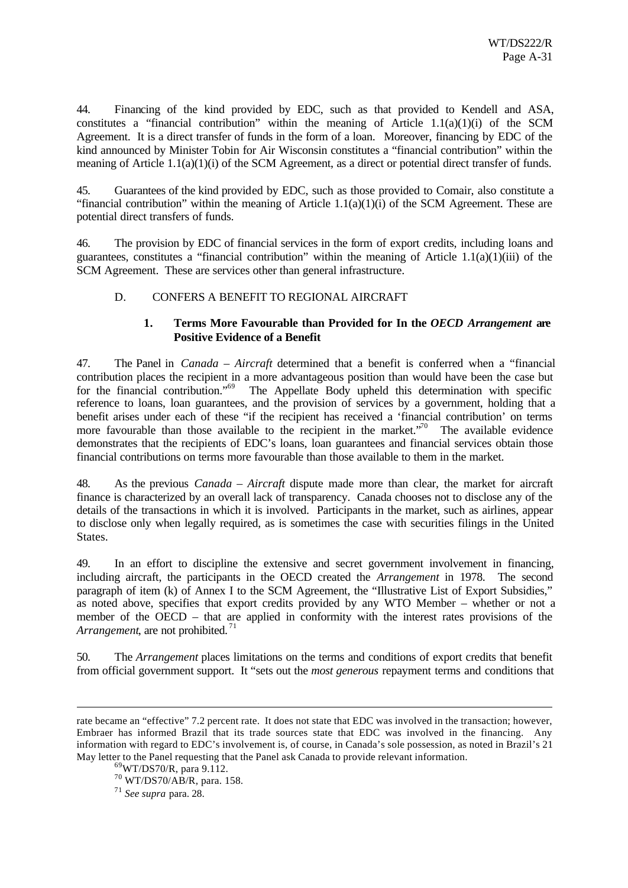44. Financing of the kind provided by EDC, such as that provided to Kendell and ASA, constitutes a "financial contribution" within the meaning of Article 1.1(a)(1)(i) of the SCM Agreement. It is a direct transfer of funds in the form of a loan. Moreover, financing by EDC of the kind announced by Minister Tobin for Air Wisconsin constitutes a "financial contribution" within the meaning of Article 1.1(a)(1)(i) of the SCM Agreement, as a direct or potential direct transfer of funds.

45. Guarantees of the kind provided by EDC, such as those provided to Comair, also constitute a "financial contribution" within the meaning of Article 1.1(a)(1)(i) of the SCM Agreement. These are potential direct transfers of funds.

46. The provision by EDC of financial services in the form of export credits, including loans and guarantees, constitutes a "financial contribution" within the meaning of Article 1.1(a)(1)(iii) of the SCM Agreement. These are services other than general infrastructure.

## D. CONFERS A BENEFIT TO REGIONAL AIRCRAFT

### 1. Terms More Favourable than Provided for In the *OECD Arrangement* are Positive Evidence of a Benefit

47. The Panel in *Canada – Aircraft* determined that a benefit is conferred when a "financial contribution places the recipient in a more advantageous position than would have been the case but for the financial contribution."[69] The Appellate Body upheld this determination with specific reference to loans, loan guarantees, and the provision of services by a government, holding that a benefit arises under each of these "if the recipient has received a 'financial contribution' on terms more favourable than those available to the recipient in the market."[70] The available evidence demonstrates that the recipients of EDC's loans, loan guarantees and financial services obtain those financial contributions on terms more favourable than those available to them in the market.

48. As the previous *Canada – Aircraft* dispute made more than clear, the market for aircraft finance is characterized by an overall lack of transparency. Canada chooses not to disclose any of the details of the transactions in which it is involved. Participants in the market, such as airlines, appear to disclose only when legally required, as is sometimes the case with securities filings in the United States.

49. In an effort to discipline the extensive and secret government involvement in financing, including aircraft, the participants in the OECD created the *Arrangement* in 1978. The second paragraph of item (k) of Annex I to the SCM Agreement, the "Illustrative List of Export Subsidies," as noted above, specifies that export credits provided by any WTO Member – whether or not a member of the OECD – that are applied in conformity with the interest rates provisions of the *Arrangement*, are not prohibited.[71]

50. The *Arrangement* places limitations on the terms and conditions of export credits that benefit from official government support. It "sets out the *most generous* repayment terms and conditions that

---

rate became an "effective" 7.2 percent rate. It does not state that EDC was involved in the transaction; however, Embraer has informed Brazil that its trade sources state that EDC was involved in the financing. Any information with regard to EDC's involvement is, of course, in Canada's sole possession, as noted in Brazil's 21 May letter to the Panel requesting that the Panel ask Canada to provide relevant information.

[69] WT/DS70/R, para 9.112.

[70] WT/DS70/AB/R, para. 158.

[71] *See supra* para. 28.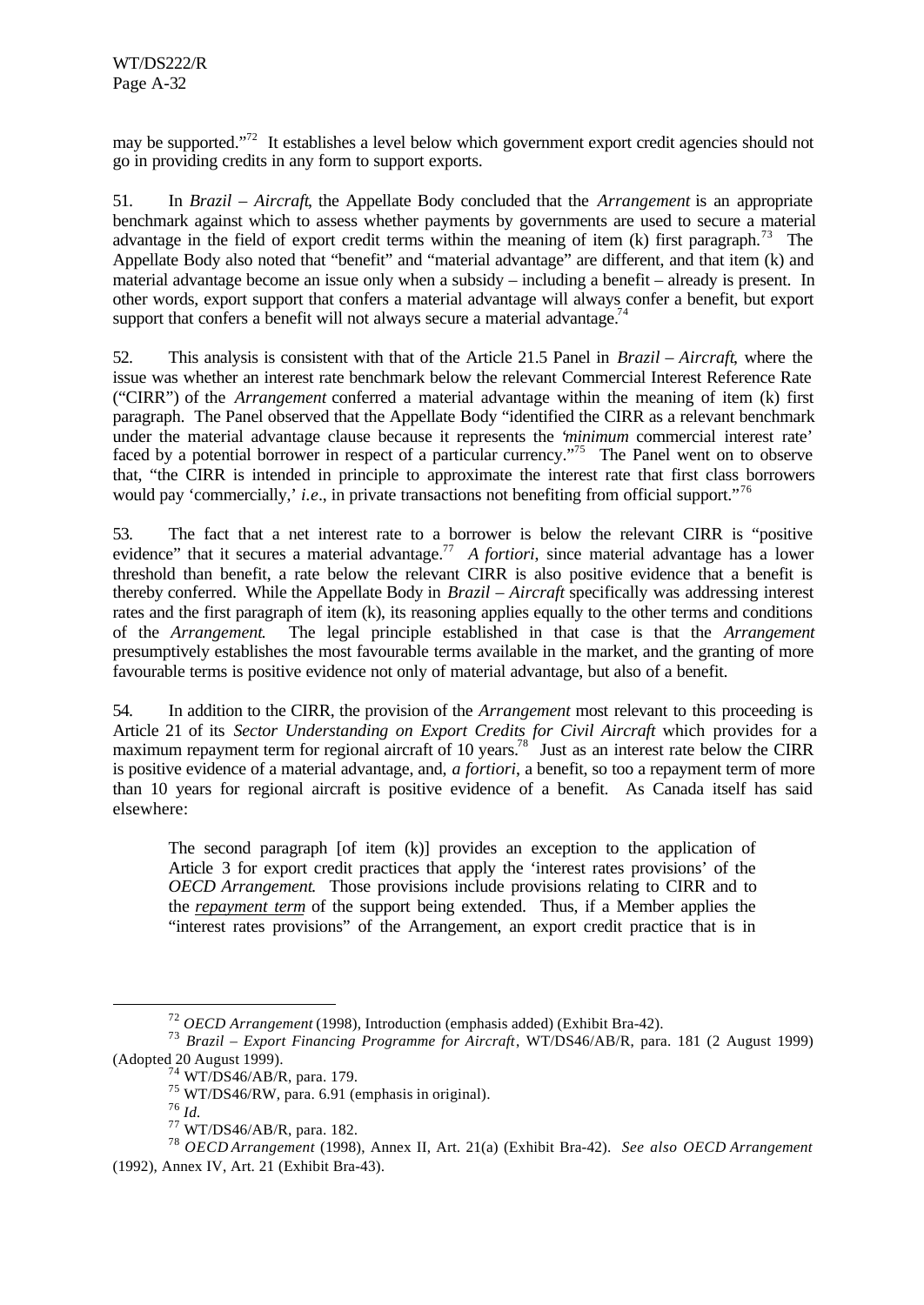may be supported."[72] It establishes a level below which government export credit agencies should not go in providing credits in any form to support exports.

51. In *Brazil – Aircraft*, the Appellate Body concluded that the *Arrangement* is an appropriate benchmark against which to assess whether payments by governments are used to secure a material advantage in the field of export credit terms within the meaning of item (k) first paragraph.[73] The Appellate Body also noted that "benefit" and "material advantage" are different, and that item (k) and material advantage become an issue only when a subsidy – including a benefit – already is present. In other words, export support that confers a material advantage will always confer a benefit, but export support that confers a benefit will not always secure a material advantage.[74]

52. This analysis is consistent with that of the Article 21.5 Panel in *Brazil – Aircraft*, where the issue was whether an interest rate benchmark below the relevant Commercial Interest Reference Rate ("CIRR") of the *Arrangement* conferred a material advantage within the meaning of item (k) first paragraph. The Panel observed that the Appellate Body "identified the CIRR as a relevant benchmark under the material advantage clause because it represents the '*minimum* commercial interest rate' faced by a potential borrower in respect of a particular currency."[75] The Panel went on to observe that, "the CIRR is intended in principle to approximate the interest rate that first class borrowers would pay 'commercially,' *i.e.*, in private transactions not benefiting from official support."[76]

53. The fact that a net interest rate to a borrower is below the relevant CIRR is "positive evidence" that it secures a material advantage.[77] *A fortiori*, since material advantage has a lower threshold than benefit, a rate below the relevant CIRR is also positive evidence that a benefit is thereby conferred. While the Appellate Body in *Brazil – Aircraft* specifically was addressing interest rates and the first paragraph of item (k), its reasoning applies equally to the other terms and conditions of the *Arrangement*. The legal principle established in that case is that the *Arrangement* presumptively establishes the most favourable terms available in the market, and the granting of more favourable terms is positive evidence not only of material advantage, but also of a benefit.

54. In addition to the CIRR, the provision of the *Arrangement* most relevant to this proceeding is Article 21 of its *Sector Understanding on Export Credits for Civil Aircraft* which provides for a maximum repayment term for regional aircraft of 10 years.[78] Just as an interest rate below the CIRR is positive evidence of a material advantage, and, *a fortiori*, a benefit, so too a repayment term of more than 10 years for regional aircraft is positive evidence of a benefit. As Canada itself has said elsewhere:

> The second paragraph [of item (k)] provides an exception to the application of Article 3 for export credit practices that apply the 'interest rates provisions' of the *OECD Arrangement*. Those provisions include provisions relating to CIRR and to the <u>*repayment term*</u> of the support being extended. Thus, if a Member applies the "interest rates provisions" of the Arrangement, an export credit practice that is in

---

[72] *OECD Arrangement* (1998), Introduction (emphasis added) (Exhibit Bra-42).

[73] *Brazil – Export Financing Programme for Aircraft*, WT/DS46/AB/R, para. 181 (2 August 1999) (Adopted 20 August 1999).

[74] WT/DS46/AB/R, para. 179.

[75] WT/DS46/RW, para. 6.91 (emphasis in original).

[76] *Id.*

[77] WT/DS46/AB/R, para. 182.

[78] *OECD Arrangement* (1998), Annex II, Art. 21(a) (Exhibit Bra-42). *See also OECD Arrangement* (1992), Annex IV, Art. 21 (Exhibit Bra-43).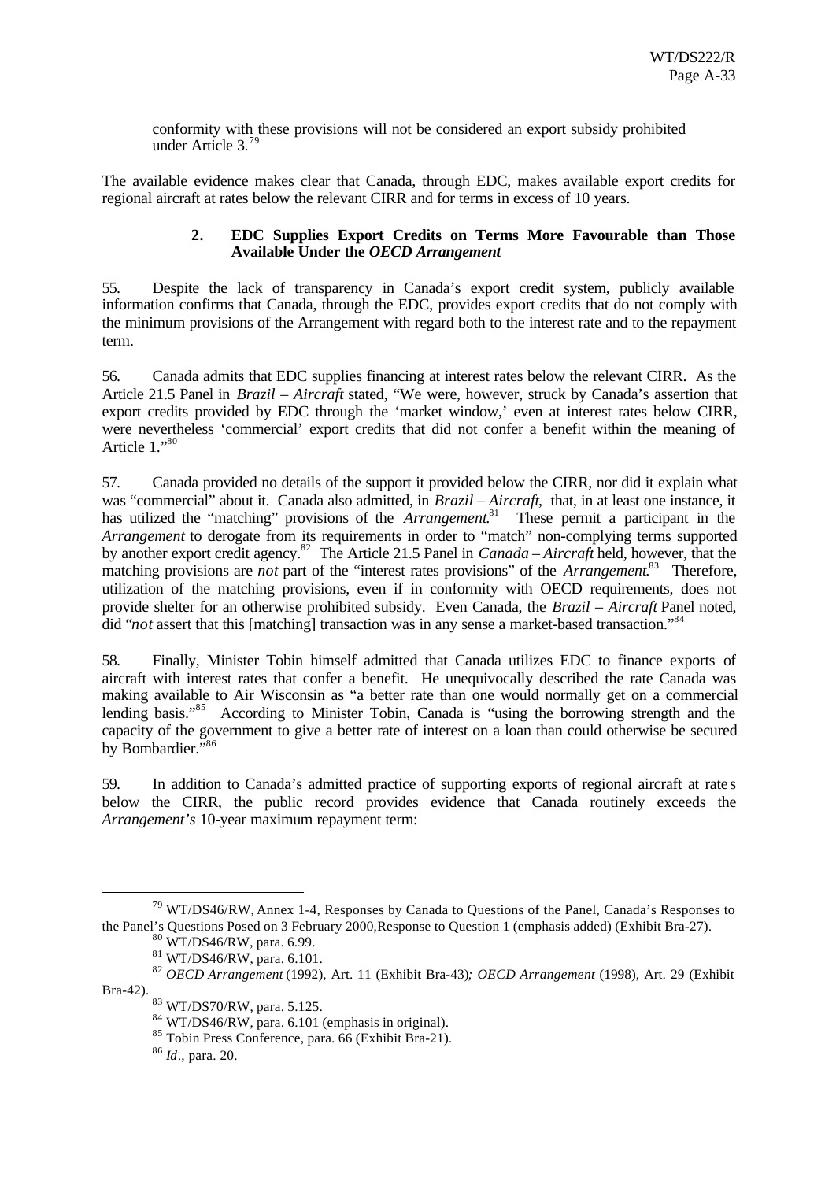conformity with these provisions will not be considered an export subsidy prohibited under Article 3.[79]

The available evidence makes clear that Canada, through EDC, makes available export credits for regional aircraft at rates below the relevant CIRR and for terms in excess of 10 years.

### 2. EDC Supplies Export Credits on Terms More Favourable than Those Available Under the *OECD Arrangement*

55. Despite the lack of transparency in Canada's export credit system, publicly available information confirms that Canada, through the EDC, provides export credits that do not comply with the minimum provisions of the Arrangement with regard both to the interest rate and to the repayment term.

56. Canada admits that EDC supplies financing at interest rates below the relevant CIRR. As the Article 21.5 Panel in *Brazil – Aircraft* stated, "We were, however, struck by Canada's assertion that export credits provided by EDC through the 'market window,' even at interest rates below CIRR, were nevertheless 'commercial' export credits that did not confer a benefit within the meaning of Article 1."[80]

57. Canada provided no details of the support it provided below the CIRR, nor did it explain what was "commercial" about it. Canada also admitted, in *Brazil – Aircraft*, that, in at least one instance, it has utilized the "matching" provisions of the *Arrangement*.[81] These permit a participant in the *Arrangement* to derogate from its requirements in order to "match" non-complying terms supported by another export credit agency.[82] The Article 21.5 Panel in *Canada – Aircraft* held, however, that the matching provisions are *not* part of the "interest rates provisions" of the *Arrangement*.[83] Therefore, utilization of the matching provisions, even if in conformity with OECD requirements, does not provide shelter for an otherwise prohibited subsidy. Even Canada, the *Brazil – Aircraft* Panel noted, did "*not* assert that this [matching] transaction was in any sense a market-based transaction."[84]

58. Finally, Minister Tobin himself admitted that Canada utilizes EDC to finance exports of aircraft with interest rates that confer a benefit. He unequivocally described the rate Canada was making available to Air Wisconsin as "a better rate than one would normally get on a commercial lending basis."[85] According to Minister Tobin, Canada is "using the borrowing strength and the capacity of the government to give a better rate of interest on a loan than could otherwise be secured by Bombardier."[86]

59. In addition to Canada's admitted practice of supporting exports of regional aircraft at rates below the CIRR, the public record provides evidence that Canada routinely exceeds the *Arrangement's* 10-year maximum repayment term:

---

[79] WT/DS46/RW, Annex 1-4, Responses by Canada to Questions of the Panel, Canada's Responses to the Panel's Questions Posed on 3 February 2000,Response to Question 1 (emphasis added) (Exhibit Bra-27).

[80] WT/DS46/RW, para. 6.99.

[81] WT/DS46/RW, para. 6.101.

[82] *OECD Arrangement* (1992), Art. 11 (Exhibit Bra-43); *OECD Arrangement* (1998), Art. 29 (Exhibit Bra-42).

[83] WT/DS70/RW, para. 5.125.

[84] WT/DS46/RW, para. 6.101 (emphasis in original).

[85] Tobin Press Conference, para. 66 (Exhibit Bra-21).

[86] *Id*., para. 20.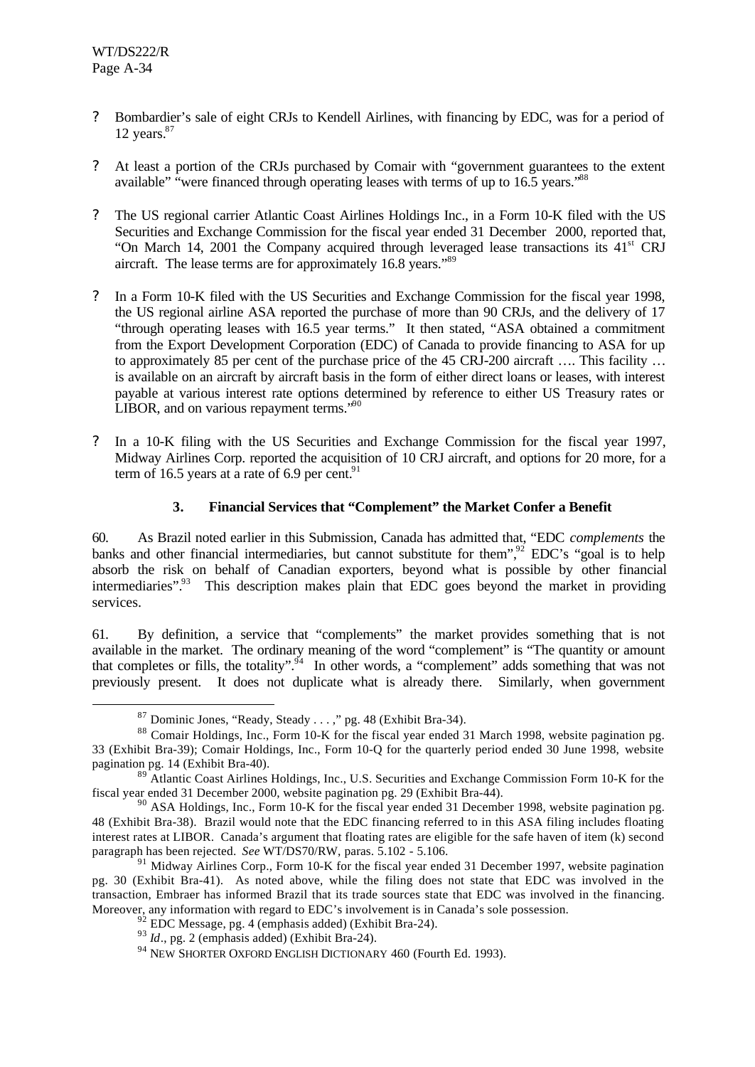- ? Bombardier's sale of eight CRJs to Kendell Airlines, with financing by EDC, was for a period of 12 years.[87]

- ? At least a portion of the CRJs purchased by Comair with "government guarantees to the extent available" "were financed through operating leases with terms of up to 16.5 years."[88]

- ? The US regional carrier Atlantic Coast Airlines Holdings Inc., in a Form 10-K filed with the US Securities and Exchange Commission for the fiscal year ended 31 December 2000, reported that, "On March 14, 2001 the Company acquired through leveraged lease transactions its 41st CRJ aircraft. The lease terms are for approximately 16.8 years."[89]

- ? In a Form 10-K filed with the US Securities and Exchange Commission for the fiscal year 1998, the US regional airline ASA reported the purchase of more than 90 CRJs, and the delivery of 17 "through operating leases with 16.5 year terms." It then stated, "ASA obtained a commitment from the Export Development Corporation (EDC) of Canada to provide financing to ASA for up to approximately 85 per cent of the purchase price of the 45 CRJ-200 aircraft …. This facility … is available on an aircraft by aircraft basis in the form of either direct loans or leases, with interest payable at various interest rate options determined by reference to either US Treasury rates or LIBOR, and on various repayment terms."[90]

- ? In a 10-K filing with the US Securities and Exchange Commission for the fiscal year 1997, Midway Airlines Corp. reported the acquisition of 10 CRJ aircraft, and options for 20 more, for a term of 16.5 years at a rate of 6.9 per cent.[91]

### 3. Financial Services that "Complement" the Market Confer a Benefit

60. As Brazil noted earlier in this Submission, Canada has admitted that, "EDC *complements* the banks and other financial intermediaries, but cannot substitute for them",[92] EDC's "goal is to help absorb the risk on behalf of Canadian exporters, beyond what is possible by other financial intermediaries".[93] This description makes plain that EDC goes beyond the market in providing services.

61. By definition, a service that "complements" the market provides something that is not available in the market. The ordinary meaning of the word "complement" is "The quantity or amount that completes or fills, the totality".[94] In other words, a "complement" adds something that was not previously present. It does not duplicate what is already there. Similarly, when government

---

[87] Dominic Jones, "Ready, Steady . . . ," pg. 48 (Exhibit Bra-34).

[88] Comair Holdings, Inc., Form 10-K for the fiscal year ended 31 March 1998, website pagination pg. 33 (Exhibit Bra-39); Comair Holdings, Inc., Form 10-Q for the quarterly period ended 30 June 1998, website pagination pg. 14 (Exhibit Bra-40).

[89] Atlantic Coast Airlines Holdings, Inc., U.S. Securities and Exchange Commission Form 10-K for the fiscal year ended 31 December 2000, website pagination pg. 29 (Exhibit Bra-44).

[90] ASA Holdings, Inc., Form 10-K for the fiscal year ended 31 December 1998, website pagination pg. 48 (Exhibit Bra-38). Brazil would note that the EDC financing referred to in this ASA filing includes floating interest rates at LIBOR. Canada's argument that floating rates are eligible for the safe haven of item (k) second paragraph has been rejected. *See* WT/DS70/RW, paras. 5.102 - 5.106.

[91] Midway Airlines Corp., Form 10-K for the fiscal year ended 31 December 1997, website pagination pg. 30 (Exhibit Bra-41). As noted above, while the filing does not state that EDC was involved in the transaction, Embraer has informed Brazil that its trade sources state that EDC was involved in the financing. Moreover, any information with regard to EDC's involvement is in Canada's sole possession.

[92] EDC Message, pg. 4 (emphasis added) (Exhibit Bra-24).

[93] *Id*., pg. 2 (emphasis added) (Exhibit Bra-24).

[94] NEW SHORTER OXFORD ENGLISH DICTIONARY 460 (Fourth Ed. 1993).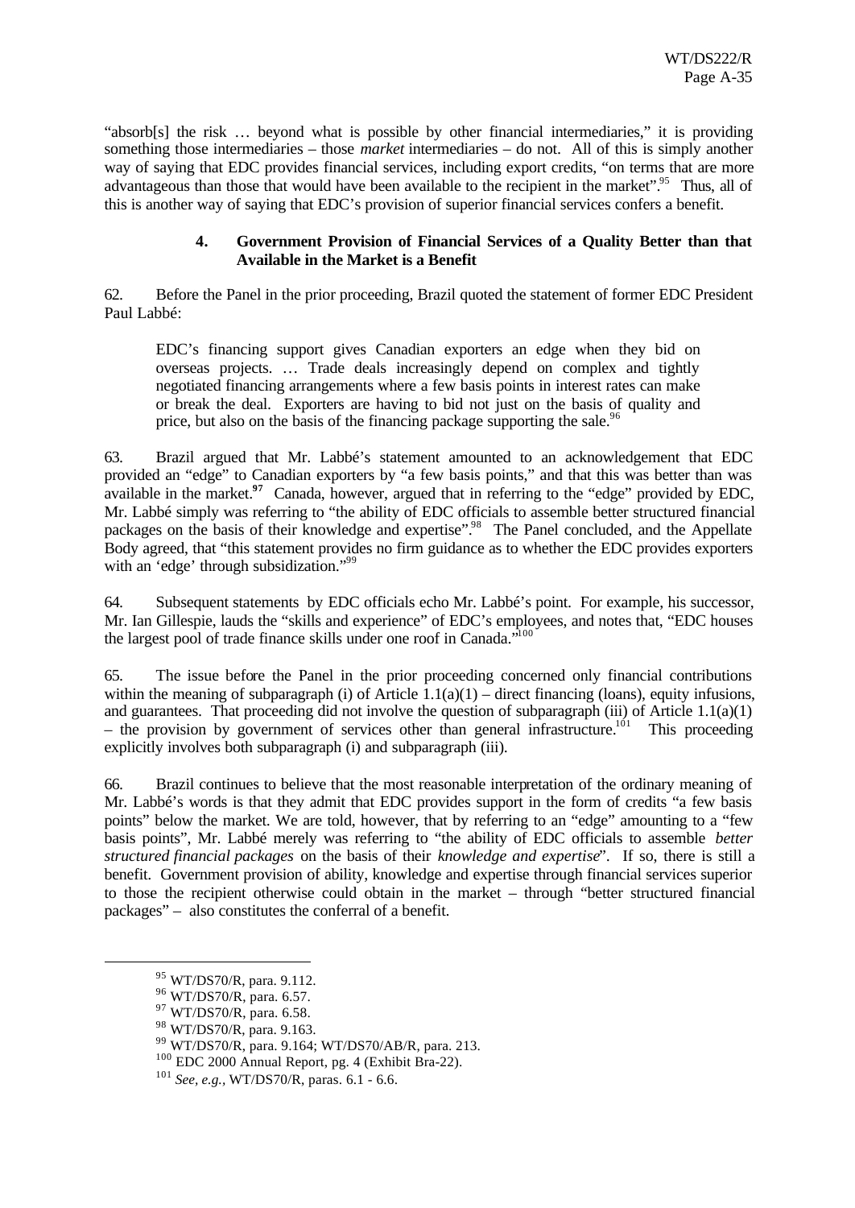"absorb[s] the risk … beyond what is possible by other financial intermediaries," it is providing something those intermediaries – those *market* intermediaries – do not. All of this is simply another way of saying that EDC provides financial services, including export credits, "on terms that are more advantageous than those that would have been available to the recipient in the market".[95] Thus, all of this is another way of saying that EDC's provision of superior financial services confers a benefit.

#### 4. Government Provision of Financial Services of a Quality Better than that Available in the Market is a Benefit

62. Before the Panel in the prior proceeding, Brazil quoted the statement of former EDC President Paul Labbé:

> EDC's financing support gives Canadian exporters an edge when they bid on overseas projects. … Trade deals increasingly depend on complex and tightly negotiated financing arrangements where a few basis points in interest rates can make or break the deal. Exporters are having to bid not just on the basis of quality and price, but also on the basis of the financing package supporting the sale.[96]

63. Brazil argued that Mr. Labbé's statement amounted to an acknowledgement that EDC provided an "edge" to Canadian exporters by "a few basis points," and that this was better than was available in the market.**[97]** Canada, however, argued that in referring to the "edge" provided by EDC, Mr. Labbé simply was referring to "the ability of EDC officials to assemble better structured financial packages on the basis of their knowledge and expertise".[98] The Panel concluded, and the Appellate Body agreed, that "this statement provides no firm guidance as to whether the EDC provides exporters with an 'edge' through subsidization."[99]

64. Subsequent statements by EDC officials echo Mr. Labbé's point. For example, his successor, Mr. Ian Gillespie, lauds the "skills and experience" of EDC's employees, and notes that, "EDC houses the largest pool of trade finance skills under one roof in Canada."[100]

65. The issue before the Panel in the prior proceeding concerned only financial contributions within the meaning of subparagraph (i) of Article 1.1(a)(1) – direct financing (loans), equity infusions, and guarantees. That proceeding did not involve the question of subparagraph (iii) of Article 1.1(a)(1) – the provision by government of services other than general infrastructure.[101] This proceeding explicitly involves both subparagraph (i) and subparagraph (iii).

66. Brazil continues to believe that the most reasonable interpretation of the ordinary meaning of Mr. Labbé's words is that they admit that EDC provides support in the form of credits "a few basis points" below the market. We are told, however, that by referring to an "edge" amounting to a "few basis points", Mr. Labbé merely was referring to "the ability of EDC officials to assemble *better structured financial packages* on the basis of their *knowledge and expertise*". If so, there is still a benefit. Government provision of ability, knowledge and expertise through financial services superior to those the recipient otherwise could obtain in the market – through "better structured financial packages" – also constitutes the conferral of a benefit.

---

[95] WT/DS70/R, para. 9.112.

[96] WT/DS70/R, para. 6.57.

[97] WT/DS70/R, para. 6.58.

[98] WT/DS70/R, para. 9.163.

[99] WT/DS70/R, para. 9.164; WT/DS70/AB/R, para. 213.

[100] EDC 2000 Annual Report, pg. 4 (Exhibit Bra-22).

[101] *See, e.g.*, WT/DS70/R, paras. 6.1 - 6.6.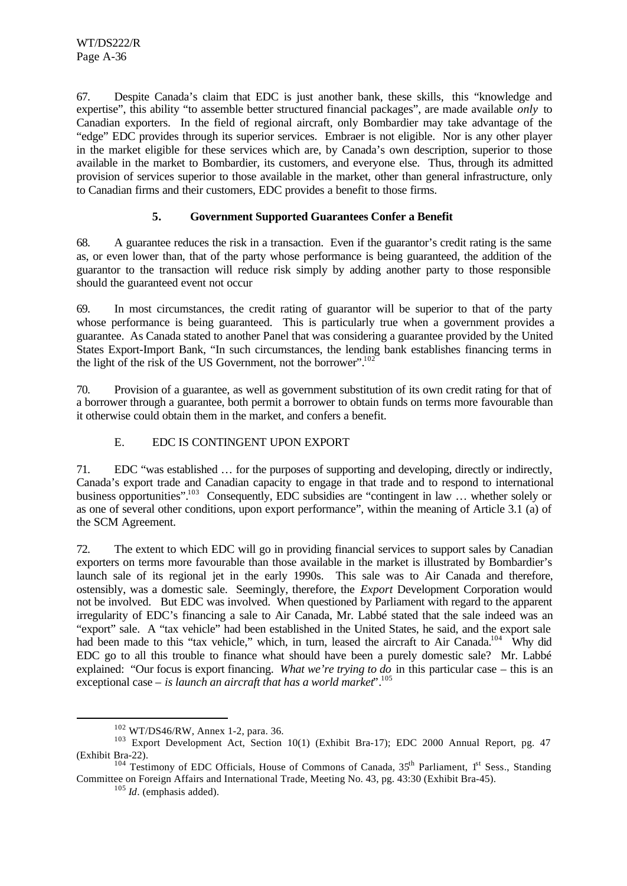67. Despite Canada's claim that EDC is just another bank, these skills, this "knowledge and expertise", this ability "to assemble better structured financial packages", are made available *only* to Canadian exporters. In the field of regional aircraft, only Bombardier may take advantage of the "edge" EDC provides through its superior services. Embraer is not eligible. Nor is any other player in the market eligible for these services which are, by Canada's own description, superior to those available in the market to Bombardier, its customers, and everyone else. Thus, through its admitted provision of services superior to those available in the market, other than general infrastructure, only to Canadian firms and their customers, EDC provides a benefit to those firms.

### 5. Government Supported Guarantees Confer a Benefit

68. A guarantee reduces the risk in a transaction. Even if the guarantor's credit rating is the same as, or even lower than, that of the party whose performance is being guaranteed, the addition of the guarantor to the transaction will reduce risk simply by adding another party to those responsible should the guaranteed event not occur

69. In most circumstances, the credit rating of guarantor will be superior to that of the party whose performance is being guaranteed. This is particularly true when a government provides a guarantee. As Canada stated to another Panel that was considering a guarantee provided by the United States Export-Import Bank, "In such circumstances, the lending bank establishes financing terms in the light of the risk of the US Government, not the borrower".[102]

70. Provision of a guarantee, as well as government substitution of its own credit rating for that of a borrower through a guarantee, both permit a borrower to obtain funds on terms more favourable than it otherwise could obtain them in the market, and confers a benefit.

## E. EDC IS CONTINGENT UPON EXPORT

71. EDC "was established … for the purposes of supporting and developing, directly or indirectly, Canada's export trade and Canadian capacity to engage in that trade and to respond to international business opportunities".[103] Consequently, EDC subsidies are "contingent in law … whether solely or as one of several other conditions, upon export performance", within the meaning of Article 3.1 (a) of the SCM Agreement.

72. The extent to which EDC will go in providing financial services to support sales by Canadian exporters on terms more favourable than those available in the market is illustrated by Bombardier's launch sale of its regional jet in the early 1990s. This sale was to Air Canada and therefore, ostensibly, was a domestic sale. Seemingly, therefore, the *Export* Development Corporation would not be involved. But EDC was involved. When questioned by Parliament with regard to the apparent irregularity of EDC's financing a sale to Air Canada, Mr. Labbé stated that the sale indeed was an "export" sale. A "tax vehicle" had been established in the United States, he said, and the export sale had been made to this "tax vehicle," which, in turn, leased the aircraft to Air Canada.[104] Why did EDC go to all this trouble to finance what should have been a purely domestic sale? Mr. Labbé explained: "Our focus is export financing. *What we're trying to do* in this particular case – this is an exceptional case – *is launch an aircraft that has a world market*".[105]

[102] WT/DS46/RW, Annex 1-2, para. 36.

[103] Export Development Act, Section 10(1) (Exhibit Bra-17); EDC 2000 Annual Report, pg. 47 (Exhibit Bra-22).

[104] Testimony of EDC Officials, House of Commons of Canada, 35th Parliament, 1st Sess., Standing Committee on Foreign Affairs and International Trade, Meeting No. 43, pg. 43:30 (Exhibit Bra-45).

[105] *Id*. (emphasis added).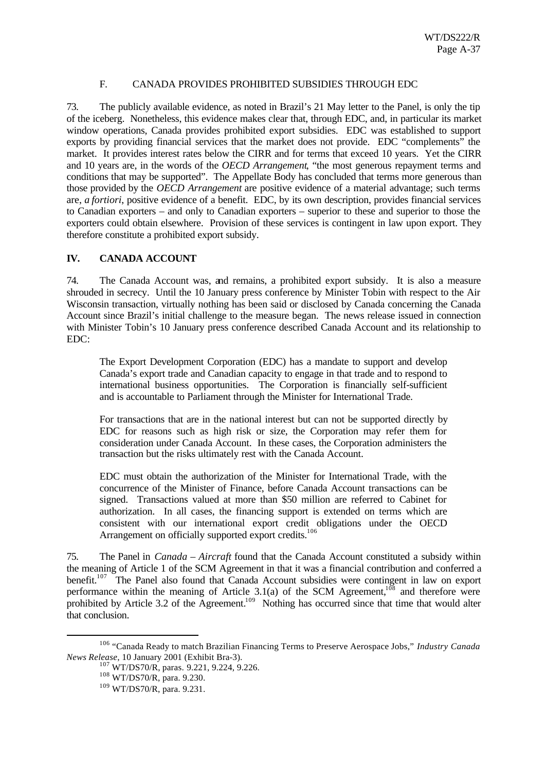F. CANADA PROVIDES PROHIBITED SUBSIDIES THROUGH EDC

73. The publicly available evidence, as noted in Brazil's 21 May letter to the Panel, is only the tip of the iceberg. Nonetheless, this evidence makes clear that, through EDC, and, in particular its market window operations, Canada provides prohibited export subsidies. EDC was established to support exports by providing financial services that the market does not provide. EDC "complements" the market. It provides interest rates below the CIRR and for terms that exceed 10 years. Yet the CIRR and 10 years are, in the words of the *OECD Arrangement*, "the most generous repayment terms and conditions that may be supported". The Appellate Body has concluded that terms more generous than those provided by the *OECD Arrangement* are positive evidence of a material advantage; such terms are, *a fortiori*, positive evidence of a benefit. EDC, by its own description, provides financial services to Canadian exporters – and only to Canadian exporters – superior to these and superior to those the exporters could obtain elsewhere. Provision of these services is contingent in law upon export. They therefore constitute a prohibited export subsidy.

## IV. CANADA ACCOUNT

74. The Canada Account was, and remains, a prohibited export subsidy. It is also a measure shrouded in secrecy. Until the 10 January press conference by Minister Tobin with respect to the Air Wisconsin transaction, virtually nothing has been said or disclosed by Canada concerning the Canada Account since Brazil's initial challenge to the measure began. The news release issued in connection with Minister Tobin's 10 January press conference described Canada Account and its relationship to EDC:

> The Export Development Corporation (EDC) has a mandate to support and develop Canada's export trade and Canadian capacity to engage in that trade and to respond to international business opportunities. The Corporation is financially self-sufficient and is accountable to Parliament through the Minister for International Trade.
>
> For transactions that are in the national interest but can not be supported directly by EDC for reasons such as high risk or size, the Corporation may refer them for consideration under Canada Account. In these cases, the Corporation administers the transaction but the risks ultimately rest with the Canada Account.
>
> EDC must obtain the authorization of the Minister for International Trade, with the concurrence of the Minister of Finance, before Canada Account transactions can be signed. Transactions valued at more than $50 million are referred to Cabinet for authorization. In all cases, the financing support is extended on terms which are consistent with our international export credit obligations under the OECD Arrangement on officially supported export credits.[106]

75. The Panel in *Canada – Aircraft* found that the Canada Account constituted a subsidy within the meaning of Article 1 of the SCM Agreement in that it was a financial contribution and conferred a benefit.[107] The Panel also found that Canada Account subsidies were contingent in law on export performance within the meaning of Article 3.1(a) of the SCM Agreement,[108] and therefore were prohibited by Article 3.2 of the Agreement.[109] Nothing has occurred since that time that would alter that conclusion.

---

[106] "Canada Ready to match Brazilian Financing Terms to Preserve Aerospace Jobs," *Industry Canada News Release*, 10 January 2001 (Exhibit Bra-3).

[107] WT/DS70/R, paras. 9.221, 9.224, 9.226.

[108] WT/DS70/R, para. 9.230.

[109] WT/DS70/R, para. 9.231.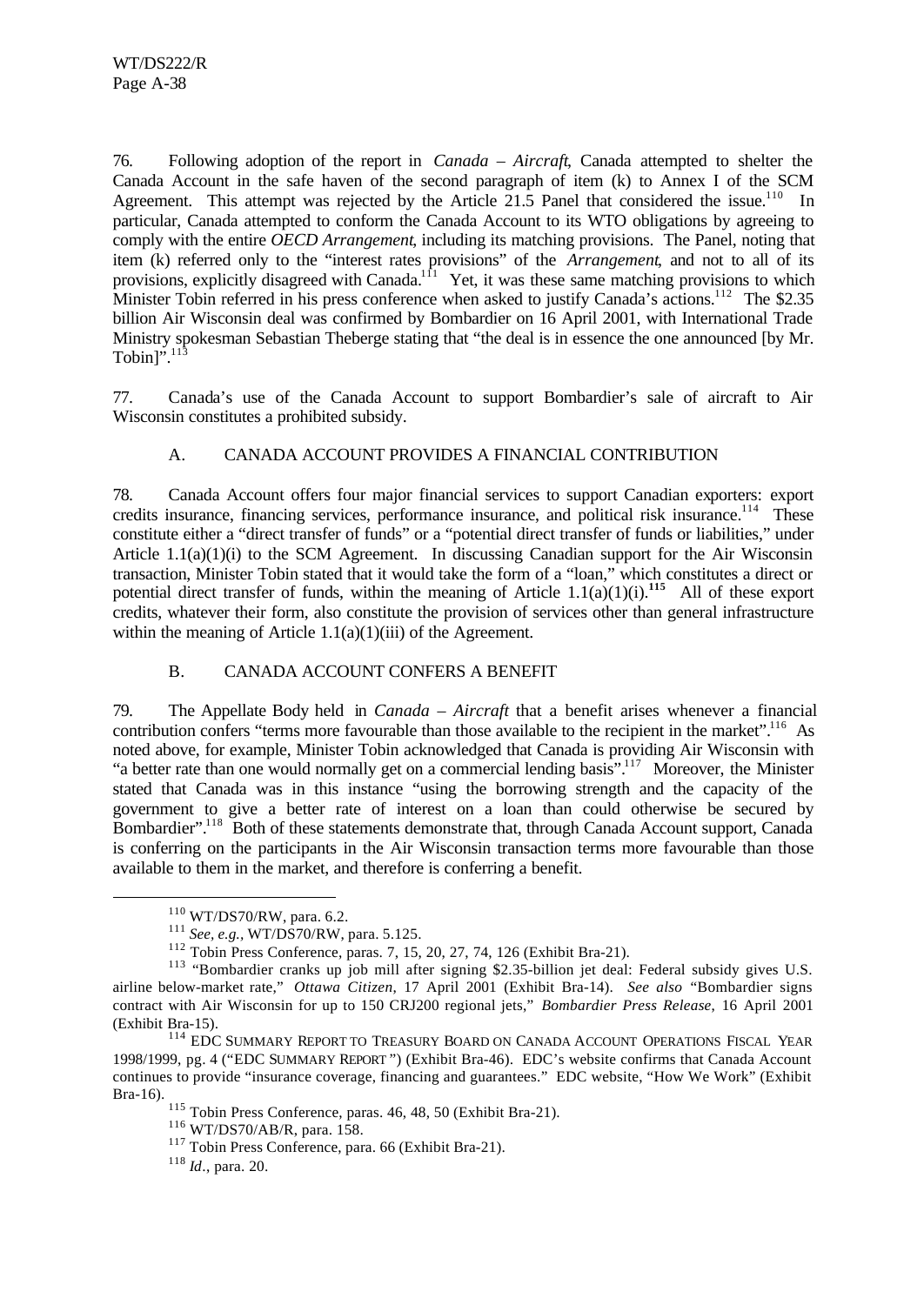76. Following adoption of the report in *Canada – Aircraft*, Canada attempted to shelter the Canada Account in the safe haven of the second paragraph of item (k) to Annex I of the SCM Agreement. This attempt was rejected by the Article 21.5 Panel that considered the issue.[110] In particular, Canada attempted to conform the Canada Account to its WTO obligations by agreeing to comply with the entire *OECD Arrangement*, including its matching provisions. The Panel, noting that item (k) referred only to the "interest rates provisions" of the *Arrangement*, and not to all of its provisions, explicitly disagreed with Canada.[111] Yet, it was these same matching provisions to which Minister Tobin referred in his press conference when asked to justify Canada's actions.[112] The $2.35 billion Air Wisconsin deal was confirmed by Bombardier on 16 April 2001, with International Trade Ministry spokesman Sebastian Theberge stating that "the deal is in essence the one announced [by Mr. Tobin]".[113]

77. Canada's use of the Canada Account to support Bombardier's sale of aircraft to Air Wisconsin constitutes a prohibited subsidy.

### A. CANADA ACCOUNT PROVIDES A FINANCIAL CONTRIBUTION

78. Canada Account offers four major financial services to support Canadian exporters: export credits insurance, financing services, performance insurance, and political risk insurance.[114] These constitute either a "direct transfer of funds" or a "potential direct transfer of funds or liabilities," under Article 1.1(a)(1)(i) to the SCM Agreement. In discussing Canadian support for the Air Wisconsin transaction, Minister Tobin stated that it would take the form of a "loan," which constitutes a direct or potential direct transfer of funds, within the meaning of Article 1.1(a)(1)(i).**[115]** All of these export credits, whatever their form, also constitute the provision of services other than general infrastructure within the meaning of Article 1.1(a)(1)(iii) of the Agreement.

### B. CANADA ACCOUNT CONFERS A BENEFIT

79. The Appellate Body held in *Canada – Aircraft* that a benefit arises whenever a financial contribution confers "terms more favourable than those available to the recipient in the market".[116] As noted above, for example, Minister Tobin acknowledged that Canada is providing Air Wisconsin with "a better rate than one would normally get on a commercial lending basis".[117] Moreover, the Minister stated that Canada was in this instance "using the borrowing strength and the capacity of the government to give a better rate of interest on a loan than could otherwise be secured by Bombardier".[118] Both of these statements demonstrate that, through Canada Account support, Canada is conferring on the participants in the Air Wisconsin transaction terms more favourable than those available to them in the market, and therefore is conferring a benefit.

---

[110] WT/DS70/RW, para. 6.2.

[111] *See, e.g.*, WT/DS70/RW, para. 5.125.

[112] Tobin Press Conference, paras. 7, 15, 20, 27, 74, 126 (Exhibit Bra-21).

[113] "Bombardier cranks up job mill after signing $2.35-billion jet deal: Federal subsidy gives U.S. airline below-market rate," *Ottawa Citizen*, 17 April 2001 (Exhibit Bra-14). *See also* "Bombardier signs contract with Air Wisconsin for up to 150 CRJ200 regional jets," *Bombardier Press Release*, 16 April 2001 (Exhibit Bra-15).

[114] EDC SUMMARY REPORT TO TREASURY BOARD ON CANADA ACCOUNT OPERATIONS FISCAL YEAR 1998/1999, pg. 4 ("EDC SUMMARY REPORT") (Exhibit Bra-46). EDC's website confirms that Canada Account continues to provide "insurance coverage, financing and guarantees." EDC website, "How We Work" (Exhibit Bra-16).

[115] Tobin Press Conference, paras. 46, 48, 50 (Exhibit Bra-21).

[116] WT/DS70/AB/R, para. 158.

[117] Tobin Press Conference, para. 66 (Exhibit Bra-21).

[118] *Id*., para. 20.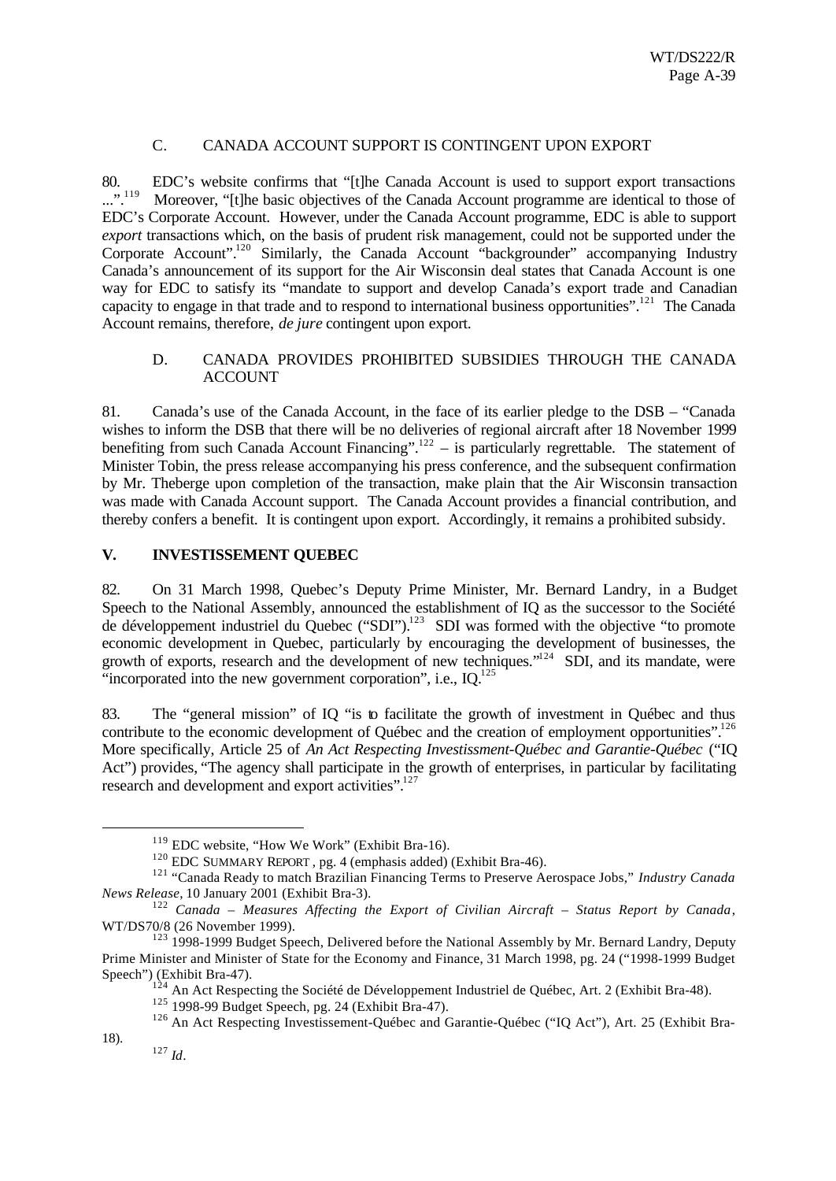### C. CANADA ACCOUNT SUPPORT IS CONTINGENT UPON EXPORT

80. EDC's website confirms that "[t]he Canada Account is used to support export transactions ...".[119] Moreover, "[t]he basic objectives of the Canada Account programme are identical to those of EDC's Corporate Account. However, under the Canada Account programme, EDC is able to support *export* transactions which, on the basis of prudent risk management, could not be supported under the Corporate Account".[120] Similarly, the Canada Account "backgrounder" accompanying Industry Canada's announcement of its support for the Air Wisconsin deal states that Canada Account is one way for EDC to satisfy its "mandate to support and develop Canada's export trade and Canadian capacity to engage in that trade and to respond to international business opportunities".[121] The Canada Account remains, therefore, *de jure* contingent upon export.

### D. CANADA PROVIDES PROHIBITED SUBSIDIES THROUGH THE CANADA ACCOUNT

81. Canada's use of the Canada Account, in the face of its earlier pledge to the DSB – "Canada wishes to inform the DSB that there will be no deliveries of regional aircraft after 18 November 1999 benefiting from such Canada Account Financing".[122] – is particularly regrettable. The statement of Minister Tobin, the press release accompanying his press conference, and the subsequent confirmation by Mr. Theberge upon completion of the transaction, make plain that the Air Wisconsin transaction was made with Canada Account support. The Canada Account provides a financial contribution, and thereby confers a benefit. It is contingent upon export. Accordingly, it remains a prohibited subsidy.

## V. INVESTISSEMENT QUEBEC

82. On 31 March 1998, Quebec's Deputy Prime Minister, Mr. Bernard Landry, in a Budget Speech to the National Assembly, announced the establishment of IQ as the successor to the Société de développement industriel du Quebec ("SDI").[123] SDI was formed with the objective "to promote economic development in Quebec, particularly by encouraging the development of businesses, the growth of exports, research and the development of new techniques."[124] SDI, and its mandate, were "incorporated into the new government corporation", i.e., IQ.[125]

83. The "general mission" of IQ "is to facilitate the growth of investment in Québec and thus contribute to the economic development of Québec and the creation of employment opportunities".[126] More specifically, Article 25 of *An Act Respecting Investissment-Québec and Garantie-Québec* ("IQ Act") provides, "The agency shall participate in the growth of enterprises, in particular by facilitating research and development and export activities".[127]

---

[119] EDC website, "How We Work" (Exhibit Bra-16).

[120] EDC SUMMARY REPORT, pg. 4 (emphasis added) (Exhibit Bra-46).

[121] "Canada Ready to match Brazilian Financing Terms to Preserve Aerospace Jobs," *Industry Canada News Release*, 10 January 2001 (Exhibit Bra-3).

[122] *Canada – Measures Affecting the Export of Civilian Aircraft – Status Report by Canada*, WT/DS70/8 (26 November 1999).

[123] 1998-1999 Budget Speech, Delivered before the National Assembly by Mr. Bernard Landry, Deputy Prime Minister and Minister of State for the Economy and Finance, 31 March 1998, pg. 24 ("1998-1999 Budget Speech") (Exhibit Bra-47).

[124] An Act Respecting the Société de Développement Industriel de Québec, Art. 2 (Exhibit Bra-48).

[125] 1998-99 Budget Speech, pg. 24 (Exhibit Bra-47).

[126] An Act Respecting Investissement-Québec and Garantie-Québec ("IQ Act"), Art. 25 (Exhibit Bra-18).

[127] *Id*.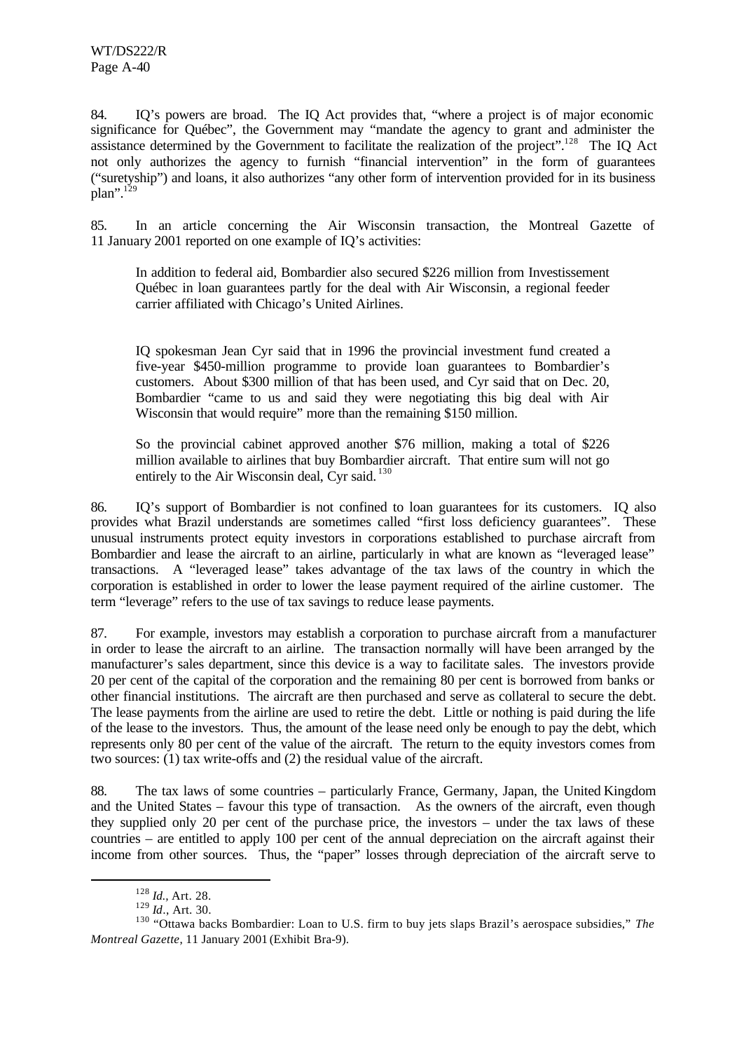84. IQ's powers are broad. The IQ Act provides that, "where a project is of major economic significance for Québec", the Government may "mandate the agency to grant and administer the assistance determined by the Government to facilitate the realization of the project".[128] The IQ Act not only authorizes the agency to furnish "financial intervention" in the form of guarantees ("suretyship") and loans, it also authorizes "any other form of intervention provided for in its business plan".[129]

85. In an article concerning the Air Wisconsin transaction, the Montreal Gazette of 11 January 2001 reported on one example of IQ's activities:

> In addition to federal aid, Bombardier also secured $226 million from Investissement Québec in loan guarantees partly for the deal with Air Wisconsin, a regional feeder carrier affiliated with Chicago's United Airlines.
>
> IQ spokesman Jean Cyr said that in 1996 the provincial investment fund created a five-year $450-million programme to provide loan guarantees to Bombardier's customers. About $300 million of that has been used, and Cyr said that on Dec. 20, Bombardier "came to us and said they were negotiating this big deal with Air Wisconsin that would require" more than the remaining $150 million.
>
> So the provincial cabinet approved another $76 million, making a total of $226 million available to airlines that buy Bombardier aircraft. That entire sum will not go entirely to the Air Wisconsin deal, Cyr said.[130]

86. IQ's support of Bombardier is not confined to loan guarantees for its customers. IQ also provides what Brazil understands are sometimes called "first loss deficiency guarantees". These unusual instruments protect equity investors in corporations established to purchase aircraft from Bombardier and lease the aircraft to an airline, particularly in what are known as "leveraged lease" transactions. A "leveraged lease" takes advantage of the tax laws of the country in which the corporation is established in order to lower the lease payment required of the airline customer. The term "leverage" refers to the use of tax savings to reduce lease payments.

87. For example, investors may establish a corporation to purchase aircraft from a manufacturer in order to lease the aircraft to an airline. The transaction normally will have been arranged by the manufacturer's sales department, since this device is a way to facilitate sales. The investors provide 20 per cent of the capital of the corporation and the remaining 80 per cent is borrowed from banks or other financial institutions. The aircraft are then purchased and serve as collateral to secure the debt. The lease payments from the airline are used to retire the debt. Little or nothing is paid during the life of the lease to the investors. Thus, the amount of the lease need only be enough to pay the debt, which represents only 80 per cent of the value of the aircraft. The return to the equity investors comes from two sources: (1) tax write-offs and (2) the residual value of the aircraft.

88. The tax laws of some countries – particularly France, Germany, Japan, the United Kingdom and the United States – favour this type of transaction. As the owners of the aircraft, even though they supplied only 20 per cent of the purchase price, the investors – under the tax laws of these countries – are entitled to apply 100 per cent of the annual depreciation on the aircraft against their income from other sources. Thus, the "paper" losses through depreciation of the aircraft serve to

---

[128] *Id.*, Art. 28.

[129] *Id.*, Art. 30.

[130] "Ottawa backs Bombardier: Loan to U.S. firm to buy jets slaps Brazil's aerospace subsidies," *The Montreal Gazette*, 11 January 2001 (Exhibit Bra-9).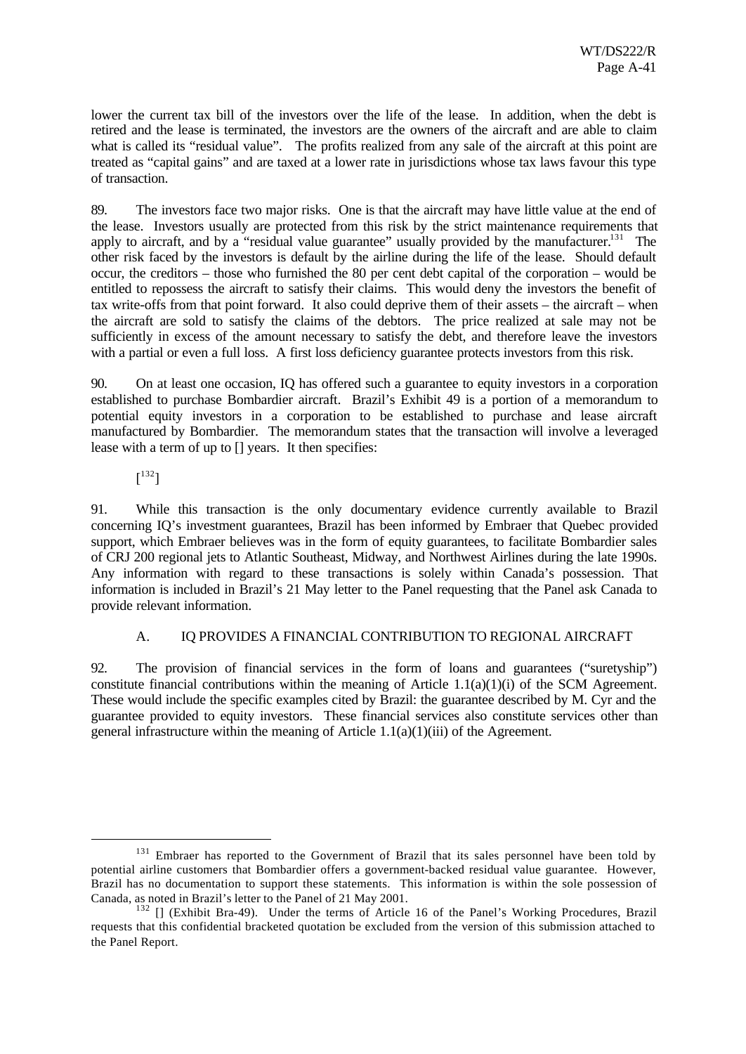lower the current tax bill of the investors over the life of the lease. In addition, when the debt is retired and the lease is terminated, the investors are the owners of the aircraft and are able to claim what is called its "residual value". The profits realized from any sale of the aircraft at this point are treated as "capital gains" and are taxed at a lower rate in jurisdictions whose tax laws favour this type of transaction.

89. The investors face two major risks. One is that the aircraft may have little value at the end of the lease. Investors usually are protected from this risk by the strict maintenance requirements that apply to aircraft, and by a "residual value guarantee" usually provided by the manufacturer.[131] The other risk faced by the investors is default by the airline during the life of the lease. Should default occur, the creditors – those who furnished the 80 per cent debt capital of the corporation – would be entitled to repossess the aircraft to satisfy their claims. This would deny the investors the benefit of tax write-offs from that point forward. It also could deprive them of their assets – the aircraft – when the aircraft are sold to satisfy the claims of the debtors. The price realized at sale may not be sufficiently in excess of the amount necessary to satisfy the debt, and therefore leave the investors with a partial or even a full loss. A first loss deficiency guarantee protects investors from this risk.

90. On at least one occasion, IQ has offered such a guarantee to equity investors in a corporation established to purchase Bombardier aircraft. Brazil's Exhibit 49 is a portion of a memorandum to potential equity investors in a corporation to be established to purchase and lease aircraft manufactured by Bombardier. The memorandum states that the transaction will involve a leveraged lease with a term of up to [] years. It then specifies:

> [[132]]

91. While this transaction is the only documentary evidence currently available to Brazil concerning IQ's investment guarantees, Brazil has been informed by Embraer that Quebec provided support, which Embraer believes was in the form of equity guarantees, to facilitate Bombardier sales of CRJ 200 regional jets to Atlantic Southeast, Midway, and Northwest Airlines during the late 1990s. Any information with regard to these transactions is solely within Canada's possession. That information is included in Brazil's 21 May letter to the Panel requesting that the Panel ask Canada to provide relevant information.

### A. IQ PROVIDES A FINANCIAL CONTRIBUTION TO REGIONAL AIRCRAFT

92. The provision of financial services in the form of loans and guarantees ("suretyship") constitute financial contributions within the meaning of Article 1.1(a)(1)(i) of the SCM Agreement. These would include the specific examples cited by Brazil: the guarantee described by M. Cyr and the guarantee provided to equity investors. These financial services also constitute services other than general infrastructure within the meaning of Article 1.1(a)(1)(iii) of the Agreement.

---

[131] Embraer has reported to the Government of Brazil that its sales personnel have been told by potential airline customers that Bombardier offers a government-backed residual value guarantee. However, Brazil has no documentation to support these statements. This information is within the sole possession of Canada, as noted in Brazil's letter to the Panel of 21 May 2001.

[132] [] (Exhibit Bra-49). Under the terms of Article 16 of the Panel's Working Procedures, Brazil requests that this confidential bracketed quotation be excluded from the version of this submission attached to the Panel Report.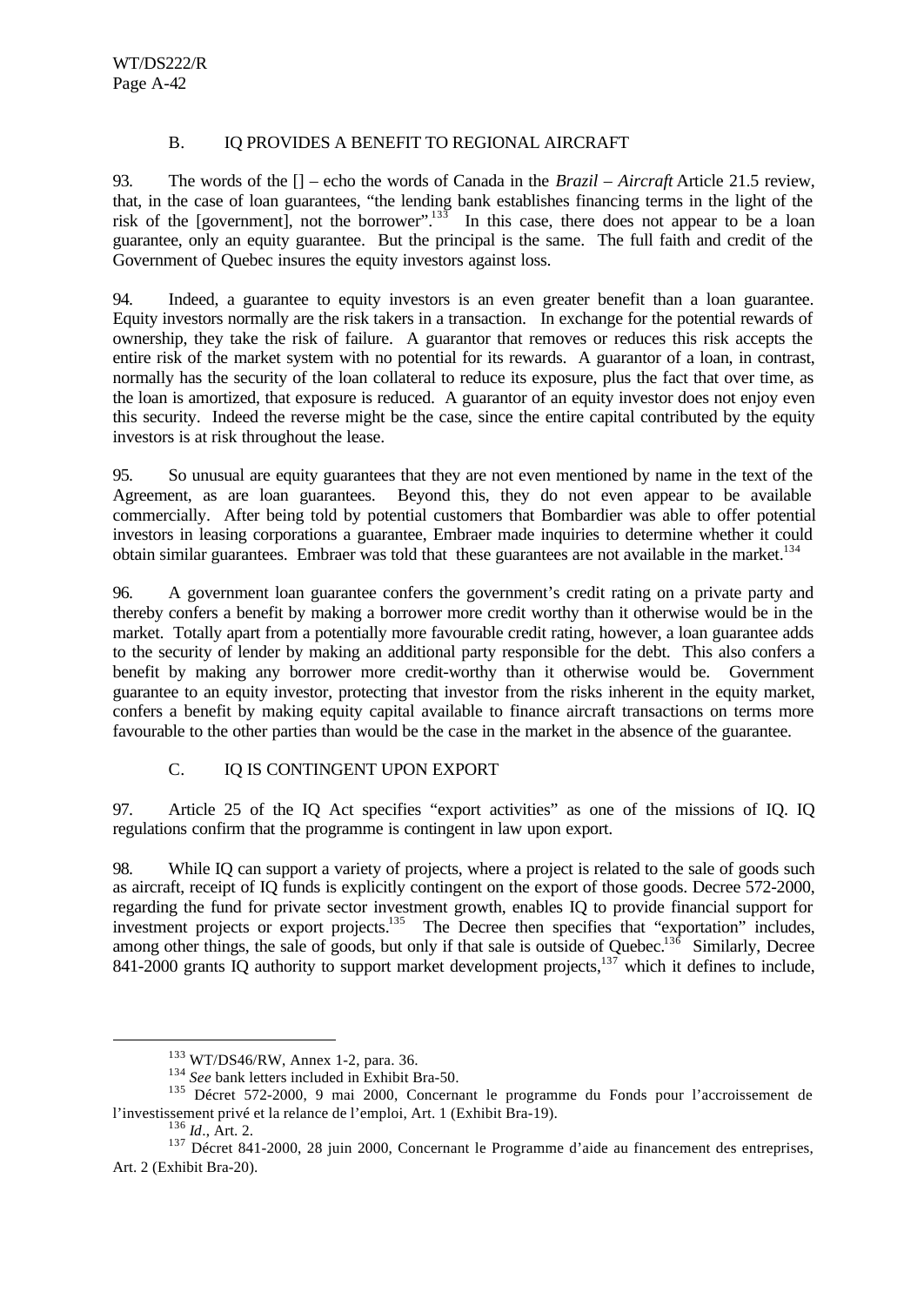### B. IQ PROVIDES A BENEFIT TO REGIONAL AIRCRAFT

93. The words of the [] – echo the words of Canada in the *Brazil – Aircraft* Article 21.5 review, that, in the case of loan guarantees, "the lending bank establishes financing terms in the light of the risk of the [government], not the borrower".[133] In this case, there does not appear to be a loan guarantee, only an equity guarantee. But the principal is the same. The full faith and credit of the Government of Quebec insures the equity investors against loss.

94. Indeed, a guarantee to equity investors is an even greater benefit than a loan guarantee. Equity investors normally are the risk takers in a transaction. In exchange for the potential rewards of ownership, they take the risk of failure. A guarantor that removes or reduces this risk accepts the entire risk of the market system with no potential for its rewards. A guarantor of a loan, in contrast, normally has the security of the loan collateral to reduce its exposure, plus the fact that over time, as the loan is amortized, that exposure is reduced. A guarantor of an equity investor does not enjoy even this security. Indeed the reverse might be the case, since the entire capital contributed by the equity investors is at risk throughout the lease.

95. So unusual are equity guarantees that they are not even mentioned by name in the text of the Agreement, as are loan guarantees. Beyond this, they do not even appear to be available commercially. After being told by potential customers that Bombardier was able to offer potential investors in leasing corporations a guarantee, Embraer made inquiries to determine whether it could obtain similar guarantees. Embraer was told that these guarantees are not available in the market.[134]

96. A government loan guarantee confers the government's credit rating on a private party and thereby confers a benefit by making a borrower more credit worthy than it otherwise would be in the market. Totally apart from a potentially more favourable credit rating, however, a loan guarantee adds to the security of lender by making an additional party responsible for the debt. This also confers a benefit by making any borrower more credit-worthy than it otherwise would be. Government guarantee to an equity investor, protecting that investor from the risks inherent in the equity market, confers a benefit by making equity capital available to finance aircraft transactions on terms more favourable to the other parties than would be the case in the market in the absence of the guarantee.

### C. IQ IS CONTINGENT UPON EXPORT

97. Article 25 of the IQ Act specifies "export activities" as one of the missions of IQ. IQ regulations confirm that the programme is contingent in law upon export.

98. While IQ can support a variety of projects, where a project is related to the sale of goods such as aircraft, receipt of IQ funds is explicitly contingent on the export of those goods. Decree 572-2000, regarding the fund for private sector investment growth, enables IQ to provide financial support for investment projects or export projects.[135] The Decree then specifies that "exportation" includes, among other things, the sale of goods, but only if that sale is outside of Quebec.[136] Similarly, Decree 841-2000 grants IQ authority to support market development projects,[137] which it defines to include,

---

[133] WT/DS46/RW, Annex 1-2, para. 36.

[134] *See* bank letters included in Exhibit Bra-50.

[135] Décret 572-2000, 9 mai 2000, Concernant le programme du Fonds pour l'accroissement de l'investissement privé et la relance de l'emploi, Art. 1 (Exhibit Bra-19).

[136] *Id*., Art. 2.

[137] Décret 841-2000, 28 juin 2000, Concernant le Programme d'aide au financement des entreprises, Art. 2 (Exhibit Bra-20).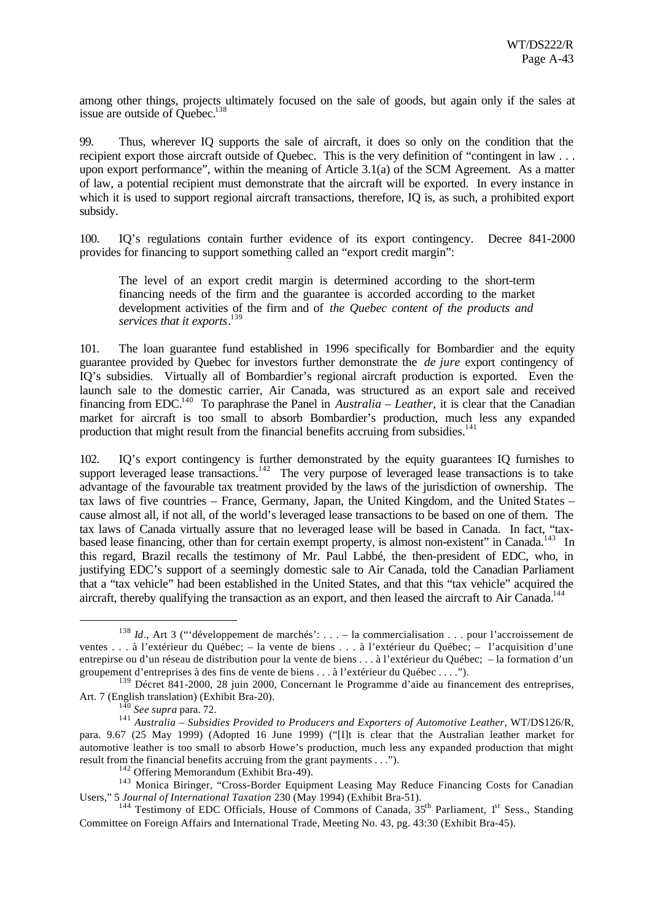among other things, projects ultimately focused on the sale of goods, but again only if the sales at issue are outside of Quebec.[138]

99. Thus, wherever IQ supports the sale of aircraft, it does so only on the condition that the recipient export those aircraft outside of Quebec. This is the very definition of "contingent in law . . . upon export performance", within the meaning of Article 3.1(a) of the SCM Agreement. As a matter of law, a potential recipient must demonstrate that the aircraft will be exported. In every instance in which it is used to support regional aircraft transactions, therefore, IQ is, as such, a prohibited export subsidy.

100. IQ's regulations contain further evidence of its export contingency. Decree 841-2000 provides for financing to support something called an "export credit margin":

> The level of an export credit margin is determined according to the short-term financing needs of the firm and the guarantee is accorded according to the market development activities of the firm and of *the Quebec content of the products and services that it exports*.[139]

101. The loan guarantee fund established in 1996 specifically for Bombardier and the equity guarantee provided by Quebec for investors further demonstrate the *de jure* export contingency of IQ's subsidies. Virtually all of Bombardier's regional aircraft production is exported. Even the launch sale to the domestic carrier, Air Canada, was structured as an export sale and received financing from EDC.[140] To paraphrase the Panel in *Australia – Leather*, it is clear that the Canadian market for aircraft is too small to absorb Bombardier's production, much less any expanded production that might result from the financial benefits accruing from subsidies.[141]

102. IQ's export contingency is further demonstrated by the equity guarantees IQ furnishes to support leveraged lease transactions.[142] The very purpose of leveraged lease transactions is to take advantage of the favourable tax treatment provided by the laws of the jurisdiction of ownership. The tax laws of five countries – France, Germany, Japan, the United Kingdom, and the United States – cause almost all, if not all, of the world's leveraged lease transactions to be based on one of them. The tax laws of Canada virtually assure that no leveraged lease will be based in Canada. In fact, "tax-based lease financing, other than for certain exempt property, is almost non-existent" in Canada.[143] In this regard, Brazil recalls the testimony of Mr. Paul Labbé, the then-president of EDC, who, in justifying EDC's support of a seemingly domestic sale to Air Canada, told the Canadian Parliament that a "tax vehicle" had been established in the United States, and that this "tax vehicle" acquired the aircraft, thereby qualifying the transaction as an export, and then leased the aircraft to Air Canada.[144]

---

[138] *Id*., Art 3 ("'développement de marchés': . . . – la commercialisation . . . pour l'accroissement de ventes . . . à l'extérieur du Québec; – la vente de biens . . . à l'extérieur du Québec; – l'acquisition d'une entreprise ou d'un réseau de distribution pour la vente de biens . . . à l'extérieur du Québec; – la formation d'un groupement d'entreprises à des fins de vente de biens . . . à l'extérieur du Québec . . . .").

[139] Décret 841-2000, 28 juin 2000, Concernant le Programme d'aide au financement des entreprises, Art. 7 (English translation) (Exhibit Bra-20).

[140] *See supra* para. 72.

[141] *Australia – Subsidies Provided to Producers and Exporters of Automotive Leather*, WT/DS126/R, para. 9.67 (25 May 1999) (Adopted 16 June 1999) ("[I]t is clear that the Australian leather market for automotive leather is too small to absorb Howe's production, much less any expanded production that might result from the financial benefits accruing from the grant payments . . .").

[142] Offering Memorandum (Exhibit Bra-49).

[143] Monica Biringer, "Cross-Border Equipment Leasing May Reduce Financing Costs for Canadian Users," 5 *Journal of International Taxation* 230 (May 1994) (Exhibit Bra-51).

[144] Testimony of EDC Officials, House of Commons of Canada, 35th Parliament, 1st Sess., Standing Committee on Foreign Affairs and International Trade, Meeting No. 43, pg. 43:30 (Exhibit Bra-45).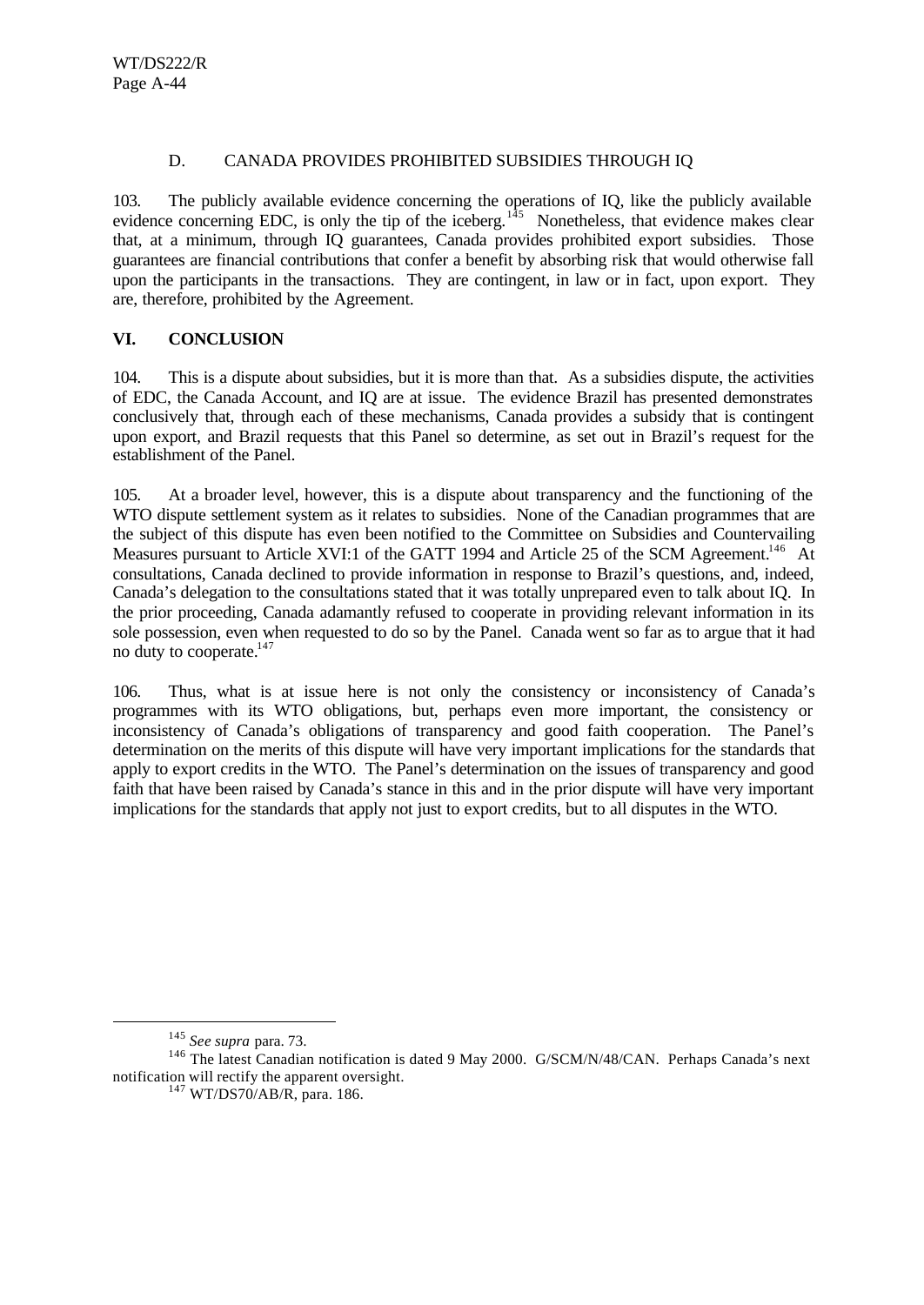### D. CANADA PROVIDES PROHIBITED SUBSIDIES THROUGH IQ

103. The publicly available evidence concerning the operations of IQ, like the publicly available evidence concerning EDC, is only the tip of the iceberg.[145] Nonetheless, that evidence makes clear that, at a minimum, through IQ guarantees, Canada provides prohibited export subsidies. Those guarantees are financial contributions that confer a benefit by absorbing risk that would otherwise fall upon the participants in the transactions. They are contingent, in law or in fact, upon export. They are, therefore, prohibited by the Agreement.

## VI. CONCLUSION

104. This is a dispute about subsidies, but it is more than that. As a subsidies dispute, the activities of EDC, the Canada Account, and IQ are at issue. The evidence Brazil has presented demonstrates conclusively that, through each of these mechanisms, Canada provides a subsidy that is contingent upon export, and Brazil requests that this Panel so determine, as set out in Brazil's request for the establishment of the Panel.

105. At a broader level, however, this is a dispute about transparency and the functioning of the WTO dispute settlement system as it relates to subsidies. None of the Canadian programmes that are the subject of this dispute has even been notified to the Committee on Subsidies and Countervailing Measures pursuant to Article XVI:1 of the GATT 1994 and Article 25 of the SCM Agreement.[146] At consultations, Canada declined to provide information in response to Brazil's questions, and, indeed, Canada's delegation to the consultations stated that it was totally unprepared even to talk about IQ. In the prior proceeding, Canada adamantly refused to cooperate in providing relevant information in its sole possession, even when requested to do so by the Panel. Canada went so far as to argue that it had no duty to cooperate.[147]

106. Thus, what is at issue here is not only the consistency or inconsistency of Canada's programmes with its WTO obligations, but, perhaps even more important, the consistency or inconsistency of Canada's obligations of transparency and good faith cooperation. The Panel's determination on the merits of this dispute will have very important implications for the standards that apply to export credits in the WTO. The Panel's determination on the issues of transparency and good faith that have been raised by Canada's stance in this and in the prior dispute will have very important implications for the standards that apply not just to export credits, but to all disputes in the WTO.

---

[145] *See supra* para. 73.

[146] The latest Canadian notification is dated 9 May 2000. G/SCM/N/48/CAN. Perhaps Canada's next notification will rectify the apparent oversight.

[147] WT/DS70/AB/R, para. 186.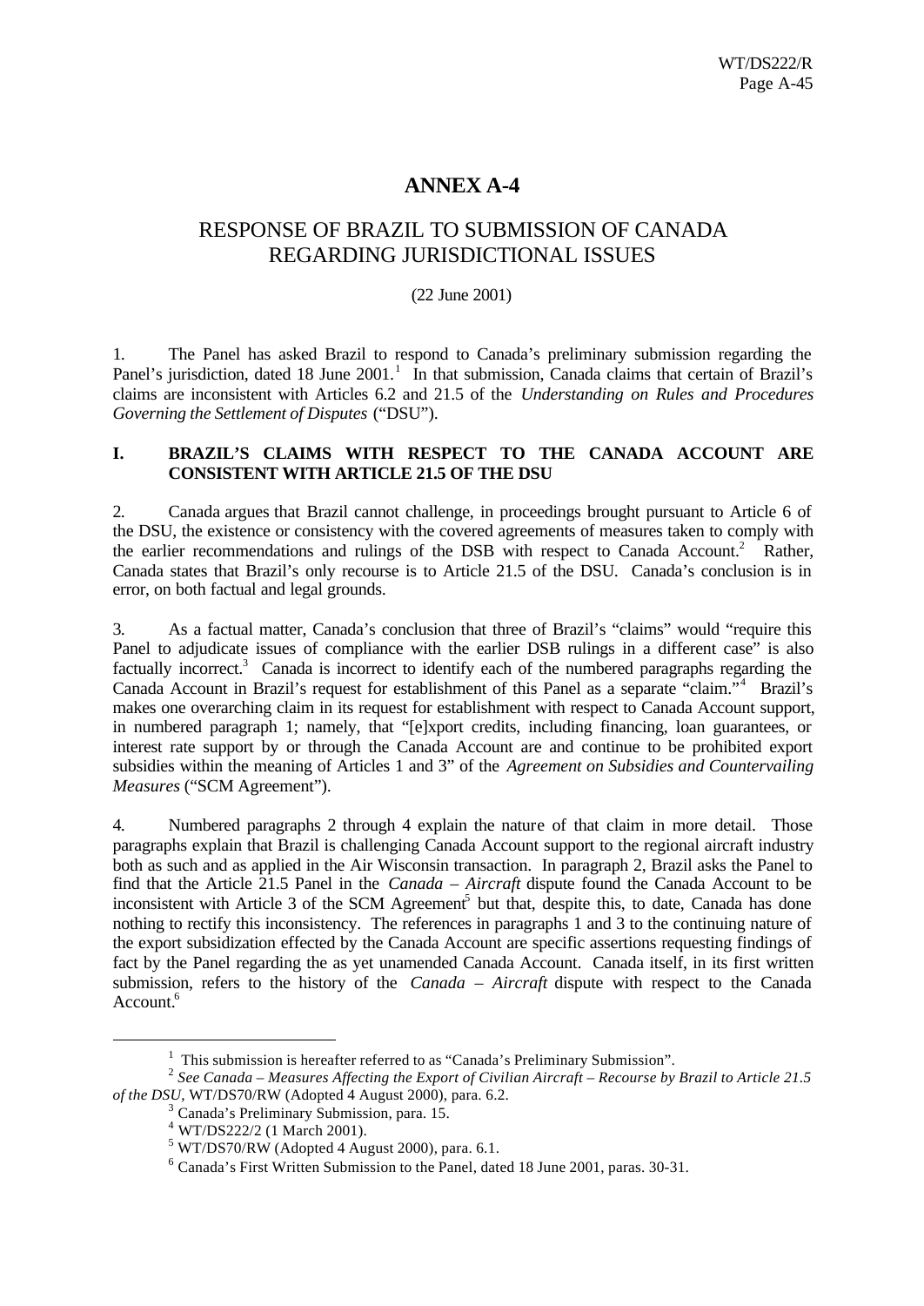# ANNEX A-4

## RESPONSE OF BRAZIL TO SUBMISSION OF CANADA REGARDING JURISDICTIONAL ISSUES

(22 June 2001)

1. The Panel has asked Brazil to respond to Canada's preliminary submission regarding the Panel's jurisdiction, dated 18 June 2001.[1] In that submission, Canada claims that certain of Brazil's claims are inconsistent with Articles 6.2 and 21.5 of the *Understanding on Rules and Procedures Governing the Settlement of Disputes* ("DSU").

### I. BRAZIL'S CLAIMS WITH RESPECT TO THE CANADA ACCOUNT ARE CONSISTENT WITH ARTICLE 21.5 OF THE DSU

2. Canada argues that Brazil cannot challenge, in proceedings brought pursuant to Article 6 of the DSU, the existence or consistency with the covered agreements of measures taken to comply with the earlier recommendations and rulings of the DSB with respect to Canada Account.[2] Rather, Canada states that Brazil's only recourse is to Article 21.5 of the DSU. Canada's conclusion is in error, on both factual and legal grounds.

3. As a factual matter, Canada's conclusion that three of Brazil's "claims" would "require this Panel to adjudicate issues of compliance with the earlier DSB rulings in a different case" is also factually incorrect.[3] Canada is incorrect to identify each of the numbered paragraphs regarding the Canada Account in Brazil's request for establishment of this Panel as a separate "claim."[4] Brazil's makes one overarching claim in its request for establishment with respect to Canada Account support, in numbered paragraph 1; namely, that "[e]xport credits, including financing, loan guarantees, or interest rate support by or through the Canada Account are and continue to be prohibited export subsidies within the meaning of Articles 1 and 3" of the *Agreement on Subsidies and Countervailing Measures* ("SCM Agreement").

4. Numbered paragraphs 2 through 4 explain the nature of that claim in more detail. Those paragraphs explain that Brazil is challenging Canada Account support to the regional aircraft industry both as such and as applied in the Air Wisconsin transaction. In paragraph 2, Brazil asks the Panel to find that the Article 21.5 Panel in the *Canada – Aircraft* dispute found the Canada Account to be inconsistent with Article 3 of the SCM Agreement[5] but that, despite this, to date, Canada has done nothing to rectify this inconsistency. The references in paragraphs 1 and 3 to the continuing nature of the export subsidization effected by the Canada Account are specific assertions requesting findings of fact by the Panel regarding the as yet unamended Canada Account. Canada itself, in its first written submission, refers to the history of the *Canada – Aircraft* dispute with respect to the Canada Account.[6]

---

[1] This submission is hereafter referred to as "Canada's Preliminary Submission".

[2] *See Canada – Measures Affecting the Export of Civilian Aircraft – Recourse by Brazil to Article 21.5 of the DSU*, WT/DS70/RW (Adopted 4 August 2000), para. 6.2.

[3] Canada's Preliminary Submission, para. 15.

[4] WT/DS222/2 (1 March 2001).

[5] WT/DS70/RW (Adopted 4 August 2000), para. 6.1.

[6] Canada's First Written Submission to the Panel, dated 18 June 2001, paras. 30-31.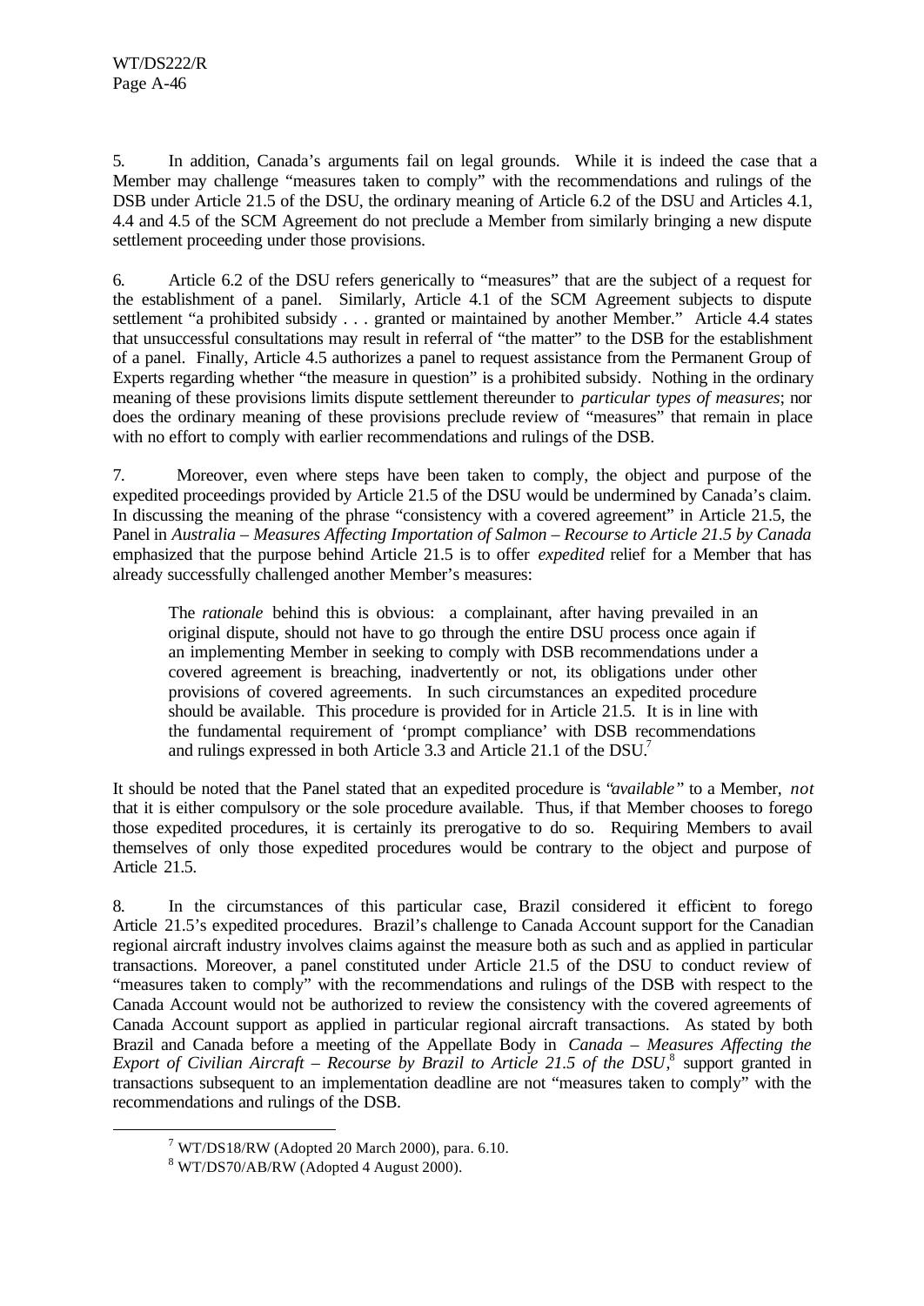5. In addition, Canada's arguments fail on legal grounds. While it is indeed the case that a Member may challenge "measures taken to comply" with the recommendations and rulings of the DSB under Article 21.5 of the DSU, the ordinary meaning of Article 6.2 of the DSU and Articles 4.1, 4.4 and 4.5 of the SCM Agreement do not preclude a Member from similarly bringing a new dispute settlement proceeding under those provisions.

6. Article 6.2 of the DSU refers generically to "measures" that are the subject of a request for the establishment of a panel. Similarly, Article 4.1 of the SCM Agreement subjects to dispute settlement "a prohibited subsidy . . . granted or maintained by another Member." Article 4.4 states that unsuccessful consultations may result in referral of "the matter" to the DSB for the establishment of a panel. Finally, Article 4.5 authorizes a panel to request assistance from the Permanent Group of Experts regarding whether "the measure in question" is a prohibited subsidy. Nothing in the ordinary meaning of these provisions limits dispute settlement thereunder to *particular types of measures*; nor does the ordinary meaning of these provisions preclude review of "measures" that remain in place with no effort to comply with earlier recommendations and rulings of the DSB.

7. Moreover, even where steps have been taken to comply, the object and purpose of the expedited proceedings provided by Article 21.5 of the DSU would be undermined by Canada's claim. In discussing the meaning of the phrase "consistency with a covered agreement" in Article 21.5, the Panel in *Australia – Measures Affecting Importation of Salmon – Recourse to Article 21.5 by Canada* emphasized that the purpose behind Article 21.5 is to offer *expedited* relief for a Member that has already successfully challenged another Member's measures:

> The *rationale* behind this is obvious: a complainant, after having prevailed in an original dispute, should not have to go through the entire DSU process once again if an implementing Member in seeking to comply with DSB recommendations under a covered agreement is breaching, inadvertently or not, its obligations under other provisions of covered agreements. In such circumstances an expedited procedure should be available. This procedure is provided for in Article 21.5. It is in line with the fundamental requirement of 'prompt compliance' with DSB recommendations and rulings expressed in both Article 3.3 and Article 21.1 of the DSU.[7]

It should be noted that the Panel stated that an expedited procedure is "*available*" to a Member, *not* that it is either compulsory or the sole procedure available. Thus, if that Member chooses to forego those expedited procedures, it is certainly its prerogative to do so. Requiring Members to avail themselves of only those expedited procedures would be contrary to the object and purpose of Article 21.5.

8. In the circumstances of this particular case, Brazil considered it efficient to forego Article 21.5's expedited procedures. Brazil's challenge to Canada Account support for the Canadian regional aircraft industry involves claims against the measure both as such and as applied in particular transactions. Moreover, a panel constituted under Article 21.5 of the DSU to conduct review of "measures taken to comply" with the recommendations and rulings of the DSB with respect to the Canada Account would not be authorized to review the consistency with the covered agreements of Canada Account support as applied in particular regional aircraft transactions. As stated by both Brazil and Canada before a meeting of the Appellate Body in *Canada – Measures Affecting the Export of Civilian Aircraft – Recourse by Brazil to Article 21.5 of the DSU*,[8] support granted in transactions subsequent to an implementation deadline are not "measures taken to comply" with the recommendations and rulings of the DSB.

---

[7] WT/DS18/RW (Adopted 20 March 2000), para. 6.10.

[8] WT/DS70/AB/RW (Adopted 4 August 2000).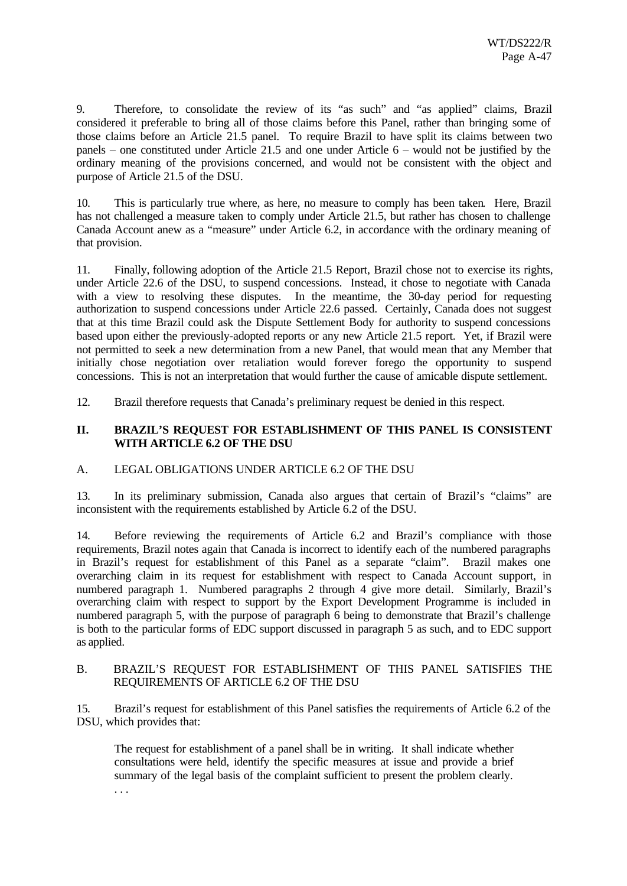9. Therefore, to consolidate the review of its "as such" and "as applied" claims, Brazil considered it preferable to bring all of those claims before this Panel, rather than bringing some of those claims before an Article 21.5 panel. To require Brazil to have split its claims between two panels – one constituted under Article 21.5 and one under Article 6 – would not be justified by the ordinary meaning of the provisions concerned, and would not be consistent with the object and purpose of Article 21.5 of the DSU.

10. This is particularly true where, as here, no measure to comply has been taken. Here, Brazil has not challenged a measure taken to comply under Article 21.5, but rather has chosen to challenge Canada Account anew as a "measure" under Article 6.2, in accordance with the ordinary meaning of that provision.

11. Finally, following adoption of the Article 21.5 Report, Brazil chose not to exercise its rights, under Article 22.6 of the DSU, to suspend concessions. Instead, it chose to negotiate with Canada with a view to resolving these disputes. In the meantime, the 30-day period for requesting authorization to suspend concessions under Article 22.6 passed. Certainly, Canada does not suggest that at this time Brazil could ask the Dispute Settlement Body for authority to suspend concessions based upon either the previously-adopted reports or any new Article 21.5 report. Yet, if Brazil were not permitted to seek a new determination from a new Panel, that would mean that any Member that initially chose negotiation over retaliation would forever forego the opportunity to suspend concessions. This is not an interpretation that would further the cause of amicable dispute settlement.

12. Brazil therefore requests that Canada's preliminary request be denied in this respect.

## II. BRAZIL'S REQUEST FOR ESTABLISHMENT OF THIS PANEL IS CONSISTENT WITH ARTICLE 6.2 OF THE DSU

### A. LEGAL OBLIGATIONS UNDER ARTICLE 6.2 OF THE DSU

13. In its preliminary submission, Canada also argues that certain of Brazil's "claims" are inconsistent with the requirements established by Article 6.2 of the DSU.

14. Before reviewing the requirements of Article 6.2 and Brazil's compliance with those requirements, Brazil notes again that Canada is incorrect to identify each of the numbered paragraphs in Brazil's request for establishment of this Panel as a separate "claim". Brazil makes one overarching claim in its request for establishment with respect to Canada Account support, in numbered paragraph 1. Numbered paragraphs 2 through 4 give more detail. Similarly, Brazil's overarching claim with respect to support by the Export Development Programme is included in numbered paragraph 5, with the purpose of paragraph 6 being to demonstrate that Brazil's challenge is both to the particular forms of EDC support discussed in paragraph 5 as such, and to EDC support as applied.

### B. BRAZIL'S REQUEST FOR ESTABLISHMENT OF THIS PANEL SATISFIES THE REQUIREMENTS OF ARTICLE 6.2 OF THE DSU

15. Brazil's request for establishment of this Panel satisfies the requirements of Article 6.2 of the DSU, which provides that:

> The request for establishment of a panel shall be in writing. It shall indicate whether consultations were held, identify the specific measures at issue and provide a brief summary of the legal basis of the complaint sufficient to present the problem clearly. . . .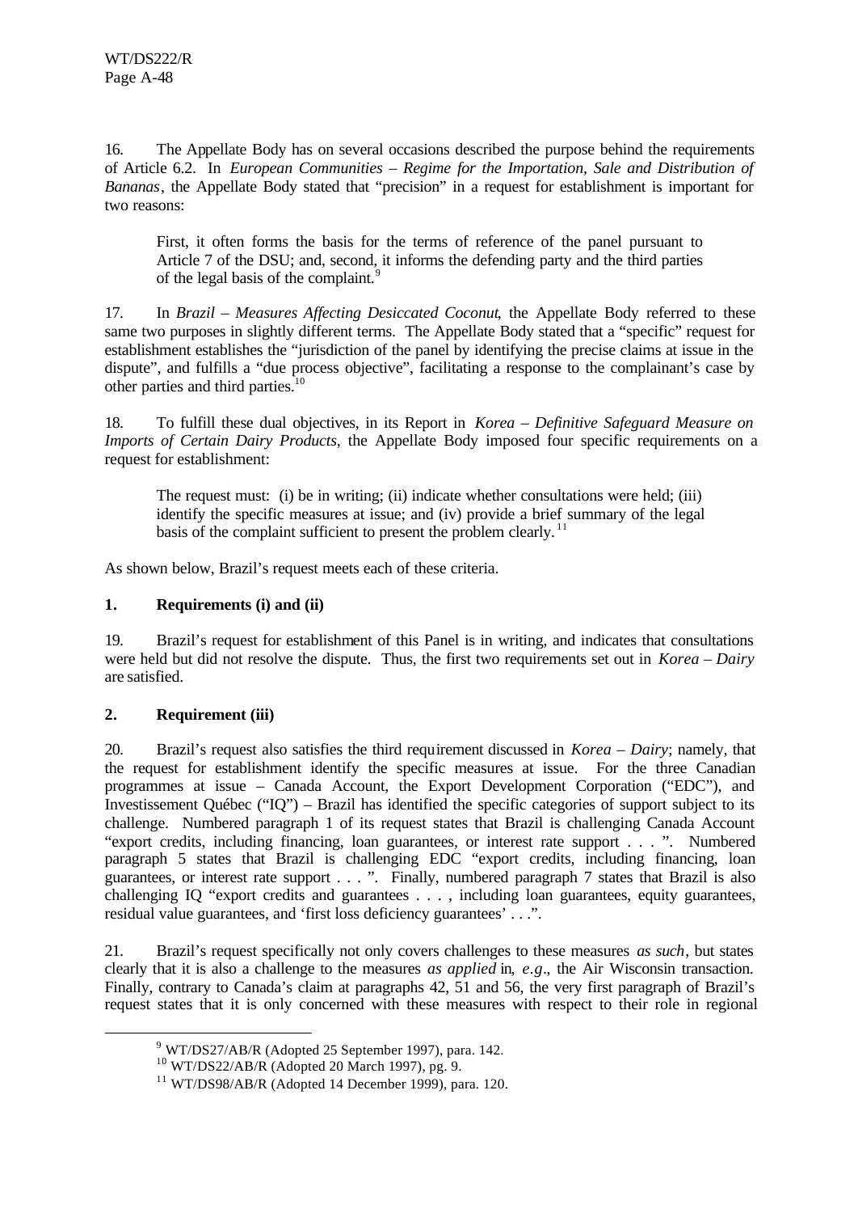16. The Appellate Body has on several occasions described the purpose behind the requirements of Article 6.2. In *European Communities – Regime for the Importation, Sale and Distribution of Bananas*, the Appellate Body stated that "precision" in a request for establishment is important for two reasons:

> First, it often forms the basis for the terms of reference of the panel pursuant to Article 7 of the DSU; and, second, it informs the defending party and the third parties of the legal basis of the complaint.[9]

17. In *Brazil – Measures Affecting Desiccated Coconut*, the Appellate Body referred to these same two purposes in slightly different terms. The Appellate Body stated that a "specific" request for establishment establishes the "jurisdiction of the panel by identifying the precise claims at issue in the dispute", and fulfills a "due process objective", facilitating a response to the complainant's case by other parties and third parties.[10]

18. To fulfill these dual objectives, in its Report in *Korea – Definitive Safeguard Measure on Imports of Certain Dairy Products*, the Appellate Body imposed four specific requirements on a request for establishment:

> The request must: (i) be in writing; (ii) indicate whether consultations were held; (iii) identify the specific measures at issue; and (iv) provide a brief summary of the legal basis of the complaint sufficient to present the problem clearly.[11]

As shown below, Brazil's request meets each of these criteria.

### 1. Requirements (i) and (ii)

19. Brazil's request for establishment of this Panel is in writing, and indicates that consultations were held but did not resolve the dispute. Thus, the first two requirements set out in *Korea – Dairy* are satisfied.

### 2. Requirement (iii)

20. Brazil's request also satisfies the third requirement discussed in *Korea – Dairy*; namely, that the request for establishment identify the specific measures at issue. For the three Canadian programmes at issue – Canada Account, the Export Development Corporation ("EDC"), and Investissement Québec ("IQ") – Brazil has identified the specific categories of support subject to its challenge. Numbered paragraph 1 of its request states that Brazil is challenging Canada Account "export credits, including financing, loan guarantees, or interest rate support . . . ". Numbered paragraph 5 states that Brazil is challenging EDC "export credits, including financing, loan guarantees, or interest rate support . . . ". Finally, numbered paragraph 7 states that Brazil is also challenging IQ "export credits and guarantees . . . , including loan guarantees, equity guarantees, residual value guarantees, and 'first loss deficiency guarantees' . . .".

21. Brazil's request specifically not only covers challenges to these measures *as such*, but states clearly that it is also a challenge to the measures *as applied* in, *e.g.*, the Air Wisconsin transaction. Finally, contrary to Canada's claim at paragraphs 42, 51 and 56, the very first paragraph of Brazil's request states that it is only concerned with these measures with respect to their role in regional

---

[9] WT/DS27/AB/R (Adopted 25 September 1997), para. 142.

[10] WT/DS22/AB/R (Adopted 20 March 1997), pg. 9.

[11] WT/DS98/AB/R (Adopted 14 December 1999), para. 120.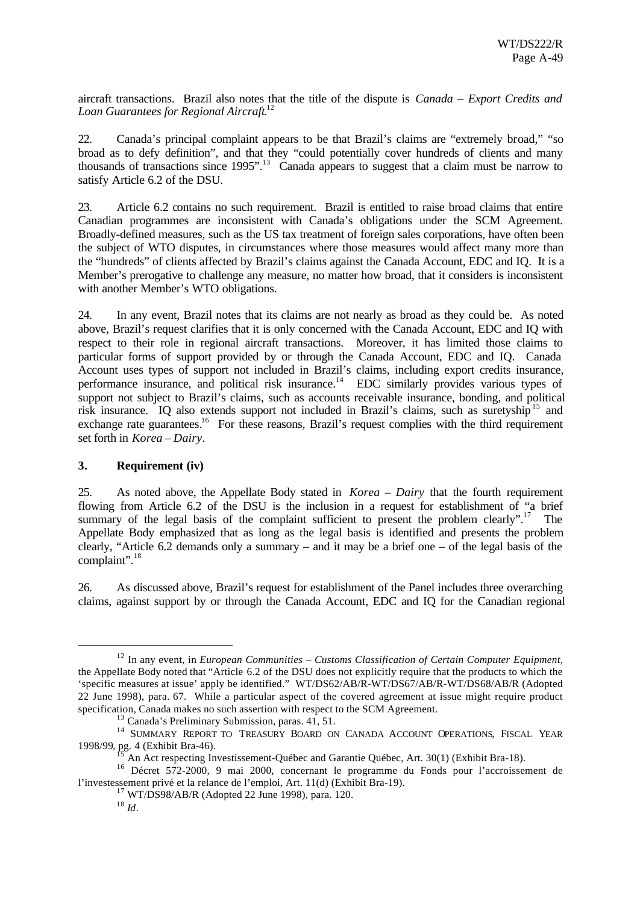aircraft transactions. Brazil also notes that the title of the dispute is *Canada – Export Credits and Loan Guarantees for Regional Aircraft*.[12]

22. Canada's principal complaint appears to be that Brazil's claims are "extremely broad," "so broad as to defy definition", and that they "could potentially cover hundreds of clients and many thousands of transactions since 1995".[13] Canada appears to suggest that a claim must be narrow to satisfy Article 6.2 of the DSU.

23. Article 6.2 contains no such requirement. Brazil is entitled to raise broad claims that entire Canadian programmes are inconsistent with Canada's obligations under the SCM Agreement. Broadly-defined measures, such as the US tax treatment of foreign sales corporations, have often been the subject of WTO disputes, in circumstances where those measures would affect many more than the "hundreds" of clients affected by Brazil's claims against the Canada Account, EDC and IQ. It is a Member's prerogative to challenge any measure, no matter how broad, that it considers is inconsistent with another Member's WTO obligations.

24. In any event, Brazil notes that its claims are not nearly as broad as they could be. As noted above, Brazil's request clarifies that it is only concerned with the Canada Account, EDC and IQ with respect to their role in regional aircraft transactions. Moreover, it has limited those claims to particular forms of support provided by or through the Canada Account, EDC and IQ. Canada Account uses types of support not included in Brazil's claims, including export credits insurance, performance insurance, and political risk insurance.[14] EDC similarly provides various types of support not subject to Brazil's claims, such as accounts receivable insurance, bonding, and political risk insurance. IQ also extends support not included in Brazil's claims, such as suretyship[15] and exchange rate guarantees.[16] For these reasons, Brazil's request complies with the third requirement set forth in *Korea – Dairy*.

### 3. Requirement (iv)

25. As noted above, the Appellate Body stated in *Korea – Dairy* that the fourth requirement flowing from Article 6.2 of the DSU is the inclusion in a request for establishment of "a brief summary of the legal basis of the complaint sufficient to present the problem clearly".[17] The Appellate Body emphasized that as long as the legal basis is identified and presents the problem clearly, "Article 6.2 demands only a summary – and it may be a brief one – of the legal basis of the complaint".[18]

26. As discussed above, Brazil's request for establishment of the Panel includes three overarching claims, against support by or through the Canada Account, EDC and IQ for the Canadian regional

---

[12] In any event, in *European Communities – Customs Classification of Certain Computer Equipment*, the Appellate Body noted that "Article 6.2 of the DSU does not explicitly require that the products to which the 'specific measures at issue' apply be identified." WT/DS62/AB/R-WT/DS67/AB/R-WT/DS68/AB/R (Adopted 22 June 1998), para. 67. While a particular aspect of the covered agreement at issue might require product specification, Canada makes no such assertion with respect to the SCM Agreement.

[13] Canada's Preliminary Submission, paras. 41, 51.

[14] SUMMARY REPORT TO TREASURY BOARD ON CANADA ACCOUNT OPERATIONS, FISCAL YEAR 1998/99, pg. 4 (Exhibit Bra-46).

[15] An Act respecting Investissement-Québec and Garantie Québec, Art. 30(1) (Exhibit Bra-18).

[16] Décret 572-2000, 9 mai 2000, concernant le programme du Fonds pour l'accroissement de l'investessement privé et la relance de l'emploi, Art. 11(d) (Exhibit Bra-19).

[17] WT/DS98/AB/R (Adopted 22 June 1998), para. 120.

[18] *Id*.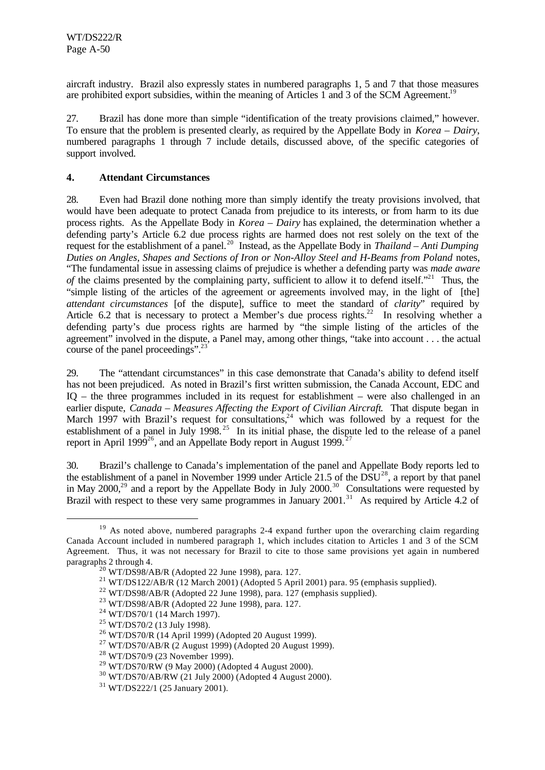aircraft industry. Brazil also expressly states in numbered paragraphs 1, 5 and 7 that those measures are prohibited export subsidies, within the meaning of Articles 1 and 3 of the SCM Agreement.[19]

27. Brazil has done more than simple "identification of the treaty provisions claimed," however. To ensure that the problem is presented clearly, as required by the Appellate Body in *Korea – Dairy*, numbered paragraphs 1 through 7 include details, discussed above, of the specific categories of support involved.

## 4. Attendant Circumstances

28. Even had Brazil done nothing more than simply identify the treaty provisions involved, that would have been adequate to protect Canada from prejudice to its interests, or from harm to its due process rights. As the Appellate Body in *Korea – Dairy* has explained, the determination whether a defending party's Article 6.2 due process rights are harmed does not rest solely on the text of the request for the establishment of a panel.[20] Instead, as the Appellate Body in *Thailand – Anti Dumping Duties on Angles, Shapes and Sections of Iron or Non-Alloy Steel and H-Beams from Poland* notes, "The fundamental issue in assessing claims of prejudice is whether a defending party was *made aware of* the claims presented by the complaining party, sufficient to allow it to defend itself."[21] Thus, the "simple listing of the articles of the agreement or agreements involved may, in the light of [the] *attendant circumstances* [of the dispute], suffice to meet the standard of *clarity*" required by Article 6.2 that is necessary to protect a Member's due process rights.[22] In resolving whether a defending party's due process rights are harmed by "the simple listing of the articles of the agreement" involved in the dispute, a Panel may, among other things, "take into account . . . the actual course of the panel proceedings".[23]

29. The "attendant circumstances" in this case demonstrate that Canada's ability to defend itself has not been prejudiced. As noted in Brazil's first written submission, the Canada Account, EDC and IQ – the three programmes included in its request for establishment – were also challenged in an earlier dispute, *Canada – Measures Affecting the Export of Civilian Aircraft*. That dispute began in March 1997 with Brazil's request for consultations,[24] which was followed by a request for the establishment of a panel in July 1998.[25] In its initial phase, the dispute led to the release of a panel report in April 1999[26], and an Appellate Body report in August 1999.[27]

30. Brazil's challenge to Canada's implementation of the panel and Appellate Body reports led to the establishment of a panel in November 1999 under Article 21.5 of the DSU[28], a report by that panel in May 2000,[29] and a report by the Appellate Body in July 2000.[30] Consultations were requested by Brazil with respect to these very same programmes in January 2001.[31] As required by Article 4.2 of

---

[19] As noted above, numbered paragraphs 2-4 expand further upon the overarching claim regarding Canada Account included in numbered paragraph 1, which includes citation to Articles 1 and 3 of the SCM Agreement. Thus, it was not necessary for Brazil to cite to those same provisions yet again in numbered paragraphs 2 through 4.

[20] WT/DS98/AB/R (Adopted 22 June 1998), para. 127.

[21] WT/DS122/AB/R (12 March 2001) (Adopted 5 April 2001) para. 95 (emphasis supplied).

[22] WT/DS98/AB/R (Adopted 22 June 1998), para. 127 (emphasis supplied).

[23] WT/DS98/AB/R (Adopted 22 June 1998), para. 127.

[24] WT/DS70/1 (14 March 1997).

[25] WT/DS70/2 (13 July 1998).

[26] WT/DS70/R (14 April 1999) (Adopted 20 August 1999).

[27] WT/DS70/AB/R (2 August 1999) (Adopted 20 August 1999).

[28] WT/DS70/9 (23 November 1999).

[29] WT/DS70/RW (9 May 2000) (Adopted 4 August 2000).

[30] WT/DS70/AB/RW (21 July 2000) (Adopted 4 August 2000).

[31] WT/DS222/1 (25 January 2001).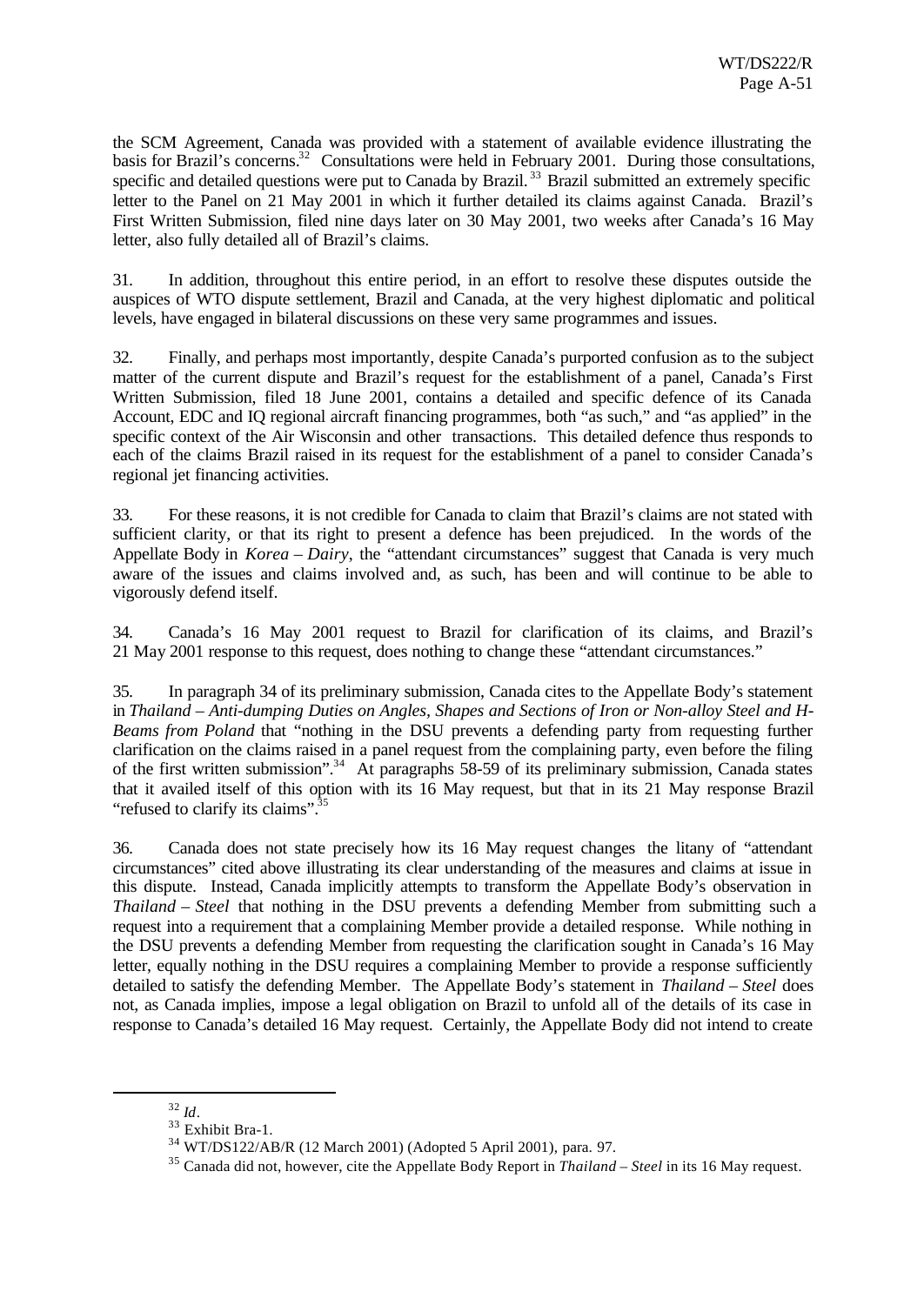the SCM Agreement, Canada was provided with a statement of available evidence illustrating the basis for Brazil's concerns.[32] Consultations were held in February 2001. During those consultations, specific and detailed questions were put to Canada by Brazil.[33] Brazil submitted an extremely specific letter to the Panel on 21 May 2001 in which it further detailed its claims against Canada. Brazil's First Written Submission, filed nine days later on 30 May 2001, two weeks after Canada's 16 May letter, also fully detailed all of Brazil's claims.

31. In addition, throughout this entire period, in an effort to resolve these disputes outside the auspices of WTO dispute settlement, Brazil and Canada, at the very highest diplomatic and political levels, have engaged in bilateral discussions on these very same programmes and issues.

32. Finally, and perhaps most importantly, despite Canada's purported confusion as to the subject matter of the current dispute and Brazil's request for the establishment of a panel, Canada's First Written Submission, filed 18 June 2001, contains a detailed and specific defence of its Canada Account, EDC and IQ regional aircraft financing programmes, both "as such," and "as applied" in the specific context of the Air Wisconsin and other transactions. This detailed defence thus responds to each of the claims Brazil raised in its request for the establishment of a panel to consider Canada's regional jet financing activities.

33. For these reasons, it is not credible for Canada to claim that Brazil's claims are not stated with sufficient clarity, or that its right to present a defence has been prejudiced. In the words of the Appellate Body in *Korea – Dairy*, the "attendant circumstances" suggest that Canada is very much aware of the issues and claims involved and, as such, has been and will continue to be able to vigorously defend itself.

34. Canada's 16 May 2001 request to Brazil for clarification of its claims, and Brazil's 21 May 2001 response to this request, does nothing to change these "attendant circumstances."

35. In paragraph 34 of its preliminary submission, Canada cites to the Appellate Body's statement in *Thailand – Anti-dumping Duties on Angles, Shapes and Sections of Iron or Non-alloy Steel and H-Beams from Poland* that "nothing in the DSU prevents a defending party from requesting further clarification on the claims raised in a panel request from the complaining party, even before the filing of the first written submission".[34] At paragraphs 58-59 of its preliminary submission, Canada states that it availed itself of this option with its 16 May request, but that in its 21 May response Brazil "refused to clarify its claims".[35]

36. Canada does not state precisely how its 16 May request changes the litany of "attendant circumstances" cited above illustrating its clear understanding of the measures and claims at issue in this dispute. Instead, Canada implicitly attempts to transform the Appellate Body's observation in *Thailand – Steel* that nothing in the DSU prevents a defending Member from submitting such a request into a requirement that a complaining Member provide a detailed response. While nothing in the DSU prevents a defending Member from requesting the clarification sought in Canada's 16 May letter, equally nothing in the DSU requires a complaining Member to provide a response sufficiently detailed to satisfy the defending Member. The Appellate Body's statement in *Thailand – Steel* does not, as Canada implies, impose a legal obligation on Brazil to unfold all of the details of its case in response to Canada's detailed 16 May request. Certainly, the Appellate Body did not intend to create

---

[32] *Id*.

[33] Exhibit Bra-1.

[34] WT/DS122/AB/R (12 March 2001) (Adopted 5 April 2001), para. 97.

[35] Canada did not, however, cite the Appellate Body Report in *Thailand – Steel* in its 16 May request.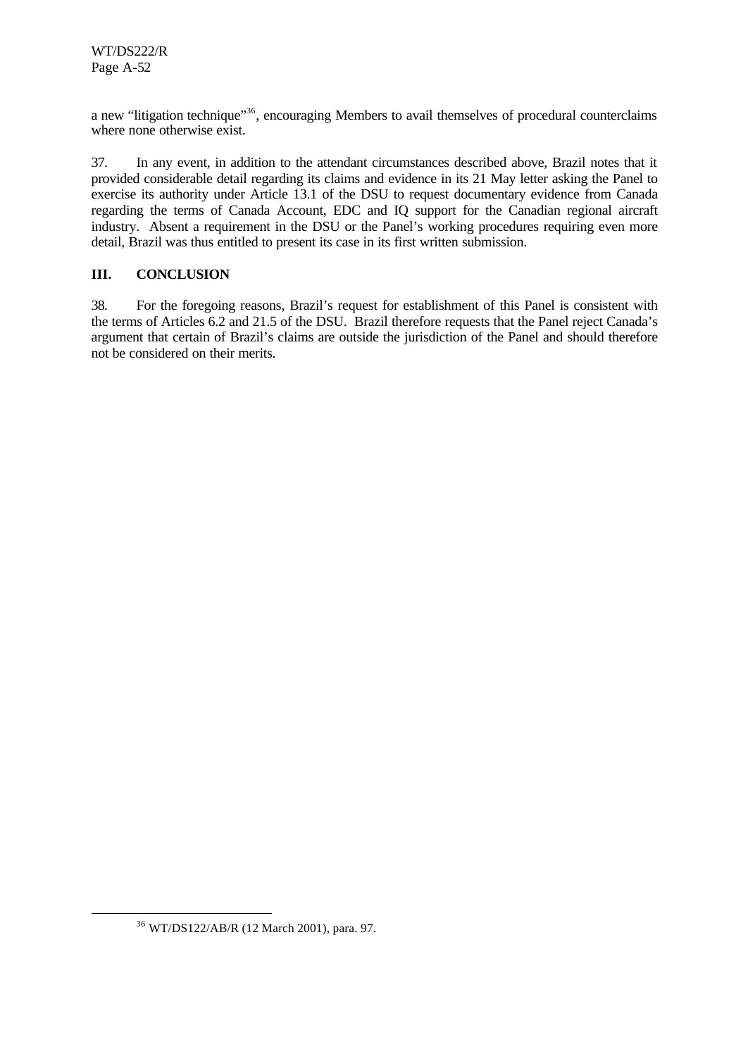a new "litigation technique"[36], encouraging Members to avail themselves of procedural counterclaims where none otherwise exist.

37. In any event, in addition to the attendant circumstances described above, Brazil notes that it provided considerable detail regarding its claims and evidence in its 21 May letter asking the Panel to exercise its authority under Article 13.1 of the DSU to request documentary evidence from Canada regarding the terms of Canada Account, EDC and IQ support for the Canadian regional aircraft industry. Absent a requirement in the DSU or the Panel's working procedures requiring even more detail, Brazil was thus entitled to present its case in its first written submission.

## III. CONCLUSION

38. For the foregoing reasons, Brazil's request for establishment of this Panel is consistent with the terms of Articles 6.2 and 21.5 of the DSU. Brazil therefore requests that the Panel reject Canada's argument that certain of Brazil's claims are outside the jurisdiction of the Panel and should therefore not be considered on their merits.

---

[36] WT/DS122/AB/R (12 March 2001), para. 97.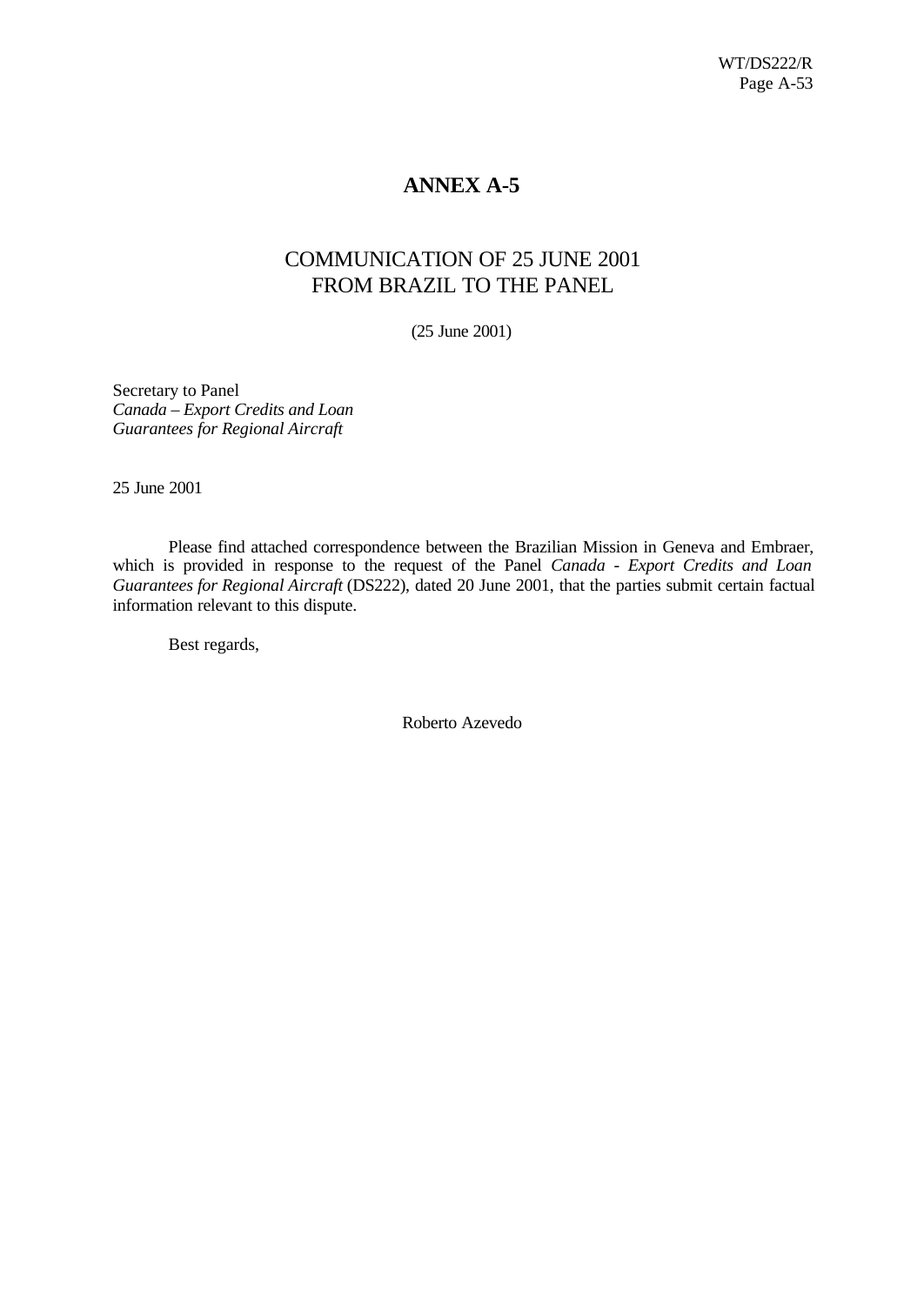# ANNEX A-5

## COMMUNICATION OF 25 JUNE 2001 FROM BRAZIL TO THE PANEL

(25 June 2001)

Secretary to Panel
*Canada – Export Credits and Loan Guarantees for Regional Aircraft*

25 June 2001

Please find attached correspondence between the Brazilian Mission in Geneva and Embraer, which is provided in response to the request of the Panel *Canada - Export Credits and Loan Guarantees for Regional Aircraft* (DS222), dated 20 June 2001, that the parties submit certain factual information relevant to this dispute.

Best regards,

Roberto Azevedo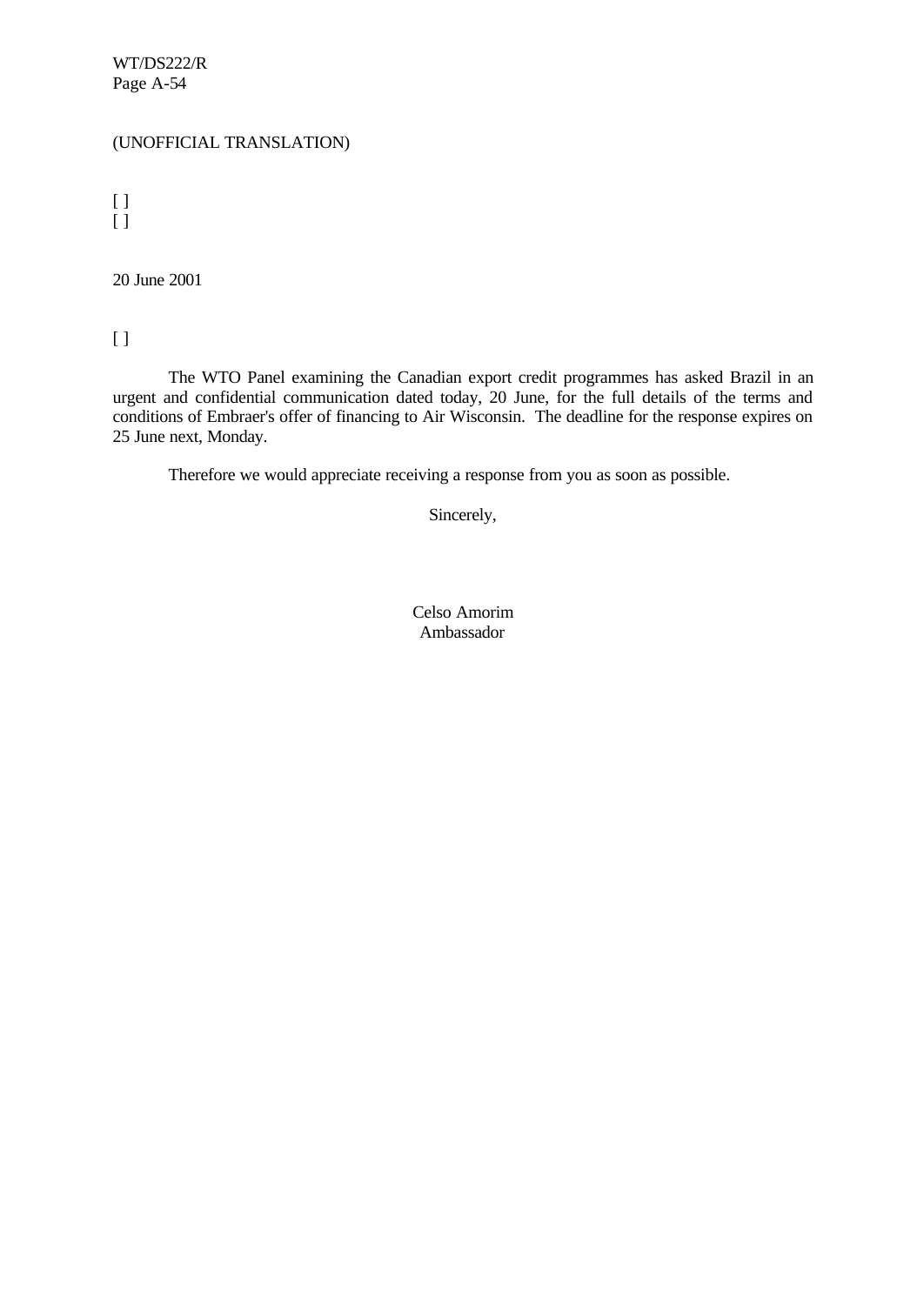(UNOFFICIAL TRANSLATION)

[ ]
[ ]

20 June 2001

[ ]

The WTO Panel examining the Canadian export credit programmes has asked Brazil in an urgent and confidential communication dated today, 20 June, for the full details of the terms and conditions of Embraer's offer of financing to Air Wisconsin. The deadline for the response expires on 25 June next, Monday.

Therefore we would appreciate receiving a response from you as soon as possible.

Sincerely,

Celso Amorim
Ambassador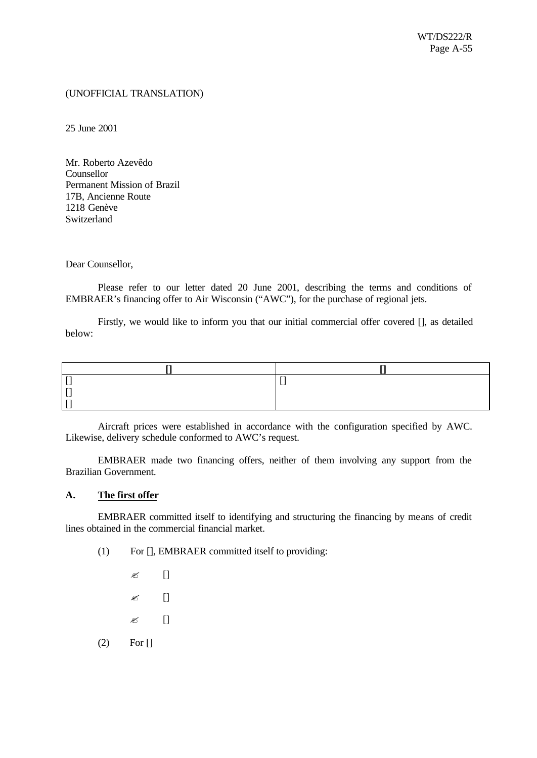(UNOFFICIAL TRANSLATION)

25 June 2001

Mr. Roberto Azevêdo
Counsellor
Permanent Mission of Brazil
17B, Ancienne Route
1218 Genève
Switzerland

Dear Counsellor,

Please refer to our letter dated 20 June 2001, describing the terms and conditions of EMBRAER's financing offer to Air Wisconsin ("AWC"), for the purchase of regional jets.

Firstly, we would like to inform you that our initial commercial offer covered [], as detailed below:

| [] | [] |
|---|---|
| []<br>[]<br>[] | [] |

Aircraft prices were established in accordance with the configuration specified by AWC. Likewise, delivery schedule conformed to AWC's request.

EMBRAER made two financing offers, neither of them involving any support from the Brazilian Government.

**A. <u>The first offer</u>**

EMBRAER committed itself to identifying and structuring the financing by means of credit lines obtained in the commercial financial market.

(1) For [], EMBRAER committed itself to providing:

- []
- []
- []

(2) For []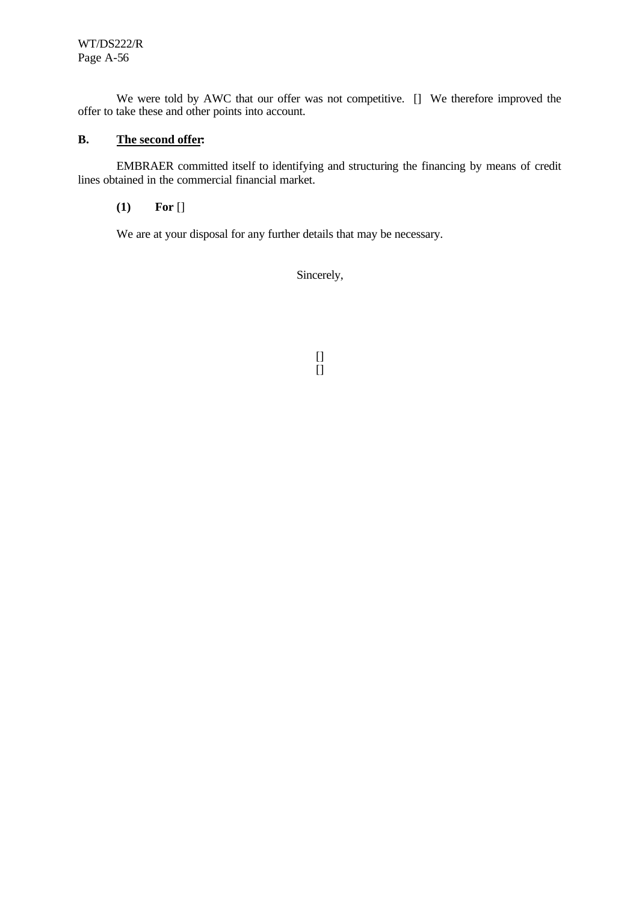We were told by AWC that our offer was not competitive. [] We therefore improved the offer to take these and other points into account.

**B. The second offer:**

EMBRAER committed itself to identifying and structuring the financing by means of credit lines obtained in the commercial financial market.

**(1) For** []

We are at your disposal for any further details that may be necessary.

Sincerely,

[]
[]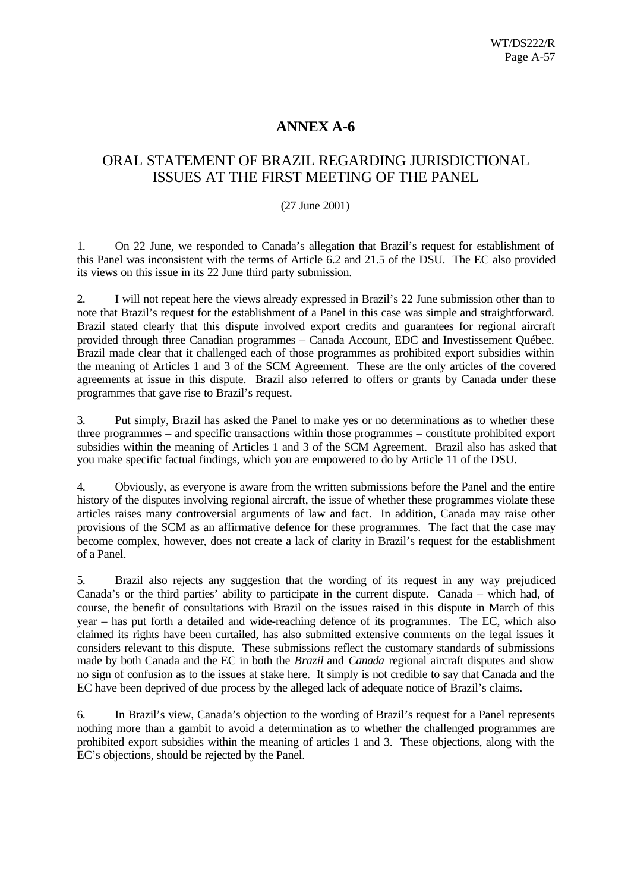# ANNEX A-6

## ORAL STATEMENT OF BRAZIL REGARDING JURISDICTIONAL ISSUES AT THE FIRST MEETING OF THE PANEL

(27 June 2001)

1. On 22 June, we responded to Canada's allegation that Brazil's request for establishment of this Panel was inconsistent with the terms of Article 6.2 and 21.5 of the DSU. The EC also provided its views on this issue in its 22 June third party submission.

2. I will not repeat here the views already expressed in Brazil's 22 June submission other than to note that Brazil's request for the establishment of a Panel in this case was simple and straightforward. Brazil stated clearly that this dispute involved export credits and guarantees for regional aircraft provided through three Canadian programmes – Canada Account, EDC and Investissement Québec. Brazil made clear that it challenged each of those programmes as prohibited export subsidies within the meaning of Articles 1 and 3 of the SCM Agreement. These are the only articles of the covered agreements at issue in this dispute. Brazil also referred to offers or grants by Canada under these programmes that gave rise to Brazil's request.

3. Put simply, Brazil has asked the Panel to make yes or no determinations as to whether these three programmes – and specific transactions within those programmes – constitute prohibited export subsidies within the meaning of Articles 1 and 3 of the SCM Agreement. Brazil also has asked that you make specific factual findings, which you are empowered to do by Article 11 of the DSU.

4. Obviously, as everyone is aware from the written submissions before the Panel and the entire history of the disputes involving regional aircraft, the issue of whether these programmes violate these articles raises many controversial arguments of law and fact. In addition, Canada may raise other provisions of the SCM as an affirmative defence for these programmes. The fact that the case may become complex, however, does not create a lack of clarity in Brazil's request for the establishment of a Panel.

5. Brazil also rejects any suggestion that the wording of its request in any way prejudiced Canada's or the third parties' ability to participate in the current dispute. Canada – which had, of course, the benefit of consultations with Brazil on the issues raised in this dispute in March of this year – has put forth a detailed and wide-reaching defence of its programmes. The EC, which also claimed its rights have been curtailed, has also submitted extensive comments on the legal issues it considers relevant to this dispute. These submissions reflect the customary standards of submissions made by both Canada and the EC in both the *Brazil* and *Canada* regional aircraft disputes and show no sign of confusion as to the issues at stake here. It simply is not credible to say that Canada and the EC have been deprived of due process by the alleged lack of adequate notice of Brazil's claims.

6. In Brazil's view, Canada's objection to the wording of Brazil's request for a Panel represents nothing more than a gambit to avoid a determination as to whether the challenged programmes are prohibited export subsidies within the meaning of articles 1 and 3. These objections, along with the EC's objections, should be rejected by the Panel.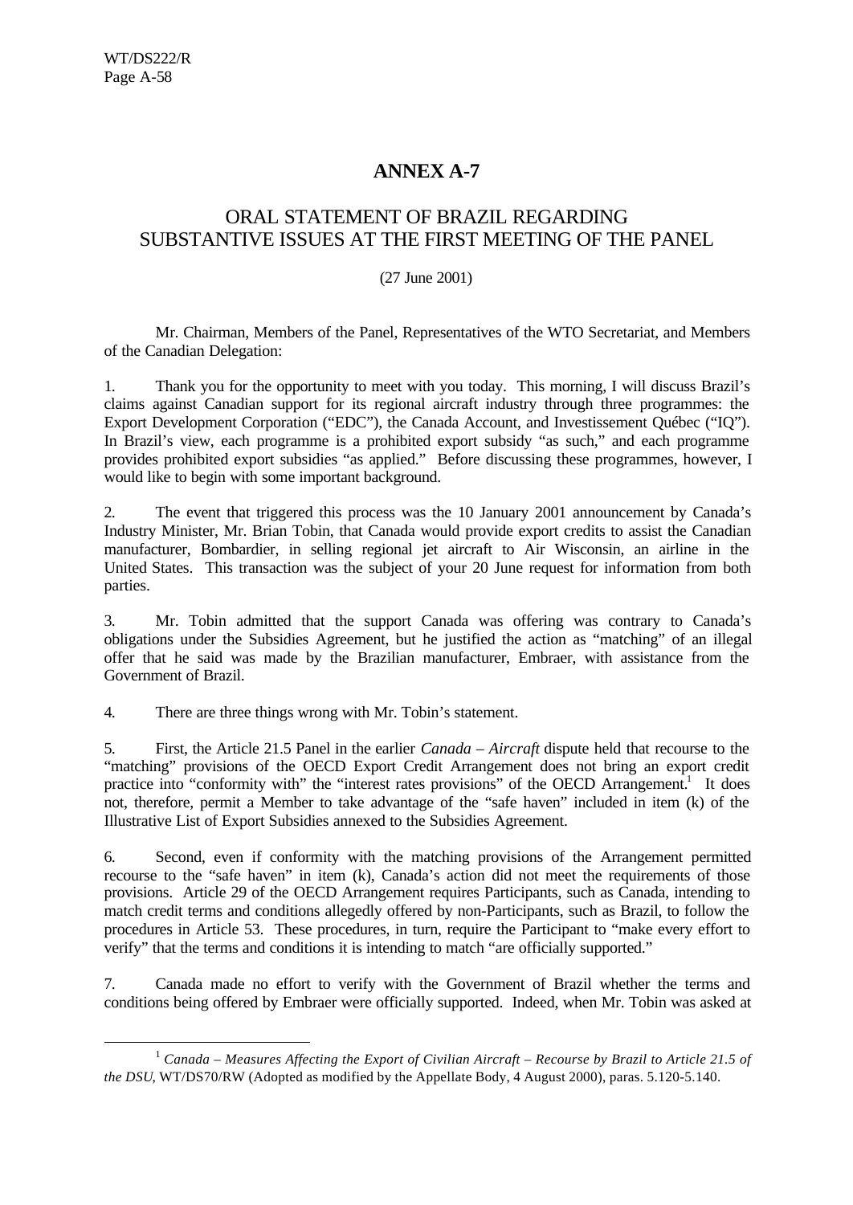# ANNEX A-7

## ORAL STATEMENT OF BRAZIL REGARDING SUBSTANTIVE ISSUES AT THE FIRST MEETING OF THE PANEL

(27 June 2001)

Mr. Chairman, Members of the Panel, Representatives of the WTO Secretariat, and Members of the Canadian Delegation:

1. Thank you for the opportunity to meet with you today. This morning, I will discuss Brazil's claims against Canadian support for its regional aircraft industry through three programmes: the Export Development Corporation ("EDC"), the Canada Account, and Investissement Québec ("IQ"). In Brazil's view, each programme is a prohibited export subsidy "as such," and each programme provides prohibited export subsidies "as applied." Before discussing these programmes, however, I would like to begin with some important background.

2. The event that triggered this process was the 10 January 2001 announcement by Canada's Industry Minister, Mr. Brian Tobin, that Canada would provide export credits to assist the Canadian manufacturer, Bombardier, in selling regional jet aircraft to Air Wisconsin, an airline in the United States. This transaction was the subject of your 20 June request for information from both parties.

3. Mr. Tobin admitted that the support Canada was offering was contrary to Canada's obligations under the Subsidies Agreement, but he justified the action as "matching" of an illegal offer that he said was made by the Brazilian manufacturer, Embraer, with assistance from the Government of Brazil.

4. There are three things wrong with Mr. Tobin's statement.

5. First, the Article 21.5 Panel in the earlier *Canada – Aircraft* dispute held that recourse to the "matching" provisions of the OECD Export Credit Arrangement does not bring an export credit practice into "conformity with" the "interest rates provisions" of the OECD Arrangement.[1] It does not, therefore, permit a Member to take advantage of the "safe haven" included in item (k) of the Illustrative List of Export Subsidies annexed to the Subsidies Agreement.

6. Second, even if conformity with the matching provisions of the Arrangement permitted recourse to the "safe haven" in item (k), Canada's action did not meet the requirements of those provisions. Article 29 of the OECD Arrangement requires Participants, such as Canada, intending to match credit terms and conditions allegedly offered by non-Participants, such as Brazil, to follow the procedures in Article 53. These procedures, in turn, require the Participant to "make every effort to verify" that the terms and conditions it is intending to match "are officially supported."

7. Canada made no effort to verify with the Government of Brazil whether the terms and conditions being offered by Embraer were officially supported. Indeed, when Mr. Tobin was asked at

---

[1] *Canada – Measures Affecting the Export of Civilian Aircraft – Recourse by Brazil to Article 21.5 of the DSU*, WT/DS70/RW (Adopted as modified by the Appellate Body, 4 August 2000), paras. 5.120-5.140.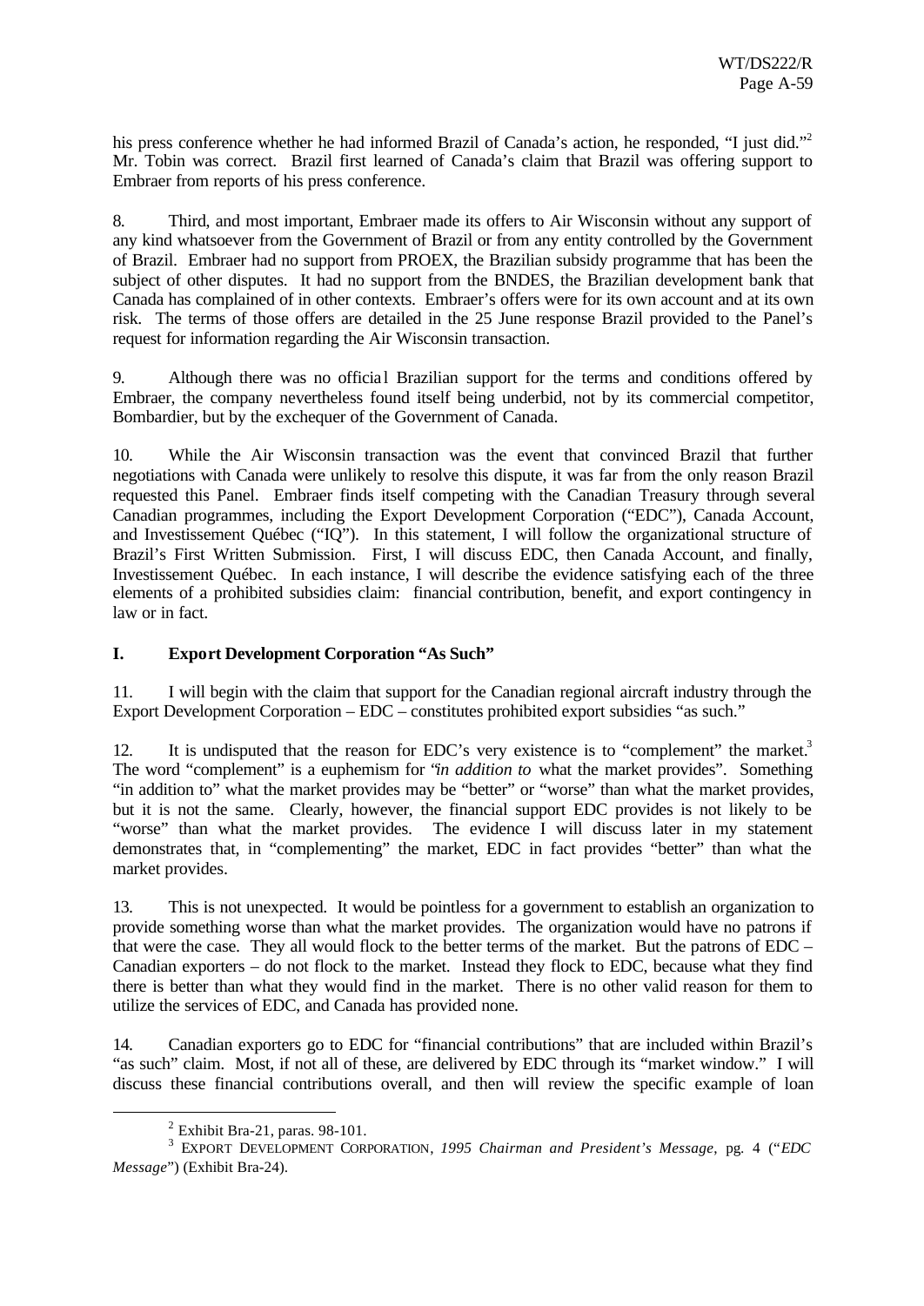his press conference whether he had informed Brazil of Canada's action, he responded, "I just did."[2] Mr. Tobin was correct. Brazil first learned of Canada's claim that Brazil was offering support to Embraer from reports of his press conference.

8. Third, and most important, Embraer made its offers to Air Wisconsin without any support of any kind whatsoever from the Government of Brazil or from any entity controlled by the Government of Brazil. Embraer had no support from PROEX, the Brazilian subsidy programme that has been the subject of other disputes. It had no support from the BNDES, the Brazilian development bank that Canada has complained of in other contexts. Embraer's offers were for its own account and at its own risk. The terms of those offers are detailed in the 25 June response Brazil provided to the Panel's request for information regarding the Air Wisconsin transaction.

9. Although there was no official Brazilian support for the terms and conditions offered by Embraer, the company nevertheless found itself being underbid, not by its commercial competitor, Bombardier, but by the exchequer of the Government of Canada.

10. While the Air Wisconsin transaction was the event that convinced Brazil that further negotiations with Canada were unlikely to resolve this dispute, it was far from the only reason Brazil requested this Panel. Embraer finds itself competing with the Canadian Treasury through several Canadian programmes, including the Export Development Corporation ("EDC"), Canada Account, and Investissement Québec ("IQ"). In this statement, I will follow the organizational structure of Brazil's First Written Submission. First, I will discuss EDC, then Canada Account, and finally, Investissement Québec. In each instance, I will describe the evidence satisfying each of the three elements of a prohibited subsidies claim: financial contribution, benefit, and export contingency in law or in fact.

## I. Export Development Corporation "As Such"

11. I will begin with the claim that support for the Canadian regional aircraft industry through the Export Development Corporation – EDC – constitutes prohibited export subsidies "as such."

12. It is undisputed that the reason for EDC's very existence is to "complement" the market.[3] The word "complement" is a euphemism for "*in addition to* what the market provides". Something "in addition to" what the market provides may be "better" or "worse" than what the market provides, but it is not the same. Clearly, however, the financial support EDC provides is not likely to be "worse" than what the market provides. The evidence I will discuss later in my statement demonstrates that, in "complementing" the market, EDC in fact provides "better" than what the market provides.

13. This is not unexpected. It would be pointless for a government to establish an organization to provide something worse than what the market provides. The organization would have no patrons if that were the case. They all would flock to the better terms of the market. But the patrons of EDC – Canadian exporters – do not flock to the market. Instead they flock to EDC, because what they find there is better than what they would find in the market. There is no other valid reason for them to utilize the services of EDC, and Canada has provided none.

14. Canadian exporters go to EDC for "financial contributions" that are included within Brazil's "as such" claim. Most, if not all of these, are delivered by EDC through its "market window." I will discuss these financial contributions overall, and then will review the specific example of loan

---

[2] Exhibit Bra-21, paras. 98-101.

[3] EXPORT DEVELOPMENT CORPORATION, *1995 Chairman and President's Message*, pg. 4 ("*EDC Message*") (Exhibit Bra-24).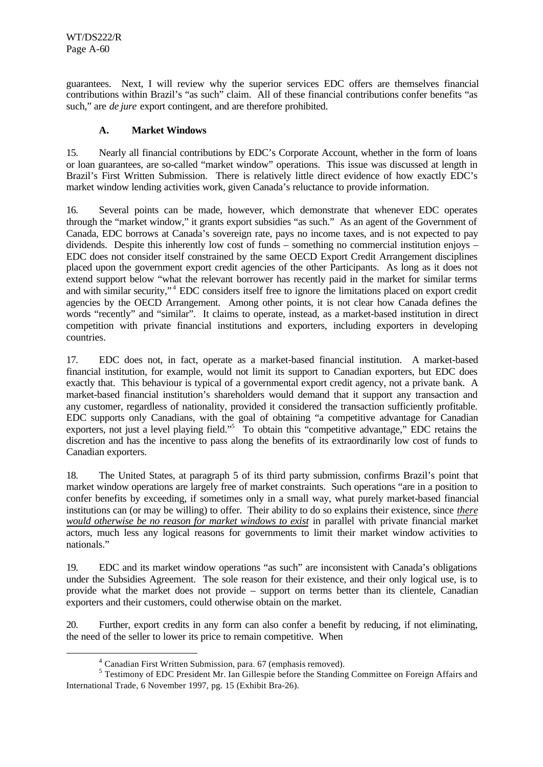guarantees. Next, I will review why the superior services EDC offers are themselves financial contributions within Brazil's "as such" claim. All of these financial contributions confer benefits "as such," are *de jure* export contingent, and are therefore prohibited.

### A. Market Windows

15. Nearly all financial contributions by EDC's Corporate Account, whether in the form of loans or loan guarantees, are so-called "market window" operations. This issue was discussed at length in Brazil's First Written Submission. There is relatively little direct evidence of how exactly EDC's market window lending activities work, given Canada's reluctance to provide information.

16. Several points can be made, however, which demonstrate that whenever EDC operates through the "market window," it grants export subsidies "as such." As an agent of the Government of Canada, EDC borrows at Canada's sovereign rate, pays no income taxes, and is not expected to pay dividends. Despite this inherently low cost of funds – something no commercial institution enjoys – EDC does not consider itself constrained by the same OECD Export Credit Arrangement disciplines placed upon the government export credit agencies of the other Participants. As long as it does not extend support below "what the relevant borrower has recently paid in the market for similar terms and with similar security,"[4] EDC considers itself free to ignore the limitations placed on export credit agencies by the OECD Arrangement. Among other points, it is not clear how Canada defines the words "recently" and "similar". It claims to operate, instead, as a market-based institution in direct competition with private financial institutions and exporters, including exporters in developing countries.

17. EDC does not, in fact, operate as a market-based financial institution. A market-based financial institution, for example, would not limit its support to Canadian exporters, but EDC does exactly that. This behaviour is typical of a governmental export credit agency, not a private bank. A market-based financial institution's shareholders would demand that it support any transaction and any customer, regardless of nationality, provided it considered the transaction sufficiently profitable. EDC supports only Canadians, with the goal of obtaining "a competitive advantage for Canadian exporters, not just a level playing field."[5] To obtain this "competitive advantage," EDC retains the discretion and has the incentive to pass along the benefits of its extraordinarily low cost of funds to Canadian exporters.

18. The United States, at paragraph 5 of its third party submission, confirms Brazil's point that market window operations are largely free of market constraints. Such operations "are in a position to confer benefits by exceeding, if sometimes only in a small way, what purely market-based financial institutions can (or may be willing) to offer. Their ability to do so explains their existence, since ***there would otherwise be no reason for market windows to exist*** in parallel with private financial market actors, much less any logical reasons for governments to limit their market window activities to nationals."

19. EDC and its market window operations "as such" are inconsistent with Canada's obligations under the Subsidies Agreement. The sole reason for their existence, and their only logical use, is to provide what the market does not provide – support on terms better than its clientele, Canadian exporters and their customers, could otherwise obtain on the market.

20. Further, export credits in any form can also confer a benefit by reducing, if not eliminating, the need of the seller to lower its price to remain competitive. When

---

[4] Canadian First Written Submission, para. 67 (emphasis removed).

[5] Testimony of EDC President Mr. Ian Gillespie before the Standing Committee on Foreign Affairs and International Trade, 6 November 1997, pg. 15 (Exhibit Bra-26).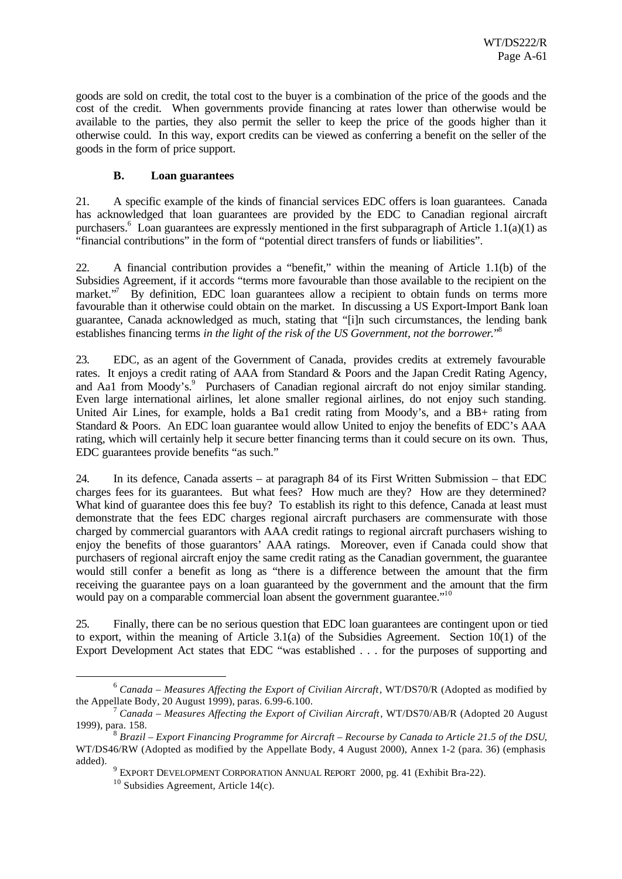goods are sold on credit, the total cost to the buyer is a combination of the price of the goods and the cost of the credit. When governments provide financing at rates lower than otherwise would be available to the parties, they also permit the seller to keep the price of the goods higher than it otherwise could. In this way, export credits can be viewed as conferring a benefit on the seller of the goods in the form of price support.

### B. Loan guarantees

21. A specific example of the kinds of financial services EDC offers is loan guarantees. Canada has acknowledged that loan guarantees are provided by the EDC to Canadian regional aircraft purchasers.[6] Loan guarantees are expressly mentioned in the first subparagraph of Article 1.1(a)(1) as "financial contributions" in the form of "potential direct transfers of funds or liabilities".

22. A financial contribution provides a "benefit," within the meaning of Article 1.1(b) of the Subsidies Agreement, if it accords "terms more favourable than those available to the recipient on the market."[7] By definition, EDC loan guarantees allow a recipient to obtain funds on terms more favourable than it otherwise could obtain on the market. In discussing a US Export-Import Bank loan guarantee, Canada acknowledged as much, stating that "[i]n such circumstances, the lending bank establishes financing terms *in the light of the risk of the US Government, not the borrower.*"[8]

23. EDC, as an agent of the Government of Canada, provides credits at extremely favourable rates. It enjoys a credit rating of AAA from Standard & Poors and the Japan Credit Rating Agency, and Aa1 from Moody's.[9] Purchasers of Canadian regional aircraft do not enjoy similar standing. Even large international airlines, let alone smaller regional airlines, do not enjoy such standing. United Air Lines, for example, holds a Ba1 credit rating from Moody's, and a BB+ rating from Standard & Poors. An EDC loan guarantee would allow United to enjoy the benefits of EDC's AAA rating, which will certainly help it secure better financing terms than it could secure on its own. Thus, EDC guarantees provide benefits "as such."

24. In its defence, Canada asserts – at paragraph 84 of its First Written Submission – that EDC charges fees for its guarantees. But what fees? How much are they? How are they determined? What kind of guarantee does this fee buy? To establish its right to this defence, Canada at least must demonstrate that the fees EDC charges regional aircraft purchasers are commensurate with those charged by commercial guarantors with AAA credit ratings to regional aircraft purchasers wishing to enjoy the benefits of those guarantors' AAA ratings. Moreover, even if Canada could show that purchasers of regional aircraft enjoy the same credit rating as the Canadian government, the guarantee would still confer a benefit as long as "there is a difference between the amount that the firm receiving the guarantee pays on a loan guaranteed by the government and the amount that the firm would pay on a comparable commercial loan absent the government guarantee."[10]

25. Finally, there can be no serious question that EDC loan guarantees are contingent upon or tied to export, within the meaning of Article 3.1(a) of the Subsidies Agreement. Section 10(1) of the Export Development Act states that EDC "was established . . . for the purposes of supporting and

---

[6] *Canada – Measures Affecting the Export of Civilian Aircraft*, WT/DS70/R (Adopted as modified by the Appellate Body, 20 August 1999), paras. 6.99-6.100.

[7] *Canada – Measures Affecting the Export of Civilian Aircraft*, WT/DS70/AB/R (Adopted 20 August 1999), para. 158.

[8] *Brazil – Export Financing Programme for Aircraft – Recourse by Canada to Article 21.5 of the DSU*, WT/DS46/RW (Adopted as modified by the Appellate Body, 4 August 2000), Annex 1-2 (para. 36) (emphasis added).

[9] EXPORT DEVELOPMENT CORPORATION ANNUAL REPORT 2000, pg. 41 (Exhibit Bra-22).

[10] Subsidies Agreement, Article 14(c).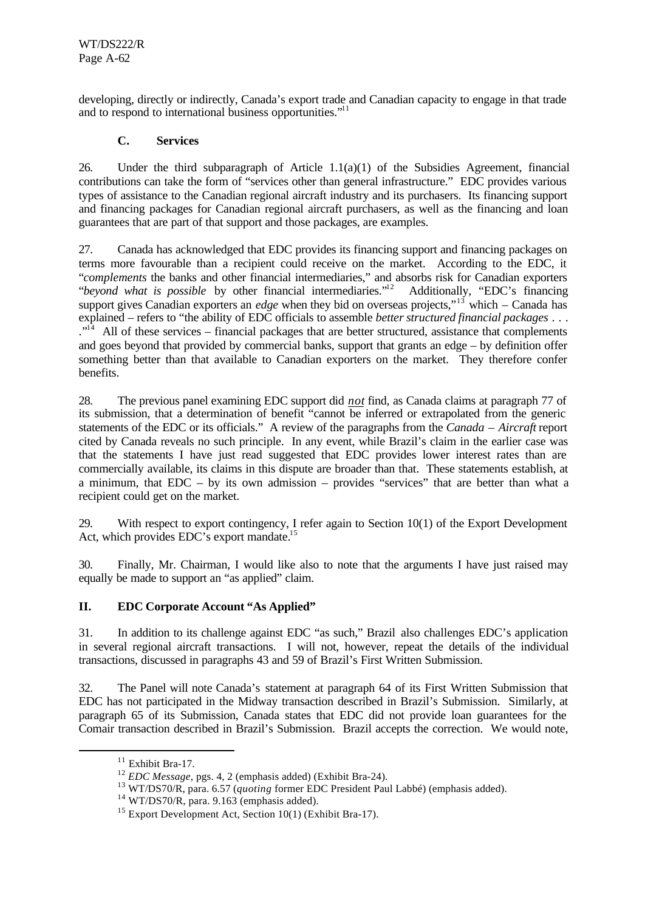developing, directly or indirectly, Canada's export trade and Canadian capacity to engage in that trade and to respond to international business opportunities."[11]

### C. Services

26. Under the third subparagraph of Article 1.1(a)(1) of the Subsidies Agreement, financial contributions can take the form of "services other than general infrastructure." EDC provides various types of assistance to the Canadian regional aircraft industry and its purchasers. Its financing support and financing packages for Canadian regional aircraft purchasers, as well as the financing and loan guarantees that are part of that support and those packages, are examples.

27. Canada has acknowledged that EDC provides its financing support and financing packages on terms more favourable than a recipient could receive on the market. According to the EDC, it "*complements* the banks and other financial intermediaries," and absorbs risk for Canadian exporters "*beyond what is possible* by other financial intermediaries."[12] Additionally, "EDC's financing support gives Canadian exporters an *edge* when they bid on overseas projects,"[13] which – Canada has explained – refers to "the ability of EDC officials to assemble *better structured financial packages* . . . ."[14] All of these services – financial packages that are better structured, assistance that complements and goes beyond that provided by commercial banks, support that grants an edge – by definition offer something better than that available to Canadian exporters on the market. They therefore confer benefits.

28. The previous panel examining EDC support did ***not*** find, as Canada claims at paragraph 77 of its submission, that a determination of benefit "cannot be inferred or extrapolated from the generic statements of the EDC or its officials." A review of the paragraphs from the *Canada – Aircraft* report cited by Canada reveals no such principle. In any event, while Brazil's claim in the earlier case was that the statements I have just read suggested that EDC provides lower interest rates than are commercially available, its claims in this dispute are broader than that. These statements establish, at a minimum, that EDC – by its own admission – provides "services" that are better than what a recipient could get on the market.

29. With respect to export contingency, I refer again to Section 10(1) of the Export Development Act, which provides EDC's export mandate.[15]

30. Finally, Mr. Chairman, I would like also to note that the arguments I have just raised may equally be made to support an "as applied" claim.

## II. EDC Corporate Account "As Applied"

31. In addition to its challenge against EDC "as such," Brazil also challenges EDC's application in several regional aircraft transactions. I will not, however, repeat the details of the individual transactions, discussed in paragraphs 43 and 59 of Brazil's First Written Submission.

32. The Panel will note Canada's statement at paragraph 64 of its First Written Submission that EDC has not participated in the Midway transaction described in Brazil's Submission. Similarly, at paragraph 65 of its Submission, Canada states that EDC did not provide loan guarantees for the Comair transaction described in Brazil's Submission. Brazil accepts the correction. We would note,

---

[11] Exhibit Bra-17.

[12] *EDC Message*, pgs. 4, 2 (emphasis added) (Exhibit Bra-24).

[13] WT/DS70/R, para. 6.57 (*quoting* former EDC President Paul Labbé) (emphasis added).

[14] WT/DS70/R, para. 9.163 (emphasis added).

[15] Export Development Act, Section 10(1) (Exhibit Bra-17).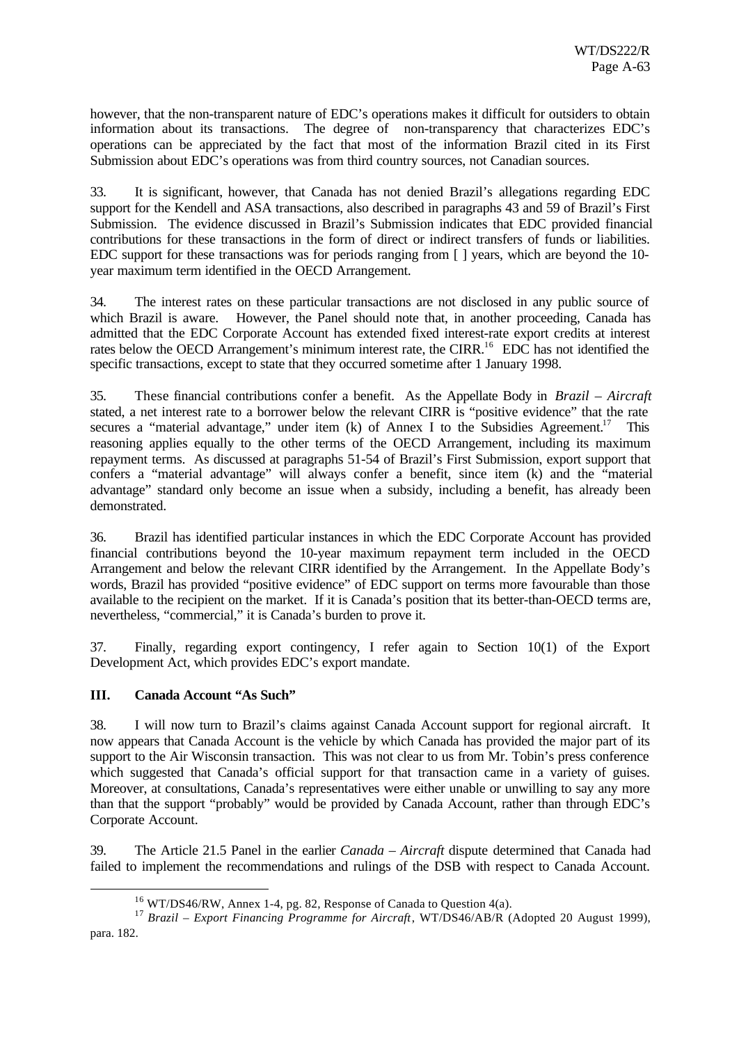however, that the non-transparent nature of EDC's operations makes it difficult for outsiders to obtain information about its transactions. The degree of non-transparency that characterizes EDC's operations can be appreciated by the fact that most of the information Brazil cited in its First Submission about EDC's operations was from third country sources, not Canadian sources.

33. It is significant, however, that Canada has not denied Brazil's allegations regarding EDC support for the Kendell and ASA transactions, also described in paragraphs 43 and 59 of Brazil's First Submission. The evidence discussed in Brazil's Submission indicates that EDC provided financial contributions for these transactions in the form of direct or indirect transfers of funds or liabilities. EDC support for these transactions was for periods ranging from [ ] years, which are beyond the 10-year maximum term identified in the OECD Arrangement.

34. The interest rates on these particular transactions are not disclosed in any public source of which Brazil is aware. However, the Panel should note that, in another proceeding, Canada has admitted that the EDC Corporate Account has extended fixed interest-rate export credits at interest rates below the OECD Arrangement's minimum interest rate, the CIRR.[16] EDC has not identified the specific transactions, except to state that they occurred sometime after 1 January 1998.

35. These financial contributions confer a benefit. As the Appellate Body in *Brazil – Aircraft* stated, a net interest rate to a borrower below the relevant CIRR is "positive evidence" that the rate secures a "material advantage," under item (k) of Annex I to the Subsidies Agreement.[17] This reasoning applies equally to the other terms of the OECD Arrangement, including its maximum repayment terms. As discussed at paragraphs 51-54 of Brazil's First Submission, export support that confers a "material advantage" will always confer a benefit, since item (k) and the "material advantage" standard only become an issue when a subsidy, including a benefit, has already been demonstrated.

36. Brazil has identified particular instances in which the EDC Corporate Account has provided financial contributions beyond the 10-year maximum repayment term included in the OECD Arrangement and below the relevant CIRR identified by the Arrangement. In the Appellate Body's words, Brazil has provided "positive evidence" of EDC support on terms more favourable than those available to the recipient on the market. If it is Canada's position that its better-than-OECD terms are, nevertheless, "commercial," it is Canada's burden to prove it.

37. Finally, regarding export contingency, I refer again to Section 10(1) of the Export Development Act, which provides EDC's export mandate.

## III. Canada Account "As Such"

38. I will now turn to Brazil's claims against Canada Account support for regional aircraft. It now appears that Canada Account is the vehicle by which Canada has provided the major part of its support to the Air Wisconsin transaction. This was not clear to us from Mr. Tobin's press conference which suggested that Canada's official support for that transaction came in a variety of guises. Moreover, at consultations, Canada's representatives were either unable or unwilling to say any more than that the support "probably" would be provided by Canada Account, rather than through EDC's Corporate Account.

39. The Article 21.5 Panel in the earlier *Canada – Aircraft* dispute determined that Canada had failed to implement the recommendations and rulings of the DSB with respect to Canada Account.

---

[16] WT/DS46/RW, Annex 1-4, pg. 82, Response of Canada to Question 4(a).

[17] *Brazil – Export Financing Programme for Aircraft*, WT/DS46/AB/R (Adopted 20 August 1999), para. 182.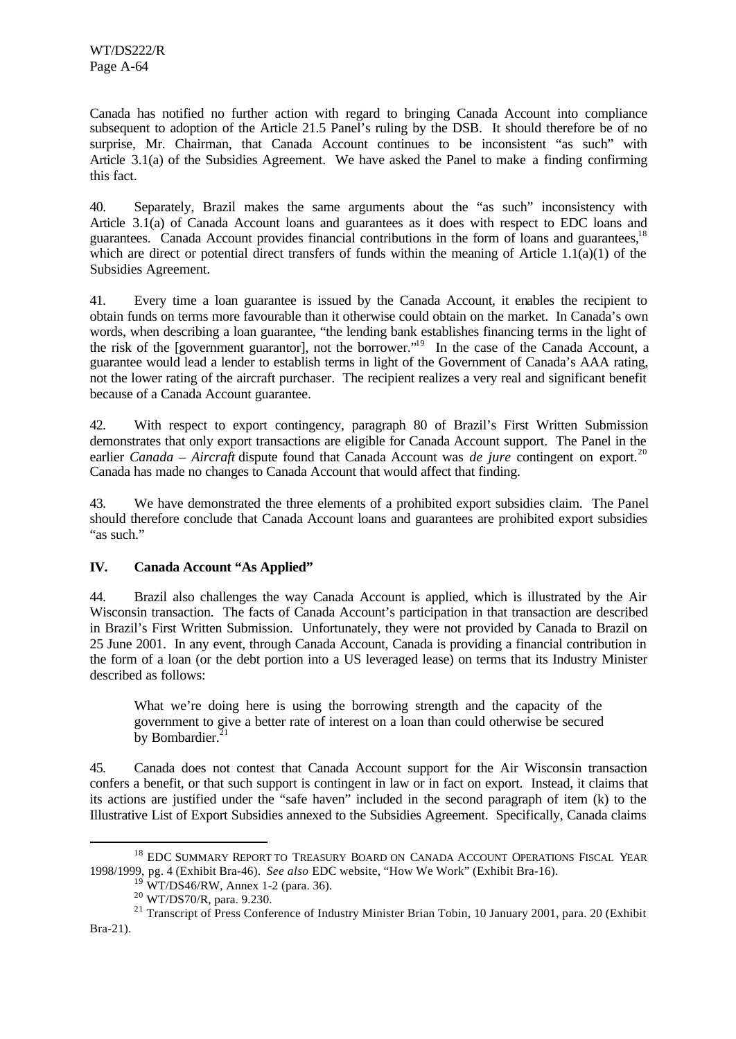Canada has notified no further action with regard to bringing Canada Account into compliance subsequent to adoption of the Article 21.5 Panel's ruling by the DSB. It should therefore be of no surprise, Mr. Chairman, that Canada Account continues to be inconsistent "as such" with Article 3.1(a) of the Subsidies Agreement. We have asked the Panel to make a finding confirming this fact.

40. Separately, Brazil makes the same arguments about the "as such" inconsistency with Article 3.1(a) of Canada Account loans and guarantees as it does with respect to EDC loans and guarantees. Canada Account provides financial contributions in the form of loans and guarantees,[18] which are direct or potential direct transfers of funds within the meaning of Article 1.1(a)(1) of the Subsidies Agreement.

41. Every time a loan guarantee is issued by the Canada Account, it enables the recipient to obtain funds on terms more favourable than it otherwise could obtain on the market. In Canada's own words, when describing a loan guarantee, "the lending bank establishes financing terms in the light of the risk of the [government guarantor], not the borrower."[19] In the case of the Canada Account, a guarantee would lead a lender to establish terms in light of the Government of Canada's AAA rating, not the lower rating of the aircraft purchaser. The recipient realizes a very real and significant benefit because of a Canada Account guarantee.

42. With respect to export contingency, paragraph 80 of Brazil's First Written Submission demonstrates that only export transactions are eligible for Canada Account support. The Panel in the earlier *Canada – Aircraft* dispute found that Canada Account was *de jure* contingent on export.[20] Canada has made no changes to Canada Account that would affect that finding.

43. We have demonstrated the three elements of a prohibited export subsidies claim. The Panel should therefore conclude that Canada Account loans and guarantees are prohibited export subsidies "as such."

## IV. Canada Account "As Applied"

44. Brazil also challenges the way Canada Account is applied, which is illustrated by the Air Wisconsin transaction. The facts of Canada Account's participation in that transaction are described in Brazil's First Written Submission. Unfortunately, they were not provided by Canada to Brazil on 25 June 2001. In any event, through Canada Account, Canada is providing a financial contribution in the form of a loan (or the debt portion into a US leveraged lease) on terms that its Industry Minister described as follows:

> What we're doing here is using the borrowing strength and the capacity of the government to give a better rate of interest on a loan than could otherwise be secured by Bombardier.[21]

45. Canada does not contest that Canada Account support for the Air Wisconsin transaction confers a benefit, or that such support is contingent in law or in fact on export. Instead, it claims that its actions are justified under the "safe haven" included in the second paragraph of item (k) to the Illustrative List of Export Subsidies annexed to the Subsidies Agreement. Specifically, Canada claims

---

[18] EDC SUMMARY REPORT TO TREASURY BOARD ON CANADA ACCOUNT OPERATIONS FISCAL YEAR 1998/1999, pg. 4 (Exhibit Bra-46). *See also* EDC website, "How We Work" (Exhibit Bra-16).

[19] WT/DS46/RW, Annex 1-2 (para. 36).

[20] WT/DS70/R, para. 9.230.

[21] Transcript of Press Conference of Industry Minister Brian Tobin, 10 January 2001, para. 20 (Exhibit Bra-21).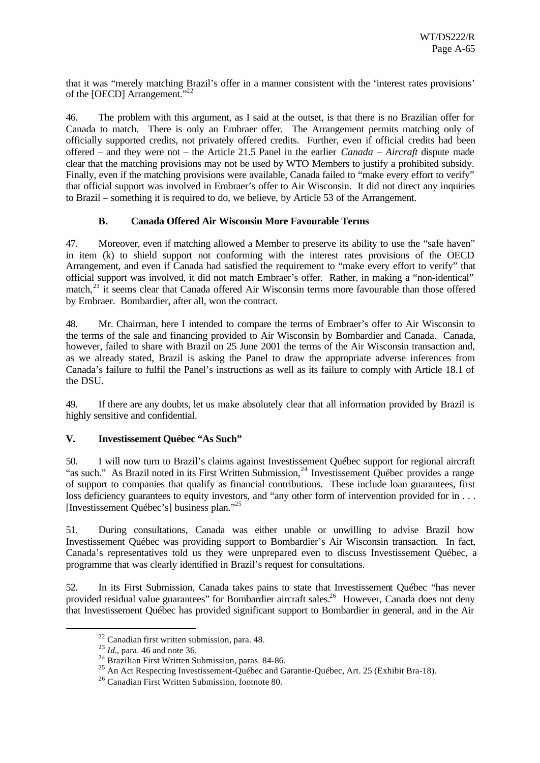that it was "merely matching Brazil's offer in a manner consistent with the 'interest rates provisions' of the [OECD] Arrangement."[22]

46. The problem with this argument, as I said at the outset, is that there is no Brazilian offer for Canada to match. There is only an Embraer offer. The Arrangement permits matching only of officially supported credits, not privately offered credits. Further, even if official credits had been offered – and they were not – the Article 21.5 Panel in the earlier *Canada – Aircraft* dispute made clear that the matching provisions may not be used by WTO Members to justify a prohibited subsidy. Finally, even if the matching provisions were available, Canada failed to "make every effort to verify" that official support was involved in Embraer's offer to Air Wisconsin. It did not direct any inquiries to Brazil – something it is required to do, we believe, by Article 53 of the Arrangement.

### B. Canada Offered Air Wisconsin More Favourable Terms

47. Moreover, even if matching allowed a Member to preserve its ability to use the "safe haven" in item (k) to shield support not conforming with the interest rates provisions of the OECD Arrangement, and even if Canada had satisfied the requirement to "make every effort to verify" that official support was involved, it did not match Embraer's offer. Rather, in making a "non-identical" match,[23] it seems clear that Canada offered Air Wisconsin terms more favourable than those offered by Embraer. Bombardier, after all, won the contract.

48. Mr. Chairman, here I intended to compare the terms of Embraer's offer to Air Wisconsin to the terms of the sale and financing provided to Air Wisconsin by Bombardier and Canada. Canada, however, failed to share with Brazil on 25 June 2001 the terms of the Air Wisconsin transaction and, as we already stated, Brazil is asking the Panel to draw the appropriate adverse inferences from Canada's failure to fulfil the Panel's instructions as well as its failure to comply with Article 18.1 of the DSU.

49. If there are any doubts, let us make absolutely clear that all information provided by Brazil is highly sensitive and confidential.

## V. Investissement Québec "As Such"

50. I will now turn to Brazil's claims against Investissement Québec support for regional aircraft "as such." As Brazil noted in its First Written Submission,[24] Investissement Québec provides a range of support to companies that qualify as financial contributions. These include loan guarantees, first loss deficiency guarantees to equity investors, and "any other form of intervention provided for in . . . [Investissement Québec's] business plan."[25]

51. During consultations, Canada was either unable or unwilling to advise Brazil how Investissement Québec was providing support to Bombardier's Air Wisconsin transaction. In fact, Canada's representatives told us they were unprepared even to discuss Investissement Québec, a programme that was clearly identified in Brazil's request for consultations.

52. In its First Submission, Canada takes pains to state that Investissement Québec "has never provided residual value guarantees" for Bombardier aircraft sales.[26] However, Canada does not deny that Investissement Québec has provided significant support to Bombardier in general, and in the Air

---

[22] Canadian first written submission, para. 48.

[23] *Id*., para. 46 and note 36.

[24] Brazilian First Written Submission, paras. 84-86.

[25] An Act Respecting Investissement-Québec and Garantie-Québec, Art. 25 (Exhibit Bra-18).

[26] Canadian First Written Submission, footnote 80.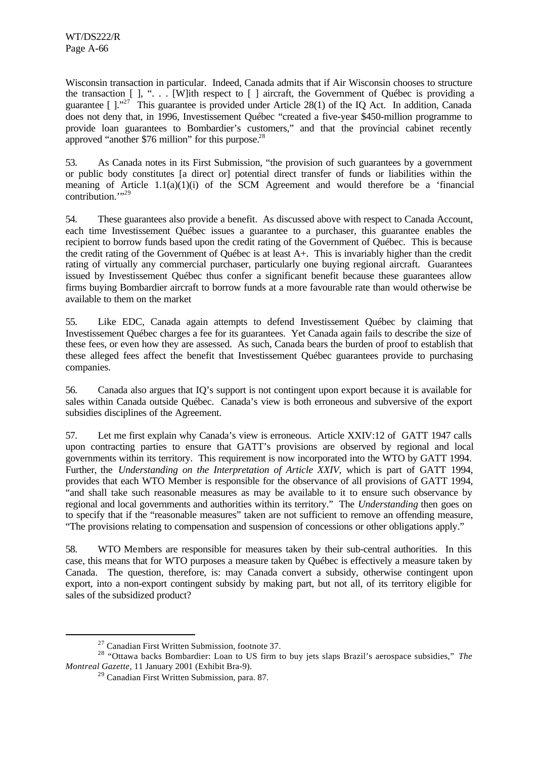Wisconsin transaction in particular. Indeed, Canada admits that if Air Wisconsin chooses to structure the transaction [ ], ". . . [W]ith respect to [ ] aircraft, the Government of Québec is providing a guarantee [ ]."[27] This guarantee is provided under Article 28(1) of the IQ Act. In addition, Canada does not deny that, in 1996, Investissement Québec "created a five-year $450-million programme to provide loan guarantees to Bombardier's customers," and that the provincial cabinet recently approved "another $76 million" for this purpose.[28]

53. As Canada notes in its First Submission, "the provision of such guarantees by a government or public body constitutes [a direct or] potential direct transfer of funds or liabilities within the meaning of Article 1.1(a)(1)(i) of the SCM Agreement and would therefore be a 'financial contribution.'"[29]

54. These guarantees also provide a benefit. As discussed above with respect to Canada Account, each time Investissement Québec issues a guarantee to a purchaser, this guarantee enables the recipient to borrow funds based upon the credit rating of the Government of Québec. This is because the credit rating of the Government of Québec is at least A+. This is invariably higher than the credit rating of virtually any commercial purchaser, particularly one buying regional aircraft. Guarantees issued by Investissement Québec thus confer a significant benefit because these guarantees allow firms buying Bombardier aircraft to borrow funds at a more favourable rate than would otherwise be available to them on the market

55. Like EDC, Canada again attempts to defend Investissement Québec by claiming that Investissement Québec charges a fee for its guarantees. Yet Canada again fails to describe the size of these fees, or even how they are assessed. As such, Canada bears the burden of proof to establish that these alleged fees affect the benefit that Investissement Québec guarantees provide to purchasing companies.

56. Canada also argues that IQ's support is not contingent upon export because it is available for sales within Canada outside Québec. Canada's view is both erroneous and subversive of the export subsidies disciplines of the Agreement.

57. Let me first explain why Canada's view is erroneous. Article XXIV:12 of GATT 1947 calls upon contracting parties to ensure that GATT's provisions are observed by regional and local governments within its territory. This requirement is now incorporated into the WTO by GATT 1994. Further, the *Understanding on the Interpretation of Article XXIV*, which is part of GATT 1994, provides that each WTO Member is responsible for the observance of all provisions of GATT 1994, "and shall take such reasonable measures as may be available to it to ensure such observance by regional and local governments and authorities within its territory." The *Understanding* then goes on to specify that if the "reasonable measures" taken are not sufficient to remove an offending measure, "The provisions relating to compensation and suspension of concessions or other obligations apply."

58. WTO Members are responsible for measures taken by their sub-central authorities. In this case, this means that for WTO purposes a measure taken by Québec is effectively a measure taken by Canada. The question, therefore, is: may Canada convert a subsidy, otherwise contingent upon export, into a non-export contingent subsidy by making part, but not all, of its territory eligible for sales of the subsidized product?

---

[27] Canadian First Written Submission, footnote 37.

[28] "Ottawa backs Bombardier: Loan to US firm to buy jets slaps Brazil's aerospace subsidies," *The Montreal Gazette*, 11 January 2001 (Exhibit Bra-9).

[29] Canadian First Written Submission, para. 87.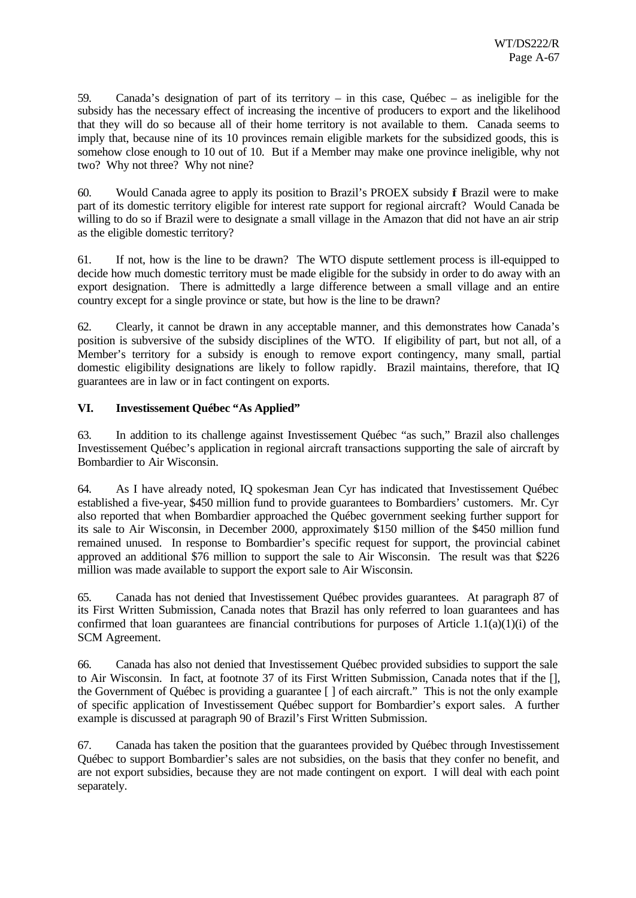59. Canada's designation of part of its territory – in this case, Québec – as ineligible for the subsidy has the necessary effect of increasing the incentive of producers to export and the likelihood that they will do so because all of their home territory is not available to them. Canada seems to imply that, because nine of its 10 provinces remain eligible markets for the subsidized goods, this is somehow close enough to 10 out of 10. But if a Member may make one province ineligible, why not two? Why not three? Why not nine?

60. Would Canada agree to apply its position to Brazil's PROEX subsidy if Brazil were to make part of its domestic territory eligible for interest rate support for regional aircraft? Would Canada be willing to do so if Brazil were to designate a small village in the Amazon that did not have an air strip as the eligible domestic territory?

61. If not, how is the line to be drawn? The WTO dispute settlement process is ill-equipped to decide how much domestic territory must be made eligible for the subsidy in order to do away with an export designation. There is admittedly a large difference between a small village and an entire country except for a single province or state, but how is the line to be drawn?

62. Clearly, it cannot be drawn in any acceptable manner, and this demonstrates how Canada's position is subversive of the subsidy disciplines of the WTO. If eligibility of part, but not all, of a Member's territory for a subsidy is enough to remove export contingency, many small, partial domestic eligibility designations are likely to follow rapidly. Brazil maintains, therefore, that IQ guarantees are in law or in fact contingent on exports.

## VI. Investissement Québec "As Applied"

63. In addition to its challenge against Investissement Québec "as such," Brazil also challenges Investissement Québec's application in regional aircraft transactions supporting the sale of aircraft by Bombardier to Air Wisconsin.

64. As I have already noted, IQ spokesman Jean Cyr has indicated that Investissement Québec established a five-year, $450 million fund to provide guarantees to Bombardiers' customers. Mr. Cyr also reported that when Bombardier approached the Québec government seeking further support for its sale to Air Wisconsin, in December 2000, approximately $150 million of the $450 million fund remained unused. In response to Bombardier's specific request for support, the provincial cabinet approved an additional $76 million to support the sale to Air Wisconsin. The result was that $226 million was made available to support the export sale to Air Wisconsin.

65. Canada has not denied that Investissement Québec provides guarantees. At paragraph 87 of its First Written Submission, Canada notes that Brazil has only referred to loan guarantees and has confirmed that loan guarantees are financial contributions for purposes of Article 1.1(a)(1)(i) of the SCM Agreement.

66. Canada has also not denied that Investissement Québec provided subsidies to support the sale to Air Wisconsin. In fact, at footnote 37 of its First Written Submission, Canada notes that if the [], the Government of Québec is providing a guarantee [ ] of each aircraft." This is not the only example of specific application of Investissement Québec support for Bombardier's export sales. A further example is discussed at paragraph 90 of Brazil's First Written Submission.

67. Canada has taken the position that the guarantees provided by Québec through Investissement Québec to support Bombardier's sales are not subsidies, on the basis that they confer no benefit, and are not export subsidies, because they are not made contingent on export. I will deal with each point separately.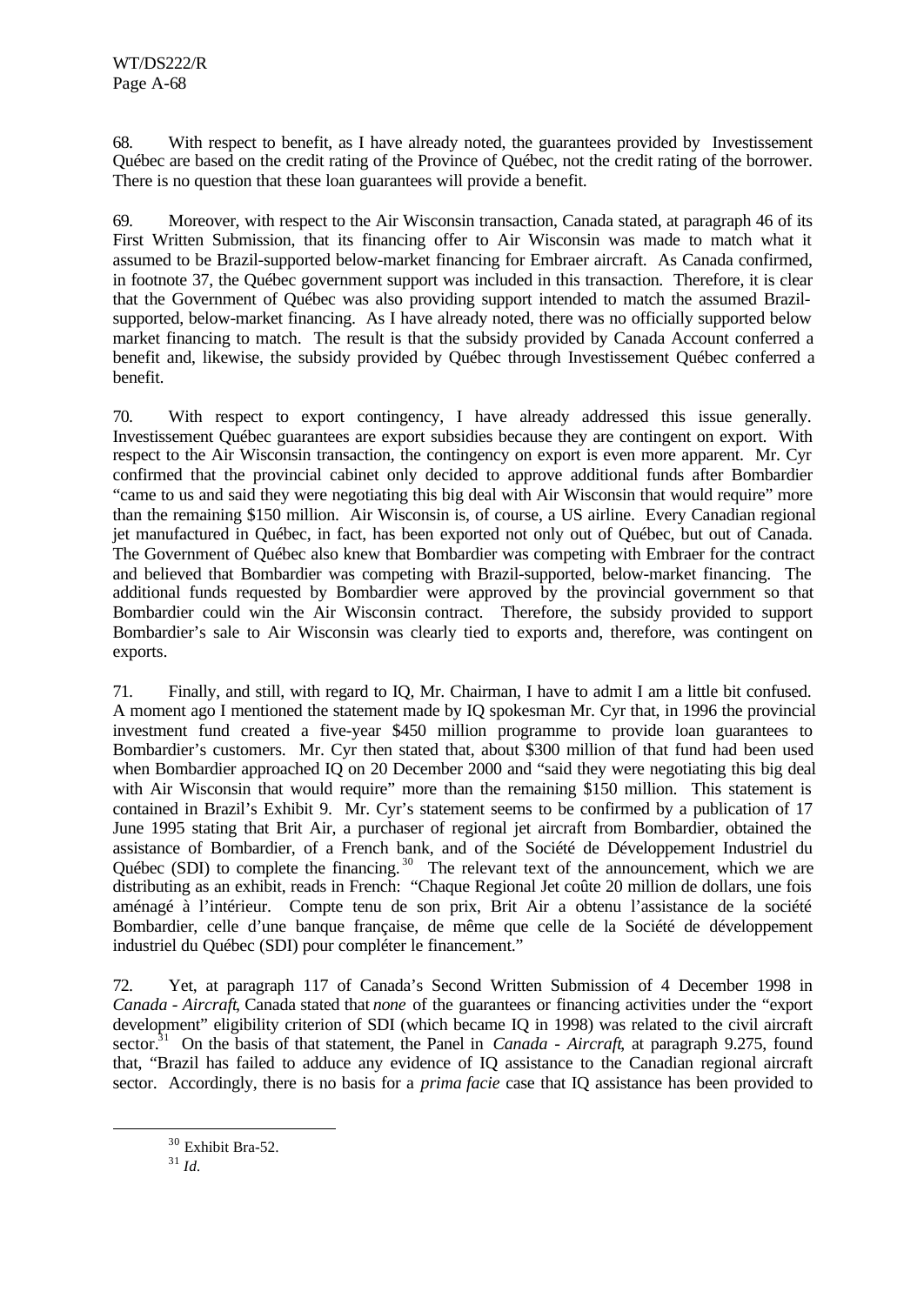68. With respect to benefit, as I have already noted, the guarantees provided by Investissement Québec are based on the credit rating of the Province of Québec, not the credit rating of the borrower. There is no question that these loan guarantees will provide a benefit.

69. Moreover, with respect to the Air Wisconsin transaction, Canada stated, at paragraph 46 of its First Written Submission, that its financing offer to Air Wisconsin was made to match what it assumed to be Brazil-supported below-market financing for Embraer aircraft. As Canada confirmed, in footnote 37, the Québec government support was included in this transaction. Therefore, it is clear that the Government of Québec was also providing support intended to match the assumed Brazil-supported, below-market financing. As I have already noted, there was no officially supported below market financing to match. The result is that the subsidy provided by Canada Account conferred a benefit and, likewise, the subsidy provided by Québec through Investissement Québec conferred a benefit.

70. With respect to export contingency, I have already addressed this issue generally. Investissement Québec guarantees are export subsidies because they are contingent on export. With respect to the Air Wisconsin transaction, the contingency on export is even more apparent. Mr. Cyr confirmed that the provincial cabinet only decided to approve additional funds after Bombardier "came to us and said they were negotiating this big deal with Air Wisconsin that would require" more than the remaining $150 million. Air Wisconsin is, of course, a US airline. Every Canadian regional jet manufactured in Québec, in fact, has been exported not only out of Québec, but out of Canada. The Government of Québec also knew that Bombardier was competing with Embraer for the contract and believed that Bombardier was competing with Brazil-supported, below-market financing. The additional funds requested by Bombardier were approved by the provincial government so that Bombardier could win the Air Wisconsin contract. Therefore, the subsidy provided to support Bombardier's sale to Air Wisconsin was clearly tied to exports and, therefore, was contingent on exports.

71. Finally, and still, with regard to IQ, Mr. Chairman, I have to admit I am a little bit confused. A moment ago I mentioned the statement made by IQ spokesman Mr. Cyr that, in 1996 the provincial investment fund created a five-year $450 million programme to provide loan guarantees to Bombardier's customers. Mr. Cyr then stated that, about $300 million of that fund had been used when Bombardier approached IQ on 20 December 2000 and "said they were negotiating this big deal with Air Wisconsin that would require" more than the remaining $150 million. This statement is contained in Brazil's Exhibit 9. Mr. Cyr's statement seems to be confirmed by a publication of 17 June 1995 stating that Brit Air, a purchaser of regional jet aircraft from Bombardier, obtained the assistance of Bombardier, of a French bank, and of the Société de Développement Industriel du Québec (SDI) to complete the financing.[30] The relevant text of the announcement, which we are distributing as an exhibit, reads in French: "Chaque Regional Jet coûte 20 million de dollars, une fois aménagé à l'intérieur. Compte tenu de son prix, Brit Air a obtenu l'assistance de la société Bombardier, celle d'une banque française, de même que celle de la Société de développement industriel du Québec (SDI) pour compléter le financement."

72. Yet, at paragraph 117 of Canada's Second Written Submission of 4 December 1998 in *Canada - Aircraft*, Canada stated that *none* of the guarantees or financing activities under the "export development" eligibility criterion of SDI (which became IQ in 1998) was related to the civil aircraft sector.[31] On the basis of that statement, the Panel in *Canada - Aircraft*, at paragraph 9.275, found that, "Brazil has failed to adduce any evidence of IQ assistance to the Canadian regional aircraft sector. Accordingly, there is no basis for a *prima facie* case that IQ assistance has been provided to

[30] Exhibit Bra-52.

[31] *Id.*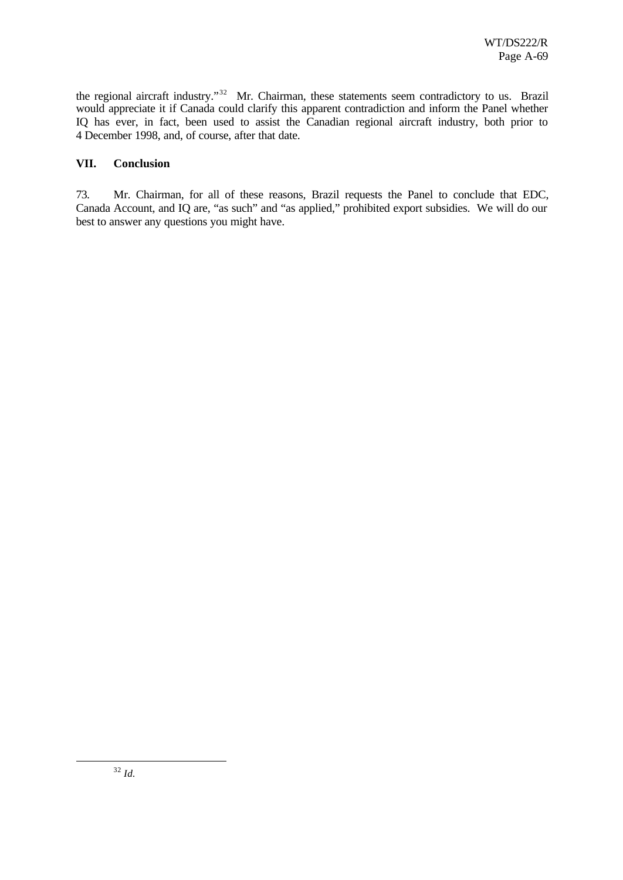the regional aircraft industry."[32] Mr. Chairman, these statements seem contradictory to us. Brazil would appreciate it if Canada could clarify this apparent contradiction and inform the Panel whether IQ has ever, in fact, been used to assist the Canadian regional aircraft industry, both prior to 4 December 1998, and, of course, after that date.

## VII. Conclusion

73. Mr. Chairman, for all of these reasons, Brazil requests the Panel to conclude that EDC, Canada Account, and IQ are, "as such" and "as applied," prohibited export subsidies. We will do our best to answer any questions you might have.

---

[32] *Id.*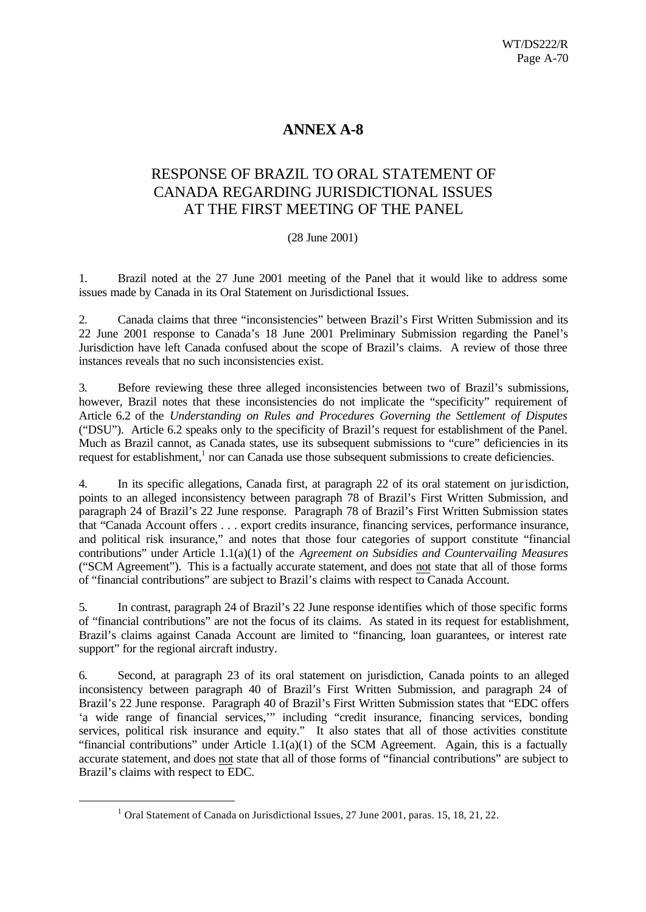# ANNEX A-8

## RESPONSE OF BRAZIL TO ORAL STATEMENT OF CANADA REGARDING JURISDICTIONAL ISSUES AT THE FIRST MEETING OF THE PANEL

(28 June 2001)

1. Brazil noted at the 27 June 2001 meeting of the Panel that it would like to address some issues made by Canada in its Oral Statement on Jurisdictional Issues.

2. Canada claims that three "inconsistencies" between Brazil's First Written Submission and its 22 June 2001 response to Canada's 18 June 2001 Preliminary Submission regarding the Panel's Jurisdiction have left Canada confused about the scope of Brazil's claims. A review of those three instances reveals that no such inconsistencies exist.

3. Before reviewing these three alleged inconsistencies between two of Brazil's submissions, however, Brazil notes that these inconsistencies do not implicate the "specificity" requirement of Article 6.2 of the *Understanding on Rules and Procedures Governing the Settlement of Disputes* ("DSU"). Article 6.2 speaks only to the specificity of Brazil's request for establishment of the Panel. Much as Brazil cannot, as Canada states, use its subsequent submissions to "cure" deficiencies in its request for establishment,[1] nor can Canada use those subsequent submissions to create deficiencies.

4. In its specific allegations, Canada first, at paragraph 22 of its oral statement on jurisdiction, points to an alleged inconsistency between paragraph 78 of Brazil's First Written Submission, and paragraph 24 of Brazil's 22 June response. Paragraph 78 of Brazil's First Written Submission states that "Canada Account offers . . . export credits insurance, financing services, performance insurance, and political risk insurance," and notes that those four categories of support constitute "financial contributions" under Article 1.1(a)(1) of the *Agreement on Subsidies and Countervailing Measures* ("SCM Agreement"). This is a factually accurate statement, and does <u>not</u> state that all of those forms of "financial contributions" are subject to Brazil's claims with respect to Canada Account.

5. In contrast, paragraph 24 of Brazil's 22 June response identifies which of those specific forms of "financial contributions" are not the focus of its claims. As stated in its request for establishment, Brazil's claims against Canada Account are limited to "financing, loan guarantees, or interest rate support" for the regional aircraft industry.

6. Second, at paragraph 23 of its oral statement on jurisdiction, Canada points to an alleged inconsistency between paragraph 40 of Brazil's First Written Submission, and paragraph 24 of Brazil's 22 June response. Paragraph 40 of Brazil's First Written Submission states that "EDC offers 'a wide range of financial services,'" including "credit insurance, financing services, bonding services, political risk insurance and equity." It also states that all of those activities constitute "financial contributions" under Article 1.1(a)(1) of the SCM Agreement. Again, this is a factually accurate statement, and does <u>not</u> state that all of those forms of "financial contributions" are subject to Brazil's claims with respect to EDC.

---

[1] Oral Statement of Canada on Jurisdictional Issues, 27 June 2001, paras. 15, 18, 21, 22.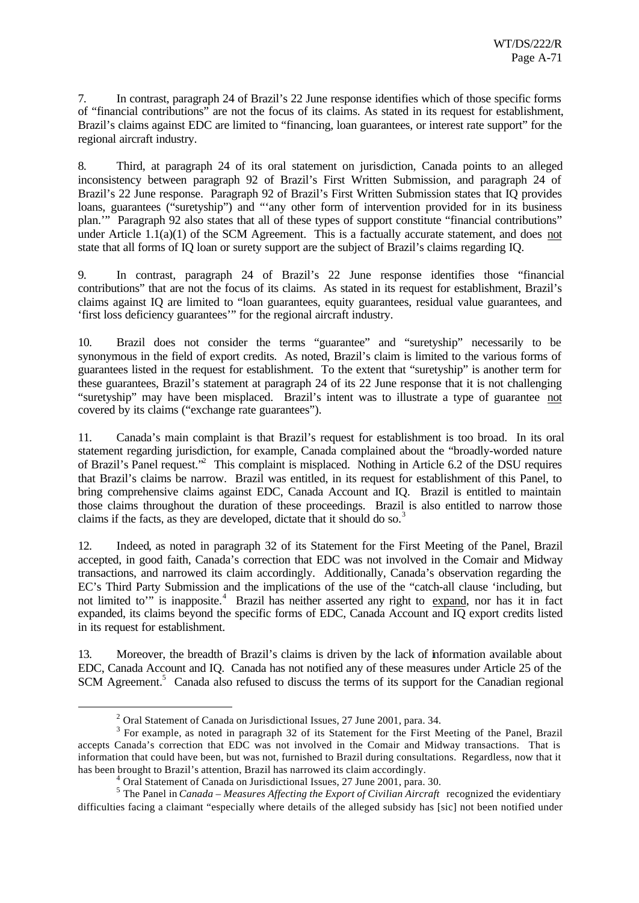7. In contrast, paragraph 24 of Brazil's 22 June response identifies which of those specific forms of "financial contributions" are not the focus of its claims. As stated in its request for establishment, Brazil's claims against EDC are limited to "financing, loan guarantees, or interest rate support" for the regional aircraft industry.

8. Third, at paragraph 24 of its oral statement on jurisdiction, Canada points to an alleged inconsistency between paragraph 92 of Brazil's First Written Submission, and paragraph 24 of Brazil's 22 June response. Paragraph 92 of Brazil's First Written Submission states that IQ provides loans, guarantees ("suretyship") and "'any other form of intervention provided for in its business plan.'" Paragraph 92 also states that all of these types of support constitute "financial contributions" under Article 1.1(a)(1) of the SCM Agreement. This is a factually accurate statement, and does not state that all forms of IQ loan or surety support are the subject of Brazil's claims regarding IQ.

9. In contrast, paragraph 24 of Brazil's 22 June response identifies those "financial contributions" that are not the focus of its claims. As stated in its request for establishment, Brazil's claims against IQ are limited to "loan guarantees, equity guarantees, residual value guarantees, and 'first loss deficiency guarantees'" for the regional aircraft industry.

10. Brazil does not consider the terms "guarantee" and "suretyship" necessarily to be synonymous in the field of export credits. As noted, Brazil's claim is limited to the various forms of guarantees listed in the request for establishment. To the extent that "suretyship" is another term for these guarantees, Brazil's statement at paragraph 24 of its 22 June response that it is not challenging "suretyship" may have been misplaced. Brazil's intent was to illustrate a type of guarantee not covered by its claims ("exchange rate guarantees").

11. Canada's main complaint is that Brazil's request for establishment is too broad. In its oral statement regarding jurisdiction, for example, Canada complained about the "broadly-worded nature of Brazil's Panel request."[2] This complaint is misplaced. Nothing in Article 6.2 of the DSU requires that Brazil's claims be narrow. Brazil was entitled, in its request for establishment of this Panel, to bring comprehensive claims against EDC, Canada Account and IQ. Brazil is entitled to maintain those claims throughout the duration of these proceedings. Brazil is also entitled to narrow those claims if the facts, as they are developed, dictate that it should do so.[3]

12. Indeed, as noted in paragraph 32 of its Statement for the First Meeting of the Panel, Brazil accepted, in good faith, Canada's correction that EDC was not involved in the Comair and Midway transactions, and narrowed its claim accordingly. Additionally, Canada's observation regarding the EC's Third Party Submission and the implications of the use of the "catch-all clause 'including, but not limited to'" is inapposite.[4] Brazil has neither asserted any right to expand, nor has it in fact expanded, its claims beyond the specific forms of EDC, Canada Account and IQ export credits listed in its request for establishment.

13. Moreover, the breadth of Brazil's claims is driven by the lack of information available about EDC, Canada Account and IQ. Canada has not notified any of these measures under Article 25 of the SCM Agreement.[5] Canada also refused to discuss the terms of its support for the Canadian regional

---

[2] Oral Statement of Canada on Jurisdictional Issues, 27 June 2001, para. 34.

[3] For example, as noted in paragraph 32 of its Statement for the First Meeting of the Panel, Brazil accepts Canada's correction that EDC was not involved in the Comair and Midway transactions. That is information that could have been, but was not, furnished to Brazil during consultations. Regardless, now that it has been brought to Brazil's attention, Brazil has narrowed its claim accordingly.

[4] Oral Statement of Canada on Jurisdictional Issues, 27 June 2001, para. 30.

[5] The Panel in *Canada – Measures Affecting the Export of Civilian Aircraft* recognized the evidentiary difficulties facing a claimant "especially where details of the alleged subsidy has [sic] not been notified under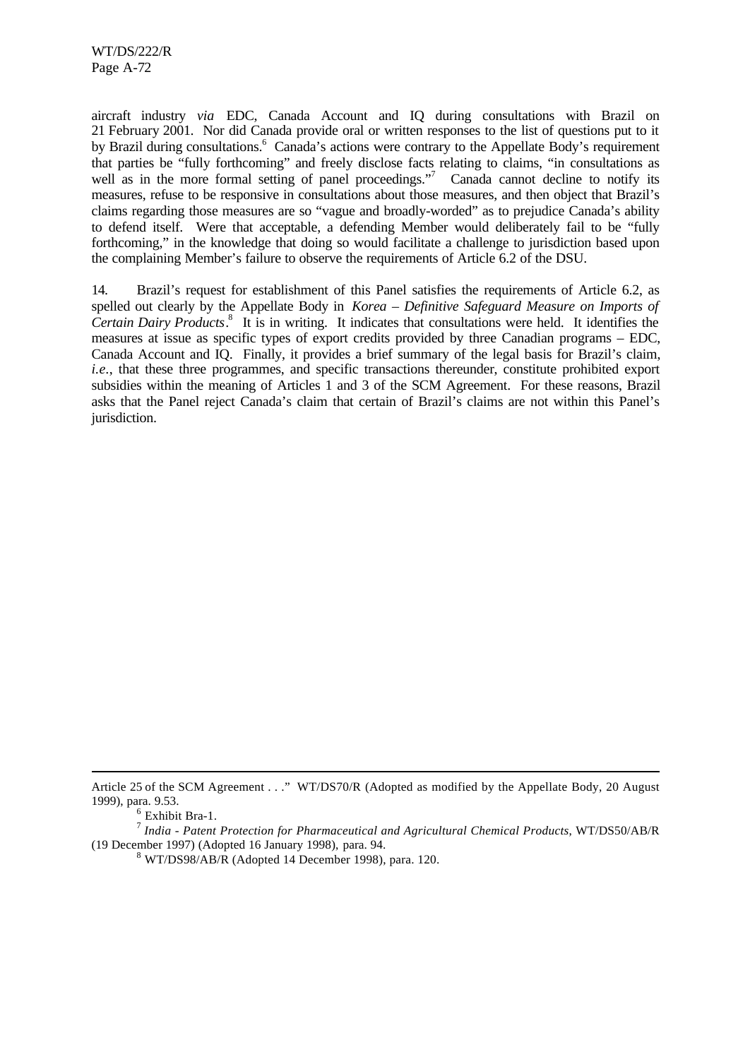aircraft industry *via* EDC, Canada Account and IQ during consultations with Brazil on 21 February 2001. Nor did Canada provide oral or written responses to the list of questions put to it by Brazil during consultations.[6] Canada's actions were contrary to the Appellate Body's requirement that parties be "fully forthcoming" and freely disclose facts relating to claims, "in consultations as well as in the more formal setting of panel proceedings."[7] Canada cannot decline to notify its measures, refuse to be responsive in consultations about those measures, and then object that Brazil's claims regarding those measures are so "vague and broadly-worded" as to prejudice Canada's ability to defend itself. Were that acceptable, a defending Member would deliberately fail to be "fully forthcoming," in the knowledge that doing so would facilitate a challenge to jurisdiction based upon the complaining Member's failure to observe the requirements of Article 6.2 of the DSU.

14. Brazil's request for establishment of this Panel satisfies the requirements of Article 6.2, as spelled out clearly by the Appellate Body in *Korea – Definitive Safeguard Measure on Imports of Certain Dairy Products*.[8] It is in writing. It indicates that consultations were held. It identifies the measures at issue as specific types of export credits provided by three Canadian programs – EDC, Canada Account and IQ. Finally, it provides a brief summary of the legal basis for Brazil's claim, *i.e.*, that these three programmes, and specific transactions thereunder, constitute prohibited export subsidies within the meaning of Articles 1 and 3 of the SCM Agreement. For these reasons, Brazil asks that the Panel reject Canada's claim that certain of Brazil's claims are not within this Panel's jurisdiction.

---

Article 25 of the SCM Agreement . . ." WT/DS70/R (Adopted as modified by the Appellate Body, 20 August 1999), para. 9.53.

[6] Exhibit Bra-1.

[7] *India - Patent Protection for Pharmaceutical and Agricultural Chemical Products*, WT/DS50/AB/R (19 December 1997) (Adopted 16 January 1998), para. 94.

[8] WT/DS98/AB/R (Adopted 14 December 1998), para. 120.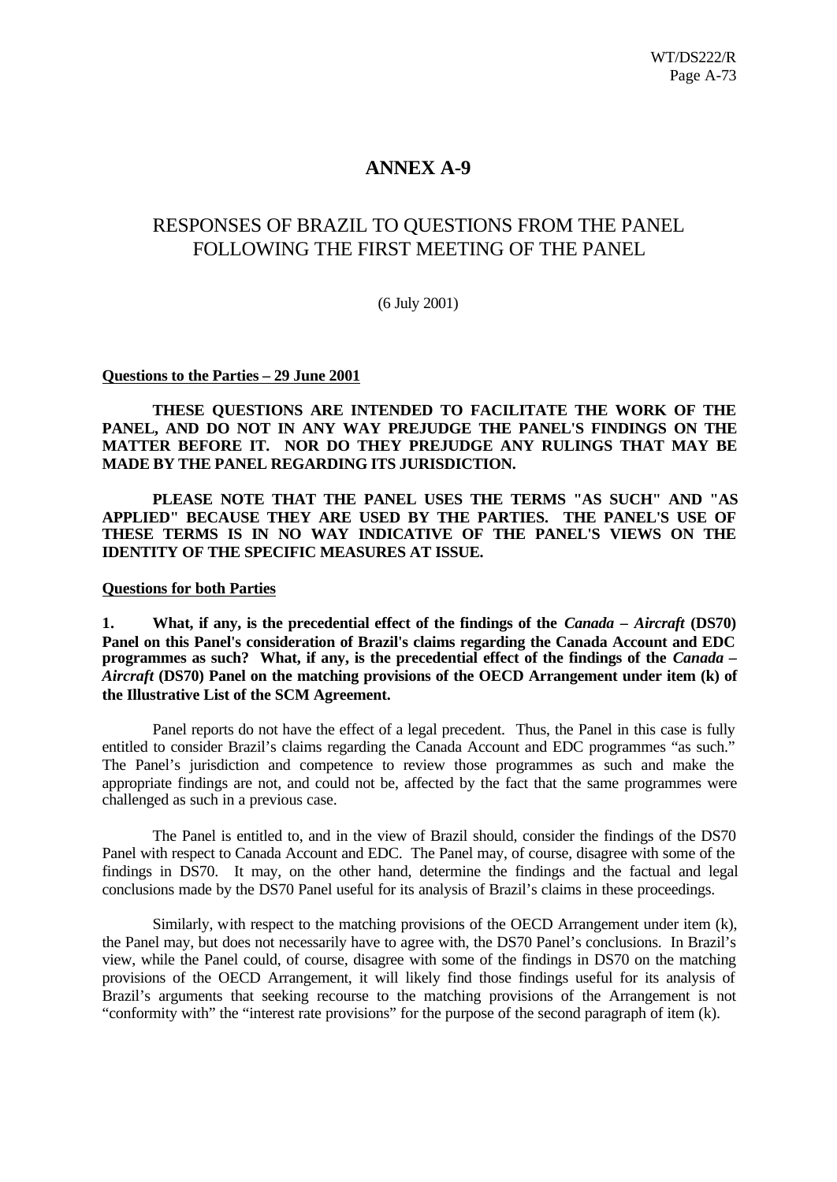# ANNEX A-9

## RESPONSES OF BRAZIL TO QUESTIONS FROM THE PANEL FOLLOWING THE FIRST MEETING OF THE PANEL

(6 July 2001)

**Questions to the Parties – 29 June 2001**

**THESE QUESTIONS ARE INTENDED TO FACILITATE THE WORK OF THE PANEL, AND DO NOT IN ANY WAY PREJUDGE THE PANEL'S FINDINGS ON THE MATTER BEFORE IT. NOR DO THEY PREJUDGE ANY RULINGS THAT MAY BE MADE BY THE PANEL REGARDING ITS JURISDICTION.**

**PLEASE NOTE THAT THE PANEL USES THE TERMS "AS SUCH" AND "AS APPLIED" BECAUSE THEY ARE USED BY THE PARTIES. THE PANEL'S USE OF THESE TERMS IS IN NO WAY INDICATIVE OF THE PANEL'S VIEWS ON THE IDENTITY OF THE SPECIFIC MEASURES AT ISSUE.**

**Questions for both Parties**

**1. What, if any, is the precedential effect of the findings of the *Canada – Aircraft* (DS70) Panel on this Panel's consideration of Brazil's claims regarding the Canada Account and EDC programmes as such? What, if any, is the precedential effect of the findings of the *Canada – Aircraft* (DS70) Panel on the matching provisions of the OECD Arrangement under item (k) of the Illustrative List of the SCM Agreement.**

Panel reports do not have the effect of a legal precedent. Thus, the Panel in this case is fully entitled to consider Brazil's claims regarding the Canada Account and EDC programmes "as such." The Panel's jurisdiction and competence to review those programmes as such and make the appropriate findings are not, and could not be, affected by the fact that the same programmes were challenged as such in a previous case.

The Panel is entitled to, and in the view of Brazil should, consider the findings of the DS70 Panel with respect to Canada Account and EDC. The Panel may, of course, disagree with some of the findings in DS70. It may, on the other hand, determine the findings and the factual and legal conclusions made by the DS70 Panel useful for its analysis of Brazil's claims in these proceedings.

Similarly, with respect to the matching provisions of the OECD Arrangement under item (k), the Panel may, but does not necessarily have to agree with, the DS70 Panel's conclusions. In Brazil's view, while the Panel could, of course, disagree with some of the findings in DS70 on the matching provisions of the OECD Arrangement, it will likely find those findings useful for its analysis of Brazil's arguments that seeking recourse to the matching provisions of the Arrangement is not "conformity with" the "interest rate provisions" for the purpose of the second paragraph of item (k).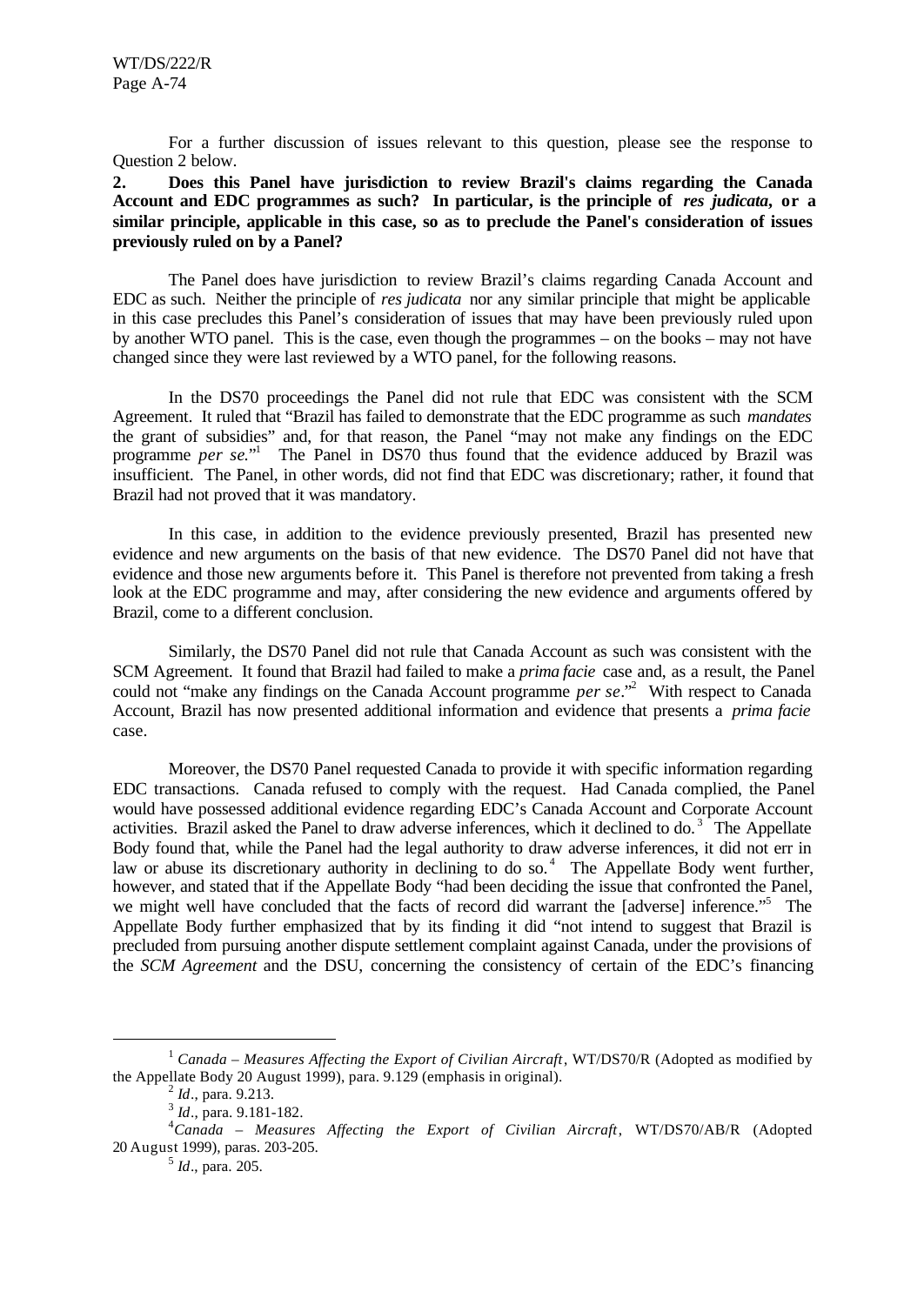For a further discussion of issues relevant to this question, please see the response to Question 2 below.

**2. Does this Panel have jurisdiction to review Brazil's claims regarding the Canada Account and EDC programmes as such? In particular, is the principle of *res judicata*, or a similar principle, applicable in this case, so as to preclude the Panel's consideration of issues previously ruled on by a Panel?**

The Panel does have jurisdiction to review Brazil's claims regarding Canada Account and EDC as such. Neither the principle of *res judicata* nor any similar principle that might be applicable in this case precludes this Panel's consideration of issues that may have been previously ruled upon by another WTO panel. This is the case, even though the programmes – on the books – may not have changed since they were last reviewed by a WTO panel, for the following reasons.

In the DS70 proceedings the Panel did not rule that EDC was consistent with the SCM Agreement. It ruled that "Brazil has failed to demonstrate that the EDC programme as such *mandates* the grant of subsidies" and, for that reason, the Panel "may not make any findings on the EDC programme *per se*."[1] The Panel in DS70 thus found that the evidence adduced by Brazil was insufficient. The Panel, in other words, did not find that EDC was discretionary; rather, it found that Brazil had not proved that it was mandatory.

In this case, in addition to the evidence previously presented, Brazil has presented new evidence and new arguments on the basis of that new evidence. The DS70 Panel did not have that evidence and those new arguments before it. This Panel is therefore not prevented from taking a fresh look at the EDC programme and may, after considering the new evidence and arguments offered by Brazil, come to a different conclusion.

Similarly, the DS70 Panel did not rule that Canada Account as such was consistent with the SCM Agreement. It found that Brazil had failed to make a *prima facie* case and, as a result, the Panel could not "make any findings on the Canada Account programme *per se*."[2] With respect to Canada Account, Brazil has now presented additional information and evidence that presents a *prima facie* case.

Moreover, the DS70 Panel requested Canada to provide it with specific information regarding EDC transactions. Canada refused to comply with the request. Had Canada complied, the Panel would have possessed additional evidence regarding EDC's Canada Account and Corporate Account activities. Brazil asked the Panel to draw adverse inferences, which it declined to do.[3] The Appellate Body found that, while the Panel had the legal authority to draw adverse inferences, it did not err in law or abuse its discretionary authority in declining to do so.[4] The Appellate Body went further, however, and stated that if the Appellate Body "had been deciding the issue that confronted the Panel, we might well have concluded that the facts of record did warrant the [adverse] inference."[5] The Appellate Body further emphasized that by its finding it did "not intend to suggest that Brazil is precluded from pursuing another dispute settlement complaint against Canada, under the provisions of the *SCM Agreement* and the DSU, concerning the consistency of certain of the EDC's financing

---

[1] *Canada – Measures Affecting the Export of Civilian Aircraft*, WT/DS70/R (Adopted as modified by the Appellate Body 20 August 1999), para. 9.129 (emphasis in original).

[2] *Id*., para. 9.213.

[3] *Id*., para. 9.181-182.

[4] *Canada – Measures Affecting the Export of Civilian Aircraft*, WT/DS70/AB/R (Adopted 20 August 1999), paras. 203-205.

[5] *Id*., para. 205.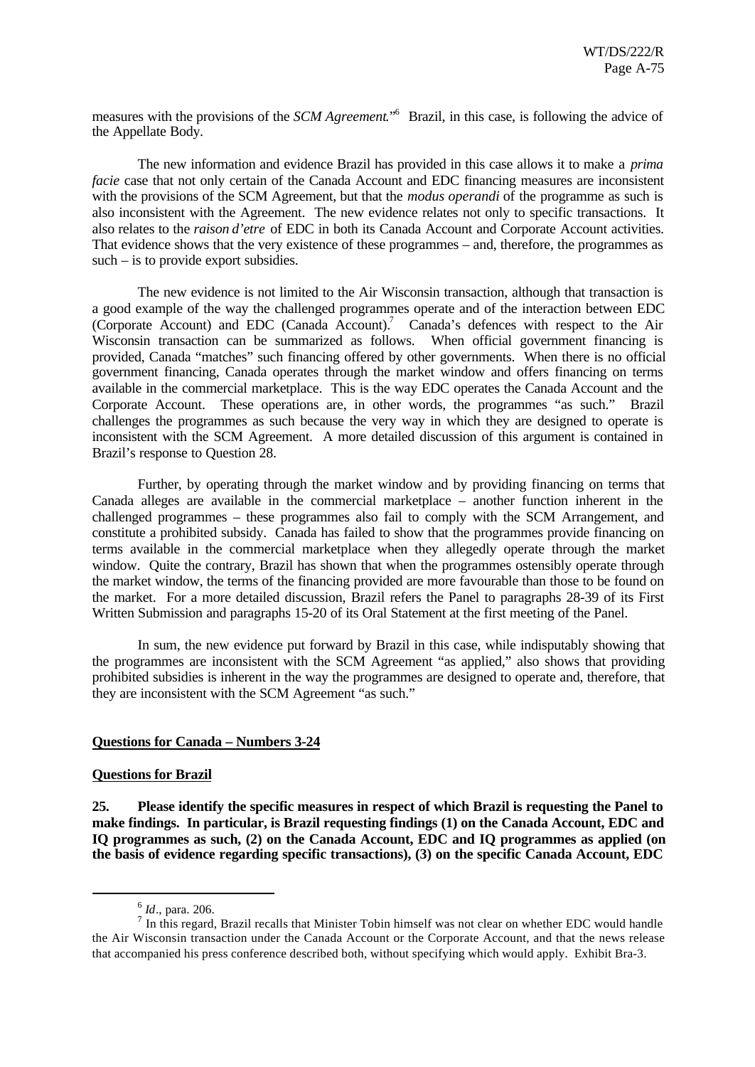measures with the provisions of the *SCM Agreement*."[6] Brazil, in this case, is following the advice of the Appellate Body.

The new information and evidence Brazil has provided in this case allows it to make a *prima facie* case that not only certain of the Canada Account and EDC financing measures are inconsistent with the provisions of the SCM Agreement, but that the *modus operandi* of the programme as such is also inconsistent with the Agreement. The new evidence relates not only to specific transactions. It also relates to the *raison d'etre* of EDC in both its Canada Account and Corporate Account activities. That evidence shows that the very existence of these programmes – and, therefore, the programmes as such – is to provide export subsidies.

The new evidence is not limited to the Air Wisconsin transaction, although that transaction is a good example of the way the challenged programmes operate and of the interaction between EDC (Corporate Account) and EDC (Canada Account).[7] Canada's defences with respect to the Air Wisconsin transaction can be summarized as follows. When official government financing is provided, Canada "matches" such financing offered by other governments. When there is no official government financing, Canada operates through the market window and offers financing on terms available in the commercial marketplace. This is the way EDC operates the Canada Account and the Corporate Account. These operations are, in other words, the programmes "as such." Brazil challenges the programmes as such because the very way in which they are designed to operate is inconsistent with the SCM Agreement. A more detailed discussion of this argument is contained in Brazil's response to Question 28.

Further, by operating through the market window and by providing financing on terms that Canada alleges are available in the commercial marketplace – another function inherent in the challenged programmes – these programmes also fail to comply with the SCM Arrangement, and constitute a prohibited subsidy. Canada has failed to show that the programmes provide financing on terms available in the commercial marketplace when they allegedly operate through the market window. Quite the contrary, Brazil has shown that when the programmes ostensibly operate through the market window, the terms of the financing provided are more favourable than those to be found on the market. For a more detailed discussion, Brazil refers the Panel to paragraphs 28-39 of its First Written Submission and paragraphs 15-20 of its Oral Statement at the first meeting of the Panel.

In sum, the new evidence put forward by Brazil in this case, while indisputably showing that the programmes are inconsistent with the SCM Agreement "as applied," also shows that providing prohibited subsidies is inherent in the way the programmes are designed to operate and, therefore, that they are inconsistent with the SCM Agreement "as such."

**<u>Questions for Canada – Numbers 3-24</u>**

**<u>Questions for Brazil</u>**

**25. Please identify the specific measures in respect of which Brazil is requesting the Panel to make findings. In particular, is Brazil requesting findings (1) on the Canada Account, EDC and IQ programmes as such, (2) on the Canada Account, EDC and IQ programmes as applied (on the basis of evidence regarding specific transactions), (3) on the specific Canada Account, EDC**

[6] *Id*., para. 206.

[7] In this regard, Brazil recalls that Minister Tobin himself was not clear on whether EDC would handle the Air Wisconsin transaction under the Canada Account or the Corporate Account, and that the news release that accompanied his press conference described both, without specifying which would apply. Exhibit Bra-3.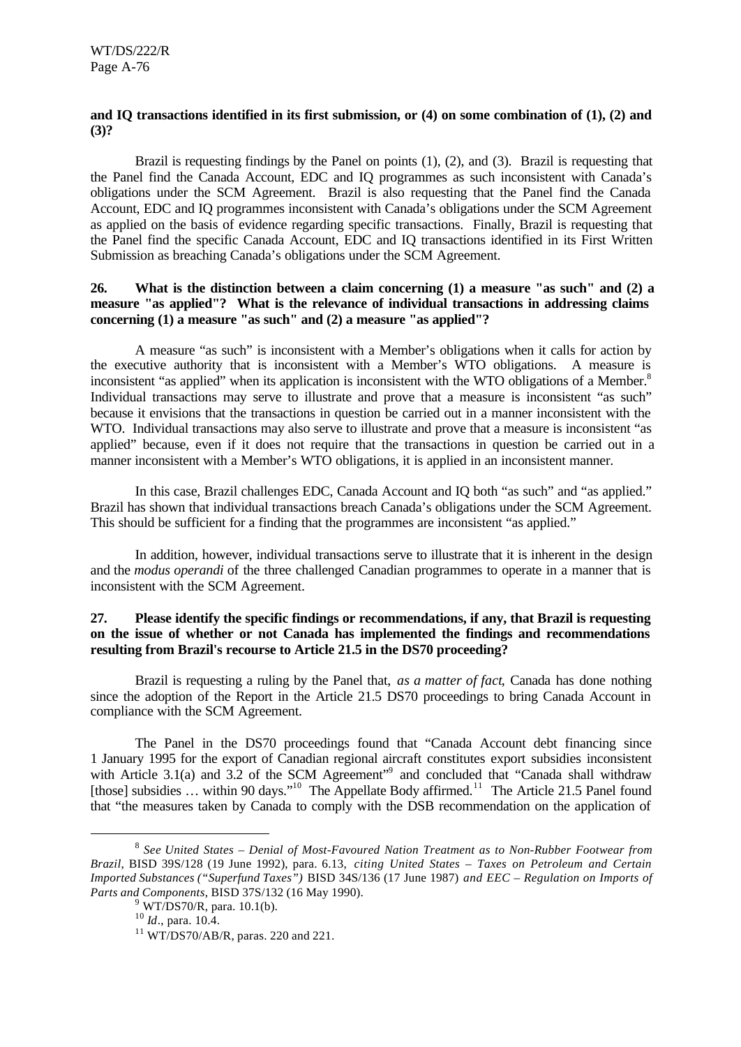**and IQ transactions identified in its first submission, or (4) on some combination of (1), (2) and (3)?**

Brazil is requesting findings by the Panel on points (1), (2), and (3). Brazil is requesting that the Panel find the Canada Account, EDC and IQ programmes as such inconsistent with Canada's obligations under the SCM Agreement. Brazil is also requesting that the Panel find the Canada Account, EDC and IQ programmes inconsistent with Canada's obligations under the SCM Agreement as applied on the basis of evidence regarding specific transactions. Finally, Brazil is requesting that the Panel find the specific Canada Account, EDC and IQ transactions identified in its First Written Submission as breaching Canada's obligations under the SCM Agreement.

**26. What is the distinction between a claim concerning (1) a measure "as such" and (2) a measure "as applied"? What is the relevance of individual transactions in addressing claims concerning (1) a measure "as such" and (2) a measure "as applied"?**

A measure "as such" is inconsistent with a Member's obligations when it calls for action by the executive authority that is inconsistent with a Member's WTO obligations. A measure is inconsistent "as applied" when its application is inconsistent with the WTO obligations of a Member.[8] Individual transactions may serve to illustrate and prove that a measure is inconsistent "as such" because it envisions that the transactions in question be carried out in a manner inconsistent with the WTO. Individual transactions may also serve to illustrate and prove that a measure is inconsistent "as applied" because, even if it does not require that the transactions in question be carried out in a manner inconsistent with a Member's WTO obligations, it is applied in an inconsistent manner.

In this case, Brazil challenges EDC, Canada Account and IQ both "as such" and "as applied." Brazil has shown that individual transactions breach Canada's obligations under the SCM Agreement. This should be sufficient for a finding that the programmes are inconsistent "as applied."

In addition, however, individual transactions serve to illustrate that it is inherent in the design and the *modus operandi* of the three challenged Canadian programmes to operate in a manner that is inconsistent with the SCM Agreement.

**27. Please identify the specific findings or recommendations, if any, that Brazil is requesting on the issue of whether or not Canada has implemented the findings and recommendations resulting from Brazil's recourse to Article 21.5 in the DS70 proceeding?**

Brazil is requesting a ruling by the Panel that, *as a matter of fact*, Canada has done nothing since the adoption of the Report in the Article 21.5 DS70 proceedings to bring Canada Account in compliance with the SCM Agreement.

The Panel in the DS70 proceedings found that "Canada Account debt financing since 1 January 1995 for the export of Canadian regional aircraft constitutes export subsidies inconsistent with Article 3.1(a) and 3.2 of the SCM Agreement"[9] and concluded that "Canada shall withdraw [those] subsidies … within 90 days."[10] The Appellate Body affirmed.[11] The Article 21.5 Panel found that "the measures taken by Canada to comply with the DSB recommendation on the application of

---

[8] *See United States – Denial of Most-Favoured Nation Treatment as to Non-Rubber Footwear from Brazil*, BISD 39S/128 (19 June 1992), para. 6.13, *citing United States – Taxes on Petroleum and Certain Imported Substances ("Superfund Taxes")* BISD 34S/136 (17 June 1987) *and EEC – Regulation on Imports of Parts and Components*, BISD 37S/132 (16 May 1990).

[9] WT/DS70/R, para. 10.1(b).

[10] *Id*., para. 10.4.

[11] WT/DS70/AB/R, paras. 220 and 221.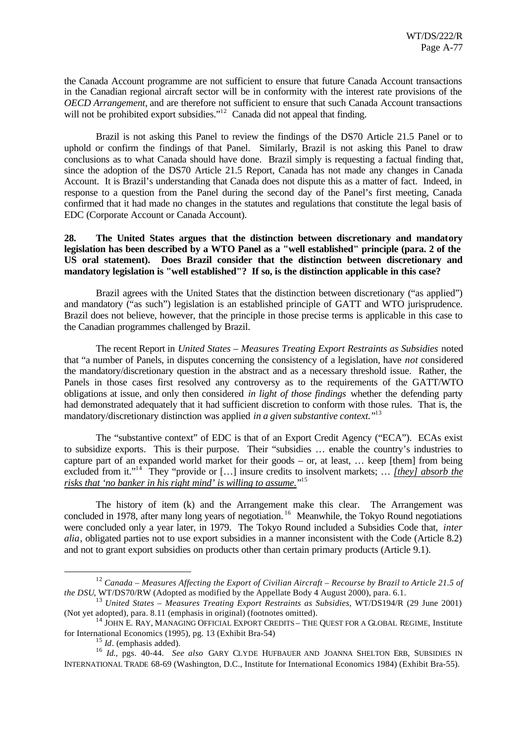the Canada Account programme are not sufficient to ensure that future Canada Account transactions in the Canadian regional aircraft sector will be in conformity with the interest rate provisions of the *OECD Arrangement*, and are therefore not sufficient to ensure that such Canada Account transactions will not be prohibited export subsidies."[12] Canada did not appeal that finding.

Brazil is not asking this Panel to review the findings of the DS70 Article 21.5 Panel or to uphold or confirm the findings of that Panel. Similarly, Brazil is not asking this Panel to draw conclusions as to what Canada should have done. Brazil simply is requesting a factual finding that, since the adoption of the DS70 Article 21.5 Report, Canada has not made any changes in Canada Account. It is Brazil's understanding that Canada does not dispute this as a matter of fact. Indeed, in response to a question from the Panel during the second day of the Panel's first meeting, Canada confirmed that it had made no changes in the statutes and regulations that constitute the legal basis of EDC (Corporate Account or Canada Account).

**28. The United States argues that the distinction between discretionary and mandatory legislation has been described by a WTO Panel as a "well established" principle (para. 2 of the US oral statement). Does Brazil consider that the distinction between discretionary and mandatory legislation is "well established"? If so, is the distinction applicable in this case?**

Brazil agrees with the United States that the distinction between discretionary ("as applied") and mandatory ("as such") legislation is an established principle of GATT and WTO jurisprudence. Brazil does not believe, however, that the principle in those precise terms is applicable in this case to the Canadian programmes challenged by Brazil.

The recent Report in *United States – Measures Treating Export Restraints as Subsidies* noted that "a number of Panels, in disputes concerning the consistency of a legislation, have *not* considered the mandatory/discretionary question in the abstract and as a necessary threshold issue. Rather, the Panels in those cases first resolved any controversy as to the requirements of the GATT/WTO obligations at issue, and only then considered *in light of those findings* whether the defending party had demonstrated adequately that it had sufficient discretion to conform with those rules. That is, the mandatory/discretionary distinction was applied *in a given substantive context.*"[13]

The "substantive context" of EDC is that of an Export Credit Agency ("ECA"). ECAs exist to subsidize exports. This is their purpose. Their "subsidies … enable the country's industries to capture part of an expanded world market for their goods – or, at least, … keep [them] from being excluded from it."[14] They "provide or […] insure credits to insolvent markets; … *[they] absorb the risks that 'no banker in his right mind' is willing to assume.*"[15]

The history of item (k) and the Arrangement make this clear. The Arrangement was concluded in 1978, after many long years of negotiation.[16] Meanwhile, the Tokyo Round negotiations were concluded only a year later, in 1979. The Tokyo Round included a Subsidies Code that, *inter alia*, obligated parties not to use export subsidies in a manner inconsistent with the Code (Article 8.2) and not to grant export subsidies on products other than certain primary products (Article 9.1).

---

[12] *Canada – Measures Affecting the Export of Civilian Aircraft – Recourse by Brazil to Article 21.5 of the DSU*, WT/DS70/RW (Adopted as modified by the Appellate Body 4 August 2000), para. 6.1.

[13] *United States – Measures Treating Export Restraints as Subsidies*, WT/DS194/R (29 June 2001) (Not yet adopted), para. 8.11 (emphasis in original) (footnotes omitted).

[14] JOHN E. RAY, MANAGING OFFICIAL EXPORT CREDITS – THE QUEST FOR A GLOBAL REGIME, Institute for International Economics (1995), pg. 13 (Exhibit Bra-54)

[15] *Id*. (emphasis added).

[16] *Id.*, pgs. 40-44. *See also* GARY CLYDE HUFBAUER AND JOANNA SHELTON ERB, SUBSIDIES IN INTERNATIONAL TRADE 68-69 (Washington, D.C., Institute for International Economics 1984) (Exhibit Bra-55).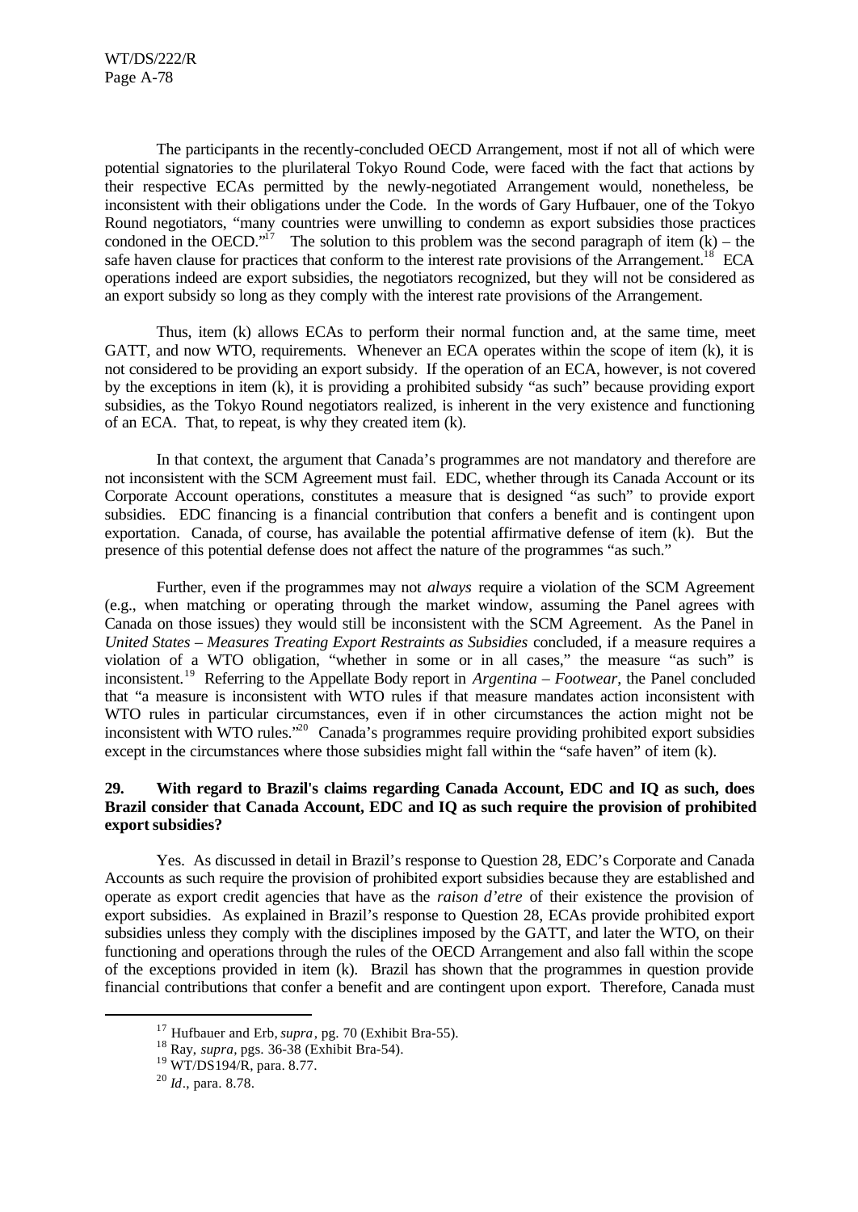The participants in the recently-concluded OECD Arrangement, most if not all of which were potential signatories to the plurilateral Tokyo Round Code, were faced with the fact that actions by their respective ECAs permitted by the newly-negotiated Arrangement would, nonetheless, be inconsistent with their obligations under the Code. In the words of Gary Hufbauer, one of the Tokyo Round negotiators, "many countries were unwilling to condemn as export subsidies those practices condoned in the OECD."[17] The solution to this problem was the second paragraph of item (k) – the safe haven clause for practices that conform to the interest rate provisions of the Arrangement.[18] ECA operations indeed are export subsidies, the negotiators recognized, but they will not be considered as an export subsidy so long as they comply with the interest rate provisions of the Arrangement.

Thus, item (k) allows ECAs to perform their normal function and, at the same time, meet GATT, and now WTO, requirements. Whenever an ECA operates within the scope of item (k), it is not considered to be providing an export subsidy. If the operation of an ECA, however, is not covered by the exceptions in item (k), it is providing a prohibited subsidy "as such" because providing export subsidies, as the Tokyo Round negotiators realized, is inherent in the very existence and functioning of an ECA. That, to repeat, is why they created item (k).

In that context, the argument that Canada's programmes are not mandatory and therefore are not inconsistent with the SCM Agreement must fail. EDC, whether through its Canada Account or its Corporate Account operations, constitutes a measure that is designed "as such" to provide export subsidies. EDC financing is a financial contribution that confers a benefit and is contingent upon exportation. Canada, of course, has available the potential affirmative defense of item (k). But the presence of this potential defense does not affect the nature of the programmes "as such."

Further, even if the programmes may not *always* require a violation of the SCM Agreement (e.g., when matching or operating through the market window, assuming the Panel agrees with Canada on those issues) they would still be inconsistent with the SCM Agreement. As the Panel in *United States – Measures Treating Export Restraints as Subsidies* concluded, if a measure requires a violation of a WTO obligation, "whether in some or in all cases," the measure "as such" is inconsistent.[19] Referring to the Appellate Body report in *Argentina – Footwear*, the Panel concluded that "a measure is inconsistent with WTO rules if that measure mandates action inconsistent with WTO rules in particular circumstances, even if in other circumstances the action might not be inconsistent with WTO rules."[20] Canada's programmes require providing prohibited export subsidies except in the circumstances where those subsidies might fall within the "safe haven" of item (k).

**29. With regard to Brazil's claims regarding Canada Account, EDC and IQ as such, does Brazil consider that Canada Account, EDC and IQ as such require the provision of prohibited export subsidies?**

Yes. As discussed in detail in Brazil's response to Question 28, EDC's Corporate and Canada Accounts as such require the provision of prohibited export subsidies because they are established and operate as export credit agencies that have as the *raison d'etre* of their existence the provision of export subsidies. As explained in Brazil's response to Question 28, ECAs provide prohibited export subsidies unless they comply with the disciplines imposed by the GATT, and later the WTO, on their functioning and operations through the rules of the OECD Arrangement and also fall within the scope of the exceptions provided in item (k). Brazil has shown that the programmes in question provide financial contributions that confer a benefit and are contingent upon export. Therefore, Canada must

---

[17] Hufbauer and Erb, *supra*, pg. 70 (Exhibit Bra-55).

[18] Ray, *supra*, pgs. 36-38 (Exhibit Bra-54).

[19] WT/DS194/R, para. 8.77.

[20] *Id*., para. 8.78.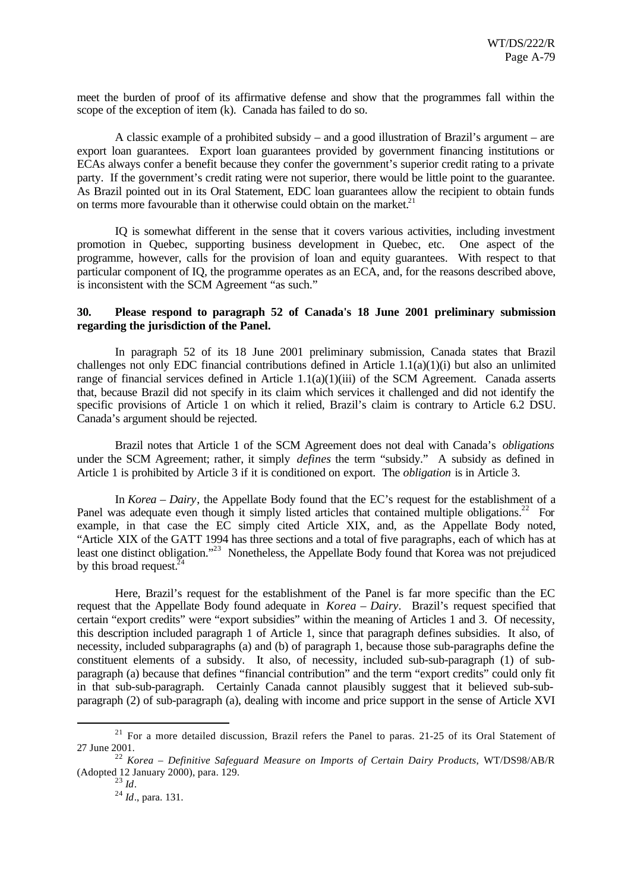meet the burden of proof of its affirmative defense and show that the programmes fall within the scope of the exception of item (k). Canada has failed to do so.

A classic example of a prohibited subsidy – and a good illustration of Brazil's argument – are export loan guarantees. Export loan guarantees provided by government financing institutions or ECAs always confer a benefit because they confer the government's superior credit rating to a private party. If the government's credit rating were not superior, there would be little point to the guarantee. As Brazil pointed out in its Oral Statement, EDC loan guarantees allow the recipient to obtain funds on terms more favourable than it otherwise could obtain on the market.[21]

IQ is somewhat different in the sense that it covers various activities, including investment promotion in Quebec, supporting business development in Quebec, etc. One aspect of the programme, however, calls for the provision of loan and equity guarantees. With respect to that particular component of IQ, the programme operates as an ECA, and, for the reasons described above, is inconsistent with the SCM Agreement "as such."

**30. Please respond to paragraph 52 of Canada's 18 June 2001 preliminary submission regarding the jurisdiction of the Panel.**

In paragraph 52 of its 18 June 2001 preliminary submission, Canada states that Brazil challenges not only EDC financial contributions defined in Article 1.1(a)(1)(i) but also an unlimited range of financial services defined in Article 1.1(a)(1)(iii) of the SCM Agreement. Canada asserts that, because Brazil did not specify in its claim which services it challenged and did not identify the specific provisions of Article 1 on which it relied, Brazil's claim is contrary to Article 6.2 DSU. Canada's argument should be rejected.

Brazil notes that Article 1 of the SCM Agreement does not deal with Canada's *obligations* under the SCM Agreement; rather, it simply *defines* the term "subsidy." A subsidy as defined in Article 1 is prohibited by Article 3 if it is conditioned on export. The *obligation* is in Article 3.

In *Korea – Dairy*, the Appellate Body found that the EC's request for the establishment of a Panel was adequate even though it simply listed articles that contained multiple obligations.[22] For example, in that case the EC simply cited Article XIX, and, as the Appellate Body noted, "Article XIX of the GATT 1994 has three sections and a total of five paragraphs, each of which has at least one distinct obligation."[23] Nonetheless, the Appellate Body found that Korea was not prejudiced by this broad request.[24]

Here, Brazil's request for the establishment of the Panel is far more specific than the EC request that the Appellate Body found adequate in *Korea – Dairy*. Brazil's request specified that certain "export credits" were "export subsidies" within the meaning of Articles 1 and 3. Of necessity, this description included paragraph 1 of Article 1, since that paragraph defines subsidies. It also, of necessity, included subparagraphs (a) and (b) of paragraph 1, because those sub-paragraphs define the constituent elements of a subsidy. It also, of necessity, included sub-sub-paragraph (1) of sub-paragraph (a) because that defines "financial contribution" and the term "export credits" could only fit in that sub-sub-paragraph. Certainly Canada cannot plausibly suggest that it believed sub-sub-paragraph (2) of sub-paragraph (a), dealing with income and price support in the sense of Article XVI

---

[21] For a more detailed discussion, Brazil refers the Panel to paras. 21-25 of its Oral Statement of 27 June 2001.

[22] *Korea – Definitive Safeguard Measure on Imports of Certain Dairy Products,* WT/DS98/AB/R (Adopted 12 January 2000), para. 129.

[23] *Id*.

[24] *Id*., para. 131.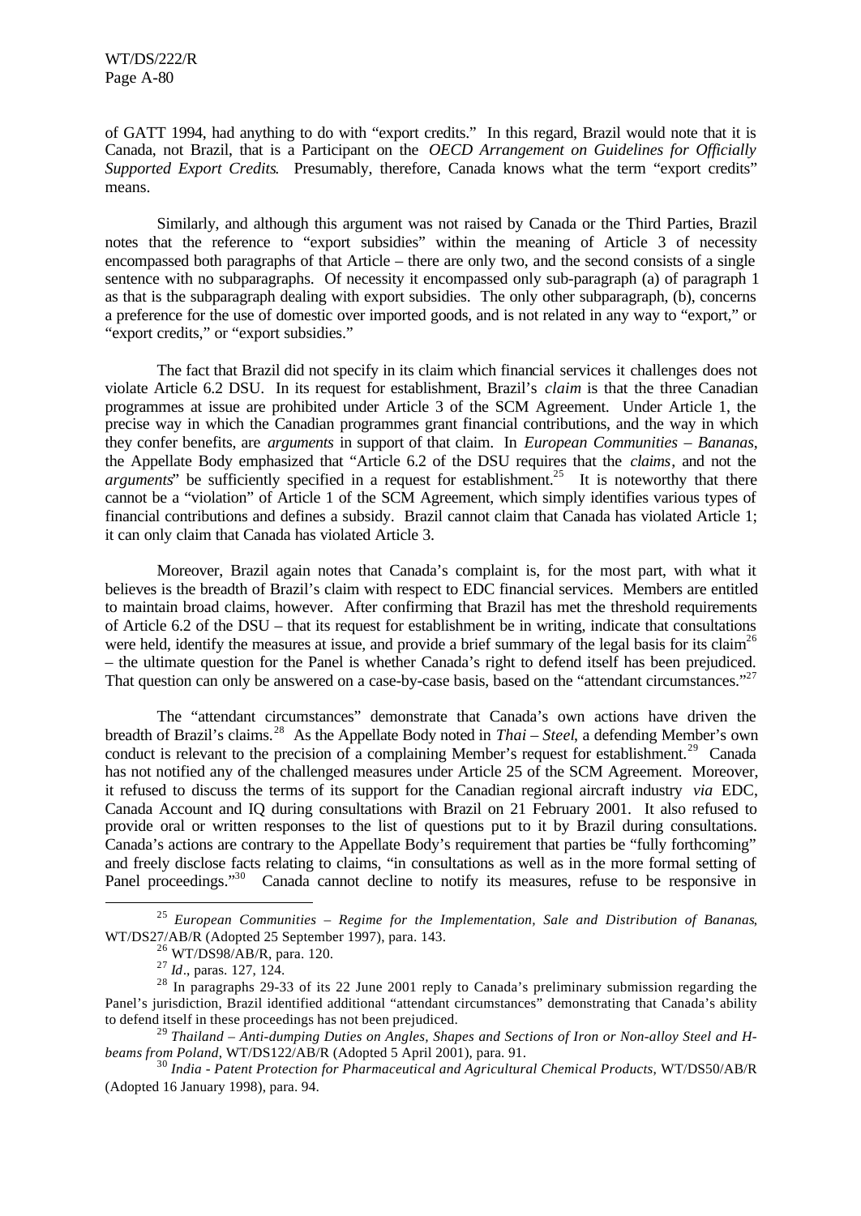of GATT 1994, had anything to do with "export credits." In this regard, Brazil would note that it is Canada, not Brazil, that is a Participant on the *OECD Arrangement on Guidelines for Officially Supported Export Credits*. Presumably, therefore, Canada knows what the term "export credits" means.

Similarly, and although this argument was not raised by Canada or the Third Parties, Brazil notes that the reference to "export subsidies" within the meaning of Article 3 of necessity encompassed both paragraphs of that Article – there are only two, and the second consists of a single sentence with no subparagraphs. Of necessity it encompassed only sub-paragraph (a) of paragraph 1 as that is the subparagraph dealing with export subsidies. The only other subparagraph, (b), concerns a preference for the use of domestic over imported goods, and is not related in any way to "export," or "export credits," or "export subsidies."

The fact that Brazil did not specify in its claim which financial services it challenges does not violate Article 6.2 DSU. In its request for establishment, Brazil's *claim* is that the three Canadian programmes at issue are prohibited under Article 3 of the SCM Agreement. Under Article 1, the precise way in which the Canadian programmes grant financial contributions, and the way in which they confer benefits, are *arguments* in support of that claim. In *European Communities – Bananas*, the Appellate Body emphasized that "Article 6.2 of the DSU requires that the *claims*, and not the *arguments*" be sufficiently specified in a request for establishment.[25] It is noteworthy that there cannot be a "violation" of Article 1 of the SCM Agreement, which simply identifies various types of financial contributions and defines a subsidy. Brazil cannot claim that Canada has violated Article 1; it can only claim that Canada has violated Article 3.

Moreover, Brazil again notes that Canada's complaint is, for the most part, with what it believes is the breadth of Brazil's claim with respect to EDC financial services. Members are entitled to maintain broad claims, however. After confirming that Brazil has met the threshold requirements of Article 6.2 of the DSU – that its request for establishment be in writing, indicate that consultations were held, identify the measures at issue, and provide a brief summary of the legal basis for its claim[26] – the ultimate question for the Panel is whether Canada's right to defend itself has been prejudiced. That question can only be answered on a case-by-case basis, based on the "attendant circumstances."[27]

The "attendant circumstances" demonstrate that Canada's own actions have driven the breadth of Brazil's claims.[28] As the Appellate Body noted in *Thai – Steel*, a defending Member's own conduct is relevant to the precision of a complaining Member's request for establishment.[29] Canada has not notified any of the challenged measures under Article 25 of the SCM Agreement. Moreover, it refused to discuss the terms of its support for the Canadian regional aircraft industry *via* EDC, Canada Account and IQ during consultations with Brazil on 21 February 2001. It also refused to provide oral or written responses to the list of questions put to it by Brazil during consultations. Canada's actions are contrary to the Appellate Body's requirement that parties be "fully forthcoming" and freely disclose facts relating to claims, "in consultations as well as in the more formal setting of Panel proceedings."[30] Canada cannot decline to notify its measures, refuse to be responsive in

---

[25] *European Communities – Regime for the Implementation, Sale and Distribution of Bananas*, WT/DS27/AB/R (Adopted 25 September 1997), para. 143.

[26] WT/DS98/AB/R, para. 120.

[27] *Id*., paras. 127, 124.

[28] In paragraphs 29-33 of its 22 June 2001 reply to Canada's preliminary submission regarding the Panel's jurisdiction, Brazil identified additional "attendant circumstances" demonstrating that Canada's ability to defend itself in these proceedings has not been prejudiced.

[29] *Thailand – Anti-dumping Duties on Angles, Shapes and Sections of Iron or Non-alloy Steel and H-beams from Poland*, WT/DS122/AB/R (Adopted 5 April 2001), para. 91.

[30] *India - Patent Protection for Pharmaceutical and Agricultural Chemical Products*, WT/DS50/AB/R (Adopted 16 January 1998), para. 94.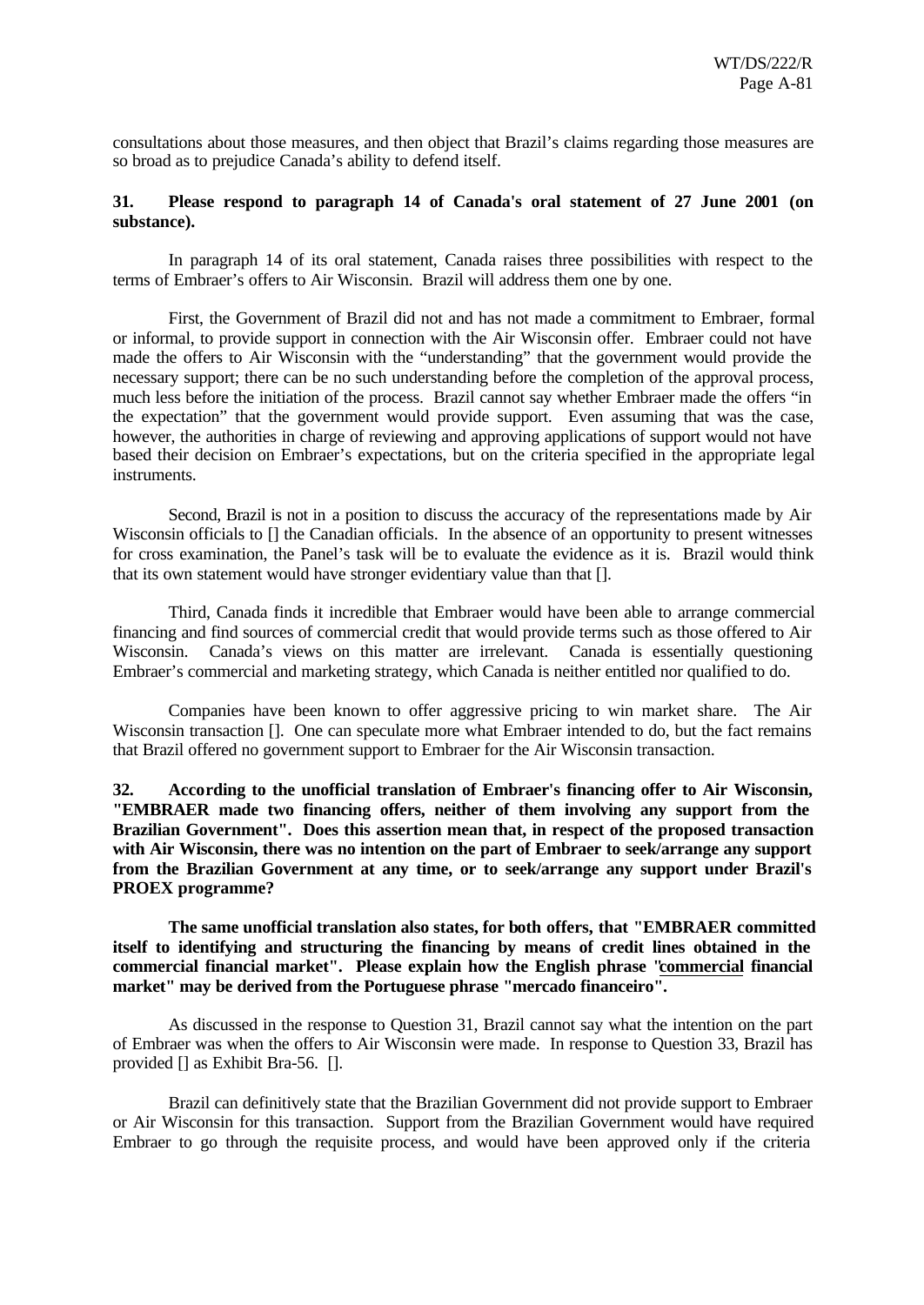consultations about those measures, and then object that Brazil's claims regarding those measures are so broad as to prejudice Canada's ability to defend itself.

**31. Please respond to paragraph 14 of Canada's oral statement of 27 June 2001 (on substance).**

In paragraph 14 of its oral statement, Canada raises three possibilities with respect to the terms of Embraer's offers to Air Wisconsin. Brazil will address them one by one.

First, the Government of Brazil did not and has not made a commitment to Embraer, formal or informal, to provide support in connection with the Air Wisconsin offer. Embraer could not have made the offers to Air Wisconsin with the "understanding" that the government would provide the necessary support; there can be no such understanding before the completion of the approval process, much less before the initiation of the process. Brazil cannot say whether Embraer made the offers "in the expectation" that the government would provide support. Even assuming that was the case, however, the authorities in charge of reviewing and approving applications of support would not have based their decision on Embraer's expectations, but on the criteria specified in the appropriate legal instruments.

Second, Brazil is not in a position to discuss the accuracy of the representations made by Air Wisconsin officials to [] the Canadian officials. In the absence of an opportunity to present witnesses for cross examination, the Panel's task will be to evaluate the evidence as it is. Brazil would think that its own statement would have stronger evidentiary value than that [].

Third, Canada finds it incredible that Embraer would have been able to arrange commercial financing and find sources of commercial credit that would provide terms such as those offered to Air Wisconsin. Canada's views on this matter are irrelevant. Canada is essentially questioning Embraer's commercial and marketing strategy, which Canada is neither entitled nor qualified to do.

Companies have been known to offer aggressive pricing to win market share. The Air Wisconsin transaction []. One can speculate more what Embraer intended to do, but the fact remains that Brazil offered no government support to Embraer for the Air Wisconsin transaction.

**32. According to the unofficial translation of Embraer's financing offer to Air Wisconsin, "EMBRAER made two financing offers, neither of them involving any support from the Brazilian Government". Does this assertion mean that, in respect of the proposed transaction with Air Wisconsin, there was no intention on the part of Embraer to seek/arrange any support from the Brazilian Government at any time, or to seek/arrange any support under Brazil's PROEX programme?**

**The same unofficial translation also states, for both offers, that "EMBRAER committed itself to identifying and structuring the financing by means of credit lines obtained in the commercial financial market". Please explain how the English phrase "<u>commercial</u> financial market" may be derived from the Portuguese phrase "mercado financeiro".**

As discussed in the response to Question 31, Brazil cannot say what the intention on the part of Embraer was when the offers to Air Wisconsin were made. In response to Question 33, Brazil has provided [] as Exhibit Bra-56. [].

Brazil can definitively state that the Brazilian Government did not provide support to Embraer or Air Wisconsin for this transaction. Support from the Brazilian Government would have required Embraer to go through the requisite process, and would have been approved only if the criteria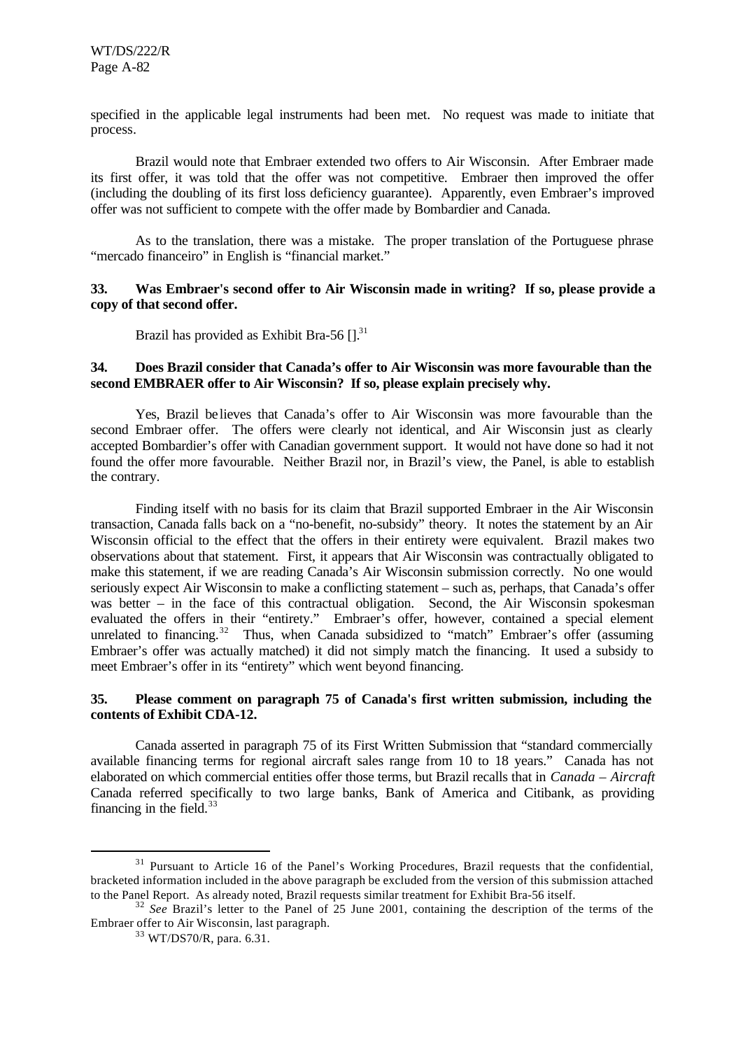specified in the applicable legal instruments had been met. No request was made to initiate that process.

Brazil would note that Embraer extended two offers to Air Wisconsin. After Embraer made its first offer, it was told that the offer was not competitive. Embraer then improved the offer (including the doubling of its first loss deficiency guarantee). Apparently, even Embraer's improved offer was not sufficient to compete with the offer made by Bombardier and Canada.

As to the translation, there was a mistake. The proper translation of the Portuguese phrase "mercado financeiro" in English is "financial market."

**33. Was Embraer's second offer to Air Wisconsin made in writing? If so, please provide a copy of that second offer.**

Brazil has provided as Exhibit Bra-56 [].[31]

**34. Does Brazil consider that Canada's offer to Air Wisconsin was more favourable than the second EMBRAER offer to Air Wisconsin? If so, please explain precisely why.**

Yes, Brazil believes that Canada's offer to Air Wisconsin was more favourable than the second Embraer offer. The offers were clearly not identical, and Air Wisconsin just as clearly accepted Bombardier's offer with Canadian government support. It would not have done so had it not found the offer more favourable. Neither Brazil nor, in Brazil's view, the Panel, is able to establish the contrary.

Finding itself with no basis for its claim that Brazil supported Embraer in the Air Wisconsin transaction, Canada falls back on a "no-benefit, no-subsidy" theory. It notes the statement by an Air Wisconsin official to the effect that the offers in their entirety were equivalent. Brazil makes two observations about that statement. First, it appears that Air Wisconsin was contractually obligated to make this statement, if we are reading Canada's Air Wisconsin submission correctly. No one would seriously expect Air Wisconsin to make a conflicting statement – such as, perhaps, that Canada's offer was better – in the face of this contractual obligation. Second, the Air Wisconsin spokesman evaluated the offers in their "entirety." Embraer's offer, however, contained a special element unrelated to financing.[32] Thus, when Canada subsidized to "match" Embraer's offer (assuming Embraer's offer was actually matched) it did not simply match the financing. It used a subsidy to meet Embraer's offer in its "entirety" which went beyond financing.

**35. Please comment on paragraph 75 of Canada's first written submission, including the contents of Exhibit CDA-12.**

Canada asserted in paragraph 75 of its First Written Submission that "standard commercially available financing terms for regional aircraft sales range from 10 to 18 years." Canada has not elaborated on which commercial entities offer those terms, but Brazil recalls that in *Canada – Aircraft* Canada referred specifically to two large banks, Bank of America and Citibank, as providing financing in the field.[33]

---

[31] Pursuant to Article 16 of the Panel's Working Procedures, Brazil requests that the confidential, bracketed information included in the above paragraph be excluded from the version of this submission attached to the Panel Report. As already noted, Brazil requests similar treatment for Exhibit Bra-56 itself.

[32] *See* Brazil's letter to the Panel of 25 June 2001, containing the description of the terms of the Embraer offer to Air Wisconsin, last paragraph.

[33] WT/DS70/R, para. 6.31.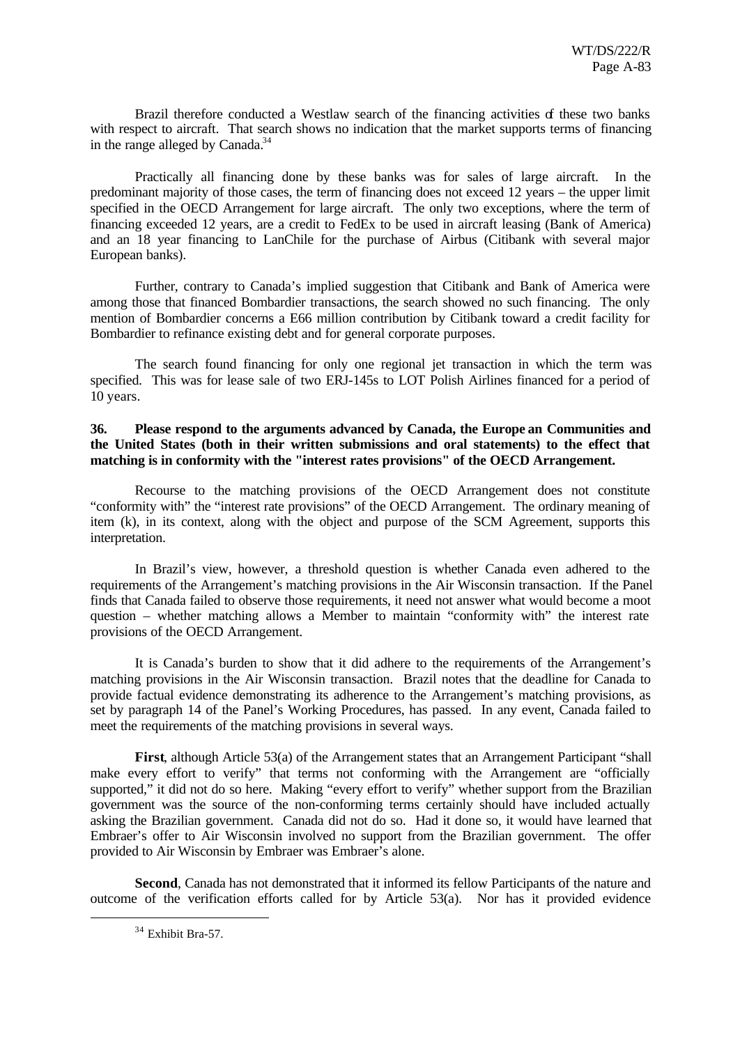Brazil therefore conducted a Westlaw search of the financing activities of these two banks with respect to aircraft. That search shows no indication that the market supports terms of financing in the range alleged by Canada.[34]

Practically all financing done by these banks was for sales of large aircraft. In the predominant majority of those cases, the term of financing does not exceed 12 years – the upper limit specified in the OECD Arrangement for large aircraft. The only two exceptions, where the term of financing exceeded 12 years, are a credit to FedEx to be used in aircraft leasing (Bank of America) and an 18 year financing to LanChile for the purchase of Airbus (Citibank with several major European banks).

Further, contrary to Canada's implied suggestion that Citibank and Bank of America were among those that financed Bombardier transactions, the search showed no such financing. The only mention of Bombardier concerns a E66 million contribution by Citibank toward a credit facility for Bombardier to refinance existing debt and for general corporate purposes.

The search found financing for only one regional jet transaction in which the term was specified. This was for lease sale of two ERJ-145s to LOT Polish Airlines financed for a period of 10 years.

**36. Please respond to the arguments advanced by Canada, the Europe an Communities and the United States (both in their written submissions and oral statements) to the effect that matching is in conformity with the "interest rates provisions" of the OECD Arrangement.**

Recourse to the matching provisions of the OECD Arrangement does not constitute "conformity with" the "interest rate provisions" of the OECD Arrangement. The ordinary meaning of item (k), in its context, along with the object and purpose of the SCM Agreement, supports this interpretation.

In Brazil's view, however, a threshold question is whether Canada even adhered to the requirements of the Arrangement's matching provisions in the Air Wisconsin transaction. If the Panel finds that Canada failed to observe those requirements, it need not answer what would become a moot question – whether matching allows a Member to maintain "conformity with" the interest rate provisions of the OECD Arrangement.

It is Canada's burden to show that it did adhere to the requirements of the Arrangement's matching provisions in the Air Wisconsin transaction. Brazil notes that the deadline for Canada to provide factual evidence demonstrating its adherence to the Arrangement's matching provisions, as set by paragraph 14 of the Panel's Working Procedures, has passed. In any event, Canada failed to meet the requirements of the matching provisions in several ways.

**First**, although Article 53(a) of the Arrangement states that an Arrangement Participant "shall make every effort to verify" that terms not conforming with the Arrangement are "officially supported," it did not do so here. Making "every effort to verify" whether support from the Brazilian government was the source of the non-conforming terms certainly should have included actually asking the Brazilian government. Canada did not do so. Had it done so, it would have learned that Embraer's offer to Air Wisconsin involved no support from the Brazilian government. The offer provided to Air Wisconsin by Embraer was Embraer's alone.

**Second**, Canada has not demonstrated that it informed its fellow Participants of the nature and outcome of the verification efforts called for by Article 53(a). Nor has it provided evidence

[34] Exhibit Bra-57.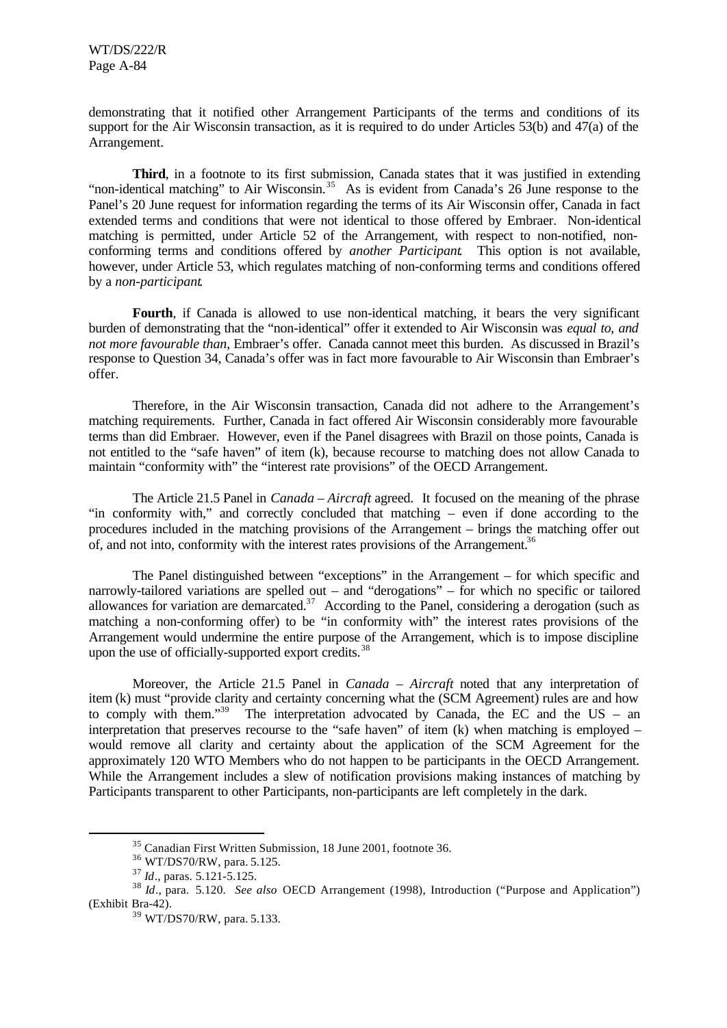demonstrating that it notified other Arrangement Participants of the terms and conditions of its support for the Air Wisconsin transaction, as it is required to do under Articles 53(b) and 47(a) of the Arrangement.

**Third**, in a footnote to its first submission, Canada states that it was justified in extending "non-identical matching" to Air Wisconsin.[35] As is evident from Canada's 26 June response to the Panel's 20 June request for information regarding the terms of its Air Wisconsin offer, Canada in fact extended terms and conditions that were not identical to those offered by Embraer. Non-identical matching is permitted, under Article 52 of the Arrangement, with respect to non-notified, non-conforming terms and conditions offered by *another Participant*. This option is not available, however, under Article 53, which regulates matching of non-conforming terms and conditions offered by a *non-participant*.

**Fourth**, if Canada is allowed to use non-identical matching, it bears the very significant burden of demonstrating that the "non-identical" offer it extended to Air Wisconsin was *equal to, and not more favourable than*, Embraer's offer. Canada cannot meet this burden. As discussed in Brazil's response to Question 34, Canada's offer was in fact more favourable to Air Wisconsin than Embraer's offer.

Therefore, in the Air Wisconsin transaction, Canada did not adhere to the Arrangement's matching requirements. Further, Canada in fact offered Air Wisconsin considerably more favourable terms than did Embraer. However, even if the Panel disagrees with Brazil on those points, Canada is not entitled to the "safe haven" of item (k), because recourse to matching does not allow Canada to maintain "conformity with" the "interest rate provisions" of the OECD Arrangement.

The Article 21.5 Panel in *Canada – Aircraft* agreed. It focused on the meaning of the phrase "in conformity with," and correctly concluded that matching – even if done according to the procedures included in the matching provisions of the Arrangement – brings the matching offer out of, and not into, conformity with the interest rates provisions of the Arrangement.[36]

The Panel distinguished between "exceptions" in the Arrangement – for which specific and narrowly-tailored variations are spelled out – and "derogations" – for which no specific or tailored allowances for variation are demarcated.[37] According to the Panel, considering a derogation (such as matching a non-conforming offer) to be "in conformity with" the interest rates provisions of the Arrangement would undermine the entire purpose of the Arrangement, which is to impose discipline upon the use of officially-supported export credits.[38]

Moreover, the Article 21.5 Panel in *Canada – Aircraft* noted that any interpretation of item (k) must "provide clarity and certainty concerning what the (SCM Agreement) rules are and how to comply with them."[39] The interpretation advocated by Canada, the EC and the US – an interpretation that preserves recourse to the "safe haven" of item (k) when matching is employed – would remove all clarity and certainty about the application of the SCM Agreement for the approximately 120 WTO Members who do not happen to be participants in the OECD Arrangement. While the Arrangement includes a slew of notification provisions making instances of matching by Participants transparent to other Participants, non-participants are left completely in the dark.

---

[35] Canadian First Written Submission, 18 June 2001, footnote 36.

[36] WT/DS70/RW, para. 5.125.

[37] *Id*., paras. 5.121-5.125.

[38] *Id*., para. 5.120. *See also* OECD Arrangement (1998), Introduction ("Purpose and Application") (Exhibit Bra-42).

[39] WT/DS70/RW, para. 5.133.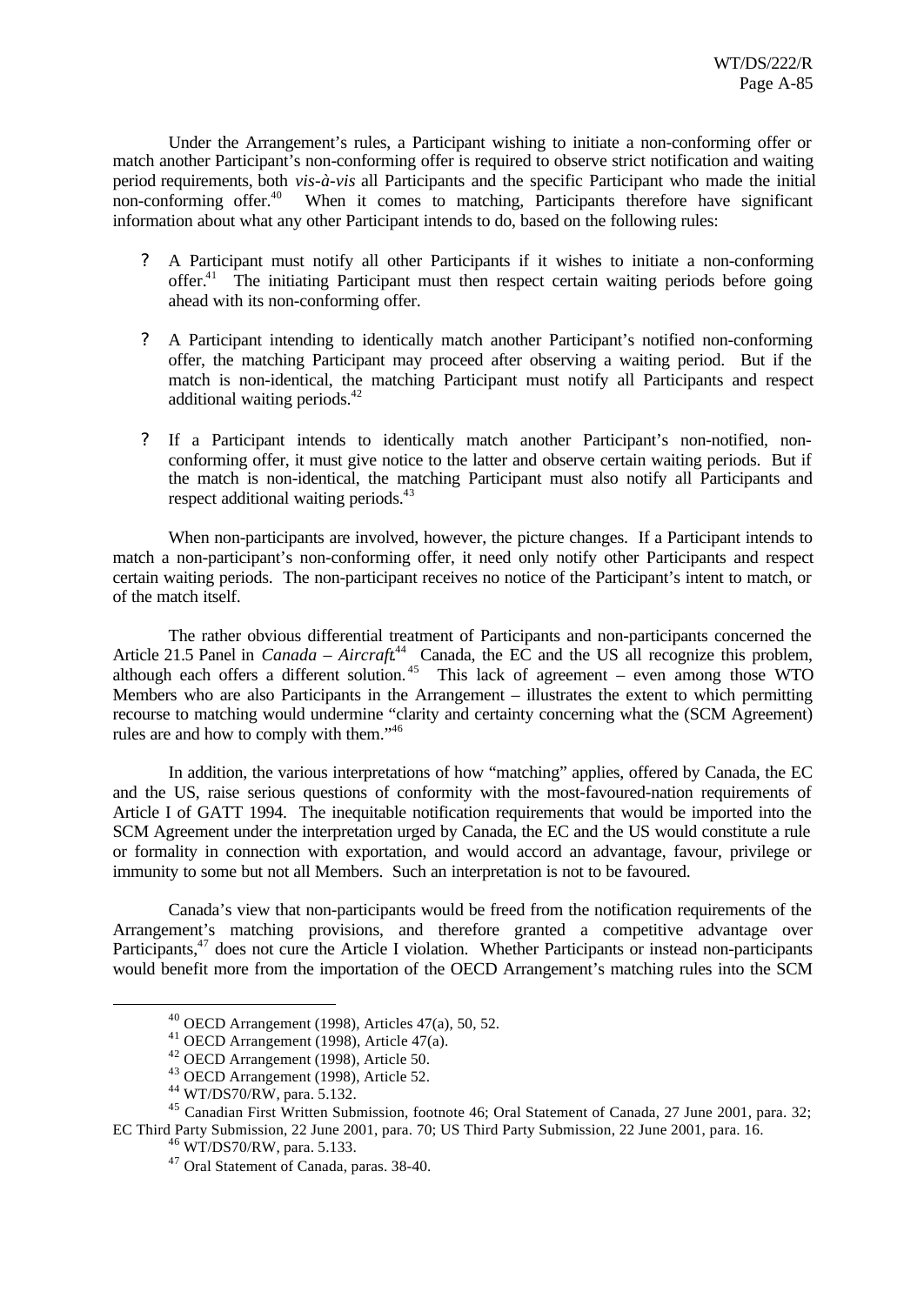Under the Arrangement's rules, a Participant wishing to initiate a non-conforming offer or match another Participant's non-conforming offer is required to observe strict notification and waiting period requirements, both *vis-à-vis* all Participants and the specific Participant who made the initial non-conforming offer.[40] When it comes to matching, Participants therefore have significant information about what any other Participant intends to do, based on the following rules:

- A Participant must notify all other Participants if it wishes to initiate a non-conforming offer.[41] The initiating Participant must then respect certain waiting periods before going ahead with its non-conforming offer.

- A Participant intending to identically match another Participant's notified non-conforming offer, the matching Participant may proceed after observing a waiting period. But if the match is non-identical, the matching Participant must notify all Participants and respect additional waiting periods.[42]

- If a Participant intends to identically match another Participant's non-notified, non-conforming offer, it must give notice to the latter and observe certain waiting periods. But if the match is non-identical, the matching Participant must also notify all Participants and respect additional waiting periods.[43]

When non-participants are involved, however, the picture changes. If a Participant intends to match a non-participant's non-conforming offer, it need only notify other Participants and respect certain waiting periods. The non-participant receives no notice of the Participant's intent to match, or of the match itself.

The rather obvious differential treatment of Participants and non-participants concerned the Article 21.5 Panel in *Canada – Aircraft*.[44] Canada, the EC and the US all recognize this problem, although each offers a different solution.[45] This lack of agreement – even among those WTO Members who are also Participants in the Arrangement – illustrates the extent to which permitting recourse to matching would undermine "clarity and certainty concerning what the (SCM Agreement) rules are and how to comply with them."[46]

In addition, the various interpretations of how "matching" applies, offered by Canada, the EC and the US, raise serious questions of conformity with the most-favoured-nation requirements of Article I of GATT 1994. The inequitable notification requirements that would be imported into the SCM Agreement under the interpretation urged by Canada, the EC and the US would constitute a rule or formality in connection with exportation, and would accord an advantage, favour, privilege or immunity to some but not all Members. Such an interpretation is not to be favoured.

Canada's view that non-participants would be freed from the notification requirements of the Arrangement's matching provisions, and therefore granted a competitive advantage over Participants,[47] does not cure the Article I violation. Whether Participants or instead non-participants would benefit more from the importation of the OECD Arrangement's matching rules into the SCM

---

[40] OECD Arrangement (1998), Articles 47(a), 50, 52.

[41] OECD Arrangement (1998), Article 47(a).

[42] OECD Arrangement (1998), Article 50.

[43] OECD Arrangement (1998), Article 52.

[44] WT/DS70/RW, para. 5.132.

[45] Canadian First Written Submission, footnote 46; Oral Statement of Canada, 27 June 2001, para. 32; EC Third Party Submission, 22 June 2001, para. 70; US Third Party Submission, 22 June 2001, para. 16.

[46] WT/DS70/RW, para. 5.133.

[47] Oral Statement of Canada, paras. 38-40.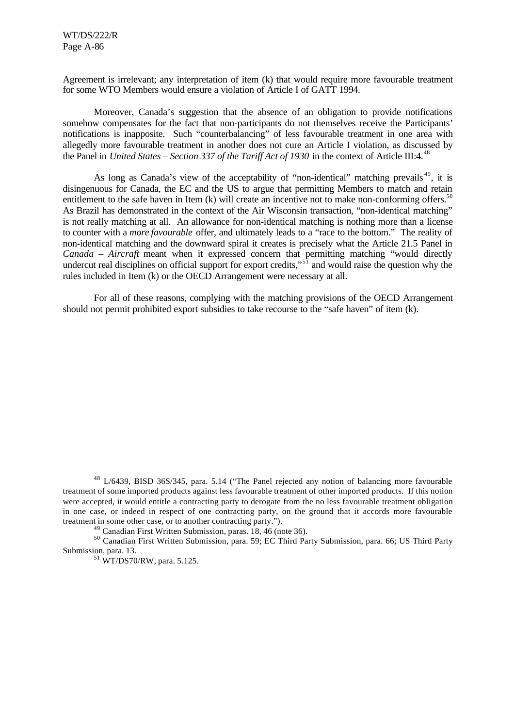Agreement is irrelevant; any interpretation of item (k) that would require more favourable treatment for some WTO Members would ensure a violation of Article I of GATT 1994.

Moreover, Canada's suggestion that the absence of an obligation to provide notifications somehow compensates for the fact that non-participants do not themselves receive the Participants' notifications is inapposite. Such "counterbalancing" of less favourable treatment in one area with allegedly more favourable treatment in another does not cure an Article I violation, as discussed by the Panel in *United States – Section 337 of the Tariff Act of 1930* in the context of Article III:4.[48]

As long as Canada's view of the acceptability of "non-identical" matching prevails[49], it is disingenuous for Canada, the EC and the US to argue that permitting Members to match and retain entitlement to the safe haven in Item (k) will create an incentive not to make non-conforming offers.[50] As Brazil has demonstrated in the context of the Air Wisconsin transaction, "non-identical matching" is not really matching at all. An allowance for non-identical matching is nothing more than a license to counter with a *more favourable* offer, and ultimately leads to a "race to the bottom." The reality of non-identical matching and the downward spiral it creates is precisely what the Article 21.5 Panel in *Canada – Aircraft* meant when it expressed concern that permitting matching "would directly undercut real disciplines on official support for export credits,"[51] and would raise the question why the rules included in Item (k) or the OECD Arrangement were necessary at all.

For all of these reasons, complying with the matching provisions of the OECD Arrangement should not permit prohibited export subsidies to take recourse to the "safe haven" of item (k).

---

[48] L/6439, BISD 36S/345, para. 5.14 ("The Panel rejected any notion of balancing more favourable treatment of some imported products against less favourable treatment of other imported products. If this notion were accepted, it would entitle a contracting party to derogate from the no less favourable treatment obligation in one case, or indeed in respect of one contracting party, on the ground that it accords more favourable treatment in some other case, or to another contracting party.").

[49] Canadian First Written Submission, paras. 18, 46 (note 36).

[50] Canadian First Written Submission, para. 59; EC Third Party Submission, para. 66; US Third Party Submission, para. 13.

[51] WT/DS70/RW, para. 5.125.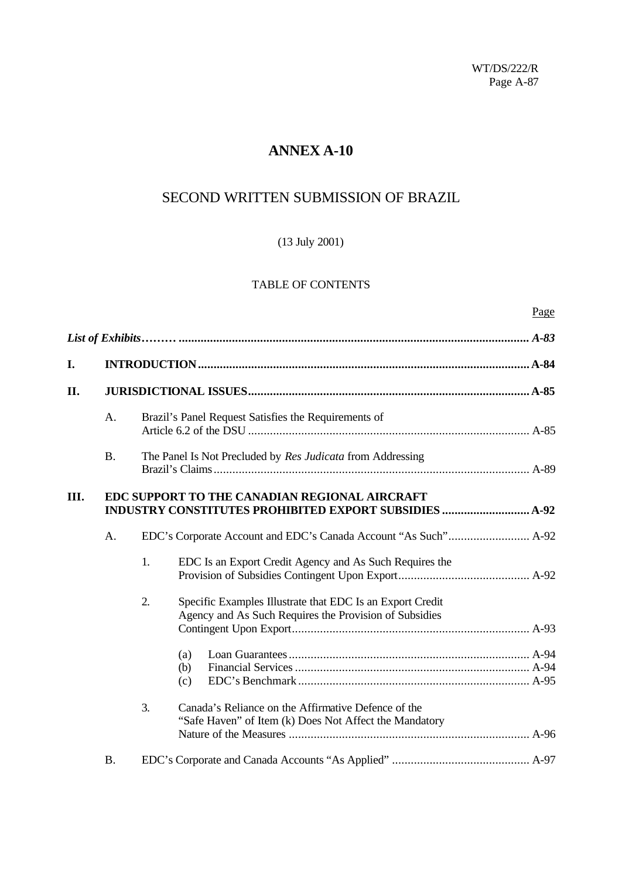# ANNEX A-10

## SECOND WRITTEN SUBMISSION OF BRAZIL

(13 July 2001)

TABLE OF CONTENTS

| | | | Page |
|---|---|---|---|
| ***List of Exhibits*** | | | ***A-83*** |
| **I.** | **INTRODUCTION** | | **A-84** |
| **II.** | **JURISDICTIONAL ISSUES** | | **A-85** |
| | A. | Brazil's Panel Request Satisfies the Requirements of Article 6.2 of the DSU | A-85 |
| | B. | The Panel Is Not Precluded by *Res Judicata* from Addressing Brazil's Claims | A-89 |
| **III.** | **EDC SUPPORT TO THE CANADIAN REGIONAL AIRCRAFT INDUSTRY CONSTITUTES PROHIBITED EXPORT SUBSIDIES** | | **A-92** |
| | A. | EDC's Corporate Account and EDC's Canada Account "As Such" | A-92 |
| | | 1. EDC Is an Export Credit Agency and As Such Requires the Provision of Subsidies Contingent Upon Export | A-92 |
| | | 2. Specific Examples Illustrate that EDC Is an Export Credit Agency and As Such Requires the Provision of Subsidies Contingent Upon Export | A-93 |
| | | (a) Loan Guarantees | A-94 |
| | | (b) Financial Services | A-94 |
| | | (c) EDC's Benchmark | A-95 |
| | | 3. Canada's Reliance on the Affirmative Defence of the "Safe Haven" of Item (k) Does Not Affect the Mandatory Nature of the Measures | A-96 |
| | B. | EDC's Corporate and Canada Accounts "As Applied" | A-97 |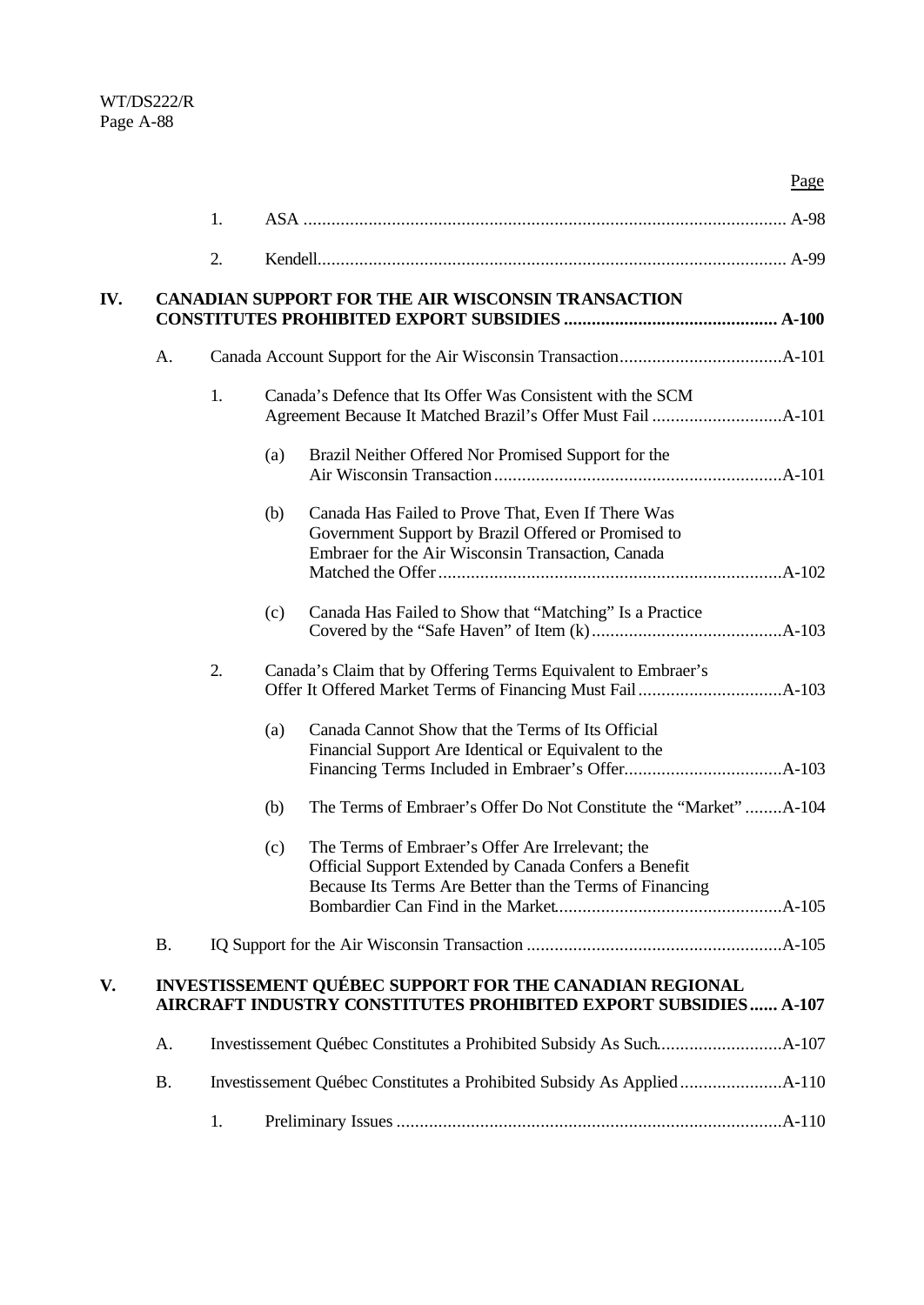Page

1. ASA ........................................................................................................ A-98

2. Kendell..................................................................................................... A-99

**IV. CANADIAN SUPPORT FOR THE AIR WISCONSIN TRANSACTION CONSTITUTES PROHIBITED EXPORT SUBSIDIES ............................................ A-100**

A. Canada Account Support for the Air Wisconsin Transaction...................................A-101

1. Canada's Defence that Its Offer Was Consistent with the SCM Agreement Because It Matched Brazil's Offer Must Fail ............................A-101

(a) Brazil Neither Offered Nor Promised Support for the Air Wisconsin Transaction..............................................................A-101

(b) Canada Has Failed to Prove That, Even If There Was Government Support by Brazil Offered or Promised to Embraer for the Air Wisconsin Transaction, Canada Matched the Offer..........................................................................A-102

(c) Canada Has Failed to Show that "Matching" Is a Practice Covered by the "Safe Haven" of Item (k).........................................A-103

2. Canada's Claim that by Offering Terms Equivalent to Embraer's Offer It Offered Market Terms of Financing Must Fail...............................A-103

(a) Canada Cannot Show that the Terms of Its Official Financial Support Are Identical or Equivalent to the Financing Terms Included in Embraer's Offer..................................A-103

(b) The Terms of Embraer's Offer Do Not Constitute the "Market" ........A-104

(c) The Terms of Embraer's Offer Are Irrelevant; the Official Support Extended by Canada Confers a Benefit Because Its Terms Are Better than the Terms of Financing Bombardier Can Find in the Market.................................................A-105

B. IQ Support for the Air Wisconsin Transaction .......................................................A-105

**V. INVESTISSEMENT QUÉBEC SUPPORT FOR THE CANADIAN REGIONAL AIRCRAFT INDUSTRY CONSTITUTES PROHIBITED EXPORT SUBSIDIES...... A-107**

A. Investissement Québec Constitutes a Prohibited Subsidy As Such...........................A-107

B. Investissement Québec Constitutes a Prohibited Subsidy As Applied......................A-110

1. Preliminary Issues ..................................................................................A-110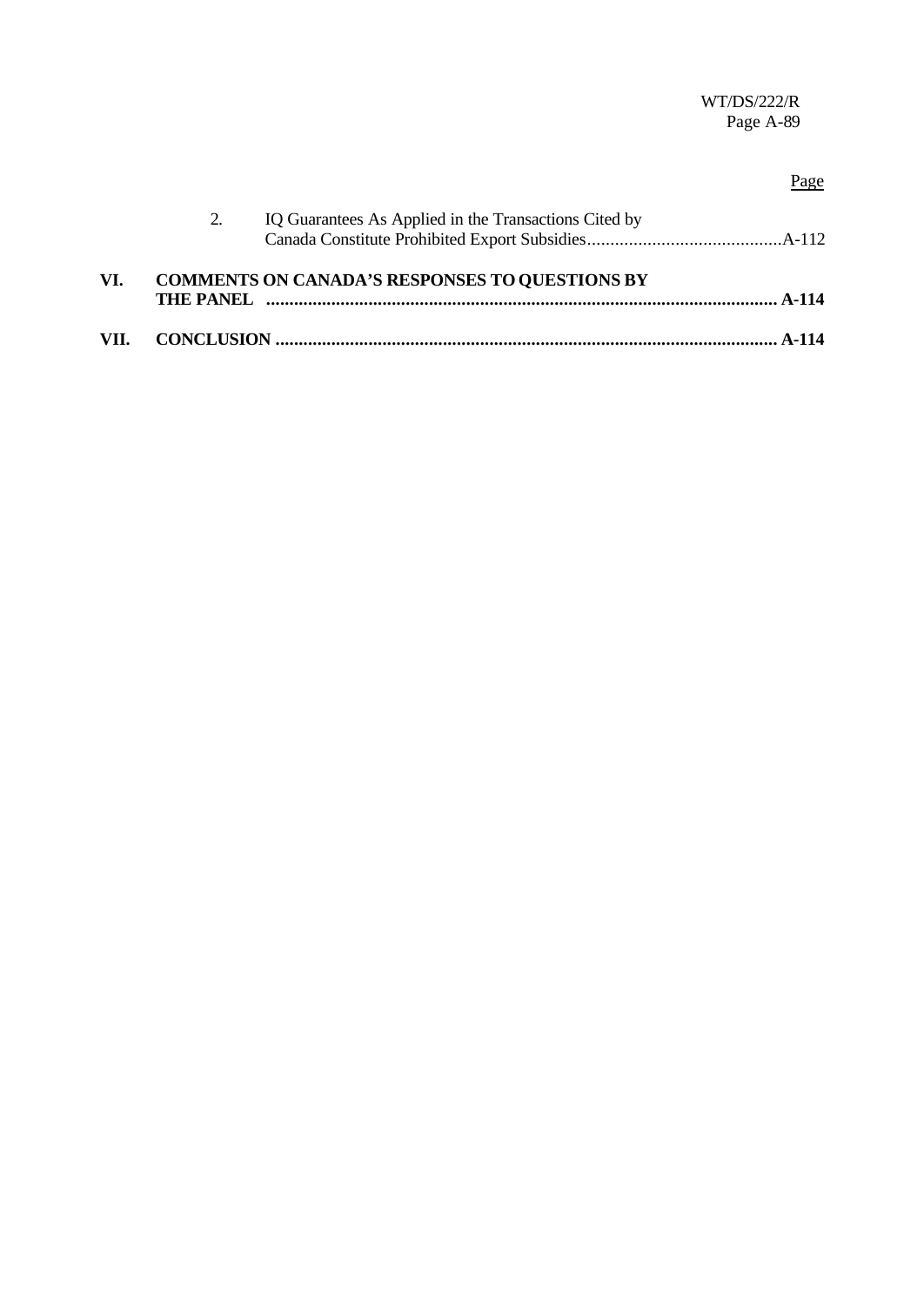Page

2. IQ Guarantees As Applied in the Transactions Cited by Canada Constitute Prohibited Export Subsidies..........................................A-112

**VI. COMMENTS ON CANADA'S RESPONSES TO QUESTIONS BY THE PANEL ............................................................................................................ A-114**

**VII. CONCLUSION .......................................................................................................... A-114**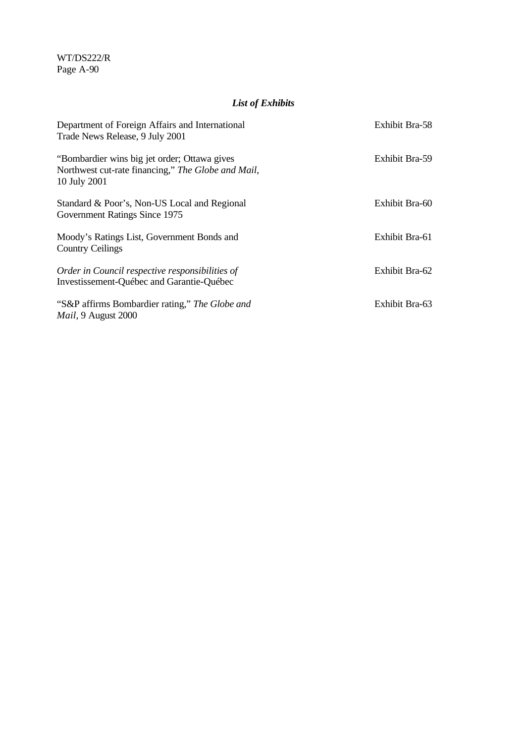***List of Exhibits***

| | |
|---|---|
| Department of Foreign Affairs and International Trade News Release, 9 July 2001 | Exhibit Bra-58 |
| "Bombardier wins big jet order; Ottawa gives Northwest cut-rate financing," *The Globe and Mail*, 10 July 2001 | Exhibit Bra-59 |
| Standard & Poor's, Non-US Local and Regional Government Ratings Since 1975 | Exhibit Bra-60 |
| Moody's Ratings List, Government Bonds and Country Ceilings | Exhibit Bra-61 |
| *Order in Council respective responsibilities of* Investissement-Québec and Garantie-Québec | Exhibit Bra-62 |
| "S&P affirms Bombardier rating," *The Globe and Mail*, 9 August 2000 | Exhibit Bra-63 |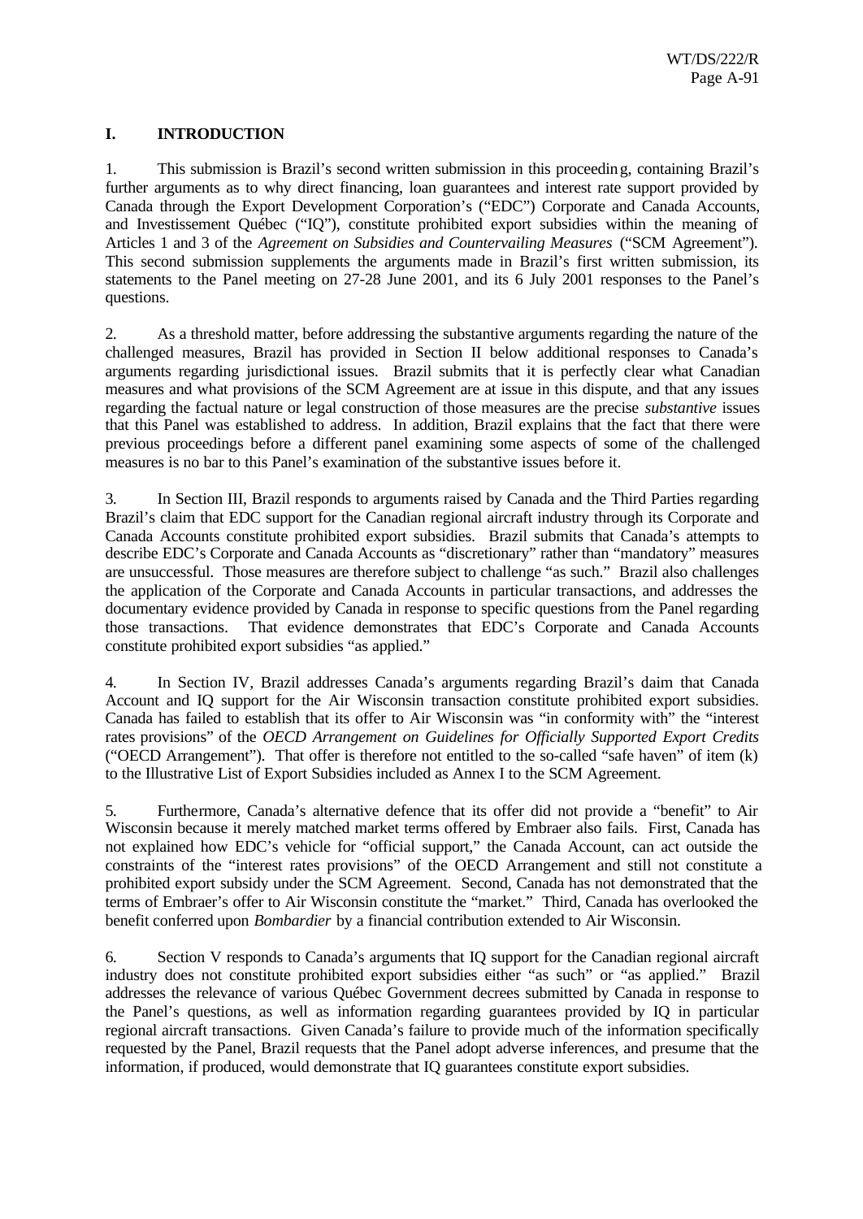## I. INTRODUCTION

1. This submission is Brazil's second written submission in this proceeding, containing Brazil's further arguments as to why direct financing, loan guarantees and interest rate support provided by Canada through the Export Development Corporation's ("EDC") Corporate and Canada Accounts, and Investissement Québec ("IQ"), constitute prohibited export subsidies within the meaning of Articles 1 and 3 of the *Agreement on Subsidies and Countervailing Measures* ("SCM Agreement"). This second submission supplements the arguments made in Brazil's first written submission, its statements to the Panel meeting on 27-28 June 2001, and its 6 July 2001 responses to the Panel's questions.

2. As a threshold matter, before addressing the substantive arguments regarding the nature of the challenged measures, Brazil has provided in Section II below additional responses to Canada's arguments regarding jurisdictional issues. Brazil submits that it is perfectly clear what Canadian measures and what provisions of the SCM Agreement are at issue in this dispute, and that any issues regarding the factual nature or legal construction of those measures are the precise *substantive* issues that this Panel was established to address. In addition, Brazil explains that the fact that there were previous proceedings before a different panel examining some aspects of some of the challenged measures is no bar to this Panel's examination of the substantive issues before it.

3. In Section III, Brazil responds to arguments raised by Canada and the Third Parties regarding Brazil's claim that EDC support for the Canadian regional aircraft industry through its Corporate and Canada Accounts constitute prohibited export subsidies. Brazil submits that Canada's attempts to describe EDC's Corporate and Canada Accounts as "discretionary" rather than "mandatory" measures are unsuccessful. Those measures are therefore subject to challenge "as such." Brazil also challenges the application of the Corporate and Canada Accounts in particular transactions, and addresses the documentary evidence provided by Canada in response to specific questions from the Panel regarding those transactions. That evidence demonstrates that EDC's Corporate and Canada Accounts constitute prohibited export subsidies "as applied."

4. In Section IV, Brazil addresses Canada's arguments regarding Brazil's claim that Canada Account and IQ support for the Air Wisconsin transaction constitute prohibited export subsidies. Canada has failed to establish that its offer to Air Wisconsin was "in conformity with" the "interest rates provisions" of the *OECD Arrangement on Guidelines for Officially Supported Export Credits* ("OECD Arrangement"). That offer is therefore not entitled to the so-called "safe haven" of item (k) to the Illustrative List of Export Subsidies included as Annex I to the SCM Agreement.

5. Furthermore, Canada's alternative defence that its offer did not provide a "benefit" to Air Wisconsin because it merely matched market terms offered by Embraer also fails. First, Canada has not explained how EDC's vehicle for "official support," the Canada Account, can act outside the constraints of the "interest rates provisions" of the OECD Arrangement and still not constitute a prohibited export subsidy under the SCM Agreement. Second, Canada has not demonstrated that the terms of Embraer's offer to Air Wisconsin constitute the "market." Third, Canada has overlooked the benefit conferred upon *Bombardier* by a financial contribution extended to Air Wisconsin.

6. Section V responds to Canada's arguments that IQ support for the Canadian regional aircraft industry does not constitute prohibited export subsidies either "as such" or "as applied." Brazil addresses the relevance of various Québec Government decrees submitted by Canada in response to the Panel's questions, as well as information regarding guarantees provided by IQ in particular regional aircraft transactions. Given Canada's failure to provide much of the information specifically requested by the Panel, Brazil requests that the Panel adopt adverse inferences, and presume that the information, if produced, would demonstrate that IQ guarantees constitute export subsidies.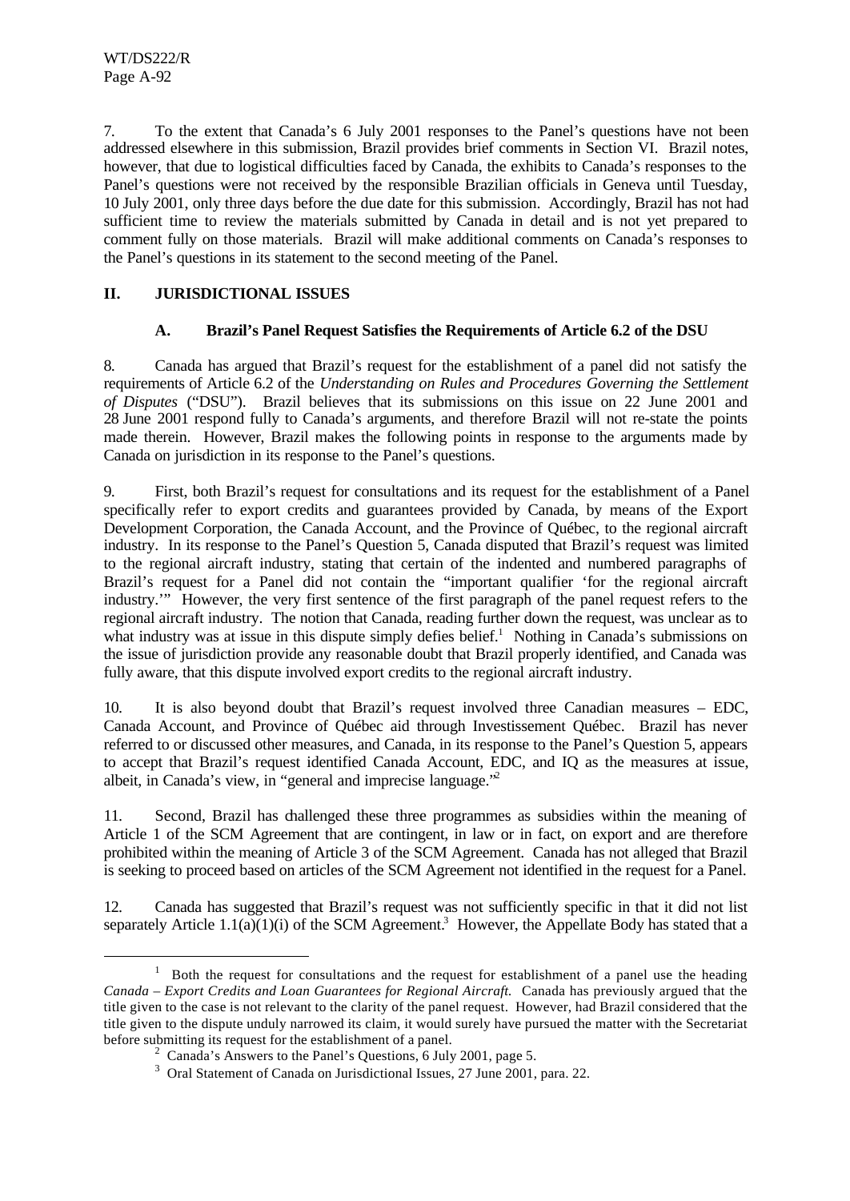7. To the extent that Canada's 6 July 2001 responses to the Panel's questions have not been addressed elsewhere in this submission, Brazil provides brief comments in Section VI. Brazil notes, however, that due to logistical difficulties faced by Canada, the exhibits to Canada's responses to the Panel's questions were not received by the responsible Brazilian officials in Geneva until Tuesday, 10 July 2001, only three days before the due date for this submission. Accordingly, Brazil has not had sufficient time to review the materials submitted by Canada in detail and is not yet prepared to comment fully on those materials. Brazil will make additional comments on Canada's responses to the Panel's questions in its statement to the second meeting of the Panel.

## II. JURISDICTIONAL ISSUES

### A. Brazil's Panel Request Satisfies the Requirements of Article 6.2 of the DSU

8. Canada has argued that Brazil's request for the establishment of a panel did not satisfy the requirements of Article 6.2 of the *Understanding on Rules and Procedures Governing the Settlement of Disputes* ("DSU"). Brazil believes that its submissions on this issue on 22 June 2001 and 28 June 2001 respond fully to Canada's arguments, and therefore Brazil will not re-state the points made therein. However, Brazil makes the following points in response to the arguments made by Canada on jurisdiction in its response to the Panel's questions.

9. First, both Brazil's request for consultations and its request for the establishment of a Panel specifically refer to export credits and guarantees provided by Canada, by means of the Export Development Corporation, the Canada Account, and the Province of Québec, to the regional aircraft industry. In its response to the Panel's Question 5, Canada disputed that Brazil's request was limited to the regional aircraft industry, stating that certain of the indented and numbered paragraphs of Brazil's request for a Panel did not contain the "important qualifier 'for the regional aircraft industry.'" However, the very first sentence of the first paragraph of the panel request refers to the regional aircraft industry. The notion that Canada, reading further down the request, was unclear as to what industry was at issue in this dispute simply defies belief.[1] Nothing in Canada's submissions on the issue of jurisdiction provide any reasonable doubt that Brazil properly identified, and Canada was fully aware, that this dispute involved export credits to the regional aircraft industry.

10. It is also beyond doubt that Brazil's request involved three Canadian measures – EDC, Canada Account, and Province of Québec aid through Investissement Québec. Brazil has never referred to or discussed other measures, and Canada, in its response to the Panel's Question 5, appears to accept that Brazil's request identified Canada Account, EDC, and IQ as the measures at issue, albeit, in Canada's view, in "general and imprecise language."[2]

11. Second, Brazil has challenged these three programmes as subsidies within the meaning of Article 1 of the SCM Agreement that are contingent, in law or in fact, on export and are therefore prohibited within the meaning of Article 3 of the SCM Agreement. Canada has not alleged that Brazil is seeking to proceed based on articles of the SCM Agreement not identified in the request for a Panel.

12. Canada has suggested that Brazil's request was not sufficiently specific in that it did not list separately Article 1.1(a)(1)(i) of the SCM Agreement.[3] However, the Appellate Body has stated that a

---

[1] Both the request for consultations and the request for establishment of a panel use the heading *Canada – Export Credits and Loan Guarantees for Regional Aircraft*. Canada has previously argued that the title given to the case is not relevant to the clarity of the panel request. However, had Brazil considered that the title given to the dispute unduly narrowed its claim, it would surely have pursued the matter with the Secretariat before submitting its request for the establishment of a panel.

[2] Canada's Answers to the Panel's Questions, 6 July 2001, page 5.

[3] Oral Statement of Canada on Jurisdictional Issues, 27 June 2001, para. 22.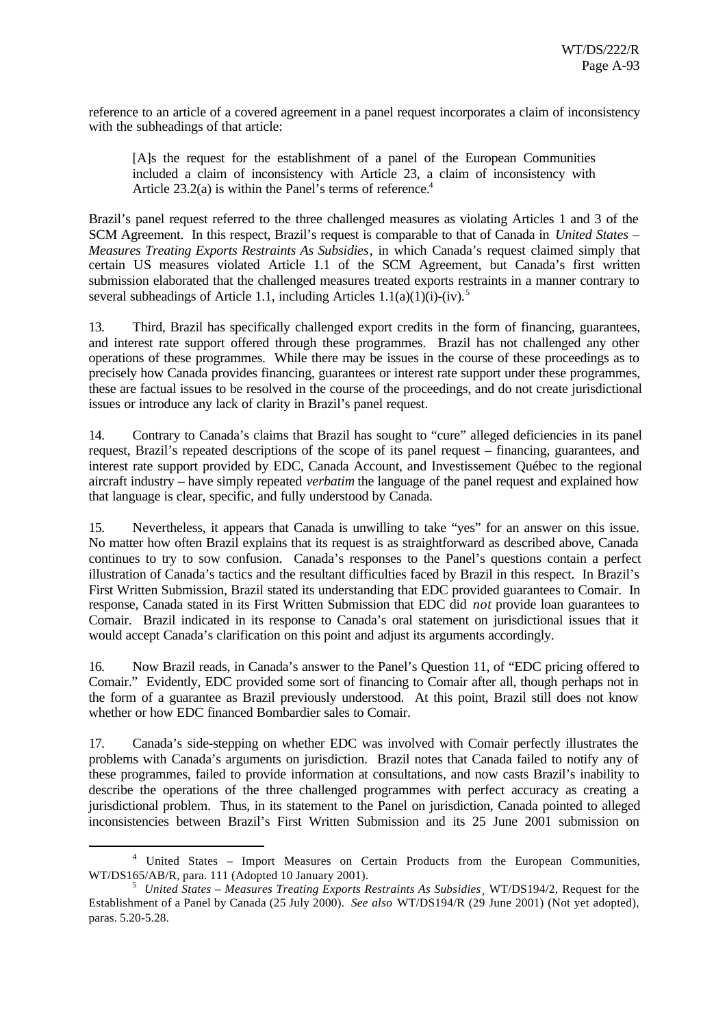reference to an article of a covered agreement in a panel request incorporates a claim of inconsistency with the subheadings of that article:

> [A]s the request for the establishment of a panel of the European Communities included a claim of inconsistency with Article 23, a claim of inconsistency with Article 23.2(a) is within the Panel's terms of reference.[4]

Brazil's panel request referred to the three challenged measures as violating Articles 1 and 3 of the SCM Agreement. In this respect, Brazil's request is comparable to that of Canada in *United States – Measures Treating Exports Restraints As Subsidies*, in which Canada's request claimed simply that certain US measures violated Article 1.1 of the SCM Agreement, but Canada's first written submission elaborated that the challenged measures treated exports restraints in a manner contrary to several subheadings of Article 1.1, including Articles 1.1(a)(1)(i)-(iv).[5]

13. Third, Brazil has specifically challenged export credits in the form of financing, guarantees, and interest rate support offered through these programmes. Brazil has not challenged any other operations of these programmes. While there may be issues in the course of these proceedings as to precisely how Canada provides financing, guarantees or interest rate support under these programmes, these are factual issues to be resolved in the course of the proceedings, and do not create jurisdictional issues or introduce any lack of clarity in Brazil's panel request.

14. Contrary to Canada's claims that Brazil has sought to "cure" alleged deficiencies in its panel request, Brazil's repeated descriptions of the scope of its panel request – financing, guarantees, and interest rate support provided by EDC, Canada Account, and Investissement Québec to the regional aircraft industry – have simply repeated *verbatim* the language of the panel request and explained how that language is clear, specific, and fully understood by Canada.

15. Nevertheless, it appears that Canada is unwilling to take "yes" for an answer on this issue. No matter how often Brazil explains that its request is as straightforward as described above, Canada continues to try to sow confusion. Canada's responses to the Panel's questions contain a perfect illustration of Canada's tactics and the resultant difficulties faced by Brazil in this respect. In Brazil's First Written Submission, Brazil stated its understanding that EDC provided guarantees to Comair. In response, Canada stated in its First Written Submission that EDC did *not* provide loan guarantees to Comair. Brazil indicated in its response to Canada's oral statement on jurisdictional issues that it would accept Canada's clarification on this point and adjust its arguments accordingly.

16. Now Brazil reads, in Canada's answer to the Panel's Question 11, of "EDC pricing offered to Comair." Evidently, EDC provided some sort of financing to Comair after all, though perhaps not in the form of a guarantee as Brazil previously understood. At this point, Brazil still does not know whether or how EDC financed Bombardier sales to Comair.

17. Canada's side-stepping on whether EDC was involved with Comair perfectly illustrates the problems with Canada's arguments on jurisdiction. Brazil notes that Canada failed to notify any of these programmes, failed to provide information at consultations, and now casts Brazil's inability to describe the operations of the three challenged programmes with perfect accuracy as creating a jurisdictional problem. Thus, in its statement to the Panel on jurisdiction, Canada pointed to alleged inconsistencies between Brazil's First Written Submission and its 25 June 2001 submission on

---

[4] United States – Import Measures on Certain Products from the European Communities, WT/DS165/AB/R, para. 111 (Adopted 10 January 2001).

[5] *United States – Measures Treating Exports Restraints As Subsidies*¸ WT/DS194/2, Request for the Establishment of a Panel by Canada (25 July 2000). *See also* WT/DS194/R (29 June 2001) (Not yet adopted), paras. 5.20-5.28.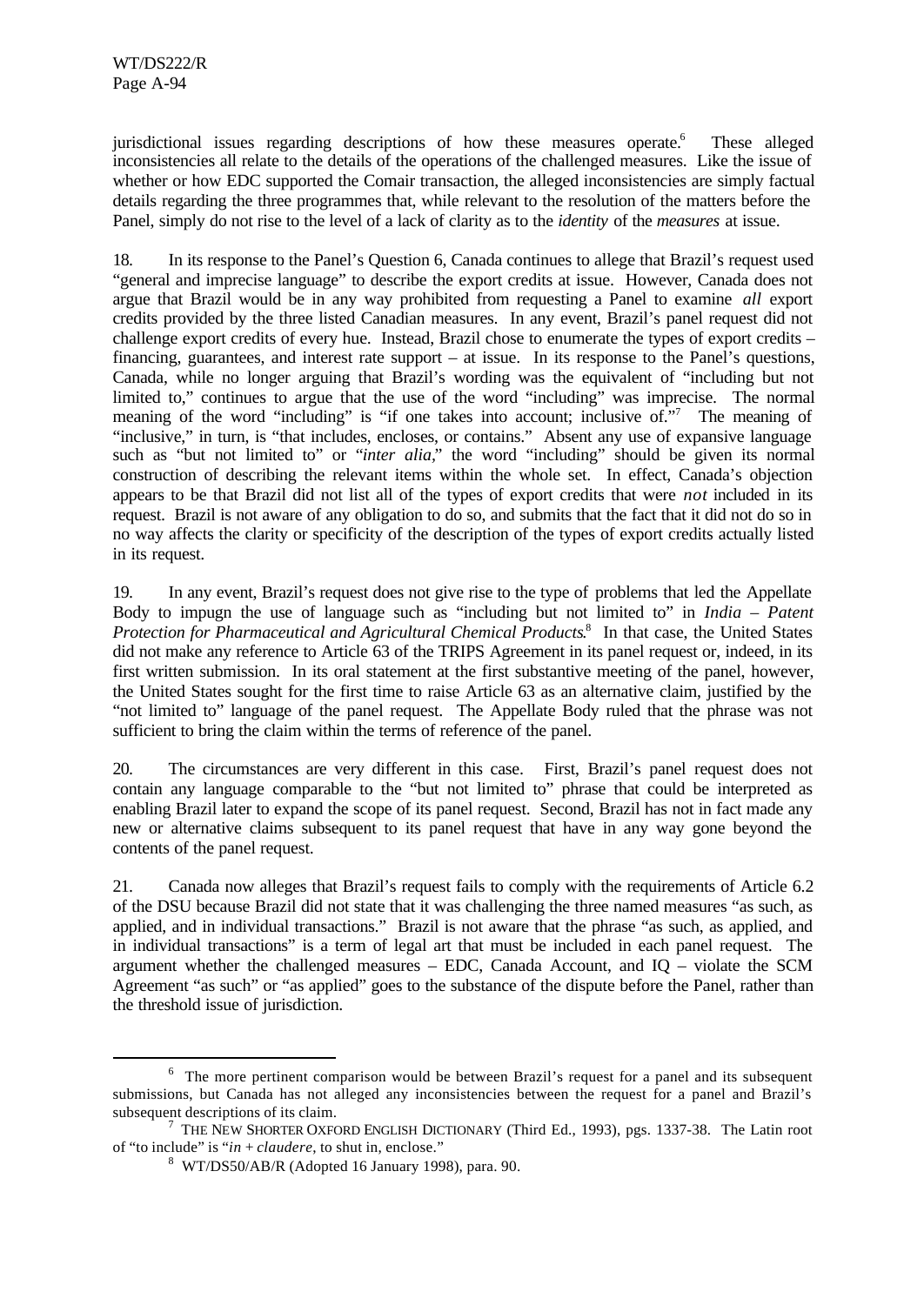jurisdictional issues regarding descriptions of how these measures operate.[6] These alleged inconsistencies all relate to the details of the operations of the challenged measures. Like the issue of whether or how EDC supported the Comair transaction, the alleged inconsistencies are simply factual details regarding the three programmes that, while relevant to the resolution of the matters before the Panel, simply do not rise to the level of a lack of clarity as to the *identity* of the *measures* at issue.

18. In its response to the Panel's Question 6, Canada continues to allege that Brazil's request used "general and imprecise language" to describe the export credits at issue. However, Canada does not argue that Brazil would be in any way prohibited from requesting a Panel to examine *all* export credits provided by the three listed Canadian measures. In any event, Brazil's panel request did not challenge export credits of every hue. Instead, Brazil chose to enumerate the types of export credits – financing, guarantees, and interest rate support – at issue. In its response to the Panel's questions, Canada, while no longer arguing that Brazil's wording was the equivalent of "including but not limited to," continues to argue that the use of the word "including" was imprecise. The normal meaning of the word "including" is "if one takes into account; inclusive of."[7] The meaning of "inclusive," in turn, is "that includes, encloses, or contains." Absent any use of expansive language such as "but not limited to" or "*inter alia*," the word "including" should be given its normal construction of describing the relevant items within the whole set. In effect, Canada's objection appears to be that Brazil did not list all of the types of export credits that were *not* included in its request. Brazil is not aware of any obligation to do so, and submits that the fact that it did not do so in no way affects the clarity or specificity of the description of the types of export credits actually listed in its request.

19. In any event, Brazil's request does not give rise to the type of problems that led the Appellate Body to impugn the use of language such as "including but not limited to" in *India – Patent Protection for Pharmaceutical and Agricultural Chemical Products*.[8] In that case, the United States did not make any reference to Article 63 of the TRIPS Agreement in its panel request or, indeed, in its first written submission. In its oral statement at the first substantive meeting of the panel, however, the United States sought for the first time to raise Article 63 as an alternative claim, justified by the "not limited to" language of the panel request. The Appellate Body ruled that the phrase was not sufficient to bring the claim within the terms of reference of the panel.

20. The circumstances are very different in this case. First, Brazil's panel request does not contain any language comparable to the "but not limited to" phrase that could be interpreted as enabling Brazil later to expand the scope of its panel request. Second, Brazil has not in fact made any new or alternative claims subsequent to its panel request that have in any way gone beyond the contents of the panel request.

21. Canada now alleges that Brazil's request fails to comply with the requirements of Article 6.2 of the DSU because Brazil did not state that it was challenging the three named measures "as such, as applied, and in individual transactions." Brazil is not aware that the phrase "as such, as applied, and in individual transactions" is a term of legal art that must be included in each panel request. The argument whether the challenged measures – EDC, Canada Account, and IQ – violate the SCM Agreement "as such" or "as applied" goes to the substance of the dispute before the Panel, rather than the threshold issue of jurisdiction.

---

[6] The more pertinent comparison would be between Brazil's request for a panel and its subsequent submissions, but Canada has not alleged any inconsistencies between the request for a panel and Brazil's subsequent descriptions of its claim.

[7] THE NEW SHORTER OXFORD ENGLISH DICTIONARY (Third Ed., 1993), pgs. 1337-38. The Latin root of "to include" is "*in* + *claudere*, to shut in, enclose."

[8] WT/DS50/AB/R (Adopted 16 January 1998), para. 90.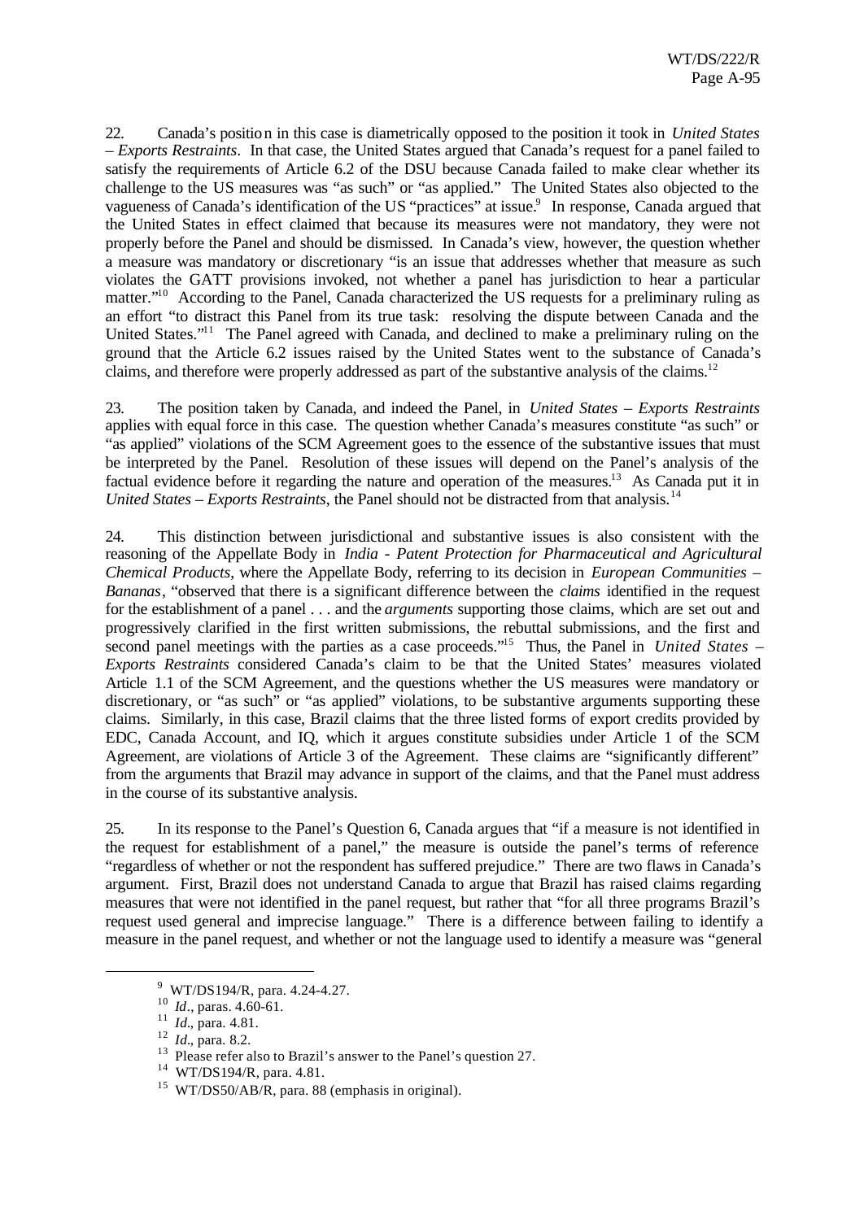22. Canada's position in this case is diametrically opposed to the position it took in *United States – Exports Restraints*. In that case, the United States argued that Canada's request for a panel failed to satisfy the requirements of Article 6.2 of the DSU because Canada failed to make clear whether its challenge to the US measures was "as such" or "as applied." The United States also objected to the vagueness of Canada's identification of the US "practices" at issue.[9] In response, Canada argued that the United States in effect claimed that because its measures were not mandatory, they were not properly before the Panel and should be dismissed. In Canada's view, however, the question whether a measure was mandatory or discretionary "is an issue that addresses whether that measure as such violates the GATT provisions invoked, not whether a panel has jurisdiction to hear a particular matter."[10] According to the Panel, Canada characterized the US requests for a preliminary ruling as an effort "to distract this Panel from its true task: resolving the dispute between Canada and the United States."[11] The Panel agreed with Canada, and declined to make a preliminary ruling on the ground that the Article 6.2 issues raised by the United States went to the substance of Canada's claims, and therefore were properly addressed as part of the substantive analysis of the claims.[12]

23. The position taken by Canada, and indeed the Panel, in *United States – Exports Restraints* applies with equal force in this case. The question whether Canada's measures constitute "as such" or "as applied" violations of the SCM Agreement goes to the essence of the substantive issues that must be interpreted by the Panel. Resolution of these issues will depend on the Panel's analysis of the factual evidence before it regarding the nature and operation of the measures.[13] As Canada put it in *United States – Exports Restraints*, the Panel should not be distracted from that analysis.[14]

24. This distinction between jurisdictional and substantive issues is also consistent with the reasoning of the Appellate Body in *India - Patent Protection for Pharmaceutical and Agricultural Chemical Products*, where the Appellate Body, referring to its decision in *European Communities – Bananas*, "observed that there is a significant difference between the *claims* identified in the request for the establishment of a panel . . . and the *arguments* supporting those claims, which are set out and progressively clarified in the first written submissions, the rebuttal submissions, and the first and second panel meetings with the parties as a case proceeds."[15] Thus, the Panel in *United States – Exports Restraints* considered Canada's claim to be that the United States' measures violated Article 1.1 of the SCM Agreement, and the questions whether the US measures were mandatory or discretionary, or "as such" or "as applied" violations, to be substantive arguments supporting these claims. Similarly, in this case, Brazil claims that the three listed forms of export credits provided by EDC, Canada Account, and IQ, which it argues constitute subsidies under Article 1 of the SCM Agreement, are violations of Article 3 of the Agreement. These claims are "significantly different" from the arguments that Brazil may advance in support of the claims, and that the Panel must address in the course of its substantive analysis.

25. In its response to the Panel's Question 6, Canada argues that "if a measure is not identified in the request for establishment of a panel," the measure is outside the panel's terms of reference "regardless of whether or not the respondent has suffered prejudice." There are two flaws in Canada's argument. First, Brazil does not understand Canada to argue that Brazil has raised claims regarding measures that were not identified in the panel request, but rather that "for all three programs Brazil's request used general and imprecise language." There is a difference between failing to identify a measure in the panel request, and whether or not the language used to identify a measure was "general

---

[9] WT/DS194/R, para. 4.24-4.27.

[10] *Id*., paras. 4.60-61.

[11] *Id*., para. 4.81.

[12] *Id*., para. 8.2.

[13] Please refer also to Brazil's answer to the Panel's question 27.

[14] WT/DS194/R, para. 4.81.

[15] WT/DS50/AB/R, para. 88 (emphasis in original).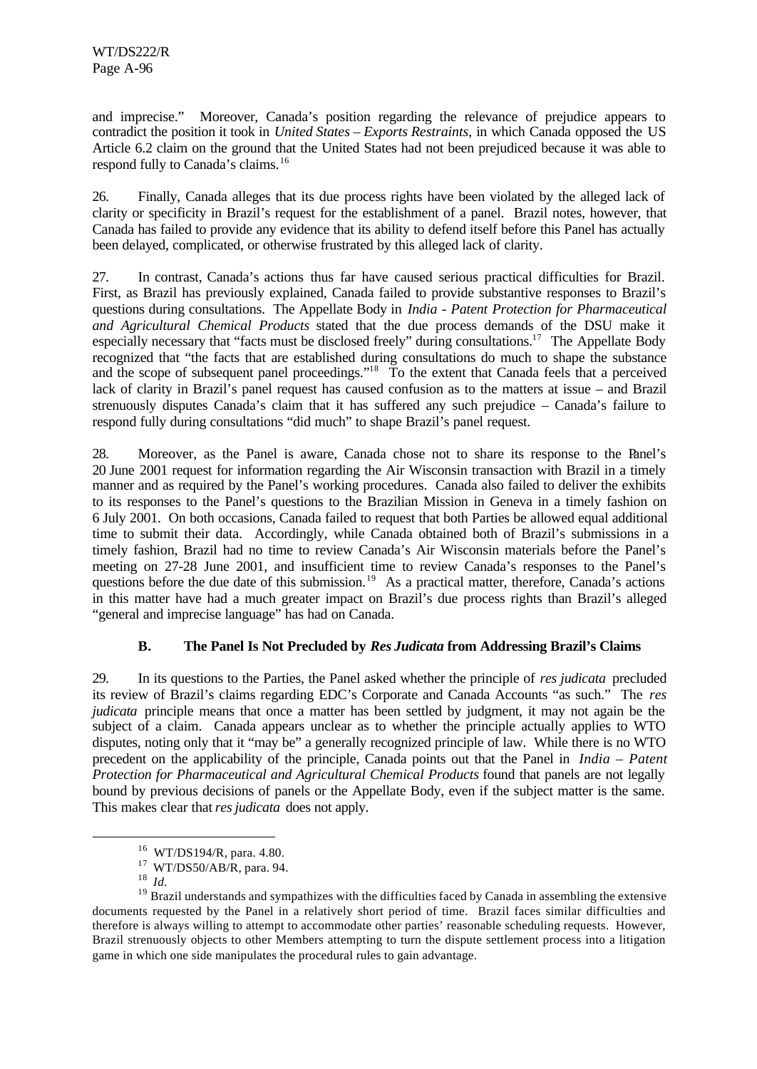and imprecise." Moreover, Canada's position regarding the relevance of prejudice appears to contradict the position it took in *United States – Exports Restraints*, in which Canada opposed the US Article 6.2 claim on the ground that the United States had not been prejudiced because it was able to respond fully to Canada's claims.[16]

26. Finally, Canada alleges that its due process rights have been violated by the alleged lack of clarity or specificity in Brazil's request for the establishment of a panel. Brazil notes, however, that Canada has failed to provide any evidence that its ability to defend itself before this Panel has actually been delayed, complicated, or otherwise frustrated by this alleged lack of clarity.

27. In contrast, Canada's actions thus far have caused serious practical difficulties for Brazil. First, as Brazil has previously explained, Canada failed to provide substantive responses to Brazil's questions during consultations. The Appellate Body in *India - Patent Protection for Pharmaceutical and Agricultural Chemical Products* stated that the due process demands of the DSU make it especially necessary that "facts must be disclosed freely" during consultations.[17] The Appellate Body recognized that "the facts that are established during consultations do much to shape the substance and the scope of subsequent panel proceedings."[18] To the extent that Canada feels that a perceived lack of clarity in Brazil's panel request has caused confusion as to the matters at issue – and Brazil strenuously disputes Canada's claim that it has suffered any such prejudice – Canada's failure to respond fully during consultations "did much" to shape Brazil's panel request.

28. Moreover, as the Panel is aware, Canada chose not to share its response to the Panel's 20 June 2001 request for information regarding the Air Wisconsin transaction with Brazil in a timely manner and as required by the Panel's working procedures. Canada also failed to deliver the exhibits to its responses to the Panel's questions to the Brazilian Mission in Geneva in a timely fashion on 6 July 2001. On both occasions, Canada failed to request that both Parties be allowed equal additional time to submit their data. Accordingly, while Canada obtained both of Brazil's submissions in a timely fashion, Brazil had no time to review Canada's Air Wisconsin materials before the Panel's meeting on 27-28 June 2001, and insufficient time to review Canada's responses to the Panel's questions before the due date of this submission.[19] As a practical matter, therefore, Canada's actions in this matter have had a much greater impact on Brazil's due process rights than Brazil's alleged "general and imprecise language" has had on Canada.

### B. The Panel Is Not Precluded by *Res Judicata* from Addressing Brazil's Claims

29. In its questions to the Parties, the Panel asked whether the principle of *res judicata* precluded its review of Brazil's claims regarding EDC's Corporate and Canada Accounts "as such." The *res judicata* principle means that once a matter has been settled by judgment, it may not again be the subject of a claim. Canada appears unclear as to whether the principle actually applies to WTO disputes, noting only that it "may be" a generally recognized principle of law. While there is no WTO precedent on the applicability of the principle, Canada points out that the Panel in *India – Patent Protection for Pharmaceutical and Agricultural Chemical Products* found that panels are not legally bound by previous decisions of panels or the Appellate Body, even if the subject matter is the same. This makes clear that *res judicata* does not apply.

---

[16] WT/DS194/R, para. 4.80.

[17] WT/DS50/AB/R, para. 94.

[18] *Id.*

[19] Brazil understands and sympathizes with the difficulties faced by Canada in assembling the extensive documents requested by the Panel in a relatively short period of time. Brazil faces similar difficulties and therefore is always willing to attempt to accommodate other parties' reasonable scheduling requests. However, Brazil strenuously objects to other Members attempting to turn the dispute settlement process into a litigation game in which one side manipulates the procedural rules to gain advantage.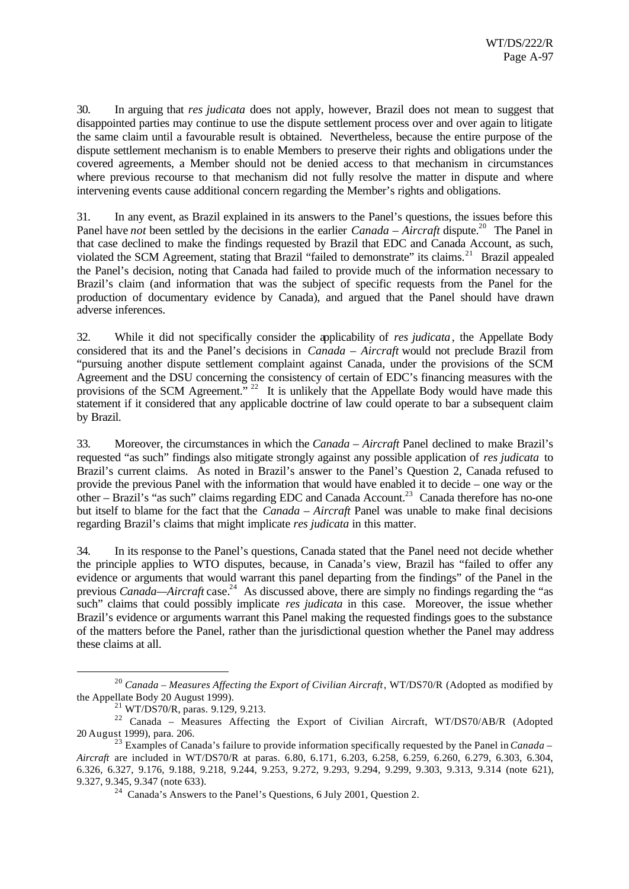30. In arguing that *res judicata* does not apply, however, Brazil does not mean to suggest that disappointed parties may continue to use the dispute settlement process over and over again to litigate the same claim until a favourable result is obtained. Nevertheless, because the entire purpose of the dispute settlement mechanism is to enable Members to preserve their rights and obligations under the covered agreements, a Member should not be denied access to that mechanism in circumstances where previous recourse to that mechanism did not fully resolve the matter in dispute and where intervening events cause additional concern regarding the Member's rights and obligations.

31. In any event, as Brazil explained in its answers to the Panel's questions, the issues before this Panel have *not* been settled by the decisions in the earlier *Canada – Aircraft* dispute.[20] The Panel in that case declined to make the findings requested by Brazil that EDC and Canada Account, as such, violated the SCM Agreement, stating that Brazil "failed to demonstrate" its claims.[21] Brazil appealed the Panel's decision, noting that Canada had failed to provide much of the information necessary to Brazil's claim (and information that was the subject of specific requests from the Panel for the production of documentary evidence by Canada), and argued that the Panel should have drawn adverse inferences.

32. While it did not specifically consider the applicability of *res judicata*, the Appellate Body considered that its and the Panel's decisions in *Canada – Aircraft* would not preclude Brazil from "pursuing another dispute settlement complaint against Canada, under the provisions of the SCM Agreement and the DSU concerning the consistency of certain of EDC's financing measures with the provisions of the SCM Agreement."[22] It is unlikely that the Appellate Body would have made this statement if it considered that any applicable doctrine of law could operate to bar a subsequent claim by Brazil.

33. Moreover, the circumstances in which the *Canada – Aircraft* Panel declined to make Brazil's requested "as such" findings also mitigate strongly against any possible application of *res judicata* to Brazil's current claims. As noted in Brazil's answer to the Panel's Question 2, Canada refused to provide the previous Panel with the information that would have enabled it to decide – one way or the other – Brazil's "as such" claims regarding EDC and Canada Account.[23] Canada therefore has no-one but itself to blame for the fact that the *Canada – Aircraft* Panel was unable to make final decisions regarding Brazil's claims that might implicate *res judicata* in this matter.

34. In its response to the Panel's questions, Canada stated that the Panel need not decide whether the principle applies to WTO disputes, because, in Canada's view, Brazil has "failed to offer any evidence or arguments that would warrant this panel departing from the findings" of the Panel in the previous *Canada—Aircraft* case.[24] As discussed above, there are simply no findings regarding the "as such" claims that could possibly implicate *res judicata* in this case. Moreover, the issue whether Brazil's evidence or arguments warrant this Panel making the requested findings goes to the substance of the matters before the Panel, rather than the jurisdictional question whether the Panel may address these claims at all.

---

[20] *Canada – Measures Affecting the Export of Civilian Aircraft*, WT/DS70/R (Adopted as modified by the Appellate Body 20 August 1999).

[21] WT/DS70/R, paras. 9.129, 9.213.

[22] Canada – Measures Affecting the Export of Civilian Aircraft, WT/DS70/AB/R (Adopted 20 August 1999), para. 206.

[23] Examples of Canada's failure to provide information specifically requested by the Panel in *Canada – Aircraft* are included in WT/DS70/R at paras. 6.80, 6.171, 6.203, 6.258, 6.259, 6.260, 6.279, 6.303, 6.304, 6.326, 6.327, 9.176, 9.188, 9.218, 9.244, 9.253, 9.272, 9.293, 9.294, 9.299, 9.303, 9.313, 9.314 (note 621), 9.327, 9.345, 9.347 (note 633).

[24] Canada's Answers to the Panel's Questions, 6 July 2001, Question 2.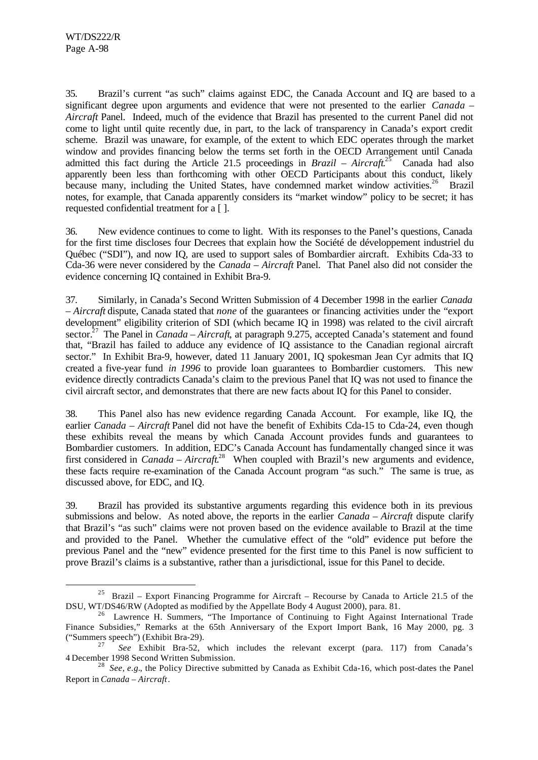35. Brazil's current "as such" claims against EDC, the Canada Account and IQ are based to a significant degree upon arguments and evidence that were not presented to the earlier *Canada – Aircraft* Panel. Indeed, much of the evidence that Brazil has presented to the current Panel did not come to light until quite recently due, in part, to the lack of transparency in Canada's export credit scheme. Brazil was unaware, for example, of the extent to which EDC operates through the market window and provides financing below the terms set forth in the OECD Arrangement until Canada admitted this fact during the Article 21.5 proceedings in *Brazil – Aircraft*.[25] Canada had also apparently been less than forthcoming with other OECD Participants about this conduct, likely because many, including the United States, have condemned market window activities.[26] Brazil notes, for example, that Canada apparently considers its "market window" policy to be secret; it has requested confidential treatment for a [ ].

36. New evidence continues to come to light. With its responses to the Panel's questions, Canada for the first time discloses four Decrees that explain how the Société de développement industriel du Québec ("SDI"), and now IQ, are used to support sales of Bombardier aircraft. Exhibits Cda-33 to Cda-36 were never considered by the *Canada – Aircraft* Panel. That Panel also did not consider the evidence concerning IQ contained in Exhibit Bra-9.

37. Similarly, in Canada's Second Written Submission of 4 December 1998 in the earlier *Canada – Aircraft* dispute, Canada stated that *none* of the guarantees or financing activities under the "export development" eligibility criterion of SDI (which became IQ in 1998) was related to the civil aircraft sector.[27] The Panel in *Canada – Aircraft*, at paragraph 9.275, accepted Canada's statement and found that, "Brazil has failed to adduce any evidence of IQ assistance to the Canadian regional aircraft sector." In Exhibit Bra-9, however, dated 11 January 2001, IQ spokesman Jean Cyr admits that IQ created a five-year fund *in 1996* to provide loan guarantees to Bombardier customers. This new evidence directly contradicts Canada's claim to the previous Panel that IQ was not used to finance the civil aircraft sector, and demonstrates that there are new facts about IQ for this Panel to consider.

38. This Panel also has new evidence regarding Canada Account. For example, like IQ, the earlier *Canada – Aircraft* Panel did not have the benefit of Exhibits Cda-15 to Cda-24, even though these exhibits reveal the means by which Canada Account provides funds and guarantees to Bombardier customers. In addition, EDC's Canada Account has fundamentally changed since it was first considered in *Canada – Aircraft*.[28] When coupled with Brazil's new arguments and evidence, these facts require re-examination of the Canada Account program "as such." The same is true, as discussed above, for EDC, and IQ.

39. Brazil has provided its substantive arguments regarding this evidence both in its previous submissions and below. As noted above, the reports in the earlier *Canada – Aircraft* dispute clarify that Brazil's "as such" claims were not proven based on the evidence available to Brazil at the time and provided to the Panel. Whether the cumulative effect of the "old" evidence put before the previous Panel and the "new" evidence presented for the first time to this Panel is now sufficient to prove Brazil's claims is a substantive, rather than a jurisdictional, issue for this Panel to decide.

---

[25] Brazil – Export Financing Programme for Aircraft – Recourse by Canada to Article 21.5 of the DSU, WT/DS46/RW (Adopted as modified by the Appellate Body 4 August 2000), para. 81.

[26] Lawrence H. Summers, "The Importance of Continuing to Fight Against International Trade Finance Subsidies," Remarks at the 65th Anniversary of the Export Import Bank, 16 May 2000, pg. 3 ("Summers speech") (Exhibit Bra-29).

[27] *See* Exhibit Bra-52, which includes the relevant excerpt (para. 117) from Canada's 4 December 1998 Second Written Submission.

[28] *See*, *e.g.*, the Policy Directive submitted by Canada as Exhibit Cda-16, which post-dates the Panel Report in *Canada – Aircraft*.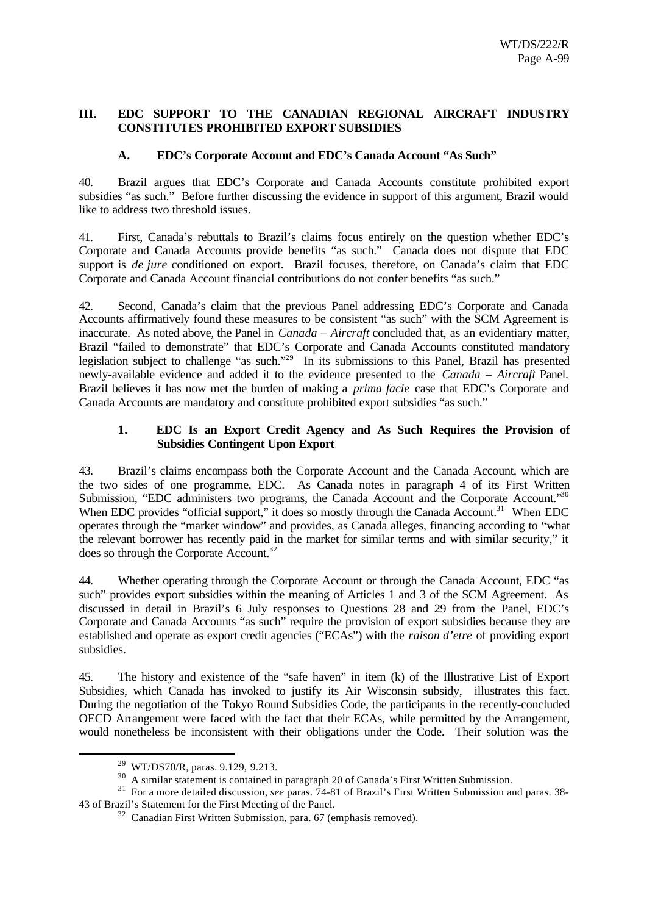## III. EDC SUPPORT TO THE CANADIAN REGIONAL AIRCRAFT INDUSTRY CONSTITUTES PROHIBITED EXPORT SUBSIDIES

### A. EDC's Corporate Account and EDC's Canada Account "As Such"

40. Brazil argues that EDC's Corporate and Canada Accounts constitute prohibited export subsidies "as such." Before further discussing the evidence in support of this argument, Brazil would like to address two threshold issues.

41. First, Canada's rebuttals to Brazil's claims focus entirely on the question whether EDC's Corporate and Canada Accounts provide benefits "as such." Canada does not dispute that EDC support is *de jure* conditioned on export. Brazil focuses, therefore, on Canada's claim that EDC Corporate and Canada Account financial contributions do not confer benefits "as such."

42. Second, Canada's claim that the previous Panel addressing EDC's Corporate and Canada Accounts affirmatively found these measures to be consistent "as such" with the SCM Agreement is inaccurate. As noted above, the Panel in *Canada – Aircraft* concluded that, as an evidentiary matter, Brazil "failed to demonstrate" that EDC's Corporate and Canada Accounts constituted mandatory legislation subject to challenge "as such."[29] In its submissions to this Panel, Brazil has presented newly-available evidence and added it to the evidence presented to the *Canada – Aircraft* Panel. Brazil believes it has now met the burden of making a *prima facie* case that EDC's Corporate and Canada Accounts are mandatory and constitute prohibited export subsidies "as such."

#### 1. EDC Is an Export Credit Agency and As Such Requires the Provision of Subsidies Contingent Upon Export

43. Brazil's claims encompass both the Corporate Account and the Canada Account, which are the two sides of one programme, EDC. As Canada notes in paragraph 4 of its First Written Submission, "EDC administers two programs, the Canada Account and the Corporate Account."[30] When EDC provides "official support," it does so mostly through the Canada Account.[31] When EDC operates through the "market window" and provides, as Canada alleges, financing according to "what the relevant borrower has recently paid in the market for similar terms and with similar security," it does so through the Corporate Account.[32]

44. Whether operating through the Corporate Account or through the Canada Account, EDC "as such" provides export subsidies within the meaning of Articles 1 and 3 of the SCM Agreement. As discussed in detail in Brazil's 6 July responses to Questions 28 and 29 from the Panel, EDC's Corporate and Canada Accounts "as such" require the provision of export subsidies because they are established and operate as export credit agencies ("ECAs") with the *raison d'etre* of providing export subsidies.

45. The history and existence of the "safe haven" in item (k) of the Illustrative List of Export Subsidies, which Canada has invoked to justify its Air Wisconsin subsidy, illustrates this fact. During the negotiation of the Tokyo Round Subsidies Code, the participants in the recently-concluded OECD Arrangement were faced with the fact that their ECAs, while permitted by the Arrangement, would nonetheless be inconsistent with their obligations under the Code. Their solution was the

---

[29] WT/DS70/R, paras. 9.129, 9.213.

[30] A similar statement is contained in paragraph 20 of Canada's First Written Submission.

[31] For a more detailed discussion, *see* paras. 74-81 of Brazil's First Written Submission and paras. 38-43 of Brazil's Statement for the First Meeting of the Panel.

[32] Canadian First Written Submission, para. 67 (emphasis removed).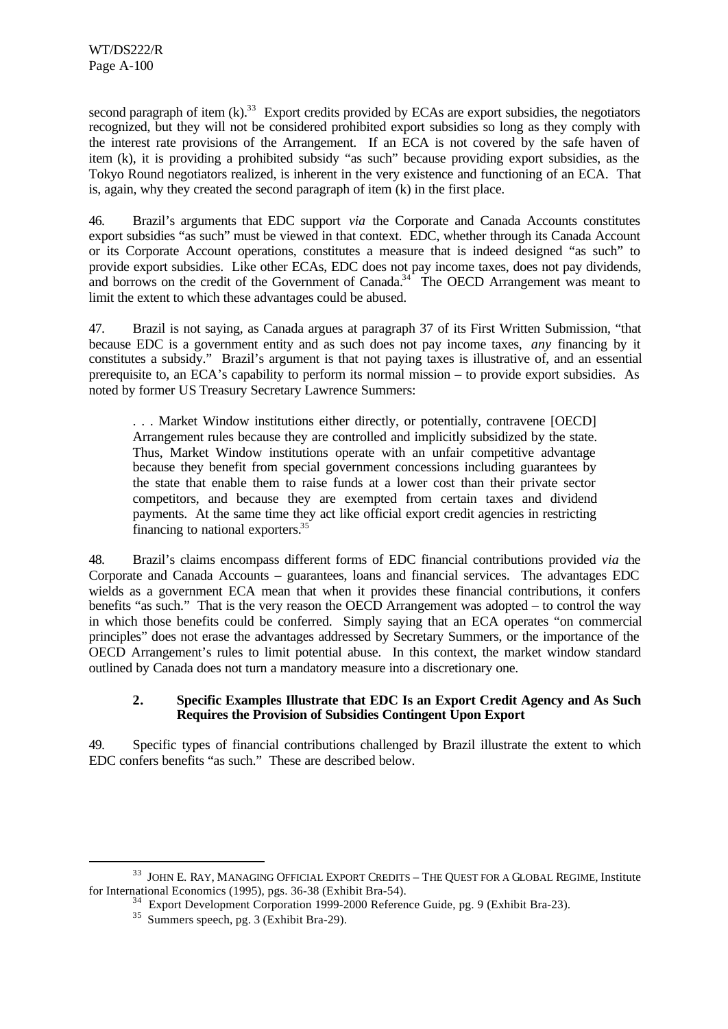second paragraph of item (k).[33] Export credits provided by ECAs are export subsidies, the negotiators recognized, but they will not be considered prohibited export subsidies so long as they comply with the interest rate provisions of the Arrangement. If an ECA is not covered by the safe haven of item (k), it is providing a prohibited subsidy "as such" because providing export subsidies, as the Tokyo Round negotiators realized, is inherent in the very existence and functioning of an ECA. That is, again, why they created the second paragraph of item (k) in the first place.

46. Brazil's arguments that EDC support *via* the Corporate and Canada Accounts constitutes export subsidies "as such" must be viewed in that context. EDC, whether through its Canada Account or its Corporate Account operations, constitutes a measure that is indeed designed "as such" to provide export subsidies. Like other ECAs, EDC does not pay income taxes, does not pay dividends, and borrows on the credit of the Government of Canada.[34] The OECD Arrangement was meant to limit the extent to which these advantages could be abused.

47. Brazil is not saying, as Canada argues at paragraph 37 of its First Written Submission, "that because EDC is a government entity and as such does not pay income taxes, *any* financing by it constitutes a subsidy." Brazil's argument is that not paying taxes is illustrative of, and an essential prerequisite to, an ECA's capability to perform its normal mission – to provide export subsidies. As noted by former US Treasury Secretary Lawrence Summers:

> . . . Market Window institutions either directly, or potentially, contravene [OECD] Arrangement rules because they are controlled and implicitly subsidized by the state. Thus, Market Window institutions operate with an unfair competitive advantage because they benefit from special government concessions including guarantees by the state that enable them to raise funds at a lower cost than their private sector competitors, and because they are exempted from certain taxes and dividend payments. At the same time they act like official export credit agencies in restricting financing to national exporters.[35]

48. Brazil's claims encompass different forms of EDC financial contributions provided *via* the Corporate and Canada Accounts – guarantees, loans and financial services. The advantages EDC wields as a government ECA mean that when it provides these financial contributions, it confers benefits "as such." That is the very reason the OECD Arrangement was adopted – to control the way in which those benefits could be conferred. Simply saying that an ECA operates "on commercial principles" does not erase the advantages addressed by Secretary Summers, or the importance of the OECD Arrangement's rules to limit potential abuse. In this context, the market window standard outlined by Canada does not turn a mandatory measure into a discretionary one.

**2. Specific Examples Illustrate that EDC Is an Export Credit Agency and As Such Requires the Provision of Subsidies Contingent Upon Export**

49. Specific types of financial contributions challenged by Brazil illustrate the extent to which EDC confers benefits "as such." These are described below.

---

[33] JOHN E. RAY, MANAGING OFFICIAL EXPORT CREDITS – THE QUEST FOR A GLOBAL REGIME, Institute for International Economics (1995), pgs. 36-38 (Exhibit Bra-54).

[34] Export Development Corporation 1999-2000 Reference Guide, pg. 9 (Exhibit Bra-23).

[35] Summers speech, pg. 3 (Exhibit Bra-29).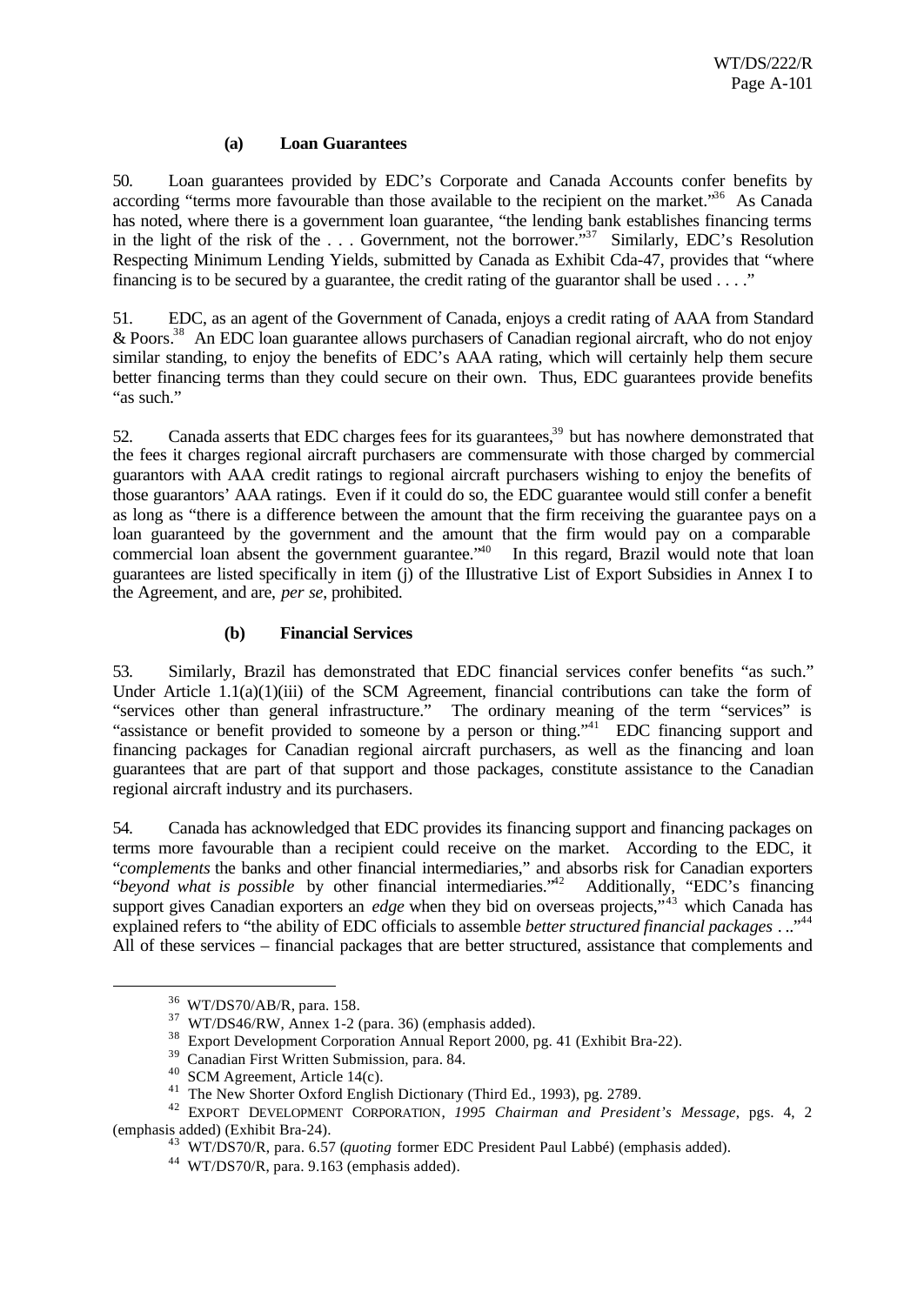### (a) Loan Guarantees

50. Loan guarantees provided by EDC's Corporate and Canada Accounts confer benefits by according "terms more favourable than those available to the recipient on the market."[36] As Canada has noted, where there is a government loan guarantee, "the lending bank establishes financing terms in the light of the risk of the . . . Government, not the borrower."[37] Similarly, EDC's Resolution Respecting Minimum Lending Yields, submitted by Canada as Exhibit Cda-47, provides that "where financing is to be secured by a guarantee, the credit rating of the guarantor shall be used . . . ."

51. EDC, as an agent of the Government of Canada, enjoys a credit rating of AAA from Standard & Poors.[38] An EDC loan guarantee allows purchasers of Canadian regional aircraft, who do not enjoy similar standing, to enjoy the benefits of EDC's AAA rating, which will certainly help them secure better financing terms than they could secure on their own. Thus, EDC guarantees provide benefits "as such."

52. Canada asserts that EDC charges fees for its guarantees,[39] but has nowhere demonstrated that the fees it charges regional aircraft purchasers are commensurate with those charged by commercial guarantors with AAA credit ratings to regional aircraft purchasers wishing to enjoy the benefits of those guarantors' AAA ratings. Even if it could do so, the EDC guarantee would still confer a benefit as long as "there is a difference between the amount that the firm receiving the guarantee pays on a loan guaranteed by the government and the amount that the firm would pay on a comparable commercial loan absent the government guarantee."[40] In this regard, Brazil would note that loan guarantees are listed specifically in item (j) of the Illustrative List of Export Subsidies in Annex I to the Agreement, and are, *per se*, prohibited.

### (b) Financial Services

53. Similarly, Brazil has demonstrated that EDC financial services confer benefits "as such." Under Article 1.1(a)(1)(iii) of the SCM Agreement, financial contributions can take the form of "services other than general infrastructure." The ordinary meaning of the term "services" is "assistance or benefit provided to someone by a person or thing."[41] EDC financing support and financing packages for Canadian regional aircraft purchasers, as well as the financing and loan guarantees that are part of that support and those packages, constitute assistance to the Canadian regional aircraft industry and its purchasers.

54. Canada has acknowledged that EDC provides its financing support and financing packages on terms more favourable than a recipient could receive on the market. According to the EDC, it "*complements* the banks and other financial intermediaries," and absorbs risk for Canadian exporters "*beyond what is possible* by other financial intermediaries."[42] Additionally, "EDC's financing support gives Canadian exporters an *edge* when they bid on overseas projects,"[43] which Canada has explained refers to "the ability of EDC officials to assemble *better structured financial packages* . .."[44] All of these services – financial packages that are better structured, assistance that complements and

---

[36] WT/DS70/AB/R, para. 158.

[37] WT/DS46/RW, Annex 1-2 (para. 36) (emphasis added).

[38] Export Development Corporation Annual Report 2000, pg. 41 (Exhibit Bra-22).

[39] Canadian First Written Submission, para. 84.

[40] SCM Agreement, Article 14(c).

[41] The New Shorter Oxford English Dictionary (Third Ed., 1993), pg. 2789.

[42] EXPORT DEVELOPMENT CORPORATION, *1995 Chairman and President's Message*, pgs. 4, 2 (emphasis added) (Exhibit Bra-24).

[43] WT/DS70/R, para. 6.57 (*quoting* former EDC President Paul Labbé) (emphasis added).

[44] WT/DS70/R, para. 9.163 (emphasis added).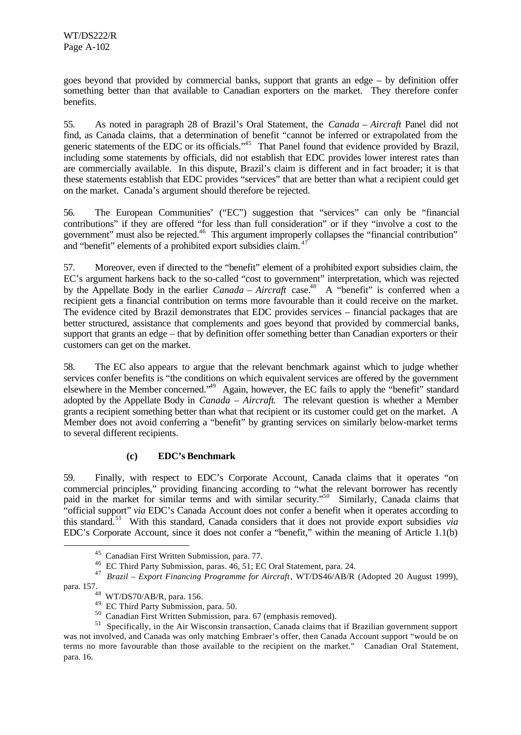goes beyond that provided by commercial banks, support that grants an edge – by definition offer something better than that available to Canadian exporters on the market. They therefore confer benefits.

55. As noted in paragraph 28 of Brazil's Oral Statement, the *Canada – Aircraft* Panel did not find, as Canada claims, that a determination of benefit "cannot be inferred or extrapolated from the generic statements of the EDC or its officials."[45] That Panel found that evidence provided by Brazil, including some statements by officials, did not establish that EDC provides lower interest rates than are commercially available. In this dispute, Brazil's claim is different and in fact broader; it is that these statements establish that EDC provides "services" that are better than what a recipient could get on the market. Canada's argument should therefore be rejected.

56. The European Communities' ("EC") suggestion that "services" can only be "financial contributions" if they are offered "for less than full consideration" or if they "involve a cost to the government" must also be rejected.[46] This argument improperly collapses the "financial contribution" and "benefit" elements of a prohibited export subsidies claim.[47]

57. Moreover, even if directed to the "benefit" element of a prohibited export subsidies claim, the EC's argument harkens back to the so-called "cost to government" interpretation, which was rejected by the Appellate Body in the earlier *Canada – Aircraft* case.[48] A "benefit" is conferred when a recipient gets a financial contribution on terms more favourable than it could receive on the market. The evidence cited by Brazil demonstrates that EDC provides services – financial packages that are better structured, assistance that complements and goes beyond that provided by commercial banks, support that grants an edge – that by definition offer something better than Canadian exporters or their customers can get on the market.

58. The EC also appears to argue that the relevant benchmark against which to judge whether services confer benefits is "the conditions on which equivalent services are offered by the government elsewhere in the Member concerned."[49] Again, however, the EC fails to apply the "benefit" standard adopted by the Appellate Body in *Canada – Aircraft*. The relevant question is whether a Member grants a recipient something better than what that recipient or its customer could get on the market. A Member does not avoid conferring a "benefit" by granting services on similarly below-market terms to several different recipients.

**(c) EDC's Benchmark**

59. Finally, with respect to EDC's Corporate Account, Canada claims that it operates "on commercial principles," providing financing according to "what the relevant borrower has recently paid in the market for similar terms and with similar security."[50] Similarly, Canada claims that "official support" *via* EDC's Canada Account does not confer a benefit when it operates according to this standard.[51] With this standard, Canada considers that it does not provide export subsidies *via* EDC's Corporate Account, since it does not confer a "benefit," within the meaning of Article 1.1(b)

---

[45] Canadian First Written Submission, para. 77.

[46] EC Third Party Submission, paras. 46, 51; EC Oral Statement, para. 24.

[47] *Brazil – Export Financing Programme for Aircraft*, WT/DS46/AB/R (Adopted 20 August 1999), para. 157.

[48] WT/DS70/AB/R, para. 156.

[49] EC Third Party Submission, para. 50.

[50] Canadian First Written Submission, para. 67 (emphasis removed).

[51] Specifically, in the Air Wisconsin transaction, Canada claims that if Brazilian government support was not involved, and Canada was only matching Embraer's offer, then Canada Account support "would be on terms no more favourable than those available to the recipient on the market." Canadian Oral Statement, para. 16.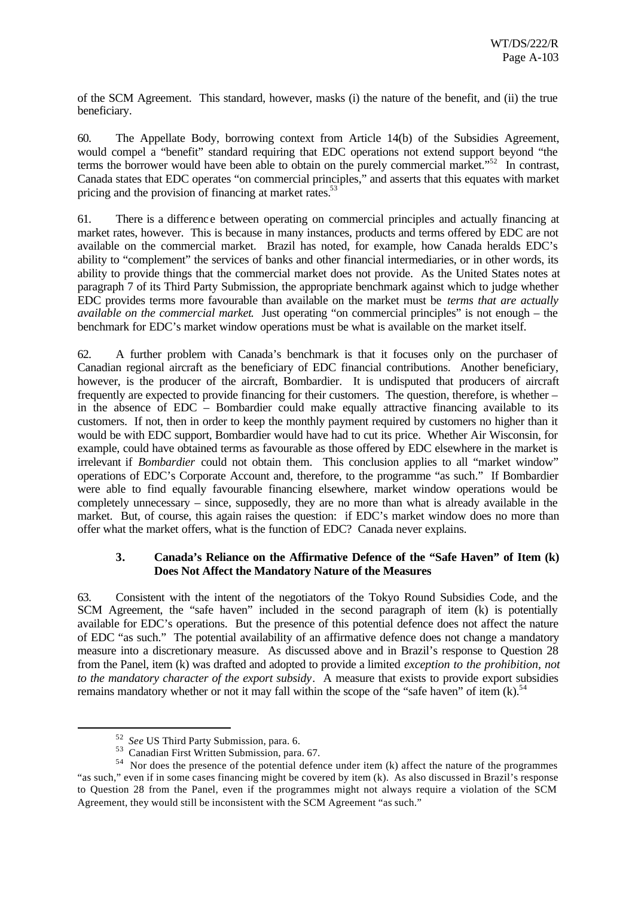of the SCM Agreement. This standard, however, masks (i) the nature of the benefit, and (ii) the true beneficiary.

60. The Appellate Body, borrowing context from Article 14(b) of the Subsidies Agreement, would compel a "benefit" standard requiring that EDC operations not extend support beyond "the terms the borrower would have been able to obtain on the purely commercial market."[52] In contrast, Canada states that EDC operates "on commercial principles," and asserts that this equates with market pricing and the provision of financing at market rates.[53]

61. There is a difference between operating on commercial principles and actually financing at market rates, however. This is because in many instances, products and terms offered by EDC are not available on the commercial market. Brazil has noted, for example, how Canada heralds EDC's ability to "complement" the services of banks and other financial intermediaries, or in other words, its ability to provide things that the commercial market does not provide. As the United States notes at paragraph 7 of its Third Party Submission, the appropriate benchmark against which to judge whether EDC provides terms more favourable than available on the market must be *terms that are actually available on the commercial market*. Just operating "on commercial principles" is not enough – the benchmark for EDC's market window operations must be what is available on the market itself.

62. A further problem with Canada's benchmark is that it focuses only on the purchaser of Canadian regional aircraft as the beneficiary of EDC financial contributions. Another beneficiary, however, is the producer of the aircraft, Bombardier. It is undisputed that producers of aircraft frequently are expected to provide financing for their customers. The question, therefore, is whether – in the absence of EDC – Bombardier could make equally attractive financing available to its customers. If not, then in order to keep the monthly payment required by customers no higher than it would be with EDC support, Bombardier would have had to cut its price. Whether Air Wisconsin, for example, could have obtained terms as favourable as those offered by EDC elsewhere in the market is irrelevant if *Bombardier* could not obtain them. This conclusion applies to all "market window" operations of EDC's Corporate Account and, therefore, to the programme "as such." If Bombardier were able to find equally favourable financing elsewhere, market window operations would be completely unnecessary – since, supposedly, they are no more than what is already available in the market. But, of course, this again raises the question: if EDC's market window does no more than offer what the market offers, what is the function of EDC? Canada never explains.

### 3. Canada's Reliance on the Affirmative Defence of the "Safe Haven" of Item (k) Does Not Affect the Mandatory Nature of the Measures

63. Consistent with the intent of the negotiators of the Tokyo Round Subsidies Code, and the SCM Agreement, the "safe haven" included in the second paragraph of item (k) is potentially available for EDC's operations. But the presence of this potential defence does not affect the nature of EDC "as such." The potential availability of an affirmative defence does not change a mandatory measure into a discretionary measure. As discussed above and in Brazil's response to Question 28 from the Panel, item (k) was drafted and adopted to provide a limited *exception to the prohibition, not to the mandatory character of the export subsidy*. A measure that exists to provide export subsidies remains mandatory whether or not it may fall within the scope of the "safe haven" of item (k).[54]

---

[52] *See* US Third Party Submission, para. 6.

[53] Canadian First Written Submission, para. 67.

[54] Nor does the presence of the potential defence under item (k) affect the nature of the programmes "as such," even if in some cases financing might be covered by item (k). As also discussed in Brazil's response to Question 28 from the Panel, even if the programmes might not always require a violation of the SCM Agreement, they would still be inconsistent with the SCM Agreement "as such."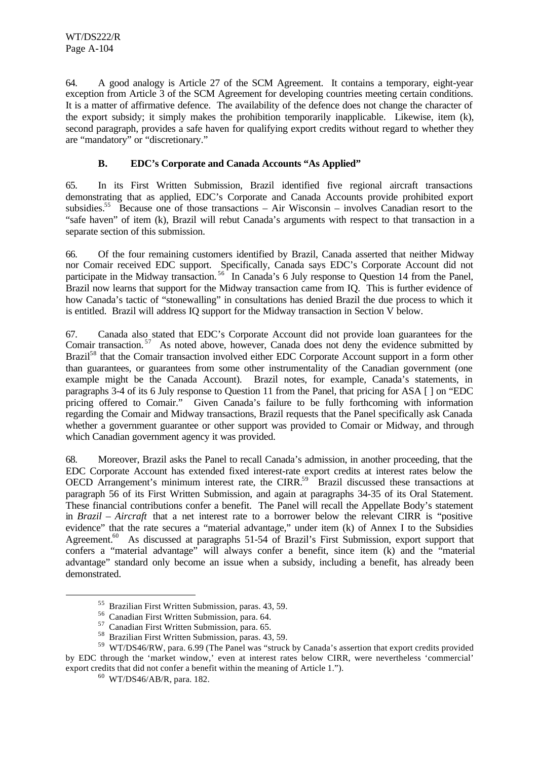64. A good analogy is Article 27 of the SCM Agreement. It contains a temporary, eight-year exception from Article 3 of the SCM Agreement for developing countries meeting certain conditions. It is a matter of affirmative defence. The availability of the defence does not change the character of the export subsidy; it simply makes the prohibition temporarily inapplicable. Likewise, item (k), second paragraph, provides a safe haven for qualifying export credits without regard to whether they are "mandatory" or "discretionary."

### B. EDC's Corporate and Canada Accounts "As Applied"

65. In its First Written Submission, Brazil identified five regional aircraft transactions demonstrating that as applied, EDC's Corporate and Canada Accounts provide prohibited export subsidies.[55] Because one of those transactions – Air Wisconsin – involves Canadian resort to the "safe haven" of item (k), Brazil will rebut Canada's arguments with respect to that transaction in a separate section of this submission.

66. Of the four remaining customers identified by Brazil, Canada asserted that neither Midway nor Comair received EDC support. Specifically, Canada says EDC's Corporate Account did not participate in the Midway transaction.[56] In Canada's 6 July response to Question 14 from the Panel, Brazil now learns that support for the Midway transaction came from IQ. This is further evidence of how Canada's tactic of "stonewalling" in consultations has denied Brazil the due process to which it is entitled. Brazil will address IQ support for the Midway transaction in Section V below.

67. Canada also stated that EDC's Corporate Account did not provide loan guarantees for the Comair transaction.[57] As noted above, however, Canada does not deny the evidence submitted by Brazil[58] that the Comair transaction involved either EDC Corporate Account support in a form other than guarantees, or guarantees from some other instrumentality of the Canadian government (one example might be the Canada Account). Brazil notes, for example, Canada's statements, in paragraphs 3-4 of its 6 July response to Question 11 from the Panel, that pricing for ASA [ ] on "EDC pricing offered to Comair." Given Canada's failure to be fully forthcoming with information regarding the Comair and Midway transactions, Brazil requests that the Panel specifically ask Canada whether a government guarantee or other support was provided to Comair or Midway, and through which Canadian government agency it was provided.

68. Moreover, Brazil asks the Panel to recall Canada's admission, in another proceeding, that the EDC Corporate Account has extended fixed interest-rate export credits at interest rates below the OECD Arrangement's minimum interest rate, the CIRR.[59] Brazil discussed these transactions at paragraph 56 of its First Written Submission, and again at paragraphs 34-35 of its Oral Statement. These financial contributions confer a benefit. The Panel will recall the Appellate Body's statement in *Brazil – Aircraft* that a net interest rate to a borrower below the relevant CIRR is "positive evidence" that the rate secures a "material advantage," under item (k) of Annex I to the Subsidies Agreement.[60] As discussed at paragraphs 51-54 of Brazil's First Submission, export support that confers a "material advantage" will always confer a benefit, since item (k) and the "material advantage" standard only become an issue when a subsidy, including a benefit, has already been demonstrated.

---

[55] Brazilian First Written Submission, paras. 43, 59.

[56] Canadian First Written Submission, para. 64.

[57] Canadian First Written Submission, para. 65.

[58] Brazilian First Written Submission, paras. 43, 59.

[59] WT/DS46/RW, para. 6.99 (The Panel was "struck by Canada's assertion that export credits provided by EDC through the 'market window,' even at interest rates below CIRR, were nevertheless 'commercial' export credits that did not confer a benefit within the meaning of Article 1.").

[60] WT/DS46/AB/R, para. 182.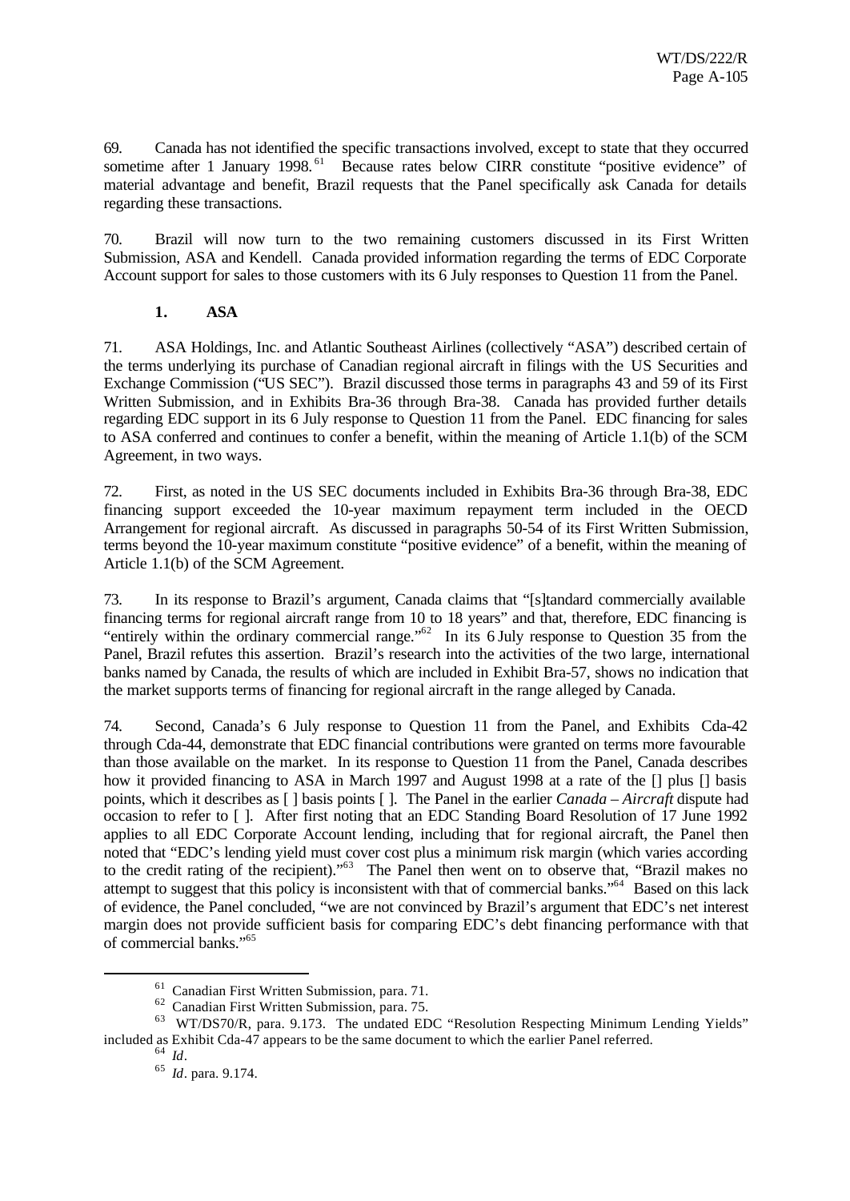69. Canada has not identified the specific transactions involved, except to state that they occurred sometime after 1 January 1998.[61] Because rates below CIRR constitute "positive evidence" of material advantage and benefit, Brazil requests that the Panel specifically ask Canada for details regarding these transactions.

70. Brazil will now turn to the two remaining customers discussed in its First Written Submission, ASA and Kendell. Canada provided information regarding the terms of EDC Corporate Account support for sales to those customers with its 6 July responses to Question 11 from the Panel.

### 1. ASA

71. ASA Holdings, Inc. and Atlantic Southeast Airlines (collectively "ASA") described certain of the terms underlying its purchase of Canadian regional aircraft in filings with the US Securities and Exchange Commission ("US SEC"). Brazil discussed those terms in paragraphs 43 and 59 of its First Written Submission, and in Exhibits Bra-36 through Bra-38. Canada has provided further details regarding EDC support in its 6 July response to Question 11 from the Panel. EDC financing for sales to ASA conferred and continues to confer a benefit, within the meaning of Article 1.1(b) of the SCM Agreement, in two ways.

72. First, as noted in the US SEC documents included in Exhibits Bra-36 through Bra-38, EDC financing support exceeded the 10-year maximum repayment term included in the OECD Arrangement for regional aircraft. As discussed in paragraphs 50-54 of its First Written Submission, terms beyond the 10-year maximum constitute "positive evidence" of a benefit, within the meaning of Article 1.1(b) of the SCM Agreement.

73. In its response to Brazil's argument, Canada claims that "[s]tandard commercially available financing terms for regional aircraft range from 10 to 18 years" and that, therefore, EDC financing is "entirely within the ordinary commercial range."[62] In its 6 July response to Question 35 from the Panel, Brazil refutes this assertion. Brazil's research into the activities of the two large, international banks named by Canada, the results of which are included in Exhibit Bra-57, shows no indication that the market supports terms of financing for regional aircraft in the range alleged by Canada.

74. Second, Canada's 6 July response to Question 11 from the Panel, and Exhibits Cda-42 through Cda-44, demonstrate that EDC financial contributions were granted on terms more favourable than those available on the market. In its response to Question 11 from the Panel, Canada describes how it provided financing to ASA in March 1997 and August 1998 at a rate of the [] plus [] basis points, which it describes as [ ] basis points [ ]. The Panel in the earlier *Canada – Aircraft* dispute had occasion to refer to [ ]. After first noting that an EDC Standing Board Resolution of 17 June 1992 applies to all EDC Corporate Account lending, including that for regional aircraft, the Panel then noted that "EDC's lending yield must cover cost plus a minimum risk margin (which varies according to the credit rating of the recipient)."[63] The Panel then went on to observe that, "Brazil makes no attempt to suggest that this policy is inconsistent with that of commercial banks."[64] Based on this lack of evidence, the Panel concluded, "we are not convinced by Brazil's argument that EDC's net interest margin does not provide sufficient basis for comparing EDC's debt financing performance with that of commercial banks."[65]

---

[61] Canadian First Written Submission, para. 71.

[62] Canadian First Written Submission, para. 75.

[63] WT/DS70/R, para. 9.173. The undated EDC "Resolution Respecting Minimum Lending Yields" included as Exhibit Cda-47 appears to be the same document to which the earlier Panel referred.

[64] *Id*.

[65] *Id*. para. 9.174.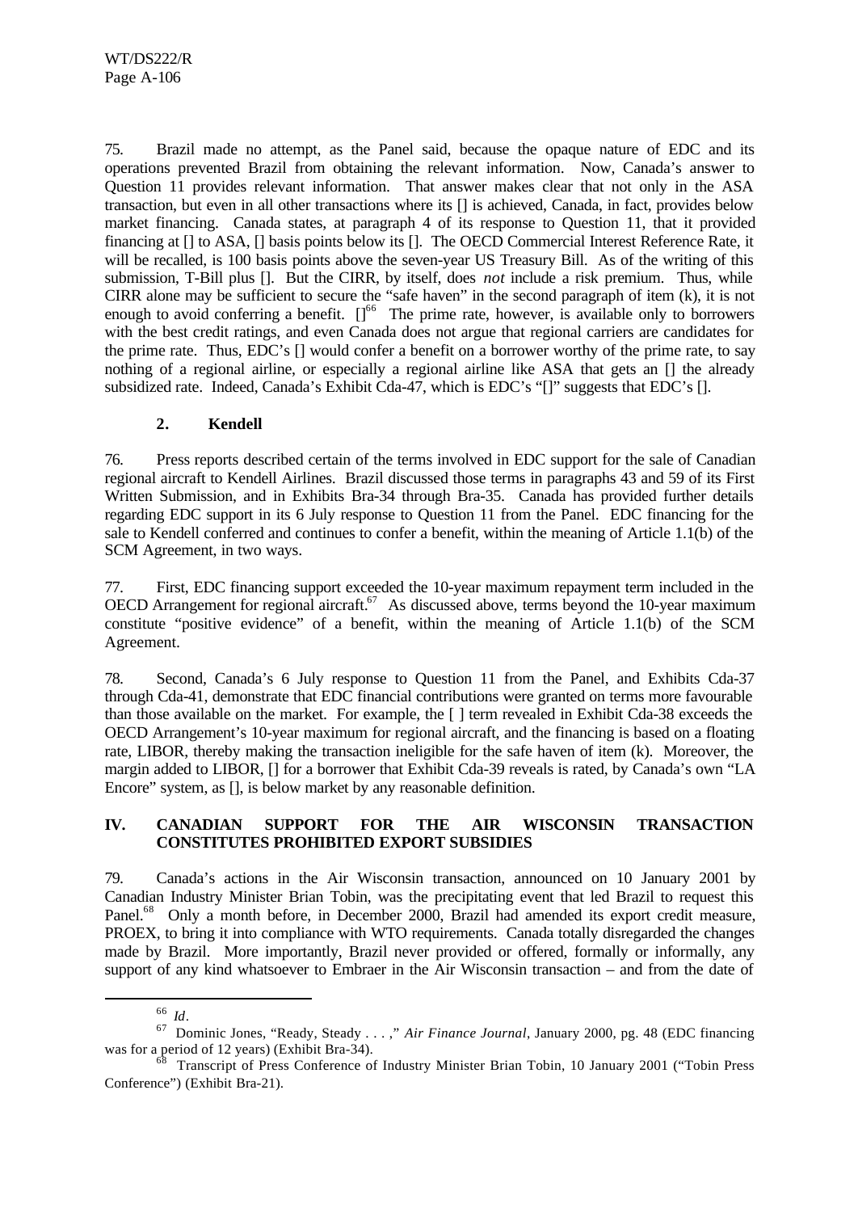75. Brazil made no attempt, as the Panel said, because the opaque nature of EDC and its operations prevented Brazil from obtaining the relevant information. Now, Canada's answer to Question 11 provides relevant information. That answer makes clear that not only in the ASA transaction, but even in all other transactions where its [] is achieved, Canada, in fact, provides below market financing. Canada states, at paragraph 4 of its response to Question 11, that it provided financing at [] to ASA, [] basis points below its []. The OECD Commercial Interest Reference Rate, it will be recalled, is 100 basis points above the seven-year US Treasury Bill. As of the writing of this submission, T-Bill plus []. But the CIRR, by itself, does *not* include a risk premium. Thus, while CIRR alone may be sufficient to secure the "safe haven" in the second paragraph of item (k), it is not enough to avoid conferring a benefit. [][66] The prime rate, however, is available only to borrowers with the best credit ratings, and even Canada does not argue that regional carriers are candidates for the prime rate. Thus, EDC's [] would confer a benefit on a borrower worthy of the prime rate, to say nothing of a regional airline, or especially a regional airline like ASA that gets an [] the already subsidized rate. Indeed, Canada's Exhibit Cda-47, which is EDC's "[]" suggests that EDC's [].

### 2. Kendell

76. Press reports described certain of the terms involved in EDC support for the sale of Canadian regional aircraft to Kendell Airlines. Brazil discussed those terms in paragraphs 43 and 59 of its First Written Submission, and in Exhibits Bra-34 through Bra-35. Canada has provided further details regarding EDC support in its 6 July response to Question 11 from the Panel. EDC financing for the sale to Kendell conferred and continues to confer a benefit, within the meaning of Article 1.1(b) of the SCM Agreement, in two ways.

77. First, EDC financing support exceeded the 10-year maximum repayment term included in the OECD Arrangement for regional aircraft.[67] As discussed above, terms beyond the 10-year maximum constitute "positive evidence" of a benefit, within the meaning of Article 1.1(b) of the SCM Agreement.

78. Second, Canada's 6 July response to Question 11 from the Panel, and Exhibits Cda-37 through Cda-41, demonstrate that EDC financial contributions were granted on terms more favourable than those available on the market. For example, the [ ] term revealed in Exhibit Cda-38 exceeds the OECD Arrangement's 10-year maximum for regional aircraft, and the financing is based on a floating rate, LIBOR, thereby making the transaction ineligible for the safe haven of item (k). Moreover, the margin added to LIBOR, [] for a borrower that Exhibit Cda-39 reveals is rated, by Canada's own "LA Encore" system, as [], is below market by any reasonable definition.

## IV. CANADIAN SUPPORT FOR THE AIR WISCONSIN TRANSACTION CONSTITUTES PROHIBITED EXPORT SUBSIDIES

79. Canada's actions in the Air Wisconsin transaction, announced on 10 January 2001 by Canadian Industry Minister Brian Tobin, was the precipitating event that led Brazil to request this Panel.[68] Only a month before, in December 2000, Brazil had amended its export credit measure, PROEX, to bring it into compliance with WTO requirements. Canada totally disregarded the changes made by Brazil. More importantly, Brazil never provided or offered, formally or informally, any support of any kind whatsoever to Embraer in the Air Wisconsin transaction – and from the date of

---

[66] *Id*.

[67] Dominic Jones, "Ready, Steady . . . ," *Air Finance Journal*, January 2000, pg. 48 (EDC financing was for a period of 12 years) (Exhibit Bra-34).

[68] Transcript of Press Conference of Industry Minister Brian Tobin, 10 January 2001 ("Tobin Press Conference") (Exhibit Bra-21).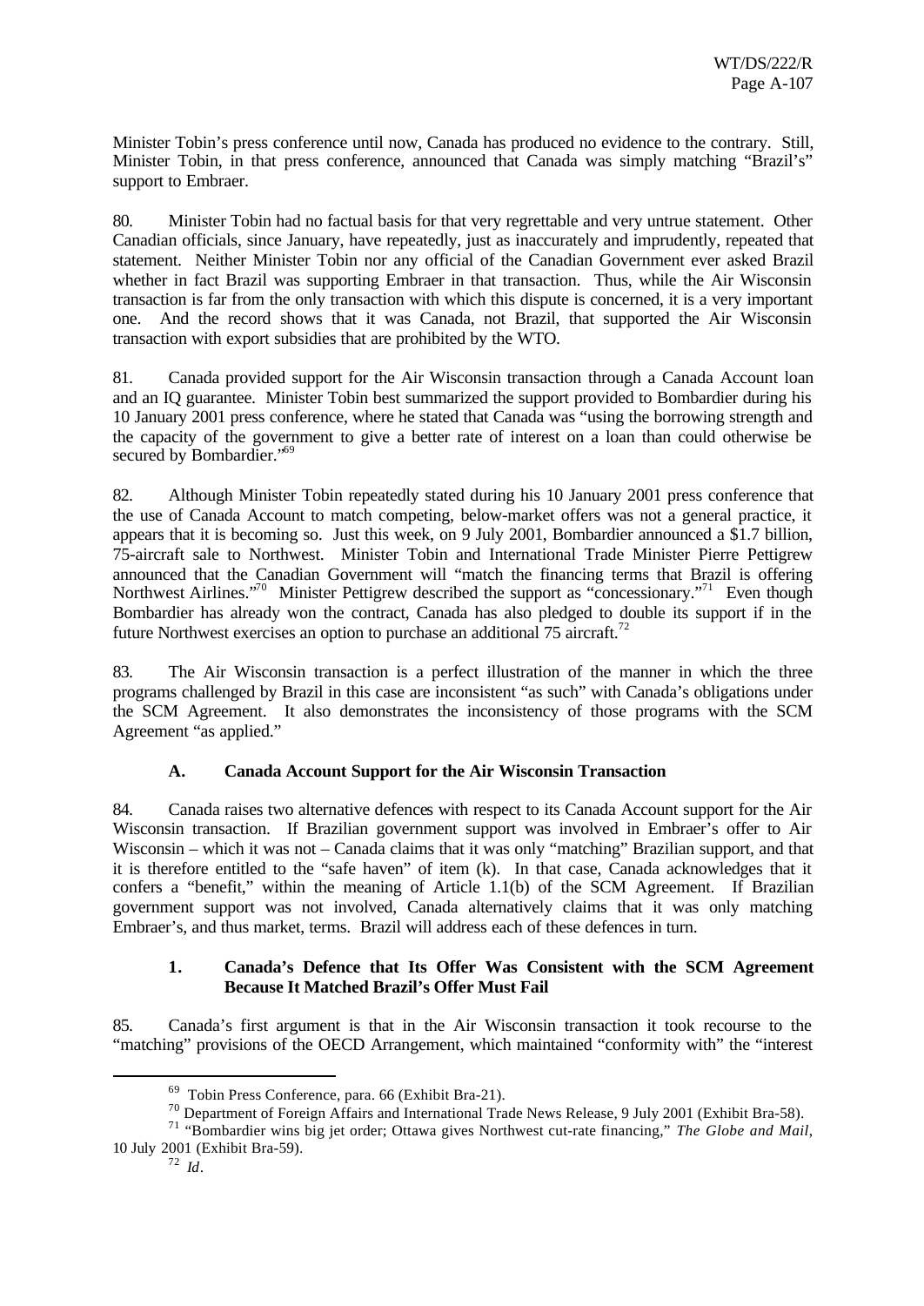Minister Tobin's press conference until now, Canada has produced no evidence to the contrary. Still, Minister Tobin, in that press conference, announced that Canada was simply matching "Brazil's" support to Embraer.

80. Minister Tobin had no factual basis for that very regrettable and very untrue statement. Other Canadian officials, since January, have repeatedly, just as inaccurately and imprudently, repeated that statement. Neither Minister Tobin nor any official of the Canadian Government ever asked Brazil whether in fact Brazil was supporting Embraer in that transaction. Thus, while the Air Wisconsin transaction is far from the only transaction with which this dispute is concerned, it is a very important one. And the record shows that it was Canada, not Brazil, that supported the Air Wisconsin transaction with export subsidies that are prohibited by the WTO.

81. Canada provided support for the Air Wisconsin transaction through a Canada Account loan and an IQ guarantee. Minister Tobin best summarized the support provided to Bombardier during his 10 January 2001 press conference, where he stated that Canada was "using the borrowing strength and the capacity of the government to give a better rate of interest on a loan than could otherwise be secured by Bombardier."[69]

82. Although Minister Tobin repeatedly stated during his 10 January 2001 press conference that the use of Canada Account to match competing, below-market offers was not a general practice, it appears that it is becoming so. Just this week, on 9 July 2001, Bombardier announced a $1.7 billion, 75-aircraft sale to Northwest. Minister Tobin and International Trade Minister Pierre Pettigrew announced that the Canadian Government will "match the financing terms that Brazil is offering Northwest Airlines."[70] Minister Pettigrew described the support as "concessionary."[71] Even though Bombardier has already won the contract, Canada has also pledged to double its support if in the future Northwest exercises an option to purchase an additional 75 aircraft.[72]

83. The Air Wisconsin transaction is a perfect illustration of the manner in which the three programs challenged by Brazil in this case are inconsistent "as such" with Canada's obligations under the SCM Agreement. It also demonstrates the inconsistency of those programs with the SCM Agreement "as applied."

### A. Canada Account Support for the Air Wisconsin Transaction

84. Canada raises two alternative defences with respect to its Canada Account support for the Air Wisconsin transaction. If Brazilian government support was involved in Embraer's offer to Air Wisconsin – which it was not – Canada claims that it was only "matching" Brazilian support, and that it is therefore entitled to the "safe haven" of item (k). In that case, Canada acknowledges that it confers a "benefit," within the meaning of Article 1.1(b) of the SCM Agreement. If Brazilian government support was not involved, Canada alternatively claims that it was only matching Embraer's, and thus market, terms. Brazil will address each of these defences in turn.

#### 1. Canada's Defence that Its Offer Was Consistent with the SCM Agreement Because It Matched Brazil's Offer Must Fail

85. Canada's first argument is that in the Air Wisconsin transaction it took recourse to the "matching" provisions of the OECD Arrangement, which maintained "conformity with" the "interest

---

[69] Tobin Press Conference, para. 66 (Exhibit Bra-21).

[70] Department of Foreign Affairs and International Trade News Release, 9 July 2001 (Exhibit Bra-58).

[71] "Bombardier wins big jet order; Ottawa gives Northwest cut-rate financing," *The Globe and Mail*, 10 July 2001 (Exhibit Bra-59).

[72] *Id*.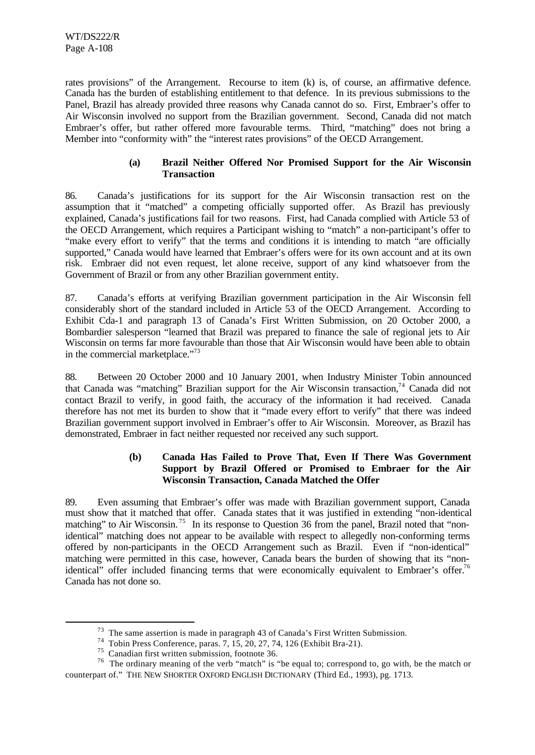rates provisions" of the Arrangement. Recourse to item (k) is, of course, an affirmative defence. Canada has the burden of establishing entitlement to that defence. In its previous submissions to the Panel, Brazil has already provided three reasons why Canada cannot do so. First, Embraer's offer to Air Wisconsin involved no support from the Brazilian government. Second, Canada did not match Embraer's offer, but rather offered more favourable terms. Third, "matching" does not bring a Member into "conformity with" the "interest rates provisions" of the OECD Arrangement.

#### (a) Brazil Neither Offered Nor Promised Support for the Air Wisconsin Transaction

86. Canada's justifications for its support for the Air Wisconsin transaction rest on the assumption that it "matched" a competing officially supported offer. As Brazil has previously explained, Canada's justifications fail for two reasons. First, had Canada complied with Article 53 of the OECD Arrangement, which requires a Participant wishing to "match" a non-participant's offer to "make every effort to verify" that the terms and conditions it is intending to match "are officially supported," Canada would have learned that Embraer's offers were for its own account and at its own risk. Embraer did not even request, let alone receive, support of any kind whatsoever from the Government of Brazil or from any other Brazilian government entity.

87. Canada's efforts at verifying Brazilian government participation in the Air Wisconsin fell considerably short of the standard included in Article 53 of the OECD Arrangement. According to Exhibit Cda-1 and paragraph 13 of Canada's First Written Submission, on 20 October 2000, a Bombardier salesperson "learned that Brazil was prepared to finance the sale of regional jets to Air Wisconsin on terms far more favourable than those that Air Wisconsin would have been able to obtain in the commercial marketplace."[73]

88. Between 20 October 2000 and 10 January 2001, when Industry Minister Tobin announced that Canada was "matching" Brazilian support for the Air Wisconsin transaction,[74] Canada did not contact Brazil to verify, in good faith, the accuracy of the information it had received. Canada therefore has not met its burden to show that it "made every effort to verify" that there was indeed Brazilian government support involved in Embraer's offer to Air Wisconsin. Moreover, as Brazil has demonstrated, Embraer in fact neither requested nor received any such support.

#### (b) Canada Has Failed to Prove That, Even If There Was Government Support by Brazil Offered or Promised to Embraer for the Air Wisconsin Transaction, Canada Matched the Offer

89. Even assuming that Embraer's offer was made with Brazilian government support, Canada must show that it matched that offer. Canada states that it was justified in extending "non-identical matching" to Air Wisconsin.[75] In its response to Question 36 from the panel, Brazil noted that "non-identical" matching does not appear to be available with respect to allegedly non-conforming terms offered by non-participants in the OECD Arrangement such as Brazil. Even if "non-identical" matching were permitted in this case, however, Canada bears the burden of showing that its "non-identical" offer included financing terms that were economically equivalent to Embraer's offer.[76] Canada has not done so.

[73] The same assertion is made in paragraph 43 of Canada's First Written Submission.

[74] Tobin Press Conference, paras. 7, 15, 20, 27, 74, 126 (Exhibit Bra-21).

[75] Canadian first written submission, footnote 36.

[76] The ordinary meaning of the verb "match" is "be equal to; correspond to, go with, be the match or counterpart of." THE NEW SHORTER OXFORD ENGLISH DICTIONARY (Third Ed., 1993), pg. 1713.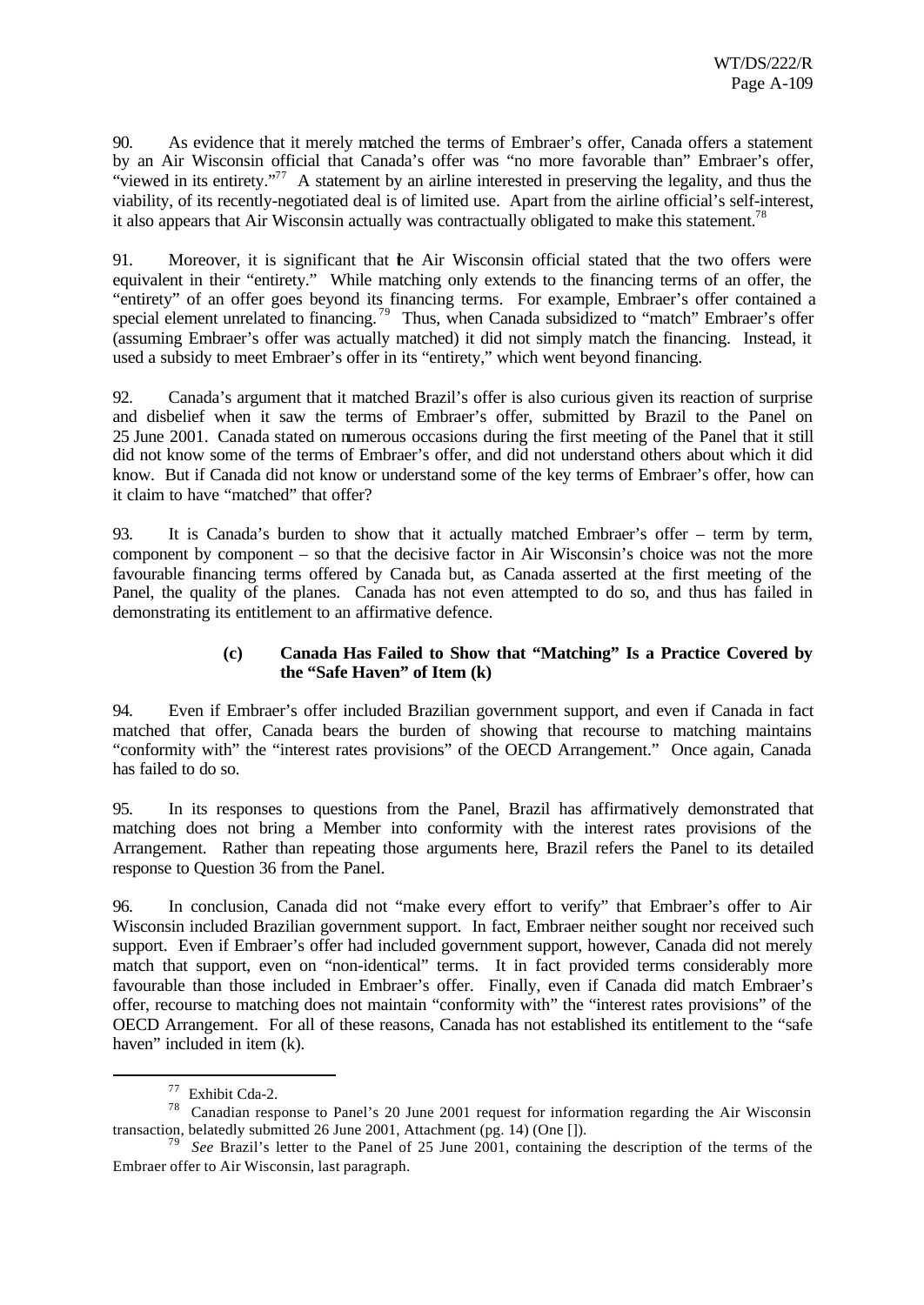90. As evidence that it merely matched the terms of Embraer's offer, Canada offers a statement by an Air Wisconsin official that Canada's offer was "no more favorable than" Embraer's offer, "viewed in its entirety."[77] A statement by an airline interested in preserving the legality, and thus the viability, of its recently-negotiated deal is of limited use. Apart from the airline official's self-interest, it also appears that Air Wisconsin actually was contractually obligated to make this statement.[78]

91. Moreover, it is significant that the Air Wisconsin official stated that the two offers were equivalent in their "entirety." While matching only extends to the financing terms of an offer, the "entirety" of an offer goes beyond its financing terms. For example, Embraer's offer contained a special element unrelated to financing.[79] Thus, when Canada subsidized to "match" Embraer's offer (assuming Embraer's offer was actually matched) it did not simply match the financing. Instead, it used a subsidy to meet Embraer's offer in its "entirety," which went beyond financing.

92. Canada's argument that it matched Brazil's offer is also curious given its reaction of surprise and disbelief when it saw the terms of Embraer's offer, submitted by Brazil to the Panel on 25 June 2001. Canada stated on numerous occasions during the first meeting of the Panel that it still did not know some of the terms of Embraer's offer, and did not understand others about which it did know. But if Canada did not know or understand some of the key terms of Embraer's offer, how can it claim to have "matched" that offer?

93. It is Canada's burden to show that it actually matched Embraer's offer – term by term, component by component – so that the decisive factor in Air Wisconsin's choice was not the more favourable financing terms offered by Canada but, as Canada asserted at the first meeting of the Panel, the quality of the planes. Canada has not even attempted to do so, and thus has failed in demonstrating its entitlement to an affirmative defence.

#### (c) Canada Has Failed to Show that "Matching" Is a Practice Covered by the "Safe Haven" of Item (k)

94. Even if Embraer's offer included Brazilian government support, and even if Canada in fact matched that offer, Canada bears the burden of showing that recourse to matching maintains "conformity with" the "interest rates provisions" of the OECD Arrangement." Once again, Canada has failed to do so.

95. In its responses to questions from the Panel, Brazil has affirmatively demonstrated that matching does not bring a Member into conformity with the interest rates provisions of the Arrangement. Rather than repeating those arguments here, Brazil refers the Panel to its detailed response to Question 36 from the Panel.

96. In conclusion, Canada did not "make every effort to verify" that Embraer's offer to Air Wisconsin included Brazilian government support. In fact, Embraer neither sought nor received such support. Even if Embraer's offer had included government support, however, Canada did not merely match that support, even on "non-identical" terms. It in fact provided terms considerably more favourable than those included in Embraer's offer. Finally, even if Canada did match Embraer's offer, recourse to matching does not maintain "conformity with" the "interest rates provisions" of the OECD Arrangement. For all of these reasons, Canada has not established its entitlement to the "safe haven" included in item (k).

---

[77] Exhibit Cda-2.

[78] Canadian response to Panel's 20 June 2001 request for information regarding the Air Wisconsin transaction, belatedly submitted 26 June 2001, Attachment (pg. 14) (One []).

[79] *See* Brazil's letter to the Panel of 25 June 2001, containing the description of the terms of the Embraer offer to Air Wisconsin, last paragraph.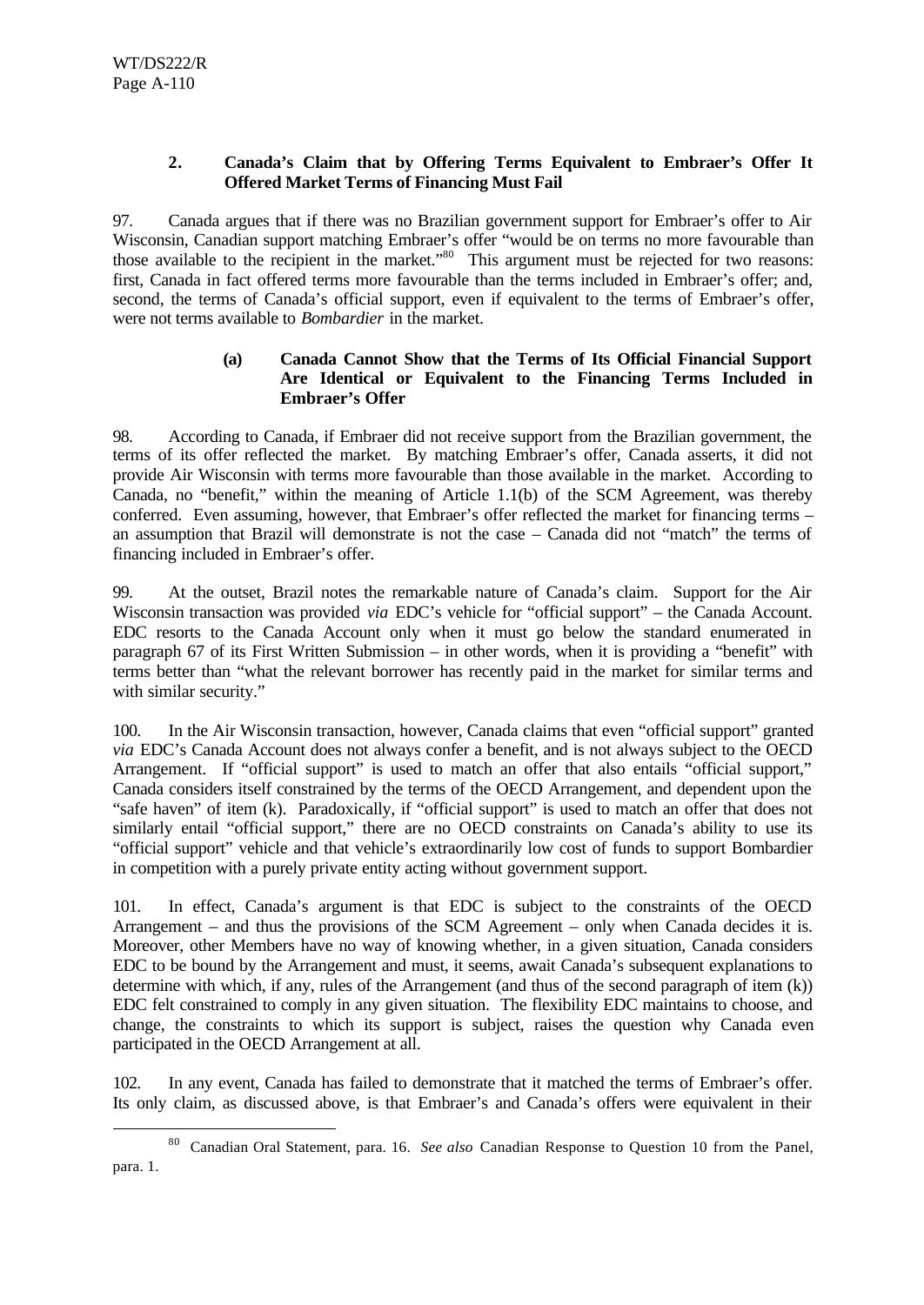### 2. Canada's Claim that by Offering Terms Equivalent to Embraer's Offer It Offered Market Terms of Financing Must Fail

97. Canada argues that if there was no Brazilian government support for Embraer's offer to Air Wisconsin, Canadian support matching Embraer's offer "would be on terms no more favourable than those available to the recipient in the market."[80] This argument must be rejected for two reasons: first, Canada in fact offered terms more favourable than the terms included in Embraer's offer; and, second, the terms of Canada's official support, even if equivalent to the terms of Embraer's offer, were not terms available to *Bombardier* in the market.

#### (a) Canada Cannot Show that the Terms of Its Official Financial Support Are Identical or Equivalent to the Financing Terms Included in Embraer's Offer

98. According to Canada, if Embraer did not receive support from the Brazilian government, the terms of its offer reflected the market. By matching Embraer's offer, Canada asserts, it did not provide Air Wisconsin with terms more favourable than those available in the market. According to Canada, no "benefit," within the meaning of Article 1.1(b) of the SCM Agreement, was thereby conferred. Even assuming, however, that Embraer's offer reflected the market for financing terms – an assumption that Brazil will demonstrate is not the case – Canada did not "match" the terms of financing included in Embraer's offer.

99. At the outset, Brazil notes the remarkable nature of Canada's claim. Support for the Air Wisconsin transaction was provided *via* EDC's vehicle for "official support" – the Canada Account. EDC resorts to the Canada Account only when it must go below the standard enumerated in paragraph 67 of its First Written Submission – in other words, when it is providing a "benefit" with terms better than "what the relevant borrower has recently paid in the market for similar terms and with similar security."

100. In the Air Wisconsin transaction, however, Canada claims that even "official support" granted *via* EDC's Canada Account does not always confer a benefit, and is not always subject to the OECD Arrangement. If "official support" is used to match an offer that also entails "official support," Canada considers itself constrained by the terms of the OECD Arrangement, and dependent upon the "safe haven" of item (k). Paradoxically, if "official support" is used to match an offer that does not similarly entail "official support," there are no OECD constraints on Canada's ability to use its "official support" vehicle and that vehicle's extraordinarily low cost of funds to support Bombardier in competition with a purely private entity acting without government support.

101. In effect, Canada's argument is that EDC is subject to the constraints of the OECD Arrangement – and thus the provisions of the SCM Agreement – only when Canada decides it is. Moreover, other Members have no way of knowing whether, in a given situation, Canada considers EDC to be bound by the Arrangement and must, it seems, await Canada's subsequent explanations to determine with which, if any, rules of the Arrangement (and thus of the second paragraph of item (k)) EDC felt constrained to comply in any given situation. The flexibility EDC maintains to choose, and change, the constraints to which its support is subject, raises the question why Canada even participated in the OECD Arrangement at all.

102. In any event, Canada has failed to demonstrate that it matched the terms of Embraer's offer. Its only claim, as discussed above, is that Embraer's and Canada's offers were equivalent in their

---

[80] Canadian Oral Statement, para. 16. *See also* Canadian Response to Question 10 from the Panel, para. 1.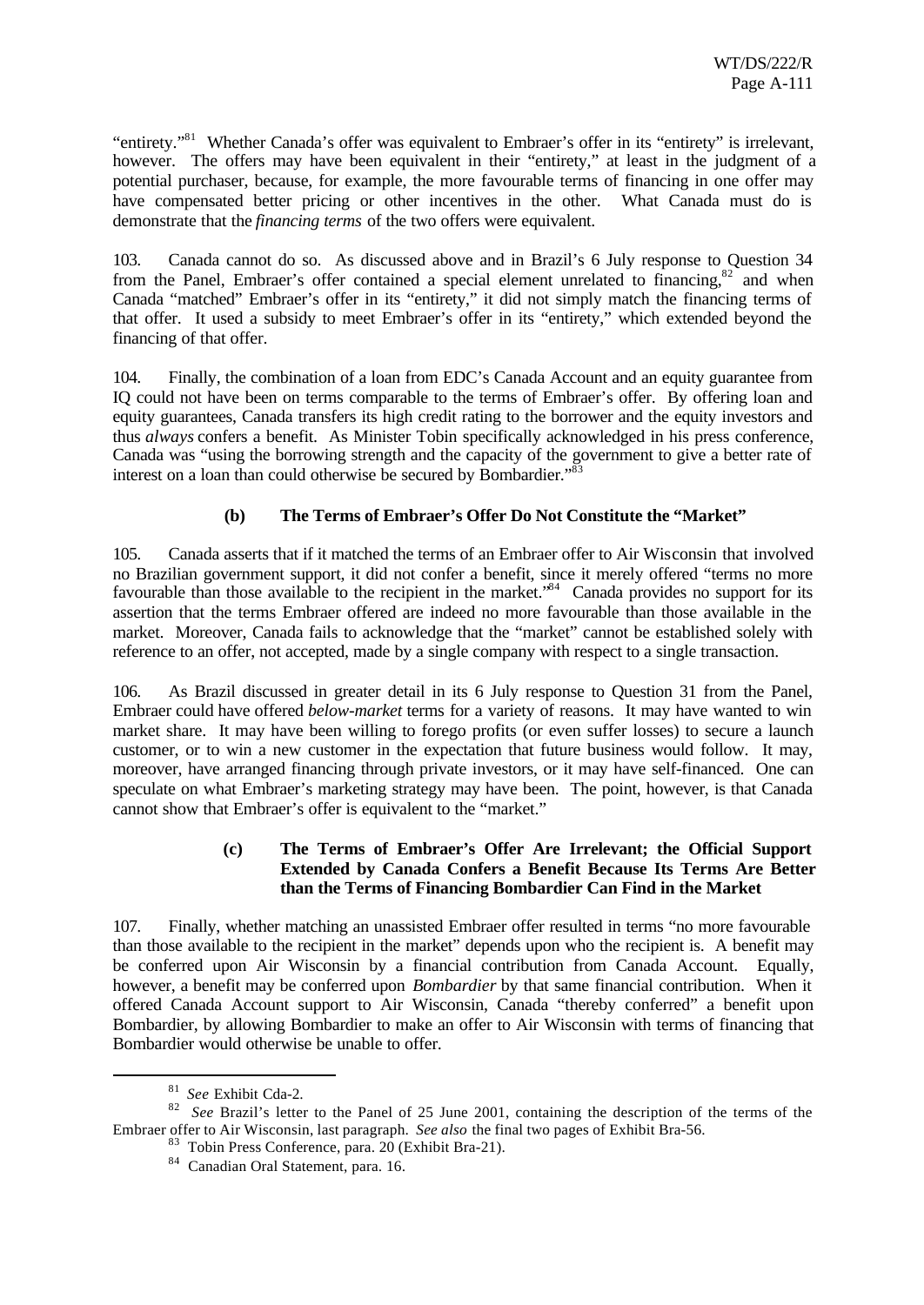"entirety."[81] Whether Canada's offer was equivalent to Embraer's offer in its "entirety" is irrelevant, however. The offers may have been equivalent in their "entirety," at least in the judgment of a potential purchaser, because, for example, the more favourable terms of financing in one offer may have compensated better pricing or other incentives in the other. What Canada must do is demonstrate that the *financing terms* of the two offers were equivalent.

103. Canada cannot do so. As discussed above and in Brazil's 6 July response to Question 34 from the Panel, Embraer's offer contained a special element unrelated to financing,[82] and when Canada "matched" Embraer's offer in its "entirety," it did not simply match the financing terms of that offer. It used a subsidy to meet Embraer's offer in its "entirety," which extended beyond the financing of that offer.

104. Finally, the combination of a loan from EDC's Canada Account and an equity guarantee from IQ could not have been on terms comparable to the terms of Embraer's offer. By offering loan and equity guarantees, Canada transfers its high credit rating to the borrower and the equity investors and thus *always* confers a benefit. As Minister Tobin specifically acknowledged in his press conference, Canada was "using the borrowing strength and the capacity of the government to give a better rate of interest on a loan than could otherwise be secured by Bombardier."[83]

#### (b) The Terms of Embraer's Offer Do Not Constitute the "Market"

105. Canada asserts that if it matched the terms of an Embraer offer to Air Wisconsin that involved no Brazilian government support, it did not confer a benefit, since it merely offered "terms no more favourable than those available to the recipient in the market."[84] Canada provides no support for its assertion that the terms Embraer offered are indeed no more favourable than those available in the market. Moreover, Canada fails to acknowledge that the "market" cannot be established solely with reference to an offer, not accepted, made by a single company with respect to a single transaction.

106. As Brazil discussed in greater detail in its 6 July response to Question 31 from the Panel, Embraer could have offered *below-market* terms for a variety of reasons. It may have wanted to win market share. It may have been willing to forego profits (or even suffer losses) to secure a launch customer, or to win a new customer in the expectation that future business would follow. It may, moreover, have arranged financing through private investors, or it may have self-financed. One can speculate on what Embraer's marketing strategy may have been. The point, however, is that Canada cannot show that Embraer's offer is equivalent to the "market."

#### (c) The Terms of Embraer's Offer Are Irrelevant; the Official Support Extended by Canada Confers a Benefit Because Its Terms Are Better than the Terms of Financing Bombardier Can Find in the Market

107. Finally, whether matching an unassisted Embraer offer resulted in terms "no more favourable than those available to the recipient in the market" depends upon who the recipient is. A benefit may be conferred upon Air Wisconsin by a financial contribution from Canada Account. Equally, however, a benefit may be conferred upon *Bombardier* by that same financial contribution. When it offered Canada Account support to Air Wisconsin, Canada "thereby conferred" a benefit upon Bombardier, by allowing Bombardier to make an offer to Air Wisconsin with terms of financing that Bombardier would otherwise be unable to offer.

---

[81] *See* Exhibit Cda-2.

[82] *See* Brazil's letter to the Panel of 25 June 2001, containing the description of the terms of the Embraer offer to Air Wisconsin, last paragraph. *See also* the final two pages of Exhibit Bra-56.

[83] Tobin Press Conference, para. 20 (Exhibit Bra-21).

[84] Canadian Oral Statement, para. 16.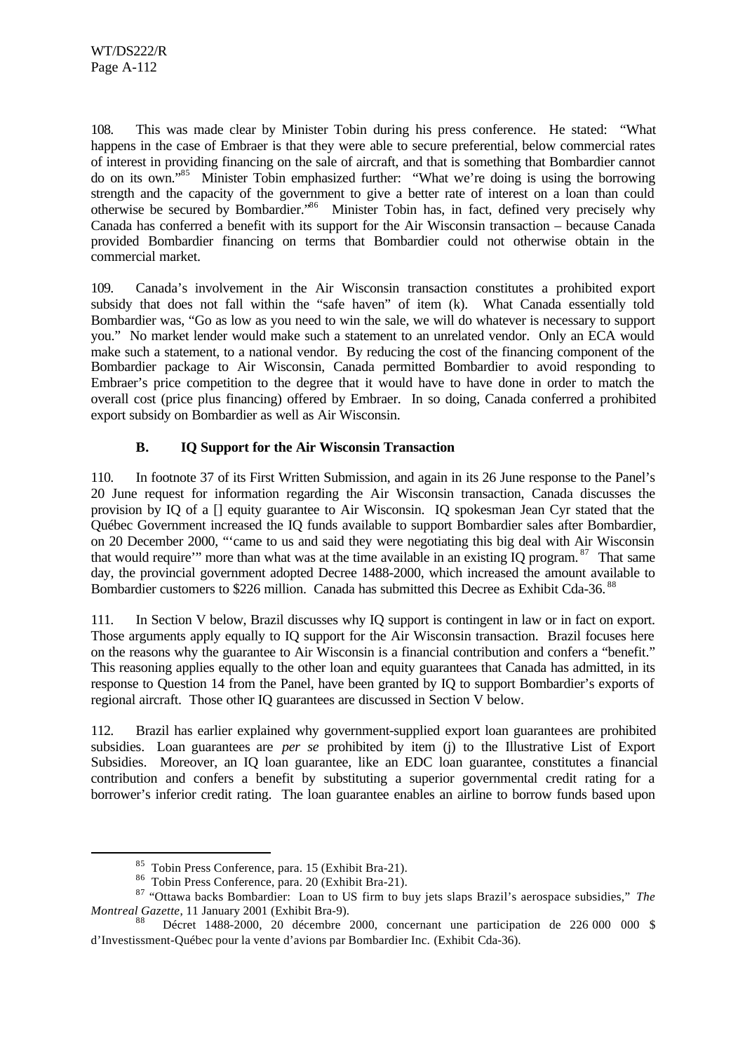108. This was made clear by Minister Tobin during his press conference. He stated: "What happens in the case of Embraer is that they were able to secure preferential, below commercial rates of interest in providing financing on the sale of aircraft, and that is something that Bombardier cannot do on its own."[85] Minister Tobin emphasized further: "What we're doing is using the borrowing strength and the capacity of the government to give a better rate of interest on a loan than could otherwise be secured by Bombardier."[86] Minister Tobin has, in fact, defined very precisely why Canada has conferred a benefit with its support for the Air Wisconsin transaction – because Canada provided Bombardier financing on terms that Bombardier could not otherwise obtain in the commercial market.

109. Canada's involvement in the Air Wisconsin transaction constitutes a prohibited export subsidy that does not fall within the "safe haven" of item (k). What Canada essentially told Bombardier was, "Go as low as you need to win the sale, we will do whatever is necessary to support you." No market lender would make such a statement to an unrelated vendor. Only an ECA would make such a statement, to a national vendor. By reducing the cost of the financing component of the Bombardier package to Air Wisconsin, Canada permitted Bombardier to avoid responding to Embraer's price competition to the degree that it would have to have done in order to match the overall cost (price plus financing) offered by Embraer. In so doing, Canada conferred a prohibited export subsidy on Bombardier as well as Air Wisconsin.

### B. IQ Support for the Air Wisconsin Transaction

110. In footnote 37 of its First Written Submission, and again in its 26 June response to the Panel's 20 June request for information regarding the Air Wisconsin transaction, Canada discusses the provision by IQ of a [] equity guarantee to Air Wisconsin. IQ spokesman Jean Cyr stated that the Québec Government increased the IQ funds available to support Bombardier sales after Bombardier, on 20 December 2000, "'came to us and said they were negotiating this big deal with Air Wisconsin that would require'" more than what was at the time available in an existing IQ program.[87] That same day, the provincial government adopted Decree 1488-2000, which increased the amount available to Bombardier customers to $226 million. Canada has submitted this Decree as Exhibit Cda-36.[88]

111. In Section V below, Brazil discusses why IQ support is contingent in law or in fact on export. Those arguments apply equally to IQ support for the Air Wisconsin transaction. Brazil focuses here on the reasons why the guarantee to Air Wisconsin is a financial contribution and confers a "benefit." This reasoning applies equally to the other loan and equity guarantees that Canada has admitted, in its response to Question 14 from the Panel, have been granted by IQ to support Bombardier's exports of regional aircraft. Those other IQ guarantees are discussed in Section V below.

112. Brazil has earlier explained why government-supplied export loan guarantees are prohibited subsidies. Loan guarantees are *per se* prohibited by item (j) to the Illustrative List of Export Subsidies. Moreover, an IQ loan guarantee, like an EDC loan guarantee, constitutes a financial contribution and confers a benefit by substituting a superior governmental credit rating for a borrower's inferior credit rating. The loan guarantee enables an airline to borrow funds based upon

---

[85] Tobin Press Conference, para. 15 (Exhibit Bra-21).

[86] Tobin Press Conference, para. 20 (Exhibit Bra-21).

[87] "Ottawa backs Bombardier: Loan to US firm to buy jets slaps Brazil's aerospace subsidies," *The Montreal Gazette*, 11 January 2001 (Exhibit Bra-9).

[88] Décret 1488-2000, 20 décembre 2000, concernant une participation de 226 000 000 $ d'Investissment-Québec pour la vente d'avions par Bombardier Inc. (Exhibit Cda-36).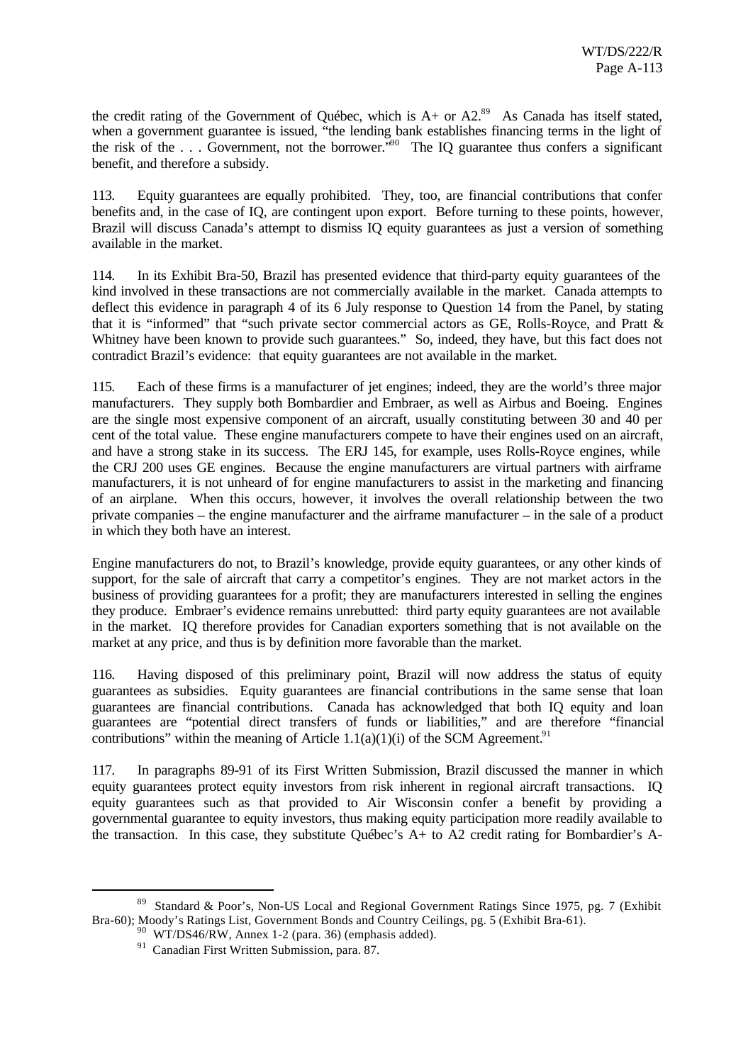the credit rating of the Government of Québec, which is A+ or A2.[89] As Canada has itself stated, when a government guarantee is issued, "the lending bank establishes financing terms in the light of the risk of the . . . Government, not the borrower."[90] The IQ guarantee thus confers a significant benefit, and therefore a subsidy.

113. Equity guarantees are equally prohibited. They, too, are financial contributions that confer benefits and, in the case of IQ, are contingent upon export. Before turning to these points, however, Brazil will discuss Canada's attempt to dismiss IQ equity guarantees as just a version of something available in the market.

114. In its Exhibit Bra-50, Brazil has presented evidence that third-party equity guarantees of the kind involved in these transactions are not commercially available in the market. Canada attempts to deflect this evidence in paragraph 4 of its 6 July response to Question 14 from the Panel, by stating that it is "informed" that "such private sector commercial actors as GE, Rolls-Royce, and Pratt & Whitney have been known to provide such guarantees." So, indeed, they have, but this fact does not contradict Brazil's evidence: that equity guarantees are not available in the market.

115. Each of these firms is a manufacturer of jet engines; indeed, they are the world's three major manufacturers. They supply both Bombardier and Embraer, as well as Airbus and Boeing. Engines are the single most expensive component of an aircraft, usually constituting between 30 and 40 per cent of the total value. These engine manufacturers compete to have their engines used on an aircraft, and have a strong stake in its success. The ERJ 145, for example, uses Rolls-Royce engines, while the CRJ 200 uses GE engines. Because the engine manufacturers are virtual partners with airframe manufacturers, it is not unheard of for engine manufacturers to assist in the marketing and financing of an airplane. When this occurs, however, it involves the overall relationship between the two private companies – the engine manufacturer and the airframe manufacturer – in the sale of a product in which they both have an interest.

Engine manufacturers do not, to Brazil's knowledge, provide equity guarantees, or any other kinds of support, for the sale of aircraft that carry a competitor's engines. They are not market actors in the business of providing guarantees for a profit; they are manufacturers interested in selling the engines they produce. Embraer's evidence remains unrebutted: third party equity guarantees are not available in the market. IQ therefore provides for Canadian exporters something that is not available on the market at any price, and thus is by definition more favorable than the market.

116. Having disposed of this preliminary point, Brazil will now address the status of equity guarantees as subsidies. Equity guarantees are financial contributions in the same sense that loan guarantees are financial contributions. Canada has acknowledged that both IQ equity and loan guarantees are "potential direct transfers of funds or liabilities," and are therefore "financial contributions" within the meaning of Article 1.1(a)(1)(i) of the SCM Agreement.[91]

117. In paragraphs 89-91 of its First Written Submission, Brazil discussed the manner in which equity guarantees protect equity investors from risk inherent in regional aircraft transactions. IQ equity guarantees such as that provided to Air Wisconsin confer a benefit by providing a governmental guarantee to equity investors, thus making equity participation more readily available to the transaction. In this case, they substitute Québec's A+ to A2 credit rating for Bombardier's A-

---

[89] Standard & Poor's, Non-US Local and Regional Government Ratings Since 1975, pg. 7 (Exhibit Bra-60); Moody's Ratings List, Government Bonds and Country Ceilings, pg. 5 (Exhibit Bra-61).

[90] WT/DS46/RW, Annex 1-2 (para. 36) (emphasis added).

[91] Canadian First Written Submission, para. 87.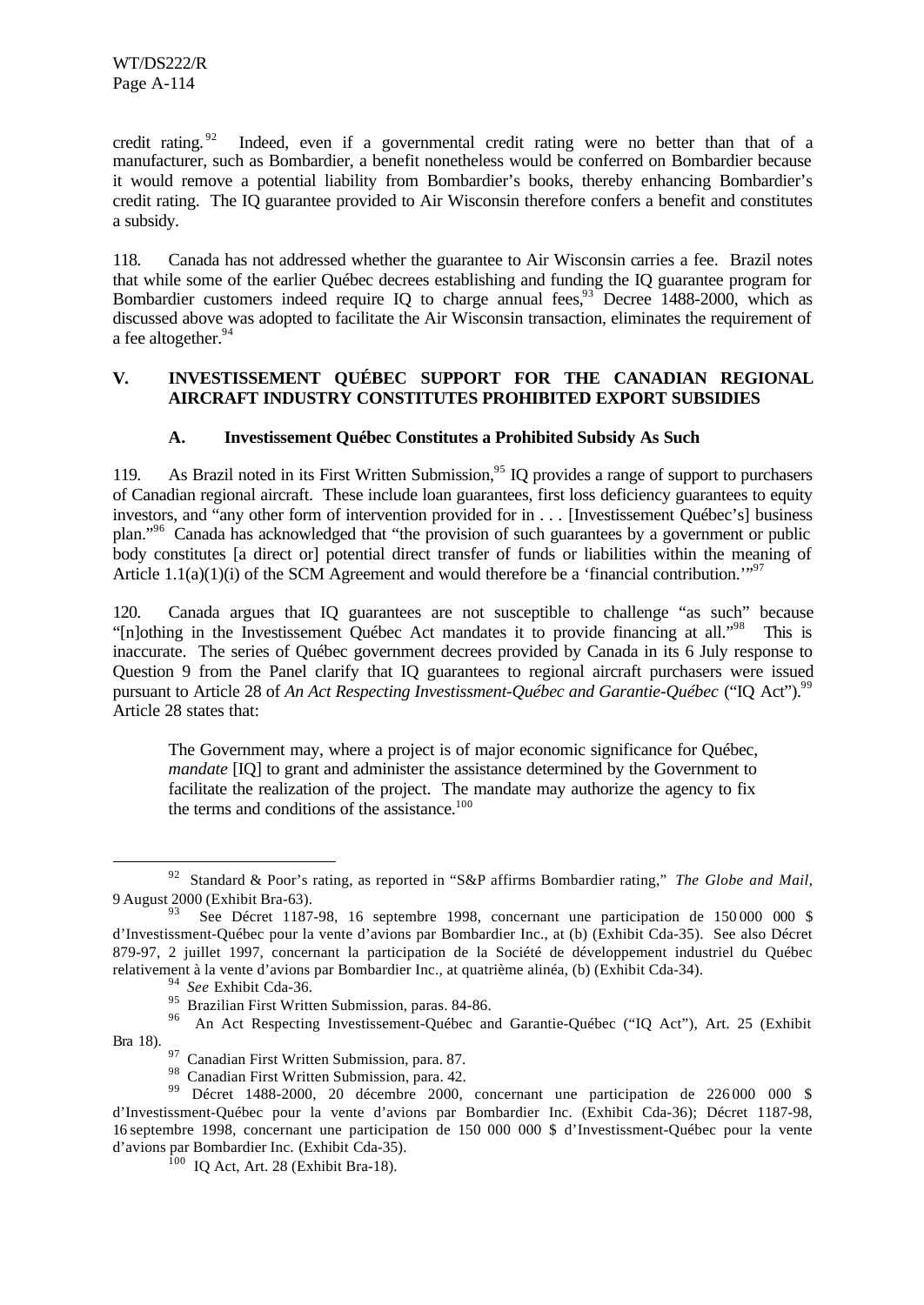credit rating.[92] Indeed, even if a governmental credit rating were no better than that of a manufacturer, such as Bombardier, a benefit nonetheless would be conferred on Bombardier because it would remove a potential liability from Bombardier's books, thereby enhancing Bombardier's credit rating. The IQ guarantee provided to Air Wisconsin therefore confers a benefit and constitutes a subsidy.

118. Canada has not addressed whether the guarantee to Air Wisconsin carries a fee. Brazil notes that while some of the earlier Québec decrees establishing and funding the IQ guarantee program for Bombardier customers indeed require IQ to charge annual fees,[93] Decree 1488-2000, which as discussed above was adopted to facilitate the Air Wisconsin transaction, eliminates the requirement of a fee altogether.[94]

## V. INVESTISSEMENT QUÉBEC SUPPORT FOR THE CANADIAN REGIONAL AIRCRAFT INDUSTRY CONSTITUTES PROHIBITED EXPORT SUBSIDIES

### A. Investissement Québec Constitutes a Prohibited Subsidy As Such

119. As Brazil noted in its First Written Submission,[95] IQ provides a range of support to purchasers of Canadian regional aircraft. These include loan guarantees, first loss deficiency guarantees to equity investors, and "any other form of intervention provided for in . . . [Investissement Québec's] business plan."[96] Canada has acknowledged that "the provision of such guarantees by a government or public body constitutes [a direct or] potential direct transfer of funds or liabilities within the meaning of Article 1.1(a)(1)(i) of the SCM Agreement and would therefore be a 'financial contribution.'"[97]

120. Canada argues that IQ guarantees are not susceptible to challenge "as such" because "[n]othing in the Investissement Québec Act mandates it to provide financing at all."[98] This is inaccurate. The series of Québec government decrees provided by Canada in its 6 July response to Question 9 from the Panel clarify that IQ guarantees to regional aircraft purchasers were issued pursuant to Article 28 of *An Act Respecting Investissment-Québec and Garantie-Québec* ("IQ Act").[99] Article 28 states that:

> The Government may, where a project is of major economic significance for Québec, *mandate* [IQ] to grant and administer the assistance determined by the Government to facilitate the realization of the project. The mandate may authorize the agency to fix the terms and conditions of the assistance.[100]

---

[92] Standard & Poor's rating, as reported in "S&P affirms Bombardier rating," *The Globe and Mail*, 9 August 2000 (Exhibit Bra-63).

[93] See Décret 1187-98, 16 septembre 1998, concernant une participation de 150 000 000 $ d'Investissment-Québec pour la vente d'avions par Bombardier Inc., at (b) (Exhibit Cda-35). See also Décret 879-97, 2 juillet 1997, concernant la participation de la Société de développement industriel du Québec relativement à la vente d'avions par Bombardier Inc., at quatrième alinéa, (b) (Exhibit Cda-34).

[94] *See* Exhibit Cda-36.

[95] Brazilian First Written Submission, paras. 84-86.

[96] An Act Respecting Investissement-Québec and Garantie-Québec ("IQ Act"), Art. 25 (Exhibit Bra 18).

[97] Canadian First Written Submission, para. 87.

[98] Canadian First Written Submission, para. 42.

[99] Décret 1488-2000, 20 décembre 2000, concernant une participation de 226 000 000 $ d'Investissment-Québec pour la vente d'avions par Bombardier Inc. (Exhibit Cda-36); Décret 1187-98, 16 septembre 1998, concernant une participation de 150 000 000 $ d'Investissment-Québec pour la vente d'avions par Bombardier Inc. (Exhibit Cda-35).

[100] IQ Act, Art. 28 (Exhibit Bra-18).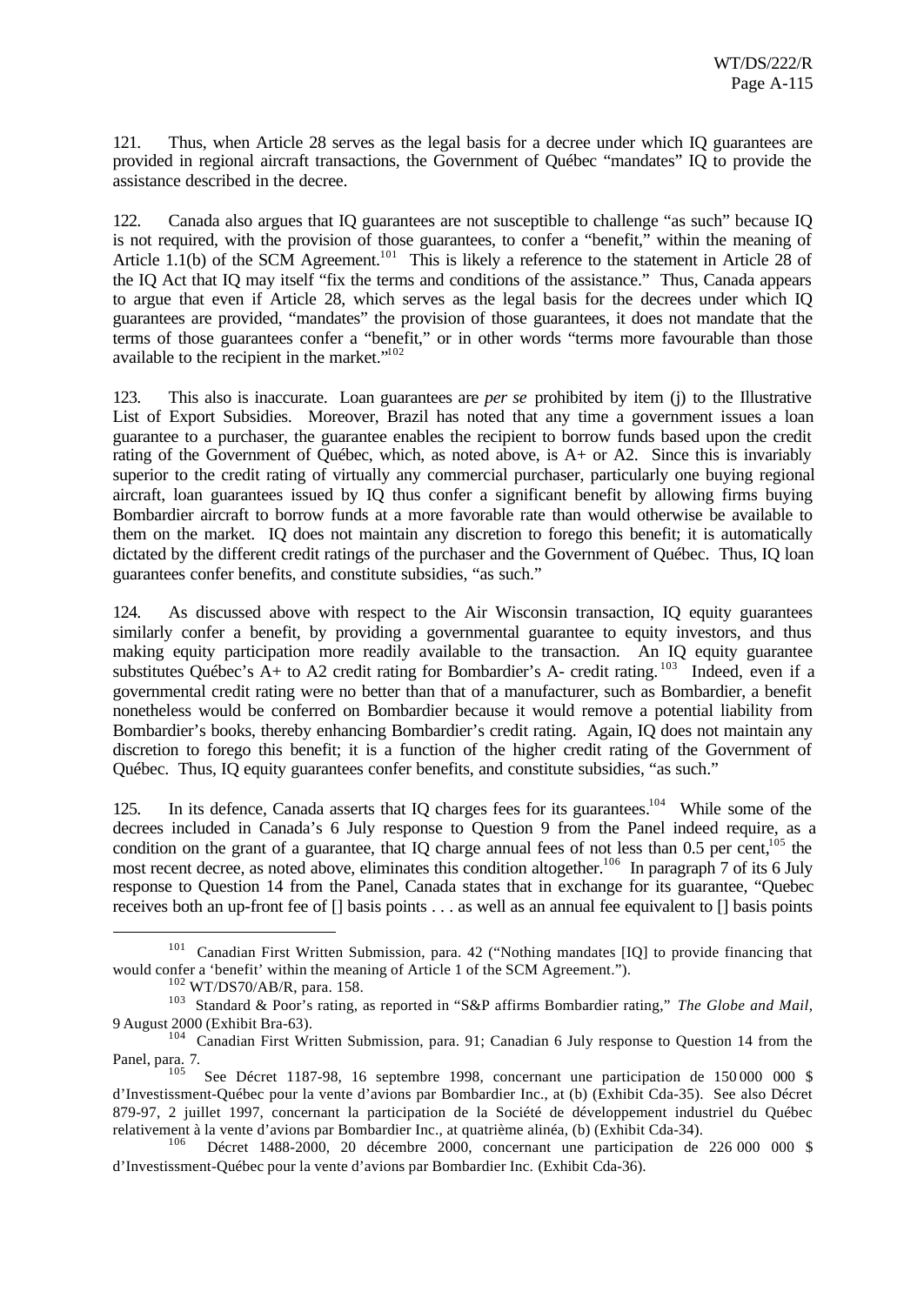121. Thus, when Article 28 serves as the legal basis for a decree under which IQ guarantees are provided in regional aircraft transactions, the Government of Québec "mandates" IQ to provide the assistance described in the decree.

122. Canada also argues that IQ guarantees are not susceptible to challenge "as such" because IQ is not required, with the provision of those guarantees, to confer a "benefit," within the meaning of Article 1.1(b) of the SCM Agreement.[101] This is likely a reference to the statement in Article 28 of the IQ Act that IQ may itself "fix the terms and conditions of the assistance." Thus, Canada appears to argue that even if Article 28, which serves as the legal basis for the decrees under which IQ guarantees are provided, "mandates" the provision of those guarantees, it does not mandate that the terms of those guarantees confer a "benefit," or in other words "terms more favourable than those available to the recipient in the market."[102]

123. This also is inaccurate. Loan guarantees are *per se* prohibited by item (j) to the Illustrative List of Export Subsidies. Moreover, Brazil has noted that any time a government issues a loan guarantee to a purchaser, the guarantee enables the recipient to borrow funds based upon the credit rating of the Government of Québec, which, as noted above, is A+ or A2. Since this is invariably superior to the credit rating of virtually any commercial purchaser, particularly one buying regional aircraft, loan guarantees issued by IQ thus confer a significant benefit by allowing firms buying Bombardier aircraft to borrow funds at a more favorable rate than would otherwise be available to them on the market. IQ does not maintain any discretion to forego this benefit; it is automatically dictated by the different credit ratings of the purchaser and the Government of Québec. Thus, IQ loan guarantees confer benefits, and constitute subsidies, "as such."

124. As discussed above with respect to the Air Wisconsin transaction, IQ equity guarantees similarly confer a benefit, by providing a governmental guarantee to equity investors, and thus making equity participation more readily available to the transaction. An IQ equity guarantee substitutes Québec's A+ to A2 credit rating for Bombardier's A- credit rating.[103] Indeed, even if a governmental credit rating were no better than that of a manufacturer, such as Bombardier, a benefit nonetheless would be conferred on Bombardier because it would remove a potential liability from Bombardier's books, thereby enhancing Bombardier's credit rating. Again, IQ does not maintain any discretion to forego this benefit; it is a function of the higher credit rating of the Government of Québec. Thus, IQ equity guarantees confer benefits, and constitute subsidies, "as such."

125. In its defence, Canada asserts that IQ charges fees for its guarantees.[104] While some of the decrees included in Canada's 6 July response to Question 9 from the Panel indeed require, as a condition on the grant of a guarantee, that IQ charge annual fees of not less than 0.5 per cent,[105] the most recent decree, as noted above, eliminates this condition altogether.[106] In paragraph 7 of its 6 July response to Question 14 from the Panel, Canada states that in exchange for its guarantee, "Quebec receives both an up-front fee of [] basis points . . . as well as an annual fee equivalent to [] basis points

---

[101] Canadian First Written Submission, para. 42 ("Nothing mandates [IQ] to provide financing that would confer a 'benefit' within the meaning of Article 1 of the SCM Agreement.").

[102] WT/DS70/AB/R, para. 158.

[103] Standard & Poor's rating, as reported in "S&P affirms Bombardier rating," *The Globe and Mail*, 9 August 2000 (Exhibit Bra-63).

[104] Canadian First Written Submission, para. 91; Canadian 6 July response to Question 14 from the Panel, para. 7.

[105] See Décret 1187-98, 16 septembre 1998, concernant une participation de 150 000 000 $ d'Investissment-Québec pour la vente d'avions par Bombardier Inc., at (b) (Exhibit Cda-35). See also Décret 879-97, 2 juillet 1997, concernant la participation de la Société de développement industriel du Québec relativement à la vente d'avions par Bombardier Inc., at quatrième alinéa, (b) (Exhibit Cda-34).

[106] Décret 1488-2000, 20 décembre 2000, concernant une participation de 226 000 000 $ d'Investissment-Québec pour la vente d'avions par Bombardier Inc. (Exhibit Cda-36).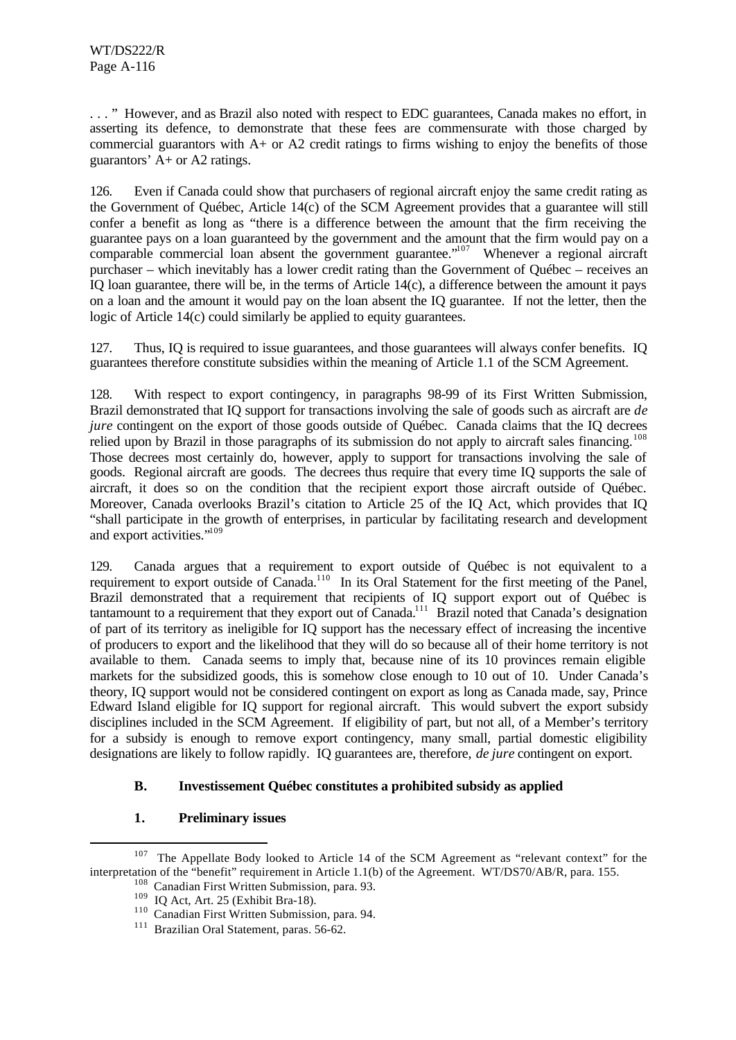. . . " However, and as Brazil also noted with respect to EDC guarantees, Canada makes no effort, in asserting its defence, to demonstrate that these fees are commensurate with those charged by commercial guarantors with A+ or A2 credit ratings to firms wishing to enjoy the benefits of those guarantors' A+ or A2 ratings.

126. Even if Canada could show that purchasers of regional aircraft enjoy the same credit rating as the Government of Québec, Article 14(c) of the SCM Agreement provides that a guarantee will still confer a benefit as long as "there is a difference between the amount that the firm receiving the guarantee pays on a loan guaranteed by the government and the amount that the firm would pay on a comparable commercial loan absent the government guarantee."[107] Whenever a regional aircraft purchaser – which inevitably has a lower credit rating than the Government of Québec – receives an IQ loan guarantee, there will be, in the terms of Article 14(c), a difference between the amount it pays on a loan and the amount it would pay on the loan absent the IQ guarantee. If not the letter, then the logic of Article 14(c) could similarly be applied to equity guarantees.

127. Thus, IQ is required to issue guarantees, and those guarantees will always confer benefits. IQ guarantees therefore constitute subsidies within the meaning of Article 1.1 of the SCM Agreement.

128. With respect to export contingency, in paragraphs 98-99 of its First Written Submission, Brazil demonstrated that IQ support for transactions involving the sale of goods such as aircraft are *de jure* contingent on the export of those goods outside of Québec. Canada claims that the IQ decrees relied upon by Brazil in those paragraphs of its submission do not apply to aircraft sales financing.[108] Those decrees most certainly do, however, apply to support for transactions involving the sale of goods. Regional aircraft are goods. The decrees thus require that every time IQ supports the sale of aircraft, it does so on the condition that the recipient export those aircraft outside of Québec. Moreover, Canada overlooks Brazil's citation to Article 25 of the IQ Act, which provides that IQ "shall participate in the growth of enterprises, in particular by facilitating research and development and export activities."[109]

129. Canada argues that a requirement to export outside of Québec is not equivalent to a requirement to export outside of Canada.[110] In its Oral Statement for the first meeting of the Panel, Brazil demonstrated that a requirement that recipients of IQ support export out of Québec is tantamount to a requirement that they export out of Canada.[111] Brazil noted that Canada's designation of part of its territory as ineligible for IQ support has the necessary effect of increasing the incentive of producers to export and the likelihood that they will do so because all of their home territory is not available to them. Canada seems to imply that, because nine of its 10 provinces remain eligible markets for the subsidized goods, this is somehow close enough to 10 out of 10. Under Canada's theory, IQ support would not be considered contingent on export as long as Canada made, say, Prince Edward Island eligible for IQ support for regional aircraft. This would subvert the export subsidy disciplines included in the SCM Agreement. If eligibility of part, but not all, of a Member's territory for a subsidy is enough to remove export contingency, many small, partial domestic eligibility designations are likely to follow rapidly. IQ guarantees are, therefore, *de jure* contingent on export.

### B. Investissement Québec constitutes a prohibited subsidy as applied

#### 1. Preliminary issues

---

[107] The Appellate Body looked to Article 14 of the SCM Agreement as "relevant context" for the interpretation of the "benefit" requirement in Article 1.1(b) of the Agreement. WT/DS70/AB/R, para. 155.

[108] Canadian First Written Submission, para. 93.

[109] IQ Act, Art. 25 (Exhibit Bra-18).

[110] Canadian First Written Submission, para. 94.

[111] Brazilian Oral Statement, paras. 56-62.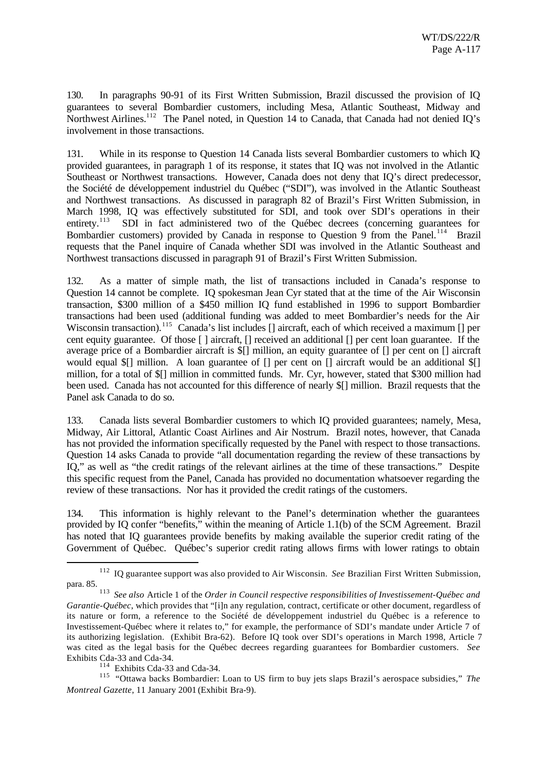130. In paragraphs 90-91 of its First Written Submission, Brazil discussed the provision of IQ guarantees to several Bombardier customers, including Mesa, Atlantic Southeast, Midway and Northwest Airlines.[112] The Panel noted, in Question 14 to Canada, that Canada had not denied IQ's involvement in those transactions.

131. While in its response to Question 14 Canada lists several Bombardier customers to which IQ provided guarantees, in paragraph 1 of its response, it states that IQ was not involved in the Atlantic Southeast or Northwest transactions. However, Canada does not deny that IQ's direct predecessor, the Société de développement industriel du Québec ("SDI"), was involved in the Atlantic Southeast and Northwest transactions. As discussed in paragraph 82 of Brazil's First Written Submission, in March 1998, IQ was effectively substituted for SDI, and took over SDI's operations in their entirety.[113] SDI in fact administered two of the Québec decrees (concerning guarantees for Bombardier customers) provided by Canada in response to Question 9 from the Panel.[114] Brazil requests that the Panel inquire of Canada whether SDI was involved in the Atlantic Southeast and Northwest transactions discussed in paragraph 91 of Brazil's First Written Submission.

132. As a matter of simple math, the list of transactions included in Canada's response to Question 14 cannot be complete. IQ spokesman Jean Cyr stated that at the time of the Air Wisconsin transaction, $300 million of a $450 million IQ fund established in 1996 to support Bombardier transactions had been used (additional funding was added to meet Bombardier's needs for the Air Wisconsin transaction).[115] Canada's list includes [] aircraft, each of which received a maximum [] per cent equity guarantee. Of those [ ] aircraft, [] received an additional [] per cent loan guarantee. If the average price of a Bombardier aircraft is $[] million, an equity guarantee of [] per cent on [] aircraft would equal $[] million. A loan guarantee of [] per cent on [] aircraft would be an additional $[] million, for a total of $[] million in committed funds. Mr. Cyr, however, stated that $300 million had been used. Canada has not accounted for this difference of nearly $[] million. Brazil requests that the Panel ask Canada to do so.

133. Canada lists several Bombardier customers to which IQ provided guarantees; namely, Mesa, Midway, Air Littoral, Atlantic Coast Airlines and Air Nostrum. Brazil notes, however, that Canada has not provided the information specifically requested by the Panel with respect to those transactions. Question 14 asks Canada to provide "all documentation regarding the review of these transactions by IQ," as well as "the credit ratings of the relevant airlines at the time of these transactions." Despite this specific request from the Panel, Canada has provided no documentation whatsoever regarding the review of these transactions. Nor has it provided the credit ratings of the customers.

134. This information is highly relevant to the Panel's determination whether the guarantees provided by IQ confer "benefits," within the meaning of Article 1.1(b) of the SCM Agreement. Brazil has noted that IQ guarantees provide benefits by making available the superior credit rating of the Government of Québec. Québec's superior credit rating allows firms with lower ratings to obtain

---

[112] IQ guarantee support was also provided to Air Wisconsin. *See* Brazilian First Written Submission, para. 85.

[113] *See also* Article 1 of the *Order in Council respective responsibilities of Investissement-Québec and Garantie-Québec*, which provides that "[i]n any regulation, contract, certificate or other document, regardless of its nature or form, a reference to the Société de développement industriel du Québec is a reference to Investissement-Québec where it relates to," for example, the performance of SDI's mandate under Article 7 of its authorizing legislation. (Exhibit Bra-62). Before IQ took over SDI's operations in March 1998, Article 7 was cited as the legal basis for the Québec decrees regarding guarantees for Bombardier customers. *See* Exhibits Cda-33 and Cda-34.

[114] Exhibits Cda-33 and Cda-34.

[115] "Ottawa backs Bombardier: Loan to US firm to buy jets slaps Brazil's aerospace subsidies," *The Montreal Gazette*, 11 January 2001 (Exhibit Bra-9).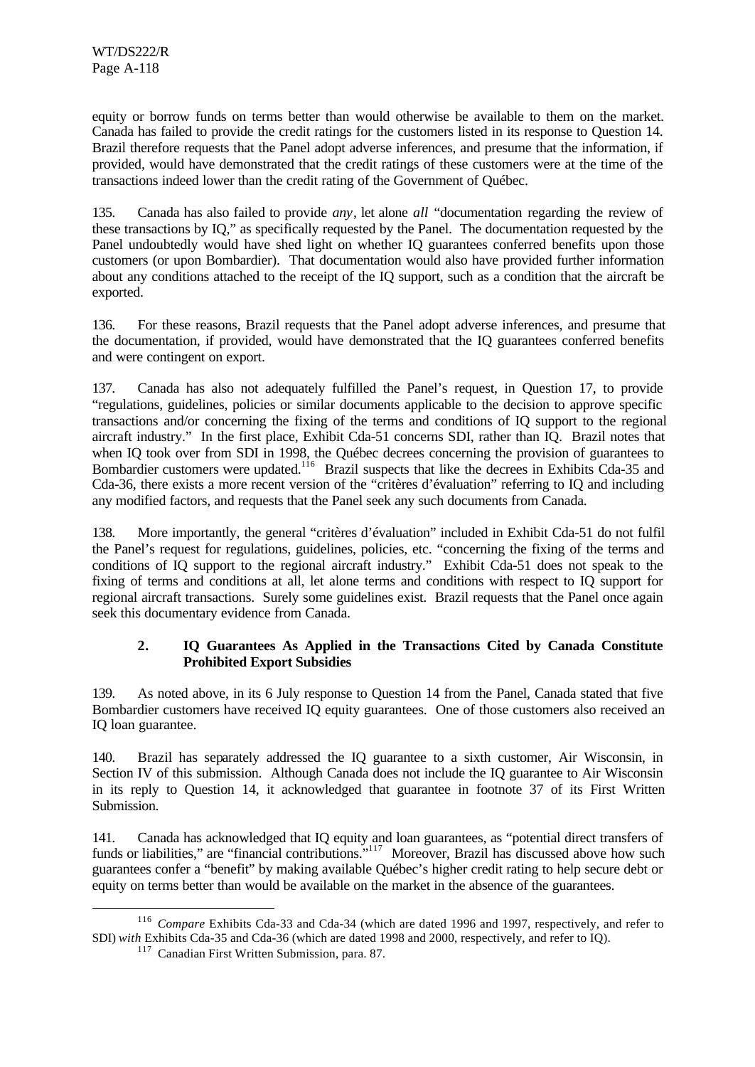equity or borrow funds on terms better than would otherwise be available to them on the market. Canada has failed to provide the credit ratings for the customers listed in its response to Question 14. Brazil therefore requests that the Panel adopt adverse inferences, and presume that the information, if provided, would have demonstrated that the credit ratings of these customers were at the time of the transactions indeed lower than the credit rating of the Government of Québec.

135. Canada has also failed to provide *any*, let alone *all* "documentation regarding the review of these transactions by IQ," as specifically requested by the Panel. The documentation requested by the Panel undoubtedly would have shed light on whether IQ guarantees conferred benefits upon those customers (or upon Bombardier). That documentation would also have provided further information about any conditions attached to the receipt of the IQ support, such as a condition that the aircraft be exported.

136. For these reasons, Brazil requests that the Panel adopt adverse inferences, and presume that the documentation, if provided, would have demonstrated that the IQ guarantees conferred benefits and were contingent on export.

137. Canada has also not adequately fulfilled the Panel's request, in Question 17, to provide "regulations, guidelines, policies or similar documents applicable to the decision to approve specific transactions and/or concerning the fixing of the terms and conditions of IQ support to the regional aircraft industry." In the first place, Exhibit Cda-51 concerns SDI, rather than IQ. Brazil notes that when IQ took over from SDI in 1998, the Québec decrees concerning the provision of guarantees to Bombardier customers were updated.[116] Brazil suspects that like the decrees in Exhibits Cda-35 and Cda-36, there exists a more recent version of the "critères d'évaluation" referring to IQ and including any modified factors, and requests that the Panel seek any such documents from Canada.

138. More importantly, the general "critères d'évaluation" included in Exhibit Cda-51 do not fulfil the Panel's request for regulations, guidelines, policies, etc. "concerning the fixing of the terms and conditions of IQ support to the regional aircraft industry." Exhibit Cda-51 does not speak to the fixing of terms and conditions at all, let alone terms and conditions with respect to IQ support for regional aircraft transactions. Surely some guidelines exist. Brazil requests that the Panel once again seek this documentary evidence from Canada.

### 2. IQ Guarantees As Applied in the Transactions Cited by Canada Constitute Prohibited Export Subsidies

139. As noted above, in its 6 July response to Question 14 from the Panel, Canada stated that five Bombardier customers have received IQ equity guarantees. One of those customers also received an IQ loan guarantee.

140. Brazil has separately addressed the IQ guarantee to a sixth customer, Air Wisconsin, in Section IV of this submission. Although Canada does not include the IQ guarantee to Air Wisconsin in its reply to Question 14, it acknowledged that guarantee in footnote 37 of its First Written Submission.

141. Canada has acknowledged that IQ equity and loan guarantees, as "potential direct transfers of funds or liabilities," are "financial contributions."[117] Moreover, Brazil has discussed above how such guarantees confer a "benefit" by making available Québec's higher credit rating to help secure debt or equity on terms better than would be available on the market in the absence of the guarantees.

---

[116] *Compare* Exhibits Cda-33 and Cda-34 (which are dated 1996 and 1997, respectively, and refer to SDI) *with* Exhibits Cda-35 and Cda-36 (which are dated 1998 and 2000, respectively, and refer to IQ).

[117] Canadian First Written Submission, para. 87.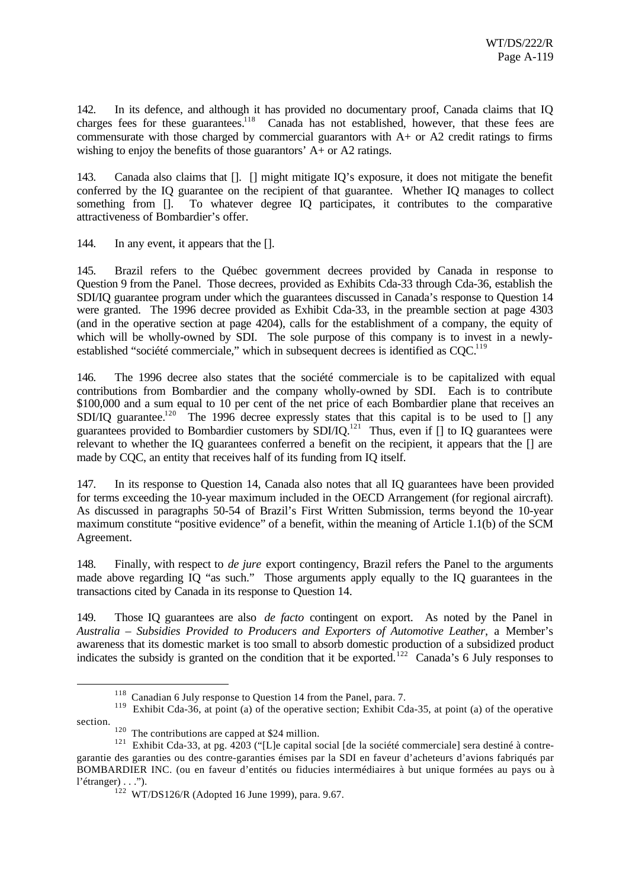142. In its defence, and although it has provided no documentary proof, Canada claims that IQ charges fees for these guarantees.[118] Canada has not established, however, that these fees are commensurate with those charged by commercial guarantors with A+ or A2 credit ratings to firms wishing to enjoy the benefits of those guarantors' A+ or A2 ratings.

143. Canada also claims that []. [] might mitigate IQ's exposure, it does not mitigate the benefit conferred by the IQ guarantee on the recipient of that guarantee. Whether IQ manages to collect something from []. To whatever degree IQ participates, it contributes to the comparative attractiveness of Bombardier's offer.

144. In any event, it appears that the [].

145. Brazil refers to the Québec government decrees provided by Canada in response to Question 9 from the Panel. Those decrees, provided as Exhibits Cda-33 through Cda-36, establish the SDI/IQ guarantee program under which the guarantees discussed in Canada's response to Question 14 were granted. The 1996 decree provided as Exhibit Cda-33, in the preamble section at page 4303 (and in the operative section at page 4204), calls for the establishment of a company, the equity of which will be wholly-owned by SDI. The sole purpose of this company is to invest in a newly-established "société commerciale," which in subsequent decrees is identified as CQC.[119]

146. The 1996 decree also states that the société commerciale is to be capitalized with equal contributions from Bombardier and the company wholly-owned by SDI. Each is to contribute $100,000 and a sum equal to 10 per cent of the net price of each Bombardier plane that receives an SDI/IQ guarantee.[120] The 1996 decree expressly states that this capital is to be used to [] any guarantees provided to Bombardier customers by SDI/IQ.[121] Thus, even if [] to IQ guarantees were relevant to whether the IQ guarantees conferred a benefit on the recipient, it appears that the [] are made by CQC, an entity that receives half of its funding from IQ itself.

147. In its response to Question 14, Canada also notes that all IQ guarantees have been provided for terms exceeding the 10-year maximum included in the OECD Arrangement (for regional aircraft). As discussed in paragraphs 50-54 of Brazil's First Written Submission, terms beyond the 10-year maximum constitute "positive evidence" of a benefit, within the meaning of Article 1.1(b) of the SCM Agreement.

148. Finally, with respect to *de jure* export contingency, Brazil refers the Panel to the arguments made above regarding IQ "as such." Those arguments apply equally to the IQ guarantees in the transactions cited by Canada in its response to Question 14.

149. Those IQ guarantees are also *de facto* contingent on export. As noted by the Panel in *Australia – Subsidies Provided to Producers and Exporters of Automotive Leather*, a Member's awareness that its domestic market is too small to absorb domestic production of a subsidized product indicates the subsidy is granted on the condition that it be exported.[122] Canada's 6 July responses to

---

[118] Canadian 6 July response to Question 14 from the Panel, para. 7.

[119] Exhibit Cda-36, at point (a) of the operative section; Exhibit Cda-35, at point (a) of the operative section.

[120] The contributions are capped at $24 million.

[121] Exhibit Cda-33, at pg. 4203 ("[L]e capital social [de la société commerciale] sera destiné à contre-garantie des garanties ou des contre-garanties émises par la SDI en faveur d'acheteurs d'avions fabriqués par BOMBARDIER INC. (ou en faveur d'entités ou fiducies intermédiaires à but unique formées au pays ou à l'étranger) . . .").

[122] WT/DS126/R (Adopted 16 June 1999), para. 9.67.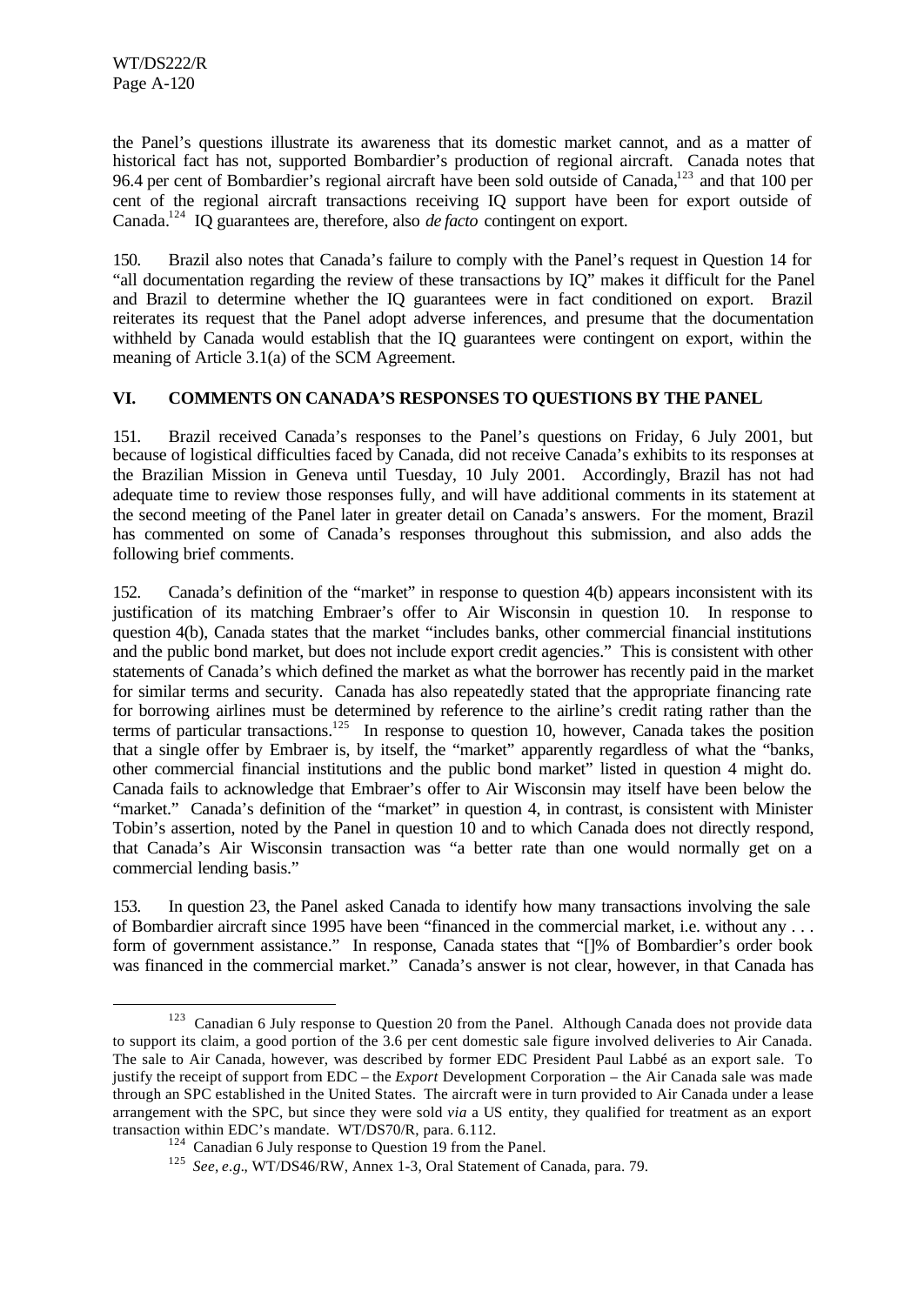the Panel's questions illustrate its awareness that its domestic market cannot, and as a matter of historical fact has not, supported Bombardier's production of regional aircraft. Canada notes that 96.4 per cent of Bombardier's regional aircraft have been sold outside of Canada,[123] and that 100 per cent of the regional aircraft transactions receiving IQ support have been for export outside of Canada.[124] IQ guarantees are, therefore, also *de facto* contingent on export.

150. Brazil also notes that Canada's failure to comply with the Panel's request in Question 14 for "all documentation regarding the review of these transactions by IQ" makes it difficult for the Panel and Brazil to determine whether the IQ guarantees were in fact conditioned on export. Brazil reiterates its request that the Panel adopt adverse inferences, and presume that the documentation withheld by Canada would establish that the IQ guarantees were contingent on export, within the meaning of Article 3.1(a) of the SCM Agreement.

## VI. COMMENTS ON CANADA'S RESPONSES TO QUESTIONS BY THE PANEL

151. Brazil received Canada's responses to the Panel's questions on Friday, 6 July 2001, but because of logistical difficulties faced by Canada, did not receive Canada's exhibits to its responses at the Brazilian Mission in Geneva until Tuesday, 10 July 2001. Accordingly, Brazil has not had adequate time to review those responses fully, and will have additional comments in its statement at the second meeting of the Panel later in greater detail on Canada's answers. For the moment, Brazil has commented on some of Canada's responses throughout this submission, and also adds the following brief comments.

152. Canada's definition of the "market" in response to question 4(b) appears inconsistent with its justification of its matching Embraer's offer to Air Wisconsin in question 10. In response to question 4(b), Canada states that the market "includes banks, other commercial financial institutions and the public bond market, but does not include export credit agencies." This is consistent with other statements of Canada's which defined the market as what the borrower has recently paid in the market for similar terms and security. Canada has also repeatedly stated that the appropriate financing rate for borrowing airlines must be determined by reference to the airline's credit rating rather than the terms of particular transactions.[125] In response to question 10, however, Canada takes the position that a single offer by Embraer is, by itself, the "market" apparently regardless of what the "banks, other commercial financial institutions and the public bond market" listed in question 4 might do. Canada fails to acknowledge that Embraer's offer to Air Wisconsin may itself have been below the "market." Canada's definition of the "market" in question 4, in contrast, is consistent with Minister Tobin's assertion, noted by the Panel in question 10 and to which Canada does not directly respond, that Canada's Air Wisconsin transaction was "a better rate than one would normally get on a commercial lending basis."

153. In question 23, the Panel asked Canada to identify how many transactions involving the sale of Bombardier aircraft since 1995 have been "financed in the commercial market, i.e. without any . . . form of government assistance." In response, Canada states that "[]% of Bombardier's order book was financed in the commercial market." Canada's answer is not clear, however, in that Canada has

---

[123] Canadian 6 July response to Question 20 from the Panel. Although Canada does not provide data to support its claim, a good portion of the 3.6 per cent domestic sale figure involved deliveries to Air Canada. The sale to Air Canada, however, was described by former EDC President Paul Labbé as an export sale. To justify the receipt of support from EDC – the *Export* Development Corporation – the Air Canada sale was made through an SPC established in the United States. The aircraft were in turn provided to Air Canada under a lease arrangement with the SPC, but since they were sold *via* a US entity, they qualified for treatment as an export transaction within EDC's mandate. WT/DS70/R, para. 6.112.

[124] Canadian 6 July response to Question 19 from the Panel.

[125] *See, e.g.*, WT/DS46/RW, Annex 1-3, Oral Statement of Canada, para. 79.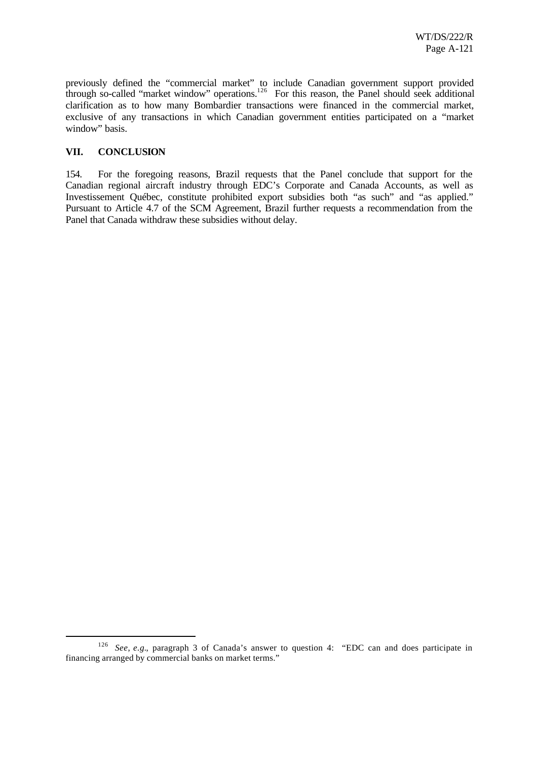previously defined the "commercial market" to include Canadian government support provided through so-called "market window" operations.[126] For this reason, the Panel should seek additional clarification as to how many Bombardier transactions were financed in the commercial market, exclusive of any transactions in which Canadian government entities participated on a "market window" basis.

## VII. CONCLUSION

154. For the foregoing reasons, Brazil requests that the Panel conclude that support for the Canadian regional aircraft industry through EDC's Corporate and Canada Accounts, as well as Investissement Québec, constitute prohibited export subsidies both "as such" and "as applied." Pursuant to Article 4.7 of the SCM Agreement, Brazil further requests a recommendation from the Panel that Canada withdraw these subsidies without delay.

---

[126] *See, e.g.*, paragraph 3 of Canada's answer to question 4: "EDC can and does participate in financing arranged by commercial banks on market terms."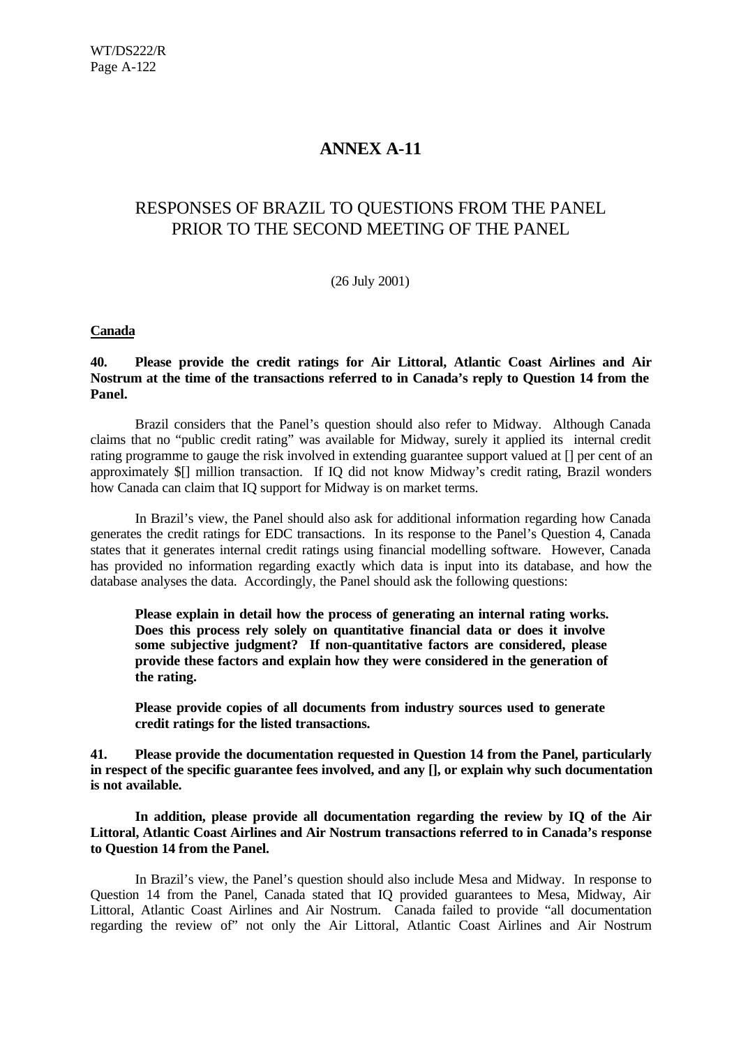# ANNEX A-11

## RESPONSES OF BRAZIL TO QUESTIONS FROM THE PANEL PRIOR TO THE SECOND MEETING OF THE PANEL

(26 July 2001)

**Canada**

**40. Please provide the credit ratings for Air Littoral, Atlantic Coast Airlines and Air Nostrum at the time of the transactions referred to in Canada's reply to Question 14 from the Panel.**

Brazil considers that the Panel's question should also refer to Midway. Although Canada claims that no "public credit rating" was available for Midway, surely it applied its internal credit rating programme to gauge the risk involved in extending guarantee support valued at [] per cent of an approximately $[] million transaction. If IQ did not know Midway's credit rating, Brazil wonders how Canada can claim that IQ support for Midway is on market terms.

In Brazil's view, the Panel should also ask for additional information regarding how Canada generates the credit ratings for EDC transactions. In its response to the Panel's Question 4, Canada states that it generates internal credit ratings using financial modelling software. However, Canada has provided no information regarding exactly which data is input into its database, and how the database analyses the data. Accordingly, the Panel should ask the following questions:

> **Please explain in detail how the process of generating an internal rating works. Does this process rely solely on quantitative financial data or does it involve some subjective judgment? If non-quantitative factors are considered, please provide these factors and explain how they were considered in the generation of the rating.**
>
> **Please provide copies of all documents from industry sources used to generate credit ratings for the listed transactions.**

**41. Please provide the documentation requested in Question 14 from the Panel, particularly in respect of the specific guarantee fees involved, and any [], or explain why such documentation is not available.**

**In addition, please provide all documentation regarding the review by IQ of the Air Littoral, Atlantic Coast Airlines and Air Nostrum transactions referred to in Canada's response to Question 14 from the Panel.**

In Brazil's view, the Panel's question should also include Mesa and Midway. In response to Question 14 from the Panel, Canada stated that IQ provided guarantees to Mesa, Midway, Air Littoral, Atlantic Coast Airlines and Air Nostrum. Canada failed to provide "all documentation regarding the review of" not only the Air Littoral, Atlantic Coast Airlines and Air Nostrum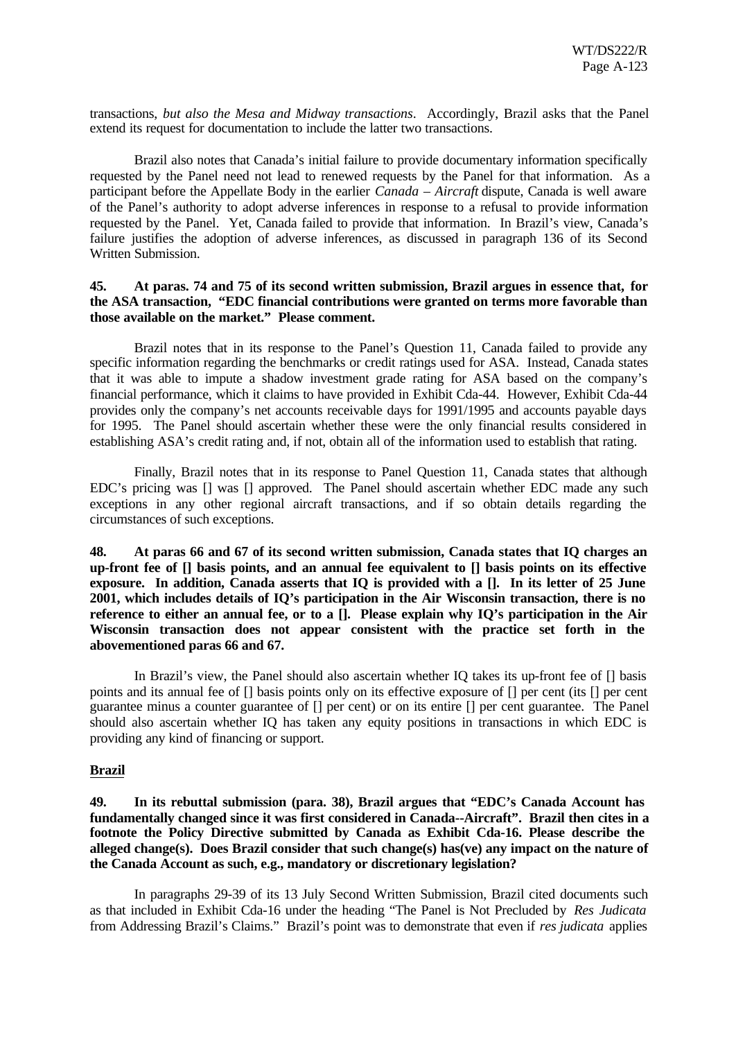transactions, *but also the Mesa and Midway transactions*. Accordingly, Brazil asks that the Panel extend its request for documentation to include the latter two transactions.

Brazil also notes that Canada's initial failure to provide documentary information specifically requested by the Panel need not lead to renewed requests by the Panel for that information. As a participant before the Appellate Body in the earlier *Canada – Aircraft* dispute, Canada is well aware of the Panel's authority to adopt adverse inferences in response to a refusal to provide information requested by the Panel. Yet, Canada failed to provide that information. In Brazil's view, Canada's failure justifies the adoption of adverse inferences, as discussed in paragraph 136 of its Second Written Submission.

**45. At paras. 74 and 75 of its second written submission, Brazil argues in essence that, for the ASA transaction, "EDC financial contributions were granted on terms more favorable than those available on the market." Please comment.**

Brazil notes that in its response to the Panel's Question 11, Canada failed to provide any specific information regarding the benchmarks or credit ratings used for ASA. Instead, Canada states that it was able to impute a shadow investment grade rating for ASA based on the company's financial performance, which it claims to have provided in Exhibit Cda-44. However, Exhibit Cda-44 provides only the company's net accounts receivable days for 1991/1995 and accounts payable days for 1995. The Panel should ascertain whether these were the only financial results considered in establishing ASA's credit rating and, if not, obtain all of the information used to establish that rating.

Finally, Brazil notes that in its response to Panel Question 11, Canada states that although EDC's pricing was [] was [] approved. The Panel should ascertain whether EDC made any such exceptions in any other regional aircraft transactions, and if so obtain details regarding the circumstances of such exceptions.

**48. At paras 66 and 67 of its second written submission, Canada states that IQ charges an up-front fee of [] basis points, and an annual fee equivalent to [] basis points on its effective exposure. In addition, Canada asserts that IQ is provided with a []. In its letter of 25 June 2001, which includes details of IQ's participation in the Air Wisconsin transaction, there is no reference to either an annual fee, or to a []. Please explain why IQ's participation in the Air Wisconsin transaction does not appear consistent with the practice set forth in the abovementioned paras 66 and 67.**

In Brazil's view, the Panel should also ascertain whether IQ takes its up-front fee of [] basis points and its annual fee of [] basis points only on its effective exposure of [] per cent (its [] per cent guarantee minus a counter guarantee of [] per cent) or on its entire [] per cent guarantee. The Panel should also ascertain whether IQ has taken any equity positions in transactions in which EDC is providing any kind of financing or support.

**Brazil**

**49. In its rebuttal submission (para. 38), Brazil argues that "EDC's Canada Account has fundamentally changed since it was first considered in Canada--Aircraft". Brazil then cites in a footnote the Policy Directive submitted by Canada as Exhibit Cda-16. Please describe the alleged change(s). Does Brazil consider that such change(s) has(ve) any impact on the nature of the Canada Account as such, e.g., mandatory or discretionary legislation?**

In paragraphs 29-39 of its 13 July Second Written Submission, Brazil cited documents such as that included in Exhibit Cda-16 under the heading "The Panel is Not Precluded by *Res Judicata* from Addressing Brazil's Claims." Brazil's point was to demonstrate that even if *res judicata* applies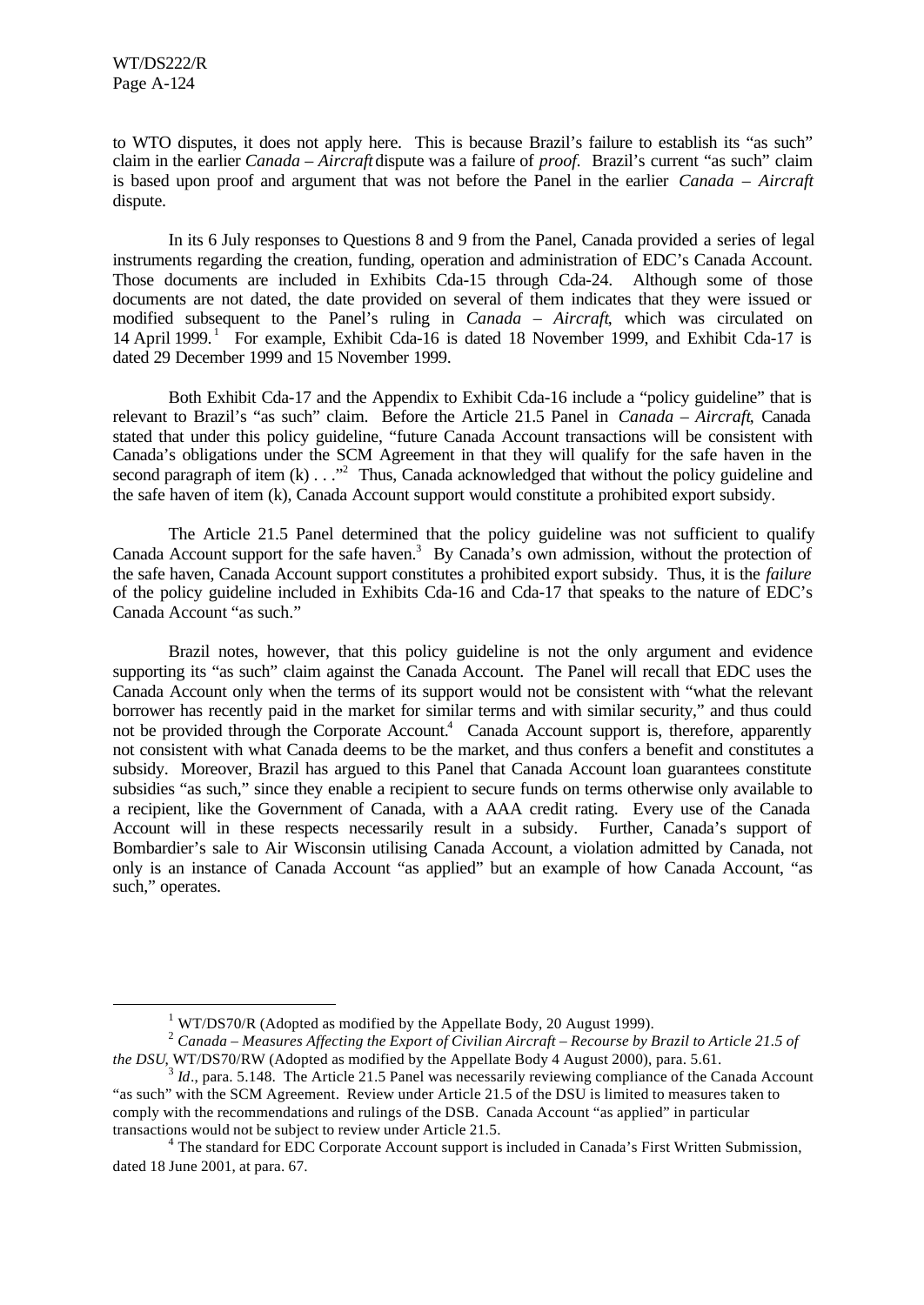to WTO disputes, it does not apply here. This is because Brazil's failure to establish its "as such" claim in the earlier *Canada – Aircraft* dispute was a failure of *proof*. Brazil's current "as such" claim is based upon proof and argument that was not before the Panel in the earlier *Canada – Aircraft* dispute.

In its 6 July responses to Questions 8 and 9 from the Panel, Canada provided a series of legal instruments regarding the creation, funding, operation and administration of EDC's Canada Account. Those documents are included in Exhibits Cda-15 through Cda-24. Although some of those documents are not dated, the date provided on several of them indicates that they were issued or modified subsequent to the Panel's ruling in *Canada – Aircraft*, which was circulated on 14 April 1999.[1] For example, Exhibit Cda-16 is dated 18 November 1999, and Exhibit Cda-17 is dated 29 December 1999 and 15 November 1999.

Both Exhibit Cda-17 and the Appendix to Exhibit Cda-16 include a "policy guideline" that is relevant to Brazil's "as such" claim. Before the Article 21.5 Panel in *Canada – Aircraft*, Canada stated that under this policy guideline, "future Canada Account transactions will be consistent with Canada's obligations under the SCM Agreement in that they will qualify for the safe haven in the second paragraph of item (k) . . ."[2] Thus, Canada acknowledged that without the policy guideline and the safe haven of item (k), Canada Account support would constitute a prohibited export subsidy.

The Article 21.5 Panel determined that the policy guideline was not sufficient to qualify Canada Account support for the safe haven.[3] By Canada's own admission, without the protection of the safe haven, Canada Account support constitutes a prohibited export subsidy. Thus, it is the *failure* of the policy guideline included in Exhibits Cda-16 and Cda-17 that speaks to the nature of EDC's Canada Account "as such."

Brazil notes, however, that this policy guideline is not the only argument and evidence supporting its "as such" claim against the Canada Account. The Panel will recall that EDC uses the Canada Account only when the terms of its support would not be consistent with "what the relevant borrower has recently paid in the market for similar terms and with similar security," and thus could not be provided through the Corporate Account.[4] Canada Account support is, therefore, apparently not consistent with what Canada deems to be the market, and thus confers a benefit and constitutes a subsidy. Moreover, Brazil has argued to this Panel that Canada Account loan guarantees constitute subsidies "as such," since they enable a recipient to secure funds on terms otherwise only available to a recipient, like the Government of Canada, with a AAA credit rating. Every use of the Canada Account will in these respects necessarily result in a subsidy. Further, Canada's support of Bombardier's sale to Air Wisconsin utilising Canada Account, a violation admitted by Canada, not only is an instance of Canada Account "as applied" but an example of how Canada Account, "as such," operates.

---

[1] WT/DS70/R (Adopted as modified by the Appellate Body, 20 August 1999).

[2] *Canada – Measures Affecting the Export of Civilian Aircraft – Recourse by Brazil to Article 21.5 of the DSU*, WT/DS70/RW (Adopted as modified by the Appellate Body 4 August 2000), para. 5.61.

[3] *Id*., para. 5.148. The Article 21.5 Panel was necessarily reviewing compliance of the Canada Account "as such" with the SCM Agreement. Review under Article 21.5 of the DSU is limited to measures taken to comply with the recommendations and rulings of the DSB. Canada Account "as applied" in particular transactions would not be subject to review under Article 21.5.

[4] The standard for EDC Corporate Account support is included in Canada's First Written Submission, dated 18 June 2001, at para. 67.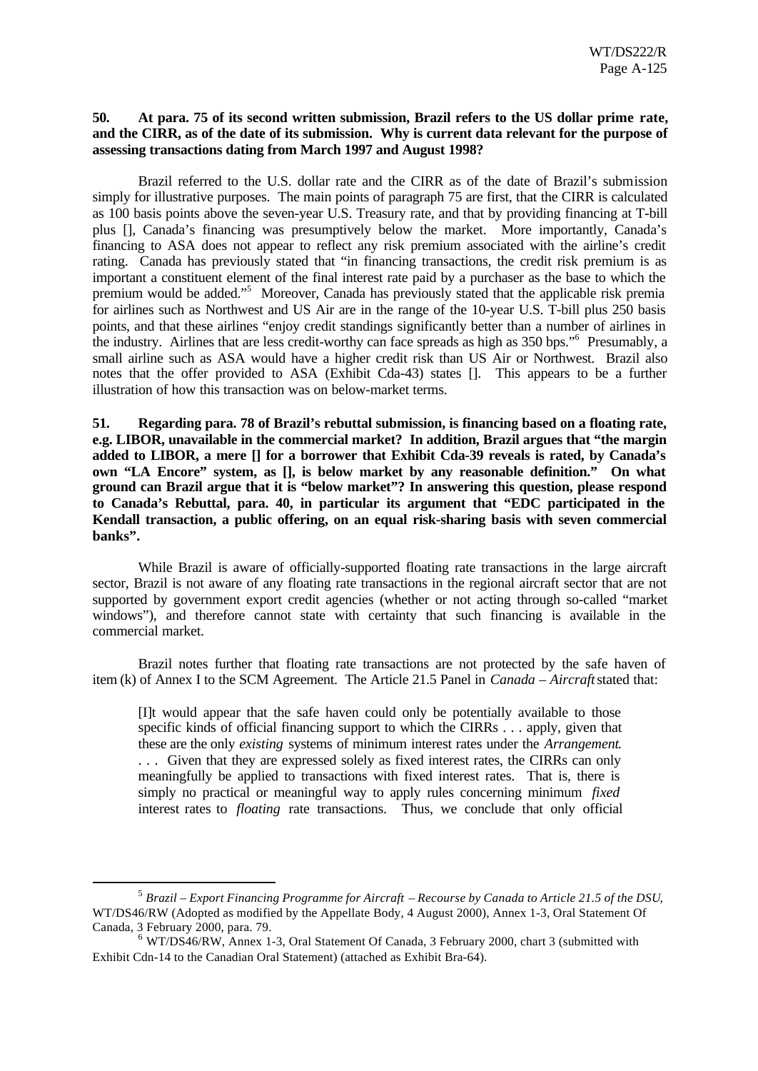**50. At para. 75 of its second written submission, Brazil refers to the US dollar prime rate, and the CIRR, as of the date of its submission. Why is current data relevant for the purpose of assessing transactions dating from March 1997 and August 1998?**

Brazil referred to the U.S. dollar rate and the CIRR as of the date of Brazil's submission simply for illustrative purposes. The main points of paragraph 75 are first, that the CIRR is calculated as 100 basis points above the seven-year U.S. Treasury rate, and that by providing financing at T-bill plus [], Canada's financing was presumptively below the market. More importantly, Canada's financing to ASA does not appear to reflect any risk premium associated with the airline's credit rating. Canada has previously stated that "in financing transactions, the credit risk premium is as important a constituent element of the final interest rate paid by a purchaser as the base to which the premium would be added."[5] Moreover, Canada has previously stated that the applicable risk premia for airlines such as Northwest and US Air are in the range of the 10-year U.S. T-bill plus 250 basis points, and that these airlines "enjoy credit standings significantly better than a number of airlines in the industry. Airlines that are less credit-worthy can face spreads as high as 350 bps."[6] Presumably, a small airline such as ASA would have a higher credit risk than US Air or Northwest. Brazil also notes that the offer provided to ASA (Exhibit Cda-43) states []. This appears to be a further illustration of how this transaction was on below-market terms.

**51. Regarding para. 78 of Brazil's rebuttal submission, is financing based on a floating rate, e.g. LIBOR, unavailable in the commercial market? In addition, Brazil argues that "the margin added to LIBOR, a mere [] for a borrower that Exhibit Cda-39 reveals is rated, by Canada's own "LA Encore" system, as [], is below market by any reasonable definition." On what ground can Brazil argue that it is "below market"? In answering this question, please respond to Canada's Rebuttal, para. 40, in particular its argument that "EDC participated in the Kendall transaction, a public offering, on an equal risk-sharing basis with seven commercial banks".**

While Brazil is aware of officially-supported floating rate transactions in the large aircraft sector, Brazil is not aware of any floating rate transactions in the regional aircraft sector that are not supported by government export credit agencies (whether or not acting through so-called "market windows"), and therefore cannot state with certainty that such financing is available in the commercial market.

Brazil notes further that floating rate transactions are not protected by the safe haven of item (k) of Annex I to the SCM Agreement. The Article 21.5 Panel in *Canada – Aircraft* stated that:

> [I]t would appear that the safe haven could only be potentially available to those specific kinds of official financing support to which the CIRRs . . . apply, given that these are the only *existing* systems of minimum interest rates under the *Arrangement*. . . . Given that they are expressed solely as fixed interest rates, the CIRRs can only meaningfully be applied to transactions with fixed interest rates. That is, there is simply no practical or meaningful way to apply rules concerning minimum *fixed* interest rates to *floating* rate transactions. Thus, we conclude that only official

---

[5] *Brazil – Export Financing Programme for Aircraft – Recourse by Canada to Article 21.5 of the DSU*, WT/DS46/RW (Adopted as modified by the Appellate Body, 4 August 2000), Annex 1-3, Oral Statement Of Canada, 3 February 2000, para. 79.

[6] WT/DS46/RW, Annex 1-3, Oral Statement Of Canada, 3 February 2000, chart 3 (submitted with Exhibit Cdn-14 to the Canadian Oral Statement) (attached as Exhibit Bra-64).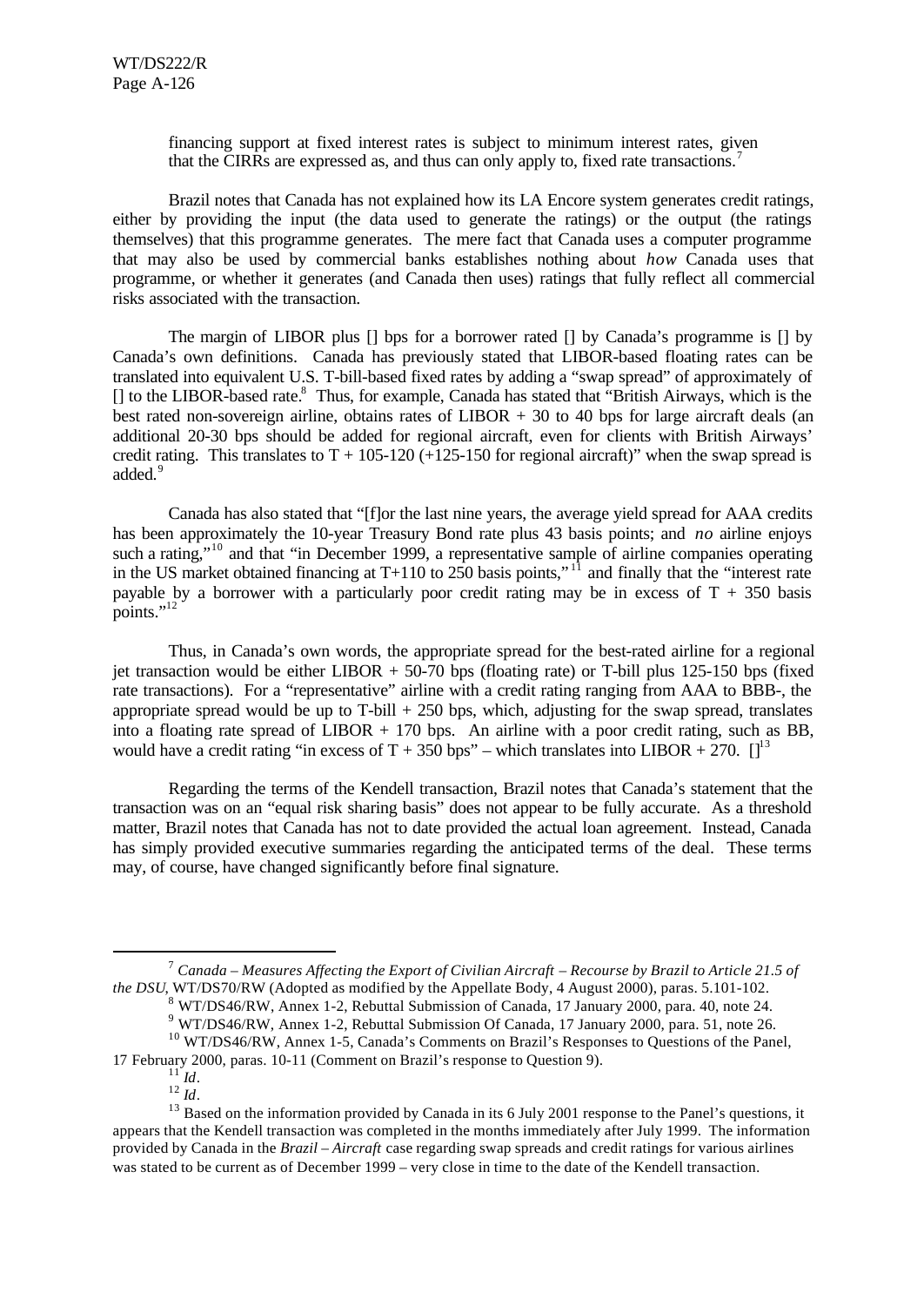financing support at fixed interest rates is subject to minimum interest rates, given that the CIRRs are expressed as, and thus can only apply to, fixed rate transactions.[7]

Brazil notes that Canada has not explained how its LA Encore system generates credit ratings, either by providing the input (the data used to generate the ratings) or the output (the ratings themselves) that this programme generates. The mere fact that Canada uses a computer programme that may also be used by commercial banks establishes nothing about *how* Canada uses that programme, or whether it generates (and Canada then uses) ratings that fully reflect all commercial risks associated with the transaction.

The margin of LIBOR plus [] bps for a borrower rated [] by Canada's programme is [] by Canada's own definitions. Canada has previously stated that LIBOR-based floating rates can be translated into equivalent U.S. T-bill-based fixed rates by adding a "swap spread" of approximately of [] to the LIBOR-based rate.[8] Thus, for example, Canada has stated that "British Airways, which is the best rated non-sovereign airline, obtains rates of LIBOR + 30 to 40 bps for large aircraft deals (an additional 20-30 bps should be added for regional aircraft, even for clients with British Airways' credit rating. This translates to T + 105-120 (+125-150 for regional aircraft)" when the swap spread is added.[9]

Canada has also stated that "[f]or the last nine years, the average yield spread for AAA credits has been approximately the 10-year Treasury Bond rate plus 43 basis points; and *no* airline enjoys such a rating,"[10] and that "in December 1999, a representative sample of airline companies operating in the US market obtained financing at T+110 to 250 basis points,"[11] and finally that the "interest rate payable by a borrower with a particularly poor credit rating may be in excess of T + 350 basis points."[12]

Thus, in Canada's own words, the appropriate spread for the best-rated airline for a regional jet transaction would be either LIBOR + 50-70 bps (floating rate) or T-bill plus 125-150 bps (fixed rate transactions). For a "representative" airline with a credit rating ranging from AAA to BBB-, the appropriate spread would be up to T-bill + 250 bps, which, adjusting for the swap spread, translates into a floating rate spread of LIBOR + 170 bps. An airline with a poor credit rating, such as BB, would have a credit rating "in excess of T + 350 bps" – which translates into LIBOR + 270. [][13]

Regarding the terms of the Kendell transaction, Brazil notes that Canada's statement that the transaction was on an "equal risk sharing basis" does not appear to be fully accurate. As a threshold matter, Brazil notes that Canada has not to date provided the actual loan agreement. Instead, Canada has simply provided executive summaries regarding the anticipated terms of the deal. These terms may, of course, have changed significantly before final signature.

---

[7] *Canada – Measures Affecting the Export of Civilian Aircraft – Recourse by Brazil to Article 21.5 of the DSU*, WT/DS70/RW (Adopted as modified by the Appellate Body, 4 August 2000), paras. 5.101-102.

[8] WT/DS46/RW, Annex 1-2, Rebuttal Submission of Canada, 17 January 2000, para. 40, note 24.

[9] WT/DS46/RW, Annex 1-2, Rebuttal Submission Of Canada, 17 January 2000, para. 51, note 26.

[10] WT/DS46/RW, Annex 1-5, Canada's Comments on Brazil's Responses to Questions of the Panel, 17 February 2000, paras. 10-11 (Comment on Brazil's response to Question 9).

[11] *Id*.

[12] *Id*.

[13] Based on the information provided by Canada in its 6 July 2001 response to the Panel's questions, it appears that the Kendell transaction was completed in the months immediately after July 1999. The information provided by Canada in the *Brazil – Aircraft* case regarding swap spreads and credit ratings for various airlines was stated to be current as of December 1999 – very close in time to the date of the Kendell transaction.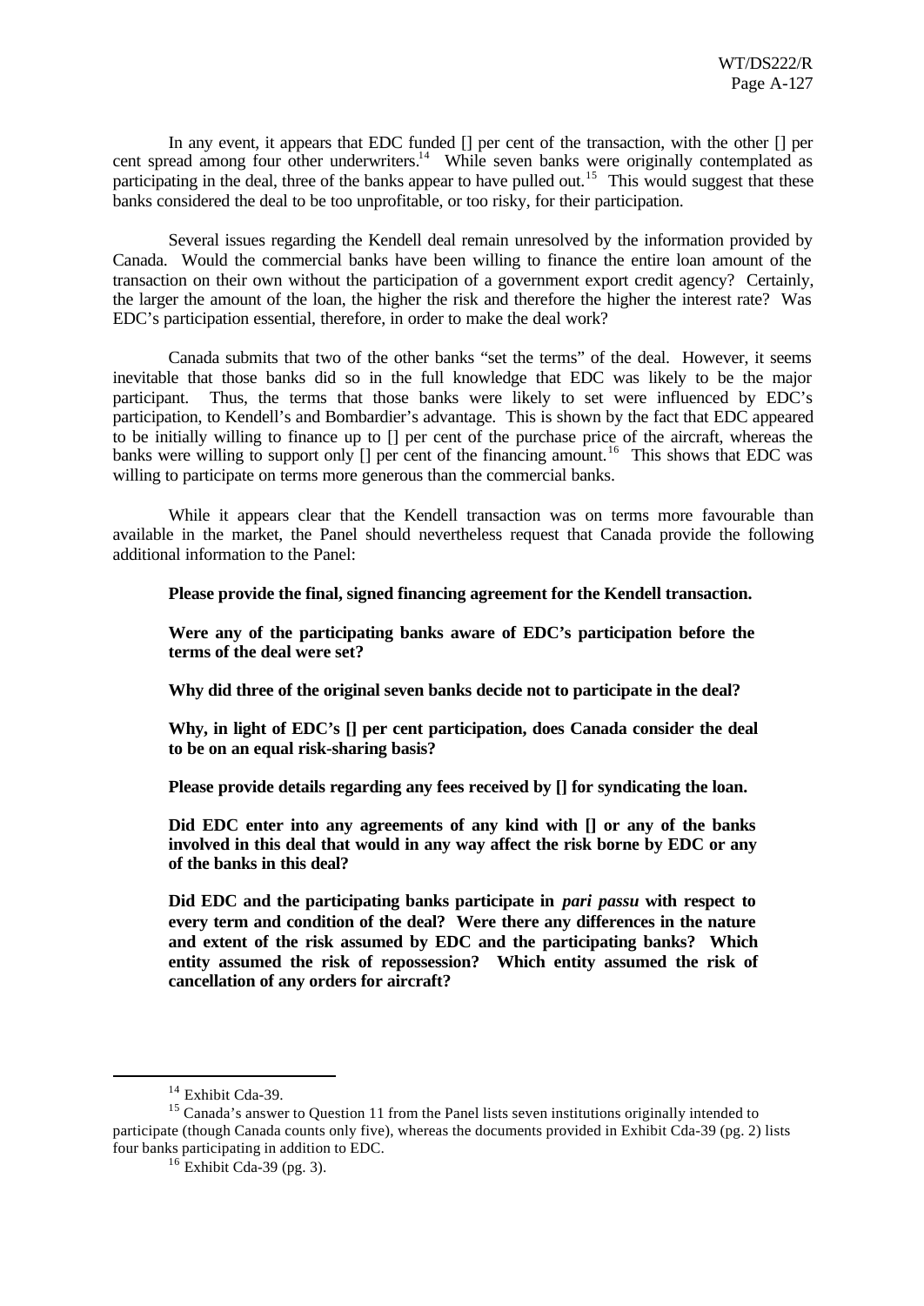In any event, it appears that EDC funded [] per cent of the transaction, with the other [] per cent spread among four other underwriters.[14] While seven banks were originally contemplated as participating in the deal, three of the banks appear to have pulled out.[15] This would suggest that these banks considered the deal to be too unprofitable, or too risky, for their participation.

Several issues regarding the Kendell deal remain unresolved by the information provided by Canada. Would the commercial banks have been willing to finance the entire loan amount of the transaction on their own without the participation of a government export credit agency? Certainly, the larger the amount of the loan, the higher the risk and therefore the higher the interest rate? Was EDC's participation essential, therefore, in order to make the deal work?

Canada submits that two of the other banks "set the terms" of the deal. However, it seems inevitable that those banks did so in the full knowledge that EDC was likely to be the major participant. Thus, the terms that those banks were likely to set were influenced by EDC's participation, to Kendell's and Bombardier's advantage. This is shown by the fact that EDC appeared to be initially willing to finance up to [] per cent of the purchase price of the aircraft, whereas the banks were willing to support only [] per cent of the financing amount.[16] This shows that EDC was willing to participate on terms more generous than the commercial banks.

While it appears clear that the Kendell transaction was on terms more favourable than available in the market, the Panel should nevertheless request that Canada provide the following additional information to the Panel:

> **Please provide the final, signed financing agreement for the Kendell transaction.**
>
> **Were any of the participating banks aware of EDC's participation before the terms of the deal were set?**
>
> **Why did three of the original seven banks decide not to participate in the deal?**
>
> **Why, in light of EDC's [] per cent participation, does Canada consider the deal to be on an equal risk-sharing basis?**
>
> **Please provide details regarding any fees received by [] for syndicating the loan.**
>
> **Did EDC enter into any agreements of any kind with [] or any of the banks involved in this deal that would in any way affect the risk borne by EDC or any of the banks in this deal?**
>
> **Did EDC and the participating banks participate in *pari passu* with respect to every term and condition of the deal? Were there any differences in the nature and extent of the risk assumed by EDC and the participating banks? Which entity assumed the risk of repossession? Which entity assumed the risk of cancellation of any orders for aircraft?**

---

[14] Exhibit Cda-39.

[15] Canada's answer to Question 11 from the Panel lists seven institutions originally intended to participate (though Canada counts only five), whereas the documents provided in Exhibit Cda-39 (pg. 2) lists four banks participating in addition to EDC.

[16] Exhibit Cda-39 (pg. 3).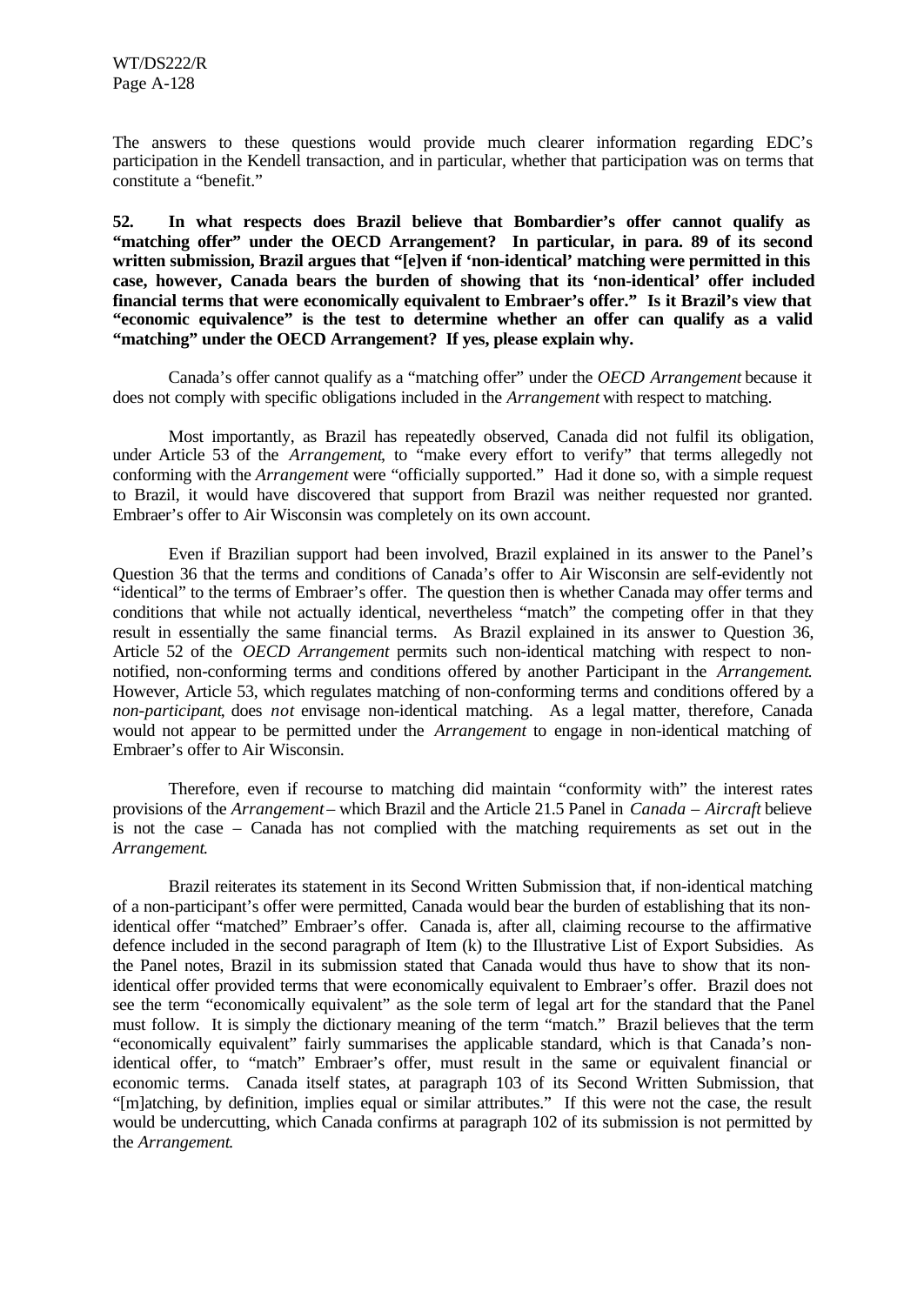The answers to these questions would provide much clearer information regarding EDC's participation in the Kendell transaction, and in particular, whether that participation was on terms that constitute a "benefit."

**52. In what respects does Brazil believe that Bombardier's offer cannot qualify as "matching offer" under the OECD Arrangement? In particular, in para. 89 of its second written submission, Brazil argues that "[e]ven if 'non-identical' matching were permitted in this case, however, Canada bears the burden of showing that its 'non-identical' offer included financial terms that were economically equivalent to Embraer's offer." Is it Brazil's view that "economic equivalence" is the test to determine whether an offer can qualify as a valid "matching" under the OECD Arrangement? If yes, please explain why.**

Canada's offer cannot qualify as a "matching offer" under the *OECD Arrangement* because it does not comply with specific obligations included in the *Arrangement* with respect to matching.

Most importantly, as Brazil has repeatedly observed, Canada did not fulfil its obligation, under Article 53 of the *Arrangement*, to "make every effort to verify" that terms allegedly not conforming with the *Arrangement* were "officially supported." Had it done so, with a simple request to Brazil, it would have discovered that support from Brazil was neither requested nor granted. Embraer's offer to Air Wisconsin was completely on its own account.

Even if Brazilian support had been involved, Brazil explained in its answer to the Panel's Question 36 that the terms and conditions of Canada's offer to Air Wisconsin are self-evidently not "identical" to the terms of Embraer's offer. The question then is whether Canada may offer terms and conditions that while not actually identical, nevertheless "match" the competing offer in that they result in essentially the same financial terms. As Brazil explained in its answer to Question 36, Article 52 of the *OECD Arrangement* permits such non-identical matching with respect to non-notified, non-conforming terms and conditions offered by another Participant in the *Arrangement*. However, Article 53, which regulates matching of non-conforming terms and conditions offered by a *non-participant*, does *not* envisage non-identical matching. As a legal matter, therefore, Canada would not appear to be permitted under the *Arrangement* to engage in non-identical matching of Embraer's offer to Air Wisconsin.

Therefore, even if recourse to matching did maintain "conformity with" the interest rates provisions of the *Arrangement* – which Brazil and the Article 21.5 Panel in *Canada – Aircraft* believe is not the case – Canada has not complied with the matching requirements as set out in the *Arrangement*.

Brazil reiterates its statement in its Second Written Submission that, if non-identical matching of a non-participant's offer were permitted, Canada would bear the burden of establishing that its non-identical offer "matched" Embraer's offer. Canada is, after all, claiming recourse to the affirmative defence included in the second paragraph of Item (k) to the Illustrative List of Export Subsidies. As the Panel notes, Brazil in its submission stated that Canada would thus have to show that its non-identical offer provided terms that were economically equivalent to Embraer's offer. Brazil does not see the term "economically equivalent" as the sole term of legal art for the standard that the Panel must follow. It is simply the dictionary meaning of the term "match." Brazil believes that the term "economically equivalent" fairly summarises the applicable standard, which is that Canada's non-identical offer, to "match" Embraer's offer, must result in the same or equivalent financial or economic terms. Canada itself states, at paragraph 103 of its Second Written Submission, that "[m]atching, by definition, implies equal or similar attributes." If this were not the case, the result would be undercutting, which Canada confirms at paragraph 102 of its submission is not permitted by the *Arrangement*.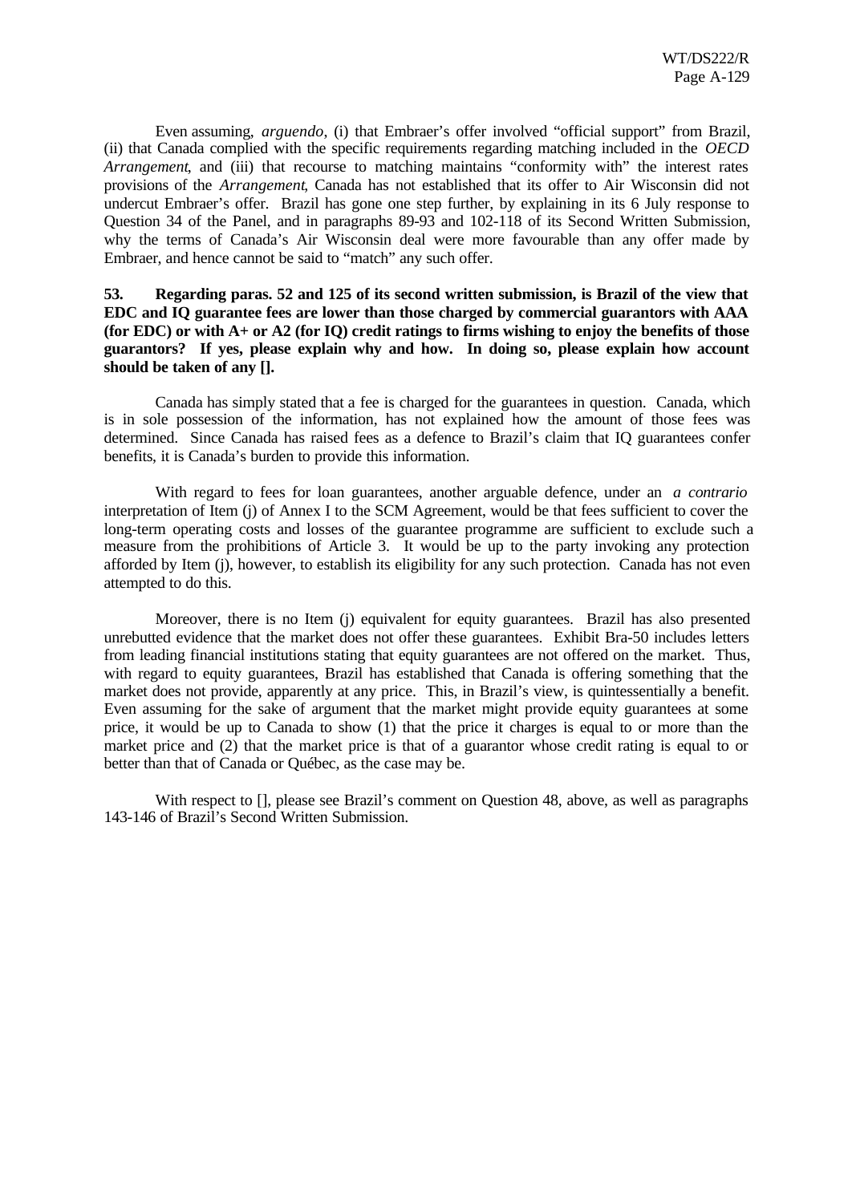Even assuming, *arguendo*, (i) that Embraer's offer involved "official support" from Brazil, (ii) that Canada complied with the specific requirements regarding matching included in the *OECD Arrangement*, and (iii) that recourse to matching maintains "conformity with" the interest rates provisions of the *Arrangement*, Canada has not established that its offer to Air Wisconsin did not undercut Embraer's offer. Brazil has gone one step further, by explaining in its 6 July response to Question 34 of the Panel, and in paragraphs 89-93 and 102-118 of its Second Written Submission, why the terms of Canada's Air Wisconsin deal were more favourable than any offer made by Embraer, and hence cannot be said to "match" any such offer.

**53. Regarding paras. 52 and 125 of its second written submission, is Brazil of the view that EDC and IQ guarantee fees are lower than those charged by commercial guarantors with AAA (for EDC) or with A+ or A2 (for IQ) credit ratings to firms wishing to enjoy the benefits of those guarantors? If yes, please explain why and how. In doing so, please explain how account should be taken of any [].**

Canada has simply stated that a fee is charged for the guarantees in question. Canada, which is in sole possession of the information, has not explained how the amount of those fees was determined. Since Canada has raised fees as a defence to Brazil's claim that IQ guarantees confer benefits, it is Canada's burden to provide this information.

With regard to fees for loan guarantees, another arguable defence, under an *a contrario* interpretation of Item (j) of Annex I to the SCM Agreement, would be that fees sufficient to cover the long-term operating costs and losses of the guarantee programme are sufficient to exclude such a measure from the prohibitions of Article 3. It would be up to the party invoking any protection afforded by Item (j), however, to establish its eligibility for any such protection. Canada has not even attempted to do this.

Moreover, there is no Item (j) equivalent for equity guarantees. Brazil has also presented unrebutted evidence that the market does not offer these guarantees. Exhibit Bra-50 includes letters from leading financial institutions stating that equity guarantees are not offered on the market. Thus, with regard to equity guarantees, Brazil has established that Canada is offering something that the market does not provide, apparently at any price. This, in Brazil's view, is quintessentially a benefit. Even assuming for the sake of argument that the market might provide equity guarantees at some price, it would be up to Canada to show (1) that the price it charges is equal to or more than the market price and (2) that the market price is that of a guarantor whose credit rating is equal to or better than that of Canada or Québec, as the case may be.

With respect to [], please see Brazil's comment on Question 48, above, as well as paragraphs 143-146 of Brazil's Second Written Submission.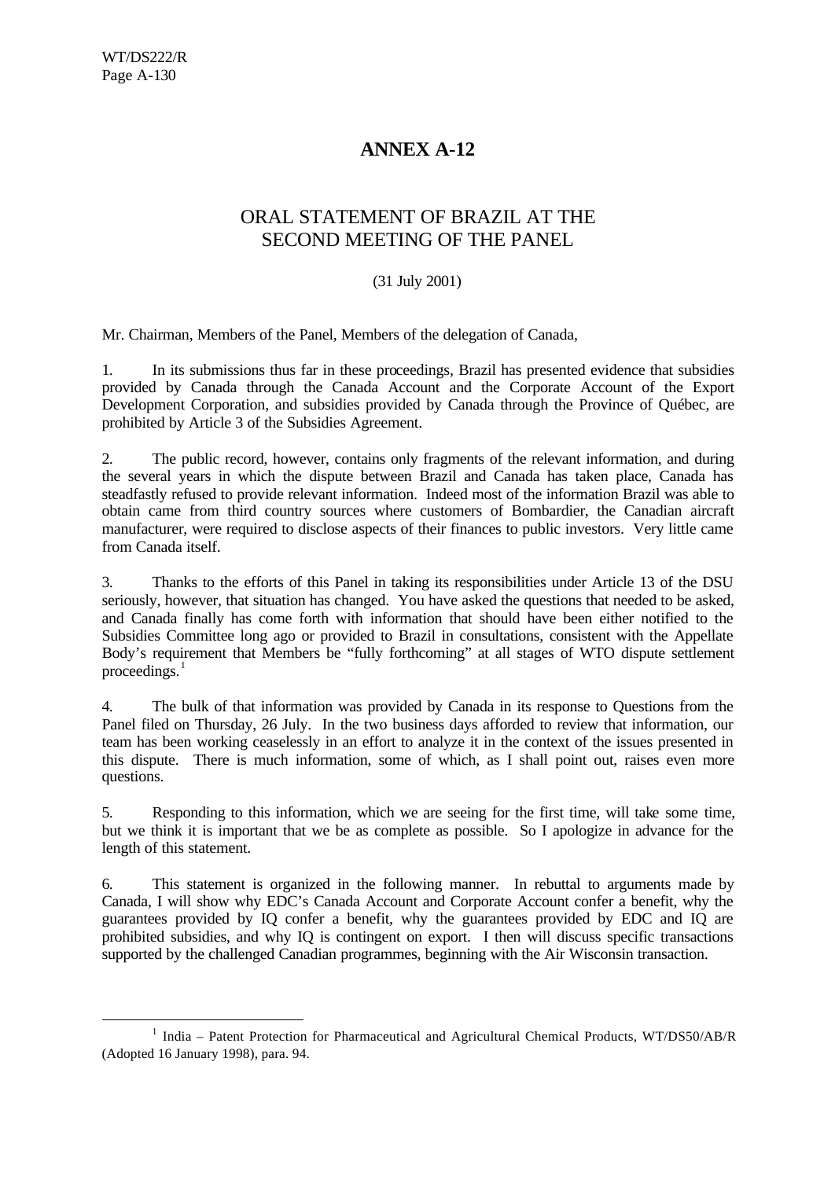# ANNEX A-12

## ORAL STATEMENT OF BRAZIL AT THE SECOND MEETING OF THE PANEL

(31 July 2001)

Mr. Chairman, Members of the Panel, Members of the delegation of Canada,

1. In its submissions thus far in these proceedings, Brazil has presented evidence that subsidies provided by Canada through the Canada Account and the Corporate Account of the Export Development Corporation, and subsidies provided by Canada through the Province of Québec, are prohibited by Article 3 of the Subsidies Agreement.

2. The public record, however, contains only fragments of the relevant information, and during the several years in which the dispute between Brazil and Canada has taken place, Canada has steadfastly refused to provide relevant information. Indeed most of the information Brazil was able to obtain came from third country sources where customers of Bombardier, the Canadian aircraft manufacturer, were required to disclose aspects of their finances to public investors. Very little came from Canada itself.

3. Thanks to the efforts of this Panel in taking its responsibilities under Article 13 of the DSU seriously, however, that situation has changed. You have asked the questions that needed to be asked, and Canada finally has come forth with information that should have been either notified to the Subsidies Committee long ago or provided to Brazil in consultations, consistent with the Appellate Body's requirement that Members be "fully forthcoming" at all stages of WTO dispute settlement proceedings.[1]

4. The bulk of that information was provided by Canada in its response to Questions from the Panel filed on Thursday, 26 July. In the two business days afforded to review that information, our team has been working ceaselessly in an effort to analyze it in the context of the issues presented in this dispute. There is much information, some of which, as I shall point out, raises even more questions.

5. Responding to this information, which we are seeing for the first time, will take some time, but we think it is important that we be as complete as possible. So I apologize in advance for the length of this statement.

6. This statement is organized in the following manner. In rebuttal to arguments made by Canada, I will show why EDC's Canada Account and Corporate Account confer a benefit, why the guarantees provided by IQ confer a benefit, why the guarantees provided by EDC and IQ are prohibited subsidies, and why IQ is contingent on export. I then will discuss specific transactions supported by the challenged Canadian programmes, beginning with the Air Wisconsin transaction.

[1] India – Patent Protection for Pharmaceutical and Agricultural Chemical Products, WT/DS50/AB/R (Adopted 16 January 1998), para. 94.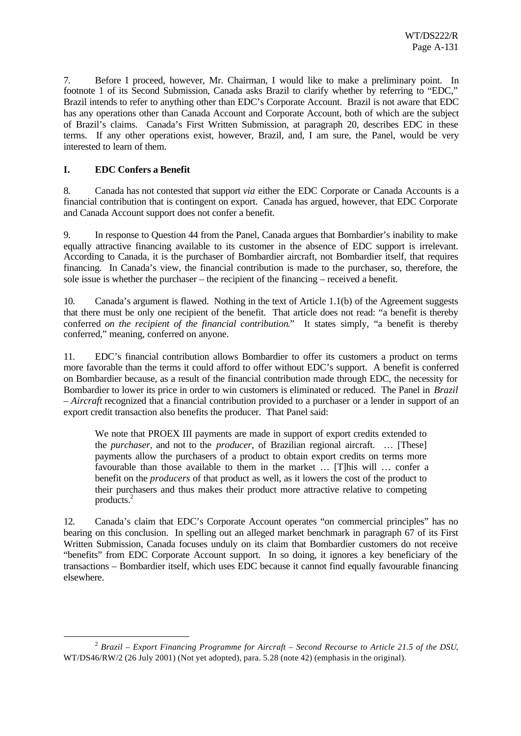7. Before I proceed, however, Mr. Chairman, I would like to make a preliminary point. In footnote 1 of its Second Submission, Canada asks Brazil to clarify whether by referring to "EDC," Brazil intends to refer to anything other than EDC's Corporate Account. Brazil is not aware that EDC has any operations other than Canada Account and Corporate Account, both of which are the subject of Brazil's claims. Canada's First Written Submission, at paragraph 20, describes EDC in these terms. If any other operations exist, however, Brazil, and, I am sure, the Panel, would be very interested to learn of them.

## I. EDC Confers a Benefit

8. Canada has not contested that support *via* either the EDC Corporate or Canada Accounts is a financial contribution that is contingent on export. Canada has argued, however, that EDC Corporate and Canada Account support does not confer a benefit.

9. In response to Question 44 from the Panel, Canada argues that Bombardier's inability to make equally attractive financing available to its customer in the absence of EDC support is irrelevant. According to Canada, it is the purchaser of Bombardier aircraft, not Bombardier itself, that requires financing. In Canada's view, the financial contribution is made to the purchaser, so, therefore, the sole issue is whether the purchaser – the recipient of the financing – received a benefit.

10. Canada's argument is flawed. Nothing in the text of Article 1.1(b) of the Agreement suggests that there must be only one recipient of the benefit. That article does not read: "a benefit is thereby conferred *on the recipient of the financial contribution*." It states simply, "a benefit is thereby conferred," meaning, conferred on anyone.

11. EDC's financial contribution allows Bombardier to offer its customers a product on terms more favorable than the terms it could afford to offer without EDC's support. A benefit is conferred on Bombardier because, as a result of the financial contribution made through EDC, the necessity for Bombardier to lower its price in order to win customers is eliminated or reduced. The Panel in *Brazil – Aircraft* recognized that a financial contribution provided to a purchaser or a lender in support of an export credit transaction also benefits the producer. That Panel said:

> We note that PROEX III payments are made in support of export credits extended to the *purchaser*, and not to the *producer*, of Brazilian regional aircraft. … [These] payments allow the purchasers of a product to obtain export credits on terms more favourable than those available to them in the market … [T]his will … confer a benefit on the *producers* of that product as well, as it lowers the cost of the product to their purchasers and thus makes their product more attractive relative to competing products.[2]

12. Canada's claim that EDC's Corporate Account operates "on commercial principles" has no bearing on this conclusion. In spelling out an alleged market benchmark in paragraph 67 of its First Written Submission, Canada focuses unduly on its claim that Bombardier customers do not receive "benefits" from EDC Corporate Account support. In so doing, it ignores a key beneficiary of the transactions – Bombardier itself, which uses EDC because it cannot find equally favourable financing elsewhere.

---

[2] *Brazil – Export Financing Programme for Aircraft – Second Recourse to Article 21.5 of the DSU*, WT/DS46/RW/2 (26 July 2001) (Not yet adopted), para. 5.28 (note 42) (emphasis in the original).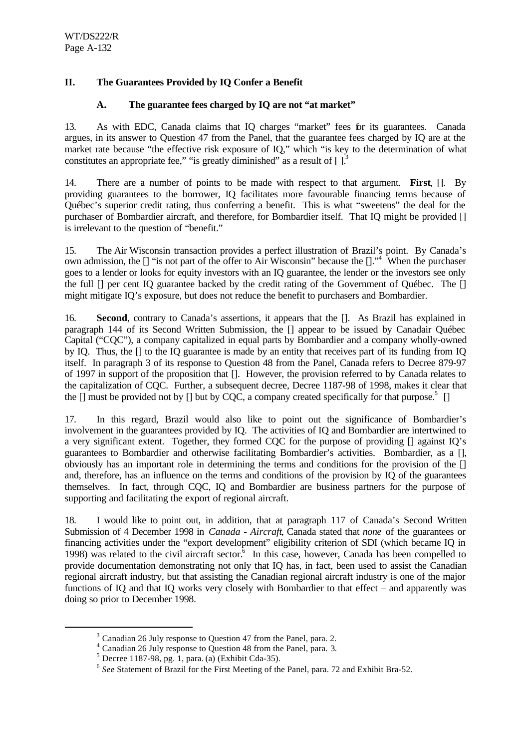## II. The Guarantees Provided by IQ Confer a Benefit

### A. The guarantee fees charged by IQ are not "at market"

13. As with EDC, Canada claims that IQ charges "market" fees for its guarantees. Canada argues, in its answer to Question 47 from the Panel, that the guarantee fees charged by IQ are at the market rate because "the effective risk exposure of IQ," which "is key to the determination of what constitutes an appropriate fee," "is greatly diminished" as a result of [ ].[3]

14. There are a number of points to be made with respect to that argument. **First**, []. By providing guarantees to the borrower, IQ facilitates more favourable financing terms because of Québec's superior credit rating, thus conferring a benefit. This is what "sweetens" the deal for the purchaser of Bombardier aircraft, and therefore, for Bombardier itself. That IQ might be provided [] is irrelevant to the question of "benefit."

15. The Air Wisconsin transaction provides a perfect illustration of Brazil's point. By Canada's own admission, the [] "is not part of the offer to Air Wisconsin" because the []."[4] When the purchaser goes to a lender or looks for equity investors with an IQ guarantee, the lender or the investors see only the full [] per cent IQ guarantee backed by the credit rating of the Government of Québec. The [] might mitigate IQ's exposure, but does not reduce the benefit to purchasers and Bombardier.

16. **Second**, contrary to Canada's assertions, it appears that the []. As Brazil has explained in paragraph 144 of its Second Written Submission, the [] appear to be issued by Canadair Québec Capital ("CQC"), a company capitalized in equal parts by Bombardier and a company wholly-owned by IQ. Thus, the [] to the IQ guarantee is made by an entity that receives part of its funding from IQ itself. In paragraph 3 of its response to Question 48 from the Panel, Canada refers to Decree 879-97 of 1997 in support of the proposition that []. However, the provision referred to by Canada relates to the capitalization of CQC. Further, a subsequent decree, Decree 1187-98 of 1998, makes it clear that the [] must be provided not by [] but by CQC, a company created specifically for that purpose.[5] []

17. In this regard, Brazil would also like to point out the significance of Bombardier's involvement in the guarantees provided by IQ. The activities of IQ and Bombardier are intertwined to a very significant extent. Together, they formed CQC for the purpose of providing [] against IQ's guarantees to Bombardier and otherwise facilitating Bombardier's activities. Bombardier, as a [], obviously has an important role in determining the terms and conditions for the provision of the [] and, therefore, has an influence on the terms and conditions of the provision by IQ of the guarantees themselves. In fact, through CQC, IQ and Bombardier are business partners for the purpose of supporting and facilitating the export of regional aircraft.

18. I would like to point out, in addition, that at paragraph 117 of Canada's Second Written Submission of 4 December 1998 in *Canada - Aircraft*, Canada stated that *none* of the guarantees or financing activities under the "export development" eligibility criterion of SDI (which became IQ in 1998) was related to the civil aircraft sector.[6] In this case, however, Canada has been compelled to provide documentation demonstrating not only that IQ has, in fact, been used to assist the Canadian regional aircraft industry, but that assisting the Canadian regional aircraft industry is one of the major functions of IQ and that IQ works very closely with Bombardier to that effect – and apparently was doing so prior to December 1998.

---

[3] Canadian 26 July response to Question 47 from the Panel, para. 2.

[4] Canadian 26 July response to Question 48 from the Panel, para. 3.

[5] Decree 1187-98, pg. 1, para. (a) (Exhibit Cda-35).

[6] *See* Statement of Brazil for the First Meeting of the Panel, para. 72 and Exhibit Bra-52.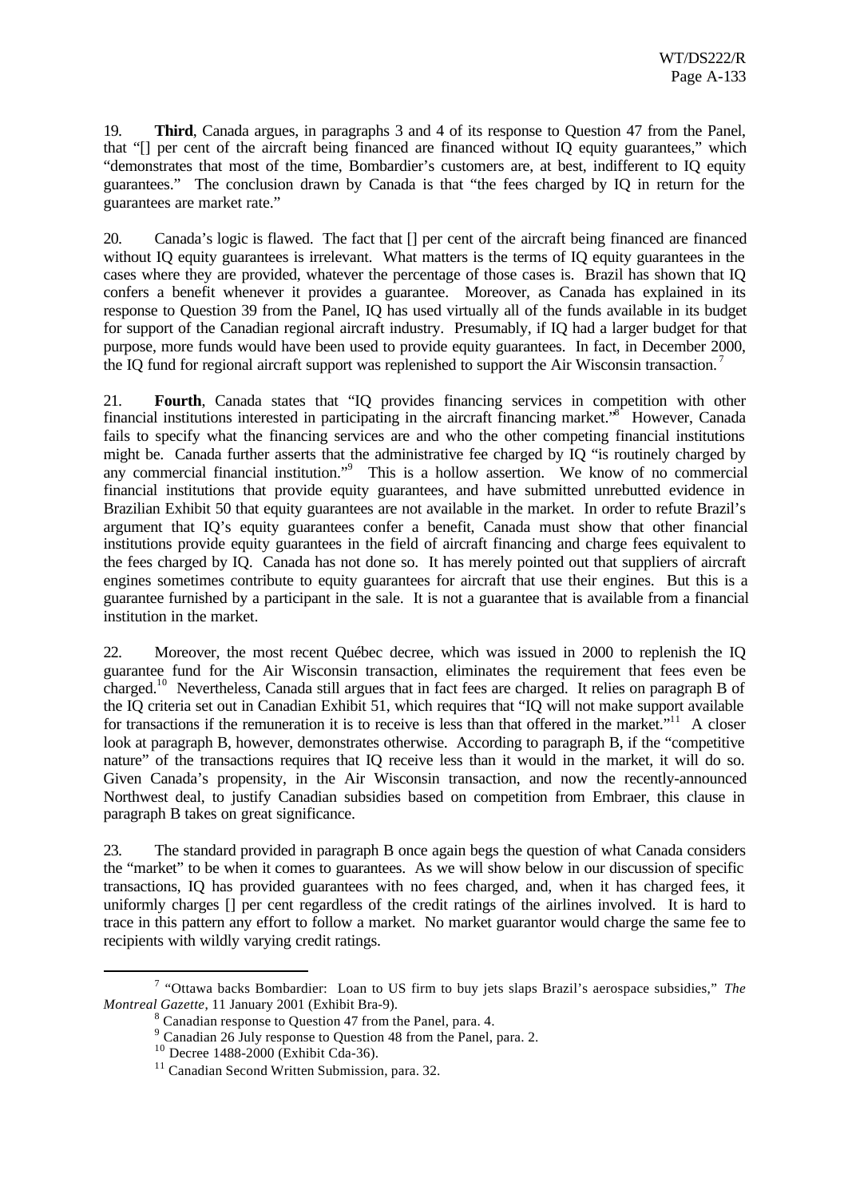19. **Third**, Canada argues, in paragraphs 3 and 4 of its response to Question 47 from the Panel, that "[] per cent of the aircraft being financed are financed without IQ equity guarantees," which "demonstrates that most of the time, Bombardier's customers are, at best, indifferent to IQ equity guarantees." The conclusion drawn by Canada is that "the fees charged by IQ in return for the guarantees are market rate."

20. Canada's logic is flawed. The fact that [] per cent of the aircraft being financed are financed without IQ equity guarantees is irrelevant. What matters is the terms of IQ equity guarantees in the cases where they are provided, whatever the percentage of those cases is. Brazil has shown that IQ confers a benefit whenever it provides a guarantee. Moreover, as Canada has explained in its response to Question 39 from the Panel, IQ has used virtually all of the funds available in its budget for support of the Canadian regional aircraft industry. Presumably, if IQ had a larger budget for that purpose, more funds would have been used to provide equity guarantees. In fact, in December 2000, the IQ fund for regional aircraft support was replenished to support the Air Wisconsin transaction.[7]

21. **Fourth**, Canada states that "IQ provides financing services in competition with other financial institutions interested in participating in the aircraft financing market."[8] However, Canada fails to specify what the financing services are and who the other competing financial institutions might be. Canada further asserts that the administrative fee charged by IQ "is routinely charged by any commercial financial institution."[9] This is a hollow assertion. We know of no commercial financial institutions that provide equity guarantees, and have submitted unrebutted evidence in Brazilian Exhibit 50 that equity guarantees are not available in the market. In order to refute Brazil's argument that IQ's equity guarantees confer a benefit, Canada must show that other financial institutions provide equity guarantees in the field of aircraft financing and charge fees equivalent to the fees charged by IQ. Canada has not done so. It has merely pointed out that suppliers of aircraft engines sometimes contribute to equity guarantees for aircraft that use their engines. But this is a guarantee furnished by a participant in the sale. It is not a guarantee that is available from a financial institution in the market.

22. Moreover, the most recent Québec decree, which was issued in 2000 to replenish the IQ guarantee fund for the Air Wisconsin transaction, eliminates the requirement that fees even be charged.[10] Nevertheless, Canada still argues that in fact fees are charged. It relies on paragraph B of the IQ criteria set out in Canadian Exhibit 51, which requires that "IQ will not make support available for transactions if the remuneration it is to receive is less than that offered in the market."[11] A closer look at paragraph B, however, demonstrates otherwise. According to paragraph B, if the "competitive nature" of the transactions requires that IQ receive less than it would in the market, it will do so. Given Canada's propensity, in the Air Wisconsin transaction, and now the recently-announced Northwest deal, to justify Canadian subsidies based on competition from Embraer, this clause in paragraph B takes on great significance.

23. The standard provided in paragraph B once again begs the question of what Canada considers the "market" to be when it comes to guarantees. As we will show below in our discussion of specific transactions, IQ has provided guarantees with no fees charged, and, when it has charged fees, it uniformly charges [] per cent regardless of the credit ratings of the airlines involved. It is hard to trace in this pattern any effort to follow a market. No market guarantor would charge the same fee to recipients with wildly varying credit ratings.

---

[7] "Ottawa backs Bombardier: Loan to US firm to buy jets slaps Brazil's aerospace subsidies," *The Montreal Gazette*, 11 January 2001 (Exhibit Bra-9).

[8] Canadian response to Question 47 from the Panel, para. 4.

[9] Canadian 26 July response to Question 48 from the Panel, para. 2.

[10] Decree 1488-2000 (Exhibit Cda-36).

[11] Canadian Second Written Submission, para. 32.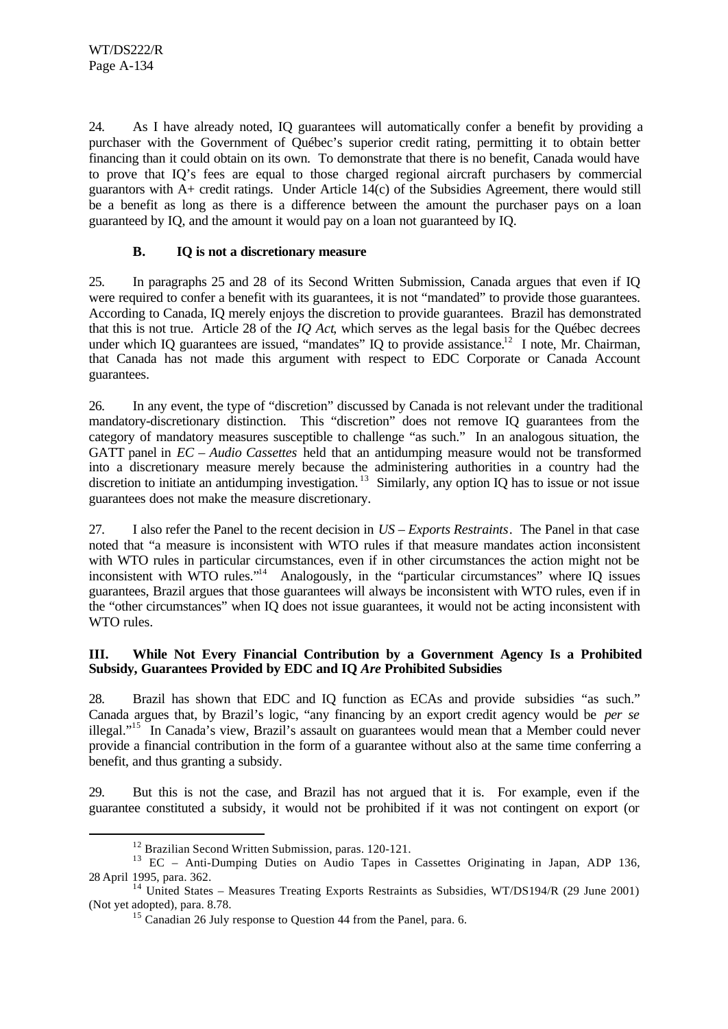24. As I have already noted, IQ guarantees will automatically confer a benefit by providing a purchaser with the Government of Québec's superior credit rating, permitting it to obtain better financing than it could obtain on its own. To demonstrate that there is no benefit, Canada would have to prove that IQ's fees are equal to those charged regional aircraft purchasers by commercial guarantors with A+ credit ratings. Under Article 14(c) of the Subsidies Agreement, there would still be a benefit as long as there is a difference between the amount the purchaser pays on a loan guaranteed by IQ, and the amount it would pay on a loan not guaranteed by IQ.

### B. IQ is not a discretionary measure

25. In paragraphs 25 and 28 of its Second Written Submission, Canada argues that even if IQ were required to confer a benefit with its guarantees, it is not "mandated" to provide those guarantees. According to Canada, IQ merely enjoys the discretion to provide guarantees. Brazil has demonstrated that this is not true. Article 28 of the *IQ Act*, which serves as the legal basis for the Québec decrees under which IQ guarantees are issued, "mandates" IQ to provide assistance.[12] I note, Mr. Chairman, that Canada has not made this argument with respect to EDC Corporate or Canada Account guarantees.

26. In any event, the type of "discretion" discussed by Canada is not relevant under the traditional mandatory-discretionary distinction. This "discretion" does not remove IQ guarantees from the category of mandatory measures susceptible to challenge "as such." In an analogous situation, the GATT panel in *EC – Audio Cassettes* held that an antidumping measure would not be transformed into a discretionary measure merely because the administering authorities in a country had the discretion to initiate an antidumping investigation.[13] Similarly, any option IQ has to issue or not issue guarantees does not make the measure discretionary.

27. I also refer the Panel to the recent decision in *US – Exports Restraints*. The Panel in that case noted that "a measure is inconsistent with WTO rules if that measure mandates action inconsistent with WTO rules in particular circumstances, even if in other circumstances the action might not be inconsistent with WTO rules."[14] Analogously, in the "particular circumstances" where IQ issues guarantees, Brazil argues that those guarantees will always be inconsistent with WTO rules, even if in the "other circumstances" when IQ does not issue guarantees, it would not be acting inconsistent with WTO rules.

## III. While Not Every Financial Contribution by a Government Agency Is a Prohibited Subsidy, Guarantees Provided by EDC and IQ *Are* Prohibited Subsidies

28. Brazil has shown that EDC and IQ function as ECAs and provide subsidies "as such." Canada argues that, by Brazil's logic, "any financing by an export credit agency would be *per se* illegal."[15] In Canada's view, Brazil's assault on guarantees would mean that a Member could never provide a financial contribution in the form of a guarantee without also at the same time conferring a benefit, and thus granting a subsidy.

29. But this is not the case, and Brazil has not argued that it is. For example, even if the guarantee constituted a subsidy, it would not be prohibited if it was not contingent on export (or

---

[12] Brazilian Second Written Submission, paras. 120-121.

[13] EC – Anti-Dumping Duties on Audio Tapes in Cassettes Originating in Japan, ADP 136, 28 April 1995, para. 362.

[14] United States – Measures Treating Exports Restraints as Subsidies, WT/DS194/R (29 June 2001) (Not yet adopted), para. 8.78.

[15] Canadian 26 July response to Question 44 from the Panel, para. 6.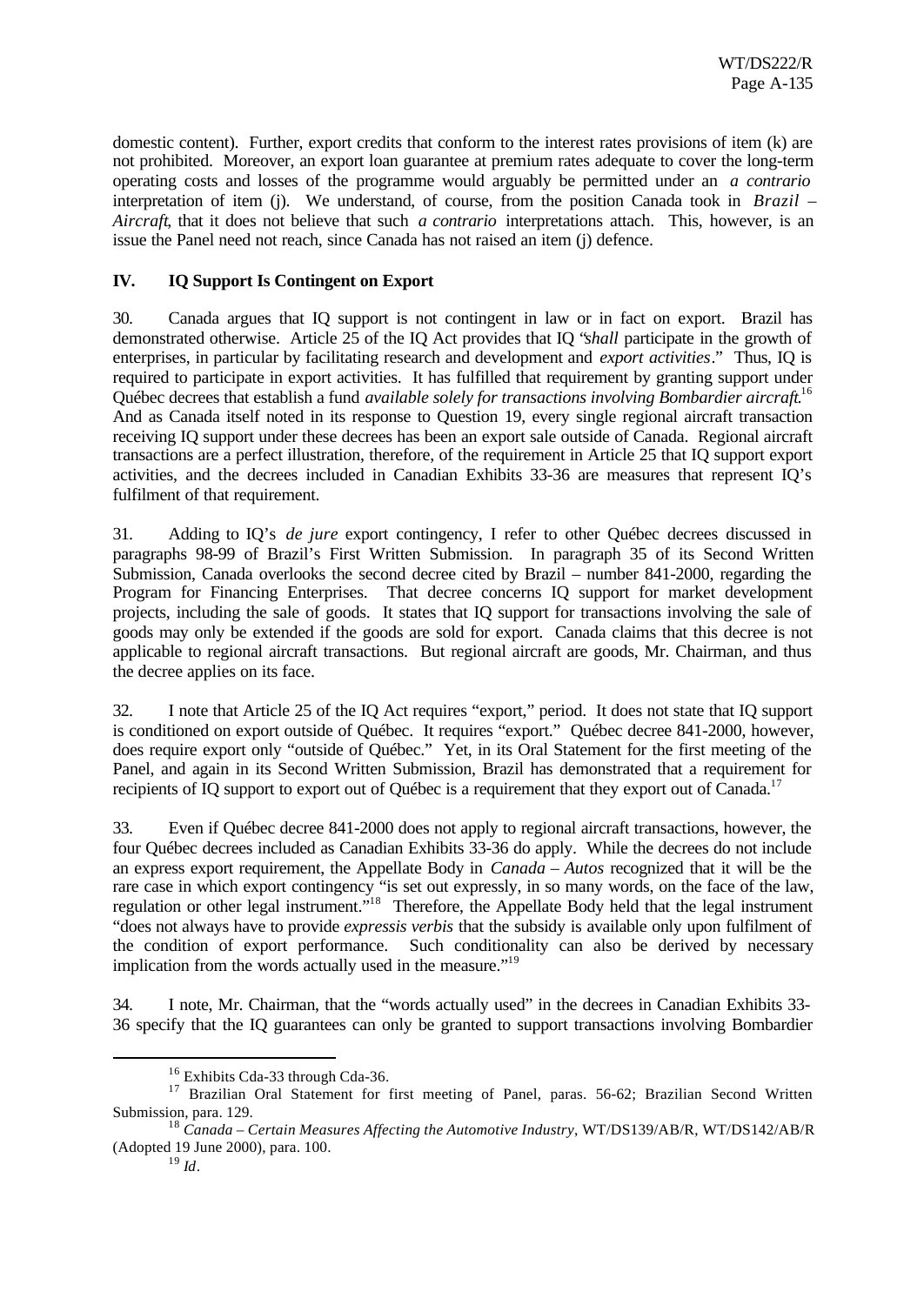domestic content). Further, export credits that conform to the interest rates provisions of item (k) are not prohibited. Moreover, an export loan guarantee at premium rates adequate to cover the long-term operating costs and losses of the programme would arguably be permitted under an *a contrario* interpretation of item (j). We understand, of course, from the position Canada took in *Brazil – Aircraft*, that it does not believe that such *a contrario* interpretations attach. This, however, is an issue the Panel need not reach, since Canada has not raised an item (j) defence.

## IV. IQ Support Is Contingent on Export

30. Canada argues that IQ support is not contingent in law or in fact on export. Brazil has demonstrated otherwise. Article 25 of the IQ Act provides that IQ "*shall* participate in the growth of enterprises, in particular by facilitating research and development and *export activities*." Thus, IQ is required to participate in export activities. It has fulfilled that requirement by granting support under Québec decrees that establish a fund *available solely for transactions involving Bombardier aircraft*.[16] And as Canada itself noted in its response to Question 19, every single regional aircraft transaction receiving IQ support under these decrees has been an export sale outside of Canada. Regional aircraft transactions are a perfect illustration, therefore, of the requirement in Article 25 that IQ support export activities, and the decrees included in Canadian Exhibits 33-36 are measures that represent IQ's fulfilment of that requirement.

31. Adding to IQ's *de jure* export contingency, I refer to other Québec decrees discussed in paragraphs 98-99 of Brazil's First Written Submission. In paragraph 35 of its Second Written Submission, Canada overlooks the second decree cited by Brazil – number 841-2000, regarding the Program for Financing Enterprises. That decree concerns IQ support for market development projects, including the sale of goods. It states that IQ support for transactions involving the sale of goods may only be extended if the goods are sold for export. Canada claims that this decree is not applicable to regional aircraft transactions. But regional aircraft are goods, Mr. Chairman, and thus the decree applies on its face.

32. I note that Article 25 of the IQ Act requires "export," period. It does not state that IQ support is conditioned on export outside of Québec. It requires "export." Québec decree 841-2000, however, does require export only "outside of Québec." Yet, in its Oral Statement for the first meeting of the Panel, and again in its Second Written Submission, Brazil has demonstrated that a requirement for recipients of IQ support to export out of Québec is a requirement that they export out of Canada.[17]

33. Even if Québec decree 841-2000 does not apply to regional aircraft transactions, however, the four Québec decrees included as Canadian Exhibits 33-36 do apply. While the decrees do not include an express export requirement, the Appellate Body in *Canada – Autos* recognized that it will be the rare case in which export contingency "is set out expressly, in so many words, on the face of the law, regulation or other legal instrument."[18] Therefore, the Appellate Body held that the legal instrument "does not always have to provide *expressis verbis* that the subsidy is available only upon fulfilment of the condition of export performance. Such conditionality can also be derived by necessary implication from the words actually used in the measure."[19]

34. I note, Mr. Chairman, that the "words actually used" in the decrees in Canadian Exhibits 33-36 specify that the IQ guarantees can only be granted to support transactions involving Bombardier

[16] Exhibits Cda-33 through Cda-36.

[17] Brazilian Oral Statement for first meeting of Panel, paras. 56-62; Brazilian Second Written Submission, para. 129.

[18] *Canada – Certain Measures Affecting the Automotive Industry*, WT/DS139/AB/R, WT/DS142/AB/R (Adopted 19 June 2000), para. 100.

[19] *Id*.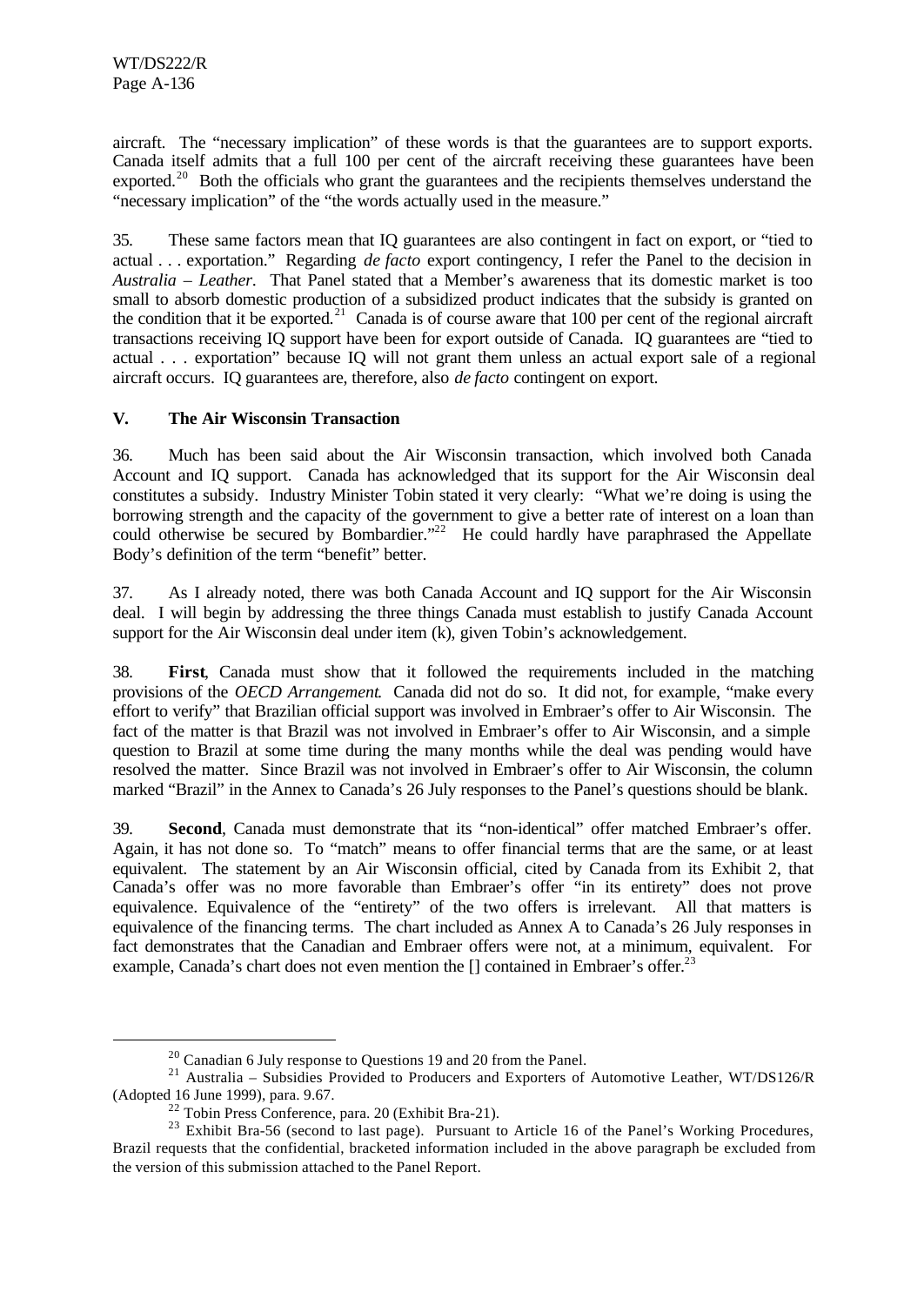aircraft. The "necessary implication" of these words is that the guarantees are to support exports. Canada itself admits that a full 100 per cent of the aircraft receiving these guarantees have been exported.[20] Both the officials who grant the guarantees and the recipients themselves understand the "necessary implication" of the "the words actually used in the measure."

35. These same factors mean that IQ guarantees are also contingent in fact on export, or "tied to actual . . . exportation." Regarding *de facto* export contingency, I refer the Panel to the decision in *Australia – Leather*. That Panel stated that a Member's awareness that its domestic market is too small to absorb domestic production of a subsidized product indicates that the subsidy is granted on the condition that it be exported.[21] Canada is of course aware that 100 per cent of the regional aircraft transactions receiving IQ support have been for export outside of Canada. IQ guarantees are "tied to actual . . . exportation" because IQ will not grant them unless an actual export sale of a regional aircraft occurs. IQ guarantees are, therefore, also *de facto* contingent on export.

## V. The Air Wisconsin Transaction

36. Much has been said about the Air Wisconsin transaction, which involved both Canada Account and IQ support. Canada has acknowledged that its support for the Air Wisconsin deal constitutes a subsidy. Industry Minister Tobin stated it very clearly: "What we're doing is using the borrowing strength and the capacity of the government to give a better rate of interest on a loan than could otherwise be secured by Bombardier."[22] He could hardly have paraphrased the Appellate Body's definition of the term "benefit" better.

37. As I already noted, there was both Canada Account and IQ support for the Air Wisconsin deal. I will begin by addressing the three things Canada must establish to justify Canada Account support for the Air Wisconsin deal under item (k), given Tobin's acknowledgement.

38. **First**, Canada must show that it followed the requirements included in the matching provisions of the *OECD Arrangement*. Canada did not do so. It did not, for example, "make every effort to verify" that Brazilian official support was involved in Embraer's offer to Air Wisconsin. The fact of the matter is that Brazil was not involved in Embraer's offer to Air Wisconsin, and a simple question to Brazil at some time during the many months while the deal was pending would have resolved the matter. Since Brazil was not involved in Embraer's offer to Air Wisconsin, the column marked "Brazil" in the Annex to Canada's 26 July responses to the Panel's questions should be blank.

39. **Second**, Canada must demonstrate that its "non-identical" offer matched Embraer's offer. Again, it has not done so. To "match" means to offer financial terms that are the same, or at least equivalent. The statement by an Air Wisconsin official, cited by Canada from its Exhibit 2, that Canada's offer was no more favorable than Embraer's offer "in its entirety" does not prove equivalence. Equivalence of the "entirety" of the two offers is irrelevant. All that matters is equivalence of the financing terms. The chart included as Annex A to Canada's 26 July responses in fact demonstrates that the Canadian and Embraer offers were not, at a minimum, equivalent. For example, Canada's chart does not even mention the [] contained in Embraer's offer.[23]

---

[20] Canadian 6 July response to Questions 19 and 20 from the Panel.

[21] Australia – Subsidies Provided to Producers and Exporters of Automotive Leather, WT/DS126/R (Adopted 16 June 1999), para. 9.67.

[22] Tobin Press Conference, para. 20 (Exhibit Bra-21).

[23] Exhibit Bra-56 (second to last page). Pursuant to Article 16 of the Panel's Working Procedures, Brazil requests that the confidential, bracketed information included in the above paragraph be excluded from the version of this submission attached to the Panel Report.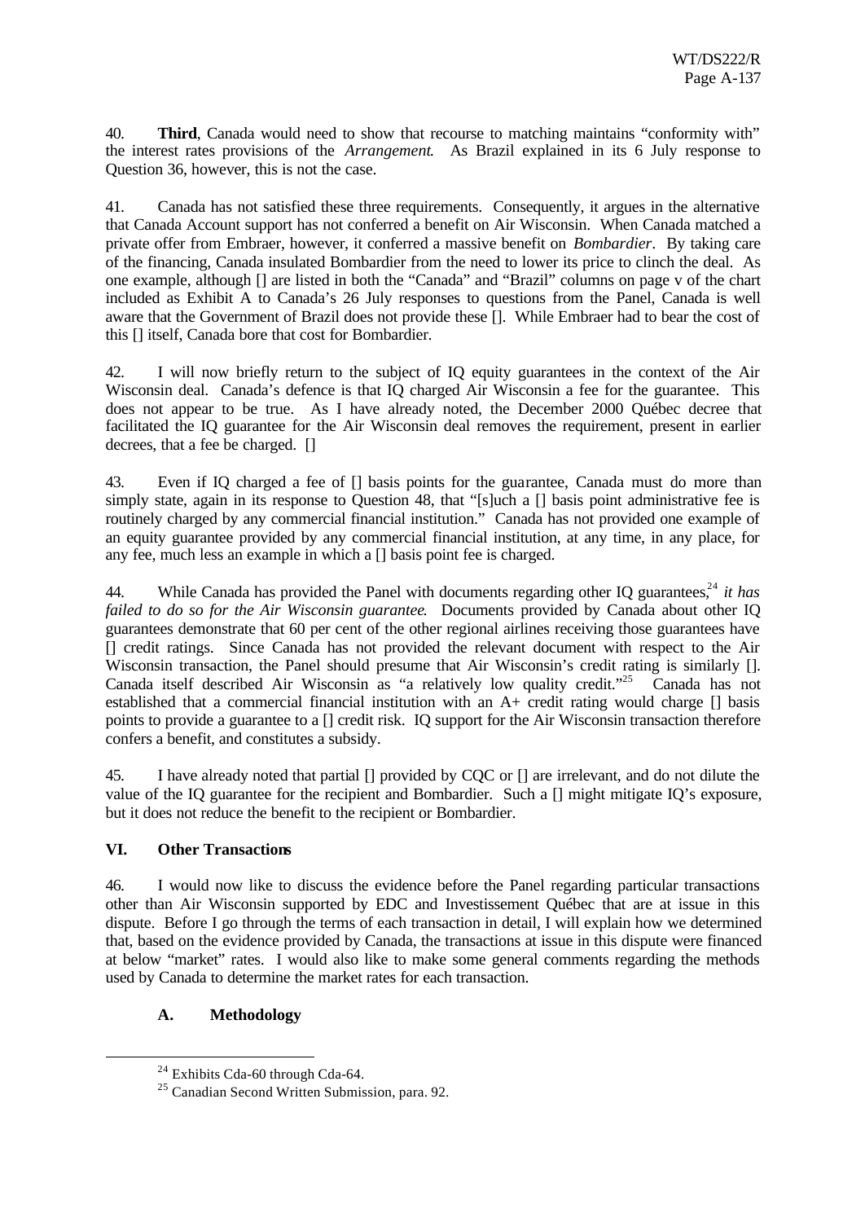40. **Third**, Canada would need to show that recourse to matching maintains "conformity with" the interest rates provisions of the *Arrangement*. As Brazil explained in its 6 July response to Question 36, however, this is not the case.

41. Canada has not satisfied these three requirements. Consequently, it argues in the alternative that Canada Account support has not conferred a benefit on Air Wisconsin. When Canada matched a private offer from Embraer, however, it conferred a massive benefit on *Bombardier*. By taking care of the financing, Canada insulated Bombardier from the need to lower its price to clinch the deal. As one example, although [] are listed in both the "Canada" and "Brazil" columns on page v of the chart included as Exhibit A to Canada's 26 July responses to questions from the Panel, Canada is well aware that the Government of Brazil does not provide these []. While Embraer had to bear the cost of this [] itself, Canada bore that cost for Bombardier.

42. I will now briefly return to the subject of IQ equity guarantees in the context of the Air Wisconsin deal. Canada's defence is that IQ charged Air Wisconsin a fee for the guarantee. This does not appear to be true. As I have already noted, the December 2000 Québec decree that facilitated the IQ guarantee for the Air Wisconsin deal removes the requirement, present in earlier decrees, that a fee be charged. []

43. Even if IQ charged a fee of [] basis points for the guarantee, Canada must do more than simply state, again in its response to Question 48, that "[s]uch a [] basis point administrative fee is routinely charged by any commercial financial institution." Canada has not provided one example of an equity guarantee provided by any commercial financial institution, at any time, in any place, for any fee, much less an example in which a [] basis point fee is charged.

44. While Canada has provided the Panel with documents regarding other IQ guarantees,[24] *it has failed to do so for the Air Wisconsin guarantee*. Documents provided by Canada about other IQ guarantees demonstrate that 60 per cent of the other regional airlines receiving those guarantees have [] credit ratings. Since Canada has not provided the relevant document with respect to the Air Wisconsin transaction, the Panel should presume that Air Wisconsin's credit rating is similarly []. Canada itself described Air Wisconsin as "a relatively low quality credit."[25] Canada has not established that a commercial financial institution with an A+ credit rating would charge [] basis points to provide a guarantee to a [] credit risk. IQ support for the Air Wisconsin transaction therefore confers a benefit, and constitutes a subsidy.

45. I have already noted that partial [] provided by CQC or [] are irrelevant, and do not dilute the value of the IQ guarantee for the recipient and Bombardier. Such a [] might mitigate IQ's exposure, but it does not reduce the benefit to the recipient or Bombardier.

## VI. Other Transactions

46. I would now like to discuss the evidence before the Panel regarding particular transactions other than Air Wisconsin supported by EDC and Investissement Québec that are at issue in this dispute. Before I go through the terms of each transaction in detail, I will explain how we determined that, based on the evidence provided by Canada, the transactions at issue in this dispute were financed at below "market" rates. I would also like to make some general comments regarding the methods used by Canada to determine the market rates for each transaction.

### A. Methodology

---

[24] Exhibits Cda-60 through Cda-64.

[25] Canadian Second Written Submission, para. 92.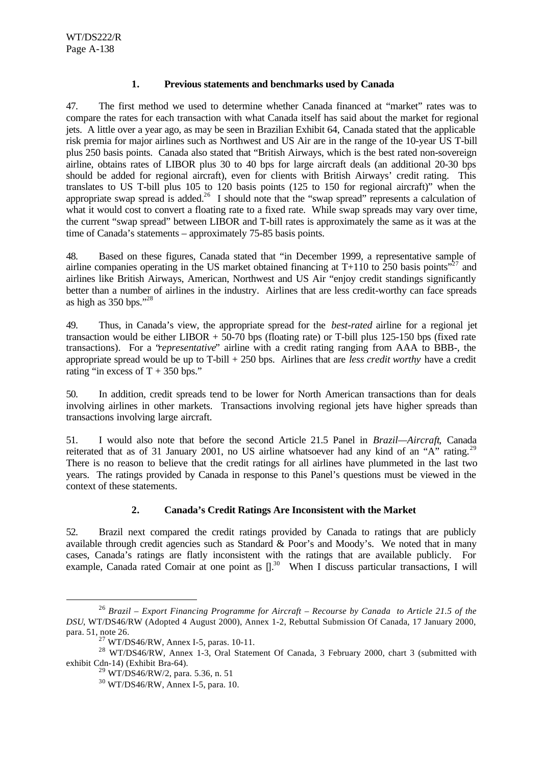### 1. Previous statements and benchmarks used by Canada

47. The first method we used to determine whether Canada financed at "market" rates was to compare the rates for each transaction with what Canada itself has said about the market for regional jets. A little over a year ago, as may be seen in Brazilian Exhibit 64, Canada stated that the applicable risk premia for major airlines such as Northwest and US Air are in the range of the 10-year US T-bill plus 250 basis points. Canada also stated that "British Airways, which is the best rated non-sovereign airline, obtains rates of LIBOR plus 30 to 40 bps for large aircraft deals (an additional 20-30 bps should be added for regional aircraft), even for clients with British Airways' credit rating. This translates to US T-bill plus 105 to 120 basis points (125 to 150 for regional aircraft)" when the appropriate swap spread is added.[26] I should note that the "swap spread" represents a calculation of what it would cost to convert a floating rate to a fixed rate. While swap spreads may vary over time, the current "swap spread" between LIBOR and T-bill rates is approximately the same as it was at the time of Canada's statements – approximately 75-85 basis points.

48. Based on these figures, Canada stated that "in December 1999, a representative sample of airline companies operating in the US market obtained financing at T+110 to 250 basis points"[27] and airlines like British Airways, American, Northwest and US Air "enjoy credit standings significantly better than a number of airlines in the industry. Airlines that are less credit-worthy can face spreads as high as 350 bps."[28]

49. Thus, in Canada's view, the appropriate spread for the *best-rated* airline for a regional jet transaction would be either LIBOR + 50-70 bps (floating rate) or T-bill plus 125-150 bps (fixed rate transactions). For a "*representative*" airline with a credit rating ranging from AAA to BBB-, the appropriate spread would be up to T-bill + 250 bps. Airlines that are *less credit worthy* have a credit rating "in excess of T + 350 bps."

50. In addition, credit spreads tend to be lower for North American transactions than for deals involving airlines in other markets. Transactions involving regional jets have higher spreads than transactions involving large aircraft.

51. I would also note that before the second Article 21.5 Panel in *Brazil—Aircraft*, Canada reiterated that as of 31 January 2001, no US airline whatsoever had any kind of an "A" rating.[29] There is no reason to believe that the credit ratings for all airlines have plummeted in the last two years. The ratings provided by Canada in response to this Panel's questions must be viewed in the context of these statements.

### 2. Canada's Credit Ratings Are Inconsistent with the Market

52. Brazil next compared the credit ratings provided by Canada to ratings that are publicly available through credit agencies such as Standard & Poor's and Moody's. We noted that in many cases, Canada's ratings are flatly inconsistent with the ratings that are available publicly. For example, Canada rated Comair at one point as [].[30] When I discuss particular transactions, I will

---

[26] *Brazil – Export Financing Programme for Aircraft – Recourse by Canada to Article 21.5 of the DSU*, WT/DS46/RW (Adopted 4 August 2000), Annex 1-2, Rebuttal Submission Of Canada, 17 January 2000, para. 51, note 26.

[27] WT/DS46/RW, Annex I-5, paras. 10-11.

[28] WT/DS46/RW, Annex 1-3, Oral Statement Of Canada, 3 February 2000, chart 3 (submitted with exhibit Cdn-14) (Exhibit Bra-64).

[29] WT/DS46/RW/2, para. 5.36, n. 51

[30] WT/DS46/RW, Annex I-5, para. 10.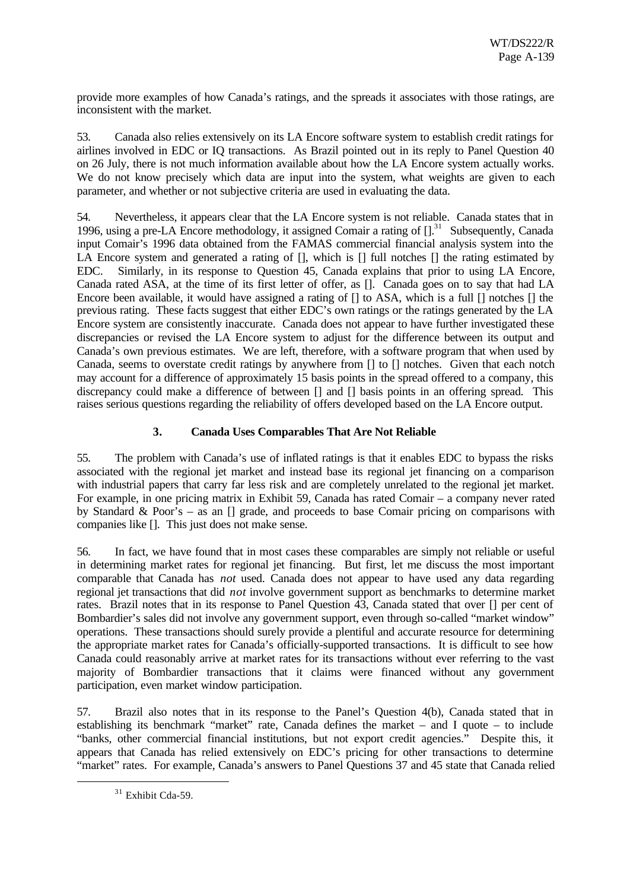provide more examples of how Canada's ratings, and the spreads it associates with those ratings, are inconsistent with the market.

53. Canada also relies extensively on its LA Encore software system to establish credit ratings for airlines involved in EDC or IQ transactions. As Brazil pointed out in its reply to Panel Question 40 on 26 July, there is not much information available about how the LA Encore system actually works. We do not know precisely which data are input into the system, what weights are given to each parameter, and whether or not subjective criteria are used in evaluating the data.

54. Nevertheless, it appears clear that the LA Encore system is not reliable. Canada states that in 1996, using a pre-LA Encore methodology, it assigned Comair a rating of [].[31] Subsequently, Canada input Comair's 1996 data obtained from the FAMAS commercial financial analysis system into the LA Encore system and generated a rating of [], which is [] full notches [] the rating estimated by EDC. Similarly, in its response to Question 45, Canada explains that prior to using LA Encore, Canada rated ASA, at the time of its first letter of offer, as []. Canada goes on to say that had LA Encore been available, it would have assigned a rating of [] to ASA, which is a full [] notches [] the previous rating. These facts suggest that either EDC's own ratings or the ratings generated by the LA Encore system are consistently inaccurate. Canada does not appear to have further investigated these discrepancies or revised the LA Encore system to adjust for the difference between its output and Canada's own previous estimates. We are left, therefore, with a software program that when used by Canada, seems to overstate credit ratings by anywhere from [] to [] notches. Given that each notch may account for a difference of approximately 15 basis points in the spread offered to a company, this discrepancy could make a difference of between [] and [] basis points in an offering spread. This raises serious questions regarding the reliability of offers developed based on the LA Encore output.

### 3. Canada Uses Comparables That Are Not Reliable

55. The problem with Canada's use of inflated ratings is that it enables EDC to bypass the risks associated with the regional jet market and instead base its regional jet financing on a comparison with industrial papers that carry far less risk and are completely unrelated to the regional jet market. For example, in one pricing matrix in Exhibit 59, Canada has rated Comair – a company never rated by Standard & Poor's – as an [] grade, and proceeds to base Comair pricing on comparisons with companies like []. This just does not make sense.

56. In fact, we have found that in most cases these comparables are simply not reliable or useful in determining market rates for regional jet financing. But first, let me discuss the most important comparable that Canada has *not* used. Canada does not appear to have used any data regarding regional jet transactions that did *not* involve government support as benchmarks to determine market rates. Brazil notes that in its response to Panel Question 43, Canada stated that over [] per cent of Bombardier's sales did not involve any government support, even through so-called "market window" operations. These transactions should surely provide a plentiful and accurate resource for determining the appropriate market rates for Canada's officially-supported transactions. It is difficult to see how Canada could reasonably arrive at market rates for its transactions without ever referring to the vast majority of Bombardier transactions that it claims were financed without any government participation, even market window participation.

57. Brazil also notes that in its response to the Panel's Question 4(b), Canada stated that in establishing its benchmark "market" rate, Canada defines the market – and I quote – to include "banks, other commercial financial institutions, but not export credit agencies." Despite this, it appears that Canada has relied extensively on EDC's pricing for other transactions to determine "market" rates. For example, Canada's answers to Panel Questions 37 and 45 state that Canada relied

[31] Exhibit Cda-59.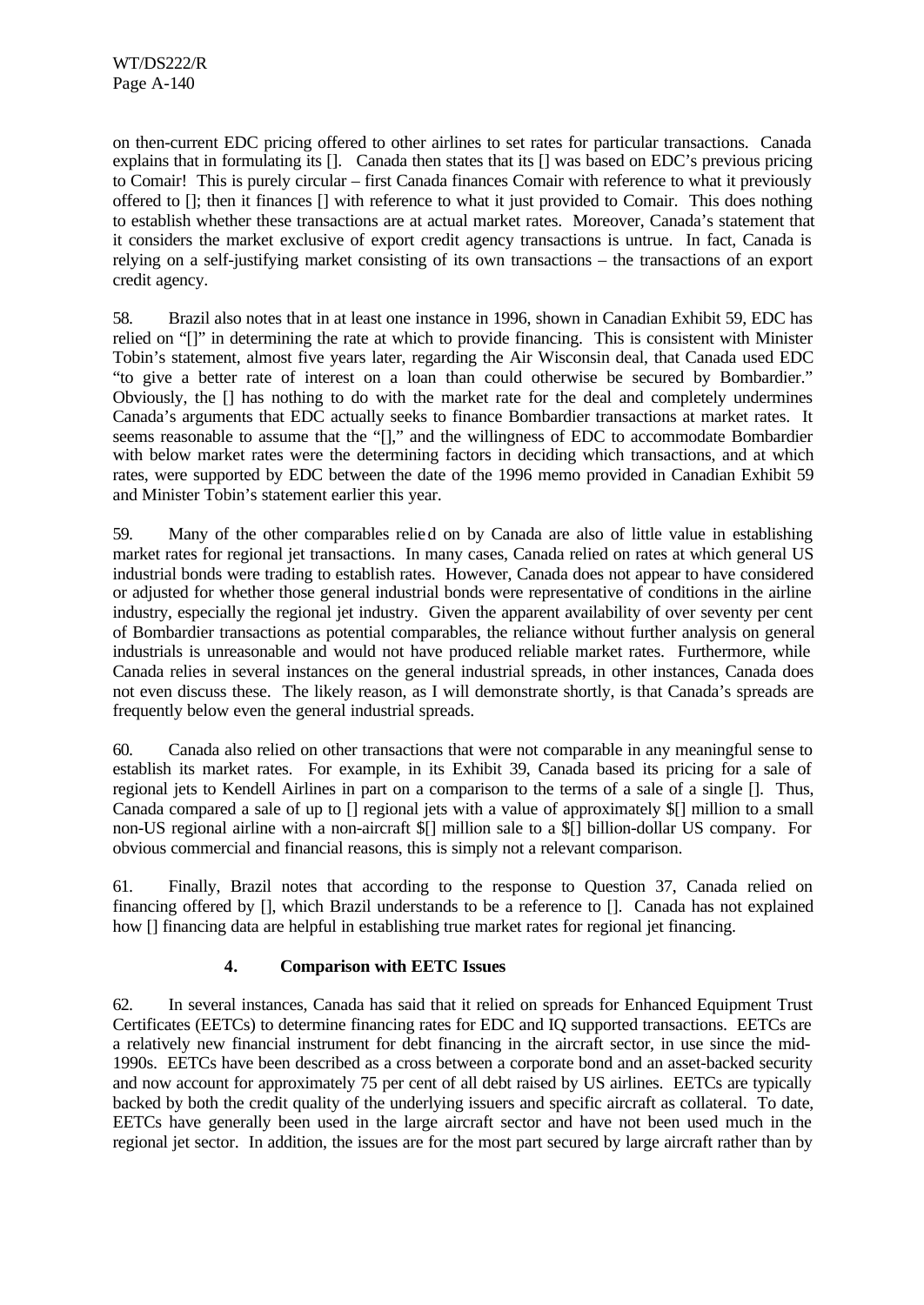on then-current EDC pricing offered to other airlines to set rates for particular transactions. Canada explains that in formulating its []. Canada then states that its [] was based on EDC's previous pricing to Comair! This is purely circular – first Canada finances Comair with reference to what it previously offered to []; then it finances [] with reference to what it just provided to Comair. This does nothing to establish whether these transactions are at actual market rates. Moreover, Canada's statement that it considers the market exclusive of export credit agency transactions is untrue. In fact, Canada is relying on a self-justifying market consisting of its own transactions – the transactions of an export credit agency.

58. Brazil also notes that in at least one instance in 1996, shown in Canadian Exhibit 59, EDC has relied on "[]" in determining the rate at which to provide financing. This is consistent with Minister Tobin's statement, almost five years later, regarding the Air Wisconsin deal, that Canada used EDC "to give a better rate of interest on a loan than could otherwise be secured by Bombardier." Obviously, the [] has nothing to do with the market rate for the deal and completely undermines Canada's arguments that EDC actually seeks to finance Bombardier transactions at market rates. It seems reasonable to assume that the "[]," and the willingness of EDC to accommodate Bombardier with below market rates were the determining factors in deciding which transactions, and at which rates, were supported by EDC between the date of the 1996 memo provided in Canadian Exhibit 59 and Minister Tobin's statement earlier this year.

59. Many of the other comparables relied on by Canada are also of little value in establishing market rates for regional jet transactions. In many cases, Canada relied on rates at which general US industrial bonds were trading to establish rates. However, Canada does not appear to have considered or adjusted for whether those general industrial bonds were representative of conditions in the airline industry, especially the regional jet industry. Given the apparent availability of over seventy per cent of Bombardier transactions as potential comparables, the reliance without further analysis on general industrials is unreasonable and would not have produced reliable market rates. Furthermore, while Canada relies in several instances on the general industrial spreads, in other instances, Canada does not even discuss these. The likely reason, as I will demonstrate shortly, is that Canada's spreads are frequently below even the general industrial spreads.

60. Canada also relied on other transactions that were not comparable in any meaningful sense to establish its market rates. For example, in its Exhibit 39, Canada based its pricing for a sale of regional jets to Kendell Airlines in part on a comparison to the terms of a sale of a single []. Thus, Canada compared a sale of up to [] regional jets with a value of approximately $[] million to a small non-US regional airline with a non-aircraft $[] million sale to a $[] billion-dollar US company. For obvious commercial and financial reasons, this is simply not a relevant comparison.

61. Finally, Brazil notes that according to the response to Question 37, Canada relied on financing offered by [], which Brazil understands to be a reference to []. Canada has not explained how [] financing data are helpful in establishing true market rates for regional jet financing.

#### 4. Comparison with EETC Issues

62. In several instances, Canada has said that it relied on spreads for Enhanced Equipment Trust Certificates (EETCs) to determine financing rates for EDC and IQ supported transactions. EETCs are a relatively new financial instrument for debt financing in the aircraft sector, in use since the mid-1990s. EETCs have been described as a cross between a corporate bond and an asset-backed security and now account for approximately 75 per cent of all debt raised by US airlines. EETCs are typically backed by both the credit quality of the underlying issuers and specific aircraft as collateral. To date, EETCs have generally been used in the large aircraft sector and have not been used much in the regional jet sector. In addition, the issues are for the most part secured by large aircraft rather than by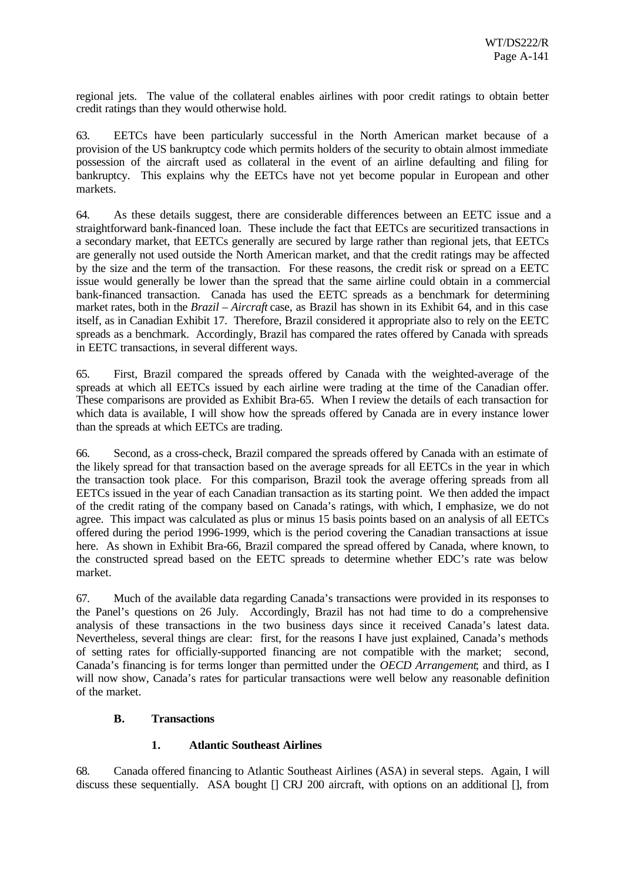regional jets. The value of the collateral enables airlines with poor credit ratings to obtain better credit ratings than they would otherwise hold.

63. EETCs have been particularly successful in the North American market because of a provision of the US bankruptcy code which permits holders of the security to obtain almost immediate possession of the aircraft used as collateral in the event of an airline defaulting and filing for bankruptcy. This explains why the EETCs have not yet become popular in European and other markets.

64. As these details suggest, there are considerable differences between an EETC issue and a straightforward bank-financed loan. These include the fact that EETCs are securitized transactions in a secondary market, that EETCs generally are secured by large rather than regional jets, that EETCs are generally not used outside the North American market, and that the credit ratings may be affected by the size and the term of the transaction. For these reasons, the credit risk or spread on a EETC issue would generally be lower than the spread that the same airline could obtain in a commercial bank-financed transaction. Canada has used the EETC spreads as a benchmark for determining market rates, both in the *Brazil – Aircraft* case, as Brazil has shown in its Exhibit 64, and in this case itself, as in Canadian Exhibit 17. Therefore, Brazil considered it appropriate also to rely on the EETC spreads as a benchmark. Accordingly, Brazil has compared the rates offered by Canada with spreads in EETC transactions, in several different ways.

65. First, Brazil compared the spreads offered by Canada with the weighted-average of the spreads at which all EETCs issued by each airline were trading at the time of the Canadian offer. These comparisons are provided as Exhibit Bra-65. When I review the details of each transaction for which data is available, I will show how the spreads offered by Canada are in every instance lower than the spreads at which EETCs are trading.

66. Second, as a cross-check, Brazil compared the spreads offered by Canada with an estimate of the likely spread for that transaction based on the average spreads for all EETCs in the year in which the transaction took place. For this comparison, Brazil took the average offering spreads from all EETCs issued in the year of each Canadian transaction as its starting point. We then added the impact of the credit rating of the company based on Canada's ratings, with which, I emphasize, we do not agree. This impact was calculated as plus or minus 15 basis points based on an analysis of all EETCs offered during the period 1996-1999, which is the period covering the Canadian transactions at issue here. As shown in Exhibit Bra-66, Brazil compared the spread offered by Canada, where known, to the constructed spread based on the EETC spreads to determine whether EDC's rate was below market.

67. Much of the available data regarding Canada's transactions were provided in its responses to the Panel's questions on 26 July. Accordingly, Brazil has not had time to do a comprehensive analysis of these transactions in the two business days since it received Canada's latest data. Nevertheless, several things are clear: first, for the reasons I have just explained, Canada's methods of setting rates for officially-supported financing are not compatible with the market; second, Canada's financing is for terms longer than permitted under the *OECD Arrangement*; and third, as I will now show, Canada's rates for particular transactions were well below any reasonable definition of the market.

### B. Transactions

#### 1. Atlantic Southeast Airlines

68. Canada offered financing to Atlantic Southeast Airlines (ASA) in several steps. Again, I will discuss these sequentially. ASA bought [] CRJ 200 aircraft, with options on an additional [], from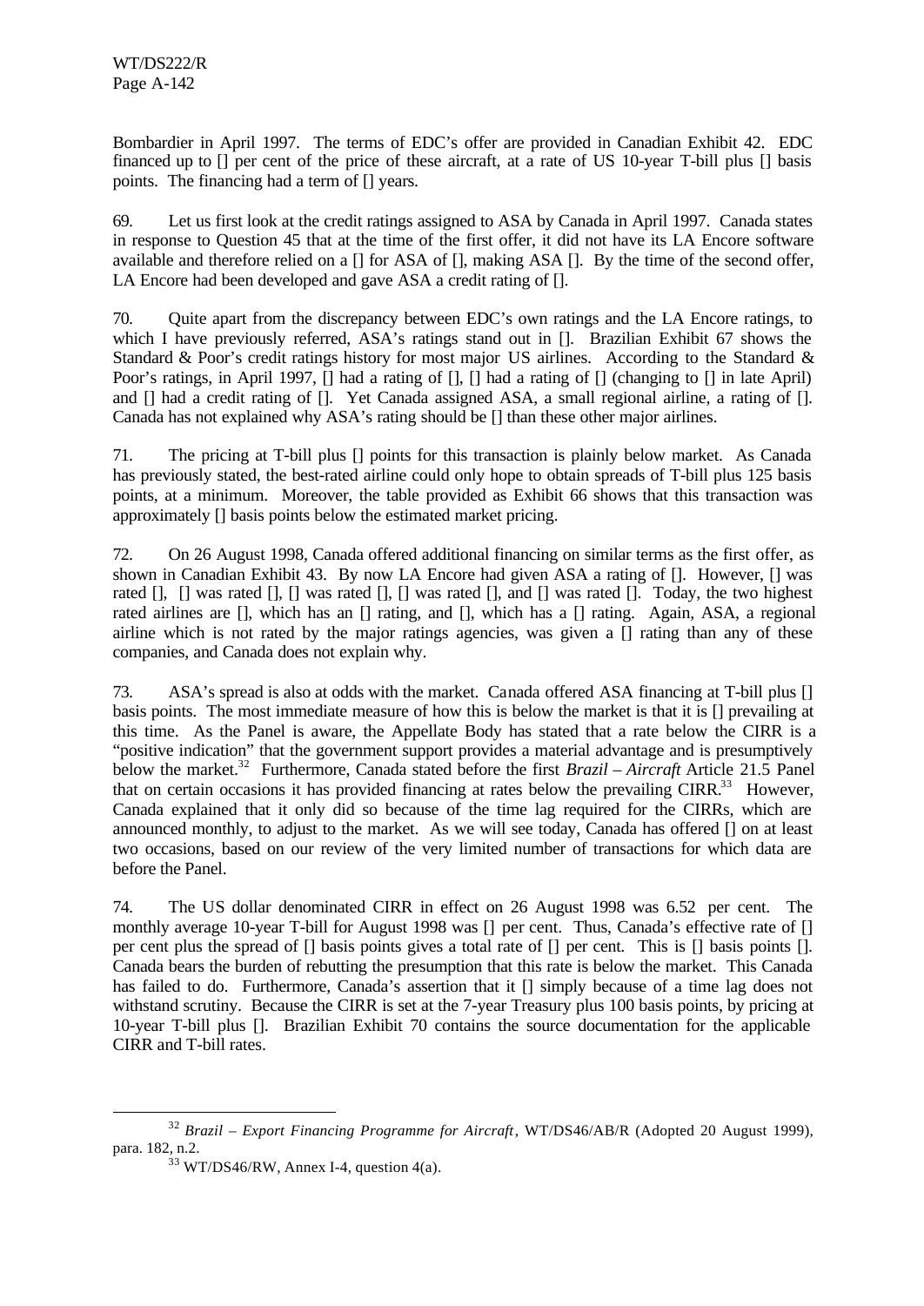Bombardier in April 1997. The terms of EDC's offer are provided in Canadian Exhibit 42. EDC financed up to [] per cent of the price of these aircraft, at a rate of US 10-year T-bill plus [] basis points. The financing had a term of [] years.

69. Let us first look at the credit ratings assigned to ASA by Canada in April 1997. Canada states in response to Question 45 that at the time of the first offer, it did not have its LA Encore software available and therefore relied on a [] for ASA of [], making ASA []. By the time of the second offer, LA Encore had been developed and gave ASA a credit rating of [].

70. Quite apart from the discrepancy between EDC's own ratings and the LA Encore ratings, to which I have previously referred, ASA's ratings stand out in []. Brazilian Exhibit 67 shows the Standard & Poor's credit ratings history for most major US airlines. According to the Standard & Poor's ratings, in April 1997, [] had a rating of [], [] had a rating of [] (changing to [] in late April) and [] had a credit rating of []. Yet Canada assigned ASA, a small regional airline, a rating of []. Canada has not explained why ASA's rating should be [] than these other major airlines.

71. The pricing at T-bill plus [] points for this transaction is plainly below market. As Canada has previously stated, the best-rated airline could only hope to obtain spreads of T-bill plus 125 basis points, at a minimum. Moreover, the table provided as Exhibit 66 shows that this transaction was approximately [] basis points below the estimated market pricing.

72. On 26 August 1998, Canada offered additional financing on similar terms as the first offer, as shown in Canadian Exhibit 43. By now LA Encore had given ASA a rating of []. However, [] was rated [], [] was rated [], [] was rated [], [] was rated [], and [] was rated []. Today, the two highest rated airlines are [], which has an [] rating, and [], which has a [] rating. Again, ASA, a regional airline which is not rated by the major ratings agencies, was given a [] rating than any of these companies, and Canada does not explain why.

73. ASA's spread is also at odds with the market. Canada offered ASA financing at T-bill plus [] basis points. The most immediate measure of how this is below the market is that it is [] prevailing at this time. As the Panel is aware, the Appellate Body has stated that a rate below the CIRR is a "positive indication" that the government support provides a material advantage and is presumptively below the market.[32] Furthermore, Canada stated before the first *Brazil – Aircraft* Article 21.5 Panel that on certain occasions it has provided financing at rates below the prevailing CIRR.[33] However, Canada explained that it only did so because of the time lag required for the CIRRs, which are announced monthly, to adjust to the market. As we will see today, Canada has offered [] on at least two occasions, based on our review of the very limited number of transactions for which data are before the Panel.

74. The US dollar denominated CIRR in effect on 26 August 1998 was 6.52 per cent. The monthly average 10-year T-bill for August 1998 was [] per cent. Thus, Canada's effective rate of [] per cent plus the spread of [] basis points gives a total rate of [] per cent. This is [] basis points []. Canada bears the burden of rebutting the presumption that this rate is below the market. This Canada has failed to do. Furthermore, Canada's assertion that it [] simply because of a time lag does not withstand scrutiny. Because the CIRR is set at the 7-year Treasury plus 100 basis points, by pricing at 10-year T-bill plus []. Brazilian Exhibit 70 contains the source documentation for the applicable CIRR and T-bill rates.

---

[32] *Brazil – Export Financing Programme for Aircraft*, WT/DS46/AB/R (Adopted 20 August 1999), para. 182, n.2.

[33] WT/DS46/RW, Annex I-4, question 4(a).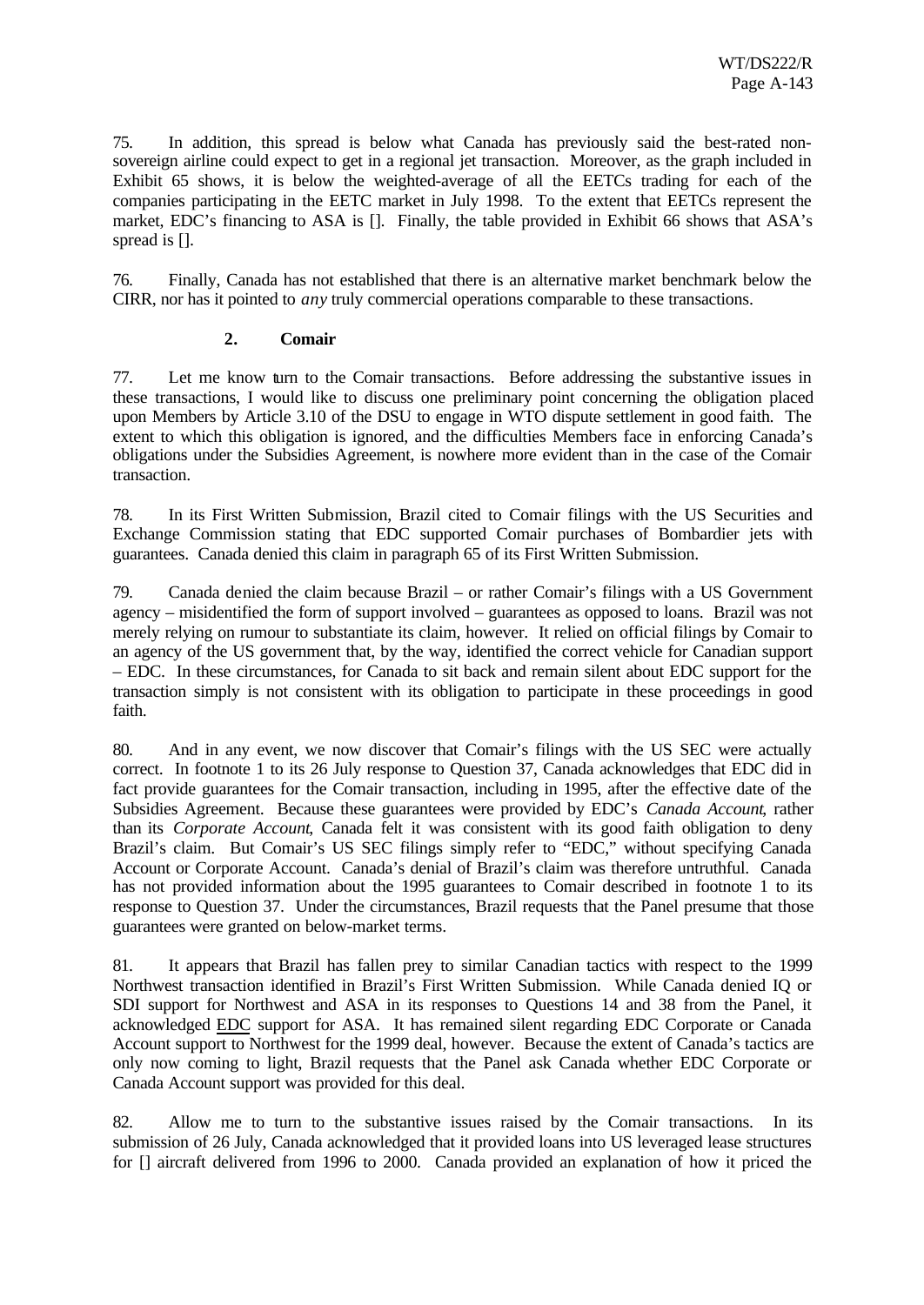75. In addition, this spread is below what Canada has previously said the best-rated non-sovereign airline could expect to get in a regional jet transaction. Moreover, as the graph included in Exhibit 65 shows, it is below the weighted-average of all the EETCs trading for each of the companies participating in the EETC market in July 1998. To the extent that EETCs represent the market, EDC's financing to ASA is []. Finally, the table provided in Exhibit 66 shows that ASA's spread is [].

76. Finally, Canada has not established that there is an alternative market benchmark below the CIRR, nor has it pointed to *any* truly commercial operations comparable to these transactions.

### 2. Comair

77. Let me know turn to the Comair transactions. Before addressing the substantive issues in these transactions, I would like to discuss one preliminary point concerning the obligation placed upon Members by Article 3.10 of the DSU to engage in WTO dispute settlement in good faith. The extent to which this obligation is ignored, and the difficulties Members face in enforcing Canada's obligations under the Subsidies Agreement, is nowhere more evident than in the case of the Comair transaction.

78. In its First Written Submission, Brazil cited to Comair filings with the US Securities and Exchange Commission stating that EDC supported Comair purchases of Bombardier jets with guarantees. Canada denied this claim in paragraph 65 of its First Written Submission.

79. Canada denied the claim because Brazil – or rather Comair's filings with a US Government agency – misidentified the form of support involved – guarantees as opposed to loans. Brazil was not merely relying on rumour to substantiate its claim, however. It relied on official filings by Comair to an agency of the US government that, by the way, identified the correct vehicle for Canadian support – EDC. In these circumstances, for Canada to sit back and remain silent about EDC support for the transaction simply is not consistent with its obligation to participate in these proceedings in good faith.

80. And in any event, we now discover that Comair's filings with the US SEC were actually correct. In footnote 1 to its 26 July response to Question 37, Canada acknowledges that EDC did in fact provide guarantees for the Comair transaction, including in 1995, after the effective date of the Subsidies Agreement. Because these guarantees were provided by EDC's *Canada Account*, rather than its *Corporate Account*, Canada felt it was consistent with its good faith obligation to deny Brazil's claim. But Comair's US SEC filings simply refer to "EDC," without specifying Canada Account or Corporate Account. Canada's denial of Brazil's claim was therefore untruthful. Canada has not provided information about the 1995 guarantees to Comair described in footnote 1 to its response to Question 37. Under the circumstances, Brazil requests that the Panel presume that those guarantees were granted on below-market terms.

81. It appears that Brazil has fallen prey to similar Canadian tactics with respect to the 1999 Northwest transaction identified in Brazil's First Written Submission. While Canada denied IQ or SDI support for Northwest and ASA in its responses to Questions 14 and 38 from the Panel, it acknowledged EDC support for ASA. It has remained silent regarding EDC Corporate or Canada Account support to Northwest for the 1999 deal, however. Because the extent of Canada's tactics are only now coming to light, Brazil requests that the Panel ask Canada whether EDC Corporate or Canada Account support was provided for this deal.

82. Allow me to turn to the substantive issues raised by the Comair transactions. In its submission of 26 July, Canada acknowledged that it provided loans into US leveraged lease structures for [] aircraft delivered from 1996 to 2000. Canada provided an explanation of how it priced the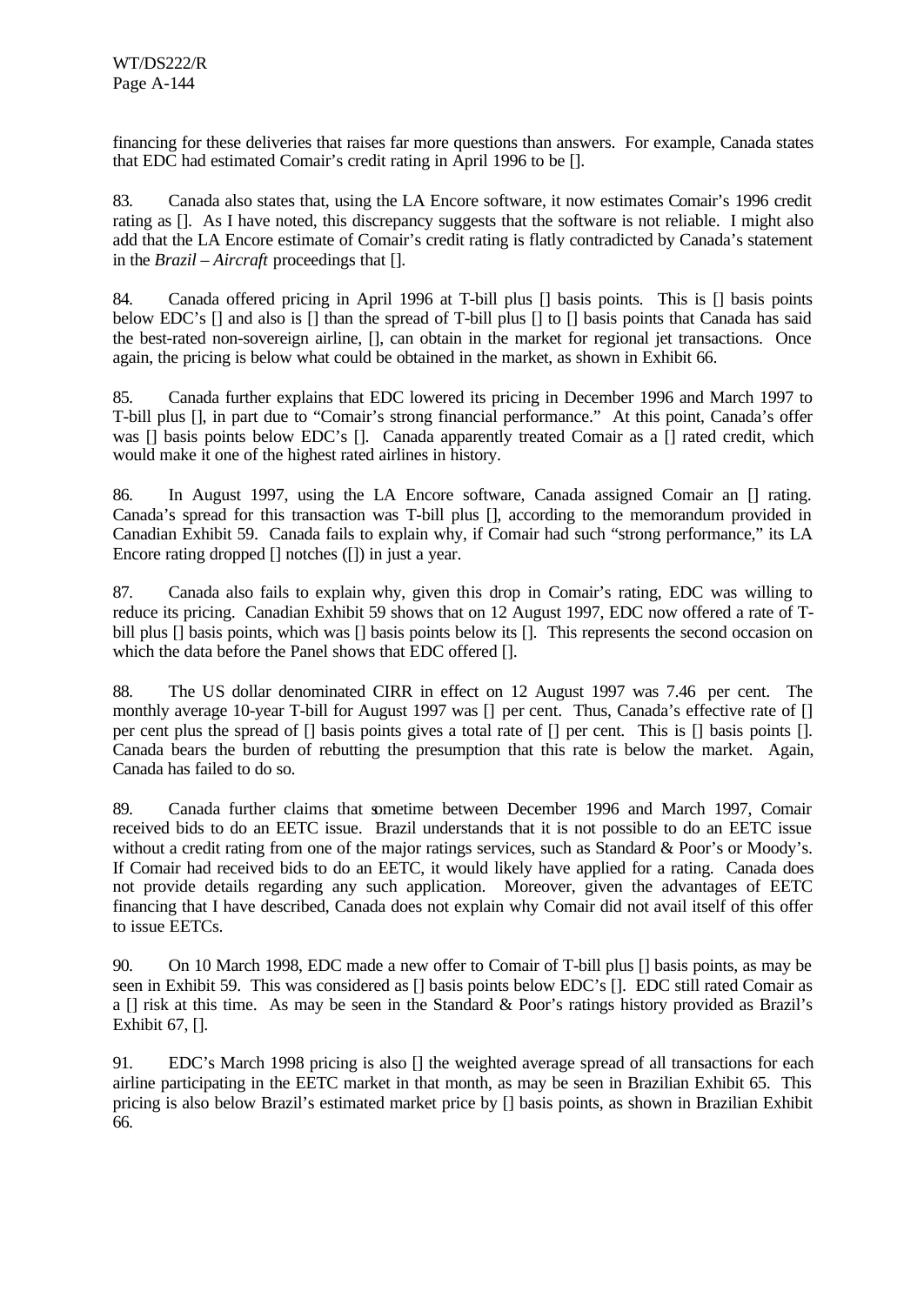financing for these deliveries that raises far more questions than answers. For example, Canada states that EDC had estimated Comair's credit rating in April 1996 to be [].

83. Canada also states that, using the LA Encore software, it now estimates Comair's 1996 credit rating as []. As I have noted, this discrepancy suggests that the software is not reliable. I might also add that the LA Encore estimate of Comair's credit rating is flatly contradicted by Canada's statement in the *Brazil – Aircraft* proceedings that [].

84. Canada offered pricing in April 1996 at T-bill plus [] basis points. This is [] basis points below EDC's [] and also is [] than the spread of T-bill plus [] to [] basis points that Canada has said the best-rated non-sovereign airline, [], can obtain in the market for regional jet transactions. Once again, the pricing is below what could be obtained in the market, as shown in Exhibit 66.

85. Canada further explains that EDC lowered its pricing in December 1996 and March 1997 to T-bill plus [], in part due to "Comair's strong financial performance." At this point, Canada's offer was [] basis points below EDC's []. Canada apparently treated Comair as a [] rated credit, which would make it one of the highest rated airlines in history.

86. In August 1997, using the LA Encore software, Canada assigned Comair an [] rating. Canada's spread for this transaction was T-bill plus [], according to the memorandum provided in Canadian Exhibit 59. Canada fails to explain why, if Comair had such "strong performance," its LA Encore rating dropped [] notches ([]) in just a year.

87. Canada also fails to explain why, given this drop in Comair's rating, EDC was willing to reduce its pricing. Canadian Exhibit 59 shows that on 12 August 1997, EDC now offered a rate of T-bill plus [] basis points, which was [] basis points below its []. This represents the second occasion on which the data before the Panel shows that EDC offered [].

88. The US dollar denominated CIRR in effect on 12 August 1997 was 7.46 per cent. The monthly average 10-year T-bill for August 1997 was [] per cent. Thus, Canada's effective rate of [] per cent plus the spread of [] basis points gives a total rate of [] per cent. This is [] basis points []. Canada bears the burden of rebutting the presumption that this rate is below the market. Again, Canada has failed to do so.

89. Canada further claims that sometime between December 1996 and March 1997, Comair received bids to do an EETC issue. Brazil understands that it is not possible to do an EETC issue without a credit rating from one of the major ratings services, such as Standard & Poor's or Moody's. If Comair had received bids to do an EETC, it would likely have applied for a rating. Canada does not provide details regarding any such application. Moreover, given the advantages of EETC financing that I have described, Canada does not explain why Comair did not avail itself of this offer to issue EETCs.

90. On 10 March 1998, EDC made a new offer to Comair of T-bill plus [] basis points, as may be seen in Exhibit 59. This was considered as [] basis points below EDC's []. EDC still rated Comair as a [] risk at this time. As may be seen in the Standard & Poor's ratings history provided as Brazil's Exhibit 67, [].

91. EDC's March 1998 pricing is also [] the weighted average spread of all transactions for each airline participating in the EETC market in that month, as may be seen in Brazilian Exhibit 65. This pricing is also below Brazil's estimated market price by [] basis points, as shown in Brazilian Exhibit 66.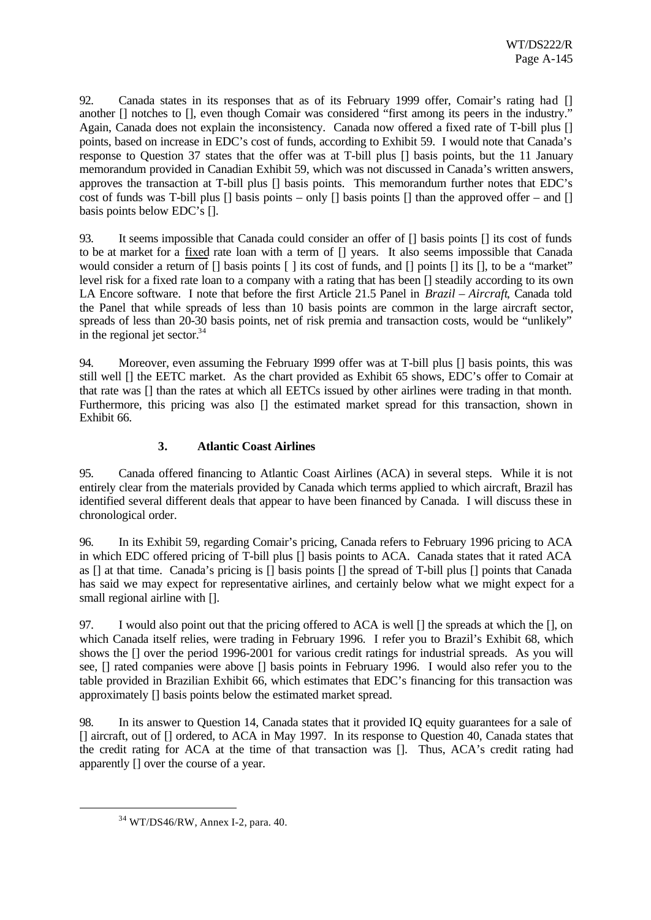92. Canada states in its responses that as of its February 1999 offer, Comair's rating had [] another [] notches to [], even though Comair was considered "first among its peers in the industry." Again, Canada does not explain the inconsistency. Canada now offered a fixed rate of T-bill plus [] points, based on increase in EDC's cost of funds, according to Exhibit 59. I would note that Canada's response to Question 37 states that the offer was at T-bill plus [] basis points, but the 11 January memorandum provided in Canadian Exhibit 59, which was not discussed in Canada's written answers, approves the transaction at T-bill plus [] basis points. This memorandum further notes that EDC's cost of funds was T-bill plus [] basis points – only [] basis points [] than the approved offer – and [] basis points below EDC's [].

93. It seems impossible that Canada could consider an offer of [] basis points [] its cost of funds to be at market for a fixed rate loan with a term of [] years. It also seems impossible that Canada would consider a return of [] basis points [ ] its cost of funds, and [] points [] its [], to be a "market" level risk for a fixed rate loan to a company with a rating that has been [] steadily according to its own LA Encore software. I note that before the first Article 21.5 Panel in *Brazil – Aircraft*, Canada told the Panel that while spreads of less than 10 basis points are common in the large aircraft sector, spreads of less than 20-30 basis points, net of risk premia and transaction costs, would be "unlikely" in the regional jet sector.[34]

94. Moreover, even assuming the February 1999 offer was at T-bill plus [] basis points, this was still well [] the EETC market. As the chart provided as Exhibit 65 shows, EDC's offer to Comair at that rate was [] than the rates at which all EETCs issued by other airlines were trading in that month. Furthermore, this pricing was also [] the estimated market spread for this transaction, shown in Exhibit 66.

### 3. Atlantic Coast Airlines

95. Canada offered financing to Atlantic Coast Airlines (ACA) in several steps. While it is not entirely clear from the materials provided by Canada which terms applied to which aircraft, Brazil has identified several different deals that appear to have been financed by Canada. I will discuss these in chronological order.

96. In its Exhibit 59, regarding Comair's pricing, Canada refers to February 1996 pricing to ACA in which EDC offered pricing of T-bill plus [] basis points to ACA. Canada states that it rated ACA as [] at that time. Canada's pricing is [] basis points [] the spread of T-bill plus [] points that Canada has said we may expect for representative airlines, and certainly below what we might expect for a small regional airline with [].

97. I would also point out that the pricing offered to ACA is well [] the spreads at which the [], on which Canada itself relies, were trading in February 1996. I refer you to Brazil's Exhibit 68, which shows the [] over the period 1996-2001 for various credit ratings for industrial spreads. As you will see, [] rated companies were above [] basis points in February 1996. I would also refer you to the table provided in Brazilian Exhibit 66, which estimates that EDC's financing for this transaction was approximately [] basis points below the estimated market spread.

98. In its answer to Question 14, Canada states that it provided IQ equity guarantees for a sale of [] aircraft, out of [] ordered, to ACA in May 1997. In its response to Question 40, Canada states that the credit rating for ACA at the time of that transaction was []. Thus, ACA's credit rating had apparently [] over the course of a year.

---

[34] WT/DS46/RW, Annex I-2, para. 40.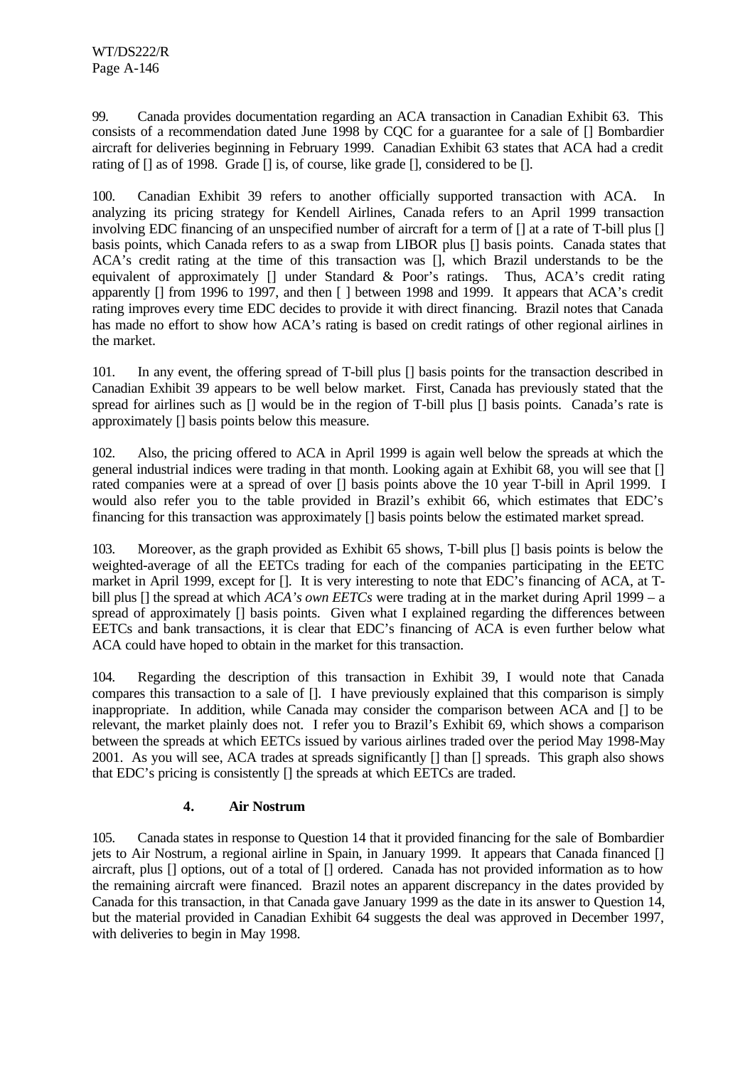99. Canada provides documentation regarding an ACA transaction in Canadian Exhibit 63. This consists of a recommendation dated June 1998 by CQC for a guarantee for a sale of [] Bombardier aircraft for deliveries beginning in February 1999. Canadian Exhibit 63 states that ACA had a credit rating of [] as of 1998. Grade [] is, of course, like grade [], considered to be [].

100. Canadian Exhibit 39 refers to another officially supported transaction with ACA. In analyzing its pricing strategy for Kendell Airlines, Canada refers to an April 1999 transaction involving EDC financing of an unspecified number of aircraft for a term of [] at a rate of T-bill plus [] basis points, which Canada refers to as a swap from LIBOR plus [] basis points. Canada states that ACA's credit rating at the time of this transaction was [], which Brazil understands to be the equivalent of approximately [] under Standard & Poor's ratings. Thus, ACA's credit rating apparently [] from 1996 to 1997, and then [ ] between 1998 and 1999. It appears that ACA's credit rating improves every time EDC decides to provide it with direct financing. Brazil notes that Canada has made no effort to show how ACA's rating is based on credit ratings of other regional airlines in the market.

101. In any event, the offering spread of T-bill plus [] basis points for the transaction described in Canadian Exhibit 39 appears to be well below market. First, Canada has previously stated that the spread for airlines such as [] would be in the region of T-bill plus [] basis points. Canada's rate is approximately [] basis points below this measure.

102. Also, the pricing offered to ACA in April 1999 is again well below the spreads at which the general industrial indices were trading in that month. Looking again at Exhibit 68, you will see that [] rated companies were at a spread of over [] basis points above the 10 year T-bill in April 1999. I would also refer you to the table provided in Brazil's exhibit 66, which estimates that EDC's financing for this transaction was approximately [] basis points below the estimated market spread.

103. Moreover, as the graph provided as Exhibit 65 shows, T-bill plus [] basis points is below the weighted-average of all the EETCs trading for each of the companies participating in the EETC market in April 1999, except for []. It is very interesting to note that EDC's financing of ACA, at T-bill plus [] the spread at which *ACA's own EETCs* were trading at in the market during April 1999 – a spread of approximately [] basis points. Given what I explained regarding the differences between EETCs and bank transactions, it is clear that EDC's financing of ACA is even further below what ACA could have hoped to obtain in the market for this transaction.

104. Regarding the description of this transaction in Exhibit 39, I would note that Canada compares this transaction to a sale of []. I have previously explained that this comparison is simply inappropriate. In addition, while Canada may consider the comparison between ACA and [] to be relevant, the market plainly does not. I refer you to Brazil's Exhibit 69, which shows a comparison between the spreads at which EETCs issued by various airlines traded over the period May 1998-May 2001. As you will see, ACA trades at spreads significantly [] than [] spreads. This graph also shows that EDC's pricing is consistently [] the spreads at which EETCs are traded.

### 4. Air Nostrum

105. Canada states in response to Question 14 that it provided financing for the sale of Bombardier jets to Air Nostrum, a regional airline in Spain, in January 1999. It appears that Canada financed [] aircraft, plus [] options, out of a total of [] ordered. Canada has not provided information as to how the remaining aircraft were financed. Brazil notes an apparent discrepancy in the dates provided by Canada for this transaction, in that Canada gave January 1999 as the date in its answer to Question 14, but the material provided in Canadian Exhibit 64 suggests the deal was approved in December 1997, with deliveries to begin in May 1998.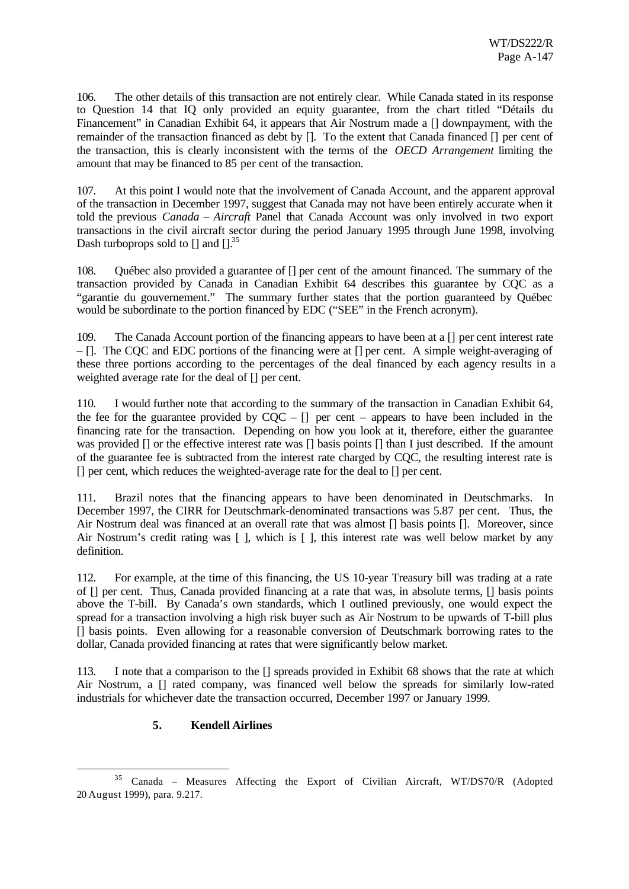106. The other details of this transaction are not entirely clear. While Canada stated in its response to Question 14 that IQ only provided an equity guarantee, from the chart titled "Détails du Financement" in Canadian Exhibit 64, it appears that Air Nostrum made a [] downpayment, with the remainder of the transaction financed as debt by []. To the extent that Canada financed [] per cent of the transaction, this is clearly inconsistent with the terms of the *OECD Arrangement* limiting the amount that may be financed to 85 per cent of the transaction.

107. At this point I would note that the involvement of Canada Account, and the apparent approval of the transaction in December 1997, suggest that Canada may not have been entirely accurate when it told the previous *Canada – Aircraft* Panel that Canada Account was only involved in two export transactions in the civil aircraft sector during the period January 1995 through June 1998, involving Dash turboprops sold to [] and [].[35]

108. Québec also provided a guarantee of [] per cent of the amount financed. The summary of the transaction provided by Canada in Canadian Exhibit 64 describes this guarantee by CQC as a "garantie du gouvernement." The summary further states that the portion guaranteed by Québec would be subordinate to the portion financed by EDC ("SEE" in the French acronym).

109. The Canada Account portion of the financing appears to have been at a [] per cent interest rate – []. The CQC and EDC portions of the financing were at [] per cent. A simple weight-averaging of these three portions according to the percentages of the deal financed by each agency results in a weighted average rate for the deal of [] per cent.

110. I would further note that according to the summary of the transaction in Canadian Exhibit 64, the fee for the guarantee provided by CQC – [] per cent – appears to have been included in the financing rate for the transaction. Depending on how you look at it, therefore, either the guarantee was provided [] or the effective interest rate was [] basis points [] than I just described. If the amount of the guarantee fee is subtracted from the interest rate charged by CQC, the resulting interest rate is [] per cent, which reduces the weighted-average rate for the deal to [] per cent.

111. Brazil notes that the financing appears to have been denominated in Deutschmarks. In December 1997, the CIRR for Deutschmark-denominated transactions was 5.87 per cent. Thus, the Air Nostrum deal was financed at an overall rate that was almost [] basis points []. Moreover, since Air Nostrum's credit rating was [ ], which is [ ], this interest rate was well below market by any definition.

112. For example, at the time of this financing, the US 10-year Treasury bill was trading at a rate of [] per cent. Thus, Canada provided financing at a rate that was, in absolute terms, [] basis points above the T-bill. By Canada's own standards, which I outlined previously, one would expect the spread for a transaction involving a high risk buyer such as Air Nostrum to be upwards of T-bill plus [] basis points. Even allowing for a reasonable conversion of Deutschmark borrowing rates to the dollar, Canada provided financing at rates that were significantly below market.

113. I note that a comparison to the [] spreads provided in Exhibit 68 shows that the rate at which Air Nostrum, a [] rated company, was financed well below the spreads for similarly low-rated industrials for whichever date the transaction occurred, December 1997 or January 1999.

### 5. Kendell Airlines

[35] Canada – Measures Affecting the Export of Civilian Aircraft, WT/DS70/R (Adopted 20 August 1999), para. 9.217.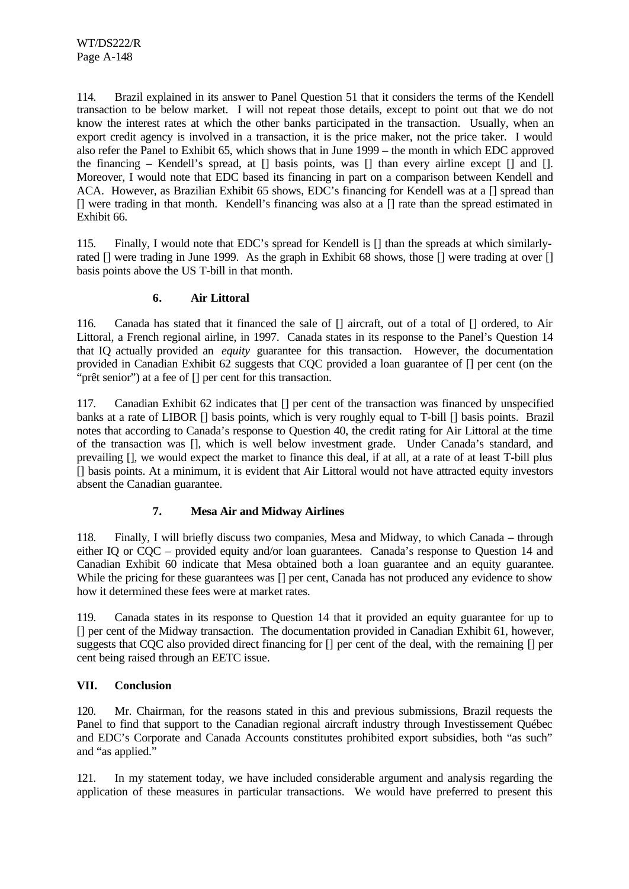114. Brazil explained in its answer to Panel Question 51 that it considers the terms of the Kendell transaction to be below market. I will not repeat those details, except to point out that we do not know the interest rates at which the other banks participated in the transaction. Usually, when an export credit agency is involved in a transaction, it is the price maker, not the price taker. I would also refer the Panel to Exhibit 65, which shows that in June 1999 – the month in which EDC approved the financing – Kendell's spread, at [] basis points, was [] than every airline except [] and []. Moreover, I would note that EDC based its financing in part on a comparison between Kendell and ACA. However, as Brazilian Exhibit 65 shows, EDC's financing for Kendell was at a [] spread than [] were trading in that month. Kendell's financing was also at a [] rate than the spread estimated in Exhibit 66.

115. Finally, I would note that EDC's spread for Kendell is [] than the spreads at which similarly-rated [] were trading in June 1999. As the graph in Exhibit 68 shows, those [] were trading at over [] basis points above the US T-bill in that month.

### 6. Air Littoral

116. Canada has stated that it financed the sale of [] aircraft, out of a total of [] ordered, to Air Littoral, a French regional airline, in 1997. Canada states in its response to the Panel's Question 14 that IQ actually provided an *equity* guarantee for this transaction. However, the documentation provided in Canadian Exhibit 62 suggests that CQC provided a loan guarantee of [] per cent (on the "prêt senior") at a fee of [] per cent for this transaction.

117. Canadian Exhibit 62 indicates that [] per cent of the transaction was financed by unspecified banks at a rate of LIBOR [] basis points, which is very roughly equal to T-bill [] basis points. Brazil notes that according to Canada's response to Question 40, the credit rating for Air Littoral at the time of the transaction was [], which is well below investment grade. Under Canada's standard, and prevailing [], we would expect the market to finance this deal, if at all, at a rate of at least T-bill plus [] basis points. At a minimum, it is evident that Air Littoral would not have attracted equity investors absent the Canadian guarantee.

### 7. Mesa Air and Midway Airlines

118. Finally, I will briefly discuss two companies, Mesa and Midway, to which Canada – through either IQ or CQC – provided equity and/or loan guarantees. Canada's response to Question 14 and Canadian Exhibit 60 indicate that Mesa obtained both a loan guarantee and an equity guarantee. While the pricing for these guarantees was [] per cent, Canada has not produced any evidence to show how it determined these fees were at market rates.

119. Canada states in its response to Question 14 that it provided an equity guarantee for up to [] per cent of the Midway transaction. The documentation provided in Canadian Exhibit 61, however, suggests that CQC also provided direct financing for [] per cent of the deal, with the remaining [] per cent being raised through an EETC issue.

## VII. Conclusion

120. Mr. Chairman, for the reasons stated in this and previous submissions, Brazil requests the Panel to find that support to the Canadian regional aircraft industry through Investissement Québec and EDC's Corporate and Canada Accounts constitutes prohibited export subsidies, both "as such" and "as applied."

121. In my statement today, we have included considerable argument and analysis regarding the application of these measures in particular transactions. We would have preferred to present this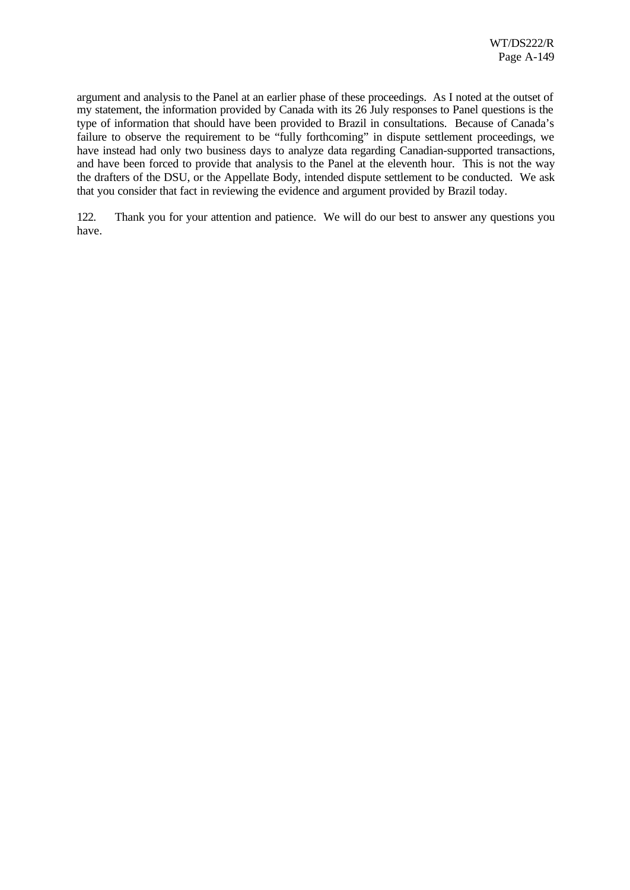argument and analysis to the Panel at an earlier phase of these proceedings. As I noted at the outset of my statement, the information provided by Canada with its 26 July responses to Panel questions is the type of information that should have been provided to Brazil in consultations. Because of Canada's failure to observe the requirement to be "fully forthcoming" in dispute settlement proceedings, we have instead had only two business days to analyze data regarding Canadian-supported transactions, and have been forced to provide that analysis to the Panel at the eleventh hour. This is not the way the drafters of the DSU, or the Appellate Body, intended dispute settlement to be conducted. We ask that you consider that fact in reviewing the evidence and argument provided by Brazil today.

122. Thank you for your attention and patience. We will do our best to answer any questions you have.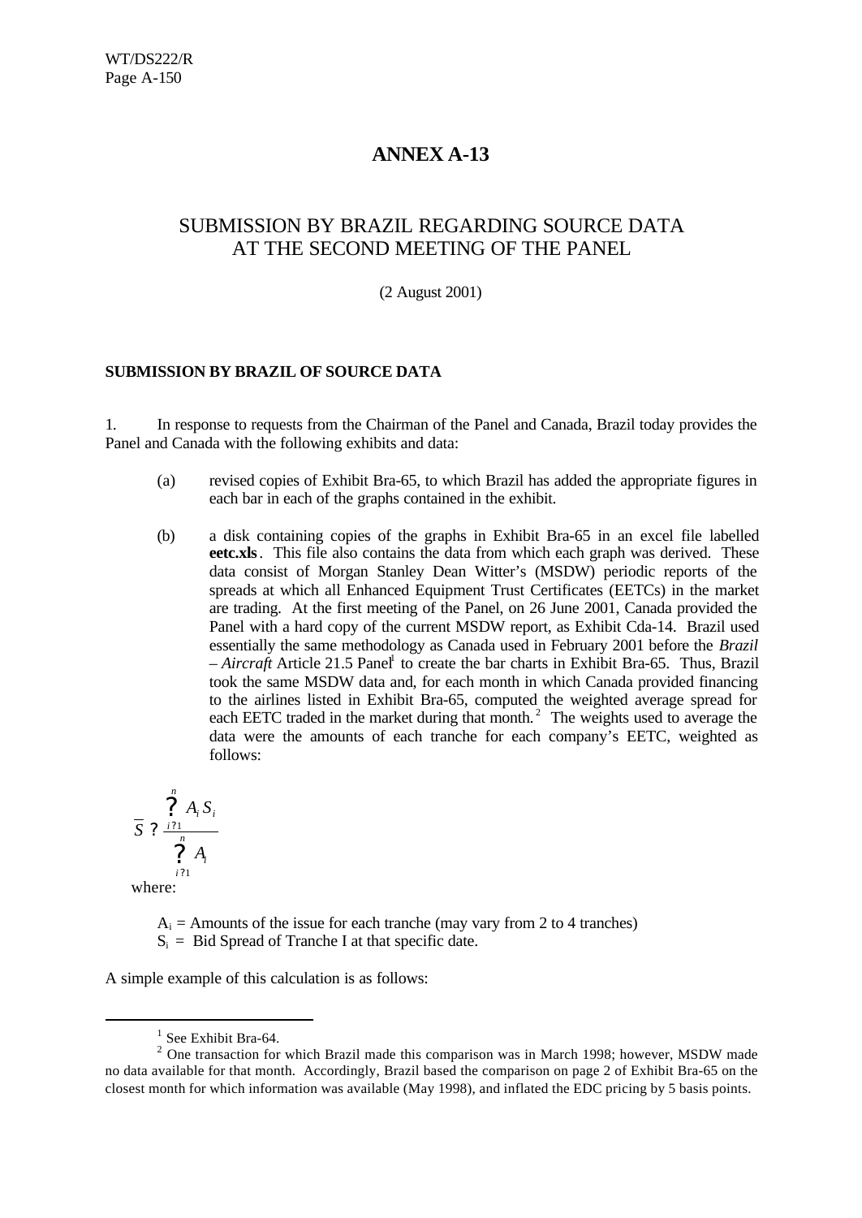# ANNEX A-13

## SUBMISSION BY BRAZIL REGARDING SOURCE DATA AT THE SECOND MEETING OF THE PANEL

(2 August 2001)

**SUBMISSION BY BRAZIL OF SOURCE DATA**

1. In response to requests from the Chairman of the Panel and Canada, Brazil today provides the Panel and Canada with the following exhibits and data:

   (a) revised copies of Exhibit Bra-65, to which Brazil has added the appropriate figures in each bar in each of the graphs contained in the exhibit.

   (b) a disk containing copies of the graphs in Exhibit Bra-65 in an excel file labelled **eetc.xls**. This file also contains the data from which each graph was derived. These data consist of Morgan Stanley Dean Witter's (MSDW) periodic reports of the spreads at which all Enhanced Equipment Trust Certificates (EETCs) in the market are trading. At the first meeting of the Panel, on 26 June 2001, Canada provided the Panel with a hard copy of the current MSDW report, as Exhibit Cda-14. Brazil used essentially the same methodology as Canada used in February 2001 before the *Brazil – Aircraft* Article 21.5 Panel[1] to create the bar charts in Exhibit Bra-65. Thus, Brazil took the same MSDW data and, for each month in which Canada provided financing to the airlines listed in Exhibit Bra-65, computed the weighted average spread for each EETC traded in the market during that month.[2] The weights used to average the data were the amounts of each tranche for each company's EETC, weighted as follows:

$$\overline{S} = \frac{\sum_{i=1}^{n} A_i S_i}{\sum_{i=1}^{n} A_i}$$

where:

$A_i$ = Amounts of the issue for each tranche (may vary from 2 to 4 tranches)
$S_i$ = Bid Spread of Tranche I at that specific date.

A simple example of this calculation is as follows:

---

[1] See Exhibit Bra-64.

[2] One transaction for which Brazil made this comparison was in March 1998; however, MSDW made no data available for that month. Accordingly, Brazil based the comparison on page 2 of Exhibit Bra-65 on the closest month for which information was available (May 1998), and inflated the EDC pricing by 5 basis points.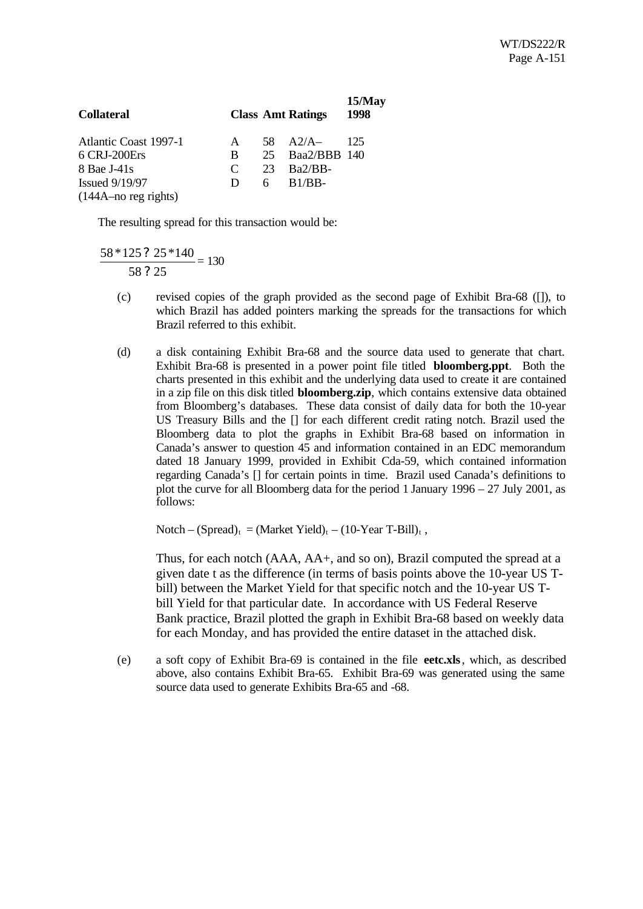| Collateral | Class | Amt | Ratings | 15/May 1998 |
|---|---|---|---|---|
| Atlantic Coast 1997-1 | A | 58 | A2/A– | 125 |
| 6 CRJ-200Ers | B | 25 | Baa2/BBB | 140 |
| 8 Bae J-41s | C | 23 | Ba2/BB- | |
| Issued 9/19/97 | D | 6 | B1/BB- | |
| (144A–no reg rights) | | | | |

The resulting spread for this transaction would be:

$$\frac{58*125 ? 25*140}{58 ? 25} = 130$$

(c) revised copies of the graph provided as the second page of Exhibit Bra-68 ([]), to which Brazil has added pointers marking the spreads for the transactions for which Brazil referred to this exhibit.

(d) a disk containing Exhibit Bra-68 and the source data used to generate that chart. Exhibit Bra-68 is presented in a power point file titled **bloomberg.ppt**. Both the charts presented in this exhibit and the underlying data used to create it are contained in a zip file on this disk titled **bloomberg.zip**, which contains extensive data obtained from Bloomberg's databases. These data consist of daily data for both the 10-year US Treasury Bills and the [] for each different credit rating notch. Brazil used the Bloomberg data to plot the graphs in Exhibit Bra-68 based on information in Canada's answer to question 45 and information contained in an EDC memorandum dated 18 January 1999, provided in Exhibit Cda-59, which contained information regarding Canada's [] for certain points in time. Brazil used Canada's definitions to plot the curve for all Bloomberg data for the period 1 January 1996 – 27 July 2001, as follows:

Notch – $(\text{Spread})_t = (\text{Market Yield})_t - (\text{10-Year T-Bill})_t$ ,

Thus, for each notch (AAA, AA+, and so on), Brazil computed the spread at a given date t as the difference (in terms of basis points above the 10-year US T-bill) between the Market Yield for that specific notch and the 10-year US T-bill Yield for that particular date. In accordance with US Federal Reserve Bank practice, Brazil plotted the graph in Exhibit Bra-68 based on weekly data for each Monday, and has provided the entire dataset in the attached disk.

(e) a soft copy of Exhibit Bra-69 is contained in the file **eetc.xls**, which, as described above, also contains Exhibit Bra-65. Exhibit Bra-69 was generated using the same source data used to generate Exhibits Bra-65 and -68.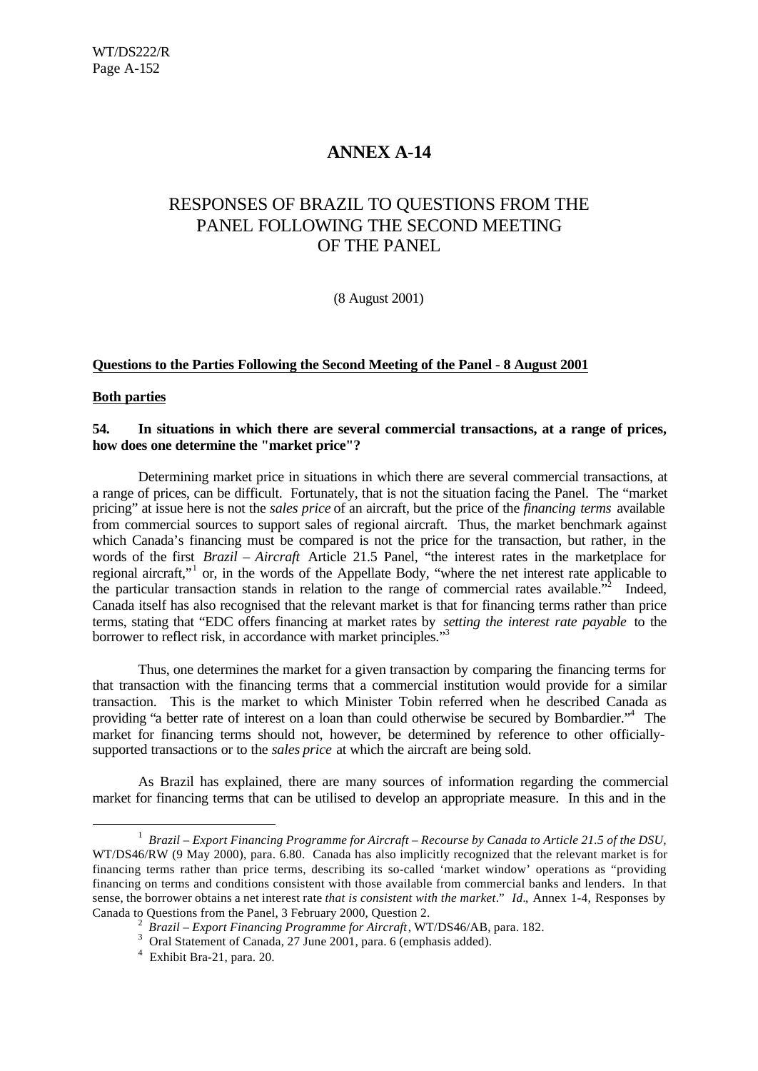# ANNEX A-14

## RESPONSES OF BRAZIL TO QUESTIONS FROM THE PANEL FOLLOWING THE SECOND MEETING OF THE PANEL

(8 August 2001)

**Questions to the Parties Following the Second Meeting of the Panel - 8 August 2001**

**Both parties**

**54. In situations in which there are several commercial transactions, at a range of prices, how does one determine the "market price"?**

Determining market price in situations in which there are several commercial transactions, at a range of prices, can be difficult. Fortunately, that is not the situation facing the Panel. The "market pricing" at issue here is not the *sales price* of an aircraft, but the price of the *financing terms* available from commercial sources to support sales of regional aircraft. Thus, the market benchmark against which Canada's financing must be compared is not the price for the transaction, but rather, in the words of the first *Brazil – Aircraft* Article 21.5 Panel, "the interest rates in the marketplace for regional aircraft,"[1] or, in the words of the Appellate Body, "where the net interest rate applicable to the particular transaction stands in relation to the range of commercial rates available."[2] Indeed, Canada itself has also recognised that the relevant market is that for financing terms rather than price terms, stating that "EDC offers financing at market rates by *setting the interest rate payable* to the borrower to reflect risk, in accordance with market principles."[3]

Thus, one determines the market for a given transaction by comparing the financing terms for that transaction with the financing terms that a commercial institution would provide for a similar transaction. This is the market to which Minister Tobin referred when he described Canada as providing "a better rate of interest on a loan than could otherwise be secured by Bombardier."[4] The market for financing terms should not, however, be determined by reference to other officially-supported transactions or to the *sales price* at which the aircraft are being sold.

As Brazil has explained, there are many sources of information regarding the commercial market for financing terms that can be utilised to develop an appropriate measure. In this and in the

---

[1] *Brazil – Export Financing Programme for Aircraft – Recourse by Canada to Article 21.5 of the DSU*, WT/DS46/RW (9 May 2000), para. 6.80. Canada has also implicitly recognized that the relevant market is for financing terms rather than price terms, describing its so-called 'market window' operations as "providing financing on terms and conditions consistent with those available from commercial banks and lenders. In that sense, the borrower obtains a net interest rate *that is consistent with the market*." *Id*., Annex 1-4, Responses by Canada to Questions from the Panel, 3 February 2000, Question 2.

[2] *Brazil – Export Financing Programme for Aircraft*, WT/DS46/AB, para. 182.

[3] Oral Statement of Canada, 27 June 2001, para. 6 (emphasis added).

[4] Exhibit Bra-21, para. 20.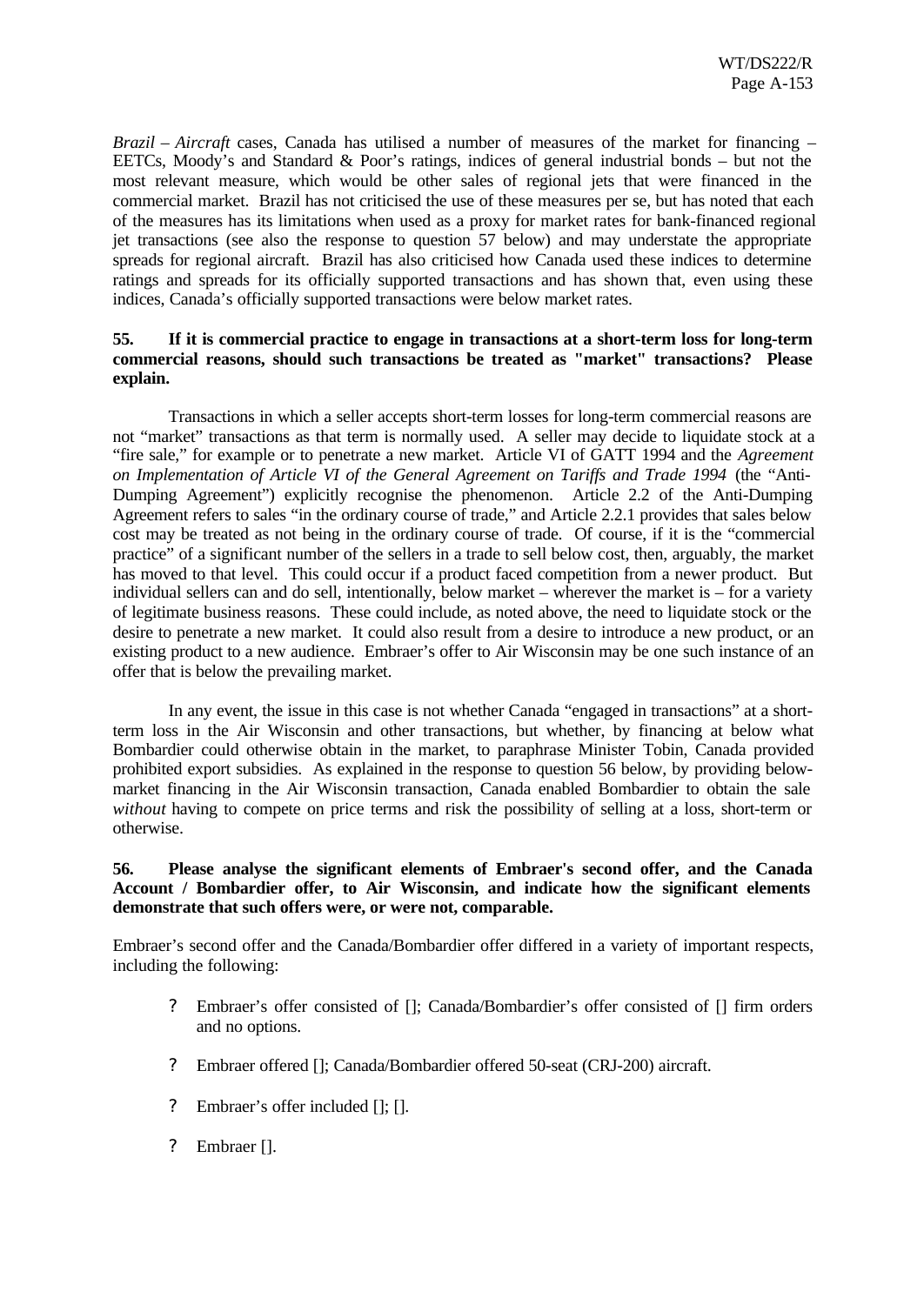*Brazil – Aircraft* cases, Canada has utilised a number of measures of the market for financing – EETCs, Moody's and Standard & Poor's ratings, indices of general industrial bonds – but not the most relevant measure, which would be other sales of regional jets that were financed in the commercial market. Brazil has not criticised the use of these measures per se, but has noted that each of the measures has its limitations when used as a proxy for market rates for bank-financed regional jet transactions (see also the response to question 57 below) and may understate the appropriate spreads for regional aircraft. Brazil has also criticised how Canada used these indices to determine ratings and spreads for its officially supported transactions and has shown that, even using these indices, Canada's officially supported transactions were below market rates.

**55. If it is commercial practice to engage in transactions at a short-term loss for long-term commercial reasons, should such transactions be treated as "market" transactions? Please explain.**

Transactions in which a seller accepts short-term losses for long-term commercial reasons are not "market" transactions as that term is normally used. A seller may decide to liquidate stock at a "fire sale," for example or to penetrate a new market. Article VI of GATT 1994 and the *Agreement on Implementation of Article VI of the General Agreement on Tariffs and Trade 1994* (the "Anti-Dumping Agreement") explicitly recognise the phenomenon. Article 2.2 of the Anti-Dumping Agreement refers to sales "in the ordinary course of trade," and Article 2.2.1 provides that sales below cost may be treated as not being in the ordinary course of trade. Of course, if it is the "commercial practice" of a significant number of the sellers in a trade to sell below cost, then, arguably, the market has moved to that level. This could occur if a product faced competition from a newer product. But individual sellers can and do sell, intentionally, below market – wherever the market is – for a variety of legitimate business reasons. These could include, as noted above, the need to liquidate stock or the desire to penetrate a new market. It could also result from a desire to introduce a new product, or an existing product to a new audience. Embraer's offer to Air Wisconsin may be one such instance of an offer that is below the prevailing market.

In any event, the issue in this case is not whether Canada "engaged in transactions" at a short-term loss in the Air Wisconsin and other transactions, but whether, by financing at below what Bombardier could otherwise obtain in the market, to paraphrase Minister Tobin, Canada provided prohibited export subsidies. As explained in the response to question 56 below, by providing below-market financing in the Air Wisconsin transaction, Canada enabled Bombardier to obtain the sale *without* having to compete on price terms and risk the possibility of selling at a loss, short-term or otherwise.

**56. Please analyse the significant elements of Embraer's second offer, and the Canada Account / Bombardier offer, to Air Wisconsin, and indicate how the significant elements demonstrate that such offers were, or were not, comparable.**

Embraer's second offer and the Canada/Bombardier offer differed in a variety of important respects, including the following:

- Embraer's offer consisted of []; Canada/Bombardier's offer consisted of [] firm orders and no options.
- Embraer offered []; Canada/Bombardier offered 50-seat (CRJ-200) aircraft.
- Embraer's offer included []; [].
- Embraer [].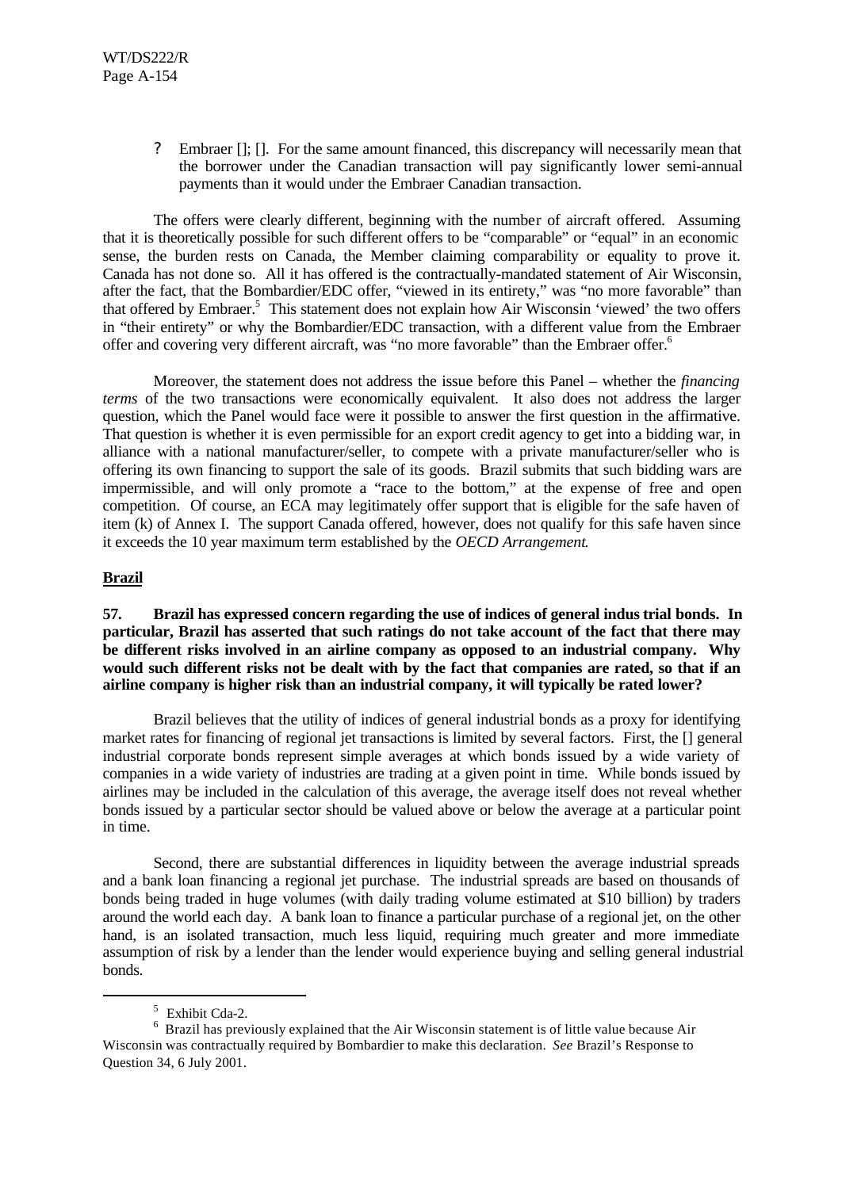? Embraer []; []. For the same amount financed, this discrepancy will necessarily mean that the borrower under the Canadian transaction will pay significantly lower semi-annual payments than it would under the Embraer Canadian transaction.

The offers were clearly different, beginning with the number of aircraft offered. Assuming that it is theoretically possible for such different offers to be "comparable" or "equal" in an economic sense, the burden rests on Canada, the Member claiming comparability or equality to prove it. Canada has not done so. All it has offered is the contractually-mandated statement of Air Wisconsin, after the fact, that the Bombardier/EDC offer, "viewed in its entirety," was "no more favorable" than that offered by Embraer.[5] This statement does not explain how Air Wisconsin 'viewed' the two offers in "their entirety" or why the Bombardier/EDC transaction, with a different value from the Embraer offer and covering very different aircraft, was "no more favorable" than the Embraer offer.[6]

Moreover, the statement does not address the issue before this Panel – whether the *financing terms* of the two transactions were economically equivalent. It also does not address the larger question, which the Panel would face were it possible to answer the first question in the affirmative. That question is whether it is even permissible for an export credit agency to get into a bidding war, in alliance with a national manufacturer/seller, to compete with a private manufacturer/seller who is offering its own financing to support the sale of its goods. Brazil submits that such bidding wars are impermissible, and will only promote a "race to the bottom," at the expense of free and open competition. Of course, an ECA may legitimately offer support that is eligible for the safe haven of item (k) of Annex I. The support Canada offered, however, does not qualify for this safe haven since it exceeds the 10 year maximum term established by the *OECD Arrangement*.

**Brazil**

**57. Brazil has expressed concern regarding the use of indices of general industrial bonds. In particular, Brazil has asserted that such ratings do not take account of the fact that there may be different risks involved in an airline company as opposed to an industrial company. Why would such different risks not be dealt with by the fact that companies are rated, so that if an airline company is higher risk than an industrial company, it will typically be rated lower?**

Brazil believes that the utility of indices of general industrial bonds as a proxy for identifying market rates for financing of regional jet transactions is limited by several factors. First, the [] general industrial corporate bonds represent simple averages at which bonds issued by a wide variety of companies in a wide variety of industries are trading at a given point in time. While bonds issued by airlines may be included in the calculation of this average, the average itself does not reveal whether bonds issued by a particular sector should be valued above or below the average at a particular point in time.

Second, there are substantial differences in liquidity between the average industrial spreads and a bank loan financing a regional jet purchase. The industrial spreads are based on thousands of bonds being traded in huge volumes (with daily trading volume estimated at $10 billion) by traders around the world each day. A bank loan to finance a particular purchase of a regional jet, on the other hand, is an isolated transaction, much less liquid, requiring much greater and more immediate assumption of risk by a lender than the lender would experience buying and selling general industrial bonds.

---

[5] Exhibit Cda-2.

[6] Brazil has previously explained that the Air Wisconsin statement is of little value because Air Wisconsin was contractually required by Bombardier to make this declaration. *See* Brazil's Response to Question 34, 6 July 2001.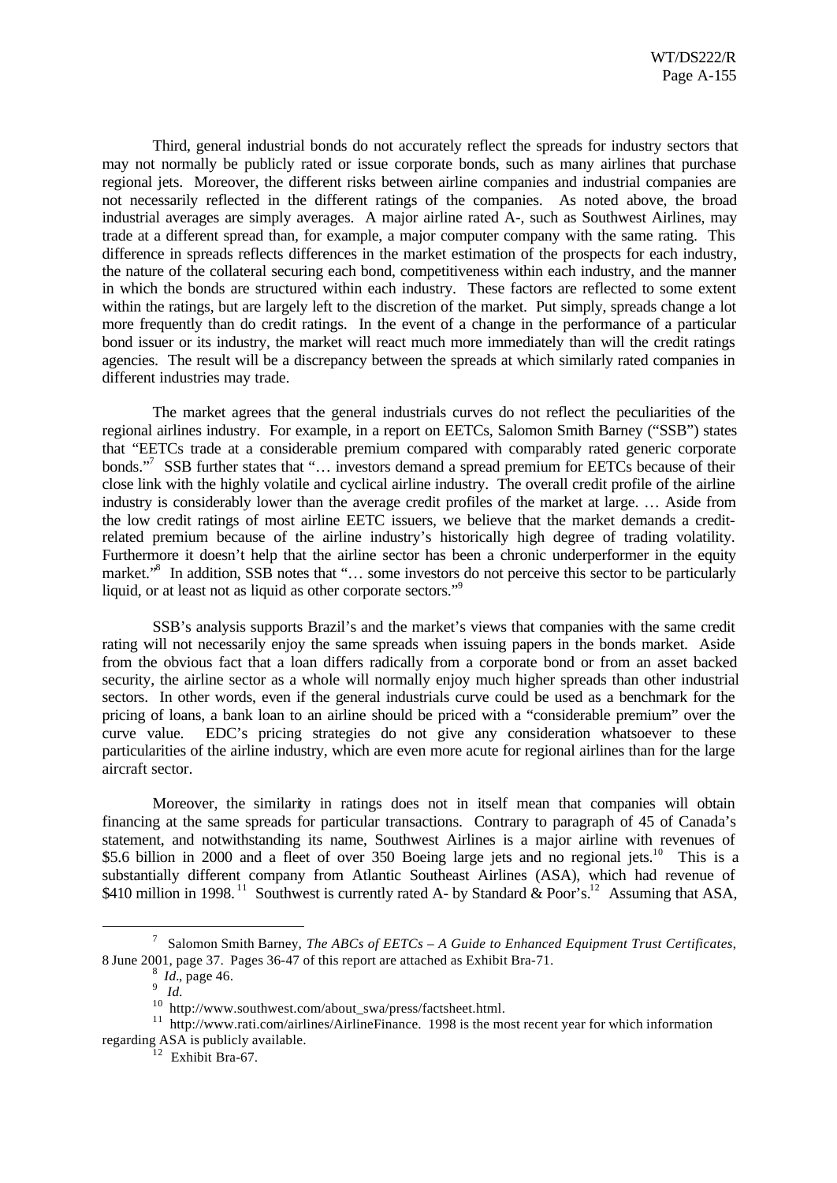Third, general industrial bonds do not accurately reflect the spreads for industry sectors that may not normally be publicly rated or issue corporate bonds, such as many airlines that purchase regional jets. Moreover, the different risks between airline companies and industrial companies are not necessarily reflected in the different ratings of the companies. As noted above, the broad industrial averages are simply averages. A major airline rated A-, such as Southwest Airlines, may trade at a different spread than, for example, a major computer company with the same rating. This difference in spreads reflects differences in the market estimation of the prospects for each industry, the nature of the collateral securing each bond, competitiveness within each industry, and the manner in which the bonds are structured within each industry. These factors are reflected to some extent within the ratings, but are largely left to the discretion of the market. Put simply, spreads change a lot more frequently than do credit ratings. In the event of a change in the performance of a particular bond issuer or its industry, the market will react much more immediately than will the credit ratings agencies. The result will be a discrepancy between the spreads at which similarly rated companies in different industries may trade.

The market agrees that the general industrials curves do not reflect the peculiarities of the regional airlines industry. For example, in a report on EETCs, Salomon Smith Barney ("SSB") states that "EETCs trade at a considerable premium compared with comparably rated generic corporate bonds."[7] SSB further states that "… investors demand a spread premium for EETCs because of their close link with the highly volatile and cyclical airline industry. The overall credit profile of the airline industry is considerably lower than the average credit profiles of the market at large. … Aside from the low credit ratings of most airline EETC issuers, we believe that the market demands a credit-related premium because of the airline industry's historically high degree of trading volatility. Furthermore it doesn't help that the airline sector has been a chronic underperformer in the equity market."[8] In addition, SSB notes that "… some investors do not perceive this sector to be particularly liquid, or at least not as liquid as other corporate sectors."[9]

SSB's analysis supports Brazil's and the market's views that companies with the same credit rating will not necessarily enjoy the same spreads when issuing papers in the bonds market. Aside from the obvious fact that a loan differs radically from a corporate bond or from an asset backed security, the airline sector as a whole will normally enjoy much higher spreads than other industrial sectors. In other words, even if the general industrials curve could be used as a benchmark for the pricing of loans, a bank loan to an airline should be priced with a "considerable premium" over the curve value. EDC's pricing strategies do not give any consideration whatsoever to these particularities of the airline industry, which are even more acute for regional airlines than for the large aircraft sector.

Moreover, the similarity in ratings does not in itself mean that companies will obtain financing at the same spreads for particular transactions. Contrary to paragraph of 45 of Canada's statement, and notwithstanding its name, Southwest Airlines is a major airline with revenues of \$5.6 billion in 2000 and a fleet of over 350 Boeing large jets and no regional jets.[10] This is a substantially different company from Atlantic Southeast Airlines (ASA), which had revenue of \$410 million in 1998.[11] Southwest is currently rated A- by Standard & Poor's.[12] Assuming that ASA,

---

[7] Salomon Smith Barney, *The ABCs of EETCs – A Guide to Enhanced Equipment Trust Certificates*, 8 June 2001, page 37. Pages 36-47 of this report are attached as Exhibit Bra-71.

[8] *Id.*, page 46.

[9] *Id.*

[10] http://www.southwest.com/about_swa/press/factsheet.html.

[11] http://www.rati.com/airlines/AirlineFinance. 1998 is the most recent year for which information regarding ASA is publicly available.

[12] Exhibit Bra-67.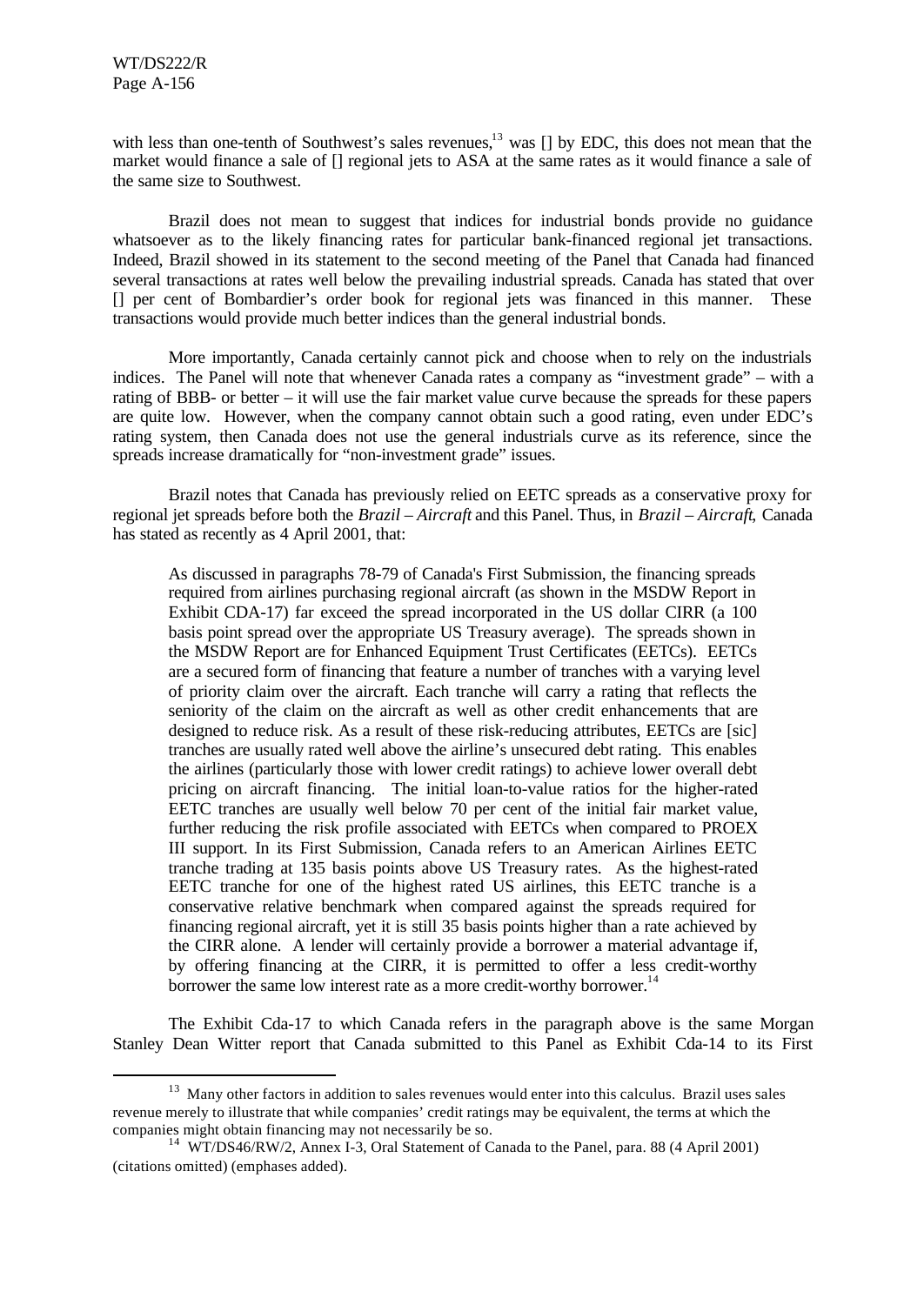with less than one-tenth of Southwest's sales revenues,[13] was [] by EDC, this does not mean that the market would finance a sale of [] regional jets to ASA at the same rates as it would finance a sale of the same size to Southwest.

Brazil does not mean to suggest that indices for industrial bonds provide no guidance whatsoever as to the likely financing rates for particular bank-financed regional jet transactions. Indeed, Brazil showed in its statement to the second meeting of the Panel that Canada had financed several transactions at rates well below the prevailing industrial spreads. Canada has stated that over [] per cent of Bombardier's order book for regional jets was financed in this manner. These transactions would provide much better indices than the general industrial bonds.

More importantly, Canada certainly cannot pick and choose when to rely on the industrials indices. The Panel will note that whenever Canada rates a company as "investment grade" – with a rating of BBB- or better – it will use the fair market value curve because the spreads for these papers are quite low. However, when the company cannot obtain such a good rating, even under EDC's rating system, then Canada does not use the general industrials curve as its reference, since the spreads increase dramatically for "non-investment grade" issues.

Brazil notes that Canada has previously relied on EETC spreads as a conservative proxy for regional jet spreads before both the *Brazil – Aircraft* and this Panel. Thus, in *Brazil – Aircraft*, Canada has stated as recently as 4 April 2001, that:

> As discussed in paragraphs 78-79 of Canada's First Submission, the financing spreads required from airlines purchasing regional aircraft (as shown in the MSDW Report in Exhibit CDA-17) far exceed the spread incorporated in the US dollar CIRR (a 100 basis point spread over the appropriate US Treasury average). The spreads shown in the MSDW Report are for Enhanced Equipment Trust Certificates (EETCs). EETCs are a secured form of financing that feature a number of tranches with a varying level of priority claim over the aircraft. Each tranche will carry a rating that reflects the seniority of the claim on the aircraft as well as other credit enhancements that are designed to reduce risk. As a result of these risk-reducing attributes, EETCs are [sic] tranches are usually rated well above the airline's unsecured debt rating. This enables the airlines (particularly those with lower credit ratings) to achieve lower overall debt pricing on aircraft financing. The initial loan-to-value ratios for the higher-rated EETC tranches are usually well below 70 per cent of the initial fair market value, further reducing the risk profile associated with EETCs when compared to PROEX III support. In its First Submission, Canada refers to an American Airlines EETC tranche trading at 135 basis points above US Treasury rates. As the highest-rated EETC tranche for one of the highest rated US airlines, this EETC tranche is a conservative relative benchmark when compared against the spreads required for financing regional aircraft, yet it is still 35 basis points higher than a rate achieved by the CIRR alone. A lender will certainly provide a borrower a material advantage if, by offering financing at the CIRR, it is permitted to offer a less credit-worthy borrower the same low interest rate as a more credit-worthy borrower.[14]

The Exhibit Cda-17 to which Canada refers in the paragraph above is the same Morgan Stanley Dean Witter report that Canada submitted to this Panel as Exhibit Cda-14 to its First

---

[13] Many other factors in addition to sales revenues would enter into this calculus. Brazil uses sales revenue merely to illustrate that while companies' credit ratings may be equivalent, the terms at which the companies might obtain financing may not necessarily be so.

[14] WT/DS46/RW/2, Annex I-3, Oral Statement of Canada to the Panel, para. 88 (4 April 2001) (citations omitted) (emphases added).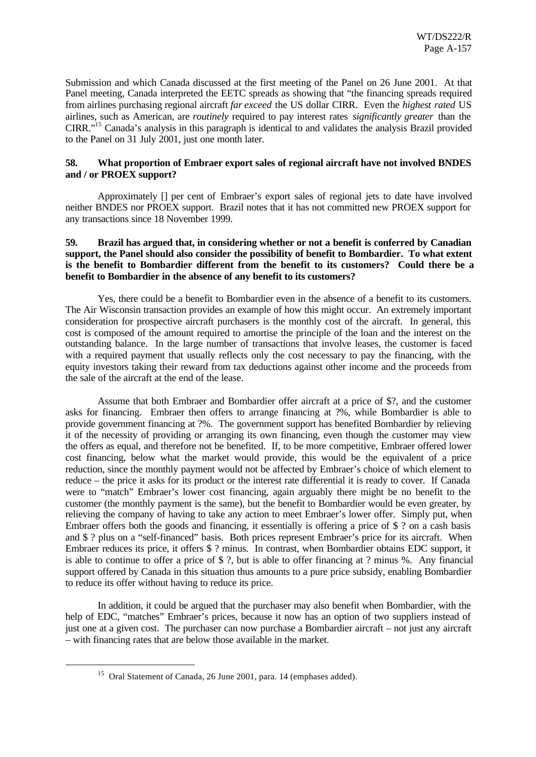Submission and which Canada discussed at the first meeting of the Panel on 26 June 2001. At that Panel meeting, Canada interpreted the EETC spreads as showing that "the financing spreads required from airlines purchasing regional aircraft *far exceed* the US dollar CIRR. Even the *highest rated* US airlines, such as American, are *routinely* required to pay interest rates *significantly greater* than the CIRR."[15] Canada's analysis in this paragraph is identical to and validates the analysis Brazil provided to the Panel on 31 July 2001, just one month later.

**58. What proportion of Embraer export sales of regional aircraft have not involved BNDES and / or PROEX support?**

Approximately [] per cent of Embraer's export sales of regional jets to date have involved neither BNDES nor PROEX support. Brazil notes that it has not committed new PROEX support for any transactions since 18 November 1999.

**59. Brazil has argued that, in considering whether or not a benefit is conferred by Canadian support, the Panel should also consider the possibility of benefit to Bombardier. To what extent is the benefit to Bombardier different from the benefit to its customers? Could there be a benefit to Bombardier in the absence of any benefit to its customers?**

Yes, there could be a benefit to Bombardier even in the absence of a benefit to its customers. The Air Wisconsin transaction provides an example of how this might occur. An extremely important consideration for prospective aircraft purchasers is the monthly cost of the aircraft. In general, this cost is composed of the amount required to amortise the principle of the loan and the interest on the outstanding balance. In the large number of transactions that involve leases, the customer is faced with a required payment that usually reflects only the cost necessary to pay the financing, with the equity investors taking their reward from tax deductions against other income and the proceeds from the sale of the aircraft at the end of the lease.

Assume that both Embraer and Bombardier offer aircraft at a price of $?, and the customer asks for financing. Embraer then offers to arrange financing at ?%, while Bombardier is able to provide government financing at ?%. The government support has benefited Bombardier by relieving it of the necessity of providing or arranging its own financing, even though the customer may view the offers as equal, and therefore not be benefited. If, to be more competitive, Embraer offered lower cost financing, below what the market would provide, this would be the equivalent of a price reduction, since the monthly payment would not be affected by Embraer's choice of which element to reduce – the price it asks for its product or the interest rate differential it is ready to cover. If Canada were to "match" Embraer's lower cost financing, again arguably there might be no benefit to the customer (the monthly payment is the same), but the benefit to Bombardier would be even greater, by relieving the company of having to take any action to meet Embraer's lower offer. Simply put, when Embraer offers both the goods and financing, it essentially is offering a price of $ ? on a cash basis and $ ? plus on a "self-financed" basis. Both prices represent Embraer's price for its aircraft. When Embraer reduces its price, it offers $ ? minus. In contrast, when Bombardier obtains EDC support, it is able to continue to offer a price of $ ?, but is able to offer financing at ? minus %. Any financial support offered by Canada in this situation thus amounts to a pure price subsidy, enabling Bombardier to reduce its offer without having to reduce its price.

In addition, it could be argued that the purchaser may also benefit when Bombardier, with the help of EDC, "matches" Embraer's prices, because it now has an option of two suppliers instead of just one at a given cost. The purchaser can now purchase a Bombardier aircraft – not just any aircraft – with financing rates that are below those available in the market.

---

[15] Oral Statement of Canada, 26 June 2001, para. 14 (emphases added).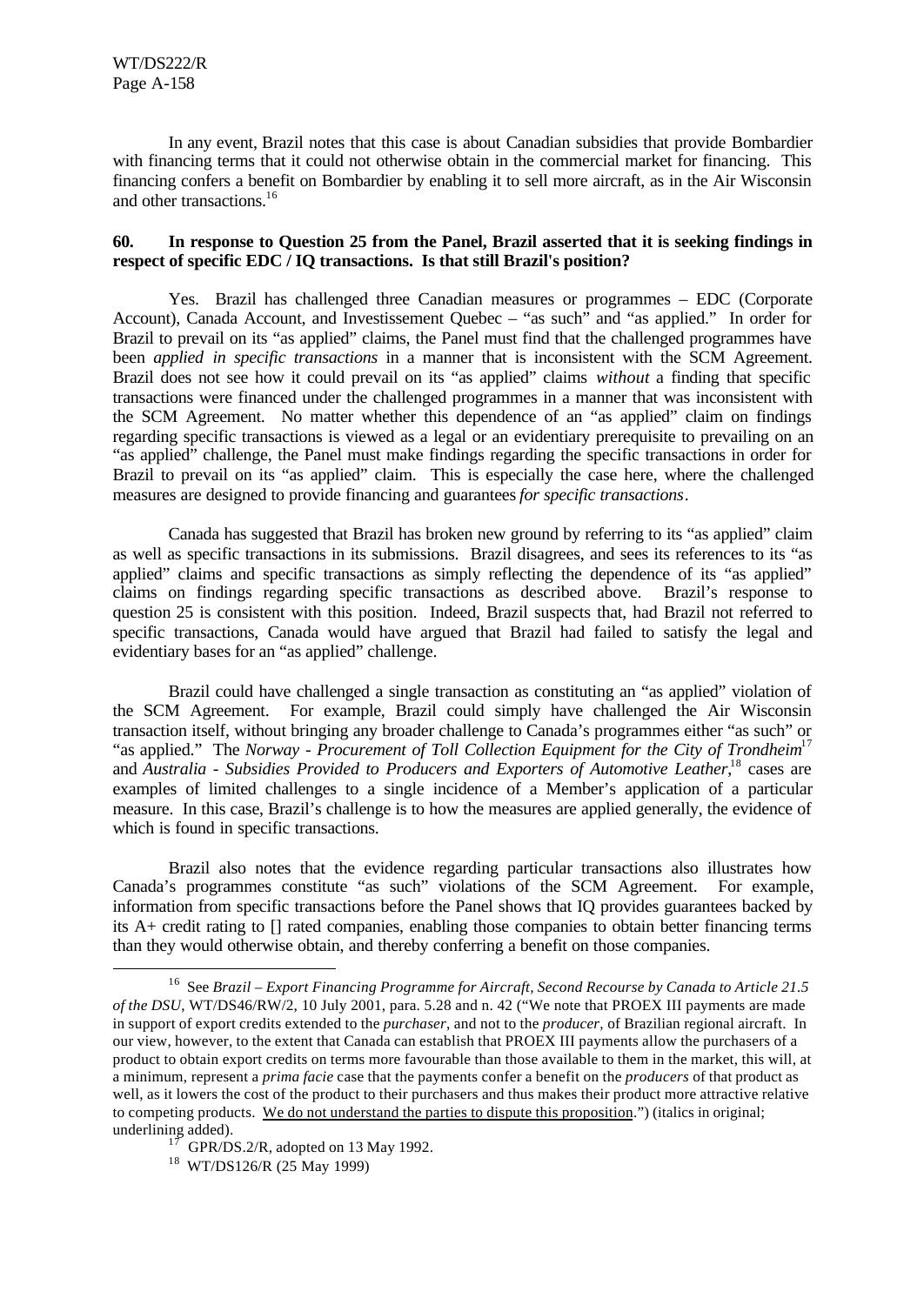In any event, Brazil notes that this case is about Canadian subsidies that provide Bombardier with financing terms that it could not otherwise obtain in the commercial market for financing. This financing confers a benefit on Bombardier by enabling it to sell more aircraft, as in the Air Wisconsin and other transactions.[16]

**60. In response to Question 25 from the Panel, Brazil asserted that it is seeking findings in respect of specific EDC / IQ transactions. Is that still Brazil's position?**

Yes. Brazil has challenged three Canadian measures or programmes – EDC (Corporate Account), Canada Account, and Investissement Quebec – "as such" and "as applied." In order for Brazil to prevail on its "as applied" claims, the Panel must find that the challenged programmes have been *applied in specific transactions* in a manner that is inconsistent with the SCM Agreement. Brazil does not see how it could prevail on its "as applied" claims *without* a finding that specific transactions were financed under the challenged programmes in a manner that was inconsistent with the SCM Agreement. No matter whether this dependence of an "as applied" claim on findings regarding specific transactions is viewed as a legal or an evidentiary prerequisite to prevailing on an "as applied" challenge, the Panel must make findings regarding the specific transactions in order for Brazil to prevail on its "as applied" claim. This is especially the case here, where the challenged measures are designed to provide financing and guarantees *for specific transactions*.

Canada has suggested that Brazil has broken new ground by referring to its "as applied" claim as well as specific transactions in its submissions. Brazil disagrees, and sees its references to its "as applied" claims and specific transactions as simply reflecting the dependence of its "as applied" claims on findings regarding specific transactions as described above. Brazil's response to question 25 is consistent with this position. Indeed, Brazil suspects that, had Brazil not referred to specific transactions, Canada would have argued that Brazil had failed to satisfy the legal and evidentiary bases for an "as applied" challenge.

Brazil could have challenged a single transaction as constituting an "as applied" violation of the SCM Agreement. For example, Brazil could simply have challenged the Air Wisconsin transaction itself, without bringing any broader challenge to Canada's programmes either "as such" or "as applied." The *Norway - Procurement of Toll Collection Equipment for the City of Trondheim*[17] and *Australia - Subsidies Provided to Producers and Exporters of Automotive Leather*,[18] cases are examples of limited challenges to a single incidence of a Member's application of a particular measure. In this case, Brazil's challenge is to how the measures are applied generally, the evidence of which is found in specific transactions.

Brazil also notes that the evidence regarding particular transactions also illustrates how Canada's programmes constitute "as such" violations of the SCM Agreement. For example, information from specific transactions before the Panel shows that IQ provides guarantees backed by its A+ credit rating to [] rated companies, enabling those companies to obtain better financing terms than they would otherwise obtain, and thereby conferring a benefit on those companies.

---

[16] See *Brazil – Export Financing Programme for Aircraft, Second Recourse by Canada to Article 21.5 of the DSU*, WT/DS46/RW/2, 10 July 2001, para. 5.28 and n. 42 ("We note that PROEX III payments are made in support of export credits extended to the *purchaser*, and not to the *producer*, of Brazilian regional aircraft. In our view, however, to the extent that Canada can establish that PROEX III payments allow the purchasers of a product to obtain export credits on terms more favourable than those available to them in the market, this will, at a minimum, represent a *prima facie* case that the payments confer a benefit on the *producers* of that product as well, as it lowers the cost of the product to their purchasers and thus makes their product more attractive relative to competing products. <u>We do not understand the parties to dispute this proposition</u>.") (italics in original; underlining added).

[17] GPR/DS.2/R, adopted on 13 May 1992.

[18] WT/DS126/R (25 May 1999)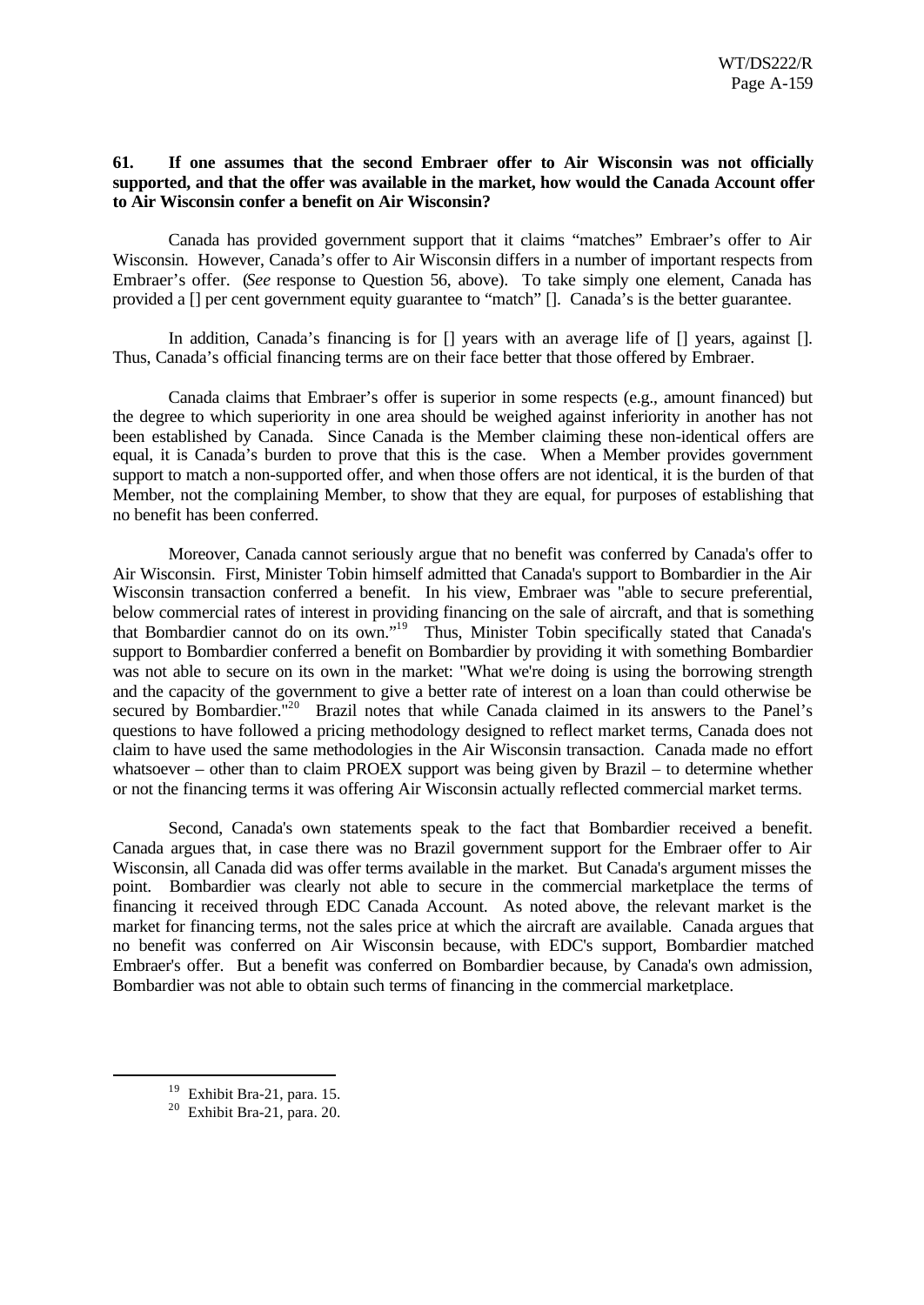**61. If one assumes that the second Embraer offer to Air Wisconsin was not officially supported, and that the offer was available in the market, how would the Canada Account offer to Air Wisconsin confer a benefit on Air Wisconsin?**

Canada has provided government support that it claims "matches" Embraer's offer to Air Wisconsin. However, Canada's offer to Air Wisconsin differs in a number of important respects from Embraer's offer. (*See* response to Question 56, above). To take simply one element, Canada has provided a [] per cent government equity guarantee to "match" []. Canada's is the better guarantee.

In addition, Canada's financing is for [] years with an average life of [] years, against []. Thus, Canada's official financing terms are on their face better that those offered by Embraer.

Canada claims that Embraer's offer is superior in some respects (e.g., amount financed) but the degree to which superiority in one area should be weighed against inferiority in another has not been established by Canada. Since Canada is the Member claiming these non-identical offers are equal, it is Canada's burden to prove that this is the case. When a Member provides government support to match a non-supported offer, and when those offers are not identical, it is the burden of that Member, not the complaining Member, to show that they are equal, for purposes of establishing that no benefit has been conferred.

Moreover, Canada cannot seriously argue that no benefit was conferred by Canada's offer to Air Wisconsin. First, Minister Tobin himself admitted that Canada's support to Bombardier in the Air Wisconsin transaction conferred a benefit. In his view, Embraer was "able to secure preferential, below commercial rates of interest in providing financing on the sale of aircraft, and that is something that Bombardier cannot do on its own."[19] Thus, Minister Tobin specifically stated that Canada's support to Bombardier conferred a benefit on Bombardier by providing it with something Bombardier was not able to secure on its own in the market: "What we're doing is using the borrowing strength and the capacity of the government to give a better rate of interest on a loan than could otherwise be secured by Bombardier."[20] Brazil notes that while Canada claimed in its answers to the Panel's questions to have followed a pricing methodology designed to reflect market terms, Canada does not claim to have used the same methodologies in the Air Wisconsin transaction. Canada made no effort whatsoever – other than to claim PROEX support was being given by Brazil – to determine whether or not the financing terms it was offering Air Wisconsin actually reflected commercial market terms.

Second, Canada's own statements speak to the fact that Bombardier received a benefit. Canada argues that, in case there was no Brazil government support for the Embraer offer to Air Wisconsin, all Canada did was offer terms available in the market. But Canada's argument misses the point. Bombardier was clearly not able to secure in the commercial marketplace the terms of financing it received through EDC Canada Account. As noted above, the relevant market is the market for financing terms, not the sales price at which the aircraft are available. Canada argues that no benefit was conferred on Air Wisconsin because, with EDC's support, Bombardier matched Embraer's offer. But a benefit was conferred on Bombardier because, by Canada's own admission, Bombardier was not able to obtain such terms of financing in the commercial marketplace.

---

[19] Exhibit Bra-21, para. 15.

[20] Exhibit Bra-21, para. 20.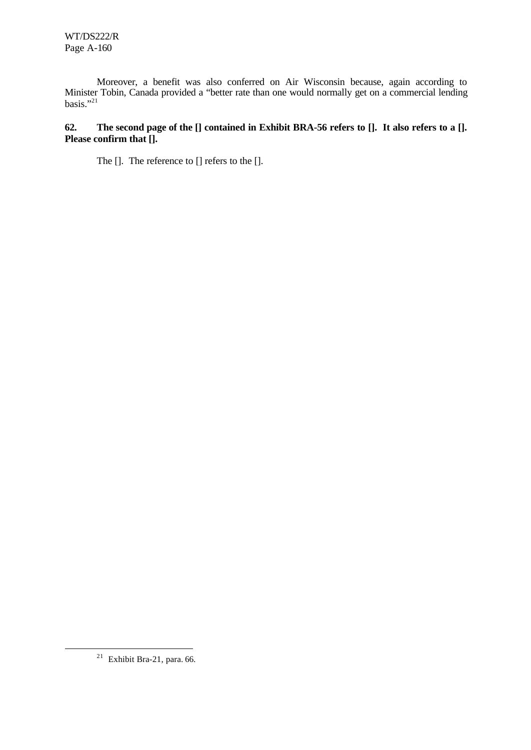Moreover, a benefit was also conferred on Air Wisconsin because, again according to Minister Tobin, Canada provided a "better rate than one would normally get on a commercial lending basis."[21]

**62. The second page of the [] contained in Exhibit BRA-56 refers to []. It also refers to a []. Please confirm that [].**

The []. The reference to [] refers to the [].

[21] Exhibit Bra-21, para. 66.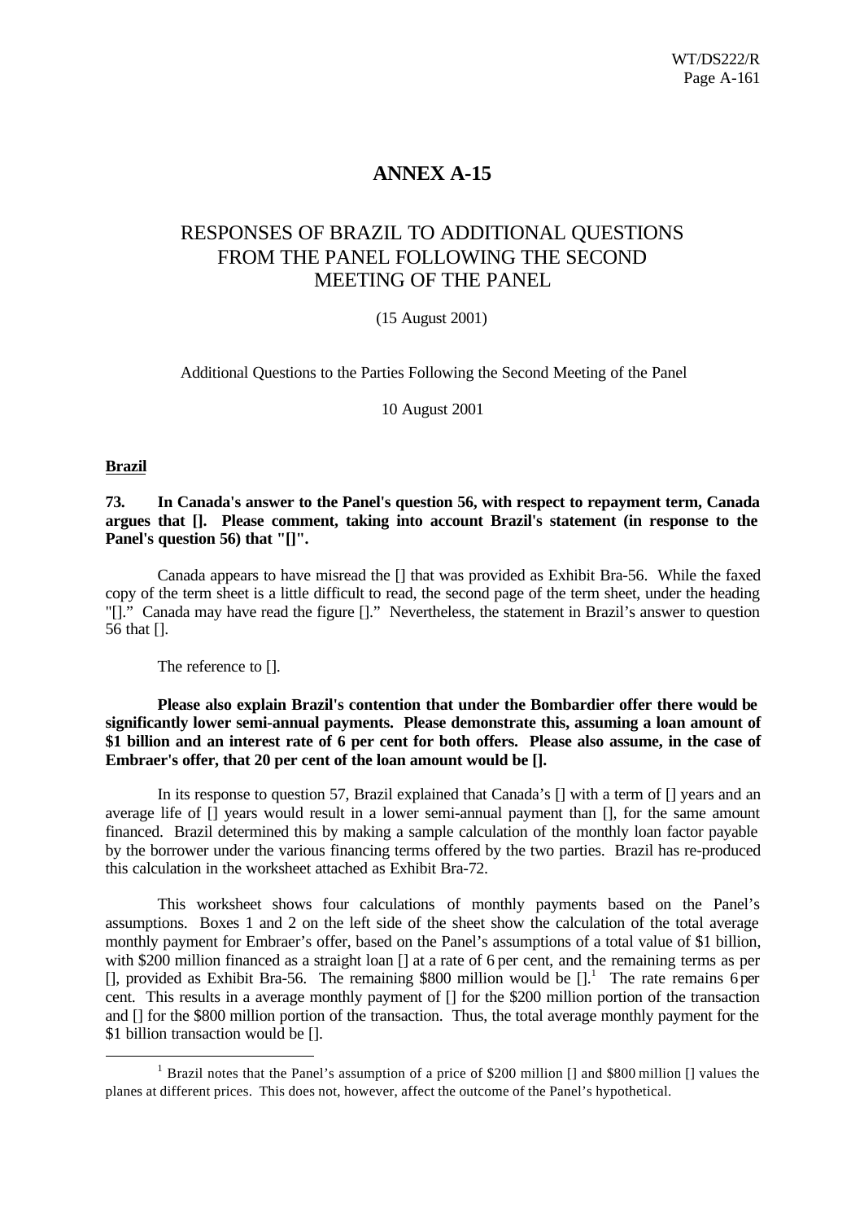# ANNEX A-15

## RESPONSES OF BRAZIL TO ADDITIONAL QUESTIONS FROM THE PANEL FOLLOWING THE SECOND MEETING OF THE PANEL

(15 August 2001)

Additional Questions to the Parties Following the Second Meeting of the Panel

10 August 2001

**Brazil**

**73. In Canada's answer to the Panel's question 56, with respect to repayment term, Canada argues that []. Please comment, taking into account Brazil's statement (in response to the Panel's question 56) that "[]".**

Canada appears to have misread the [] that was provided as Exhibit Bra-56. While the faxed copy of the term sheet is a little difficult to read, the second page of the term sheet, under the heading "[]." Canada may have read the figure []." Nevertheless, the statement in Brazil's answer to question 56 that [].

The reference to [].

**Please also explain Brazil's contention that under the Bombardier offer there would be significantly lower semi-annual payments. Please demonstrate this, assuming a loan amount of $1 billion and an interest rate of 6 per cent for both offers. Please also assume, in the case of Embraer's offer, that 20 per cent of the loan amount would be [].**

In its response to question 57, Brazil explained that Canada's [] with a term of [] years and an average life of [] years would result in a lower semi-annual payment than [], for the same amount financed. Brazil determined this by making a sample calculation of the monthly loan factor payable by the borrower under the various financing terms offered by the two parties. Brazil has re-produced this calculation in the worksheet attached as Exhibit Bra-72.

This worksheet shows four calculations of monthly payments based on the Panel's assumptions. Boxes 1 and 2 on the left side of the sheet show the calculation of the total average monthly payment for Embraer's offer, based on the Panel's assumptions of a total value of $1 billion, with $200 million financed as a straight loan [] at a rate of 6 per cent, and the remaining terms as per [], provided as Exhibit Bra-56. The remaining $800 million would be [].[1] The rate remains 6 per cent. This results in a average monthly payment of [] for the $200 million portion of the transaction and [] for the $800 million portion of the transaction. Thus, the total average monthly payment for the $1 billion transaction would be [].

[1] Brazil notes that the Panel's assumption of a price of $200 million [] and $800 million [] values the planes at different prices. This does not, however, affect the outcome of the Panel's hypothetical.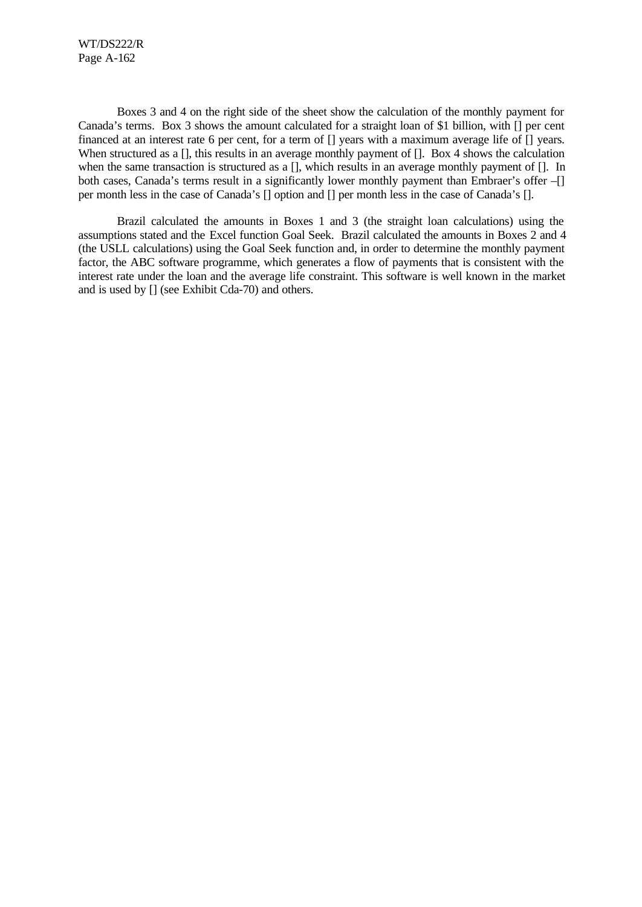Boxes 3 and 4 on the right side of the sheet show the calculation of the monthly payment for Canada's terms. Box 3 shows the amount calculated for a straight loan of $1 billion, with [] per cent financed at an interest rate 6 per cent, for a term of [] years with a maximum average life of [] years. When structured as a [], this results in an average monthly payment of []. Box 4 shows the calculation when the same transaction is structured as a [], which results in an average monthly payment of []. In both cases, Canada's terms result in a significantly lower monthly payment than Embraer's offer –[] per month less in the case of Canada's [] option and [] per month less in the case of Canada's [].

Brazil calculated the amounts in Boxes 1 and 3 (the straight loan calculations) using the assumptions stated and the Excel function Goal Seek. Brazil calculated the amounts in Boxes 2 and 4 (the USLL calculations) using the Goal Seek function and, in order to determine the monthly payment factor, the ABC software programme, which generates a flow of payments that is consistent with the interest rate under the loan and the average life constraint. This software is well known in the market and is used by [] (see Exhibit Cda-70) and others.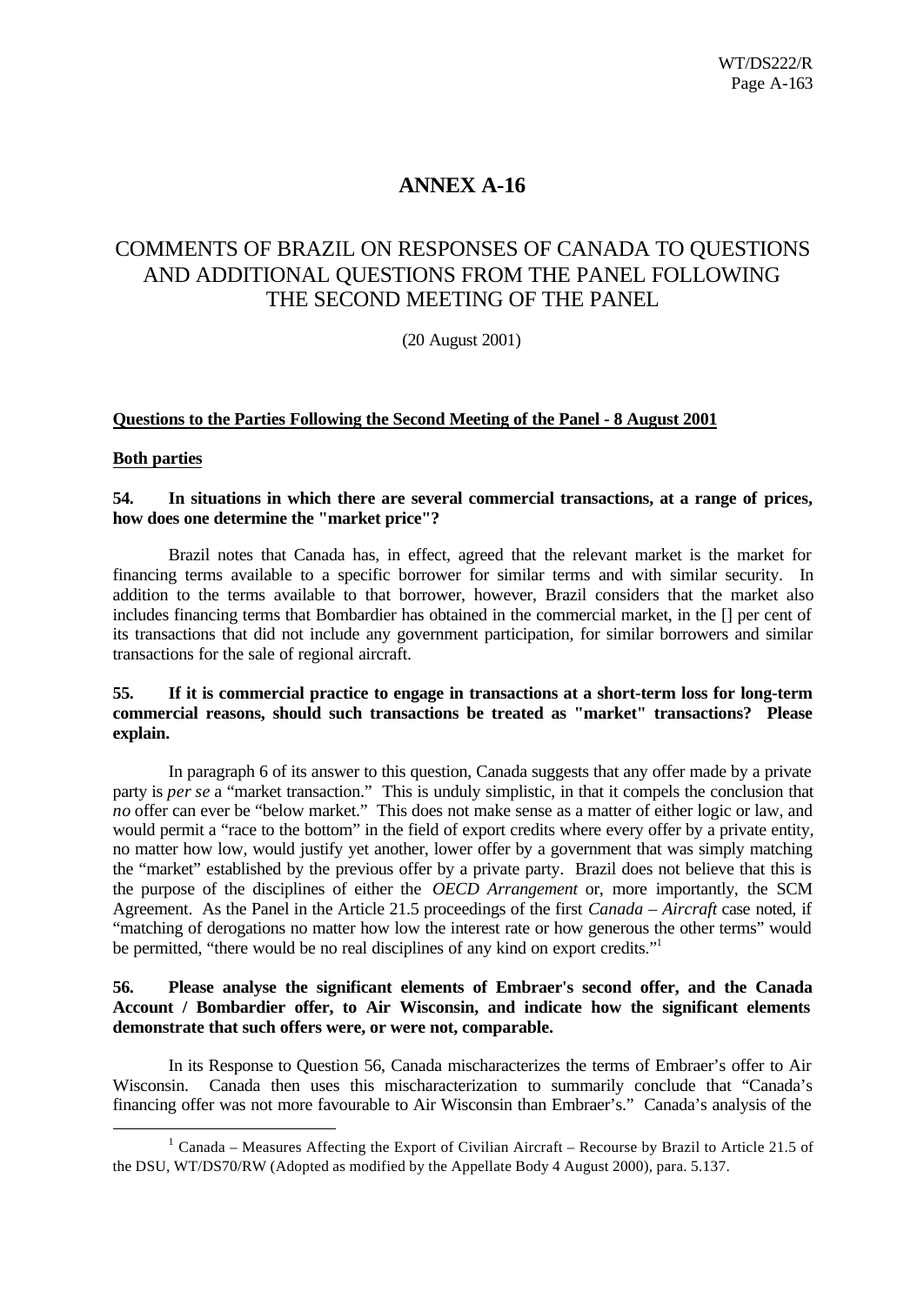# ANNEX A-16

## COMMENTS OF BRAZIL ON RESPONSES OF CANADA TO QUESTIONS AND ADDITIONAL QUESTIONS FROM THE PANEL FOLLOWING THE SECOND MEETING OF THE PANEL

(20 August 2001)

**Questions to the Parties Following the Second Meeting of the Panel - 8 August 2001**

**Both parties**

**54. In situations in which there are several commercial transactions, at a range of prices, how does one determine the "market price"?**

Brazil notes that Canada has, in effect, agreed that the relevant market is the market for financing terms available to a specific borrower for similar terms and with similar security. In addition to the terms available to that borrower, however, Brazil considers that the market also includes financing terms that Bombardier has obtained in the commercial market, in the [] per cent of its transactions that did not include any government participation, for similar borrowers and similar transactions for the sale of regional aircraft.

**55. If it is commercial practice to engage in transactions at a short-term loss for long-term commercial reasons, should such transactions be treated as "market" transactions? Please explain.**

In paragraph 6 of its answer to this question, Canada suggests that any offer made by a private party is *per se* a "market transaction." This is unduly simplistic, in that it compels the conclusion that *no* offer can ever be "below market." This does not make sense as a matter of either logic or law, and would permit a "race to the bottom" in the field of export credits where every offer by a private entity, no matter how low, would justify yet another, lower offer by a government that was simply matching the "market" established by the previous offer by a private party. Brazil does not believe that this is the purpose of the disciplines of either the *OECD Arrangement* or, more importantly, the SCM Agreement. As the Panel in the Article 21.5 proceedings of the first *Canada – Aircraft* case noted, if "matching of derogations no matter how low the interest rate or how generous the other terms" would be permitted, "there would be no real disciplines of any kind on export credits."[1]

**56. Please analyse the significant elements of Embraer's second offer, and the Canada Account / Bombardier offer, to Air Wisconsin, and indicate how the significant elements demonstrate that such offers were, or were not, comparable.**

In its Response to Question 56, Canada mischaracterizes the terms of Embraer's offer to Air Wisconsin. Canada then uses this mischaracterization to summarily conclude that "Canada's financing offer was not more favourable to Air Wisconsin than Embraer's." Canada's analysis of the

---

[1] Canada – Measures Affecting the Export of Civilian Aircraft – Recourse by Brazil to Article 21.5 of the DSU, WT/DS70/RW (Adopted as modified by the Appellate Body 4 August 2000), para. 5.137.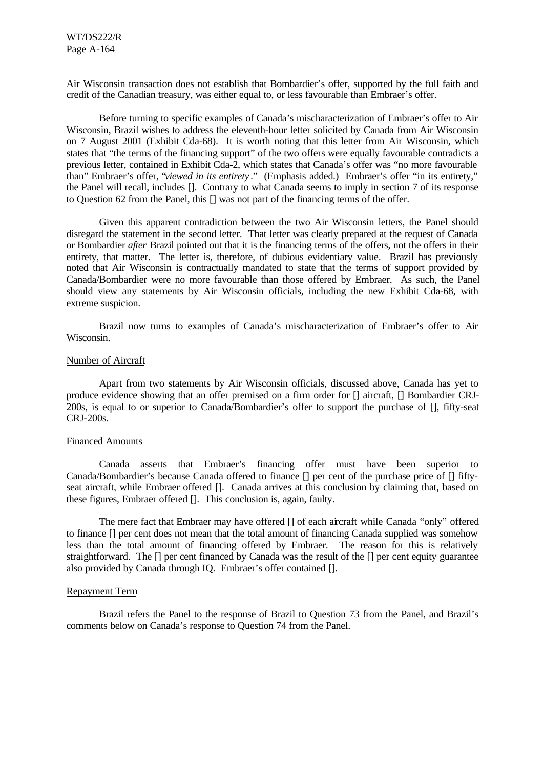Air Wisconsin transaction does not establish that Bombardier's offer, supported by the full faith and credit of the Canadian treasury, was either equal to, or less favourable than Embraer's offer.

Before turning to specific examples of Canada's mischaracterization of Embraer's offer to Air Wisconsin, Brazil wishes to address the eleventh-hour letter solicited by Canada from Air Wisconsin on 7 August 2001 (Exhibit Cda-68). It is worth noting that this letter from Air Wisconsin, which states that "the terms of the financing support" of the two offers were equally favourable contradicts a previous letter, contained in Exhibit Cda-2, which states that Canada's offer was "no more favourable than" Embraer's offer, "*viewed in its entirety*." (Emphasis added.) Embraer's offer "in its entirety," the Panel will recall, includes []. Contrary to what Canada seems to imply in section 7 of its response to Question 62 from the Panel, this [] was not part of the financing terms of the offer.

Given this apparent contradiction between the two Air Wisconsin letters, the Panel should disregard the statement in the second letter. That letter was clearly prepared at the request of Canada or Bombardier *after* Brazil pointed out that it is the financing terms of the offers, not the offers in their entirety, that matter. The letter is, therefore, of dubious evidentiary value. Brazil has previously noted that Air Wisconsin is contractually mandated to state that the terms of support provided by Canada/Bombardier were no more favourable than those offered by Embraer. As such, the Panel should view any statements by Air Wisconsin officials, including the new Exhibit Cda-68, with extreme suspicion.

Brazil now turns to examples of Canada's mischaracterization of Embraer's offer to Air Wisconsin.

Number of Aircraft

Apart from two statements by Air Wisconsin officials, discussed above, Canada has yet to produce evidence showing that an offer premised on a firm order for [] aircraft, [] Bombardier CRJ-200s, is equal to or superior to Canada/Bombardier's offer to support the purchase of [], fifty-seat CRJ-200s.

Financed Amounts

Canada asserts that Embraer's financing offer must have been superior to Canada/Bombardier's because Canada offered to finance [] per cent of the purchase price of [] fifty-seat aircraft, while Embraer offered []. Canada arrives at this conclusion by claiming that, based on these figures, Embraer offered []. This conclusion is, again, faulty.

The mere fact that Embraer may have offered [] of each aircraft while Canada "only" offered to finance [] per cent does not mean that the total amount of financing Canada supplied was somehow less than the total amount of financing offered by Embraer. The reason for this is relatively straightforward. The [] per cent financed by Canada was the result of the [] per cent equity guarantee also provided by Canada through IQ. Embraer's offer contained [].

Repayment Term

Brazil refers the Panel to the response of Brazil to Question 73 from the Panel, and Brazil's comments below on Canada's response to Question 74 from the Panel.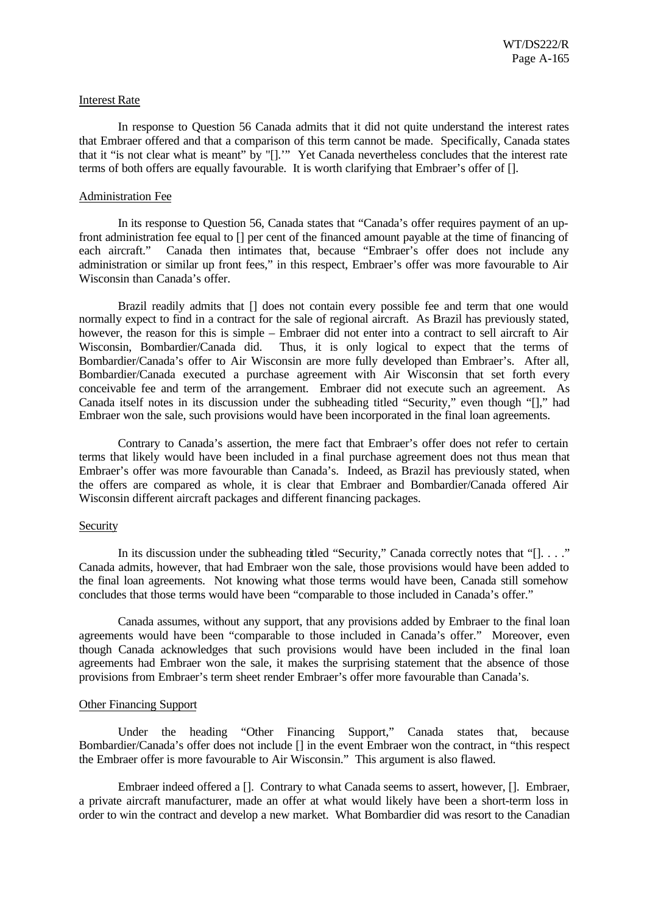Interest Rate

In response to Question 56 Canada admits that it did not quite understand the interest rates that Embraer offered and that a comparison of this term cannot be made. Specifically, Canada states that it "is not clear what is meant" by "[].'" Yet Canada nevertheless concludes that the interest rate terms of both offers are equally favourable. It is worth clarifying that Embraer's offer of [].

Administration Fee

In its response to Question 56, Canada states that "Canada's offer requires payment of an up-front administration fee equal to [] per cent of the financed amount payable at the time of financing of each aircraft." Canada then intimates that, because "Embraer's offer does not include any administration or similar up front fees," in this respect, Embraer's offer was more favourable to Air Wisconsin than Canada's offer.

Brazil readily admits that [] does not contain every possible fee and term that one would normally expect to find in a contract for the sale of regional aircraft. As Brazil has previously stated, however, the reason for this is simple – Embraer did not enter into a contract to sell aircraft to Air Wisconsin, Bombardier/Canada did. Thus, it is only logical to expect that the terms of Bombardier/Canada's offer to Air Wisconsin are more fully developed than Embraer's. After all, Bombardier/Canada executed a purchase agreement with Air Wisconsin that set forth every conceivable fee and term of the arrangement. Embraer did not execute such an agreement. As Canada itself notes in its discussion under the subheading titled "Security," even though "[]," had Embraer won the sale, such provisions would have been incorporated in the final loan agreements.

Contrary to Canada's assertion, the mere fact that Embraer's offer does not refer to certain terms that likely would have been included in a final purchase agreement does not thus mean that Embraer's offer was more favourable than Canada's. Indeed, as Brazil has previously stated, when the offers are compared as whole, it is clear that Embraer and Bombardier/Canada offered Air Wisconsin different aircraft packages and different financing packages.

Security

In its discussion under the subheading titled "Security," Canada correctly notes that "[]. . . ." Canada admits, however, that had Embraer won the sale, those provisions would have been added to the final loan agreements. Not knowing what those terms would have been, Canada still somehow concludes that those terms would have been "comparable to those included in Canada's offer."

Canada assumes, without any support, that any provisions added by Embraer to the final loan agreements would have been "comparable to those included in Canada's offer." Moreover, even though Canada acknowledges that such provisions would have been included in the final loan agreements had Embraer won the sale, it makes the surprising statement that the absence of those provisions from Embraer's term sheet render Embraer's offer more favourable than Canada's.

Other Financing Support

Under the heading "Other Financing Support," Canada states that, because Bombardier/Canada's offer does not include [] in the event Embraer won the contract, in "this respect the Embraer offer is more favourable to Air Wisconsin." This argument is also flawed.

Embraer indeed offered a []. Contrary to what Canada seems to assert, however, []. Embraer, a private aircraft manufacturer, made an offer at what would likely have been a short-term loss in order to win the contract and develop a new market. What Bombardier did was resort to the Canadian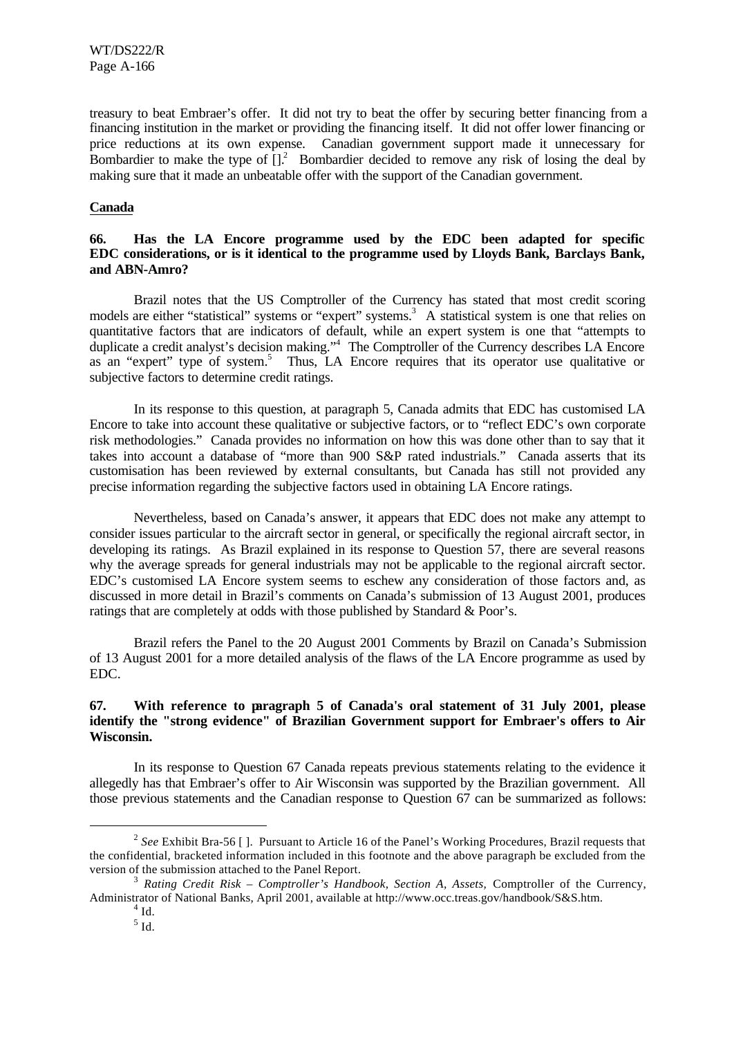treasury to beat Embraer's offer. It did not try to beat the offer by securing better financing from a financing institution in the market or providing the financing itself. It did not offer lower financing or price reductions at its own expense. Canadian government support made it unnecessary for Bombardier to make the type of [].[2] Bombardier decided to remove any risk of losing the deal by making sure that it made an unbeatable offer with the support of the Canadian government.

**Canada**

**66. Has the LA Encore programme used by the EDC been adapted for specific EDC considerations, or is it identical to the programme used by Lloyds Bank, Barclays Bank, and ABN-Amro?**

Brazil notes that the US Comptroller of the Currency has stated that most credit scoring models are either "statistical" systems or "expert" systems.[3] A statistical system is one that relies on quantitative factors that are indicators of default, while an expert system is one that "attempts to duplicate a credit analyst's decision making."[4] The Comptroller of the Currency describes LA Encore as an "expert" type of system.[5] Thus, LA Encore requires that its operator use qualitative or subjective factors to determine credit ratings.

In its response to this question, at paragraph 5, Canada admits that EDC has customised LA Encore to take into account these qualitative or subjective factors, or to "reflect EDC's own corporate risk methodologies." Canada provides no information on how this was done other than to say that it takes into account a database of "more than 900 S&P rated industrials." Canada asserts that its customisation has been reviewed by external consultants, but Canada has still not provided any precise information regarding the subjective factors used in obtaining LA Encore ratings.

Nevertheless, based on Canada's answer, it appears that EDC does not make any attempt to consider issues particular to the aircraft sector in general, or specifically the regional aircraft sector, in developing its ratings. As Brazil explained in its response to Question 57, there are several reasons why the average spreads for general industrials may not be applicable to the regional aircraft sector. EDC's customised LA Encore system seems to eschew any consideration of those factors and, as discussed in more detail in Brazil's comments on Canada's submission of 13 August 2001, produces ratings that are completely at odds with those published by Standard & Poor's.

Brazil refers the Panel to the 20 August 2001 Comments by Brazil on Canada's Submission of 13 August 2001 for a more detailed analysis of the flaws of the LA Encore programme as used by EDC.

**67. With reference to paragraph 5 of Canada's oral statement of 31 July 2001, please identify the "strong evidence" of Brazilian Government support for Embraer's offers to Air Wisconsin.**

In its response to Question 67 Canada repeats previous statements relating to the evidence it allegedly has that Embraer's offer to Air Wisconsin was supported by the Brazilian government. All those previous statements and the Canadian response to Question 67 can be summarized as follows:

---

[2] *See* Exhibit Bra-56 [ ]. Pursuant to Article 16 of the Panel's Working Procedures, Brazil requests that the confidential, bracketed information included in this footnote and the above paragraph be excluded from the version of the submission attached to the Panel Report.

[3] *Rating Credit Risk – Comptroller's Handbook, Section A, Assets*, Comptroller of the Currency, Administrator of National Banks, April 2001, available at http://www.occ.treas.gov/handbook/S&S.htm.

[4] Id.

[5] Id.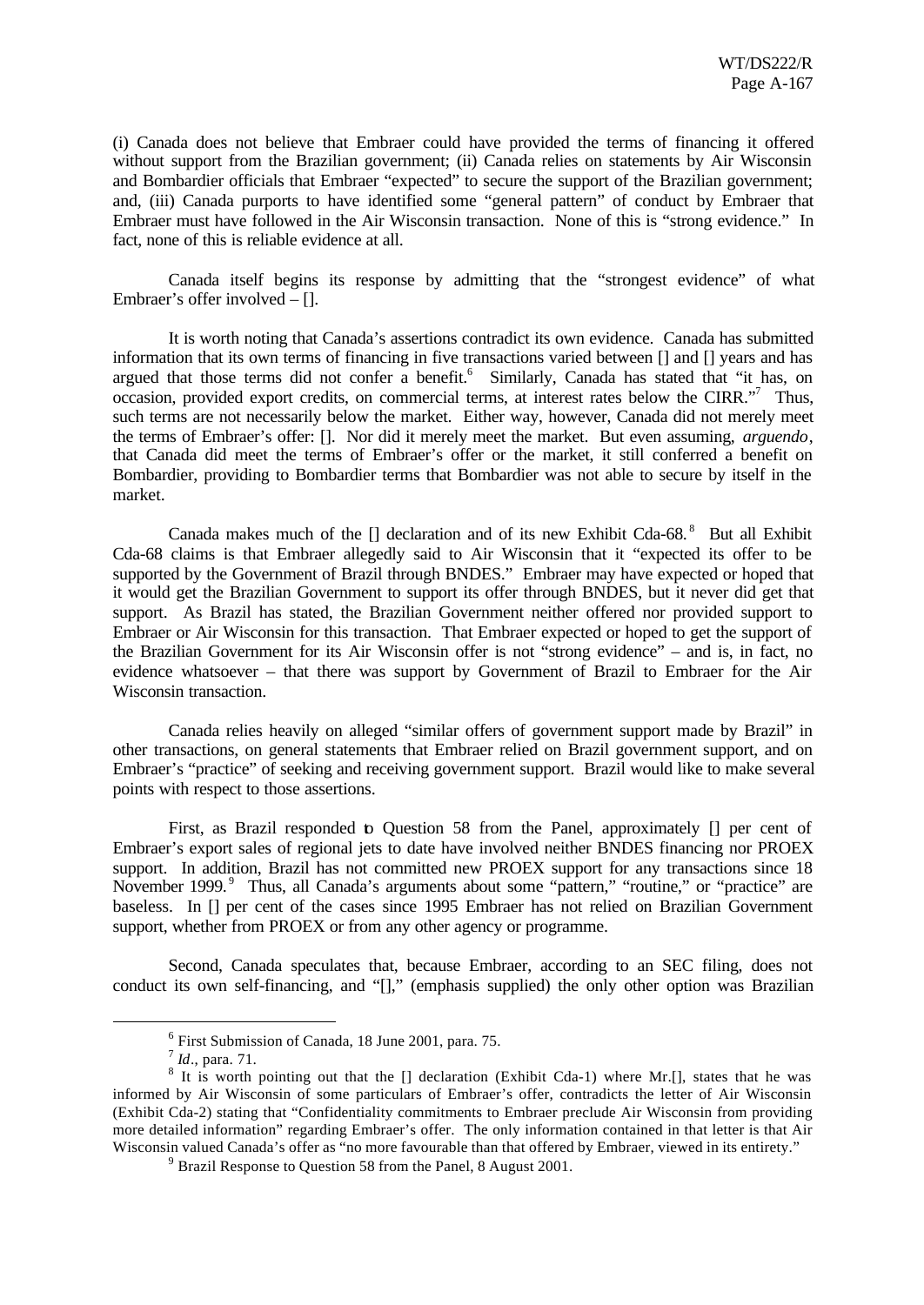(i) Canada does not believe that Embraer could have provided the terms of financing it offered without support from the Brazilian government; (ii) Canada relies on statements by Air Wisconsin and Bombardier officials that Embraer "expected" to secure the support of the Brazilian government; and, (iii) Canada purports to have identified some "general pattern" of conduct by Embraer that Embraer must have followed in the Air Wisconsin transaction. None of this is "strong evidence." In fact, none of this is reliable evidence at all.

Canada itself begins its response by admitting that the "strongest evidence" of what Embraer's offer involved – [].

It is worth noting that Canada's assertions contradict its own evidence. Canada has submitted information that its own terms of financing in five transactions varied between [] and [] years and has argued that those terms did not confer a benefit.[6] Similarly, Canada has stated that "it has, on occasion, provided export credits, on commercial terms, at interest rates below the CIRR."[7] Thus, such terms are not necessarily below the market. Either way, however, Canada did not merely meet the terms of Embraer's offer: []. Nor did it merely meet the market. But even assuming, *arguendo*, that Canada did meet the terms of Embraer's offer or the market, it still conferred a benefit on Bombardier, providing to Bombardier terms that Bombardier was not able to secure by itself in the market.

Canada makes much of the [] declaration and of its new Exhibit Cda-68.[8] But all Exhibit Cda-68 claims is that Embraer allegedly said to Air Wisconsin that it "expected its offer to be supported by the Government of Brazil through BNDES." Embraer may have expected or hoped that it would get the Brazilian Government to support its offer through BNDES, but it never did get that support. As Brazil has stated, the Brazilian Government neither offered nor provided support to Embraer or Air Wisconsin for this transaction. That Embraer expected or hoped to get the support of the Brazilian Government for its Air Wisconsin offer is not "strong evidence" – and is, in fact, no evidence whatsoever – that there was support by Government of Brazil to Embraer for the Air Wisconsin transaction.

Canada relies heavily on alleged "similar offers of government support made by Brazil" in other transactions, on general statements that Embraer relied on Brazil government support, and on Embraer's "practice" of seeking and receiving government support. Brazil would like to make several points with respect to those assertions.

First, as Brazil responded to Question 58 from the Panel, approximately [] per cent of Embraer's export sales of regional jets to date have involved neither BNDES financing nor PROEX support. In addition, Brazil has not committed new PROEX support for any transactions since 18 November 1999.[9] Thus, all Canada's arguments about some "pattern," "routine," or "practice" are baseless. In [] per cent of the cases since 1995 Embraer has not relied on Brazilian Government support, whether from PROEX or from any other agency or programme.

Second, Canada speculates that, because Embraer, according to an SEC filing, does not conduct its own self-financing, and "[]," (emphasis supplied) the only other option was Brazilian

---

[6] First Submission of Canada, 18 June 2001, para. 75.

[7] *Id*., para. 71.

[8] It is worth pointing out that the [] declaration (Exhibit Cda-1) where Mr.[], states that he was informed by Air Wisconsin of some particulars of Embraer's offer, contradicts the letter of Air Wisconsin (Exhibit Cda-2) stating that "Confidentiality commitments to Embraer preclude Air Wisconsin from providing more detailed information" regarding Embraer's offer. The only information contained in that letter is that Air Wisconsin valued Canada's offer as "no more favourable than that offered by Embraer, viewed in its entirety."

[9] Brazil Response to Question 58 from the Panel, 8 August 2001.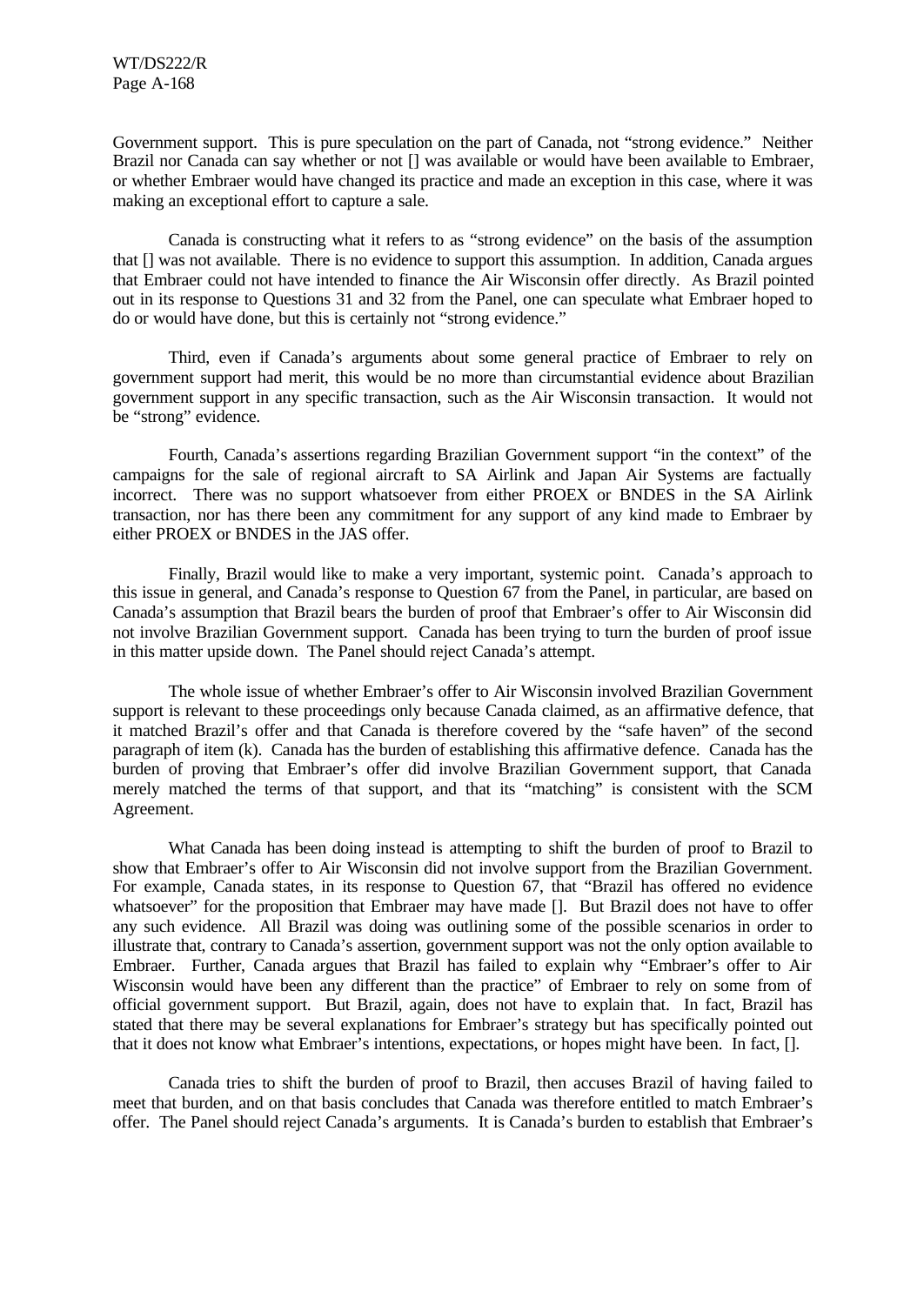Government support. This is pure speculation on the part of Canada, not "strong evidence." Neither Brazil nor Canada can say whether or not [] was available or would have been available to Embraer, or whether Embraer would have changed its practice and made an exception in this case, where it was making an exceptional effort to capture a sale.

Canada is constructing what it refers to as "strong evidence" on the basis of the assumption that [] was not available. There is no evidence to support this assumption. In addition, Canada argues that Embraer could not have intended to finance the Air Wisconsin offer directly. As Brazil pointed out in its response to Questions 31 and 32 from the Panel, one can speculate what Embraer hoped to do or would have done, but this is certainly not "strong evidence."

Third, even if Canada's arguments about some general practice of Embraer to rely on government support had merit, this would be no more than circumstantial evidence about Brazilian government support in any specific transaction, such as the Air Wisconsin transaction. It would not be "strong" evidence.

Fourth, Canada's assertions regarding Brazilian Government support "in the context" of the campaigns for the sale of regional aircraft to SA Airlink and Japan Air Systems are factually incorrect. There was no support whatsoever from either PROEX or BNDES in the SA Airlink transaction, nor has there been any commitment for any support of any kind made to Embraer by either PROEX or BNDES in the JAS offer.

Finally, Brazil would like to make a very important, systemic point. Canada's approach to this issue in general, and Canada's response to Question 67 from the Panel, in particular, are based on Canada's assumption that Brazil bears the burden of proof that Embraer's offer to Air Wisconsin did not involve Brazilian Government support. Canada has been trying to turn the burden of proof issue in this matter upside down. The Panel should reject Canada's attempt.

The whole issue of whether Embraer's offer to Air Wisconsin involved Brazilian Government support is relevant to these proceedings only because Canada claimed, as an affirmative defence, that it matched Brazil's offer and that Canada is therefore covered by the "safe haven" of the second paragraph of item (k). Canada has the burden of establishing this affirmative defence. Canada has the burden of proving that Embraer's offer did involve Brazilian Government support, that Canada merely matched the terms of that support, and that its "matching" is consistent with the SCM Agreement.

What Canada has been doing instead is attempting to shift the burden of proof to Brazil to show that Embraer's offer to Air Wisconsin did not involve support from the Brazilian Government. For example, Canada states, in its response to Question 67, that "Brazil has offered no evidence whatsoever" for the proposition that Embraer may have made []. But Brazil does not have to offer any such evidence. All Brazil was doing was outlining some of the possible scenarios in order to illustrate that, contrary to Canada's assertion, government support was not the only option available to Embraer. Further, Canada argues that Brazil has failed to explain why "Embraer's offer to Air Wisconsin would have been any different than the practice" of Embraer to rely on some from of official government support. But Brazil, again, does not have to explain that. In fact, Brazil has stated that there may be several explanations for Embraer's strategy but has specifically pointed out that it does not know what Embraer's intentions, expectations, or hopes might have been. In fact, [].

Canada tries to shift the burden of proof to Brazil, then accuses Brazil of having failed to meet that burden, and on that basis concludes that Canada was therefore entitled to match Embraer's offer. The Panel should reject Canada's arguments. It is Canada's burden to establish that Embraer's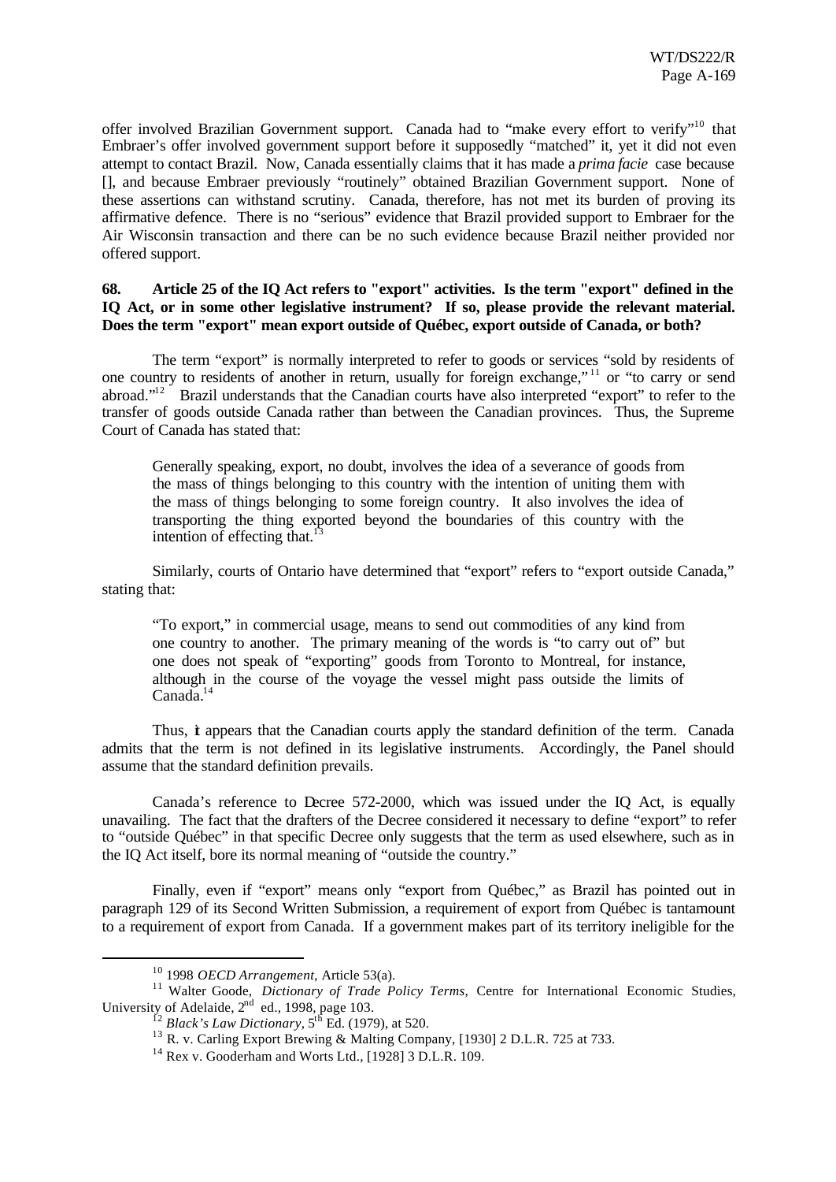offer involved Brazilian Government support. Canada had to "make every effort to verify"[10] that Embraer's offer involved government support before it supposedly "matched" it, yet it did not even attempt to contact Brazil. Now, Canada essentially claims that it has made a *prima facie* case because [], and because Embraer previously "routinely" obtained Brazilian Government support. None of these assertions can withstand scrutiny. Canada, therefore, has not met its burden of proving its affirmative defence. There is no "serious" evidence that Brazil provided support to Embraer for the Air Wisconsin transaction and there can be no such evidence because Brazil neither provided nor offered support.

**68. Article 25 of the IQ Act refers to "export" activities. Is the term "export" defined in the IQ Act, or in some other legislative instrument? If so, please provide the relevant material. Does the term "export" mean export outside of Québec, export outside of Canada, or both?**

The term "export" is normally interpreted to refer to goods or services "sold by residents of one country to residents of another in return, usually for foreign exchange,"[11] or "to carry or send abroad."[12] Brazil understands that the Canadian courts have also interpreted "export" to refer to the transfer of goods outside Canada rather than between the Canadian provinces. Thus, the Supreme Court of Canada has stated that:

> Generally speaking, export, no doubt, involves the idea of a severance of goods from the mass of things belonging to this country with the intention of uniting them with the mass of things belonging to some foreign country. It also involves the idea of transporting the thing exported beyond the boundaries of this country with the intention of effecting that.[13]

Similarly, courts of Ontario have determined that "export" refers to "export outside Canada," stating that:

> "To export," in commercial usage, means to send out commodities of any kind from one country to another. The primary meaning of the words is "to carry out of" but one does not speak of "exporting" goods from Toronto to Montreal, for instance, although in the course of the voyage the vessel might pass outside the limits of Canada.[14]

Thus, it appears that the Canadian courts apply the standard definition of the term. Canada admits that the term is not defined in its legislative instruments. Accordingly, the Panel should assume that the standard definition prevails.

Canada's reference to Decree 572-2000, which was issued under the IQ Act, is equally unavailing. The fact that the drafters of the Decree considered it necessary to define "export" to refer to "outside Québec" in that specific Decree only suggests that the term as used elsewhere, such as in the IQ Act itself, bore its normal meaning of "outside the country."

Finally, even if "export" means only "export from Québec," as Brazil has pointed out in paragraph 129 of its Second Written Submission, a requirement of export from Québec is tantamount to a requirement of export from Canada. If a government makes part of its territory ineligible for the

---

[10] 1998 *OECD Arrangement*, Article 53(a).

[11] Walter Goode, *Dictionary of Trade Policy Terms*, Centre for International Economic Studies, University of Adelaide, 2nd ed., 1998, page 103.

[12] *Black's Law Dictionary*, 5th Ed. (1979), at 520.

[13] R. v. Carling Export Brewing & Malting Company, [1930] 2 D.L.R. 725 at 733.

[14] Rex v. Gooderham and Worts Ltd., [1928] 3 D.L.R. 109.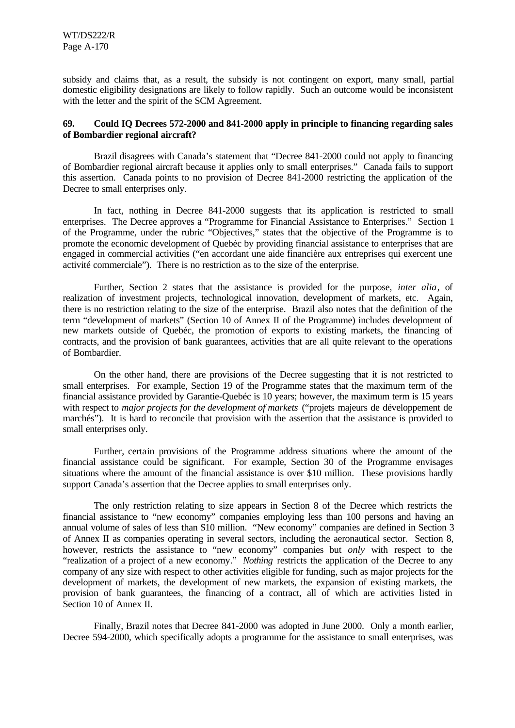subsidy and claims that, as a result, the subsidy is not contingent on export, many small, partial domestic eligibility designations are likely to follow rapidly. Such an outcome would be inconsistent with the letter and the spirit of the SCM Agreement.

**69. Could IQ Decrees 572-2000 and 841-2000 apply in principle to financing regarding sales of Bombardier regional aircraft?**

Brazil disagrees with Canada's statement that "Decree 841-2000 could not apply to financing of Bombardier regional aircraft because it applies only to small enterprises." Canada fails to support this assertion. Canada points to no provision of Decree 841-2000 restricting the application of the Decree to small enterprises only.

In fact, nothing in Decree 841-2000 suggests that its application is restricted to small enterprises. The Decree approves a "Programme for Financial Assistance to Enterprises." Section 1 of the Programme, under the rubric "Objectives," states that the objective of the Programme is to promote the economic development of Quebéc by providing financial assistance to enterprises that are engaged in commercial activities ("en accordant une aide financière aux entreprises qui exercent une activité commerciale"). There is no restriction as to the size of the enterprise.

Further, Section 2 states that the assistance is provided for the purpose, *inter alia*, of realization of investment projects, technological innovation, development of markets, etc. Again, there is no restriction relating to the size of the enterprise. Brazil also notes that the definition of the term "development of markets" (Section 10 of Annex II of the Programme) includes development of new markets outside of Quebéc, the promotion of exports to existing markets, the financing of contracts, and the provision of bank guarantees, activities that are all quite relevant to the operations of Bombardier.

On the other hand, there are provisions of the Decree suggesting that it is not restricted to small enterprises. For example, Section 19 of the Programme states that the maximum term of the financial assistance provided by Garantie-Quebéc is 10 years; however, the maximum term is 15 years with respect to *major projects for the development of markets* ("projets majeurs de développement de marchés"). It is hard to reconcile that provision with the assertion that the assistance is provided to small enterprises only.

Further, certain provisions of the Programme address situations where the amount of the financial assistance could be significant. For example, Section 30 of the Programme envisages situations where the amount of the financial assistance is over \$10 million. These provisions hardly support Canada's assertion that the Decree applies to small enterprises only.

The only restriction relating to size appears in Section 8 of the Decree which restricts the financial assistance to "new economy" companies employing less than 100 persons and having an annual volume of sales of less than \$10 million. "New economy" companies are defined in Section 3 of Annex II as companies operating in several sectors, including the aeronautical sector. Section 8, however, restricts the assistance to "new economy" companies but *only* with respect to the "realization of a project of a new economy." *Nothing* restricts the application of the Decree to any company of any size with respect to other activities eligible for funding, such as major projects for the development of markets, the development of new markets, the expansion of existing markets, the provision of bank guarantees, the financing of a contract, all of which are activities listed in Section 10 of Annex II.

Finally, Brazil notes that Decree 841-2000 was adopted in June 2000. Only a month earlier, Decree 594-2000, which specifically adopts a programme for the assistance to small enterprises, was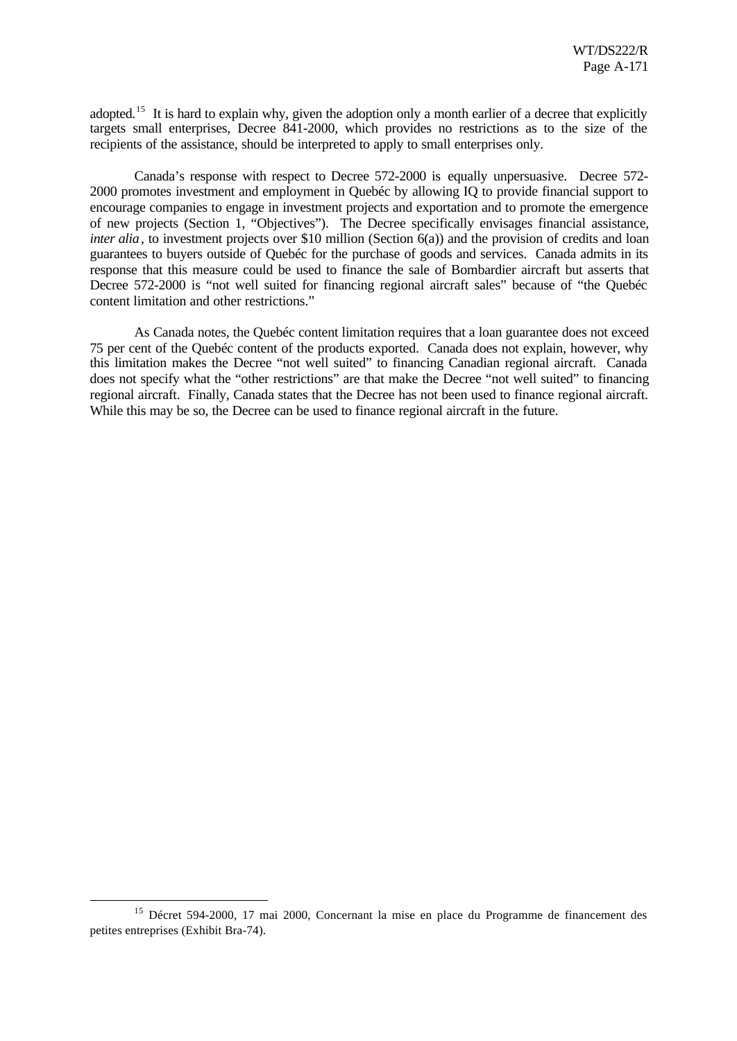adopted.[15] It is hard to explain why, given the adoption only a month earlier of a decree that explicitly targets small enterprises, Decree 841-2000, which provides no restrictions as to the size of the recipients of the assistance, should be interpreted to apply to small enterprises only.

Canada's response with respect to Decree 572-2000 is equally unpersuasive. Decree 572-2000 promotes investment and employment in Quebéc by allowing IQ to provide financial support to encourage companies to engage in investment projects and exportation and to promote the emergence of new projects (Section 1, "Objectives"). The Decree specifically envisages financial assistance, *inter alia*, to investment projects over $10 million (Section 6(a)) and the provision of credits and loan guarantees to buyers outside of Quebéc for the purchase of goods and services. Canada admits in its response that this measure could be used to finance the sale of Bombardier aircraft but asserts that Decree 572-2000 is "not well suited for financing regional aircraft sales" because of "the Quebéc content limitation and other restrictions."

As Canada notes, the Quebéc content limitation requires that a loan guarantee does not exceed 75 per cent of the Quebéc content of the products exported. Canada does not explain, however, why this limitation makes the Decree "not well suited" to financing Canadian regional aircraft. Canada does not specify what the "other restrictions" are that make the Decree "not well suited" to financing regional aircraft. Finally, Canada states that the Decree has not been used to finance regional aircraft. While this may be so, the Decree can be used to finance regional aircraft in the future.

[15] Décret 594-2000, 17 mai 2000, Concernant la mise en place du Programme de financement des petites entreprises (Exhibit Bra-74).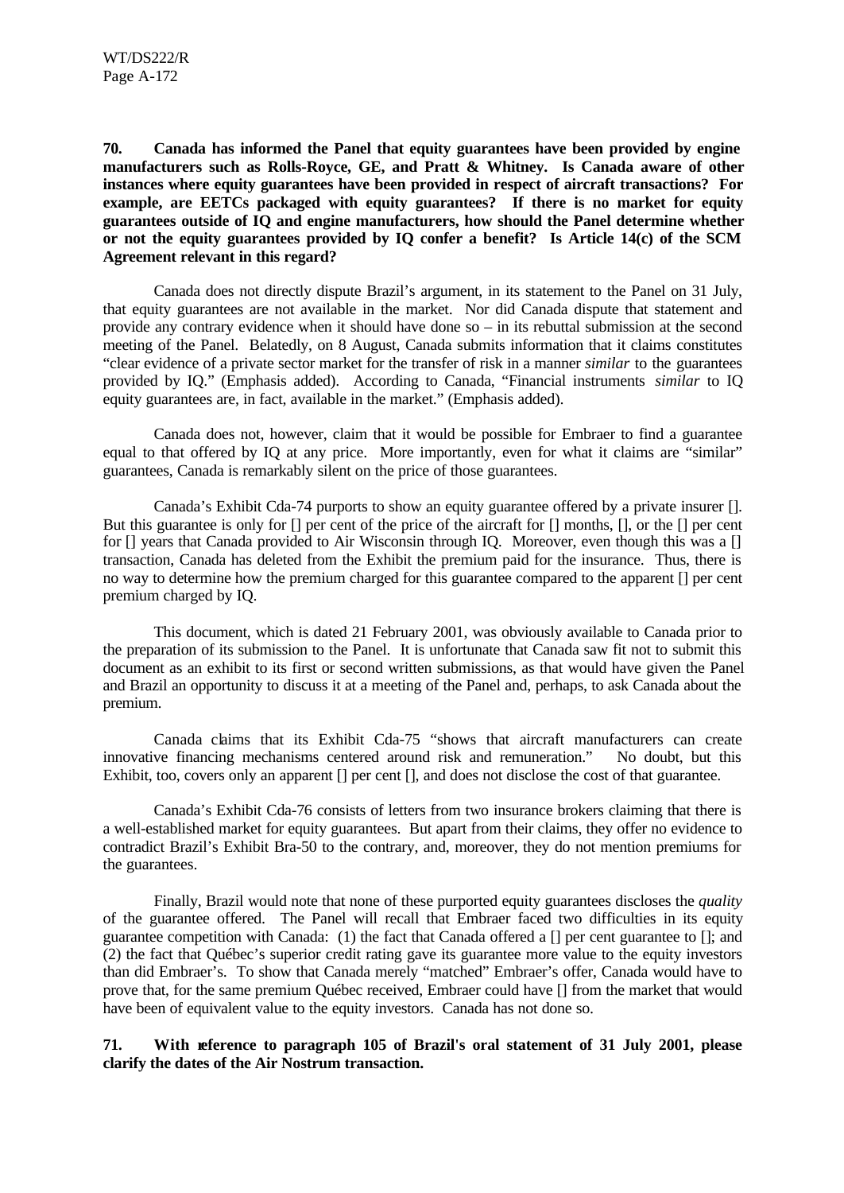**70. Canada has informed the Panel that equity guarantees have been provided by engine manufacturers such as Rolls-Royce, GE, and Pratt & Whitney. Is Canada aware of other instances where equity guarantees have been provided in respect of aircraft transactions? For example, are EETCs packaged with equity guarantees? If there is no market for equity guarantees outside of IQ and engine manufacturers, how should the Panel determine whether or not the equity guarantees provided by IQ confer a benefit? Is Article 14(c) of the SCM Agreement relevant in this regard?**

Canada does not directly dispute Brazil's argument, in its statement to the Panel on 31 July, that equity guarantees are not available in the market. Nor did Canada dispute that statement and provide any contrary evidence when it should have done so – in its rebuttal submission at the second meeting of the Panel. Belatedly, on 8 August, Canada submits information that it claims constitutes "clear evidence of a private sector market for the transfer of risk in a manner *similar* to the guarantees provided by IQ." (Emphasis added). According to Canada, "Financial instruments *similar* to IQ equity guarantees are, in fact, available in the market." (Emphasis added).

Canada does not, however, claim that it would be possible for Embraer to find a guarantee equal to that offered by IQ at any price. More importantly, even for what it claims are "similar" guarantees, Canada is remarkably silent on the price of those guarantees.

Canada's Exhibit Cda-74 purports to show an equity guarantee offered by a private insurer []. But this guarantee is only for [] per cent of the price of the aircraft for [] months, [], or the [] per cent for [] years that Canada provided to Air Wisconsin through IQ. Moreover, even though this was a [] transaction, Canada has deleted from the Exhibit the premium paid for the insurance. Thus, there is no way to determine how the premium charged for this guarantee compared to the apparent [] per cent premium charged by IQ.

This document, which is dated 21 February 2001, was obviously available to Canada prior to the preparation of its submission to the Panel. It is unfortunate that Canada saw fit not to submit this document as an exhibit to its first or second written submissions, as that would have given the Panel and Brazil an opportunity to discuss it at a meeting of the Panel and, perhaps, to ask Canada about the premium.

Canada claims that its Exhibit Cda-75 "shows that aircraft manufacturers can create innovative financing mechanisms centered around risk and remuneration." No doubt, but this Exhibit, too, covers only an apparent [] per cent [], and does not disclose the cost of that guarantee.

Canada's Exhibit Cda-76 consists of letters from two insurance brokers claiming that there is a well-established market for equity guarantees. But apart from their claims, they offer no evidence to contradict Brazil's Exhibit Bra-50 to the contrary, and, moreover, they do not mention premiums for the guarantees.

Finally, Brazil would note that none of these purported equity guarantees discloses the *quality* of the guarantee offered. The Panel will recall that Embraer faced two difficulties in its equity guarantee competition with Canada: (1) the fact that Canada offered a [] per cent guarantee to []; and (2) the fact that Québec's superior credit rating gave its guarantee more value to the equity investors than did Embraer's. To show that Canada merely "matched" Embraer's offer, Canada would have to prove that, for the same premium Québec received, Embraer could have [] from the market that would have been of equivalent value to the equity investors. Canada has not done so.

**71. With reference to paragraph 105 of Brazil's oral statement of 31 July 2001, please clarify the dates of the Air Nostrum transaction.**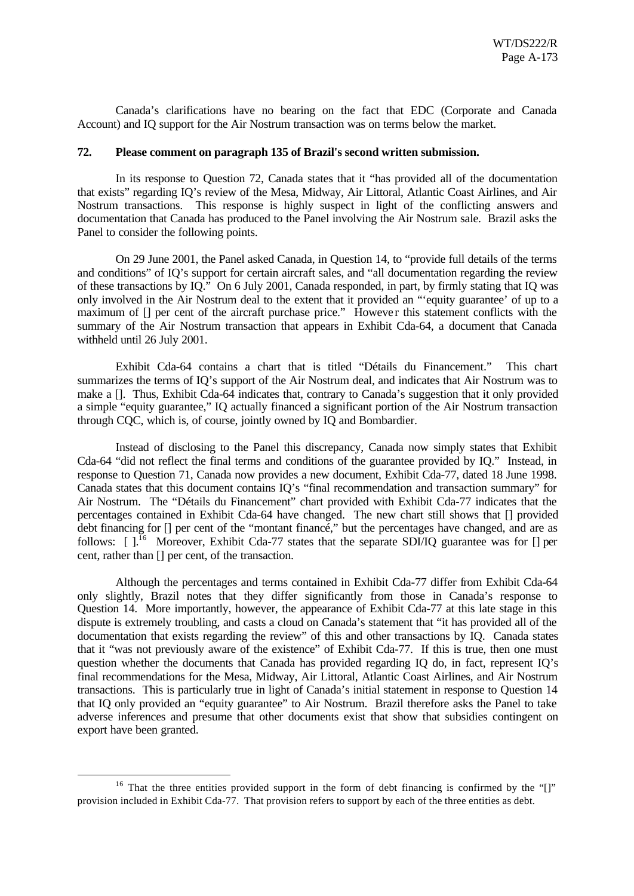Canada's clarifications have no bearing on the fact that EDC (Corporate and Canada Account) and IQ support for the Air Nostrum transaction was on terms below the market.

**72. Please comment on paragraph 135 of Brazil's second written submission.**

In its response to Question 72, Canada states that it "has provided all of the documentation that exists" regarding IQ's review of the Mesa, Midway, Air Littoral, Atlantic Coast Airlines, and Air Nostrum transactions. This response is highly suspect in light of the conflicting answers and documentation that Canada has produced to the Panel involving the Air Nostrum sale. Brazil asks the Panel to consider the following points.

On 29 June 2001, the Panel asked Canada, in Question 14, to "provide full details of the terms and conditions" of IQ's support for certain aircraft sales, and "all documentation regarding the review of these transactions by IQ." On 6 July 2001, Canada responded, in part, by firmly stating that IQ was only involved in the Air Nostrum deal to the extent that it provided an "'equity guarantee' of up to a maximum of [] per cent of the aircraft purchase price." However this statement conflicts with the summary of the Air Nostrum transaction that appears in Exhibit Cda-64, a document that Canada withheld until 26 July 2001.

Exhibit Cda-64 contains a chart that is titled "Détails du Financement." This chart summarizes the terms of IQ's support of the Air Nostrum deal, and indicates that Air Nostrum was to make a []. Thus, Exhibit Cda-64 indicates that, contrary to Canada's suggestion that it only provided a simple "equity guarantee," IQ actually financed a significant portion of the Air Nostrum transaction through CQC, which is, of course, jointly owned by IQ and Bombardier.

Instead of disclosing to the Panel this discrepancy, Canada now simply states that Exhibit Cda-64 "did not reflect the final terms and conditions of the guarantee provided by IQ." Instead, in response to Question 71, Canada now provides a new document, Exhibit Cda-77, dated 18 June 1998. Canada states that this document contains IQ's "final recommendation and transaction summary" for Air Nostrum. The "Détails du Financement" chart provided with Exhibit Cda-77 indicates that the percentages contained in Exhibit Cda-64 have changed. The new chart still shows that [] provided debt financing for [] per cent of the "montant financé," but the percentages have changed, and are as follows: [ ].[16] Moreover, Exhibit Cda-77 states that the separate SDI/IQ guarantee was for [] per cent, rather than [] per cent, of the transaction.

Although the percentages and terms contained in Exhibit Cda-77 differ from Exhibit Cda-64 only slightly, Brazil notes that they differ significantly from those in Canada's response to Question 14. More importantly, however, the appearance of Exhibit Cda-77 at this late stage in this dispute is extremely troubling, and casts a cloud on Canada's statement that "it has provided all of the documentation that exists regarding the review" of this and other transactions by IQ. Canada states that it "was not previously aware of the existence" of Exhibit Cda-77. If this is true, then one must question whether the documents that Canada has provided regarding IQ do, in fact, represent IQ's final recommendations for the Mesa, Midway, Air Littoral, Atlantic Coast Airlines, and Air Nostrum transactions. This is particularly true in light of Canada's initial statement in response to Question 14 that IQ only provided an "equity guarantee" to Air Nostrum. Brazil therefore asks the Panel to take adverse inferences and presume that other documents exist that show that subsidies contingent on export have been granted.

---

[16] That the three entities provided support in the form of debt financing is confirmed by the "[]" provision included in Exhibit Cda-77. That provision refers to support by each of the three entities as debt.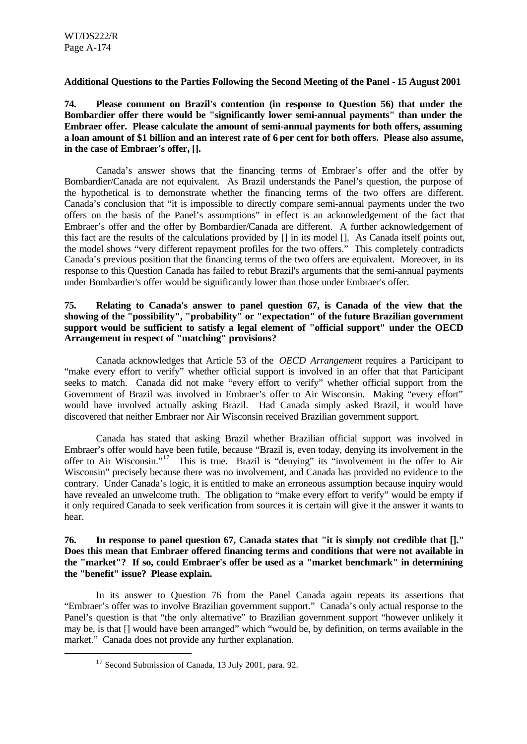**Additional Questions to the Parties Following the Second Meeting of the Panel - 15 August 2001**

**74. Please comment on Brazil's contention (in response to Question 56) that under the Bombardier offer there would be "significantly lower semi-annual payments" than under the Embraer offer. Please calculate the amount of semi-annual payments for both offers, assuming a loan amount of $1 billion and an interest rate of 6 per cent for both offers. Please also assume, in the case of Embraer's offer, [].**

Canada's answer shows that the financing terms of Embraer's offer and the offer by Bombardier/Canada are not equivalent. As Brazil understands the Panel's question, the purpose of the hypothetical is to demonstrate whether the financing terms of the two offers are different. Canada's conclusion that "it is impossible to directly compare semi-annual payments under the two offers on the basis of the Panel's assumptions" in effect is an acknowledgement of the fact that Embraer's offer and the offer by Bombardier/Canada are different. A further acknowledgement of this fact are the results of the calculations provided by [] in its model []. As Canada itself points out, the model shows "very different repayment profiles for the two offers." This completely contradicts Canada's previous position that the financing terms of the two offers are equivalent. Moreover, in its response to this Question Canada has failed to rebut Brazil's arguments that the semi-annual payments under Bombardier's offer would be significantly lower than those under Embraer's offer.

**75. Relating to Canada's answer to panel question 67, is Canada of the view that the showing of the "possibility", "probability" or "expectation" of the future Brazilian government support would be sufficient to satisfy a legal element of "official support" under the OECD Arrangement in respect of "matching" provisions?**

Canada acknowledges that Article 53 of the *OECD Arrangement* requires a Participant to "make every effort to verify" whether official support is involved in an offer that that Participant seeks to match. Canada did not make "every effort to verify" whether official support from the Government of Brazil was involved in Embraer's offer to Air Wisconsin. Making "every effort" would have involved actually asking Brazil. Had Canada simply asked Brazil, it would have discovered that neither Embraer nor Air Wisconsin received Brazilian government support.

Canada has stated that asking Brazil whether Brazilian official support was involved in Embraer's offer would have been futile, because "Brazil is, even today, denying its involvement in the offer to Air Wisconsin."[17] This is true. Brazil is "denying" its "involvement in the offer to Air Wisconsin" precisely because there was no involvement, and Canada has provided no evidence to the contrary. Under Canada's logic, it is entitled to make an erroneous assumption because inquiry would have revealed an unwelcome truth. The obligation to "make every effort to verify" would be empty if it only required Canada to seek verification from sources it is certain will give it the answer it wants to hear.

**76. In response to panel question 67, Canada states that "it is simply not credible that []." Does this mean that Embraer offered financing terms and conditions that were not available in the "market"? If so, could Embraer's offer be used as a "market benchmark" in determining the "benefit" issue? Please explain.**

In its answer to Question 76 from the Panel Canada again repeats its assertions that "Embraer's offer was to involve Brazilian government support." Canada's only actual response to the Panel's question is that "the only alternative" to Brazilian government support "however unlikely it may be, is that [] would have been arranged" which "would be, by definition, on terms available in the market." Canada does not provide any further explanation.

[17] Second Submission of Canada, 13 July 2001, para. 92.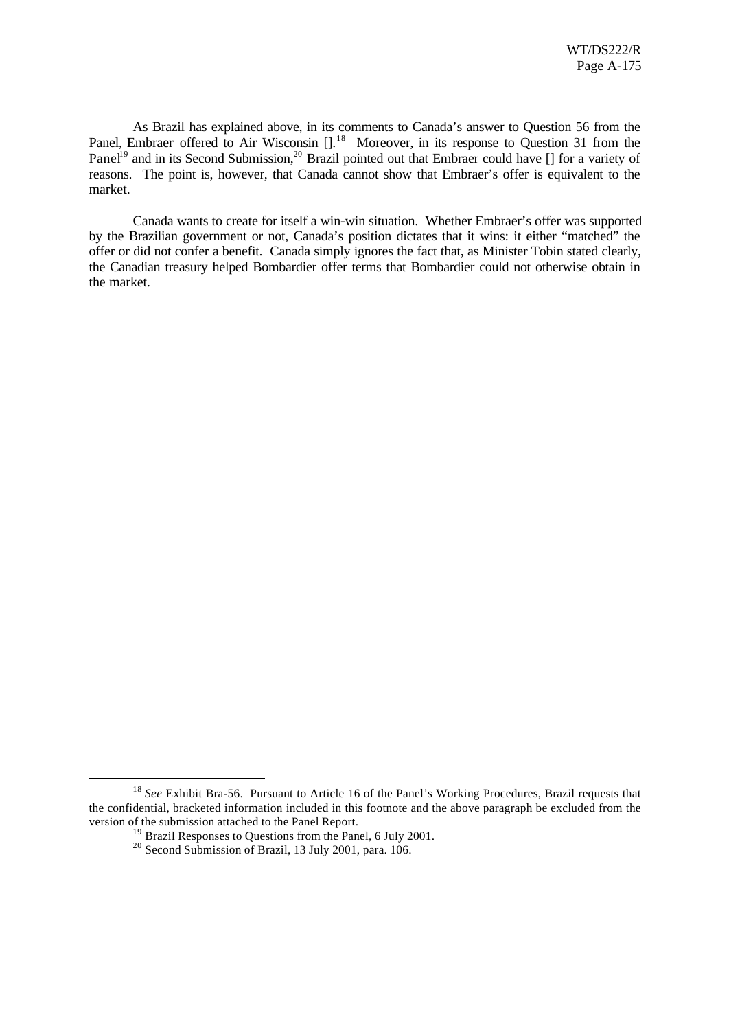As Brazil has explained above, in its comments to Canada's answer to Question 56 from the Panel, Embraer offered to Air Wisconsin [].[18] Moreover, in its response to Question 31 from the Panel[19] and in its Second Submission,[20] Brazil pointed out that Embraer could have [] for a variety of reasons. The point is, however, that Canada cannot show that Embraer's offer is equivalent to the market.

Canada wants to create for itself a win-win situation. Whether Embraer's offer was supported by the Brazilian government or not, Canada's position dictates that it wins: it either "matched" the offer or did not confer a benefit. Canada simply ignores the fact that, as Minister Tobin stated clearly, the Canadian treasury helped Bombardier offer terms that Bombardier could not otherwise obtain in the market.

---

[18] *See* Exhibit Bra-56. Pursuant to Article 16 of the Panel's Working Procedures, Brazil requests that the confidential, bracketed information included in this footnote and the above paragraph be excluded from the version of the submission attached to the Panel Report.

[19] Brazil Responses to Questions from the Panel, 6 July 2001.

[20] Second Submission of Brazil, 13 July 2001, para. 106.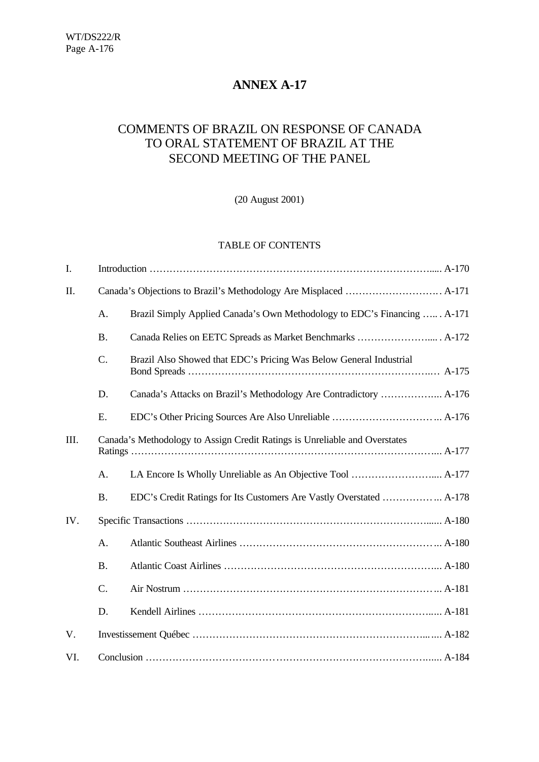# ANNEX A-17

## COMMENTS OF BRAZIL ON RESPONSE OF CANADA TO ORAL STATEMENT OF BRAZIL AT THE SECOND MEETING OF THE PANEL

(20 August 2001)

### TABLE OF CONTENTS

| | | | |
|---|---|---|---|
| I. | Introduction | | A-170 |
| II. | Canada's Objections to Brazil's Methodology Are Misplaced | | A-171 |
| | A. | Brazil Simply Applied Canada's Own Methodology to EDC's Financing | A-171 |
| | B. | Canada Relies on EETC Spreads as Market Benchmarks | A-172 |
| | C. | Brazil Also Showed that EDC's Pricing Was Below General Industrial Bond Spreads | A-175 |
| | D. | Canada's Attacks on Brazil's Methodology Are Contradictory | A-176 |
| | E. | EDC's Other Pricing Sources Are Also Unreliable | A-176 |
| III. | Canada's Methodology to Assign Credit Ratings is Unreliable and Overstates Ratings | | A-177 |
| | A. | LA Encore Is Wholly Unreliable as An Objective Tool | A-177 |
| | B. | EDC's Credit Ratings for Its Customers Are Vastly Overstated | A-178 |
| IV. | Specific Transactions | | A-180 |
| | A. | Atlantic Southeast Airlines | A-180 |
| | B. | Atlantic Coast Airlines | A-180 |
| | C. | Air Nostrum | A-181 |
| | D. | Kendell Airlines | A-181 |
| V. | Investissement Québec | | A-182 |
| VI. | Conclusion | | A-184 |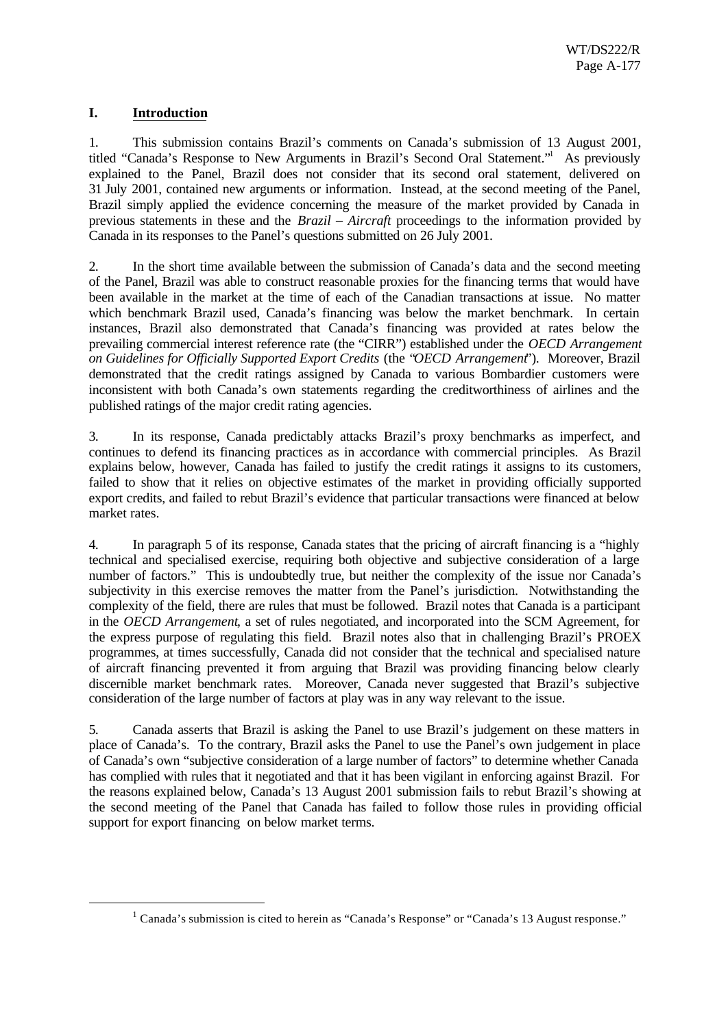## I. Introduction

1. This submission contains Brazil's comments on Canada's submission of 13 August 2001, titled "Canada's Response to New Arguments in Brazil's Second Oral Statement."[1] As previously explained to the Panel, Brazil does not consider that its second oral statement, delivered on 31 July 2001, contained new arguments or information. Instead, at the second meeting of the Panel, Brazil simply applied the evidence concerning the measure of the market provided by Canada in previous statements in these and the *Brazil – Aircraft* proceedings to the information provided by Canada in its responses to the Panel's questions submitted on 26 July 2001.

2. In the short time available between the submission of Canada's data and the second meeting of the Panel, Brazil was able to construct reasonable proxies for the financing terms that would have been available in the market at the time of each of the Canadian transactions at issue. No matter which benchmark Brazil used, Canada's financing was below the market benchmark. In certain instances, Brazil also demonstrated that Canada's financing was provided at rates below the prevailing commercial interest reference rate (the "CIRR") established under the *OECD Arrangement on Guidelines for Officially Supported Export Credits* (the "*OECD Arrangement*"). Moreover, Brazil demonstrated that the credit ratings assigned by Canada to various Bombardier customers were inconsistent with both Canada's own statements regarding the creditworthiness of airlines and the published ratings of the major credit rating agencies.

3. In its response, Canada predictably attacks Brazil's proxy benchmarks as imperfect, and continues to defend its financing practices as in accordance with commercial principles. As Brazil explains below, however, Canada has failed to justify the credit ratings it assigns to its customers, failed to show that it relies on objective estimates of the market in providing officially supported export credits, and failed to rebut Brazil's evidence that particular transactions were financed at below market rates.

4. In paragraph 5 of its response, Canada states that the pricing of aircraft financing is a "highly technical and specialised exercise, requiring both objective and subjective consideration of a large number of factors." This is undoubtedly true, but neither the complexity of the issue nor Canada's subjectivity in this exercise removes the matter from the Panel's jurisdiction. Notwithstanding the complexity of the field, there are rules that must be followed. Brazil notes that Canada is a participant in the *OECD Arrangement*, a set of rules negotiated, and incorporated into the SCM Agreement, for the express purpose of regulating this field. Brazil notes also that in challenging Brazil's PROEX programmes, at times successfully, Canada did not consider that the technical and specialised nature of aircraft financing prevented it from arguing that Brazil was providing financing below clearly discernible market benchmark rates. Moreover, Canada never suggested that Brazil's subjective consideration of the large number of factors at play was in any way relevant to the issue.

5. Canada asserts that Brazil is asking the Panel to use Brazil's judgement on these matters in place of Canada's. To the contrary, Brazil asks the Panel to use the Panel's own judgement in place of Canada's own "subjective consideration of a large number of factors" to determine whether Canada has complied with rules that it negotiated and that it has been vigilant in enforcing against Brazil. For the reasons explained below, Canada's 13 August 2001 submission fails to rebut Brazil's showing at the second meeting of the Panel that Canada has failed to follow those rules in providing official support for export financing on below market terms.

---

[1] Canada's submission is cited to herein as "Canada's Response" or "Canada's 13 August response."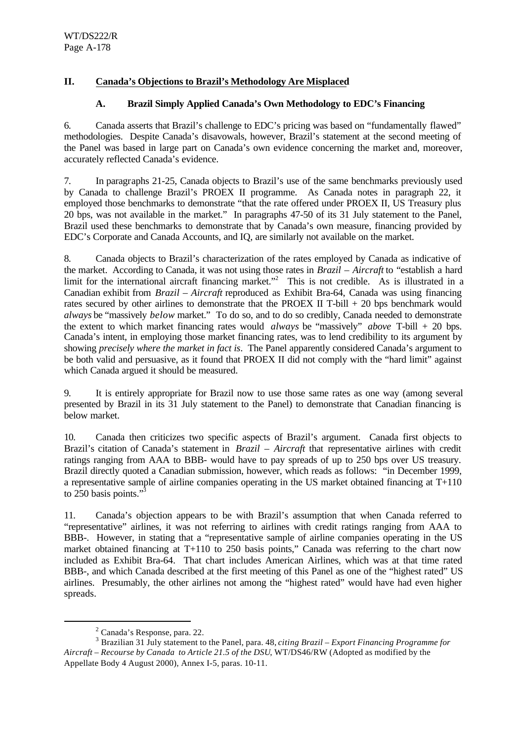## II. Canada's Objections to Brazil's Methodology Are Misplaced

### A. Brazil Simply Applied Canada's Own Methodology to EDC's Financing

6. Canada asserts that Brazil's challenge to EDC's pricing was based on "fundamentally flawed" methodologies. Despite Canada's disavowals, however, Brazil's statement at the second meeting of the Panel was based in large part on Canada's own evidence concerning the market and, moreover, accurately reflected Canada's evidence.

7. In paragraphs 21-25, Canada objects to Brazil's use of the same benchmarks previously used by Canada to challenge Brazil's PROEX II programme. As Canada notes in paragraph 22, it employed those benchmarks to demonstrate "that the rate offered under PROEX II, US Treasury plus 20 bps, was not available in the market." In paragraphs 47-50 of its 31 July statement to the Panel, Brazil used these benchmarks to demonstrate that by Canada's own measure, financing provided by EDC's Corporate and Canada Accounts, and IQ, are similarly not available on the market.

8. Canada objects to Brazil's characterization of the rates employed by Canada as indicative of the market. According to Canada, it was not using those rates in *Brazil – Aircraft* to "establish a hard limit for the international aircraft financing market."[2] This is not credible. As is illustrated in a Canadian exhibit from *Brazil – Aircraft* reproduced as Exhibit Bra-64, Canada was using financing rates secured by other airlines to demonstrate that the PROEX II T-bill + 20 bps benchmark would *always* be "massively *below* market." To do so, and to do so credibly, Canada needed to demonstrate the extent to which market financing rates would *always* be "massively" *above* T-bill + 20 bps. Canada's intent, in employing those market financing rates, was to lend credibility to its argument by showing *precisely where the market in fact is*. The Panel apparently considered Canada's argument to be both valid and persuasive, as it found that PROEX II did not comply with the "hard limit" against which Canada argued it should be measured.

9. It is entirely appropriate for Brazil now to use those same rates as one way (among several presented by Brazil in its 31 July statement to the Panel) to demonstrate that Canadian financing is below market.

10. Canada then criticizes two specific aspects of Brazil's argument. Canada first objects to Brazil's citation of Canada's statement in *Brazil – Aircraft* that representative airlines with credit ratings ranging from AAA to BBB- would have to pay spreads of up to 250 bps over US treasury. Brazil directly quoted a Canadian submission, however, which reads as follows: "in December 1999, a representative sample of airline companies operating in the US market obtained financing at T+110 to 250 basis points."[3]

11. Canada's objection appears to be with Brazil's assumption that when Canada referred to "representative" airlines, it was not referring to airlines with credit ratings ranging from AAA to BBB-. However, in stating that a "representative sample of airline companies operating in the US market obtained financing at T+110 to 250 basis points," Canada was referring to the chart now included as Exhibit Bra-64. That chart includes American Airlines, which was at that time rated BBB-, and which Canada described at the first meeting of this Panel as one of the "highest rated" US airlines. Presumably, the other airlines not among the "highest rated" would have had even higher spreads.

---

[2] Canada's Response, para. 22.

[3] Brazilian 31 July statement to the Panel, para. 48, *citing Brazil – Export Financing Programme for Aircraft – Recourse by Canada to Article 21.5 of the DSU*, WT/DS46/RW (Adopted as modified by the Appellate Body 4 August 2000), Annex I-5, paras. 10-11.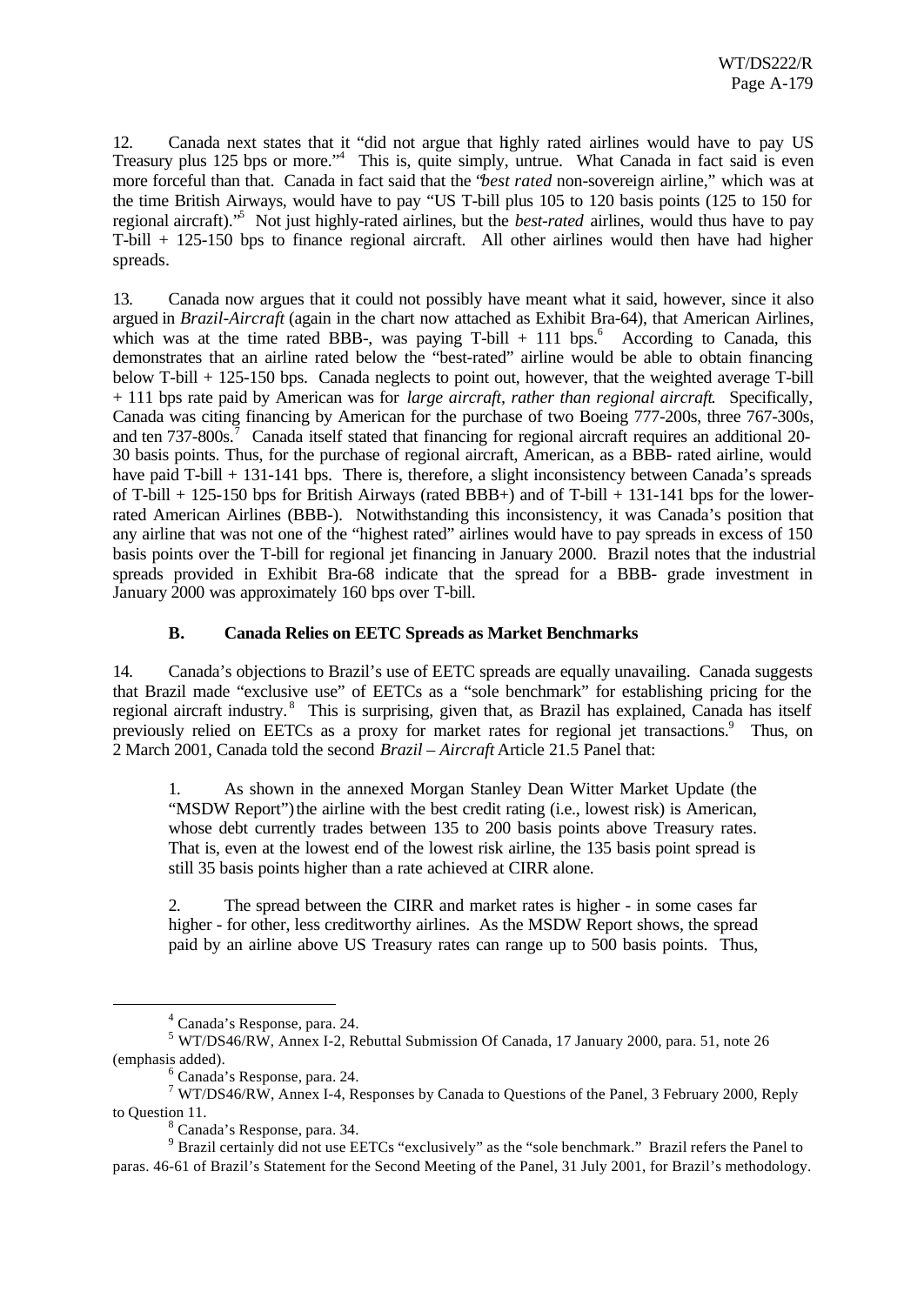12. Canada next states that it "did not argue that highly rated airlines would have to pay US Treasury plus 125 bps or more."[4] This is, quite simply, untrue. What Canada in fact said is even more forceful than that. Canada in fact said that the "*best rated* non-sovereign airline," which was at the time British Airways, would have to pay "US T-bill plus 105 to 120 basis points (125 to 150 for regional aircraft)."[5] Not just highly-rated airlines, but the *best-rated* airlines, would thus have to pay T-bill + 125-150 bps to finance regional aircraft. All other airlines would then have had higher spreads.

13. Canada now argues that it could not possibly have meant what it said, however, since it also argued in *Brazil-Aircraft* (again in the chart now attached as Exhibit Bra-64), that American Airlines, which was at the time rated BBB-, was paying T-bill + 111 bps.[6] According to Canada, this demonstrates that an airline rated below the "best-rated" airline would be able to obtain financing below T-bill + 125-150 bps. Canada neglects to point out, however, that the weighted average T-bill + 111 bps rate paid by American was for *large aircraft, rather than regional aircraft*. Specifically, Canada was citing financing by American for the purchase of two Boeing 777-200s, three 767-300s, and ten 737-800s.[7] Canada itself stated that financing for regional aircraft requires an additional 20-30 basis points. Thus, for the purchase of regional aircraft, American, as a BBB- rated airline, would have paid T-bill + 131-141 bps. There is, therefore, a slight inconsistency between Canada's spreads of T-bill + 125-150 bps for British Airways (rated BBB+) and of T-bill + 131-141 bps for the lower-rated American Airlines (BBB-). Notwithstanding this inconsistency, it was Canada's position that any airline that was not one of the "highest rated" airlines would have to pay spreads in excess of 150 basis points over the T-bill for regional jet financing in January 2000. Brazil notes that the industrial spreads provided in Exhibit Bra-68 indicate that the spread for a BBB- grade investment in January 2000 was approximately 160 bps over T-bill.

### B. Canada Relies on EETC Spreads as Market Benchmarks

14. Canada's objections to Brazil's use of EETC spreads are equally unavailing. Canada suggests that Brazil made "exclusive use" of EETCs as a "sole benchmark" for establishing pricing for the regional aircraft industry.[8] This is surprising, given that, as Brazil has explained, Canada has itself previously relied on EETCs as a proxy for market rates for regional jet transactions.[9] Thus, on 2 March 2001, Canada told the second *Brazil – Aircraft* Article 21.5 Panel that:

> 1. As shown in the annexed Morgan Stanley Dean Witter Market Update (the "MSDW Report") the airline with the best credit rating (i.e., lowest risk) is American, whose debt currently trades between 135 to 200 basis points above Treasury rates. That is, even at the lowest end of the lowest risk airline, the 135 basis point spread is still 35 basis points higher than a rate achieved at CIRR alone.
>
> 2. The spread between the CIRR and market rates is higher - in some cases far higher - for other, less creditworthy airlines. As the MSDW Report shows, the spread paid by an airline above US Treasury rates can range up to 500 basis points. Thus,

---

[4] Canada's Response, para. 24.

[5] WT/DS46/RW, Annex I-2, Rebuttal Submission Of Canada, 17 January 2000, para. 51, note 26 (emphasis added).

[6] Canada's Response, para. 24.

[7] WT/DS46/RW, Annex I-4, Responses by Canada to Questions of the Panel, 3 February 2000, Reply to Question 11.

[8] Canada's Response, para. 34.

[9] Brazil certainly did not use EETCs "exclusively" as the "sole benchmark." Brazil refers the Panel to paras. 46-61 of Brazil's Statement for the Second Meeting of the Panel, 31 July 2001, for Brazil's methodology.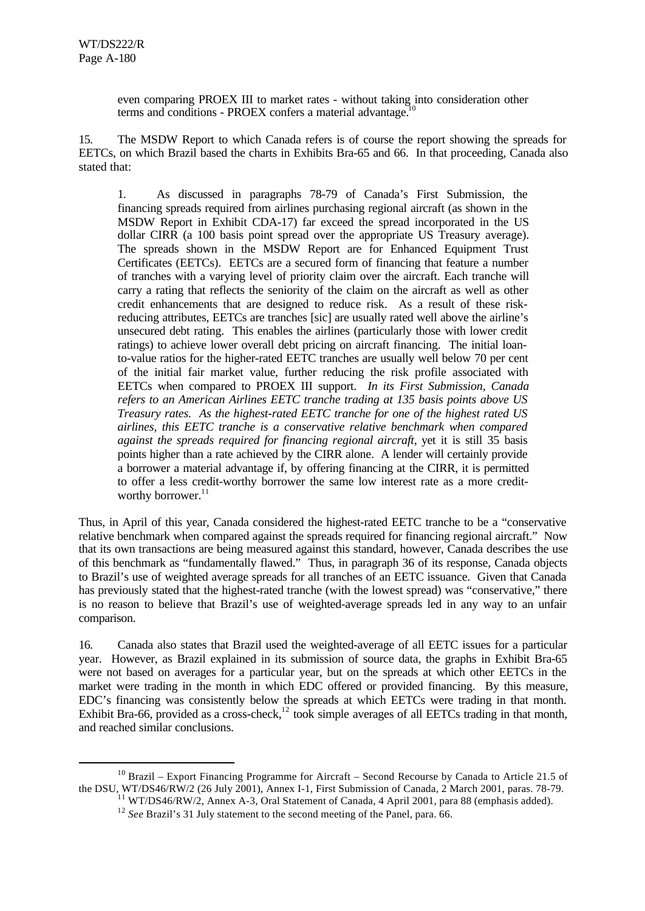even comparing PROEX III to market rates - without taking into consideration other terms and conditions - PROEX confers a material advantage.[10]

15. The MSDW Report to which Canada refers is of course the report showing the spreads for EETCs, on which Brazil based the charts in Exhibits Bra-65 and 66. In that proceeding, Canada also stated that:

> 1. As discussed in paragraphs 78-79 of Canada's First Submission, the financing spreads required from airlines purchasing regional aircraft (as shown in the MSDW Report in Exhibit CDA-17) far exceed the spread incorporated in the US dollar CIRR (a 100 basis point spread over the appropriate US Treasury average). The spreads shown in the MSDW Report are for Enhanced Equipment Trust Certificates (EETCs). EETCs are a secured form of financing that feature a number of tranches with a varying level of priority claim over the aircraft. Each tranche will carry a rating that reflects the seniority of the claim on the aircraft as well as other credit enhancements that are designed to reduce risk. As a result of these risk-reducing attributes, EETCs are tranches [sic] are usually rated well above the airline's unsecured debt rating. This enables the airlines (particularly those with lower credit ratings) to achieve lower overall debt pricing on aircraft financing. The initial loan-to-value ratios for the higher-rated EETC tranches are usually well below 70 per cent of the initial fair market value, further reducing the risk profile associated with EETCs when compared to PROEX III support. *In its First Submission, Canada refers to an American Airlines EETC tranche trading at 135 basis points above US Treasury rates. As the highest-rated EETC tranche for one of the highest rated US airlines, this EETC tranche is a conservative relative benchmark when compared against the spreads required for financing regional aircraft,* yet it is still 35 basis points higher than a rate achieved by the CIRR alone. A lender will certainly provide a borrower a material advantage if, by offering financing at the CIRR, it is permitted to offer a less credit-worthy borrower the same low interest rate as a more credit-worthy borrower.[11]

Thus, in April of this year, Canada considered the highest-rated EETC tranche to be a "conservative relative benchmark when compared against the spreads required for financing regional aircraft." Now that its own transactions are being measured against this standard, however, Canada describes the use of this benchmark as "fundamentally flawed." Thus, in paragraph 36 of its response, Canada objects to Brazil's use of weighted average spreads for all tranches of an EETC issuance. Given that Canada has previously stated that the highest-rated tranche (with the lowest spread) was "conservative," there is no reason to believe that Brazil's use of weighted-average spreads led in any way to an unfair comparison.

16. Canada also states that Brazil used the weighted-average of all EETC issues for a particular year. However, as Brazil explained in its submission of source data, the graphs in Exhibit Bra-65 were not based on averages for a particular year, but on the spreads at which other EETCs in the market were trading in the month in which EDC offered or provided financing. By this measure, EDC's financing was consistently below the spreads at which EETCs were trading in that month. Exhibit Bra-66, provided as a cross-check,[12] took simple averages of all EETCs trading in that month, and reached similar conclusions.

---

[10] Brazil – Export Financing Programme for Aircraft – Second Recourse by Canada to Article 21.5 of the DSU, WT/DS46/RW/2 (26 July 2001), Annex I-1, First Submission of Canada, 2 March 2001, paras. 78-79.

[11] WT/DS46/RW/2, Annex A-3, Oral Statement of Canada, 4 April 2001, para 88 (emphasis added).

[12] *See* Brazil's 31 July statement to the second meeting of the Panel, para. 66.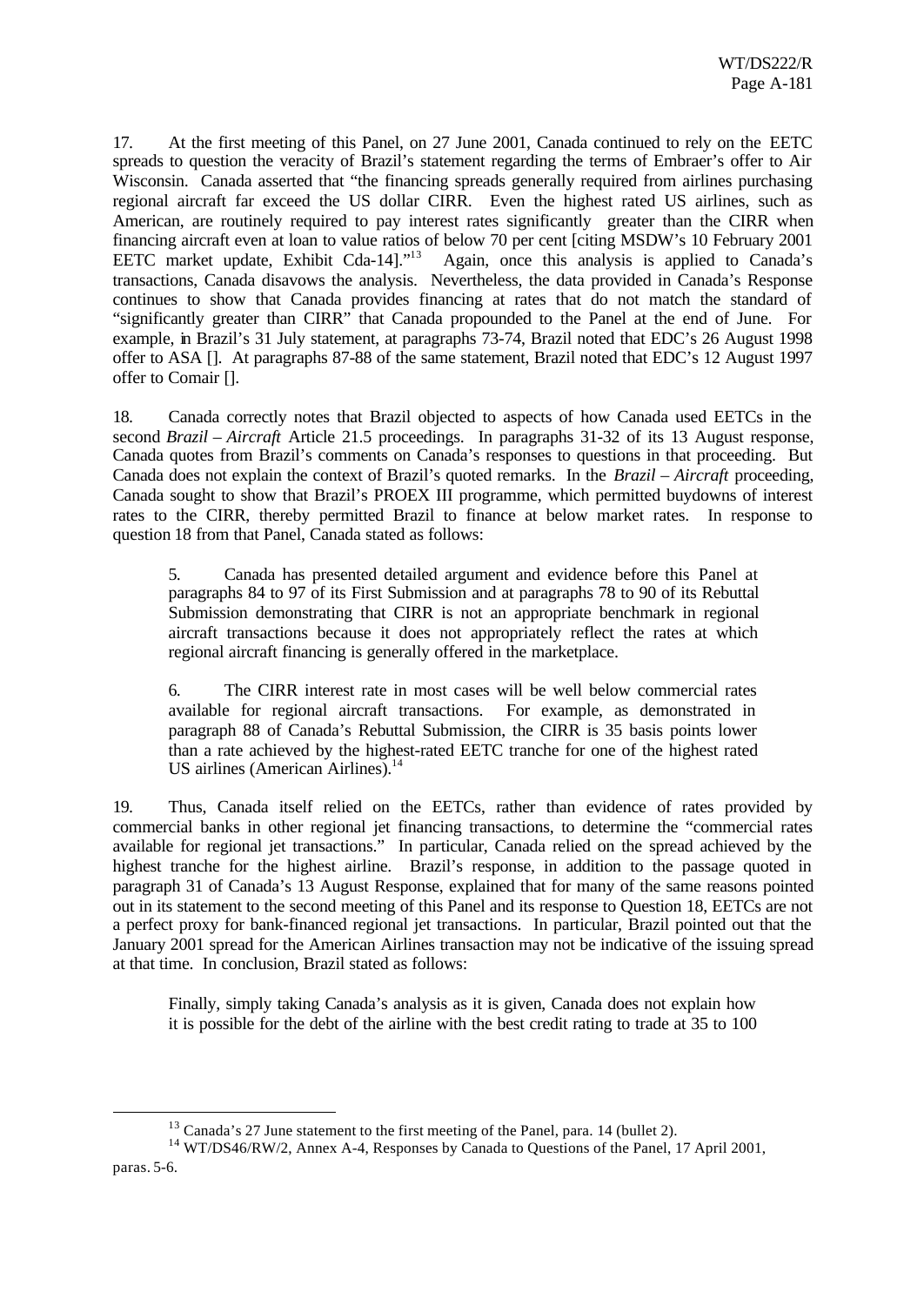17. At the first meeting of this Panel, on 27 June 2001, Canada continued to rely on the EETC spreads to question the veracity of Brazil's statement regarding the terms of Embraer's offer to Air Wisconsin. Canada asserted that "the financing spreads generally required from airlines purchasing regional aircraft far exceed the US dollar CIRR. Even the highest rated US airlines, such as American, are routinely required to pay interest rates significantly greater than the CIRR when financing aircraft even at loan to value ratios of below 70 per cent [citing MSDW's 10 February 2001 EETC market update, Exhibit Cda-14]."[13] Again, once this analysis is applied to Canada's transactions, Canada disavows the analysis. Nevertheless, the data provided in Canada's Response continues to show that Canada provides financing at rates that do not match the standard of "significantly greater than CIRR" that Canada propounded to the Panel at the end of June. For example, in Brazil's 31 July statement, at paragraphs 73-74, Brazil noted that EDC's 26 August 1998 offer to ASA []. At paragraphs 87-88 of the same statement, Brazil noted that EDC's 12 August 1997 offer to Comair [].

18. Canada correctly notes that Brazil objected to aspects of how Canada used EETCs in the second *Brazil – Aircraft* Article 21.5 proceedings. In paragraphs 31-32 of its 13 August response, Canada quotes from Brazil's comments on Canada's responses to questions in that proceeding. But Canada does not explain the context of Brazil's quoted remarks. In the *Brazil – Aircraft* proceeding, Canada sought to show that Brazil's PROEX III programme, which permitted buydowns of interest rates to the CIRR, thereby permitted Brazil to finance at below market rates. In response to question 18 from that Panel, Canada stated as follows:

> 5. Canada has presented detailed argument and evidence before this Panel at paragraphs 84 to 97 of its First Submission and at paragraphs 78 to 90 of its Rebuttal Submission demonstrating that CIRR is not an appropriate benchmark in regional aircraft transactions because it does not appropriately reflect the rates at which regional aircraft financing is generally offered in the marketplace.
>
> 6. The CIRR interest rate in most cases will be well below commercial rates available for regional aircraft transactions. For example, as demonstrated in paragraph 88 of Canada's Rebuttal Submission, the CIRR is 35 basis points lower than a rate achieved by the highest-rated EETC tranche for one of the highest rated US airlines (American Airlines).[14]

19. Thus, Canada itself relied on the EETCs, rather than evidence of rates provided by commercial banks in other regional jet financing transactions, to determine the "commercial rates available for regional jet transactions." In particular, Canada relied on the spread achieved by the highest tranche for the highest airline. Brazil's response, in addition to the passage quoted in paragraph 31 of Canada's 13 August Response, explained that for many of the same reasons pointed out in its statement to the second meeting of this Panel and its response to Question 18, EETCs are not a perfect proxy for bank-financed regional jet transactions. In particular, Brazil pointed out that the January 2001 spread for the American Airlines transaction may not be indicative of the issuing spread at that time. In conclusion, Brazil stated as follows:

> Finally, simply taking Canada's analysis as it is given, Canada does not explain how it is possible for the debt of the airline with the best credit rating to trade at 35 to 100

---

[13] Canada's 27 June statement to the first meeting of the Panel, para. 14 (bullet 2).

[14] WT/DS46/RW/2, Annex A-4, Responses by Canada to Questions of the Panel, 17 April 2001, paras. 5-6.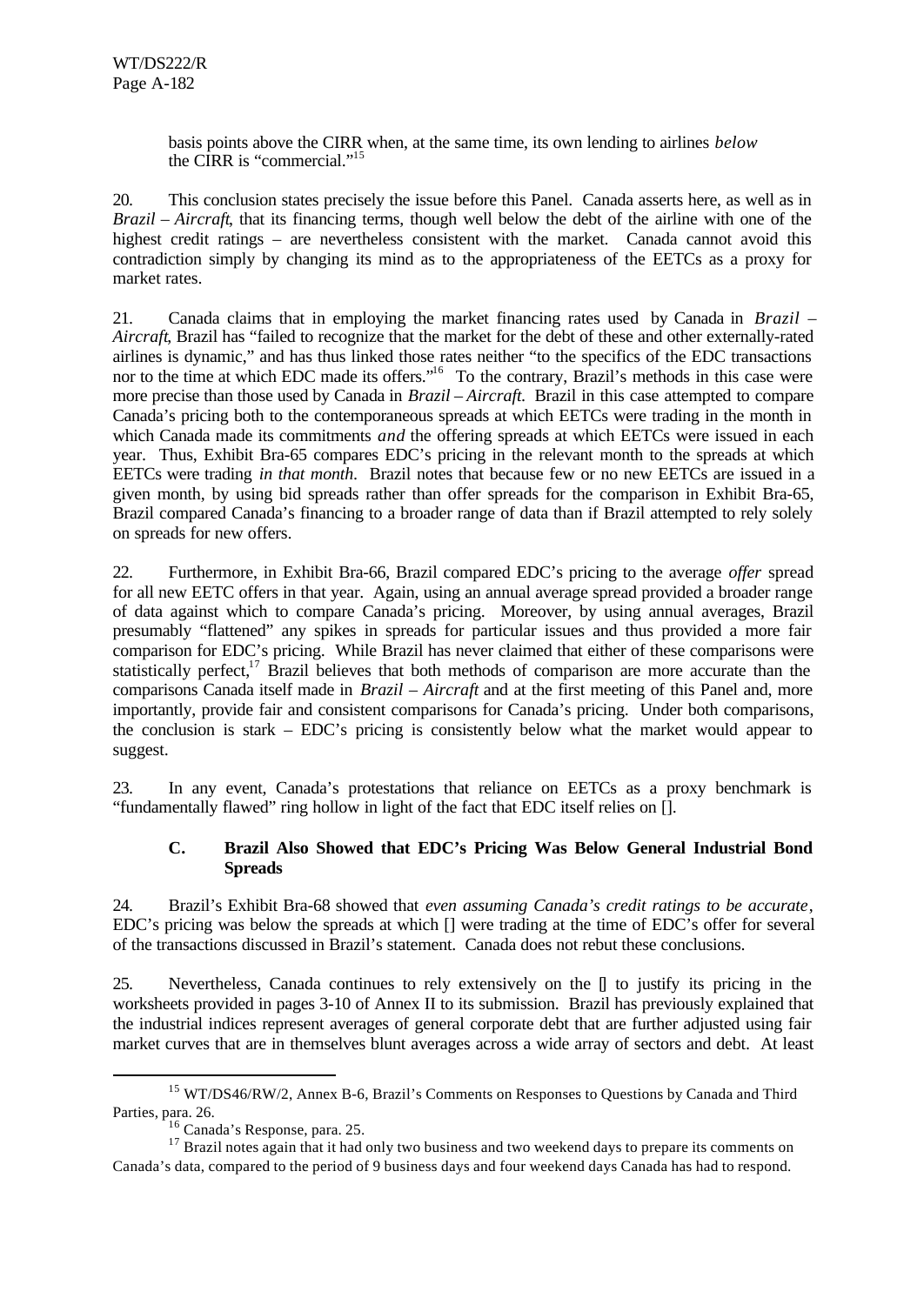basis points above the CIRR when, at the same time, its own lending to airlines *below* the CIRR is "commercial."[15]

20. This conclusion states precisely the issue before this Panel. Canada asserts here, as well as in *Brazil – Aircraft*, that its financing terms, though well below the debt of the airline with one of the highest credit ratings – are nevertheless consistent with the market. Canada cannot avoid this contradiction simply by changing its mind as to the appropriateness of the EETCs as a proxy for market rates.

21. Canada claims that in employing the market financing rates used by Canada in *Brazil – Aircraft*, Brazil has "failed to recognize that the market for the debt of these and other externally-rated airlines is dynamic," and has thus linked those rates neither "to the specifics of the EDC transactions nor to the time at which EDC made its offers."[16] To the contrary, Brazil's methods in this case were more precise than those used by Canada in *Brazil – Aircraft*. Brazil in this case attempted to compare Canada's pricing both to the contemporaneous spreads at which EETCs were trading in the month in which Canada made its commitments *and* the offering spreads at which EETCs were issued in each year. Thus, Exhibit Bra-65 compares EDC's pricing in the relevant month to the spreads at which EETCs were trading *in that month*. Brazil notes that because few or no new EETCs are issued in a given month, by using bid spreads rather than offer spreads for the comparison in Exhibit Bra-65, Brazil compared Canada's financing to a broader range of data than if Brazil attempted to rely solely on spreads for new offers.

22. Furthermore, in Exhibit Bra-66, Brazil compared EDC's pricing to the average *offer* spread for all new EETC offers in that year. Again, using an annual average spread provided a broader range of data against which to compare Canada's pricing. Moreover, by using annual averages, Brazil presumably "flattened" any spikes in spreads for particular issues and thus provided a more fair comparison for EDC's pricing. While Brazil has never claimed that either of these comparisons were statistically perfect,[17] Brazil believes that both methods of comparison are more accurate than the comparisons Canada itself made in *Brazil – Aircraft* and at the first meeting of this Panel and, more importantly, provide fair and consistent comparisons for Canada's pricing. Under both comparisons, the conclusion is stark – EDC's pricing is consistently below what the market would appear to suggest.

23. In any event, Canada's protestations that reliance on EETCs as a proxy benchmark is "fundamentally flawed" ring hollow in light of the fact that EDC itself relies on [].

### C. Brazil Also Showed that EDC's Pricing Was Below General Industrial Bond Spreads

24. Brazil's Exhibit Bra-68 showed that *even assuming Canada's credit ratings to be accurate*, EDC's pricing was below the spreads at which [] were trading at the time of EDC's offer for several of the transactions discussed in Brazil's statement. Canada does not rebut these conclusions.

25. Nevertheless, Canada continues to rely extensively on the [] to justify its pricing in the worksheets provided in pages 3-10 of Annex II to its submission. Brazil has previously explained that the industrial indices represent averages of general corporate debt that are further adjusted using fair market curves that are in themselves blunt averages across a wide array of sectors and debt. At least

---

[15] WT/DS46/RW/2, Annex B-6, Brazil's Comments on Responses to Questions by Canada and Third Parties, para. 26.

[16] Canada's Response, para. 25.

[17] Brazil notes again that it had only two business and two weekend days to prepare its comments on Canada's data, compared to the period of 9 business days and four weekend days Canada has had to respond.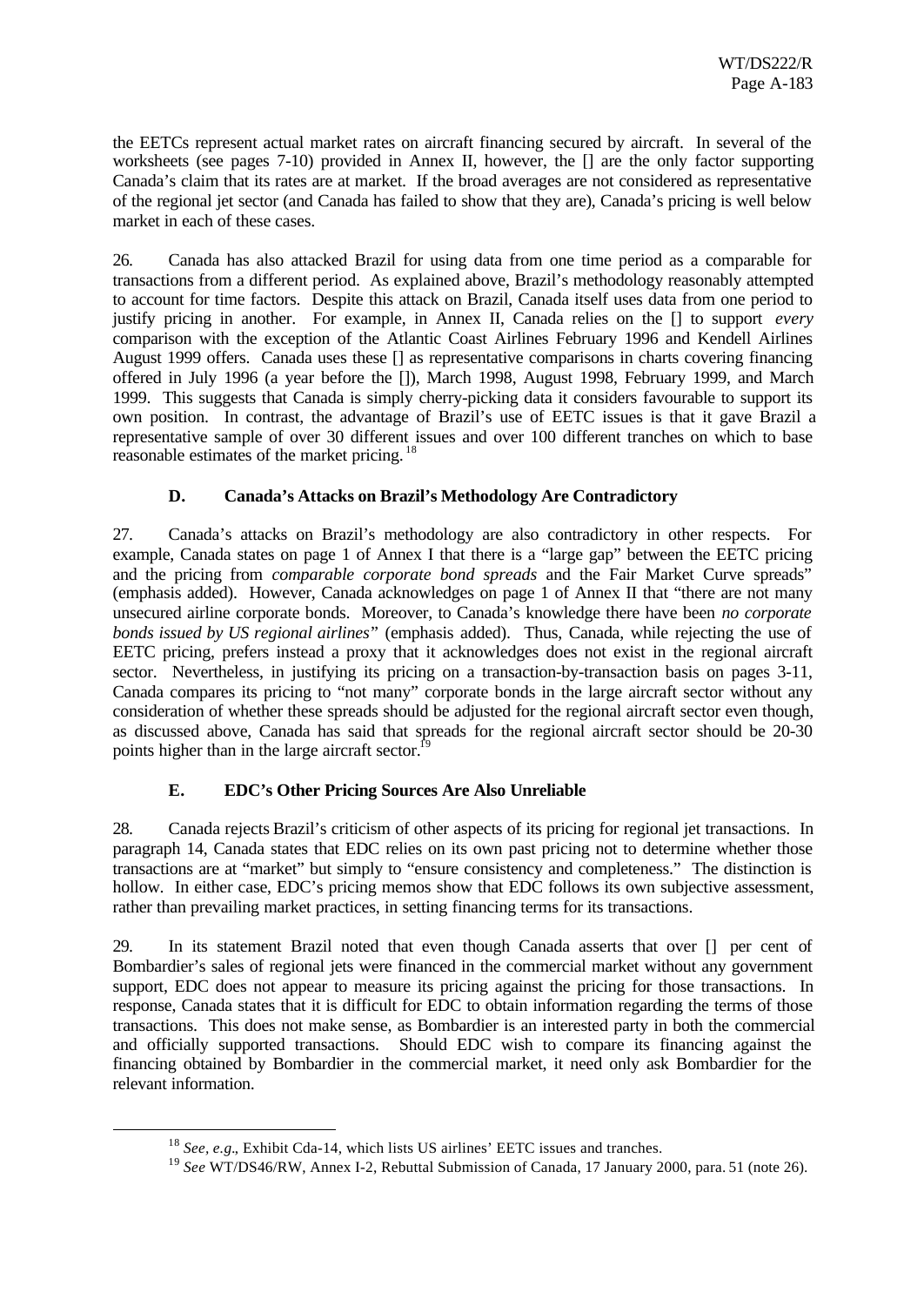the EETCs represent actual market rates on aircraft financing secured by aircraft. In several of the worksheets (see pages 7-10) provided in Annex II, however, the [] are the only factor supporting Canada's claim that its rates are at market. If the broad averages are not considered as representative of the regional jet sector (and Canada has failed to show that they are), Canada's pricing is well below market in each of these cases.

26. Canada has also attacked Brazil for using data from one time period as a comparable for transactions from a different period. As explained above, Brazil's methodology reasonably attempted to account for time factors. Despite this attack on Brazil, Canada itself uses data from one period to justify pricing in another. For example, in Annex II, Canada relies on the [] to support *every* comparison with the exception of the Atlantic Coast Airlines February 1996 and Kendell Airlines August 1999 offers. Canada uses these [] as representative comparisons in charts covering financing offered in July 1996 (a year before the []), March 1998, August 1998, February 1999, and March 1999. This suggests that Canada is simply cherry-picking data it considers favourable to support its own position. In contrast, the advantage of Brazil's use of EETC issues is that it gave Brazil a representative sample of over 30 different issues and over 100 different tranches on which to base reasonable estimates of the market pricing.[18]

### D. Canada's Attacks on Brazil's Methodology Are Contradictory

27. Canada's attacks on Brazil's methodology are also contradictory in other respects. For example, Canada states on page 1 of Annex I that there is a "large gap" between the EETC pricing and the pricing from *comparable corporate bond spreads* and the Fair Market Curve spreads" (emphasis added). However, Canada acknowledges on page 1 of Annex II that "there are not many unsecured airline corporate bonds. Moreover, to Canada's knowledge there have been *no corporate bonds issued by US regional airlines*" (emphasis added). Thus, Canada, while rejecting the use of EETC pricing, prefers instead a proxy that it acknowledges does not exist in the regional aircraft sector. Nevertheless, in justifying its pricing on a transaction-by-transaction basis on pages 3-11, Canada compares its pricing to "not many" corporate bonds in the large aircraft sector without any consideration of whether these spreads should be adjusted for the regional aircraft sector even though, as discussed above, Canada has said that spreads for the regional aircraft sector should be 20-30 points higher than in the large aircraft sector.[19]

### E. EDC's Other Pricing Sources Are Also Unreliable

28. Canada rejects Brazil's criticism of other aspects of its pricing for regional jet transactions. In paragraph 14, Canada states that EDC relies on its own past pricing not to determine whether those transactions are at "market" but simply to "ensure consistency and completeness." The distinction is hollow. In either case, EDC's pricing memos show that EDC follows its own subjective assessment, rather than prevailing market practices, in setting financing terms for its transactions.

29. In its statement Brazil noted that even though Canada asserts that over [] per cent of Bombardier's sales of regional jets were financed in the commercial market without any government support, EDC does not appear to measure its pricing against the pricing for those transactions. In response, Canada states that it is difficult for EDC to obtain information regarding the terms of those transactions. This does not make sense, as Bombardier is an interested party in both the commercial and officially supported transactions. Should EDC wish to compare its financing against the financing obtained by Bombardier in the commercial market, it need only ask Bombardier for the relevant information.

---

[18] *See, e.g.*, Exhibit Cda-14, which lists US airlines' EETC issues and tranches.

[19] *See* WT/DS46/RW, Annex I-2, Rebuttal Submission of Canada, 17 January 2000, para. 51 (note 26).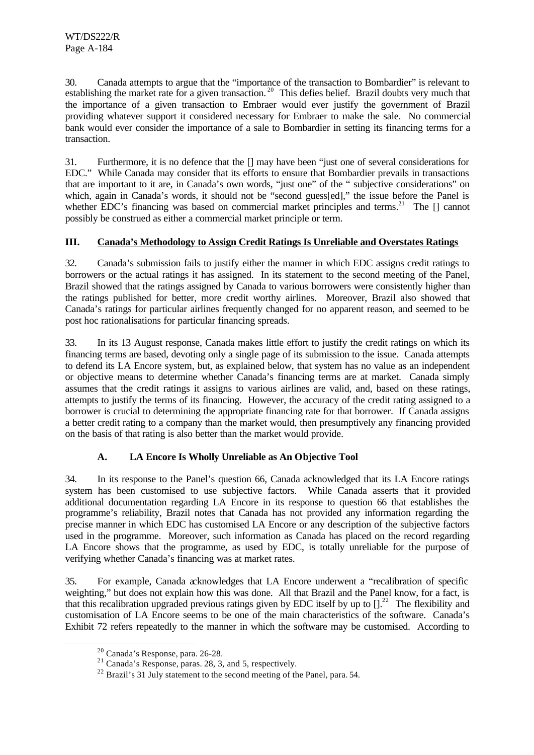30. Canada attempts to argue that the "importance of the transaction to Bombardier" is relevant to establishing the market rate for a given transaction.[20] This defies belief. Brazil doubts very much that the importance of a given transaction to Embraer would ever justify the government of Brazil providing whatever support it considered necessary for Embraer to make the sale. No commercial bank would ever consider the importance of a sale to Bombardier in setting its financing terms for a transaction.

31. Furthermore, it is no defence that the [] may have been "just one of several considerations for EDC." While Canada may consider that its efforts to ensure that Bombardier prevails in transactions that are important to it are, in Canada's own words, "just one" of the " subjective considerations" on which, again in Canada's words, it should not be "second guess[ed]," the issue before the Panel is whether EDC's financing was based on commercial market principles and terms.[21] The [] cannot possibly be construed as either a commercial market principle or term.

## III. Canada's Methodology to Assign Credit Ratings Is Unreliable and Overstates Ratings

32. Canada's submission fails to justify either the manner in which EDC assigns credit ratings to borrowers or the actual ratings it has assigned. In its statement to the second meeting of the Panel, Brazil showed that the ratings assigned by Canada to various borrowers were consistently higher than the ratings published for better, more credit worthy airlines. Moreover, Brazil also showed that Canada's ratings for particular airlines frequently changed for no apparent reason, and seemed to be post hoc rationalisations for particular financing spreads.

33. In its 13 August response, Canada makes little effort to justify the credit ratings on which its financing terms are based, devoting only a single page of its submission to the issue. Canada attempts to defend its LA Encore system, but, as explained below, that system has no value as an independent or objective means to determine whether Canada's financing terms are at market. Canada simply assumes that the credit ratings it assigns to various airlines are valid, and, based on these ratings, attempts to justify the terms of its financing. However, the accuracy of the credit rating assigned to a borrower is crucial to determining the appropriate financing rate for that borrower. If Canada assigns a better credit rating to a company than the market would, then presumptively any financing provided on the basis of that rating is also better than the market would provide.

### A. LA Encore Is Wholly Unreliable as An Objective Tool

34. In its response to the Panel's question 66, Canada acknowledged that its LA Encore ratings system has been customised to use subjective factors. While Canada asserts that it provided additional documentation regarding LA Encore in its response to question 66 that establishes the programme's reliability, Brazil notes that Canada has not provided any information regarding the precise manner in which EDC has customised LA Encore or any description of the subjective factors used in the programme. Moreover, such information as Canada has placed on the record regarding LA Encore shows that the programme, as used by EDC, is totally unreliable for the purpose of verifying whether Canada's financing was at market rates.

35. For example, Canada acknowledges that LA Encore underwent a "recalibration of specific weighting," but does not explain how this was done. All that Brazil and the Panel know, for a fact, is that this recalibration upgraded previous ratings given by EDC itself by up to [].[22] The flexibility and customisation of LA Encore seems to be one of the main characteristics of the software. Canada's Exhibit 72 refers repeatedly to the manner in which the software may be customised. According to

[20] Canada's Response, para. 26-28.

[21] Canada's Response, paras. 28, 3, and 5, respectively.

[22] Brazil's 31 July statement to the second meeting of the Panel, para. 54.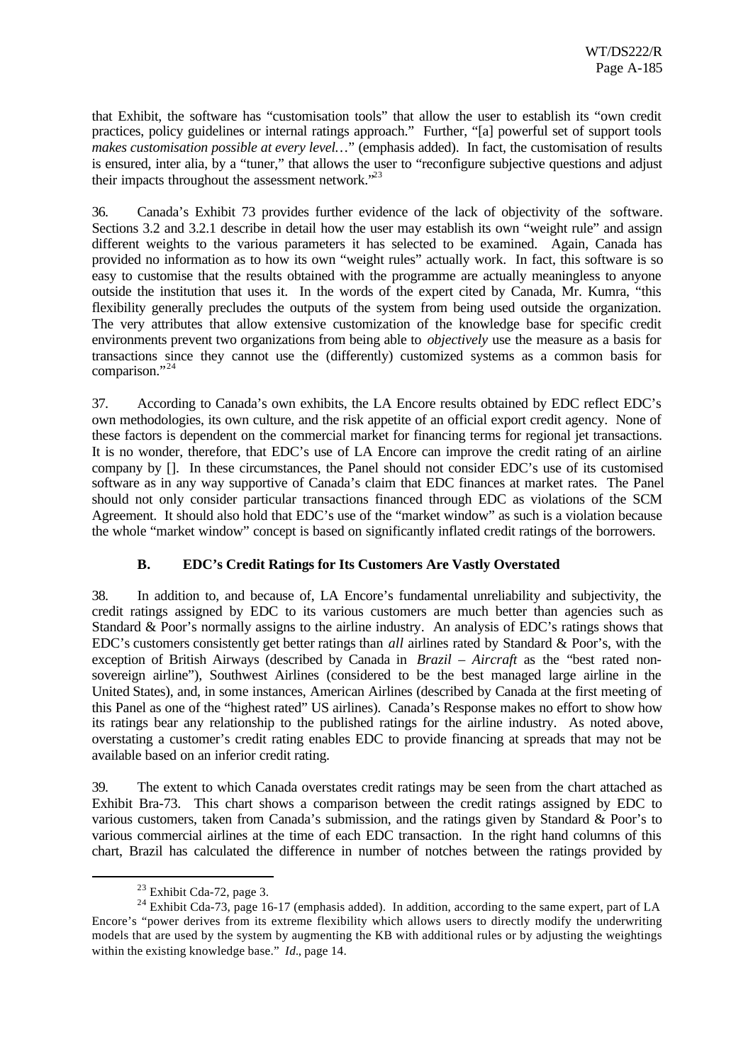that Exhibit, the software has "customisation tools" that allow the user to establish its "own credit practices, policy guidelines or internal ratings approach." Further, "[a] powerful set of support tools *makes customisation possible at every level…*" (emphasis added). In fact, the customisation of results is ensured, inter alia, by a "tuner," that allows the user to "reconfigure subjective questions and adjust their impacts throughout the assessment network."[23]

36. Canada's Exhibit 73 provides further evidence of the lack of objectivity of the software. Sections 3.2 and 3.2.1 describe in detail how the user may establish its own "weight rule" and assign different weights to the various parameters it has selected to be examined. Again, Canada has provided no information as to how its own "weight rules" actually work. In fact, this software is so easy to customise that the results obtained with the programme are actually meaningless to anyone outside the institution that uses it. In the words of the expert cited by Canada, Mr. Kumra, "this flexibility generally precludes the outputs of the system from being used outside the organization. The very attributes that allow extensive customization of the knowledge base for specific credit environments prevent two organizations from being able to *objectively* use the measure as a basis for transactions since they cannot use the (differently) customized systems as a common basis for comparison."[24]

37. According to Canada's own exhibits, the LA Encore results obtained by EDC reflect EDC's own methodologies, its own culture, and the risk appetite of an official export credit agency. None of these factors is dependent on the commercial market for financing terms for regional jet transactions. It is no wonder, therefore, that EDC's use of LA Encore can improve the credit rating of an airline company by []. In these circumstances, the Panel should not consider EDC's use of its customised software as in any way supportive of Canada's claim that EDC finances at market rates. The Panel should not only consider particular transactions financed through EDC as violations of the SCM Agreement. It should also hold that EDC's use of the "market window" as such is a violation because the whole "market window" concept is based on significantly inflated credit ratings of the borrowers.

### B. EDC's Credit Ratings for Its Customers Are Vastly Overstated

38. In addition to, and because of, LA Encore's fundamental unreliability and subjectivity, the credit ratings assigned by EDC to its various customers are much better than agencies such as Standard & Poor's normally assigns to the airline industry. An analysis of EDC's ratings shows that EDC's customers consistently get better ratings than *all* airlines rated by Standard & Poor's, with the exception of British Airways (described by Canada in *Brazil – Aircraft* as the "best rated non-sovereign airline"), Southwest Airlines (considered to be the best managed large airline in the United States), and, in some instances, American Airlines (described by Canada at the first meeting of this Panel as one of the "highest rated" US airlines). Canada's Response makes no effort to show how its ratings bear any relationship to the published ratings for the airline industry. As noted above, overstating a customer's credit rating enables EDC to provide financing at spreads that may not be available based on an inferior credit rating.

39. The extent to which Canada overstates credit ratings may be seen from the chart attached as Exhibit Bra-73. This chart shows a comparison between the credit ratings assigned by EDC to various customers, taken from Canada's submission, and the ratings given by Standard & Poor's to various commercial airlines at the time of each EDC transaction. In the right hand columns of this chart, Brazil has calculated the difference in number of notches between the ratings provided by

---

[23] Exhibit Cda-72, page 3.

[24] Exhibit Cda-73, page 16-17 (emphasis added). In addition, according to the same expert, part of LA Encore's "power derives from its extreme flexibility which allows users to directly modify the underwriting models that are used by the system by augmenting the KB with additional rules or by adjusting the weightings within the existing knowledge base." *Id.*, page 14.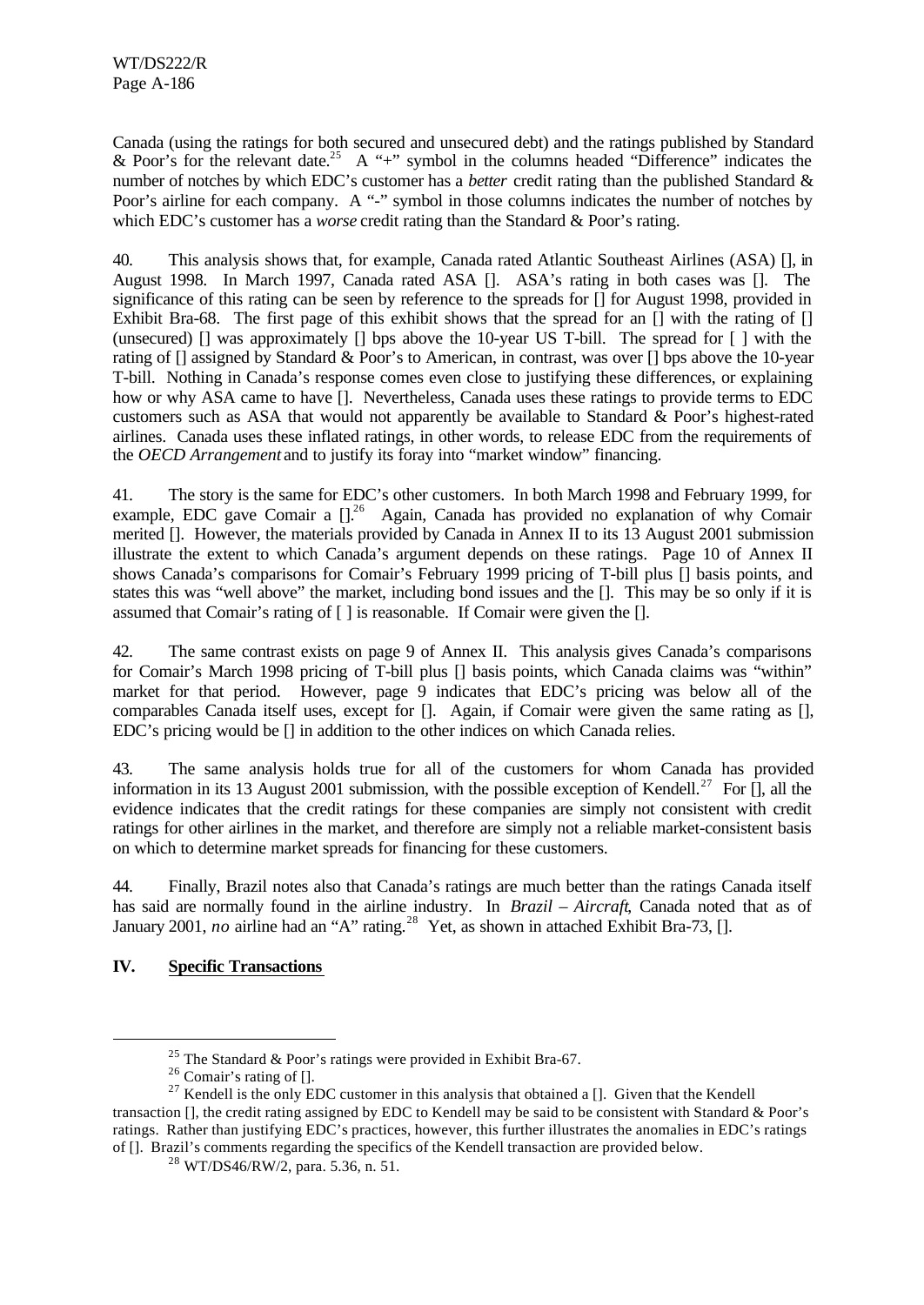Canada (using the ratings for both secured and unsecured debt) and the ratings published by Standard & Poor's for the relevant date.[25] A "+" symbol in the columns headed "Difference" indicates the number of notches by which EDC's customer has a *better* credit rating than the published Standard & Poor's airline for each company. A "-" symbol in those columns indicates the number of notches by which EDC's customer has a *worse* credit rating than the Standard & Poor's rating.

40. This analysis shows that, for example, Canada rated Atlantic Southeast Airlines (ASA) [], in August 1998. In March 1997, Canada rated ASA []. ASA's rating in both cases was []. The significance of this rating can be seen by reference to the spreads for [] for August 1998, provided in Exhibit Bra-68. The first page of this exhibit shows that the spread for an [] with the rating of [] (unsecured) [] was approximately [] bps above the 10-year US T-bill. The spread for [ ] with the rating of [] assigned by Standard & Poor's to American, in contrast, was over [] bps above the 10-year T-bill. Nothing in Canada's response comes even close to justifying these differences, or explaining how or why ASA came to have []. Nevertheless, Canada uses these ratings to provide terms to EDC customers such as ASA that would not apparently be available to Standard & Poor's highest-rated airlines. Canada uses these inflated ratings, in other words, to release EDC from the requirements of the *OECD Arrangement* and to justify its foray into "market window" financing.

41. The story is the same for EDC's other customers. In both March 1998 and February 1999, for example, EDC gave Comair a [].[26] Again, Canada has provided no explanation of why Comair merited []. However, the materials provided by Canada in Annex II to its 13 August 2001 submission illustrate the extent to which Canada's argument depends on these ratings. Page 10 of Annex II shows Canada's comparisons for Comair's February 1999 pricing of T-bill plus [] basis points, and states this was "well above" the market, including bond issues and the []. This may be so only if it is assumed that Comair's rating of [ ] is reasonable. If Comair were given the [].

42. The same contrast exists on page 9 of Annex II. This analysis gives Canada's comparisons for Comair's March 1998 pricing of T-bill plus [] basis points, which Canada claims was "within" market for that period. However, page 9 indicates that EDC's pricing was below all of the comparables Canada itself uses, except for []. Again, if Comair were given the same rating as [], EDC's pricing would be [] in addition to the other indices on which Canada relies.

43. The same analysis holds true for all of the customers for whom Canada has provided information in its 13 August 2001 submission, with the possible exception of Kendell.[27] For [], all the evidence indicates that the credit ratings for these companies are simply not consistent with credit ratings for other airlines in the market, and therefore are simply not a reliable market-consistent basis on which to determine market spreads for financing for these customers.

44. Finally, Brazil notes also that Canada's ratings are much better than the ratings Canada itself has said are normally found in the airline industry. In *Brazil – Aircraft*, Canada noted that as of January 2001, *no* airline had an "A" rating.[28] Yet, as shown in attached Exhibit Bra-73, [].

## IV. Specific Transactions

---

[25] The Standard & Poor's ratings were provided in Exhibit Bra-67.

[26] Comair's rating of [].

[27] Kendell is the only EDC customer in this analysis that obtained a []. Given that the Kendell transaction [], the credit rating assigned by EDC to Kendell may be said to be consistent with Standard & Poor's ratings. Rather than justifying EDC's practices, however, this further illustrates the anomalies in EDC's ratings of []. Brazil's comments regarding the specifics of the Kendell transaction are provided below.

[28] WT/DS46/RW/2, para. 5.36, n. 51.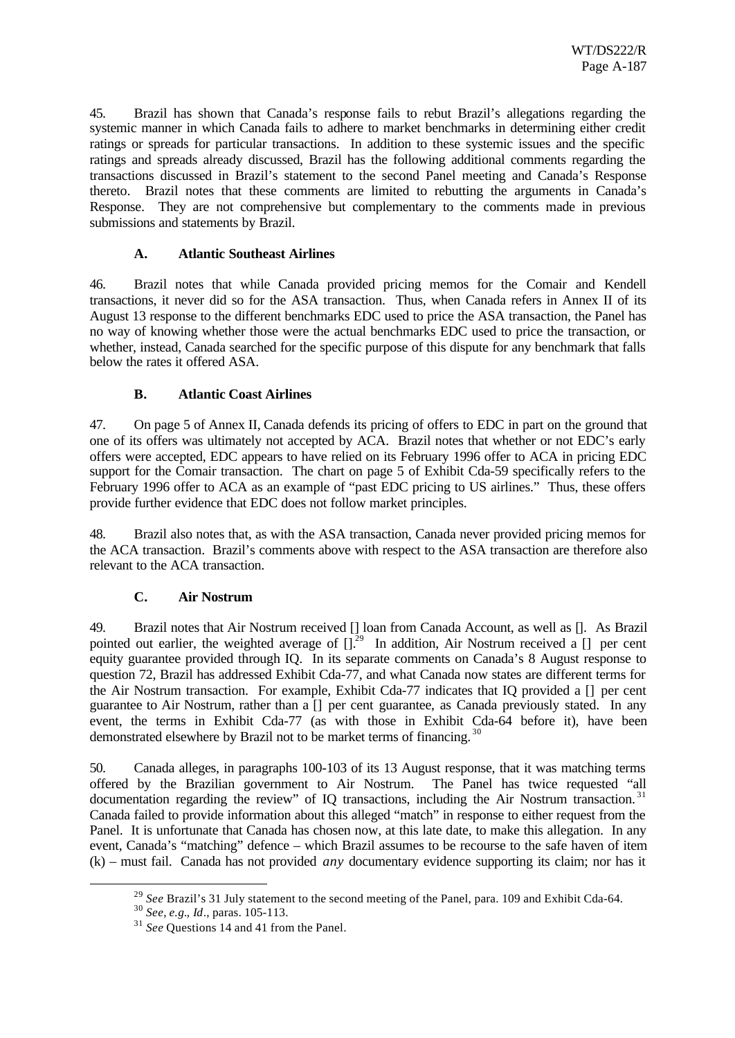45. Brazil has shown that Canada's response fails to rebut Brazil's allegations regarding the systemic manner in which Canada fails to adhere to market benchmarks in determining either credit ratings or spreads for particular transactions. In addition to these systemic issues and the specific ratings and spreads already discussed, Brazil has the following additional comments regarding the transactions discussed in Brazil's statement to the second Panel meeting and Canada's Response thereto. Brazil notes that these comments are limited to rebutting the arguments in Canada's Response. They are not comprehensive but complementary to the comments made in previous submissions and statements by Brazil.

### A. Atlantic Southeast Airlines

46. Brazil notes that while Canada provided pricing memos for the Comair and Kendell transactions, it never did so for the ASA transaction. Thus, when Canada refers in Annex II of its August 13 response to the different benchmarks EDC used to price the ASA transaction, the Panel has no way of knowing whether those were the actual benchmarks EDC used to price the transaction, or whether, instead, Canada searched for the specific purpose of this dispute for any benchmark that falls below the rates it offered ASA.

### B. Atlantic Coast Airlines

47. On page 5 of Annex II, Canada defends its pricing of offers to EDC in part on the ground that one of its offers was ultimately not accepted by ACA. Brazil notes that whether or not EDC's early offers were accepted, EDC appears to have relied on its February 1996 offer to ACA in pricing EDC support for the Comair transaction. The chart on page 5 of Exhibit Cda-59 specifically refers to the February 1996 offer to ACA as an example of "past EDC pricing to US airlines." Thus, these offers provide further evidence that EDC does not follow market principles.

48. Brazil also notes that, as with the ASA transaction, Canada never provided pricing memos for the ACA transaction. Brazil's comments above with respect to the ASA transaction are therefore also relevant to the ACA transaction.

### C. Air Nostrum

49. Brazil notes that Air Nostrum received [] loan from Canada Account, as well as []. As Brazil pointed out earlier, the weighted average of [].[29] In addition, Air Nostrum received a [] per cent equity guarantee provided through IQ. In its separate comments on Canada's 8 August response to question 72, Brazil has addressed Exhibit Cda-77, and what Canada now states are different terms for the Air Nostrum transaction. For example, Exhibit Cda-77 indicates that IQ provided a [] per cent guarantee to Air Nostrum, rather than a [] per cent guarantee, as Canada previously stated. In any event, the terms in Exhibit Cda-77 (as with those in Exhibit Cda-64 before it), have been demonstrated elsewhere by Brazil not to be market terms of financing.[30]

50. Canada alleges, in paragraphs 100-103 of its 13 August response, that it was matching terms offered by the Brazilian government to Air Nostrum. The Panel has twice requested "all documentation regarding the review" of IQ transactions, including the Air Nostrum transaction.[31] Canada failed to provide information about this alleged "match" in response to either request from the Panel. It is unfortunate that Canada has chosen now, at this late date, to make this allegation. In any event, Canada's "matching" defence – which Brazil assumes to be recourse to the safe haven of item (k) – must fail. Canada has not provided *any* documentary evidence supporting its claim; nor has it

---

[29] *See* Brazil's 31 July statement to the second meeting of the Panel, para. 109 and Exhibit Cda-64.

[30] *See*, *e.g.*, *Id*., paras. 105-113.

[31] *See* Questions 14 and 41 from the Panel.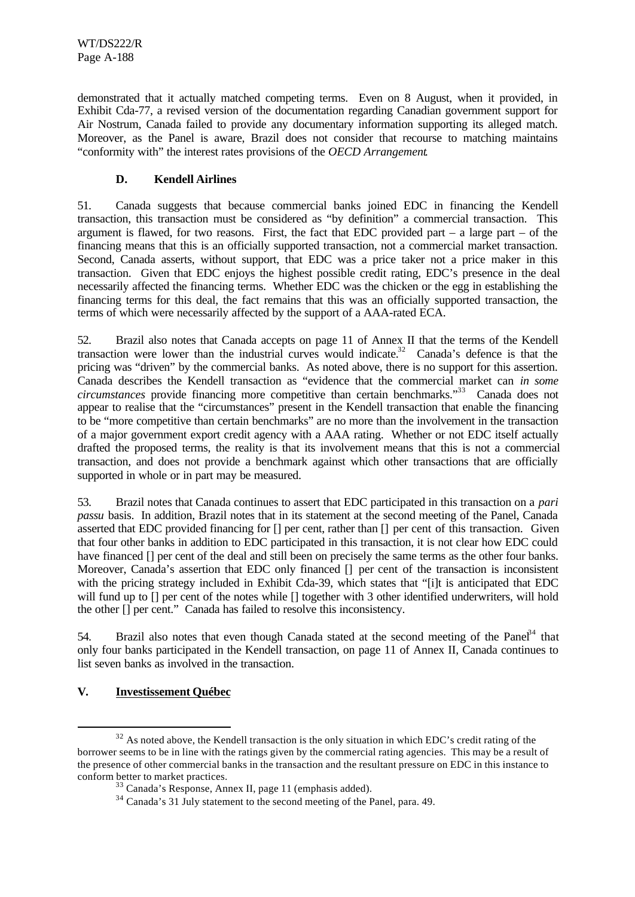demonstrated that it actually matched competing terms. Even on 8 August, when it provided, in Exhibit Cda-77, a revised version of the documentation regarding Canadian government support for Air Nostrum, Canada failed to provide any documentary information supporting its alleged match. Moreover, as the Panel is aware, Brazil does not consider that recourse to matching maintains "conformity with" the interest rates provisions of the *OECD Arrangement*.

### D. Kendell Airlines

51. Canada suggests that because commercial banks joined EDC in financing the Kendell transaction, this transaction must be considered as "by definition" a commercial transaction. This argument is flawed, for two reasons. First, the fact that EDC provided part – a large part – of the financing means that this is an officially supported transaction, not a commercial market transaction. Second, Canada asserts, without support, that EDC was a price taker not a price maker in this transaction. Given that EDC enjoys the highest possible credit rating, EDC's presence in the deal necessarily affected the financing terms. Whether EDC was the chicken or the egg in establishing the financing terms for this deal, the fact remains that this was an officially supported transaction, the terms of which were necessarily affected by the support of a AAA-rated ECA.

52. Brazil also notes that Canada accepts on page 11 of Annex II that the terms of the Kendell transaction were lower than the industrial curves would indicate.[32] Canada's defence is that the pricing was "driven" by the commercial banks. As noted above, there is no support for this assertion. Canada describes the Kendell transaction as "evidence that the commercial market can *in some circumstances* provide financing more competitive than certain benchmarks."[33] Canada does not appear to realise that the "circumstances" present in the Kendell transaction that enable the financing to be "more competitive than certain benchmarks" are no more than the involvement in the transaction of a major government export credit agency with a AAA rating. Whether or not EDC itself actually drafted the proposed terms, the reality is that its involvement means that this is not a commercial transaction, and does not provide a benchmark against which other transactions that are officially supported in whole or in part may be measured.

53. Brazil notes that Canada continues to assert that EDC participated in this transaction on a *pari passu* basis. In addition, Brazil notes that in its statement at the second meeting of the Panel, Canada asserted that EDC provided financing for [] per cent, rather than [] per cent of this transaction. Given that four other banks in addition to EDC participated in this transaction, it is not clear how EDC could have financed [] per cent of the deal and still been on precisely the same terms as the other four banks. Moreover, Canada's assertion that EDC only financed [] per cent of the transaction is inconsistent with the pricing strategy included in Exhibit Cda-39, which states that "[i]t is anticipated that EDC will fund up to [] per cent of the notes while [] together with 3 other identified underwriters, will hold the other [] per cent." Canada has failed to resolve this inconsistency.

54. Brazil also notes that even though Canada stated at the second meeting of the Panel[34] that only four banks participated in the Kendell transaction, on page 11 of Annex II, Canada continues to list seven banks as involved in the transaction.

## V. Investissement Québec

---

[32] As noted above, the Kendell transaction is the only situation in which EDC's credit rating of the borrower seems to be in line with the ratings given by the commercial rating agencies. This may be a result of the presence of other commercial banks in the transaction and the resultant pressure on EDC in this instance to conform better to market practices.

[33] Canada's Response, Annex II, page 11 (emphasis added).

[34] Canada's 31 July statement to the second meeting of the Panel, para. 49.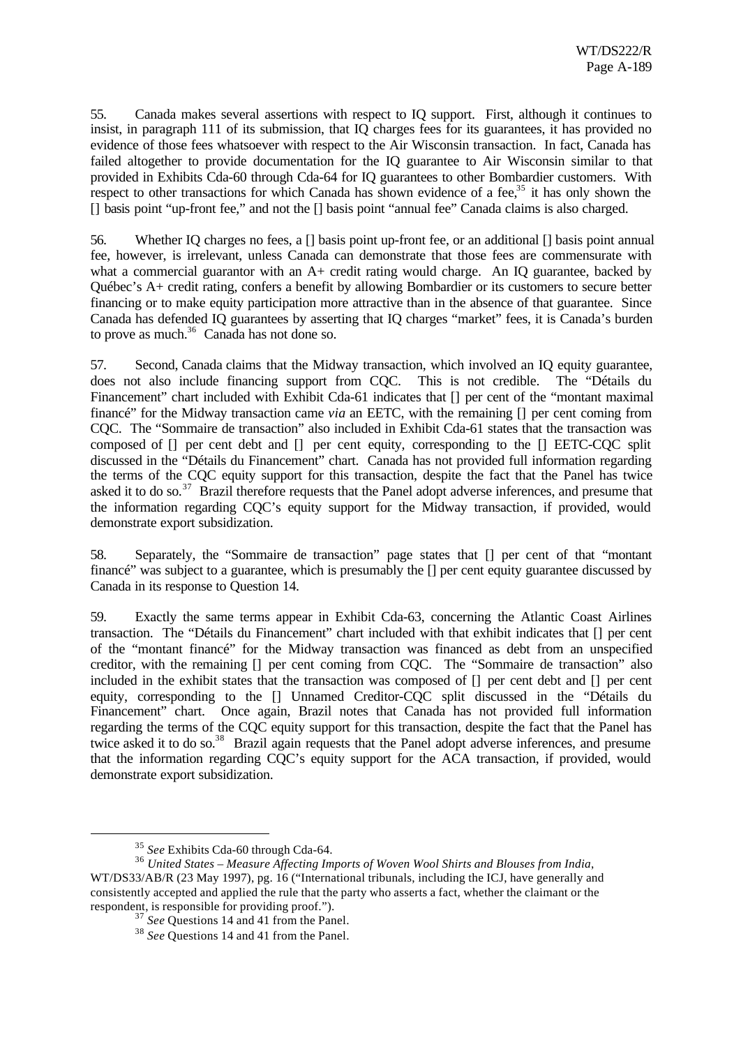55. Canada makes several assertions with respect to IQ support. First, although it continues to insist, in paragraph 111 of its submission, that IQ charges fees for its guarantees, it has provided no evidence of those fees whatsoever with respect to the Air Wisconsin transaction. In fact, Canada has failed altogether to provide documentation for the IQ guarantee to Air Wisconsin similar to that provided in Exhibits Cda-60 through Cda-64 for IQ guarantees to other Bombardier customers. With respect to other transactions for which Canada has shown evidence of a fee,[35] it has only shown the [] basis point "up-front fee," and not the [] basis point "annual fee" Canada claims is also charged.

56. Whether IQ charges no fees, a [] basis point up-front fee, or an additional [] basis point annual fee, however, is irrelevant, unless Canada can demonstrate that those fees are commensurate with what a commercial guarantor with an A+ credit rating would charge. An IQ guarantee, backed by Québec's A+ credit rating, confers a benefit by allowing Bombardier or its customers to secure better financing or to make equity participation more attractive than in the absence of that guarantee. Since Canada has defended IQ guarantees by asserting that IQ charges "market" fees, it is Canada's burden to prove as much.[36] Canada has not done so.

57. Second, Canada claims that the Midway transaction, which involved an IQ equity guarantee, does not also include financing support from CQC. This is not credible. The "Détails du Financement" chart included with Exhibit Cda-61 indicates that [] per cent of the "montant maximal financé" for the Midway transaction came *via* an EETC, with the remaining [] per cent coming from CQC. The "Sommaire de transaction" also included in Exhibit Cda-61 states that the transaction was composed of [] per cent debt and [] per cent equity, corresponding to the [] EETC-CQC split discussed in the "Détails du Financement" chart. Canada has not provided full information regarding the terms of the CQC equity support for this transaction, despite the fact that the Panel has twice asked it to do so.[37] Brazil therefore requests that the Panel adopt adverse inferences, and presume that the information regarding CQC's equity support for the Midway transaction, if provided, would demonstrate export subsidization.

58. Separately, the "Sommaire de transaction" page states that [] per cent of that "montant financé" was subject to a guarantee, which is presumably the [] per cent equity guarantee discussed by Canada in its response to Question 14.

59. Exactly the same terms appear in Exhibit Cda-63, concerning the Atlantic Coast Airlines transaction. The "Détails du Financement" chart included with that exhibit indicates that [] per cent of the "montant financé" for the Midway transaction was financed as debt from an unspecified creditor, with the remaining [] per cent coming from CQC. The "Sommaire de transaction" also included in the exhibit states that the transaction was composed of [] per cent debt and [] per cent equity, corresponding to the [] Unnamed Creditor-CQC split discussed in the "Détails du Financement" chart. Once again, Brazil notes that Canada has not provided full information regarding the terms of the CQC equity support for this transaction, despite the fact that the Panel has twice asked it to do so.[38] Brazil again requests that the Panel adopt adverse inferences, and presume that the information regarding CQC's equity support for the ACA transaction, if provided, would demonstrate export subsidization.

---

[35] *See* Exhibits Cda-60 through Cda-64.

[36] *United States – Measure Affecting Imports of Woven Wool Shirts and Blouses from India*, WT/DS33/AB/R (23 May 1997), pg. 16 ("International tribunals, including the ICJ, have generally and consistently accepted and applied the rule that the party who asserts a fact, whether the claimant or the respondent, is responsible for providing proof.").

[37] *See* Questions 14 and 41 from the Panel.

[38] *See* Questions 14 and 41 from the Panel.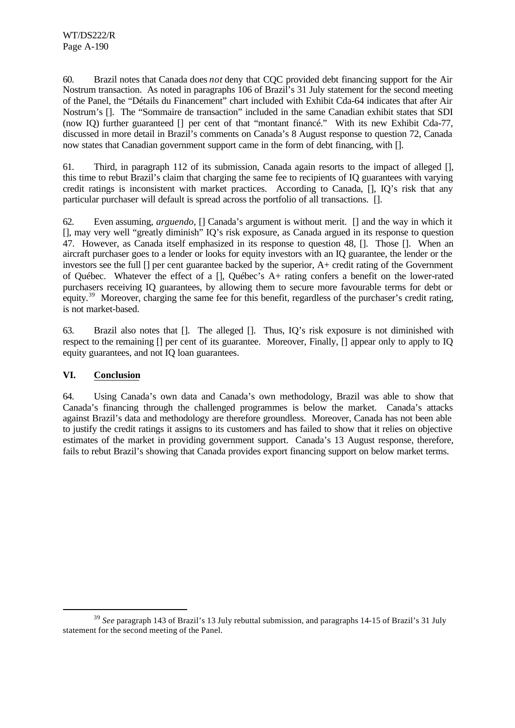60. Brazil notes that Canada does *not* deny that CQC provided debt financing support for the Air Nostrum transaction. As noted in paragraphs 106 of Brazil's 31 July statement for the second meeting of the Panel, the "Détails du Financement" chart included with Exhibit Cda-64 indicates that after Air Nostrum's []. The "Sommaire de transaction" included in the same Canadian exhibit states that SDI (now IQ) further guaranteed [] per cent of that "montant financé." With its new Exhibit Cda-77, discussed in more detail in Brazil's comments on Canada's 8 August response to question 72, Canada now states that Canadian government support came in the form of debt financing, with [].

61. Third, in paragraph 112 of its submission, Canada again resorts to the impact of alleged [], this time to rebut Brazil's claim that charging the same fee to recipients of IQ guarantees with varying credit ratings is inconsistent with market practices. According to Canada, [], IQ's risk that any particular purchaser will default is spread across the portfolio of all transactions. [].

62. Even assuming, *arguendo*, [] Canada's argument is without merit. [] and the way in which it [], may very well "greatly diminish" IQ's risk exposure, as Canada argued in its response to question 47. However, as Canada itself emphasized in its response to question 48, []. Those []. When an aircraft purchaser goes to a lender or looks for equity investors with an IQ guarantee, the lender or the investors see the full [] per cent guarantee backed by the superior, A+ credit rating of the Government of Québec. Whatever the effect of a [], Québec's A+ rating confers a benefit on the lower-rated purchasers receiving IQ guarantees, by allowing them to secure more favourable terms for debt or equity.[39] Moreover, charging the same fee for this benefit, regardless of the purchaser's credit rating, is not market-based.

63. Brazil also notes that []. The alleged []. Thus, IQ's risk exposure is not diminished with respect to the remaining [] per cent of its guarantee. Moreover, Finally, [] appear only to apply to IQ equity guarantees, and not IQ loan guarantees.

## VI. Conclusion

64. Using Canada's own data and Canada's own methodology, Brazil was able to show that Canada's financing through the challenged programmes is below the market. Canada's attacks against Brazil's data and methodology are therefore groundless. Moreover, Canada has not been able to justify the credit ratings it assigns to its customers and has failed to show that it relies on objective estimates of the market in providing government support. Canada's 13 August response, therefore, fails to rebut Brazil's showing that Canada provides export financing support on below market terms.

---

[39] *See* paragraph 143 of Brazil's 13 July rebuttal submission, and paragraphs 14-15 of Brazil's 31 July statement for the second meeting of the Panel.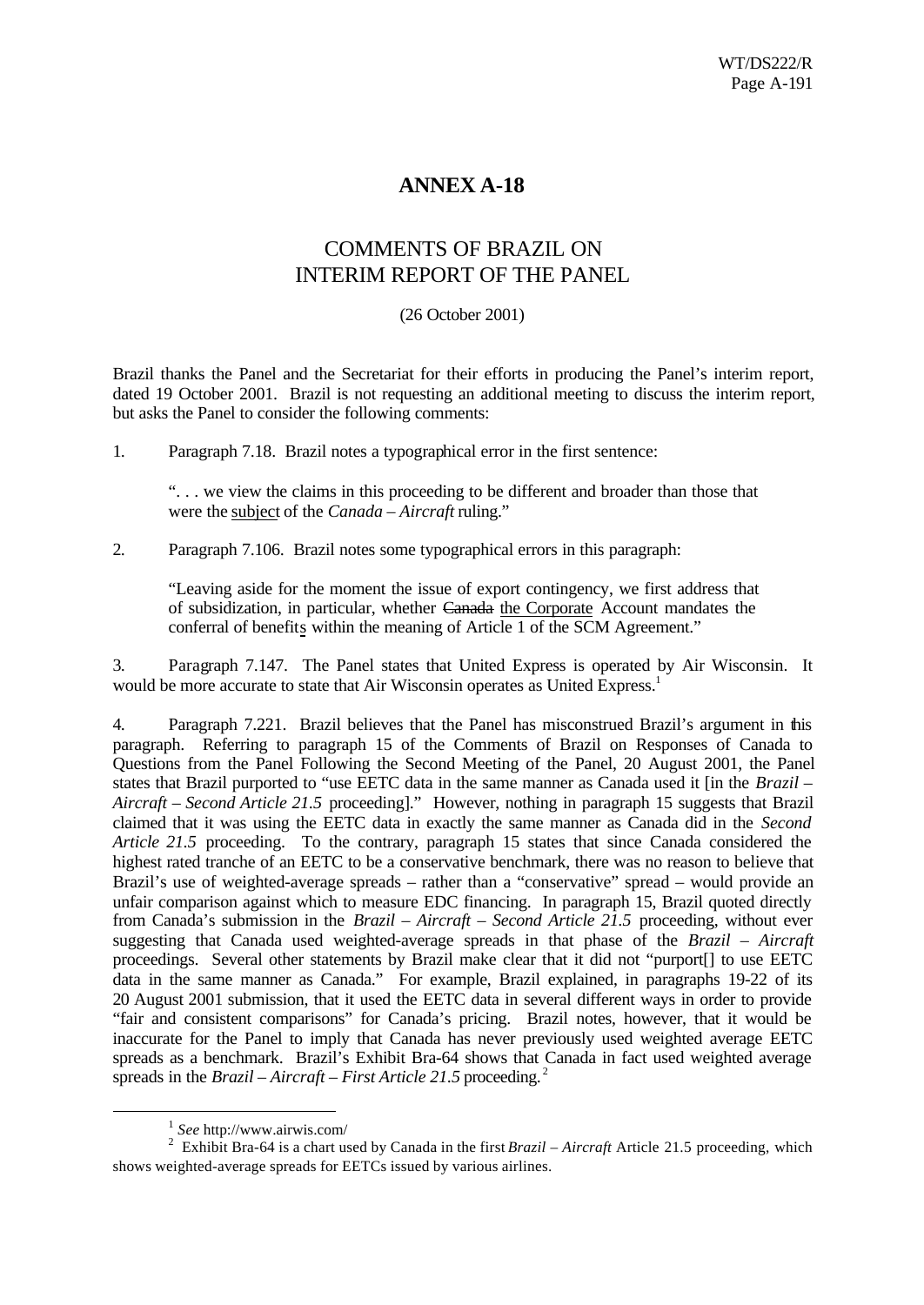# ANNEX A-18

## COMMENTS OF BRAZIL ON INTERIM REPORT OF THE PANEL

(26 October 2001)

Brazil thanks the Panel and the Secretariat for their efforts in producing the Panel's interim report, dated 19 October 2001. Brazil is not requesting an additional meeting to discuss the interim report, but asks the Panel to consider the following comments:

1. Paragraph 7.18. Brazil notes a typographical error in the first sentence:

> ". . . we view the claims in this proceeding to be different and broader than those that were the <u>subject</u> of the *Canada – Aircraft* ruling."

2. Paragraph 7.106. Brazil notes some typographical errors in this paragraph:

> "Leaving aside for the moment the issue of export contingency, we first address that of subsidization, in particular, whether ~~Canada~~ <u>the Corporate</u> Account mandates the conferral of benefit<u>s</u> within the meaning of Article 1 of the SCM Agreement."

3. Paragraph 7.147. The Panel states that United Express is operated by Air Wisconsin. It would be more accurate to state that Air Wisconsin operates as United Express.[1]

4. Paragraph 7.221. Brazil believes that the Panel has misconstrued Brazil's argument in this paragraph. Referring to paragraph 15 of the Comments of Brazil on Responses of Canada to Questions from the Panel Following the Second Meeting of the Panel, 20 August 2001, the Panel states that Brazil purported to "use EETC data in the same manner as Canada used it [in the *Brazil – Aircraft – Second Article 21.5* proceeding]." However, nothing in paragraph 15 suggests that Brazil claimed that it was using the EETC data in exactly the same manner as Canada did in the *Second Article 21.5* proceeding. To the contrary, paragraph 15 states that since Canada considered the highest rated tranche of an EETC to be a conservative benchmark, there was no reason to believe that Brazil's use of weighted-average spreads – rather than a "conservative" spread – would provide an unfair comparison against which to measure EDC financing. In paragraph 15, Brazil quoted directly from Canada's submission in the *Brazil – Aircraft – Second Article 21.5* proceeding, without ever suggesting that Canada used weighted-average spreads in that phase of the *Brazil – Aircraft* proceedings. Several other statements by Brazil make clear that it did not "purport[] to use EETC data in the same manner as Canada." For example, Brazil explained, in paragraphs 19-22 of its 20 August 2001 submission, that it used the EETC data in several different ways in order to provide "fair and consistent comparisons" for Canada's pricing. Brazil notes, however, that it would be inaccurate for the Panel to imply that Canada has never previously used weighted average EETC spreads as a benchmark. Brazil's Exhibit Bra-64 shows that Canada in fact used weighted average spreads in the *Brazil – Aircraft – First Article 21.5* proceeding.[2]

---

[1] *See* http://www.airwis.com/

[2] Exhibit Bra-64 is a chart used by Canada in the first *Brazil – Aircraft* Article 21.5 proceeding, which shows weighted-average spreads for EETCs issued by various airlines.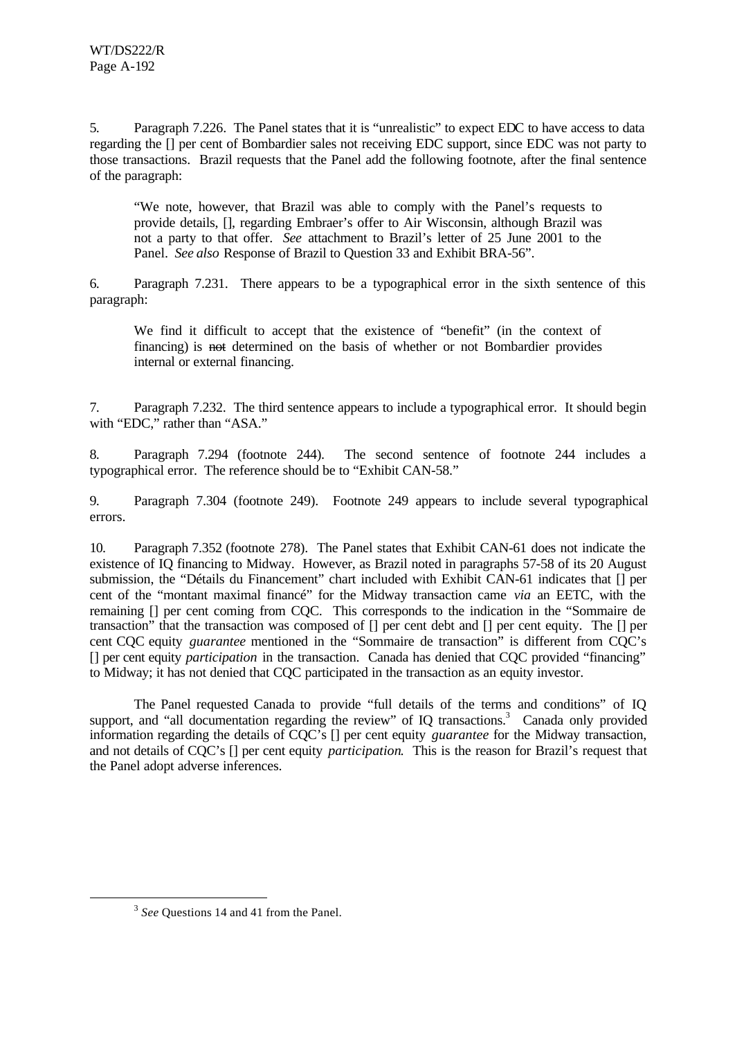5. Paragraph 7.226. The Panel states that it is "unrealistic" to expect EDC to have access to data regarding the [] per cent of Bombardier sales not receiving EDC support, since EDC was not party to those transactions. Brazil requests that the Panel add the following footnote, after the final sentence of the paragraph:

> "We note, however, that Brazil was able to comply with the Panel's requests to provide details, [], regarding Embraer's offer to Air Wisconsin, although Brazil was not a party to that offer. *See* attachment to Brazil's letter of 25 June 2001 to the Panel. *See also* Response of Brazil to Question 33 and Exhibit BRA-56".

6. Paragraph 7.231. There appears to be a typographical error in the sixth sentence of this paragraph:

> We find it difficult to accept that the existence of "benefit" (in the context of financing) is ~~not~~ determined on the basis of whether or not Bombardier provides internal or external financing.

7. Paragraph 7.232. The third sentence appears to include a typographical error. It should begin with "EDC," rather than "ASA."

8. Paragraph 7.294 (footnote 244). The second sentence of footnote 244 includes a typographical error. The reference should be to "Exhibit CAN-58."

9. Paragraph 7.304 (footnote 249). Footnote 249 appears to include several typographical errors.

10. Paragraph 7.352 (footnote 278). The Panel states that Exhibit CAN-61 does not indicate the existence of IQ financing to Midway. However, as Brazil noted in paragraphs 57-58 of its 20 August submission, the "Détails du Financement" chart included with Exhibit CAN-61 indicates that [] per cent of the "montant maximal financé" for the Midway transaction came *via* an EETC, with the remaining [] per cent coming from CQC. This corresponds to the indication in the "Sommaire de transaction" that the transaction was composed of [] per cent debt and [] per cent equity. The [] per cent CQC equity *guarantee* mentioned in the "Sommaire de transaction" is different from CQC's [] per cent equity *participation* in the transaction. Canada has denied that CQC provided "financing" to Midway; it has not denied that CQC participated in the transaction as an equity investor.

The Panel requested Canada to provide "full details of the terms and conditions" of IQ support, and "all documentation regarding the review" of IQ transactions.[3] Canada only provided information regarding the details of CQC's [] per cent equity *guarantee* for the Midway transaction, and not details of CQC's [] per cent equity *participation*. This is the reason for Brazil's request that the Panel adopt adverse inferences.

---

[3] *See* Questions 14 and 41 from the Panel.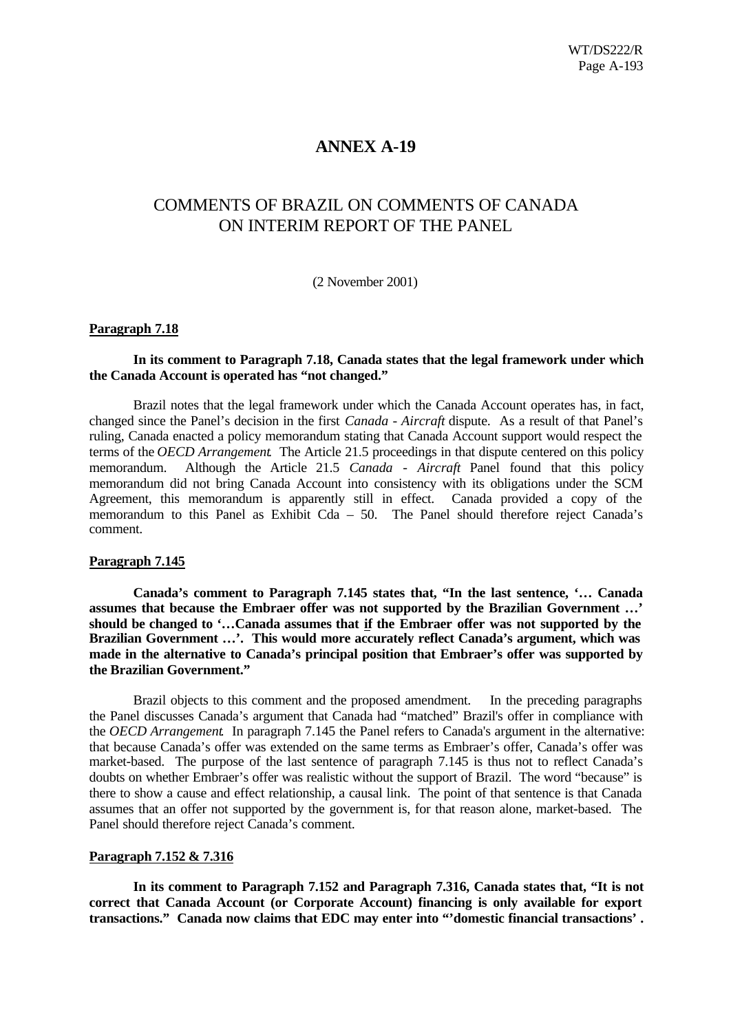# ANNEX A-19

## COMMENTS OF BRAZIL ON COMMENTS OF CANADA ON INTERIM REPORT OF THE PANEL

(2 November 2001)

**Paragraph 7.18**

**In its comment to Paragraph 7.18, Canada states that the legal framework under which the Canada Account is operated has "not changed."**

Brazil notes that the legal framework under which the Canada Account operates has, in fact, changed since the Panel's decision in the first *Canada - Aircraft* dispute. As a result of that Panel's ruling, Canada enacted a policy memorandum stating that Canada Account support would respect the terms of the *OECD Arrangement*. The Article 21.5 proceedings in that dispute centered on this policy memorandum. Although the Article 21.5 *Canada - Aircraft* Panel found that this policy memorandum did not bring Canada Account into consistency with its obligations under the SCM Agreement, this memorandum is apparently still in effect. Canada provided a copy of the memorandum to this Panel as Exhibit Cda – 50. The Panel should therefore reject Canada's comment.

**Paragraph 7.145**

**Canada's comment to Paragraph 7.145 states that, "In the last sentence, '… Canada assumes that because the Embraer offer was not supported by the Brazilian Government …' should be changed to '…Canada assumes that <u>if</u> the Embraer offer was not supported by the Brazilian Government …'. This would more accurately reflect Canada's argument, which was made in the alternative to Canada's principal position that Embraer's offer was supported by the Brazilian Government."**

Brazil objects to this comment and the proposed amendment. In the preceding paragraphs the Panel discusses Canada's argument that Canada had "matched" Brazil's offer in compliance with the *OECD Arrangement*. In paragraph 7.145 the Panel refers to Canada's argument in the alternative: that because Canada's offer was extended on the same terms as Embraer's offer, Canada's offer was market-based. The purpose of the last sentence of paragraph 7.145 is thus not to reflect Canada's doubts on whether Embraer's offer was realistic without the support of Brazil. The word "because" is there to show a cause and effect relationship, a causal link. The point of that sentence is that Canada assumes that an offer not supported by the government is, for that reason alone, market-based. The Panel should therefore reject Canada's comment.

**Paragraph 7.152 & 7.316**

**In its comment to Paragraph 7.152 and Paragraph 7.316, Canada states that, "It is not correct that Canada Account (or Corporate Account) financing is only available for export transactions." Canada now claims that EDC may enter into "'domestic financial transactions' .**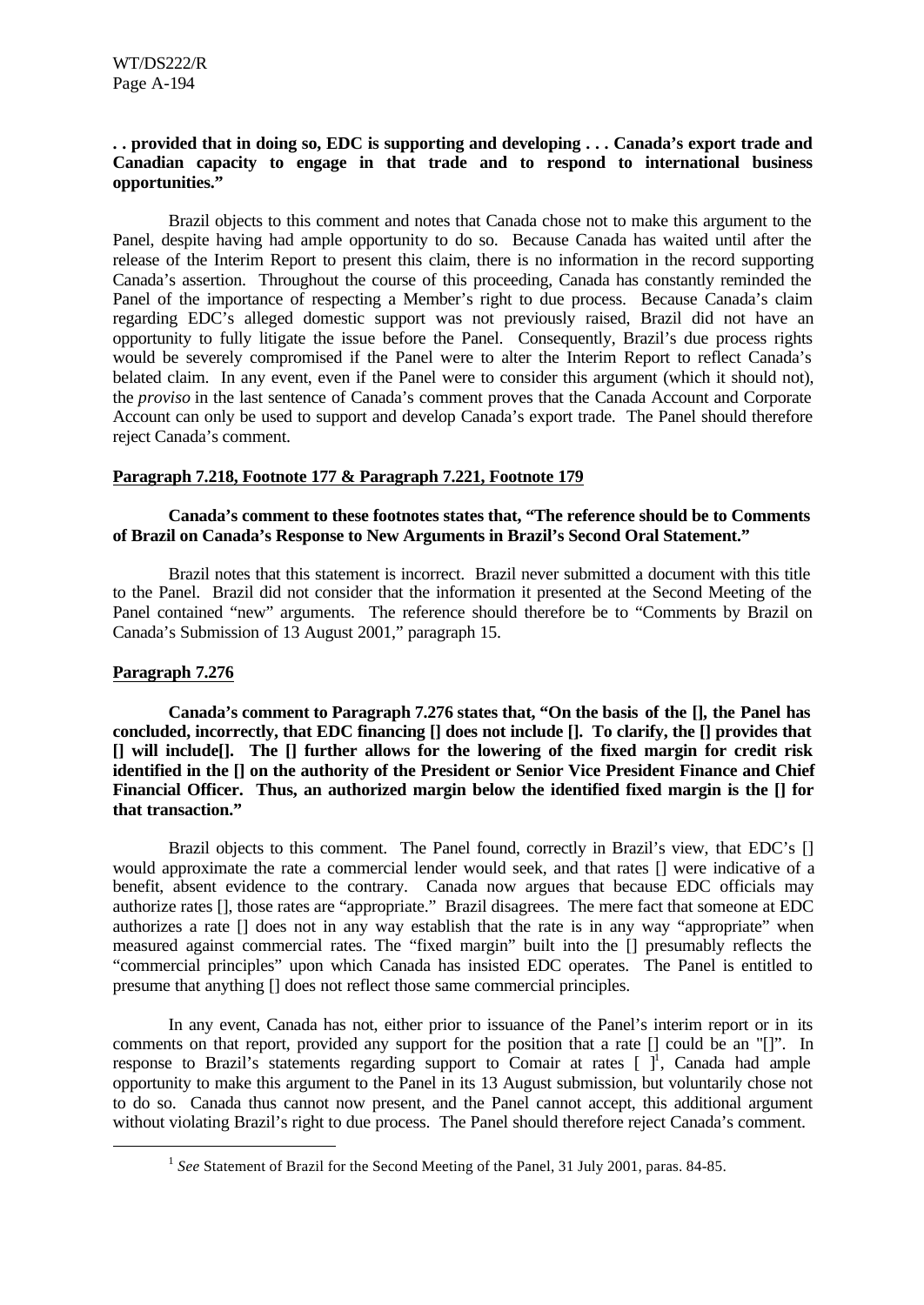**. . provided that in doing so, EDC is supporting and developing . . . Canada's export trade and Canadian capacity to engage in that trade and to respond to international business opportunities."**

Brazil objects to this comment and notes that Canada chose not to make this argument to the Panel, despite having had ample opportunity to do so. Because Canada has waited until after the release of the Interim Report to present this claim, there is no information in the record supporting Canada's assertion. Throughout the course of this proceeding, Canada has constantly reminded the Panel of the importance of respecting a Member's right to due process. Because Canada's claim regarding EDC's alleged domestic support was not previously raised, Brazil did not have an opportunity to fully litigate the issue before the Panel. Consequently, Brazil's due process rights would be severely compromised if the Panel were to alter the Interim Report to reflect Canada's belated claim. In any event, even if the Panel were to consider this argument (which it should not), the *proviso* in the last sentence of Canada's comment proves that the Canada Account and Corporate Account can only be used to support and develop Canada's export trade. The Panel should therefore reject Canada's comment.

**Paragraph 7.218, Footnote 177 & Paragraph 7.221, Footnote 179**

**Canada's comment to these footnotes states that, "The reference should be to Comments of Brazil on Canada's Response to New Arguments in Brazil's Second Oral Statement."**

Brazil notes that this statement is incorrect. Brazil never submitted a document with this title to the Panel. Brazil did not consider that the information it presented at the Second Meeting of the Panel contained "new" arguments. The reference should therefore be to "Comments by Brazil on Canada's Submission of 13 August 2001," paragraph 15.

**Paragraph 7.276**

**Canada's comment to Paragraph 7.276 states that, "On the basis of the [], the Panel has concluded, incorrectly, that EDC financing [] does not include []. To clarify, the [] provides that [] will include[]. The [] further allows for the lowering of the fixed margin for credit risk identified in the [] on the authority of the President or Senior Vice President Finance and Chief Financial Officer. Thus, an authorized margin below the identified fixed margin is the [] for that transaction."**

Brazil objects to this comment. The Panel found, correctly in Brazil's view, that EDC's [] would approximate the rate a commercial lender would seek, and that rates [] were indicative of a benefit, absent evidence to the contrary. Canada now argues that because EDC officials may authorize rates [], those rates are "appropriate." Brazil disagrees. The mere fact that someone at EDC authorizes a rate [] does not in any way establish that the rate is in any way "appropriate" when measured against commercial rates. The "fixed margin" built into the [] presumably reflects the "commercial principles" upon which Canada has insisted EDC operates. The Panel is entitled to presume that anything [] does not reflect those same commercial principles.

In any event, Canada has not, either prior to issuance of the Panel's interim report or in its comments on that report, provided any support for the position that a rate [] could be an "[]". In response to Brazil's statements regarding support to Comair at rates [ ][1], Canada had ample opportunity to make this argument to the Panel in its 13 August submission, but voluntarily chose not to do so. Canada thus cannot now present, and the Panel cannot accept, this additional argument without violating Brazil's right to due process. The Panel should therefore reject Canada's comment.

---

[1] *See* Statement of Brazil for the Second Meeting of the Panel, 31 July 2001, paras. 84-85.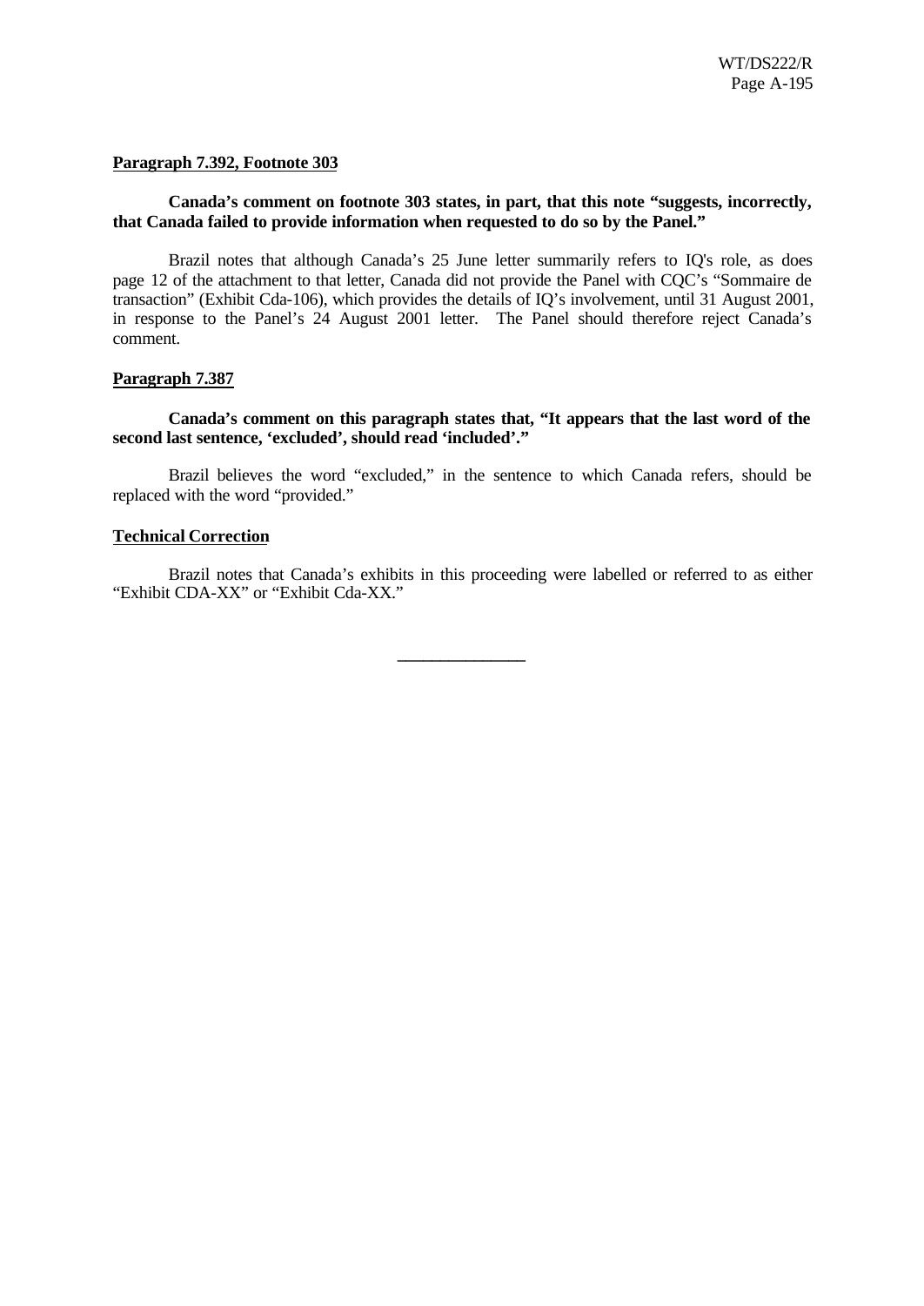**Paragraph 7.392, Footnote 303**

**Canada's comment on footnote 303 states, in part, that this note "suggests, incorrectly, that Canada failed to provide information when requested to do so by the Panel."**

Brazil notes that although Canada's 25 June letter summarily refers to IQ's role, as does page 12 of the attachment to that letter, Canada did not provide the Panel with CQC's "Sommaire de transaction" (Exhibit Cda-106), which provides the details of IQ's involvement, until 31 August 2001, in response to the Panel's 24 August 2001 letter. The Panel should therefore reject Canada's comment.

**Paragraph 7.387**

**Canada's comment on this paragraph states that, "It appears that the last word of the second last sentence, 'excluded', should read 'included'."**

Brazil believes the word "excluded," in the sentence to which Canada refers, should be replaced with the word "provided."

**Technical Correction**

Brazil notes that Canada's exhibits in this proceeding were labelled or referred to as either "Exhibit CDA-XX" or "Exhibit Cda-XX."

______________